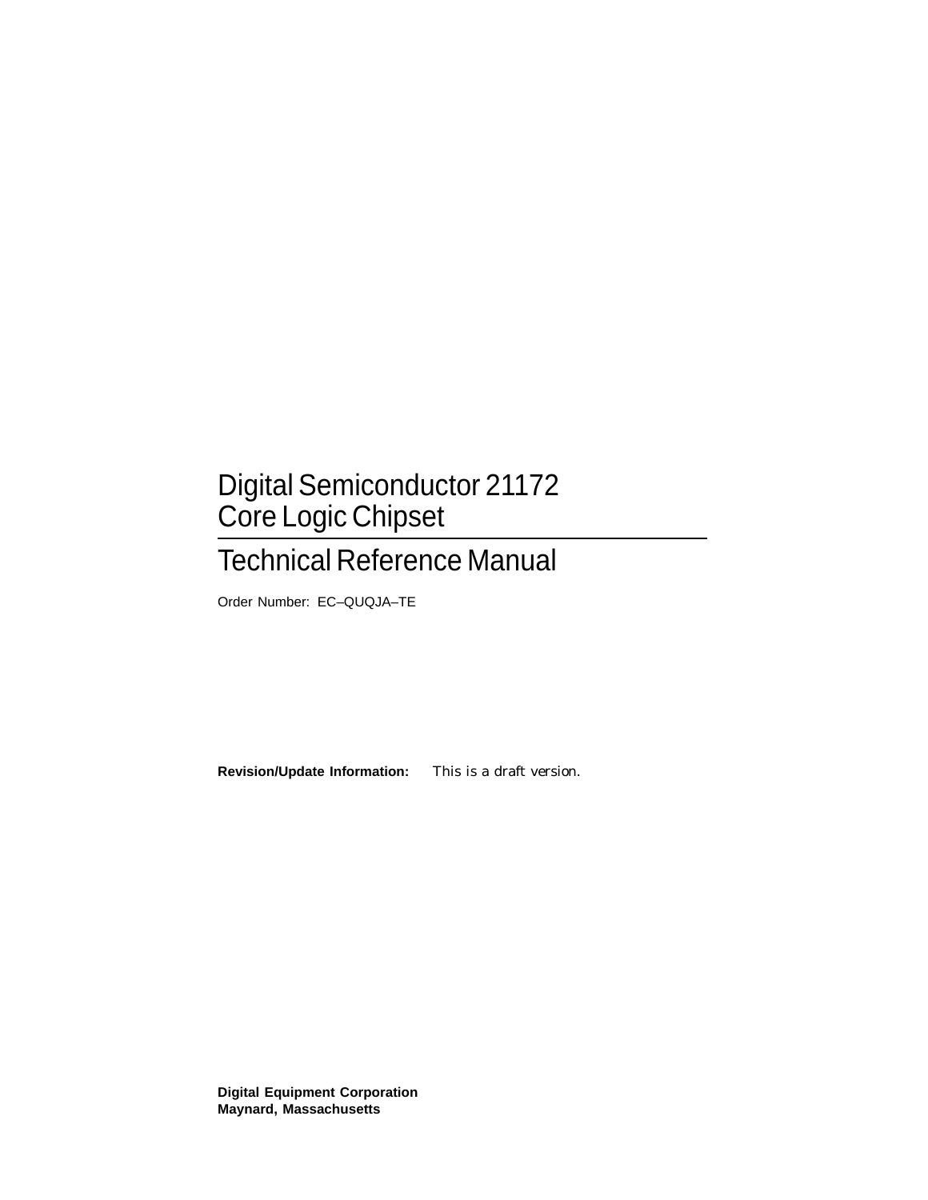# Digital Semiconductor 21172 Core Logic Chipset

## Technical Reference Manual

Order Number: EC–QUQJA–TE

**Revision/Update Information:** This is a draft version.

**Digital Equipment Corporation**
**Maynard, Massachusetts**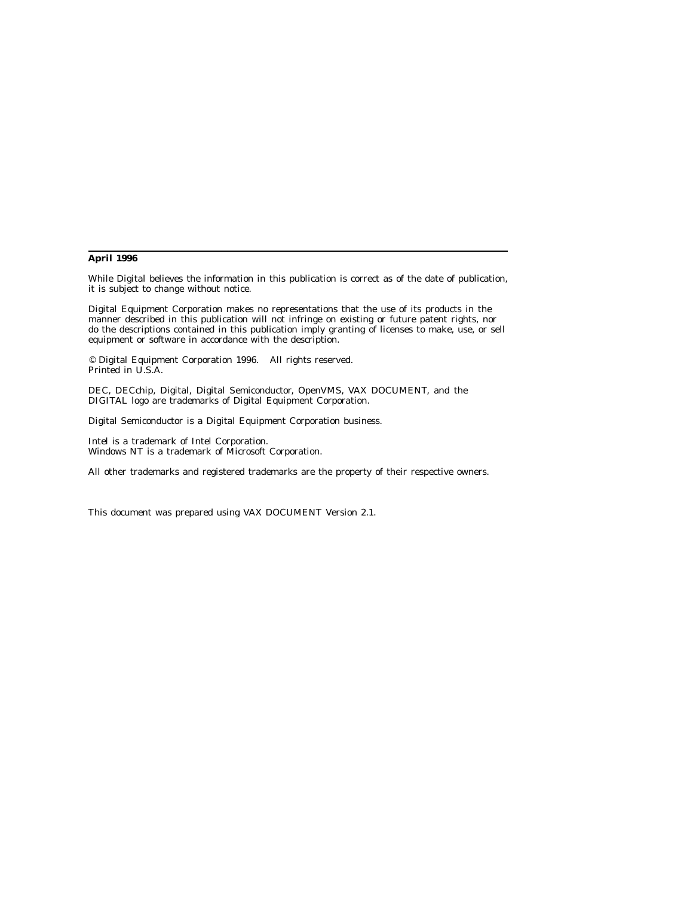**April 1996**

While Digital believes the information in this publication is correct as of the date of publication, it is subject to change without notice.

Digital Equipment Corporation makes no representations that the use of its products in the manner described in this publication will not infringe on existing or future patent rights, nor do the descriptions contained in this publication imply granting of licenses to make, use, or sell equipment or software in accordance with the description.

© Digital Equipment Corporation 1996. All rights reserved.
Printed in U.S.A.

DEC, DECchip, Digital, Digital Semiconductor, OpenVMS, VAX DOCUMENT, and the DIGITAL logo are trademarks of Digital Equipment Corporation.

Digital Semiconductor is a Digital Equipment Corporation business.

Intel is a trademark of Intel Corporation.
Windows NT is a trademark of Microsoft Corporation.

All other trademarks and registered trademarks are the property of their respective owners.

This document was prepared using VAX DOCUMENT Version 2.1.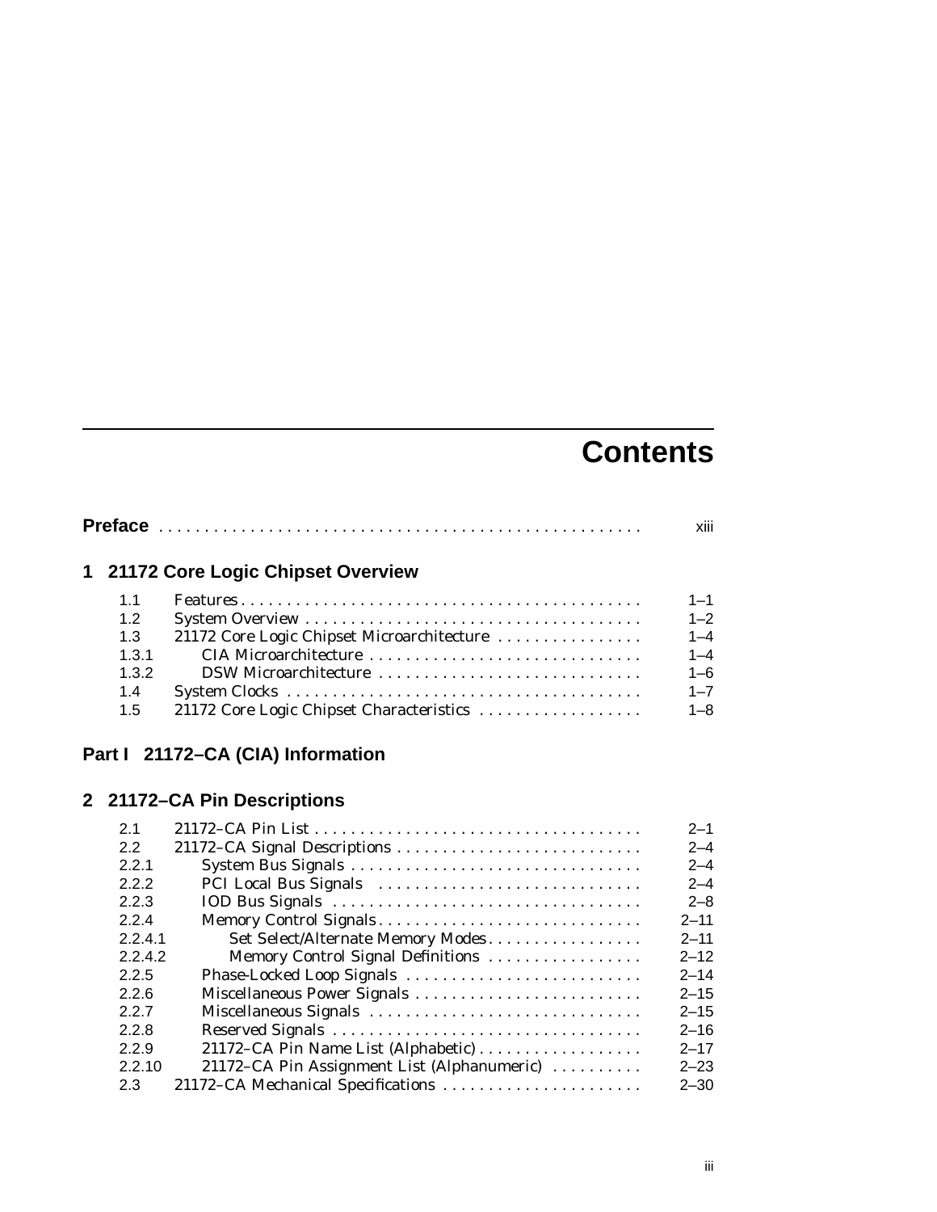# Contents

**Preface** ..................................................... xiii

## 1 21172 Core Logic Chipset Overview

| | | |
|---|---|---|
| 1.1 | Features | 1–1 |
| 1.2 | System Overview | 1–2 |
| 1.3 | 21172 Core Logic Chipset Microarchitecture | 1–4 |
| 1.3.1 | CIA Microarchitecture | 1–4 |
| 1.3.2 | DSW Microarchitecture | 1–6 |
| 1.4 | System Clocks | 1–7 |
| 1.5 | 21172 Core Logic Chipset Characteristics | 1–8 |

## Part I 21172–CA (CIA) Information

## 2 21172–CA Pin Descriptions

| | | |
|---|---|---|
| 2.1 | 21172–CA Pin List | 2–1 |
| 2.2 | 21172–CA Signal Descriptions | 2–4 |
| 2.2.1 | System Bus Signals | 2–4 |
| 2.2.2 | PCI Local Bus Signals | 2–4 |
| 2.2.3 | IOD Bus Signals | 2–8 |
| 2.2.4 | Memory Control Signals | 2–11 |
| 2.2.4.1 | Set Select/Alternate Memory Modes | 2–11 |
| 2.2.4.2 | Memory Control Signal Definitions | 2–12 |
| 2.2.5 | Phase-Locked Loop Signals | 2–14 |
| 2.2.6 | Miscellaneous Power Signals | 2–15 |
| 2.2.7 | Miscellaneous Signals | 2–15 |
| 2.2.8 | Reserved Signals | 2–16 |
| 2.2.9 | 21172–CA Pin Name List (Alphabetic) | 2–17 |
| 2.2.10 | 21172–CA Pin Assignment List (Alphanumeric) | 2–23 |
| 2.3 | 21172–CA Mechanical Specifications | 2–30 |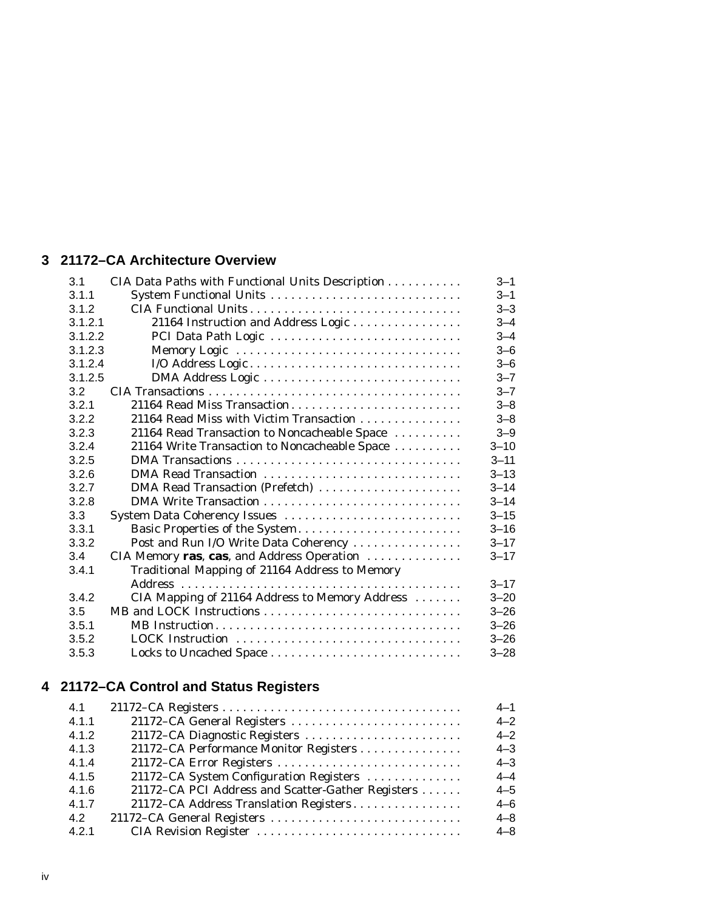## 3 21172–CA Architecture Overview

| | | |
|---|---|---|
| 3.1 | CIA Data Paths with Functional Units Description | 3–1 |
| 3.1.1 | System Functional Units | 3–1 |
| 3.1.2 | CIA Functional Units | 3–3 |
| 3.1.2.1 | 21164 Instruction and Address Logic | 3–4 |
| 3.1.2.2 | PCI Data Path Logic | 3–4 |
| 3.1.2.3 | Memory Logic | 3–6 |
| 3.1.2.4 | I/O Address Logic | 3–6 |
| 3.1.2.5 | DMA Address Logic | 3–7 |
| 3.2 | CIA Transactions | 3–7 |
| 3.2.1 | 21164 Read Miss Transaction | 3–8 |
| 3.2.2 | 21164 Read Miss with Victim Transaction | 3–8 |
| 3.2.3 | 21164 Read Transaction to Noncacheable Space | 3–9 |
| 3.2.4 | 21164 Write Transaction to Noncacheable Space | 3–10 |
| 3.2.5 | DMA Transactions | 3–11 |
| 3.2.6 | DMA Read Transaction | 3–13 |
| 3.2.7 | DMA Read Transaction (Prefetch) | 3–14 |
| 3.2.8 | DMA Write Transaction | 3–14 |
| 3.3 | System Data Coherency Issues | 3–15 |
| 3.3.1 | Basic Properties of the System | 3–16 |
| 3.3.2 | Post and Run I/O Write Data Coherency | 3–17 |
| 3.4 | CIA Memory **ras**, **cas**, and Address Operation | 3–17 |
| 3.4.1 | Traditional Mapping of 21164 Address to Memory Address | 3–17 |
| 3.4.2 | CIA Mapping of 21164 Address to Memory Address | 3–20 |
| 3.5 | MB and LOCK Instructions | 3–26 |
| 3.5.1 | MB Instruction | 3–26 |
| 3.5.2 | LOCK Instruction | 3–26 |
| 3.5.3 | Locks to Uncached Space | 3–28 |

## 4 21172–CA Control and Status Registers

| | | |
|---|---|---|
| 4.1 | 21172–CA Registers | 4–1 |
| 4.1.1 | 21172–CA General Registers | 4–2 |
| 4.1.2 | 21172–CA Diagnostic Registers | 4–2 |
| 4.1.3 | 21172–CA Performance Monitor Registers | 4–3 |
| 4.1.4 | 21172–CA Error Registers | 4–3 |
| 4.1.5 | 21172–CA System Configuration Registers | 4–4 |
| 4.1.6 | 21172–CA PCI Address and Scatter-Gather Registers | 4–5 |
| 4.1.7 | 21172–CA Address Translation Registers | 4–6 |
| 4.2 | 21172–CA General Registers | 4–8 |
| 4.2.1 | CIA Revision Register | 4–8 |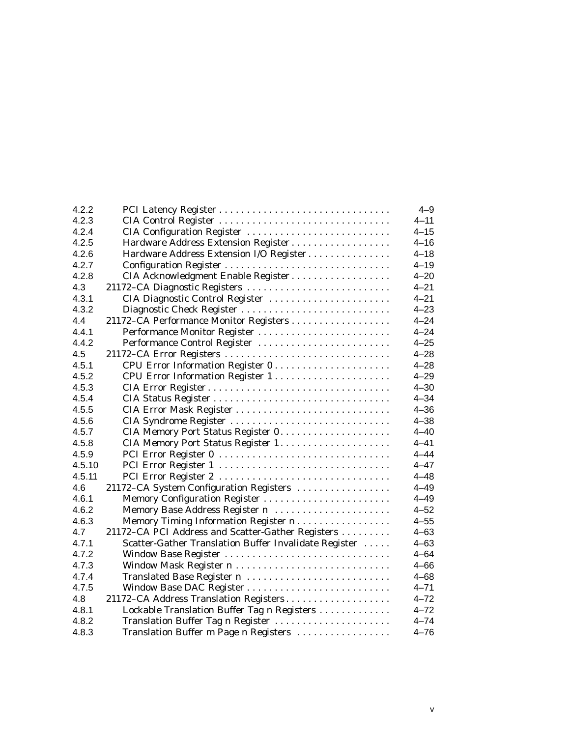| | | |
|---|---|---|
| 4.2.2 | PCI Latency Register | 4–9 |
| 4.2.3 | CIA Control Register | 4–11 |
| 4.2.4 | CIA Configuration Register | 4–15 |
| 4.2.5 | Hardware Address Extension Register | 4–16 |
| 4.2.6 | Hardware Address Extension I/O Register | 4–18 |
| 4.2.7 | Configuration Register | 4–19 |
| 4.2.8 | CIA Acknowledgment Enable Register | 4–20 |
| 4.3 | 21172–CA Diagnostic Registers | 4–21 |
| 4.3.1 | CIA Diagnostic Control Register | 4–21 |
| 4.3.2 | Diagnostic Check Register | 4–23 |
| 4.4 | 21172–CA Performance Monitor Registers | 4–24 |
| 4.4.1 | Performance Monitor Register | 4–24 |
| 4.4.2 | Performance Control Register | 4–25 |
| 4.5 | 21172–CA Error Registers | 4–28 |
| 4.5.1 | CPU Error Information Register 0 | 4–28 |
| 4.5.2 | CPU Error Information Register 1 | 4–29 |
| 4.5.3 | CIA Error Register | 4–30 |
| 4.5.4 | CIA Status Register | 4–34 |
| 4.5.5 | CIA Error Mask Register | 4–36 |
| 4.5.6 | CIA Syndrome Register | 4–38 |
| 4.5.7 | CIA Memory Port Status Register 0 | 4–40 |
| 4.5.8 | CIA Memory Port Status Register 1 | 4–41 |
| 4.5.9 | PCI Error Register 0 | 4–44 |
| 4.5.10 | PCI Error Register 1 | 4–47 |
| 4.5.11 | PCI Error Register 2 | 4–48 |
| 4.6 | 21172–CA System Configuration Registers | 4–49 |
| 4.6.1 | Memory Configuration Register | 4–49 |
| 4.6.2 | Memory Base Address Register n | 4–52 |
| 4.6.3 | Memory Timing Information Register n | 4–55 |
| 4.7 | 21172–CA PCI Address and Scatter-Gather Registers | 4–63 |
| 4.7.1 | Scatter-Gather Translation Buffer Invalidate Register | 4–63 |
| 4.7.2 | Window Base Register | 4–64 |
| 4.7.3 | Window Mask Register n | 4–66 |
| 4.7.4 | Translated Base Register n | 4–68 |
| 4.7.5 | Window Base DAC Register | 4–71 |
| 4.8 | 21172–CA Address Translation Registers | 4–72 |
| 4.8.1 | Lockable Translation Buffer Tag n Registers | 4–72 |
| 4.8.2 | Translation Buffer Tag n Register | 4–74 |
| 4.8.3 | Translation Buffer m Page n Registers | 4–76 |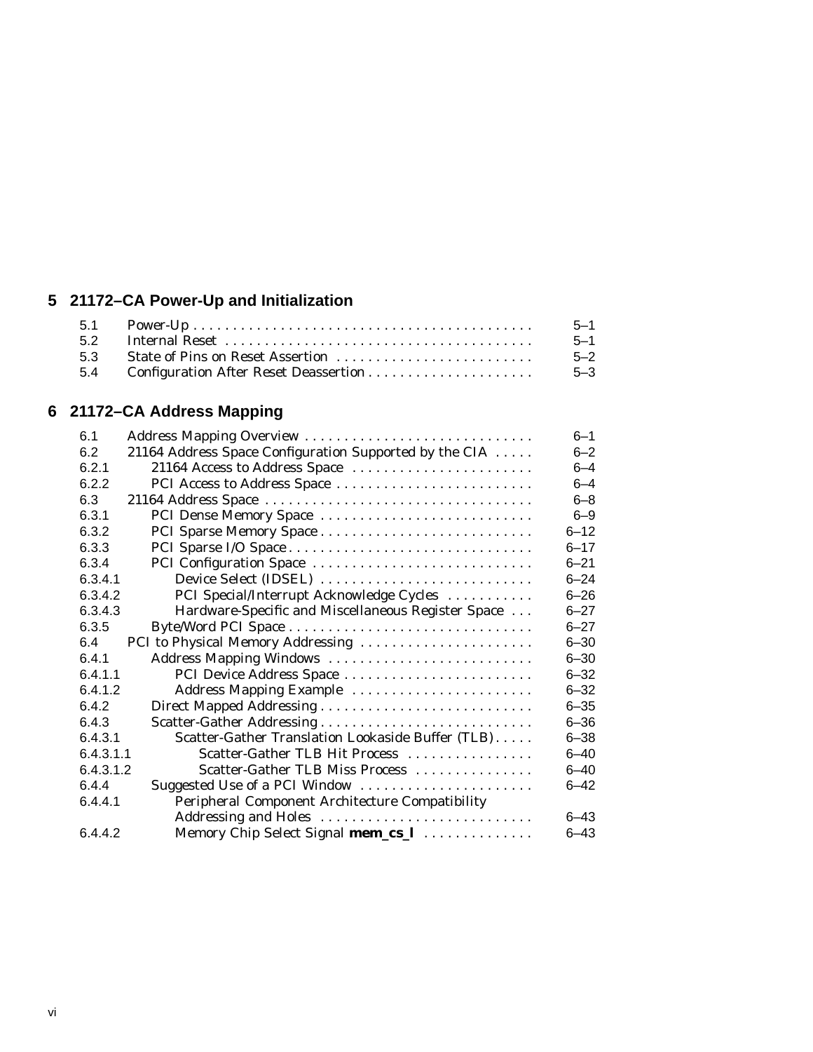## 5 21172–CA Power-Up and Initialization

| | | |
|---|---|---|
| 5.1 | Power-Up | 5–1 |
| 5.2 | Internal Reset | 5–1 |
| 5.3 | State of Pins on Reset Assertion | 5–2 |
| 5.4 | Configuration After Reset Deassertion | 5–3 |

## 6 21172–CA Address Mapping

| | | |
|---|---|---|
| 6.1 | Address Mapping Overview | 6–1 |
| 6.2 | 21164 Address Space Configuration Supported by the CIA | 6–2 |
| 6.2.1 | 21164 Access to Address Space | 6–4 |
| 6.2.2 | PCI Access to Address Space | 6–4 |
| 6.3 | 21164 Address Space | 6–8 |
| 6.3.1 | PCI Dense Memory Space | 6–9 |
| 6.3.2 | PCI Sparse Memory Space | 6–12 |
| 6.3.3 | PCI Sparse I/O Space | 6–17 |
| 6.3.4 | PCI Configuration Space | 6–21 |
| 6.3.4.1 | Device Select (IDSEL) | 6–24 |
| 6.3.4.2 | PCI Special/Interrupt Acknowledge Cycles | 6–26 |
| 6.3.4.3 | Hardware-Specific and Miscellaneous Register Space | 6–27 |
| 6.3.5 | Byte/Word PCI Space | 6–27 |
| 6.4 | PCI to Physical Memory Addressing | 6–30 |
| 6.4.1 | Address Mapping Windows | 6–30 |
| 6.4.1.1 | PCI Device Address Space | 6–32 |
| 6.4.1.2 | Address Mapping Example | 6–32 |
| 6.4.2 | Direct Mapped Addressing | 6–35 |
| 6.4.3 | Scatter-Gather Addressing | 6–36 |
| 6.4.3.1 | Scatter-Gather Translation Lookaside Buffer (TLB) | 6–38 |
| 6.4.3.1.1 | Scatter-Gather TLB Hit Process | 6–40 |
| 6.4.3.1.2 | Scatter-Gather TLB Miss Process | 6–40 |
| 6.4.4 | Suggested Use of a PCI Window | 6–42 |
| 6.4.4.1 | Peripheral Component Architecture Compatibility Addressing and Holes | 6–43 |
| 6.4.4.2 | Memory Chip Select Signal **mem_cs_l** | 6–43 |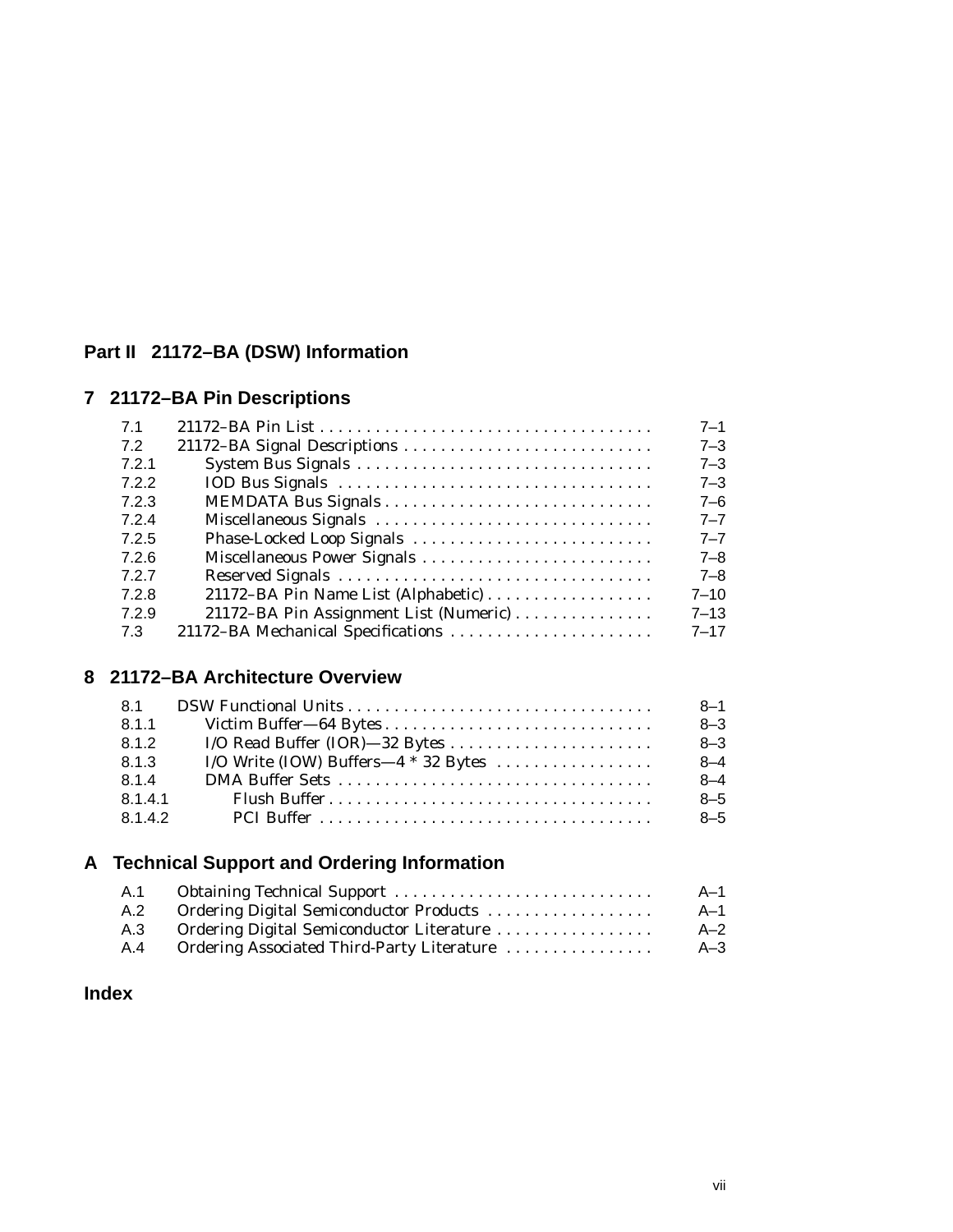## Part II 21172–BA (DSW) Information

### 7 21172–BA Pin Descriptions

| | | |
|---|---|---|
| 7.1 | 21172–BA Pin List | 7–1 |
| 7.2 | 21172–BA Signal Descriptions | 7–3 |
| 7.2.1 | System Bus Signals | 7–3 |
| 7.2.2 | IOD Bus Signals | 7–3 |
| 7.2.3 | MEMDATA Bus Signals | 7–6 |
| 7.2.4 | Miscellaneous Signals | 7–7 |
| 7.2.5 | Phase-Locked Loop Signals | 7–7 |
| 7.2.6 | Miscellaneous Power Signals | 7–8 |
| 7.2.7 | Reserved Signals | 7–8 |
| 7.2.8 | 21172–BA Pin Name List (Alphabetic) | 7–10 |
| 7.2.9 | 21172–BA Pin Assignment List (Numeric) | 7–13 |
| 7.3 | 21172–BA Mechanical Specifications | 7–17 |

### 8 21172–BA Architecture Overview

| | | |
|---|---|---|
| 8.1 | DSW Functional Units | 8–1 |
| 8.1.1 | Victim Buffer—64 Bytes | 8–3 |
| 8.1.2 | I/O Read Buffer (IOR)—32 Bytes | 8–3 |
| 8.1.3 | I/O Write (IOW) Buffers—4 * 32 Bytes | 8–4 |
| 8.1.4 | DMA Buffer Sets | 8–4 |
| 8.1.4.1 | Flush Buffer | 8–5 |
| 8.1.4.2 | PCI Buffer | 8–5 |

### A Technical Support and Ordering Information

| | | |
|---|---|---|
| A.1 | Obtaining Technical Support | A–1 |
| A.2 | Ordering Digital Semiconductor Products | A–1 |
| A.3 | Ordering Digital Semiconductor Literature | A–2 |
| A.4 | Ordering Associated Third-Party Literature | A–3 |

### Index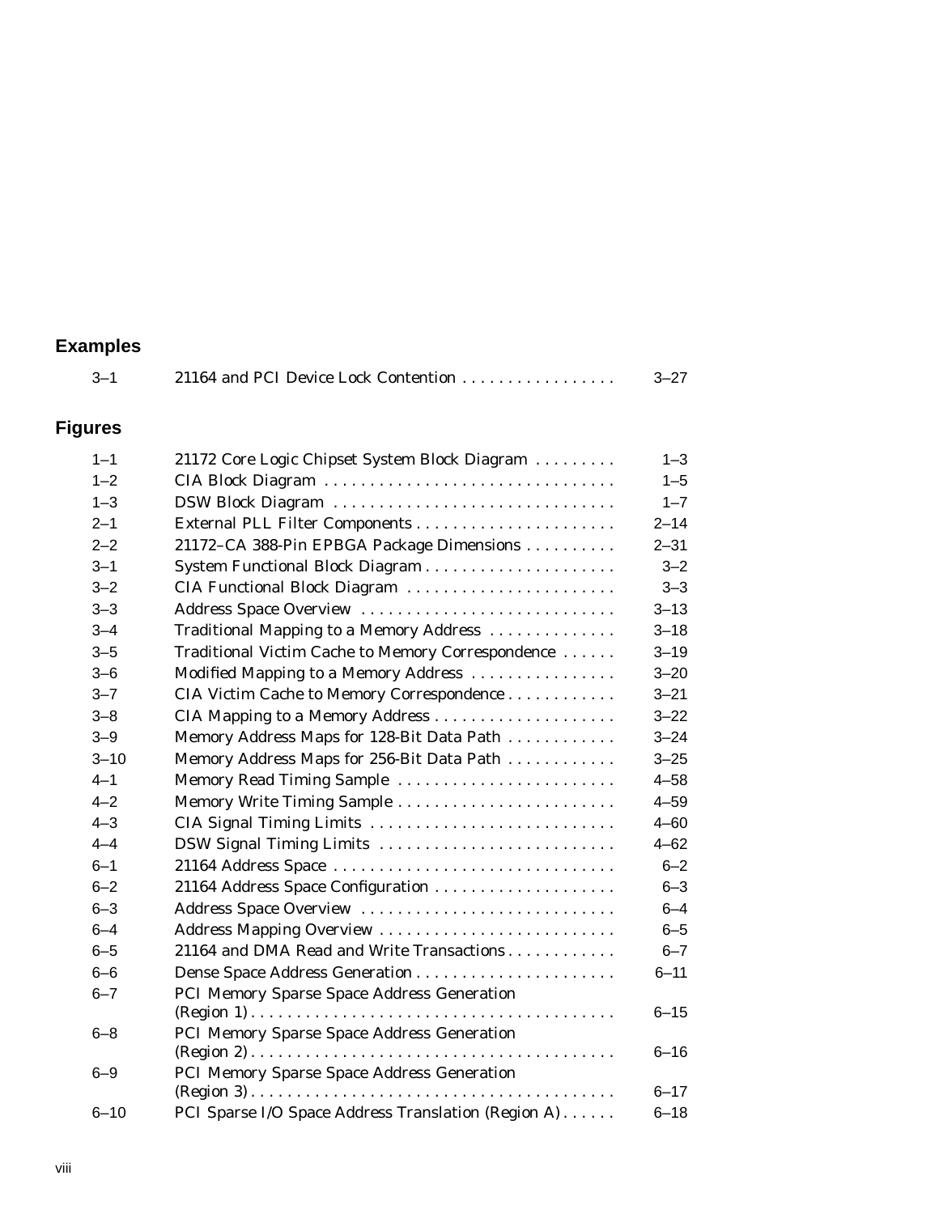## Examples

| | | |
|---|---|---|
| 3–1 | 21164 and PCI Device Lock Contention | 3–27 |

## Figures

| | | |
|---|---|---|
| 1–1 | 21172 Core Logic Chipset System Block Diagram | 1–3 |
| 1–2 | CIA Block Diagram | 1–5 |
| 1–3 | DSW Block Diagram | 1–7 |
| 2–1 | External PLL Filter Components | 2–14 |
| 2–2 | 21172–CA 388-Pin EPBGA Package Dimensions | 2–31 |
| 3–1 | System Functional Block Diagram | 3–2 |
| 3–2 | CIA Functional Block Diagram | 3–3 |
| 3–3 | Address Space Overview | 3–13 |
| 3–4 | Traditional Mapping to a Memory Address | 3–18 |
| 3–5 | Traditional Victim Cache to Memory Correspondence | 3–19 |
| 3–6 | Modified Mapping to a Memory Address | 3–20 |
| 3–7 | CIA Victim Cache to Memory Correspondence | 3–21 |
| 3–8 | CIA Mapping to a Memory Address | 3–22 |
| 3–9 | Memory Address Maps for 128-Bit Data Path | 3–24 |
| 3–10 | Memory Address Maps for 256-Bit Data Path | 3–25 |
| 4–1 | Memory Read Timing Sample | 4–58 |
| 4–2 | Memory Write Timing Sample | 4–59 |
| 4–3 | CIA Signal Timing Limits | 4–60 |
| 4–4 | DSW Signal Timing Limits | 4–62 |
| 6–1 | 21164 Address Space | 6–2 |
| 6–2 | 21164 Address Space Configuration | 6–3 |
| 6–3 | Address Space Overview | 6–4 |
| 6–4 | Address Mapping Overview | 6–5 |
| 6–5 | 21164 and DMA Read and Write Transactions | 6–7 |
| 6–6 | Dense Space Address Generation | 6–11 |
| 6–7 | PCI Memory Sparse Space Address Generation (Region 1) | 6–15 |
| 6–8 | PCI Memory Sparse Space Address Generation (Region 2) | 6–16 |
| 6–9 | PCI Memory Sparse Space Address Generation (Region 3) | 6–17 |
| 6–10 | PCI Sparse I/O Space Address Translation (Region A) | 6–18 |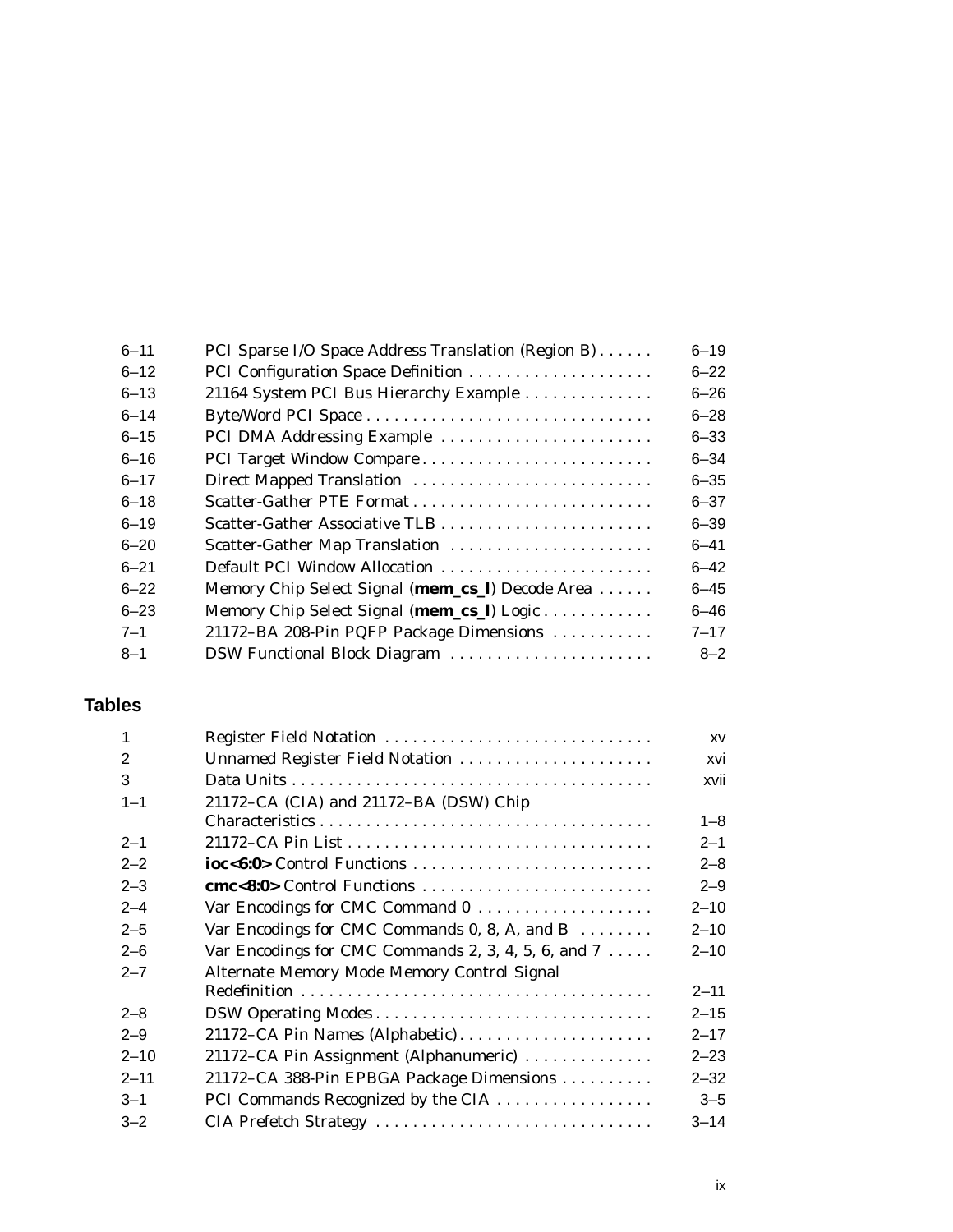| | | |
|---|---|---|
| 6–11 | PCI Sparse I/O Space Address Translation (Region B) | 6–19 |
| 6–12 | PCI Configuration Space Definition | 6–22 |
| 6–13 | 21164 System PCI Bus Hierarchy Example | 6–26 |
| 6–14 | Byte/Word PCI Space | 6–28 |
| 6–15 | PCI DMA Addressing Example | 6–33 |
| 6–16 | PCI Target Window Compare | 6–34 |
| 6–17 | Direct Mapped Translation | 6–35 |
| 6–18 | Scatter-Gather PTE Format | 6–37 |
| 6–19 | Scatter-Gather Associative TLB | 6–39 |
| 6–20 | Scatter-Gather Map Translation | 6–41 |
| 6–21 | Default PCI Window Allocation | 6–42 |
| 6–22 | Memory Chip Select Signal (**mem_cs_l**) Decode Area | 6–45 |
| 6–23 | Memory Chip Select Signal (**mem_cs_l**) Logic | 6–46 |
| 7–1 | 21172–BA 208-Pin PQFP Package Dimensions | 7–17 |
| 8–1 | DSW Functional Block Diagram | 8–2 |

## Tables

| | | |
|---|---|---|
| 1 | Register Field Notation | xv |
| 2 | Unnamed Register Field Notation | xvi |
| 3 | Data Units | xvii |
| 1–1 | 21172–CA (CIA) and 21172–BA (DSW) Chip Characteristics | 1–8 |
| 2–1 | 21172–CA Pin List | 2–1 |
| 2–2 | **ioc<6:0>** Control Functions | 2–8 |
| 2–3 | **cmc<8:0>** Control Functions | 2–9 |
| 2–4 | Var Encodings for CMC Command 0 | 2–10 |
| 2–5 | Var Encodings for CMC Commands 0, 8, A, and B | 2–10 |
| 2–6 | Var Encodings for CMC Commands 2, 3, 4, 5, 6, and 7 | 2–10 |
| 2–7 | Alternate Memory Mode Memory Control Signal Redefinition | 2–11 |
| 2–8 | DSW Operating Modes | 2–15 |
| 2–9 | 21172–CA Pin Names (Alphabetic) | 2–17 |
| 2–10 | 21172–CA Pin Assignment (Alphanumeric) | 2–23 |
| 2–11 | 21172–CA 388-Pin EPBGA Package Dimensions | 2–32 |
| 3–1 | PCI Commands Recognized by the CIA | 3–5 |
| 3–2 | CIA Prefetch Strategy | 3–14 |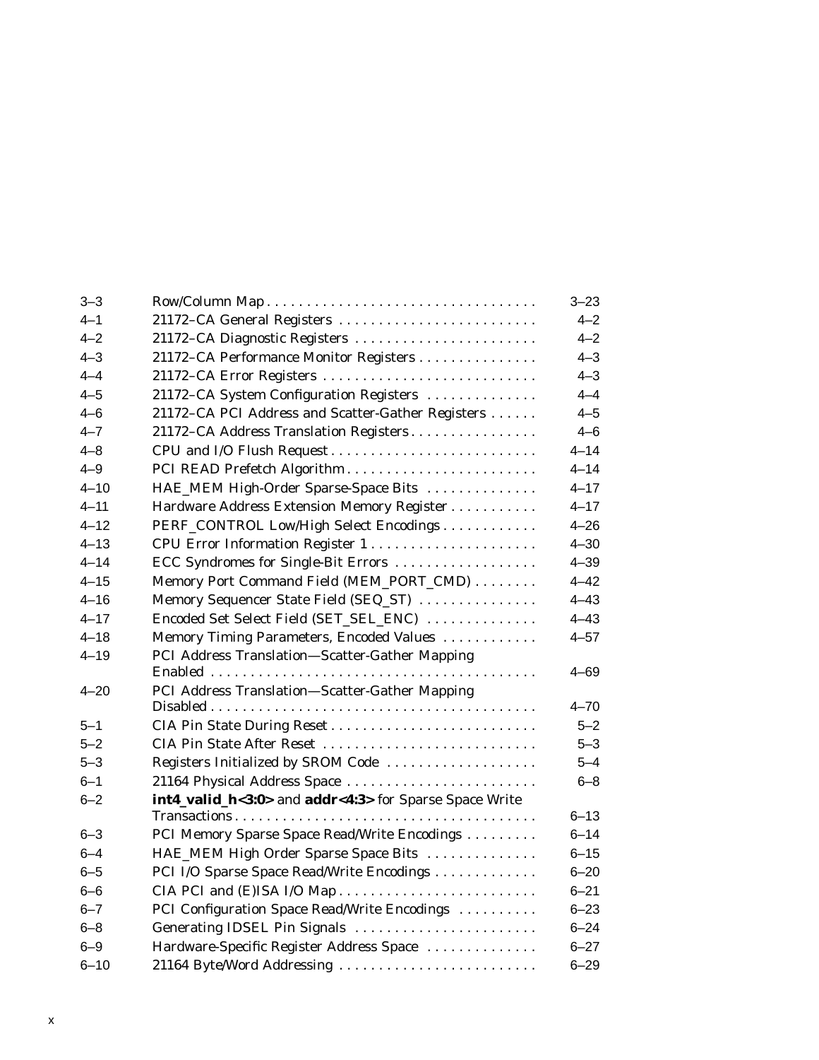| | | |
|---|---|---|
| 3–3 | Row/Column Map | 3–23 |
| 4–1 | 21172–CA General Registers | 4–2 |
| 4–2 | 21172–CA Diagnostic Registers | 4–2 |
| 4–3 | 21172–CA Performance Monitor Registers | 4–3 |
| 4–4 | 21172–CA Error Registers | 4–3 |
| 4–5 | 21172–CA System Configuration Registers | 4–4 |
| 4–6 | 21172–CA PCI Address and Scatter-Gather Registers | 4–5 |
| 4–7 | 21172–CA Address Translation Registers | 4–6 |
| 4–8 | CPU and I/O Flush Request | 4–14 |
| 4–9 | PCI READ Prefetch Algorithm | 4–14 |
| 4–10 | HAE_MEM High-Order Sparse-Space Bits | 4–17 |
| 4–11 | Hardware Address Extension Memory Register | 4–17 |
| 4–12 | PERF_CONTROL Low/High Select Encodings | 4–26 |
| 4–13 | CPU Error Information Register 1 | 4–30 |
| 4–14 | ECC Syndromes for Single-Bit Errors | 4–39 |
| 4–15 | Memory Port Command Field (MEM_PORT_CMD) | 4–42 |
| 4–16 | Memory Sequencer State Field (SEQ_ST) | 4–43 |
| 4–17 | Encoded Set Select Field (SET_SEL_ENC) | 4–43 |
| 4–18 | Memory Timing Parameters, Encoded Values | 4–57 |
| 4–19 | PCI Address Translation—Scatter-Gather Mapping Enabled | 4–69 |
| 4–20 | PCI Address Translation—Scatter-Gather Mapping Disabled | 4–70 |
| 5–1 | CIA Pin State During Reset | 5–2 |
| 5–2 | CIA Pin State After Reset | 5–3 |
| 5–3 | Registers Initialized by SROM Code | 5–4 |
| 6–1 | 21164 Physical Address Space | 6–8 |
| 6–2 | **int4_valid_h<3:0>** and **addr<4:3>** for Sparse Space Write Transactions | 6–13 |
| 6–3 | PCI Memory Sparse Space Read/Write Encodings | 6–14 |
| 6–4 | HAE_MEM High Order Sparse Space Bits | 6–15 |
| 6–5 | PCI I/O Sparse Space Read/Write Encodings | 6–20 |
| 6–6 | CIA PCI and (E)ISA I/O Map | 6–21 |
| 6–7 | PCI Configuration Space Read/Write Encodings | 6–23 |
| 6–8 | Generating IDSEL Pin Signals | 6–24 |
| 6–9 | Hardware-Specific Register Address Space | 6–27 |
| 6–10 | 21164 Byte/Word Addressing | 6–29 |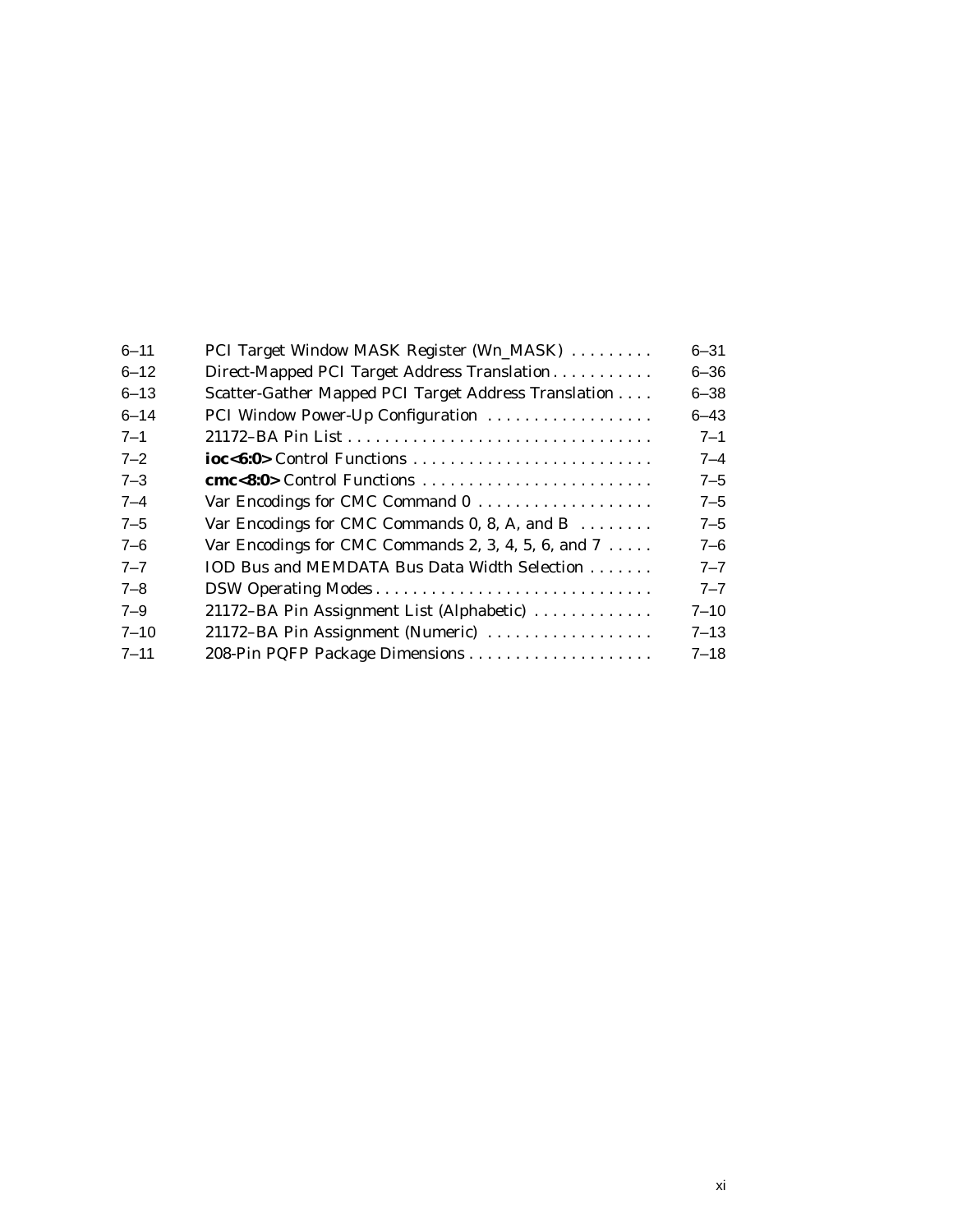| | | |
|---|---|---|
| 6–11 | PCI Target Window MASK Register (Wn_MASK) | 6–31 |
| 6–12 | Direct-Mapped PCI Target Address Translation | 6–36 |
| 6–13 | Scatter-Gather Mapped PCI Target Address Translation | 6–38 |
| 6–14 | PCI Window Power-Up Configuration | 6–43 |
| 7–1 | 21172–BA Pin List | 7–1 |
| 7–2 | **ioc<6:0>** Control Functions | 7–4 |
| 7–3 | **cmc<8:0>** Control Functions | 7–5 |
| 7–4 | Var Encodings for CMC Command 0 | 7–5 |
| 7–5 | Var Encodings for CMC Commands 0, 8, A, and B | 7–5 |
| 7–6 | Var Encodings for CMC Commands 2, 3, 4, 5, 6, and 7 | 7–6 |
| 7–7 | IOD Bus and MEMDATA Bus Data Width Selection | 7–7 |
| 7–8 | DSW Operating Modes | 7–7 |
| 7–9 | 21172–BA Pin Assignment List (Alphabetic) | 7–10 |
| 7–10 | 21172–BA Pin Assignment (Numeric) | 7–13 |
| 7–11 | 208-Pin PQFP Package Dimensions | 7–18 |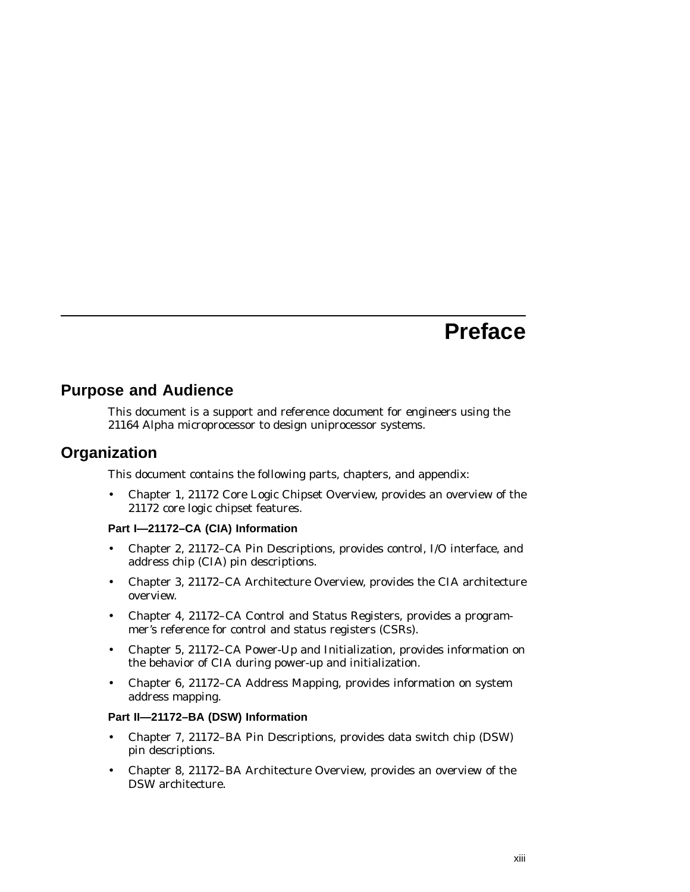# Preface

## Purpose and Audience

This document is a support and reference document for engineers using the 21164 Alpha microprocessor to design uniprocessor systems.

## Organization

This document contains the following parts, chapters, and appendix:

- Chapter 1, 21172 Core Logic Chipset Overview, provides an overview of the 21172 core logic chipset features.

**Part I—21172–CA (CIA) Information**

- Chapter 2, 21172–CA Pin Descriptions, provides control, I/O interface, and address chip (CIA) pin descriptions.
- Chapter 3, 21172–CA Architecture Overview, provides the CIA architecture overview.
- Chapter 4, 21172–CA Control and Status Registers, provides a programmer's reference for control and status registers (CSRs).
- Chapter 5, 21172–CA Power-Up and Initialization, provides information on the behavior of CIA during power-up and initialization.
- Chapter 6, 21172–CA Address Mapping, provides information on system address mapping.

**Part II—21172–BA (DSW) Information**

- Chapter 7, 21172–BA Pin Descriptions, provides data switch chip (DSW) pin descriptions.
- Chapter 8, 21172–BA Architecture Overview, provides an overview of the DSW architecture.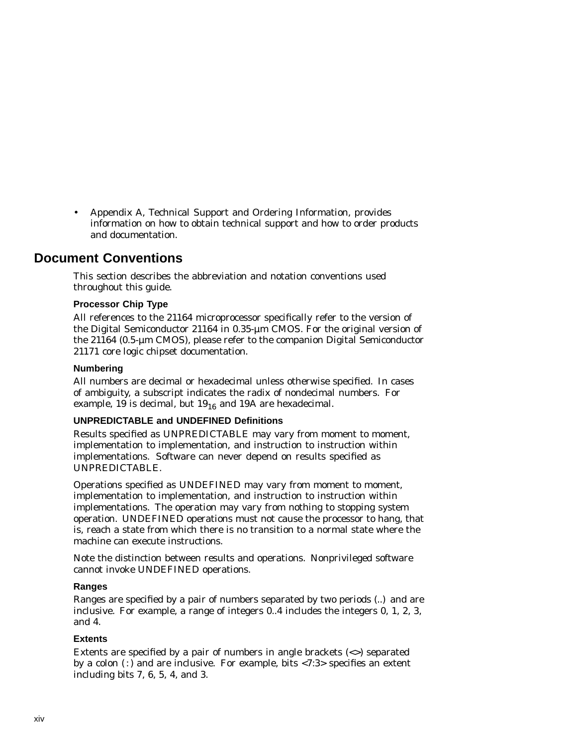- Appendix A, Technical Support and Ordering Information, provides information on how to obtain technical support and how to order products and documentation.

## Document Conventions

This section describes the abbreviation and notation conventions used throughout this guide.

#### Processor Chip Type

All references to the 21164 microprocessor specifically refer to the version of the Digital Semiconductor 21164 in 0.35-µm CMOS. For the original version of the 21164 (0.5-µm CMOS), please refer to the companion Digital Semiconductor 21171 core logic chipset documentation.

#### Numbering

All numbers are decimal or hexadecimal unless otherwise specified. In cases of ambiguity, a subscript indicates the radix of nondecimal numbers. For example, 19 is decimal, but $19_{16}$ and 19A are hexadecimal.

#### UNPREDICTABLE and UNDEFINED Definitions

Results specified as UNPREDICTABLE may vary from moment to moment, implementation to implementation, and instruction to instruction within implementations. Software can never depend on results specified as UNPREDICTABLE.

Operations specified as UNDEFINED may vary from moment to moment, implementation to implementation, and instruction to instruction within implementations. The operation may vary from nothing to stopping system operation. UNDEFINED operations must not cause the processor to hang, that is, reach a state from which there is no transition to a normal state where the machine can execute instructions.

Note the distinction between results and operations. Nonprivileged software cannot invoke UNDEFINED operations.

#### Ranges

Ranges are specified by a pair of numbers separated by two periods (..) and are inclusive. For example, a range of integers 0..4 includes the integers 0, 1, 2, 3, and 4.

#### Extents

Extents are specified by a pair of numbers in angle brackets (<>) separated by a colon ( : ) and are inclusive. For example, bits <7:3> specifies an extent including bits 7, 6, 5, 4, and 3.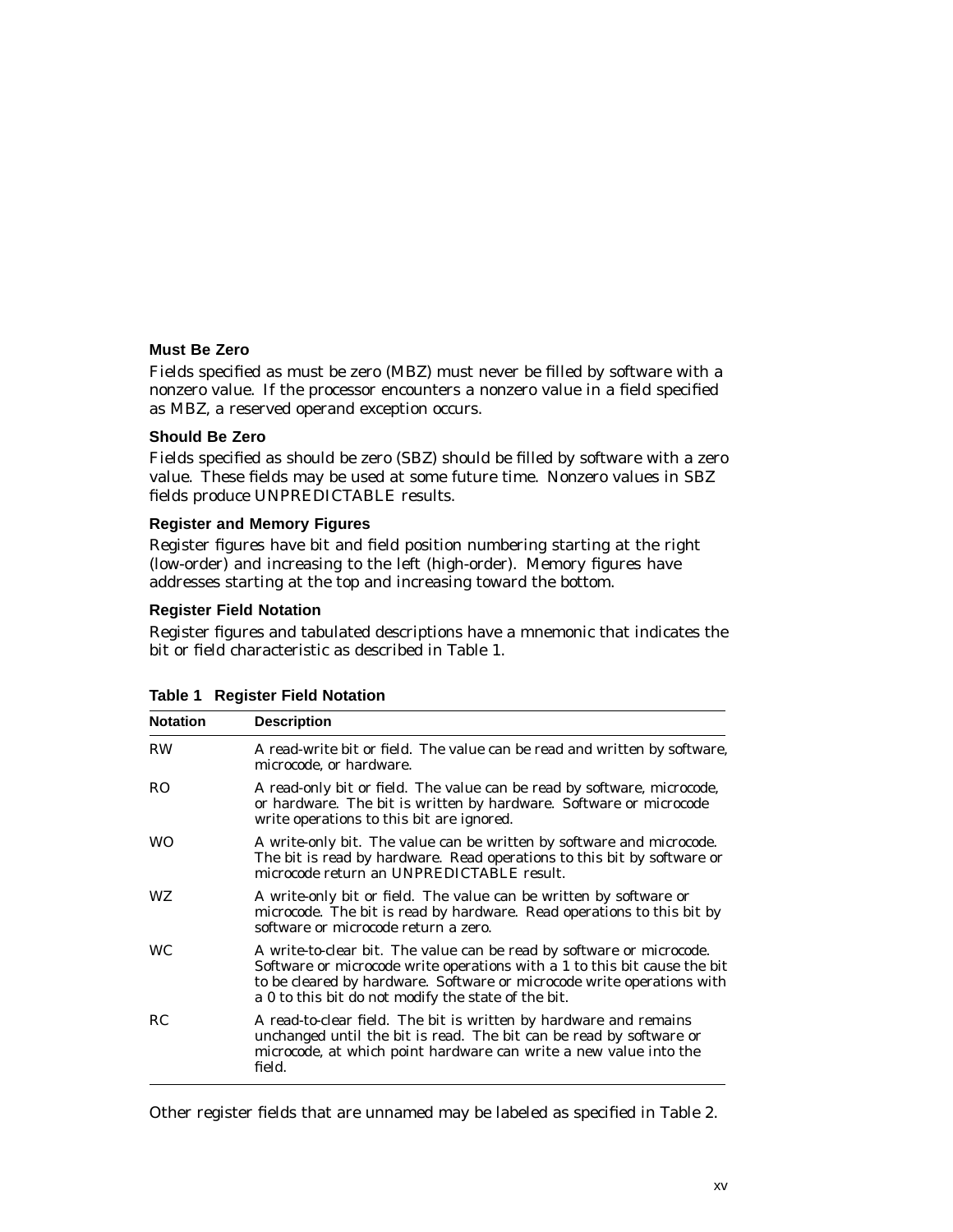### Must Be Zero

Fields specified as must be zero (MBZ) must never be filled by software with a nonzero value. If the processor encounters a nonzero value in a field specified as MBZ, a reserved operand exception occurs.

### Should Be Zero

Fields specified as should be zero (SBZ) should be filled by software with a zero value. These fields may be used at some future time. Nonzero values in SBZ fields produce UNPREDICTABLE results.

### Register and Memory Figures

Register figures have bit and field position numbering starting at the right (low-order) and increasing to the left (high-order). Memory figures have addresses starting at the top and increasing toward the bottom.

### Register Field Notation

Register figures and tabulated descriptions have a mnemonic that indicates the bit or field characteristic as described in Table 1.

**Table 1 Register Field Notation**

| Notation | Description |
|---|---|
| RW | A read-write bit or field. The value can be read and written by software, microcode, or hardware. |
| RO | A read-only bit or field. The value can be read by software, microcode, or hardware. The bit is written by hardware. Software or microcode write operations to this bit are ignored. |
| WO | A write-only bit. The value can be written by software and microcode. The bit is read by hardware. Read operations to this bit by software or microcode return an UNPREDICTABLE result. |
| WZ | A write-only bit or field. The value can be written by software or microcode. The bit is read by hardware. Read operations to this bit by software or microcode return a zero. |
| WC | A write-to-clear bit. The value can be read by software or microcode. Software or microcode write operations with a 1 to this bit cause the bit to be cleared by hardware. Software or microcode write operations with a 0 to this bit do not modify the state of the bit. |
| RC | A read-to-clear field. The bit is written by hardware and remains unchanged until the bit is read. The bit can be read by software or microcode, at which point hardware can write a new value into the field. |

Other register fields that are unnamed may be labeled as specified in Table 2.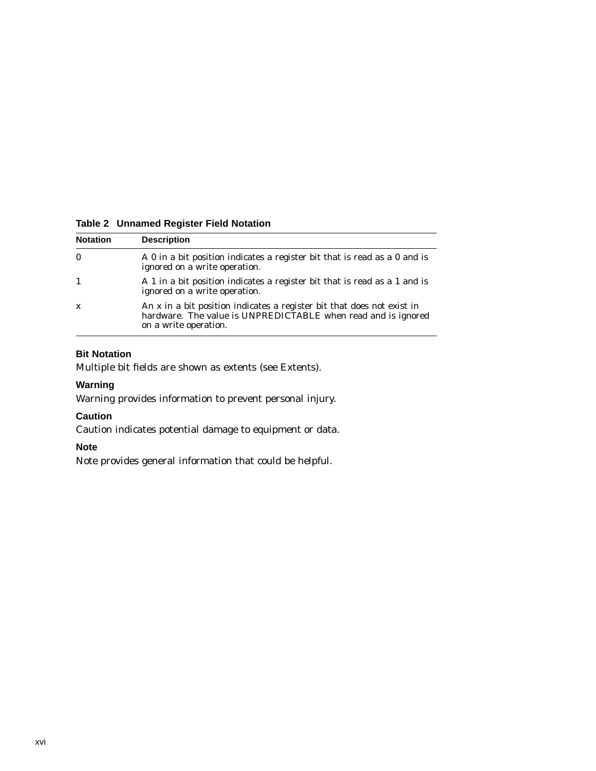**Table 2 Unnamed Register Field Notation**

| Notation | Description |
| --- | --- |
| 0 | A 0 in a bit position indicates a register bit that is read as a 0 and is ignored on a write operation. |
| 1 | A 1 in a bit position indicates a register bit that is read as a 1 and is ignored on a write operation. |
| x | An x in a bit position indicates a register bit that does not exist in hardware. The value is UNPREDICTABLE when read and is ignored on a write operation. |

### Bit Notation

Multiple bit fields are shown as extents (see Extents).

### Warning

Warning provides information to prevent personal injury.

### Caution

Caution indicates potential damage to equipment or data.

### Note

Note provides general information that could be helpful.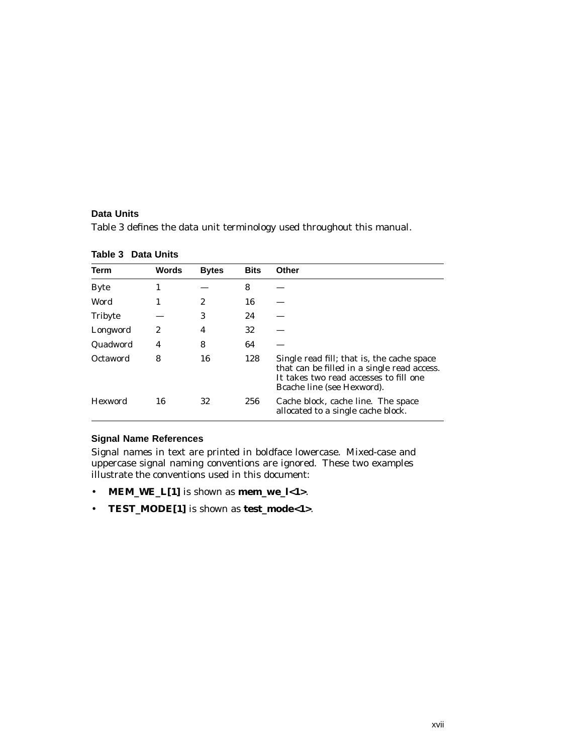### Data Units

Table 3 defines the data unit terminology used throughout this manual.

**Table 3 Data Units**

| Term | Words | Bytes | Bits | Other |
|---|---|---|---|---|
| Byte | 1 | — | 8 | — |
| Word | 1 | 2 | 16 | — |
| Tribyte | — | 3 | 24 | — |
| Longword | 2 | 4 | 32 | — |
| Quadword | 4 | 8 | 64 | — |
| Octaword | 8 | 16 | 128 | Single read fill; that is, the cache space that can be filled in a single read access. It takes two read accesses to fill one Bcache line (see Hexword). |
| Hexword | 16 | 32 | 256 | Cache block, cache line. The space allocated to a single cache block. |

### Signal Name References

Signal names in text are printed in boldface lowercase. Mixed-case and uppercase signal naming conventions are ignored. These two examples illustrate the conventions used in this document:

- **MEM_WE_L[1]** is shown as **mem_we_l<1>**.
- **TEST_MODE[1]** is shown as **test_mode<1>**.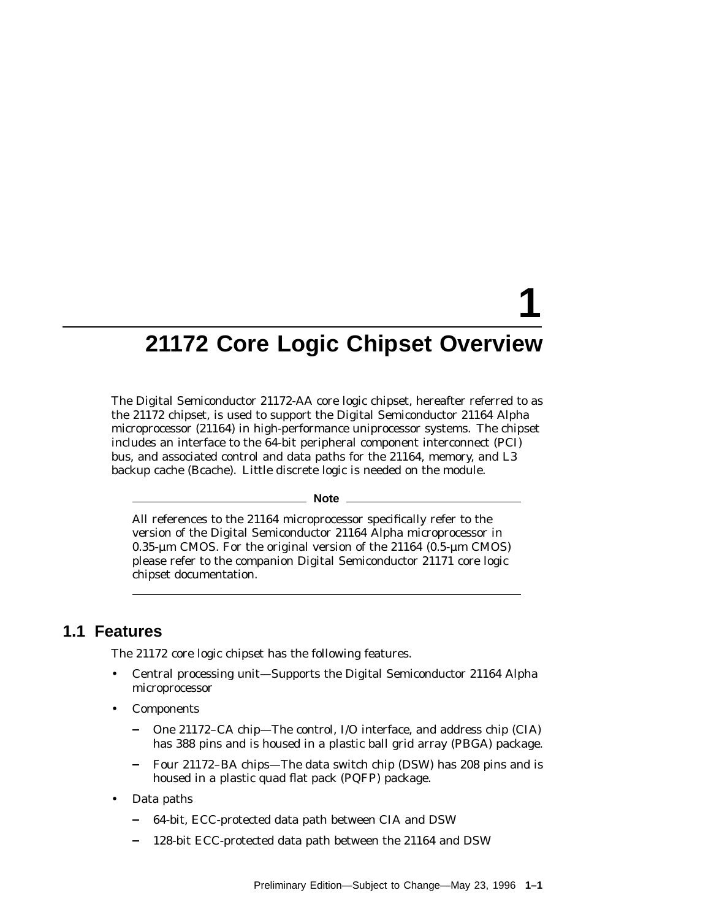# 1

# 21172 Core Logic Chipset Overview

The Digital Semiconductor 21172-AA core logic chipset, hereafter referred to as the 21172 chipset, is used to support the Digital Semiconductor 21164 Alpha microprocessor (21164) in high-performance uniprocessor systems. The chipset includes an interface to the 64-bit peripheral component interconnect (PCI) bus, and associated control and data paths for the 21164, memory, and L3 backup cache (Bcache). Little discrete logic is needed on the module.

---

**Note**

All references to the 21164 microprocessor specifically refer to the version of the Digital Semiconductor 21164 Alpha microprocessor in 0.35-µm CMOS. For the original version of the 21164 (0.5-µm CMOS) please refer to the companion Digital Semiconductor 21171 core logic chipset documentation.

---

## 1.1 Features

The 21172 core logic chipset has the following features.

- Central processing unit—Supports the Digital Semiconductor 21164 Alpha microprocessor
- Components
  - One 21172–CA chip—The control, I/O interface, and address chip (CIA) has 388 pins and is housed in a plastic ball grid array (PBGA) package.
  - Four 21172–BA chips—The data switch chip (DSW) has 208 pins and is housed in a plastic quad flat pack (PQFP) package.
- Data paths
  - 64-bit, ECC-protected data path between CIA and DSW
  - 128-bit ECC-protected data path between the 21164 and DSW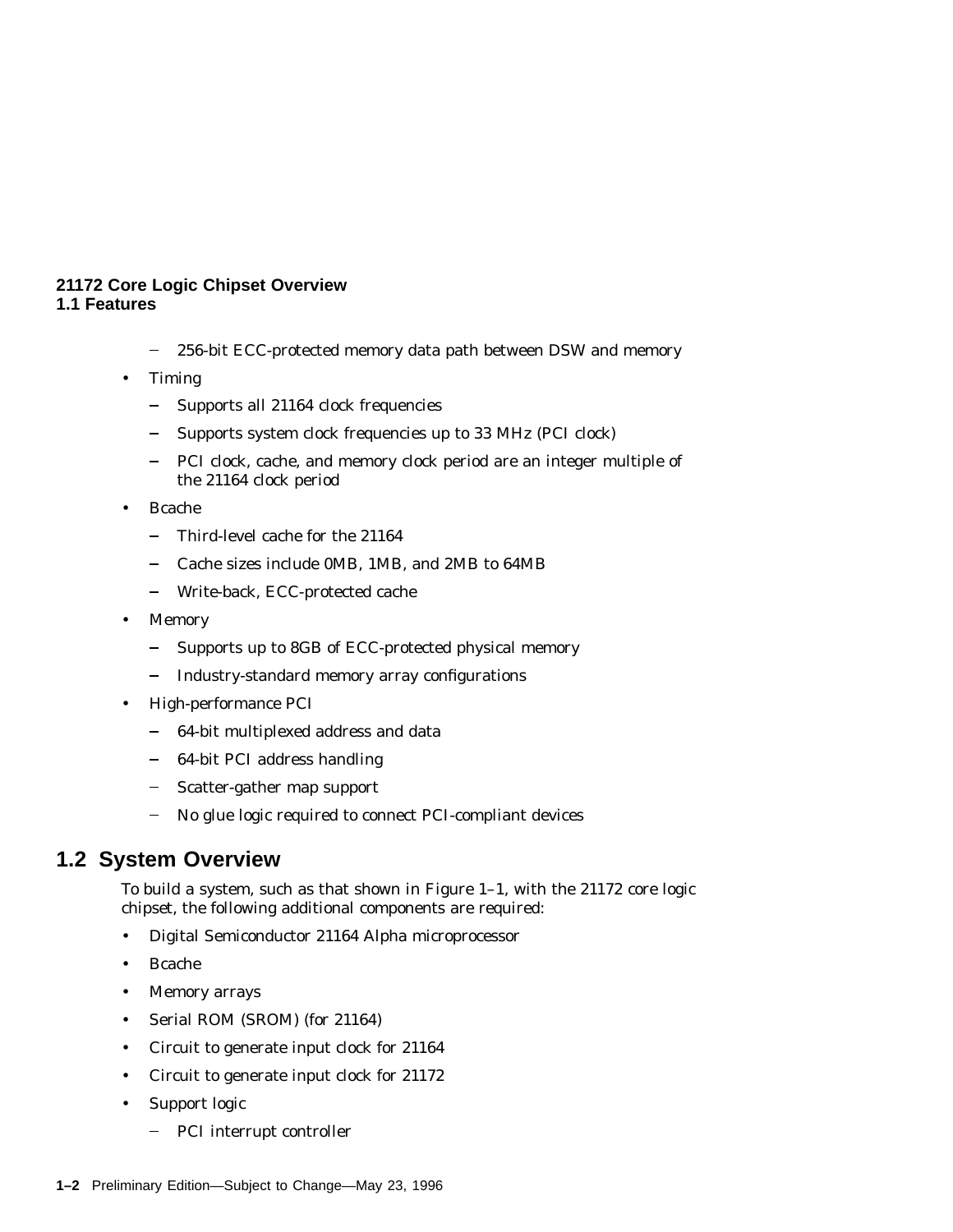- 256-bit ECC-protected memory data path between DSW and memory

- Timing
  - Supports all 21164 clock frequencies
  - Supports system clock frequencies up to 33 MHz (PCI clock)
  - PCI clock, cache, and memory clock period are an integer multiple of the 21164 clock period
- Bcache
  - Third-level cache for the 21164
  - Cache sizes include 0MB, 1MB, and 2MB to 64MB
  - Write-back, ECC-protected cache
- Memory
  - Supports up to 8GB of ECC-protected physical memory
  - Industry-standard memory array configurations
- High-performance PCI
  - 64-bit multiplexed address and data
  - 64-bit PCI address handling
  - Scatter-gather map support
  - No glue logic required to connect PCI-compliant devices

## 1.2 System Overview

To build a system, such as that shown in Figure 1–1, with the 21172 core logic chipset, the following additional components are required:

- Digital Semiconductor 21164 Alpha microprocessor
- Bcache
- Memory arrays
- Serial ROM (SROM) (for 21164)
- Circuit to generate input clock for 21164
- Circuit to generate input clock for 21172
- Support logic
  - PCI interrupt controller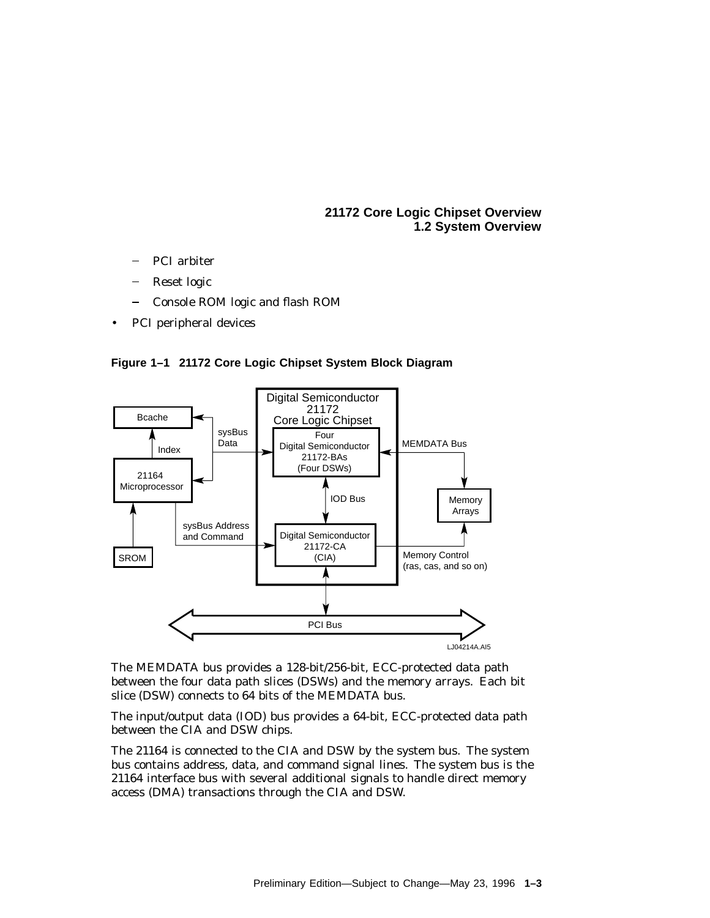- PCI arbiter
  - Reset logic
  - Console ROM logic and flash ROM
- PCI peripheral devices

**Figure 1–1 21172 Core Logic Chipset System Block Diagram**

The MEMDATA bus provides a 128-bit/256-bit, ECC-protected data path between the four data path slices (DSWs) and the memory arrays. Each bit slice (DSW) connects to 64 bits of the MEMDATA bus.

The input/output data (IOD) bus provides a 64-bit, ECC-protected data path between the CIA and DSW chips.

The 21164 is connected to the CIA and DSW by the system bus. The system bus contains address, data, and command signal lines. The system bus is the 21164 interface bus with several additional signals to handle direct memory access (DMA) transactions through the CIA and DSW.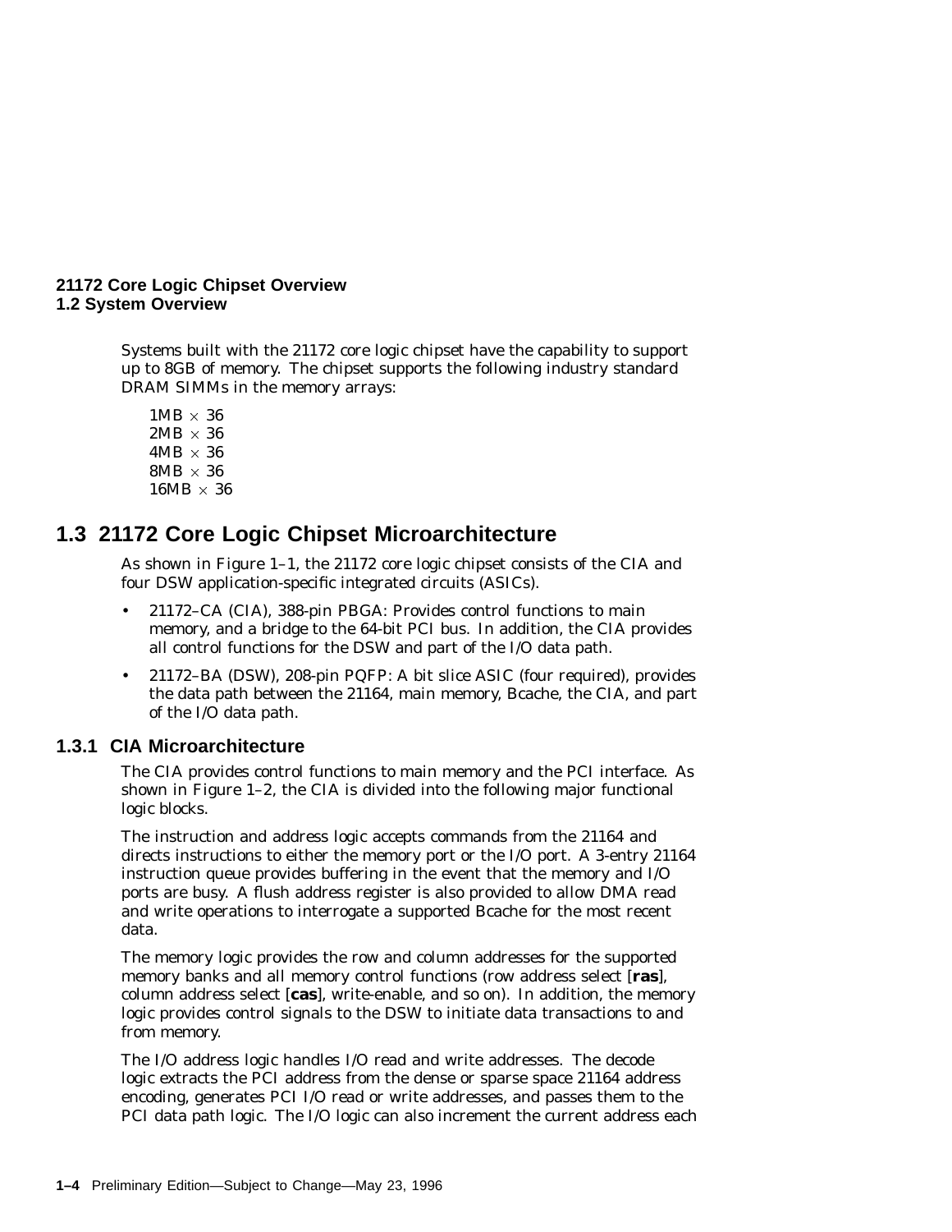Systems built with the 21172 core logic chipset have the capability to support up to 8GB of memory. The chipset supports the following industry standard DRAM SIMMs in the memory arrays:

1MB × 36
2MB × 36
4MB × 36
8MB × 36
16MB × 36

## 1.3 21172 Core Logic Chipset Microarchitecture

As shown in Figure 1–1, the 21172 core logic chipset consists of the CIA and four DSW application-specific integrated circuits (ASICs).

- 21172–CA (CIA), 388-pin PBGA: Provides control functions to main memory, and a bridge to the 64-bit PCI bus. In addition, the CIA provides all control functions for the DSW and part of the I/O data path.
- 21172–BA (DSW), 208-pin PQFP: A bit slice ASIC (four required), provides the data path between the 21164, main memory, Bcache, the CIA, and part of the I/O data path.

### 1.3.1 CIA Microarchitecture

The CIA provides control functions to main memory and the PCI interface. As shown in Figure 1–2, the CIA is divided into the following major functional logic blocks.

The instruction and address logic accepts commands from the 21164 and directs instructions to either the memory port or the I/O port. A 3-entry 21164 instruction queue provides buffering in the event that the memory and I/O ports are busy. A flush address register is also provided to allow DMA read and write operations to interrogate a supported Bcache for the most recent data.

The memory logic provides the row and column addresses for the supported memory banks and all memory control functions (row address select [**ras**], column address select [**cas**], write-enable, and so on). In addition, the memory logic provides control signals to the DSW to initiate data transactions to and from memory.

The I/O address logic handles I/O read and write addresses. The decode logic extracts the PCI address from the dense or sparse space 21164 address encoding, generates PCI I/O read or write addresses, and passes them to the PCI data path logic. The I/O logic can also increment the current address each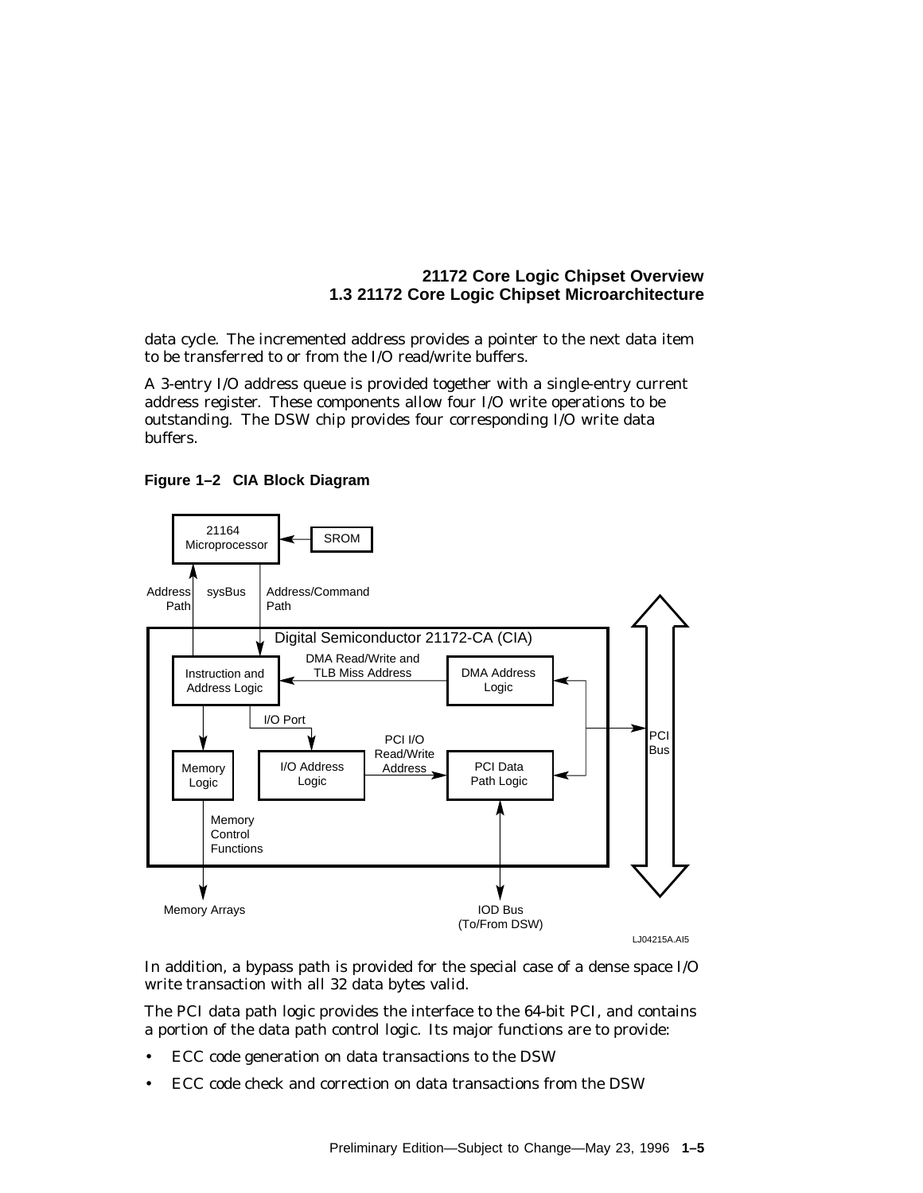data cycle. The incremented address provides a pointer to the next data item to be transferred to or from the I/O read/write buffers.

A 3-entry I/O address queue is provided together with a single-entry current address register. These components allow four I/O write operations to be outstanding. The DSW chip provides four corresponding I/O write data buffers.

**Figure 1–2 CIA Block Diagram**

In addition, a bypass path is provided for the special case of a dense space I/O write transaction with all 32 data bytes valid.

The PCI data path logic provides the interface to the 64-bit PCI, and contains a portion of the data path control logic. Its major functions are to provide:

- ECC code generation on data transactions to the DSW
- ECC code check and correction on data transactions from the DSW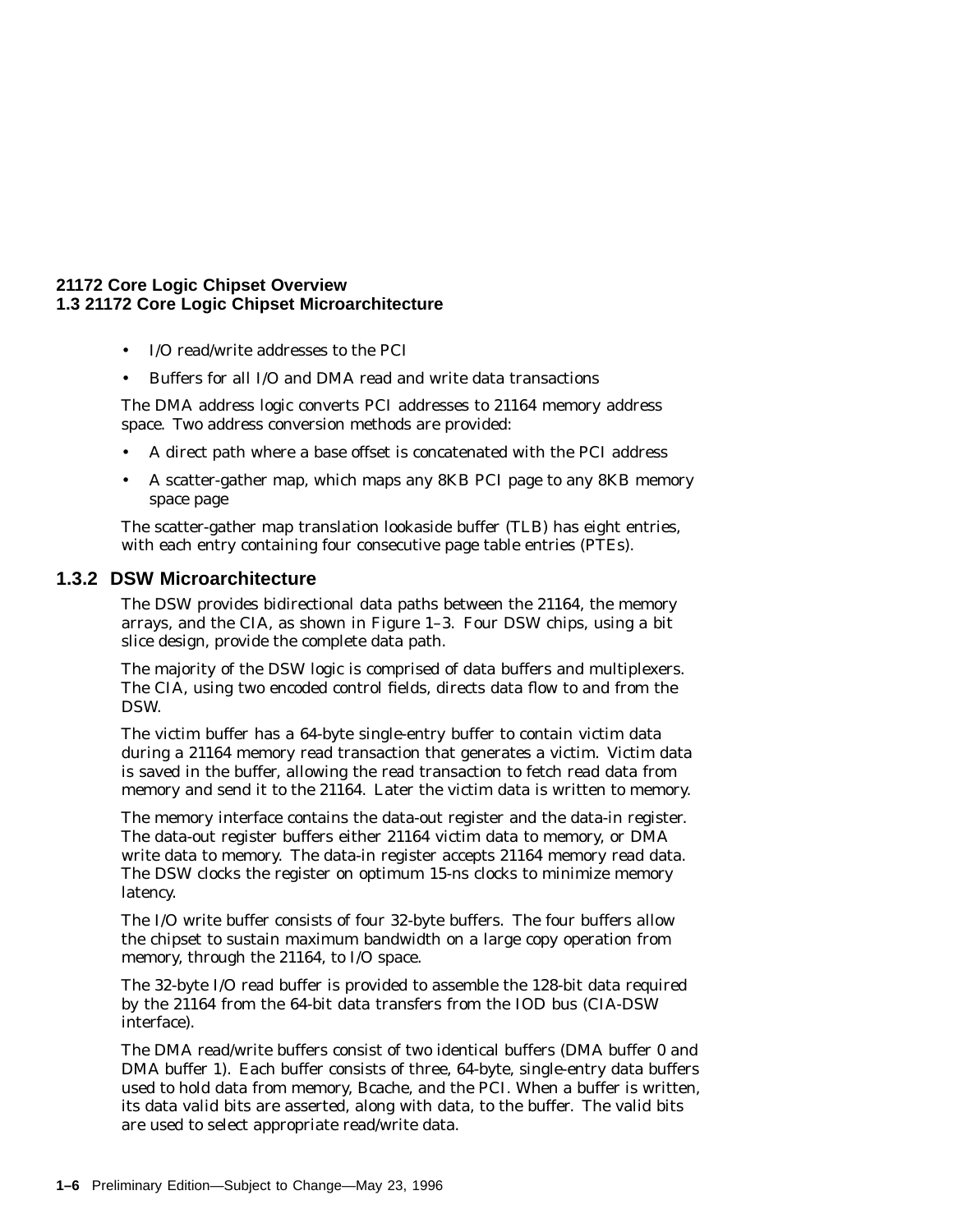- I/O read/write addresses to the PCI
- Buffers for all I/O and DMA read and write data transactions

The DMA address logic converts PCI addresses to 21164 memory address space. Two address conversion methods are provided:

- A direct path where a base offset is concatenated with the PCI address
- A scatter-gather map, which maps any 8KB PCI page to any 8KB memory space page

The scatter-gather map translation lookaside buffer (TLB) has eight entries, with each entry containing four consecutive page table entries (PTEs).

### 1.3.2 DSW Microarchitecture

The DSW provides bidirectional data paths between the 21164, the memory arrays, and the CIA, as shown in Figure 1–3. Four DSW chips, using a bit slice design, provide the complete data path.

The majority of the DSW logic is comprised of data buffers and multiplexers. The CIA, using two encoded control fields, directs data flow to and from the DSW.

The victim buffer has a 64-byte single-entry buffer to contain victim data during a 21164 memory read transaction that generates a victim. Victim data is saved in the buffer, allowing the read transaction to fetch read data from memory and send it to the 21164. Later the victim data is written to memory.

The memory interface contains the data-out register and the data-in register. The data-out register buffers either 21164 victim data to memory, or DMA write data to memory. The data-in register accepts 21164 memory read data. The DSW clocks the register on optimum 15-ns clocks to minimize memory latency.

The I/O write buffer consists of four 32-byte buffers. The four buffers allow the chipset to sustain maximum bandwidth on a large copy operation from memory, through the 21164, to I/O space.

The 32-byte I/O read buffer is provided to assemble the 128-bit data required by the 21164 from the 64-bit data transfers from the IOD bus (CIA-DSW interface).

The DMA read/write buffers consist of two identical buffers (DMA buffer 0 and DMA buffer 1). Each buffer consists of three, 64-byte, single-entry data buffers used to hold data from memory, Bcache, and the PCI. When a buffer is written, its data valid bits are asserted, along with data, to the buffer. The valid bits are used to select appropriate read/write data.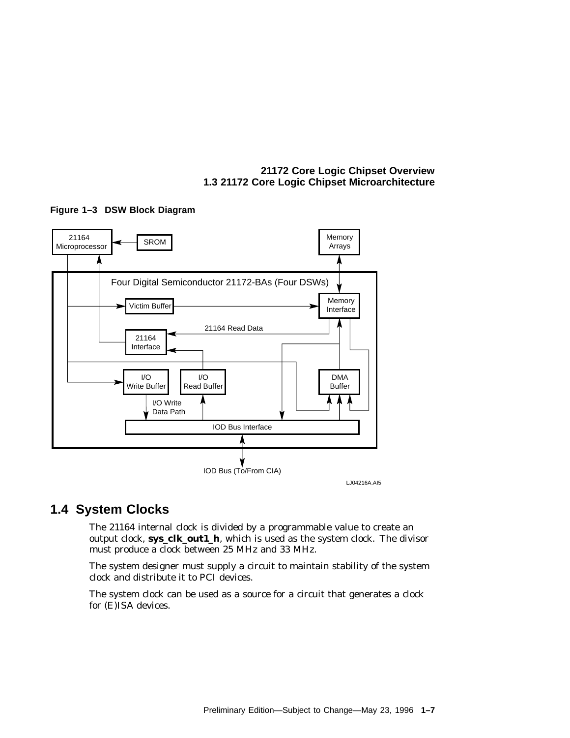**Figure 1–3 DSW Block Diagram**

## 1.4 System Clocks

The 21164 internal clock is divided by a programmable value to create an output clock, **sys_clk_out1_h**, which is used as the system clock. The divisor must produce a clock between 25 MHz and 33 MHz.

The system designer must supply a circuit to maintain stability of the system clock and distribute it to PCI devices.

The system clock can be used as a source for a circuit that generates a clock for (E)ISA devices.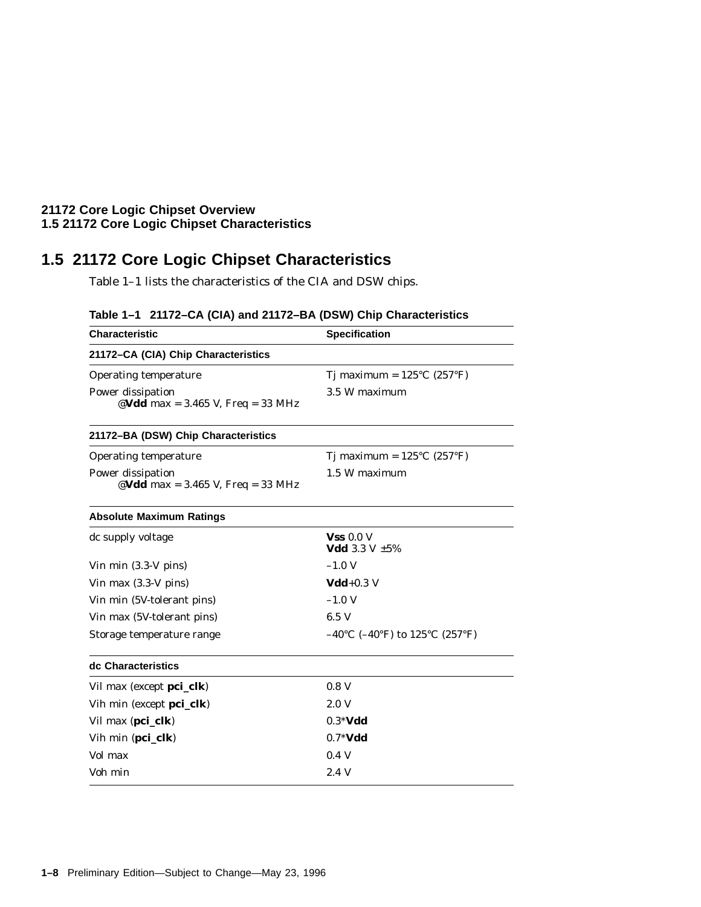## 1.5 21172 Core Logic Chipset Characteristics

Table 1–1 lists the characteristics of the CIA and DSW chips.

**Table 1–1 21172–CA (CIA) and 21172–BA (DSW) Chip Characteristics**

| Characteristic | Specification |
|---|---|
| **21172–CA (CIA) Chip Characteristics** | |
| Operating temperature | Tj maximum = 125°C (257°F) |
| Power dissipation @**Vdd** max = 3.465 V, Freq = 33 MHz | 3.5 W maximum |
| **21172–BA (DSW) Chip Characteristics** | |
| Operating temperature | Tj maximum = 125°C (257°F) |
| Power dissipation @**Vdd** max = 3.465 V, Freq = 33 MHz | 1.5 W maximum |
| **Absolute Maximum Ratings** | |
| dc supply voltage | **Vss** 0.0 V<br>**Vdd** 3.3 V ±5% |
| Vin min (3.3-V pins) | –1.0 V |
| Vin max (3.3-V pins) | **Vdd**+0.3 V |
| Vin min (5V-tolerant pins) | –1.0 V |
| Vin max (5V-tolerant pins) | 6.5 V |
| Storage temperature range | –40°C (–40°F) to 125°C (257°F) |
| **dc Characteristics** | |
| Vil max (except **pci_clk**) | 0.8 V |
| Vih min (except **pci_clk**) | 2.0 V |
| Vil max (**pci_clk**) | 0.3*​**Vdd** |
| Vih min (**pci_clk**) | 0.7*​**Vdd** |
| Vol max | 0.4 V |
| Voh min | 2.4 V |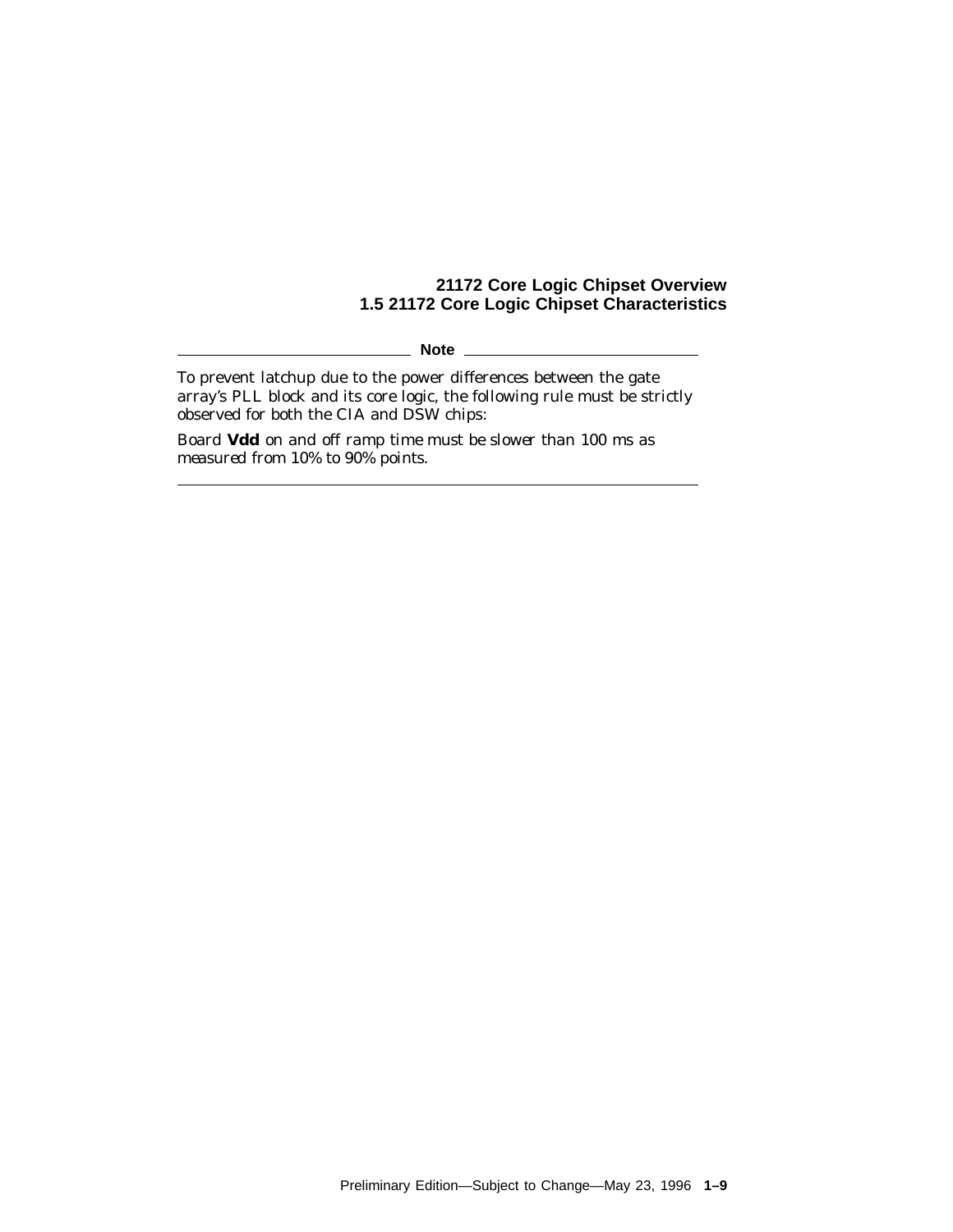**Note**

To prevent latchup due to the power differences between the gate array's PLL block and its core logic, the following rule must be strictly observed for both the CIA and DSW chips:

*Board **Vdd** on and off ramp time must be slower than 100 ms as measured from 10% to 90% points.*

---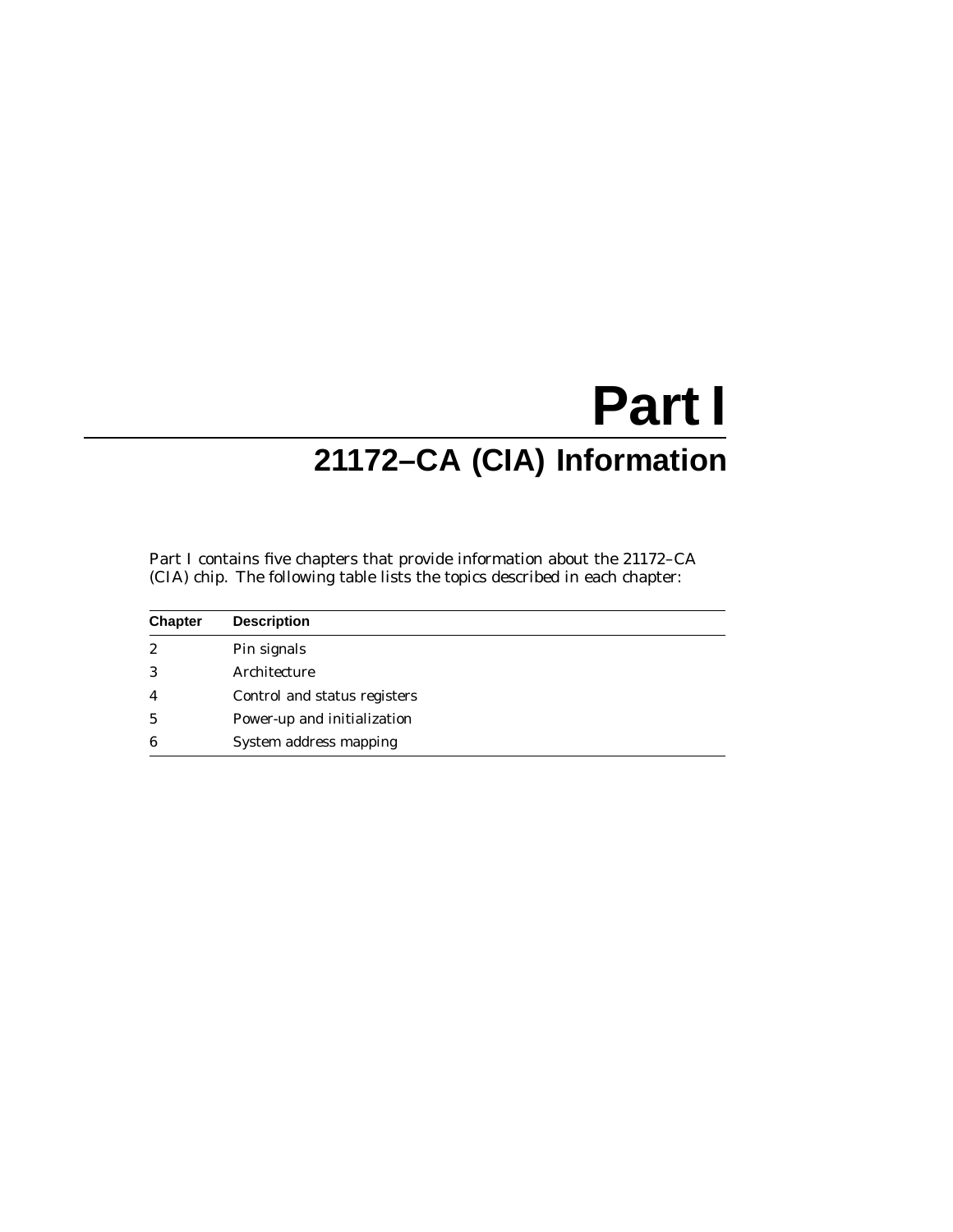# Part I

## 21172–CA (CIA) Information

Part I contains five chapters that provide information about the 21172–CA (CIA) chip. The following table lists the topics described in each chapter:

| Chapter | Description |
| --- | --- |
| 2 | Pin signals |
| 3 | Architecture |
| 4 | Control and status registers |
| 5 | Power-up and initialization |
| 6 | System address mapping |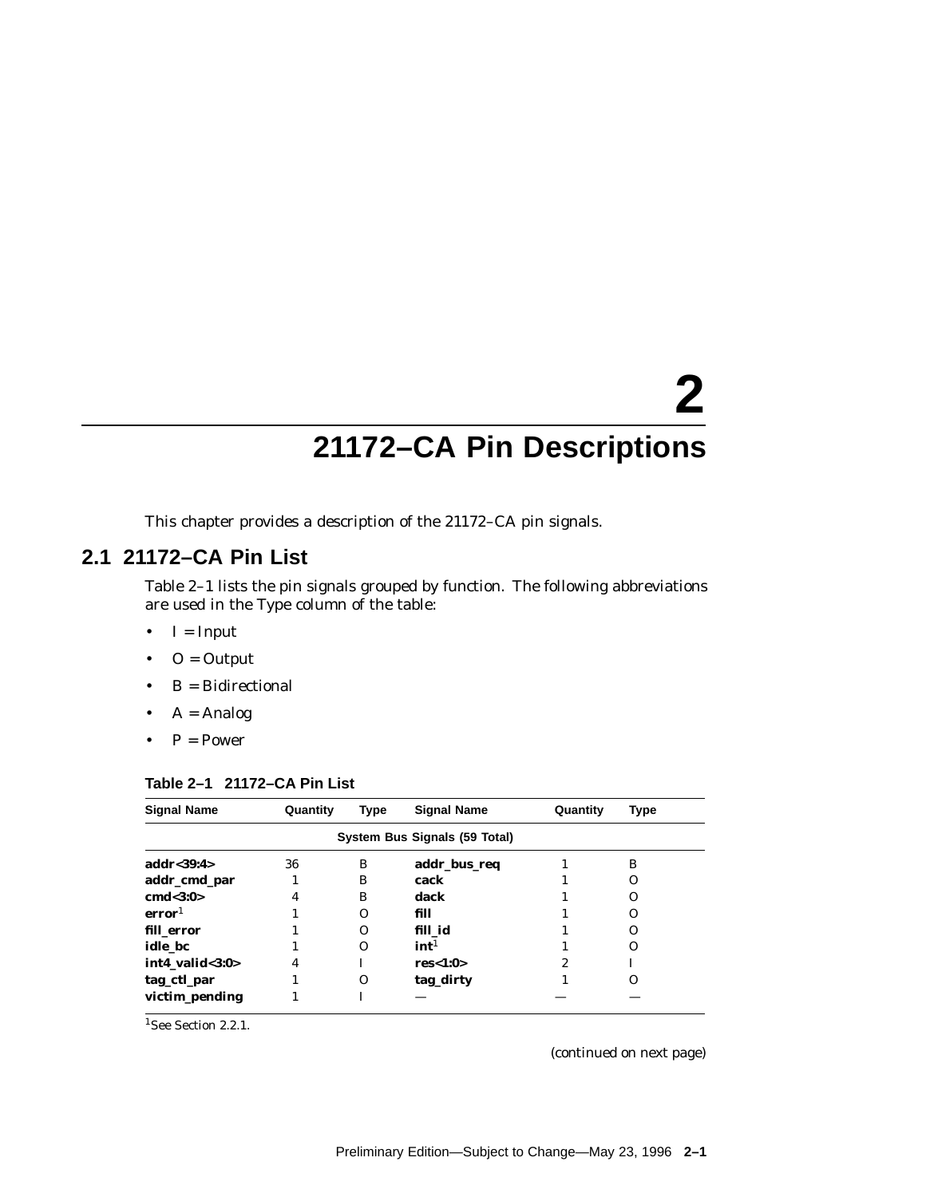# 2

# 21172–CA Pin Descriptions

This chapter provides a description of the 21172–CA pin signals.

## 2.1 21172–CA Pin List

Table 2–1 lists the pin signals grouped by function. The following abbreviations are used in the Type column of the table:

- I = Input
- O = Output
- B = Bidirectional
- A = Analog
- P = Power

**Table 2–1 21172–CA Pin List**

| Signal Name | Quantity | Type | Signal Name | Quantity | Type |
|---|---|---|---|---|---|
| | | **System Bus Signals (59 Total)** | | | |
| **addr<39:4>** | 36 | B | **addr_bus_req** | 1 | B |
| **addr_cmd_par** | 1 | B | **cack** | 1 | O |
| **cmd<3:0>** | 4 | B | **dack** | 1 | O |
| **error**[1] | 1 | O | **fill** | 1 | O |
| **fill_error** | 1 | O | **fill_id** | 1 | O |
| **idle_bc** | 1 | O | **int**[1] | 1 | O |
| **int4_valid<3:0>** | 4 | I | **res<1:0>** | 2 | I |
| **tag_ctl_par** | 1 | O | **tag_dirty** | 1 | O |
| **victim_pending** | 1 | I | — | — | — |

[1]See Section 2.2.1.

(continued on next page)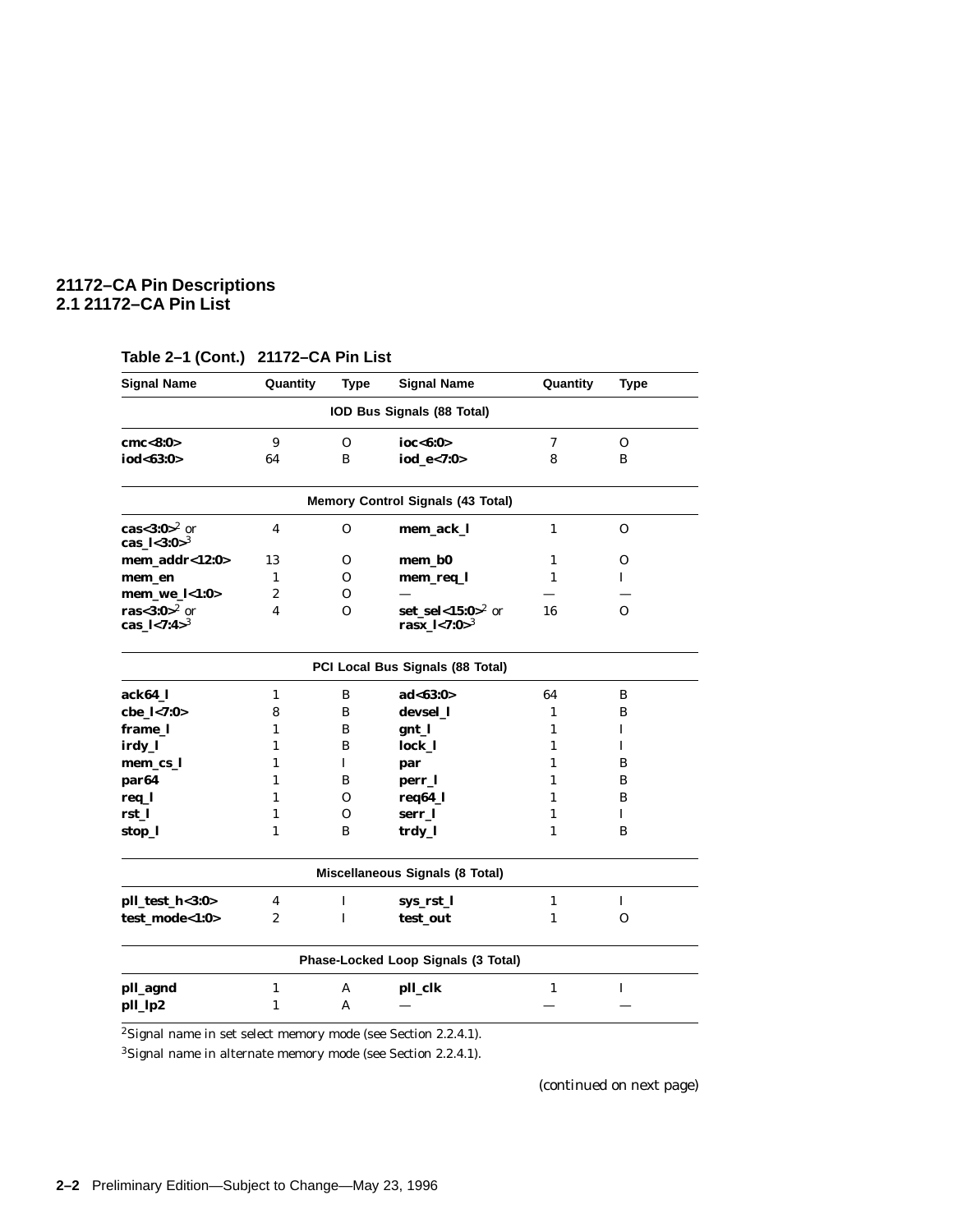# 21172–CA Pin Descriptions
## 2.1 21172–CA Pin List

**Table 2–1 (Cont.) 21172–CA Pin List**

| Signal Name | Quantity | Type | Signal Name | Quantity | Type |
|---|---|---|---|---|---|
| **IOD Bus Signals (88 Total)** | | | | | |
| **cmc<8:0>** | 9 | O | **ioc<6:0>** | 7 | O |
| **iod<63:0>** | 64 | B | **iod_e<7:0>** | 8 | B |
| **Memory Control Signals (43 Total)** | | | | | |
| **cas<3:0>**[2] or **cas_l<3:0>**[3] | 4 | O | **mem_ack_l** | 1 | O |
| **mem_addr<12:0>** | 13 | O | **mem_b0** | 1 | O |
| **mem_en** | 1 | O | **mem_req_l** | 1 | I |
| **mem_we_l<1:0>** | 2 | O | — | — | — |
| **ras<3:0>**[2] or **cas_l<7:4>**[3] | 4 | O | **set_sel<15:0>**[2] or **rasx_l<7:0>**[3] | 16 | O |
| **PCI Local Bus Signals (88 Total)** | | | | | |
| **ack64_l** | 1 | B | **ad<63:0>** | 64 | B |
| **cbe_l<7:0>** | 8 | B | **devsel_l** | 1 | B |
| **frame_l** | 1 | B | **gnt_l** | 1 | I |
| **irdy_l** | 1 | B | **lock_l** | 1 | I |
| **mem_cs_l** | 1 | I | **par** | 1 | B |
| **par64** | 1 | B | **perr_l** | 1 | B |
| **req_l** | 1 | O | **req64_l** | 1 | B |
| **rst_l** | 1 | O | **serr_l** | 1 | I |
| **stop_l** | 1 | B | **trdy_l** | 1 | B |
| **Miscellaneous Signals (8 Total)** | | | | | |
| **pll_test_h<3:0>** | 4 | I | **sys_rst_l** | 1 | I |
| **test_mode<1:0>** | 2 | I | **test_out** | 1 | O |
| **Phase-Locked Loop Signals (3 Total)** | | | | | |
| **pll_agnd** | 1 | A | **pll_clk** | 1 | I |
| **pll_lp2** | 1 | A | — | — | — |

[2]Signal name in set select memory mode (see Section 2.2.4.1).

[3]Signal name in alternate memory mode (see Section 2.2.4.1).

*(continued on next page)*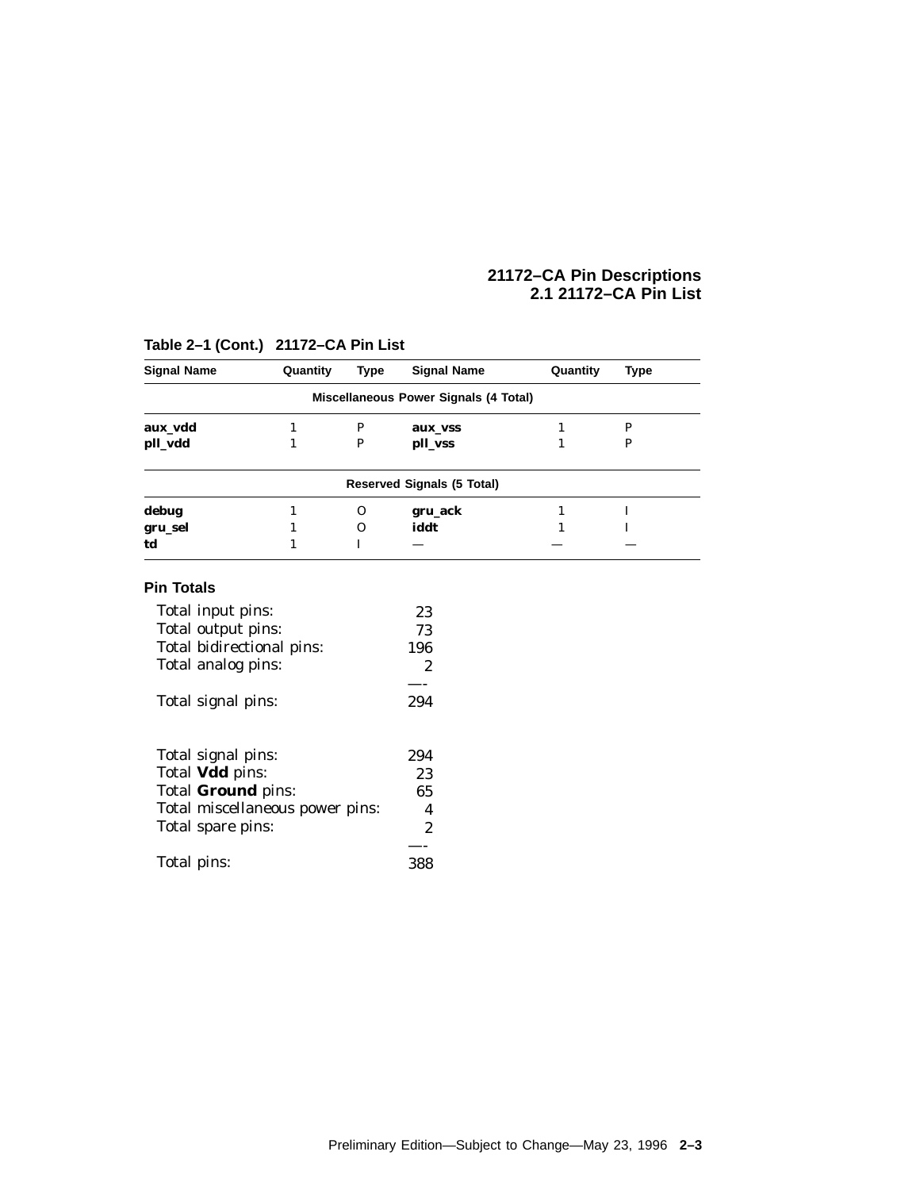**Table 2–1 (Cont.) 21172–CA Pin List**

| Signal Name | Quantity | Type | Signal Name | Quantity | Type |
|---|---|---|---|---|---|
| | | **Miscellaneous Power Signals (4 Total)** | | | |
| **aux_vdd** | 1 | P | **aux_vss** | 1 | P |
| **pll_vdd** | 1 | P | **pll_vss** | 1 | P |
| | | **Reserved Signals (5 Total)** | | | |
| **debug** | 1 | O | **gru_ack** | 1 | I |
| **gru_sel** | 1 | O | **iddt** | 1 | I |
| **td** | 1 | I | — | — | — |

### Pin Totals

| | |
|---|---|
| Total input pins: | 23 |
| Total output pins: | 73 |
| Total bidirectional pins: | 196 |
| Total analog pins: | 2 |
| | —- |
| Total signal pins: | 294 |

| | |
|---|---|
| Total signal pins: | 294 |
| Total **Vdd** pins: | 23 |
| Total **Ground** pins: | 65 |
| Total miscellaneous power pins: | 4 |
| Total spare pins: | 2 |
| | —- |
| Total pins: | 388 |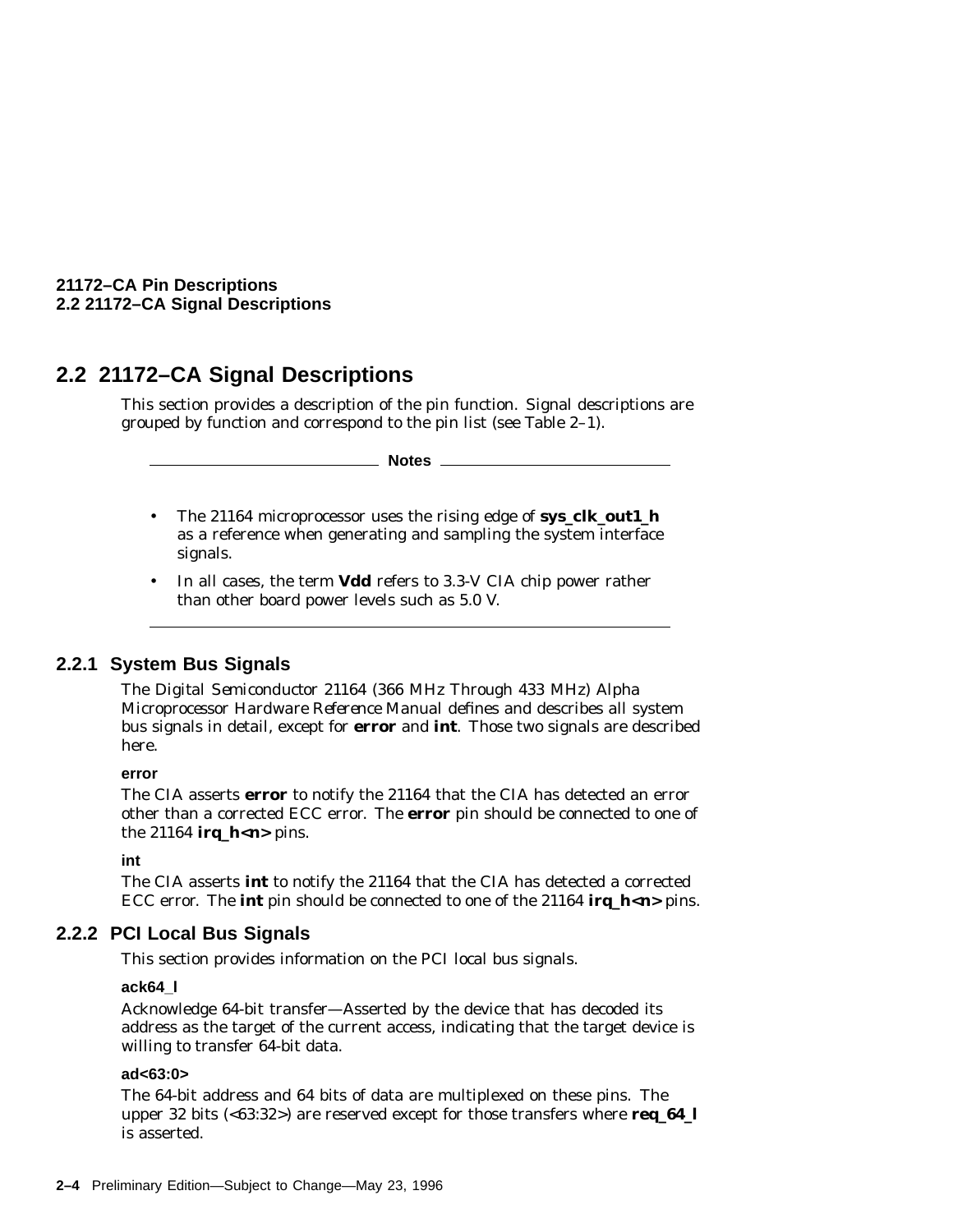## 2.2 21172–CA Signal Descriptions

This section provides a description of the pin function. Signal descriptions are grouped by function and correspond to the pin list (see Table 2–1).

---

**Notes**

- The 21164 microprocessor uses the rising edge of **sys_clk_out1_h** as a reference when generating and sampling the system interface signals.
- In all cases, the term **Vdd** refers to 3.3-V CIA chip power rather than other board power levels such as 5.0 V.

---

### 2.2.1 System Bus Signals

The *Digital Semiconductor 21164 (366 MHz Through 433 MHz) Alpha Microprocessor Hardware Reference Manual* defines and describes all system bus signals in detail, except for **error** and **int**. Those two signals are described here.

**error**

The CIA asserts **error** to notify the 21164 that the CIA has detected an error other than a corrected ECC error. The **error** pin should be connected to one of the 21164 **irq_h<n>** pins.

**int**

The CIA asserts **int** to notify the 21164 that the CIA has detected a corrected ECC error. The **int** pin should be connected to one of the 21164 **irq_h<n>** pins.

### 2.2.2 PCI Local Bus Signals

This section provides information on the PCI local bus signals.

**ack64_l**

Acknowledge 64-bit transfer—Asserted by the device that has decoded its address as the target of the current access, indicating that the target device is willing to transfer 64-bit data.

**ad<63:0>**

The 64-bit address and 64 bits of data are multiplexed on these pins. The upper 32 bits (<63:32>) are reserved except for those transfers where **req_64_l** is asserted.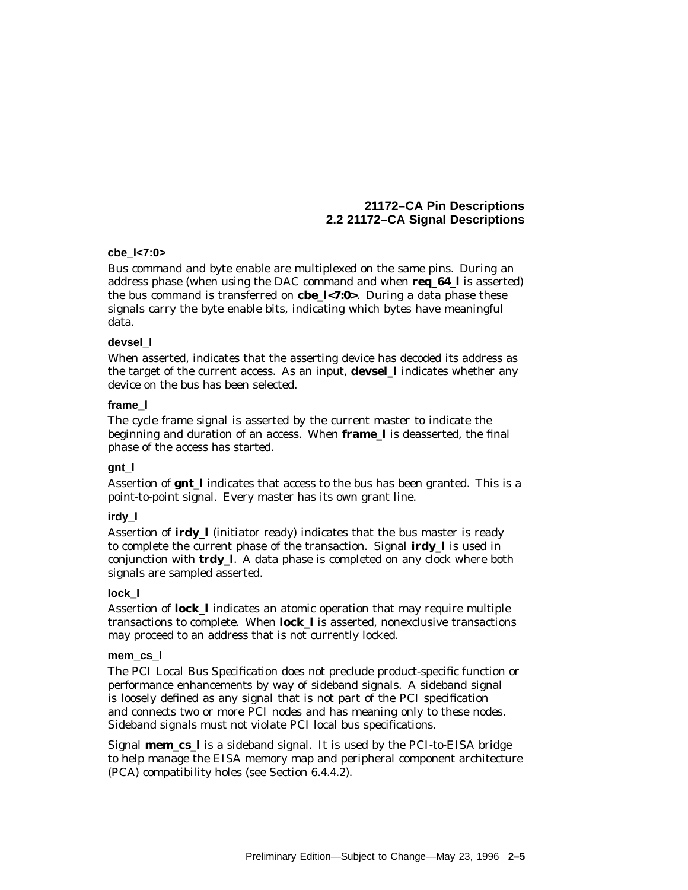**cbe_l<7:0>**

Bus command and byte enable are multiplexed on the same pins. During an address phase (when using the DAC command and when **req_64_l** is asserted) the bus command is transferred on **cbe_l<7:0>**. During a data phase these signals carry the byte enable bits, indicating which bytes have meaningful data.

**devsel_l**

When asserted, indicates that the asserting device has decoded its address as the target of the current access. As an input, **devsel_l** indicates whether any device on the bus has been selected.

**frame_l**

The cycle frame signal is asserted by the current master to indicate the beginning and duration of an access. When **frame_l** is deasserted, the final phase of the access has started.

**gnt_l**

Assertion of **gnt_l** indicates that access to the bus has been granted. This is a point-to-point signal. Every master has its own grant line.

**irdy_l**

Assertion of **irdy_l** (initiator ready) indicates that the bus master is ready to complete the current phase of the transaction. Signal **irdy_l** is used in conjunction with **trdy_l**. A data phase is completed on any clock where both signals are sampled asserted.

**lock_l**

Assertion of **lock_l** indicates an atomic operation that may require multiple transactions to complete. When **lock_l** is asserted, nonexclusive transactions may proceed to an address that is not currently locked.

**mem_cs_l**

The *PCI Local Bus Specification* does not preclude product-specific function or performance enhancements by way of sideband signals. A sideband signal is loosely defined as any signal that is not part of the PCI specification and connects two or more PCI nodes and has meaning only to these nodes. Sideband signals must not violate PCI local bus specifications.

Signal **mem_cs_l** is a sideband signal. It is used by the PCI-to-EISA bridge to help manage the EISA memory map and peripheral component architecture (PCA) compatibility holes (see Section 6.4.4.2).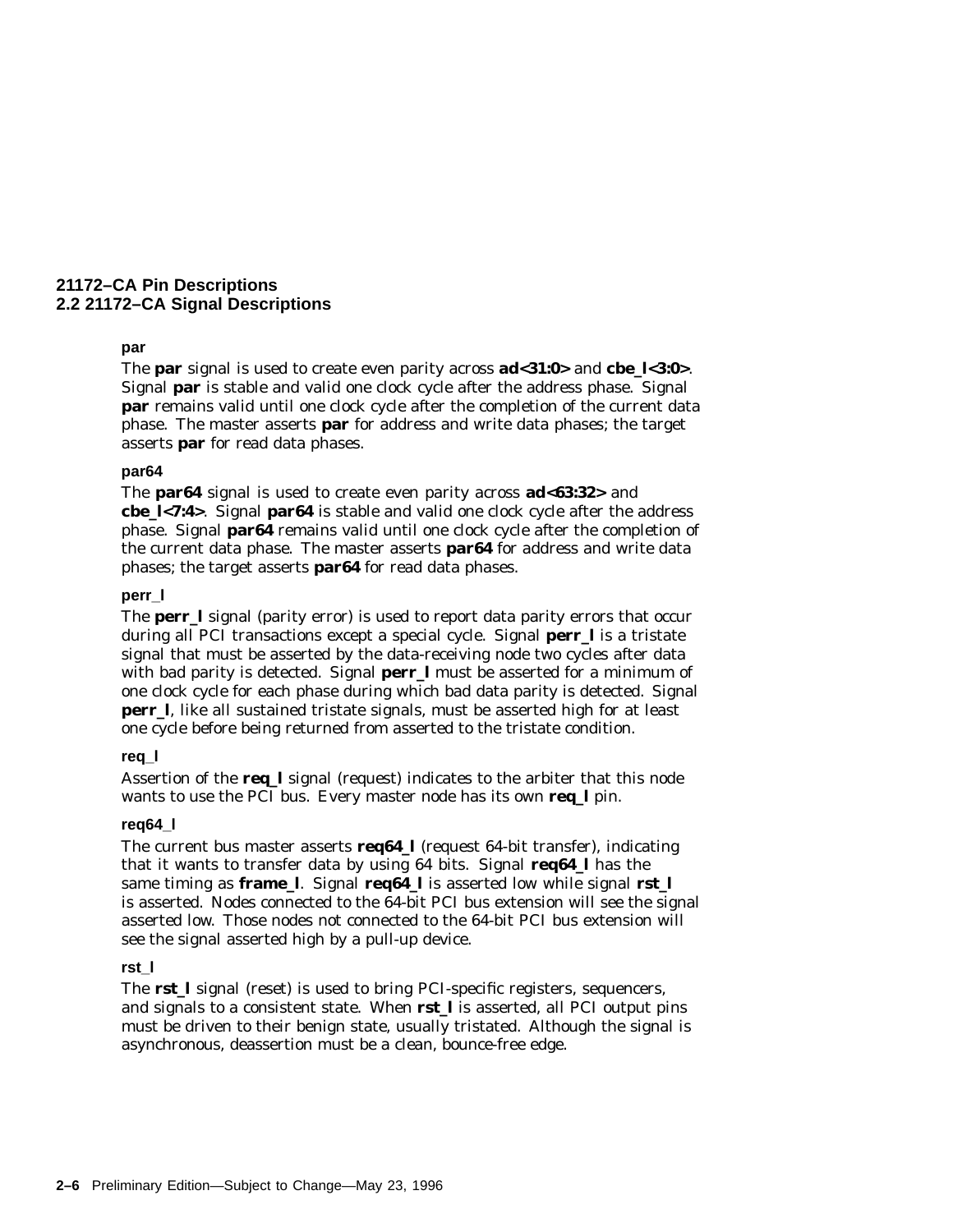**par**

The **par** signal is used to create even parity across **ad<31:0>** and **cbe_l<3:0>**. Signal **par** is stable and valid one clock cycle after the address phase. Signal **par** remains valid until one clock cycle after the completion of the current data phase. The master asserts **par** for address and write data phases; the target asserts **par** for read data phases.

**par64**

The **par64** signal is used to create even parity across **ad<63:32>** and **cbe_l<7:4>**. Signal **par64** is stable and valid one clock cycle after the address phase. Signal **par64** remains valid until one clock cycle after the completion of the current data phase. The master asserts **par64** for address and write data phases; the target asserts **par64** for read data phases.

**perr_l**

The **perr_l** signal (parity error) is used to report data parity errors that occur during all PCI transactions except a special cycle. Signal **perr_l** is a tristate signal that must be asserted by the data-receiving node two cycles after data with bad parity is detected. Signal **perr_l** must be asserted for a minimum of one clock cycle for each phase during which bad data parity is detected. Signal **perr_l**, like all sustained tristate signals, must be asserted high for at least one cycle before being returned from asserted to the tristate condition.

**req_l**

Assertion of the **req_l** signal (request) indicates to the arbiter that this node wants to use the PCI bus. Every master node has its own **req_l** pin.

**req64_l**

The current bus master asserts **req64_l** (request 64-bit transfer), indicating that it wants to transfer data by using 64 bits. Signal **req64_l** has the same timing as **frame_l**. Signal **req64_l** is asserted low while signal **rst_l** is asserted. Nodes connected to the 64-bit PCI bus extension will see the signal asserted low. Those nodes not connected to the 64-bit PCI bus extension will see the signal asserted high by a pull-up device.

**rst_l**

The **rst_l** signal (reset) is used to bring PCI-specific registers, sequencers, and signals to a consistent state. When **rst_l** is asserted, all PCI output pins must be driven to their benign state, usually tristated. Although the signal is asynchronous, deassertion must be a clean, bounce-free edge.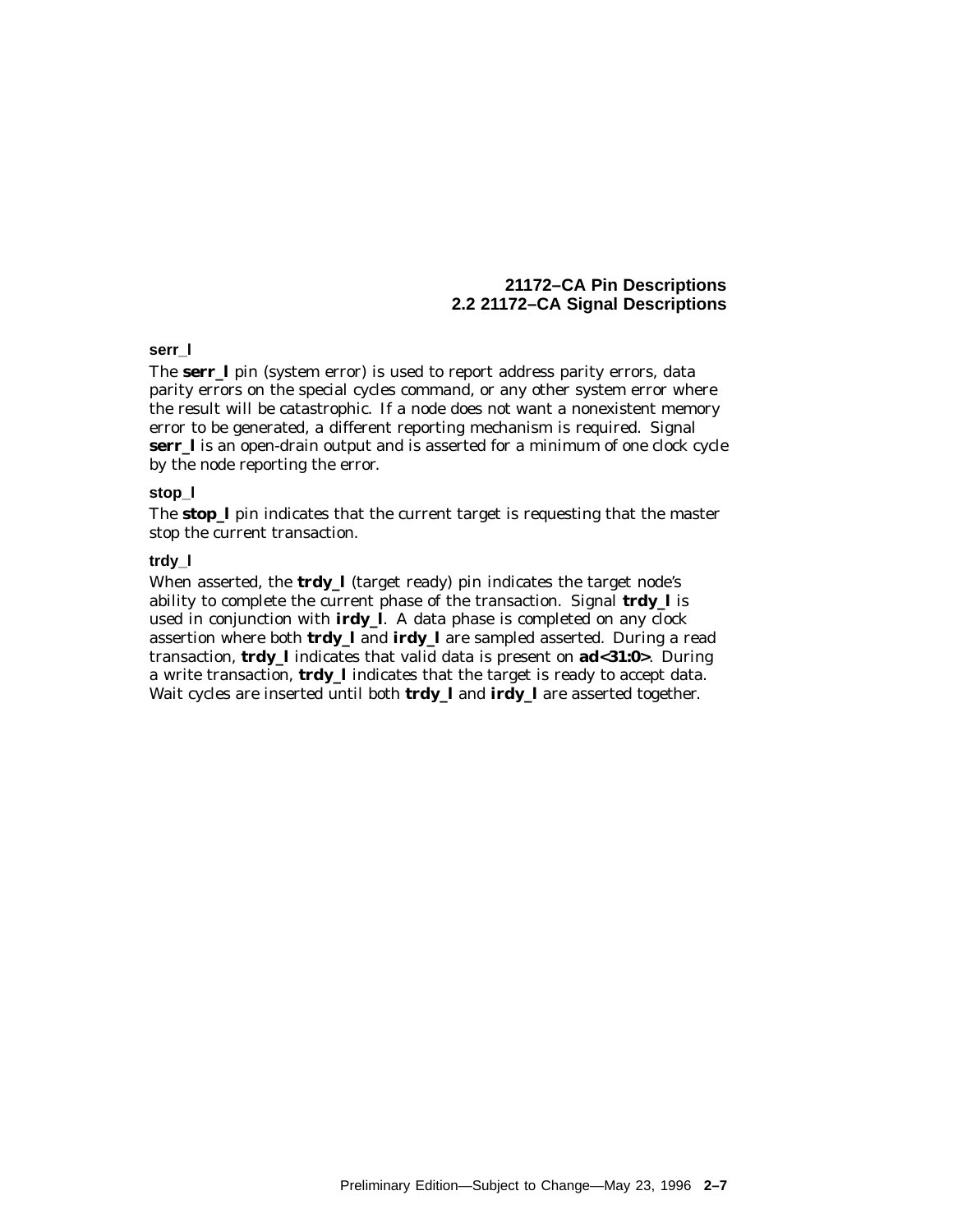#### serr_l

The **serr_l** pin (system error) is used to report address parity errors, data parity errors on the special cycles command, or any other system error where the result will be catastrophic. If a node does not want a nonexistent memory error to be generated, a different reporting mechanism is required. Signal **serr_l** is an open-drain output and is asserted for a minimum of one clock cycle by the node reporting the error.

#### stop_l

The **stop_l** pin indicates that the current target is requesting that the master stop the current transaction.

#### trdy_l

When asserted, the **trdy_l** (target ready) pin indicates the target node's ability to complete the current phase of the transaction. Signal **trdy_l** is used in conjunction with **irdy_l**. A data phase is completed on any clock assertion where both **trdy_l** and **irdy_l** are sampled asserted. During a read transaction, **trdy_l** indicates that valid data is present on **ad<31:0>**. During a write transaction, **trdy_l** indicates that the target is ready to accept data. Wait cycles are inserted until both **trdy_l** and **irdy_l** are asserted together.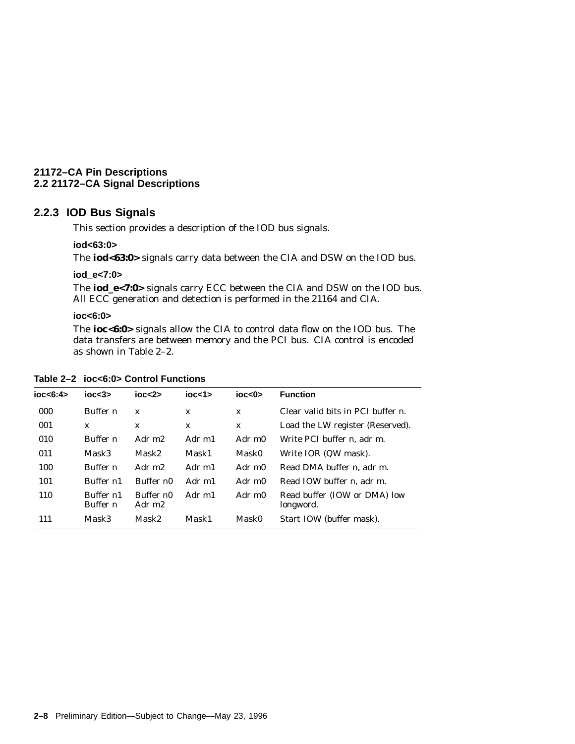### 2.2.3 IOD Bus Signals

This section provides a description of the IOD bus signals.

**iod<63:0>**

The **iod<63:0>** signals carry data between the CIA and DSW on the IOD bus.

**iod_e<7:0>**

The **iod_e<7:0>** signals carry ECC between the CIA and DSW on the IOD bus. All ECC generation and detection is performed in the 21164 and CIA.

**ioc<6:0>**

The **ioc<6:0>** signals allow the CIA to control data flow on the IOD bus. The data transfers are between memory and the PCI bus. CIA control is encoded as shown in Table 2–2.

**Table 2–2 ioc<6:0> Control Functions**

| ioc<6:4> | ioc<3> | ioc<2> | ioc<1> | ioc<0> | Function |
|---|---|---|---|---|---|
| 000 | Buffer n | x | x | x | Clear valid bits in PCI buffer n. |
| 001 | x | x | x | x | Load the LW register (Reserved). |
| 010 | Buffer n | Adr m2 | Adr m1 | Adr m0 | Write PCI buffer n, adr m. |
| 011 | Mask3 | Mask2 | Mask1 | Mask0 | Write IOR (QW mask). |
| 100 | Buffer n | Adr m2 | Adr m1 | Adr m0 | Read DMA buffer n, adr m. |
| 101 | Buffer n1 | Buffer n0 | Adr m1 | Adr m0 | Read IOW buffer n, adr m. |
| 110 | Buffer n1<br>Buffer n | Buffer n0<br>Adr m2 | Adr m1 | Adr m0 | Read buffer (IOW or DMA) low longword. |
| 111 | Mask3 | Mask2 | Mask1 | Mask0 | Start IOW (buffer mask). |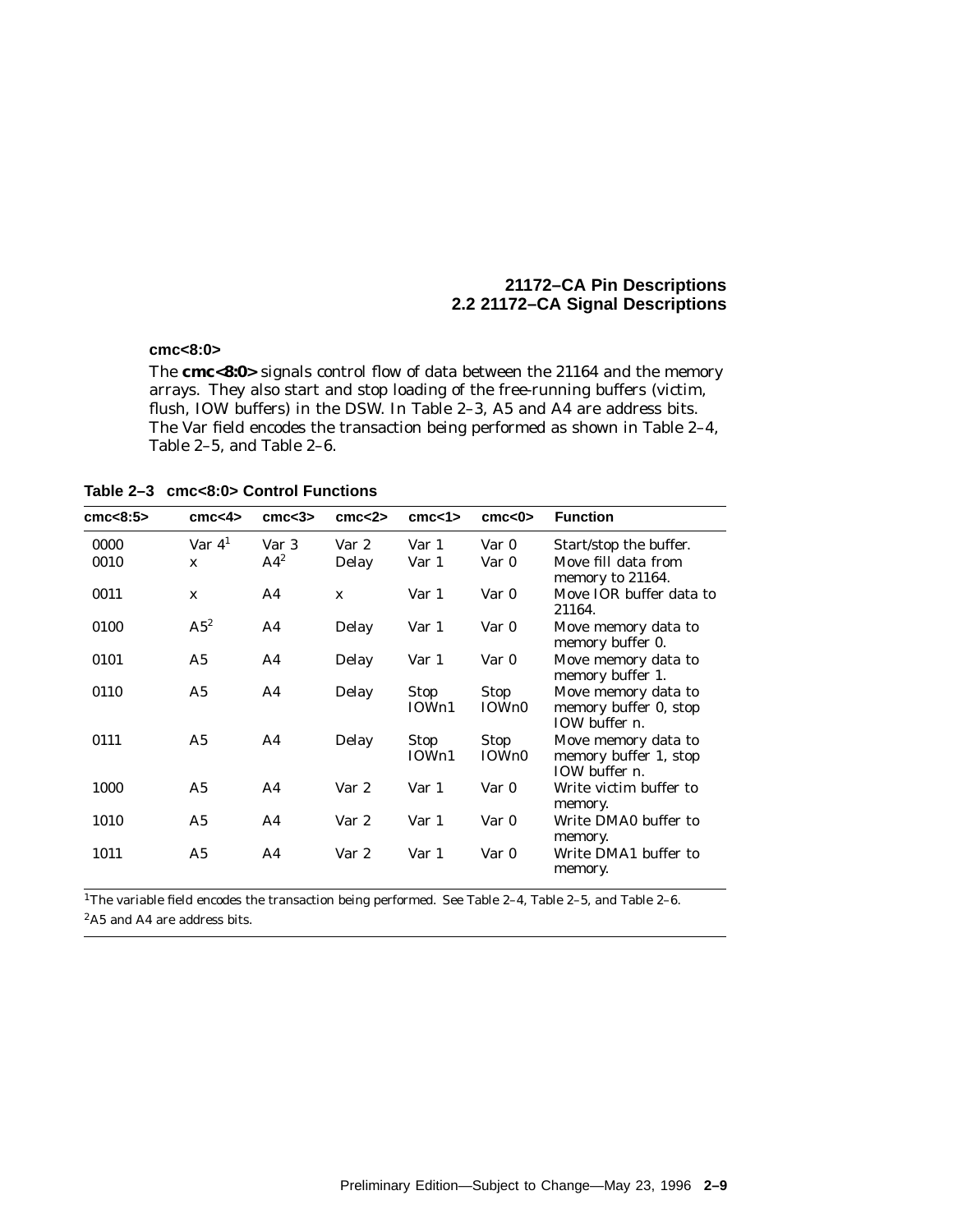### cmc<8:0>

The **cmc<8:0>** signals control flow of data between the 21164 and the memory arrays. They also start and stop loading of the free-running buffers (victim, flush, IOW buffers) in the DSW. In Table 2–3, A5 and A4 are address bits. The Var field encodes the transaction being performed as shown in Table 2–4, Table 2–5, and Table 2–6.

**Table 2–3 cmc<8:0> Control Functions**

| cmc<8:5> | cmc<4> | cmc<3> | cmc<2> | cmc<1> | cmc<0> | Function |
|---|---|---|---|---|---|---|
| 0000 | Var 4[1] | Var 3 | Var 2 | Var 1 | Var 0 | Start/stop the buffer. |
| 0010 | x | A4[2] | Delay | Var 1 | Var 0 | Move fill data from memory to 21164. |
| 0011 | x | A4 | x | Var 1 | Var 0 | Move IOR buffer data to 21164. |
| 0100 | A5[2] | A4 | Delay | Var 1 | Var 0 | Move memory data to memory buffer 0. |
| 0101 | A5 | A4 | Delay | Var 1 | Var 0 | Move memory data to memory buffer 1. |
| 0110 | A5 | A4 | Delay | Stop IOWn1 | Stop IOWn0 | Move memory data to memory buffer 0, stop IOW buffer n. |
| 0111 | A5 | A4 | Delay | Stop IOWn1 | Stop IOWn0 | Move memory data to memory buffer 1, stop IOW buffer n. |
| 1000 | A5 | A4 | Var 2 | Var 1 | Var 0 | Write victim buffer to memory. |
| 1010 | A5 | A4 | Var 2 | Var 1 | Var 0 | Write DMA0 buffer to memory. |
| 1011 | A5 | A4 | Var 2 | Var 1 | Var 0 | Write DMA1 buffer to memory. |

[1]The variable field encodes the transaction being performed. See Table 2–4, Table 2–5, and Table 2–6.

[2]A5 and A4 are address bits.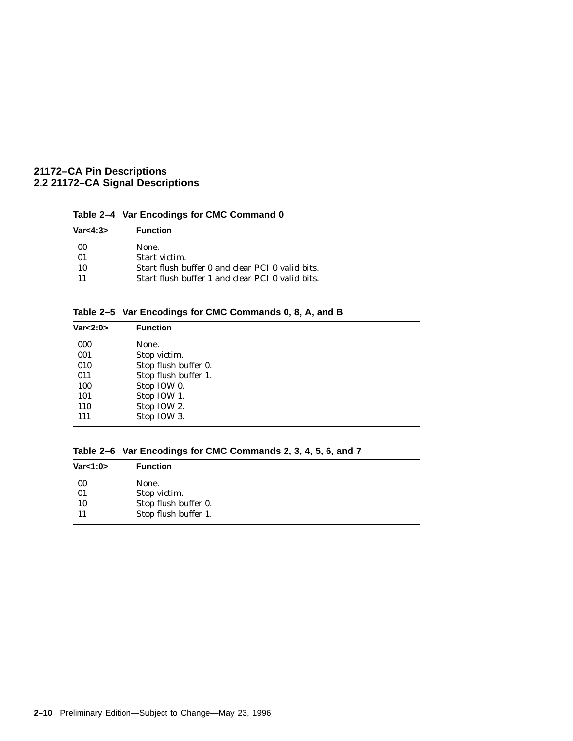**Table 2–4 Var Encodings for CMC Command 0**

| Var<4:3> | Function |
|---|---|
| 00 | None. |
| 01 | Start victim. |
| 10 | Start flush buffer 0 and clear PCI 0 valid bits. |
| 11 | Start flush buffer 1 and clear PCI 0 valid bits. |

**Table 2–5 Var Encodings for CMC Commands 0, 8, A, and B**

| Var<2:0> | Function |
|---|---|
| 000 | None. |
| 001 | Stop victim. |
| 010 | Stop flush buffer 0. |
| 011 | Stop flush buffer 1. |
| 100 | Stop IOW 0. |
| 101 | Stop IOW 1. |
| 110 | Stop IOW 2. |
| 111 | Stop IOW 3. |

**Table 2–6 Var Encodings for CMC Commands 2, 3, 4, 5, 6, and 7**

| Var<1:0> | Function |
|---|---|
| 00 | None. |
| 01 | Stop victim. |
| 10 | Stop flush buffer 0. |
| 11 | Stop flush buffer 1. |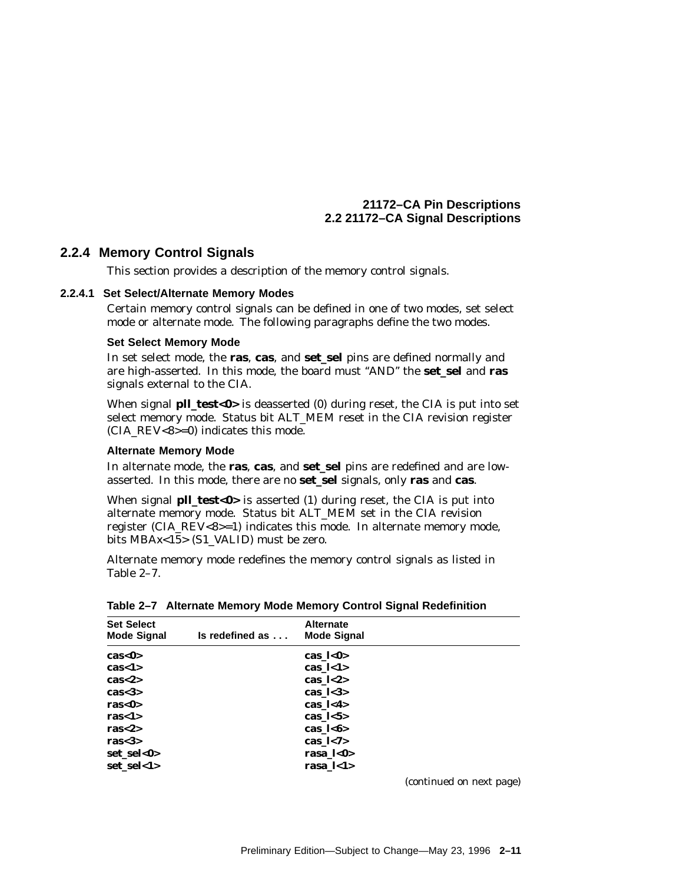### 2.2.4 Memory Control Signals

This section provides a description of the memory control signals.

#### 2.2.4.1 Set Select/Alternate Memory Modes

Certain memory control signals can be defined in one of two modes, set select mode or alternate mode. The following paragraphs define the two modes.

**Set Select Memory Mode**

In set select mode, the **ras**, **cas**, and **set_sel** pins are defined normally and are high-asserted. In this mode, the board must "AND" the **set_sel** and **ras** signals external to the CIA.

When signal **pll_test<0>** is deasserted (0) during reset, the CIA is put into set select memory mode. Status bit ALT_MEM reset in the CIA revision register (CIA_REV<8>=0) indicates this mode.

**Alternate Memory Mode**

In alternate mode, the **ras**, **cas**, and **set_sel** pins are redefined and are low-asserted. In this mode, there are no **set_sel** signals, only **ras** and **cas**.

When signal **pll_test<0>** is asserted (1) during reset, the CIA is put into alternate memory mode. Status bit ALT_MEM set in the CIA revision register (CIA_REV<8>=1) indicates this mode. In alternate memory mode, bits MBAx<15> (S1_VALID) must be zero.

Alternate memory mode redefines the memory control signals as listed in Table 2–7.

**Table 2–7 Alternate Memory Mode Memory Control Signal Redefinition**

| Set Select Mode Signal | Is redefined as . . . | Alternate Mode Signal |
|---|---|---|
| **cas<0>** | | **cas_l<0>** |
| **cas<1>** | | **cas_l<1>** |
| **cas<2>** | | **cas_l<2>** |
| **cas<3>** | | **cas_l<3>** |
| **ras<0>** | | **cas_l<4>** |
| **ras<1>** | | **cas_l<5>** |
| **ras<2>** | | **cas_l<6>** |
| **ras<3>** | | **cas_l<7>** |
| **set_sel<0>** | | **rasa_l<0>** |
| **set_sel<1>** | | **rasa_l<1>** |

*(continued on next page)*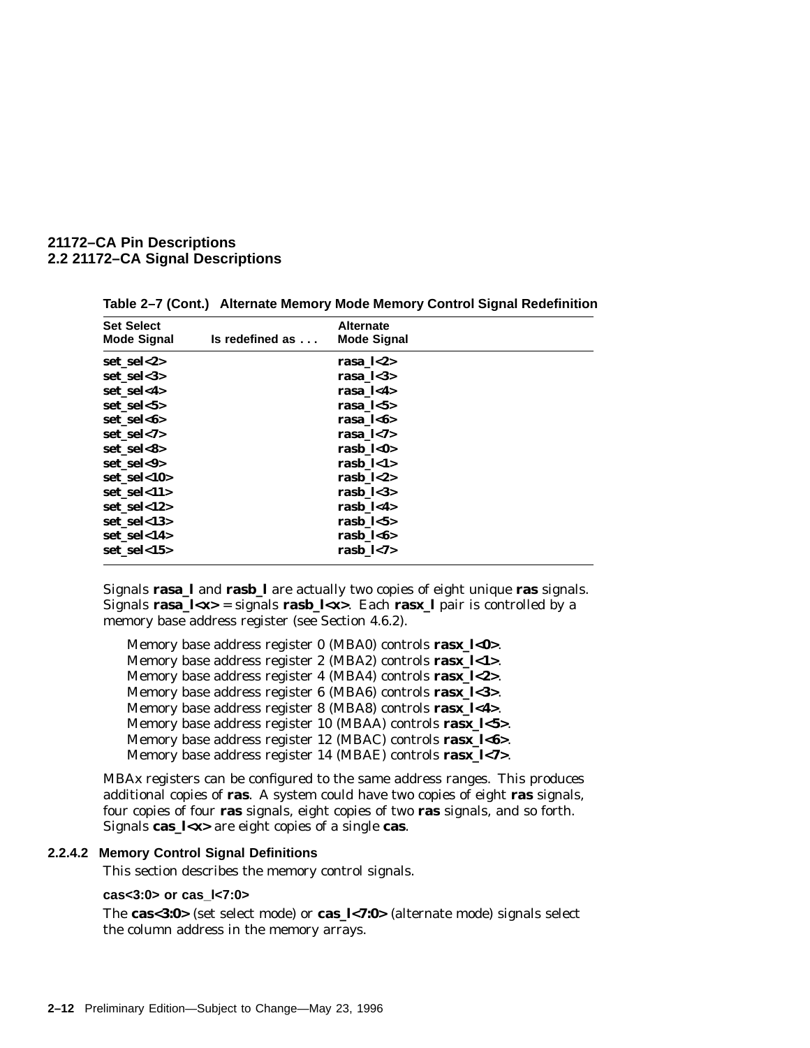**Table 2–7 (Cont.) Alternate Memory Mode Memory Control Signal Redefinition**

| Set Select Mode Signal | Is redefined as . . . | Alternate Mode Signal |
|---|---|---|
| **set_sel<2>** | | **rasa_l<2>** |
| **set_sel<3>** | | **rasa_l<3>** |
| **set_sel<4>** | | **rasa_l<4>** |
| **set_sel<5>** | | **rasa_l<5>** |
| **set_sel<6>** | | **rasa_l<6>** |
| **set_sel<7>** | | **rasa_l<7>** |
| **set_sel<8>** | | **rasb_l<0>** |
| **set_sel<9>** | | **rasb_l<1>** |
| **set_sel<10>** | | **rasb_l<2>** |
| **set_sel<11>** | | **rasb_l<3>** |
| **set_sel<12>** | | **rasb_l<4>** |
| **set_sel<13>** | | **rasb_l<5>** |
| **set_sel<14>** | | **rasb_l<6>** |
| **set_sel<15>** | | **rasb_l<7>** |

Signals **rasa_l** and **rasb_l** are actually two copies of eight unique **ras** signals. Signals **rasa_l<x>** = signals **rasb_l<x>**. Each **rasx_l** pair is controlled by a memory base address register (see Section 4.6.2).

Memory base address register 0 (MBA0) controls **rasx_l<0>**.
Memory base address register 2 (MBA2) controls **rasx_l<1>**.
Memory base address register 4 (MBA4) controls **rasx_l<2>**.
Memory base address register 6 (MBA6) controls **rasx_l<3>**.
Memory base address register 8 (MBA8) controls **rasx_l<4>**.
Memory base address register 10 (MBAA) controls **rasx_l<5>**.
Memory base address register 12 (MBAC) controls **rasx_l<6>**.
Memory base address register 14 (MBAE) controls **rasx_l<7>**.

MBAx registers can be configured to the same address ranges. This produces additional copies of **ras**. A system could have two copies of eight **ras** signals, four copies of four **ras** signals, eight copies of two **ras** signals, and so forth. Signals **cas_l<x>** are eight copies of a single **cas**.

#### 2.2.4.2 Memory Control Signal Definitions

This section describes the memory control signals.

**cas<3:0> or cas_l<7:0>**

The **cas<3:0>** (set select mode) or **cas_l<7:0>** (alternate mode) signals select the column address in the memory arrays.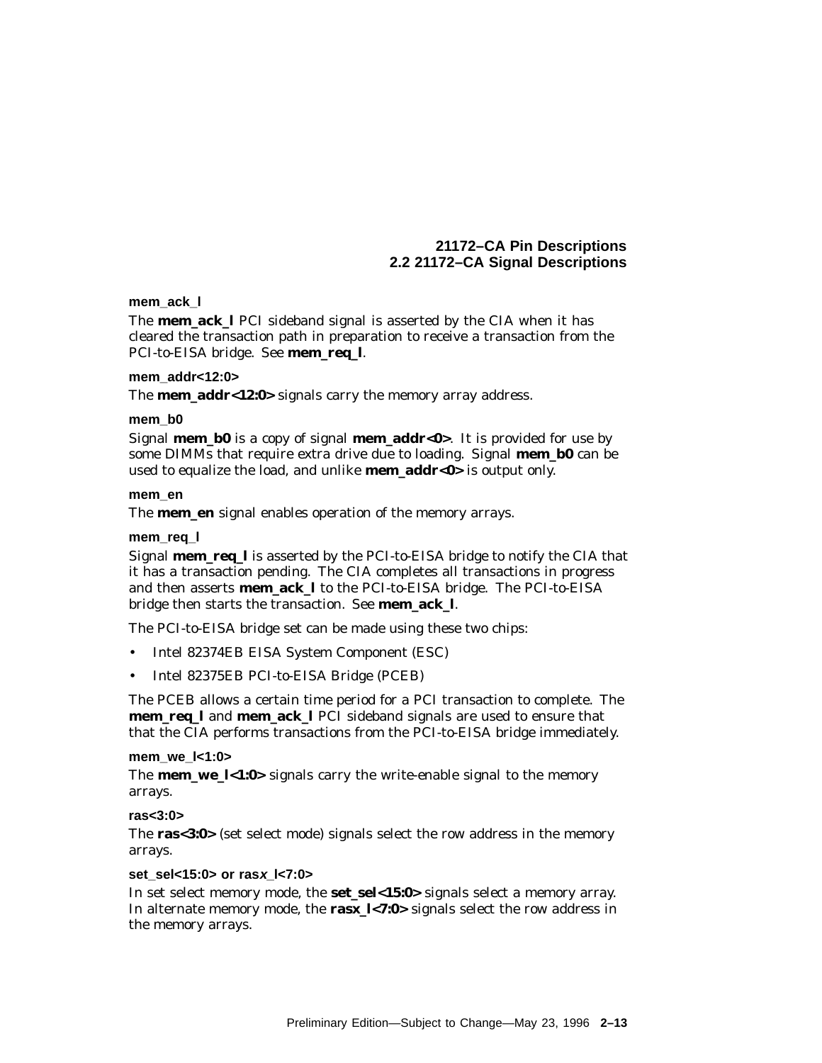**mem_ack_l**

The **mem_ack_l** PCI sideband signal is asserted by the CIA when it has cleared the transaction path in preparation to receive a transaction from the PCI-to-EISA bridge. See **mem_req_l**.

**mem_addr<12:0>**

The **mem_addr<12:0>** signals carry the memory array address.

**mem_b0**

Signal **mem_b0** is a copy of signal **mem_addr<0>**. It is provided for use by some DIMMs that require extra drive due to loading. Signal **mem_b0** can be used to equalize the load, and unlike **mem_addr<0>** is output only.

**mem_en**

The **mem_en** signal enables operation of the memory arrays.

**mem_req_l**

Signal **mem_req_l** is asserted by the PCI-to-EISA bridge to notify the CIA that it has a transaction pending. The CIA completes all transactions in progress and then asserts **mem_ack_l** to the PCI-to-EISA bridge. The PCI-to-EISA bridge then starts the transaction. See **mem_ack_l**.

The PCI-to-EISA bridge set can be made using these two chips:

- Intel 82374EB EISA System Component (ESC)
- Intel 82375EB PCI-to-EISA Bridge (PCEB)

The PCEB allows a certain time period for a PCI transaction to complete. The **mem_req_l** and **mem_ack_l** PCI sideband signals are used to ensure that that the CIA performs transactions from the PCI-to-EISA bridge immediately.

**mem_we_l<1:0>**

The **mem_we_l<1:0>** signals carry the write-enable signal to the memory arrays.

**ras<3:0>**

The **ras<3:0>** (set select mode) signals select the row address in the memory arrays.

**set_sel<15:0> or ras*x*_l<7:0>**

In set select memory mode, the **set_sel<15:0>** signals select a memory array. In alternate memory mode, the **rasx_l<7:0>** signals select the row address in the memory arrays.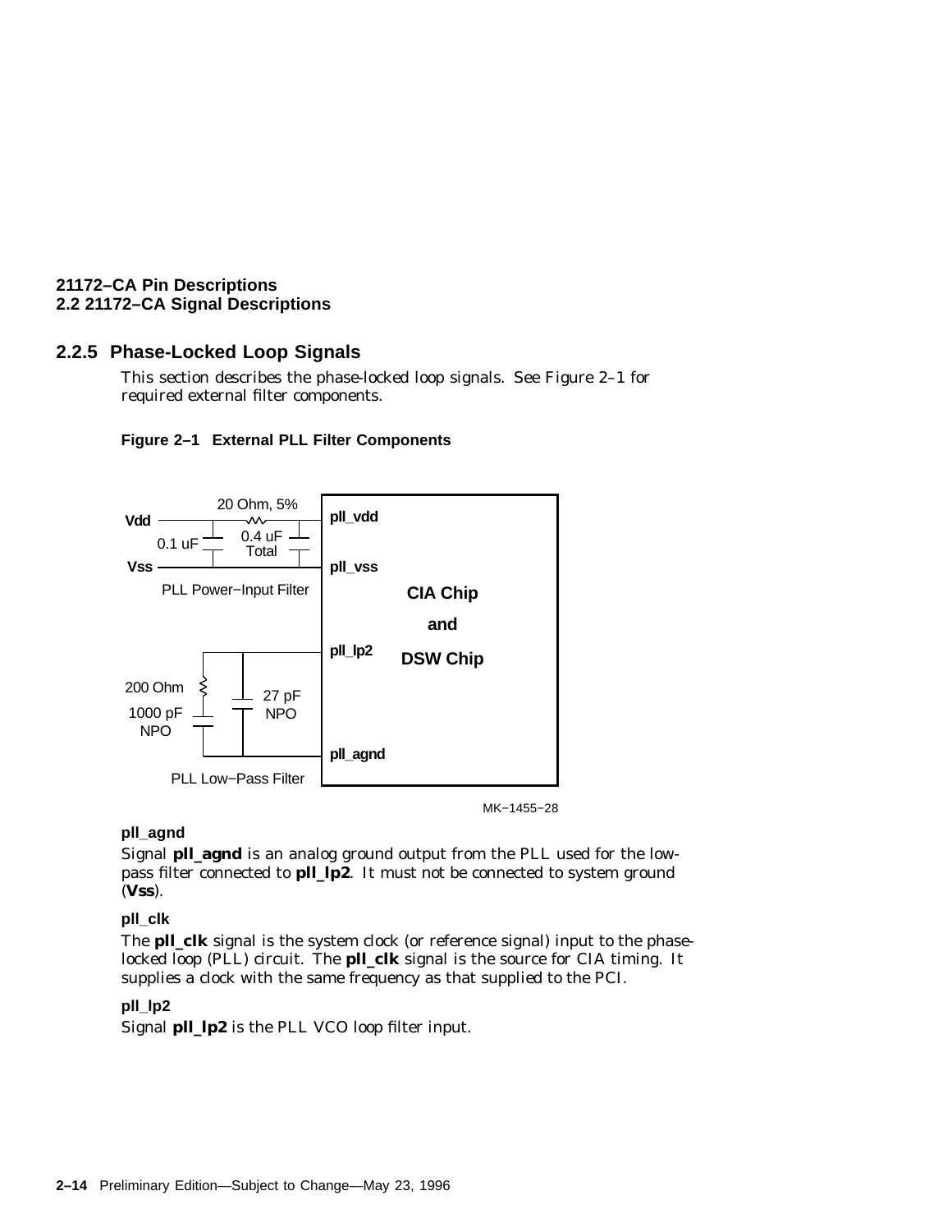## 2.2.5 Phase-Locked Loop Signals

This section describes the phase-locked loop signals. See Figure 2–1 for required external filter components.

**Figure 2–1 External PLL Filter Components**

**pll_agnd**

Signal **pll_agnd** is an analog ground output from the PLL used for the low-pass filter connected to **pll_lp2**. It must not be connected to system ground (**Vss**).

**pll_clk**

The **pll_clk** signal is the system clock (or reference signal) input to the phase-locked loop (PLL) circuit. The **pll_clk** signal is the source for CIA timing. It supplies a clock with the same frequency as that supplied to the PCI.

**pll_lp2**

Signal **pll_lp2** is the PLL VCO loop filter input.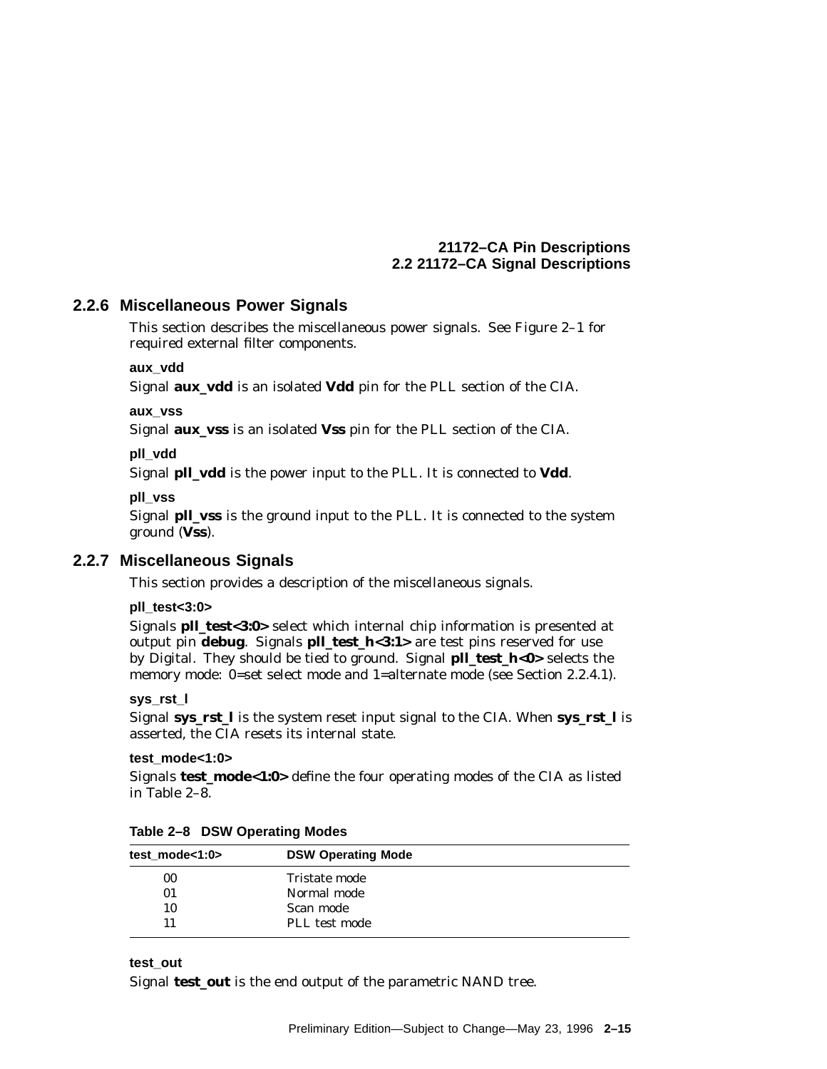### 2.2.6 Miscellaneous Power Signals

This section describes the miscellaneous power signals. See Figure 2–1 for required external filter components.

**aux_vdd**

Signal **aux_vdd** is an isolated **Vdd** pin for the PLL section of the CIA.

**aux_vss**

Signal **aux_vss** is an isolated **Vss** pin for the PLL section of the CIA.

**pll_vdd**

Signal **pll_vdd** is the power input to the PLL. It is connected to **Vdd**.

**pll_vss**

Signal **pll_vss** is the ground input to the PLL. It is connected to the system ground (**Vss**).

### 2.2.7 Miscellaneous Signals

This section provides a description of the miscellaneous signals.

**pll_test<3:0>**

Signals **pll_test<3:0>** select which internal chip information is presented at output pin **debug**. Signals **pll_test_h<3:1>** are test pins reserved for use by Digital. They should be tied to ground. Signal **pll_test_h<0>** selects the memory mode: 0=set select mode and 1=alternate mode (see Section 2.2.4.1).

**sys_rst_l**

Signal **sys_rst_l** is the system reset input signal to the CIA. When **sys_rst_l** is asserted, the CIA resets its internal state.

**test_mode<1:0>**

Signals **test_mode<1:0>** define the four operating modes of the CIA as listed in Table 2–8.

**Table 2–8 DSW Operating Modes**

| test_mode<1:0> | DSW Operating Mode |
|---|---|
| 00 | Tristate mode |
| 01 | Normal mode |
| 10 | Scan mode |
| 11 | PLL test mode |

**test_out**

Signal **test_out** is the end output of the parametric NAND tree.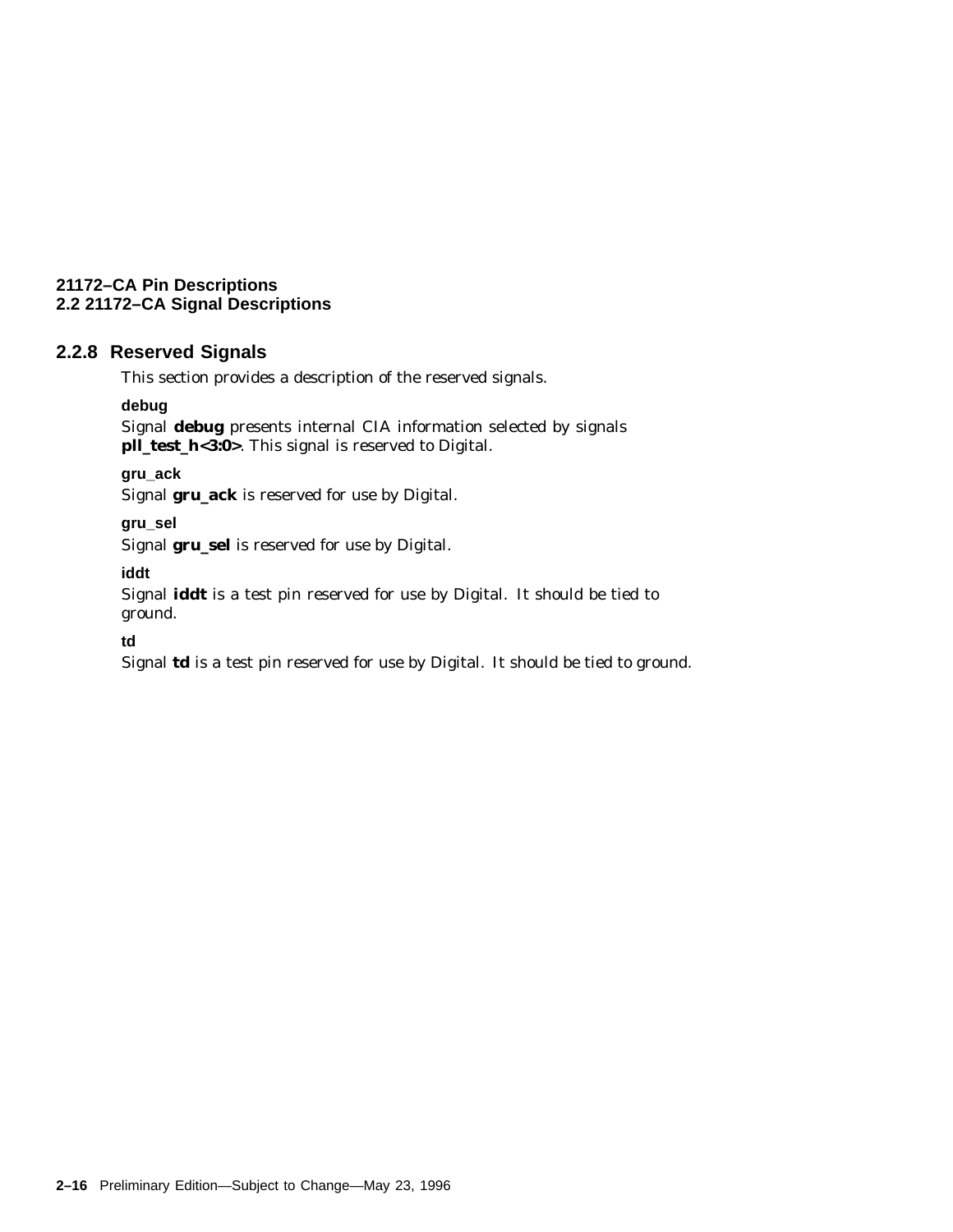### 2.2.8 Reserved Signals

This section provides a description of the reserved signals.

**debug**

Signal **debug** presents internal CIA information selected by signals **pll_test_h<3:0>**. This signal is reserved to Digital.

**gru_ack**

Signal **gru_ack** is reserved for use by Digital.

**gru_sel**

Signal **gru_sel** is reserved for use by Digital.

**iddt**

Signal **iddt** is a test pin reserved for use by Digital. It should be tied to ground.

**td**

Signal **td** is a test pin reserved for use by Digital. It should be tied to ground.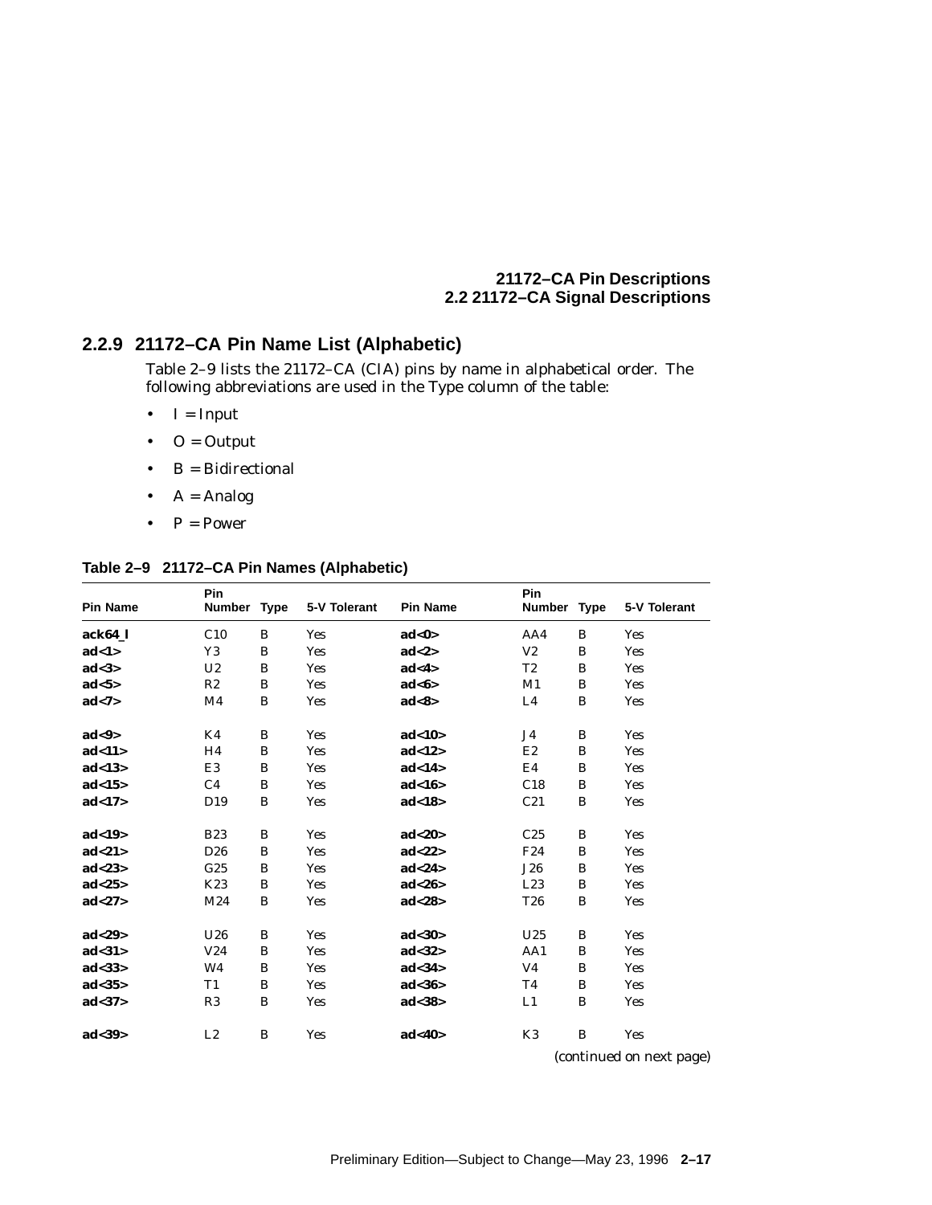## 2.2.9 21172–CA Pin Name List (Alphabetic)

Table 2–9 lists the 21172–CA (CIA) pins by name in alphabetical order. The following abbreviations are used in the Type column of the table:

- I = Input
- O = Output
- B = Bidirectional
- A = Analog
- P = Power

**Table 2–9 21172–CA Pin Names (Alphabetic)**

| Pin Name | Pin Number | Type | 5-V Tolerant | Pin Name | Pin Number | Type | 5-V Tolerant |
|---|---|---|---|---|---|---|---|
| **ack64_l** | C10 | B | Yes | **ad<0>** | AA4 | B | Yes |
| **ad<1>** | Y3 | B | Yes | **ad<2>** | V2 | B | Yes |
| **ad<3>** | U2 | B | Yes | **ad<4>** | T2 | B | Yes |
| **ad<5>** | R2 | B | Yes | **ad<6>** | M1 | B | Yes |
| **ad<7>** | M4 | B | Yes | **ad<8>** | L4 | B | Yes |
| **ad<9>** | K4 | B | Yes | **ad<10>** | J4 | B | Yes |
| **ad<11>** | H4 | B | Yes | **ad<12>** | E2 | B | Yes |
| **ad<13>** | E3 | B | Yes | **ad<14>** | E4 | B | Yes |
| **ad<15>** | C4 | B | Yes | **ad<16>** | C18 | B | Yes |
| **ad<17>** | D19 | B | Yes | **ad<18>** | C21 | B | Yes |
| **ad<19>** | B23 | B | Yes | **ad<20>** | C25 | B | Yes |
| **ad<21>** | D26 | B | Yes | **ad<22>** | F24 | B | Yes |
| **ad<23>** | G25 | B | Yes | **ad<24>** | J26 | B | Yes |
| **ad<25>** | K23 | B | Yes | **ad<26>** | L23 | B | Yes |
| **ad<27>** | M24 | B | Yes | **ad<28>** | T26 | B | Yes |
| **ad<29>** | U26 | B | Yes | **ad<30>** | U25 | B | Yes |
| **ad<31>** | V24 | B | Yes | **ad<32>** | AA1 | B | Yes |
| **ad<33>** | W4 | B | Yes | **ad<34>** | V4 | B | Yes |
| **ad<35>** | T1 | B | Yes | **ad<36>** | T4 | B | Yes |
| **ad<37>** | R3 | B | Yes | **ad<38>** | L1 | B | Yes |
| **ad<39>** | L2 | B | Yes | **ad<40>** | K3 | B | Yes |

*(continued on next page)*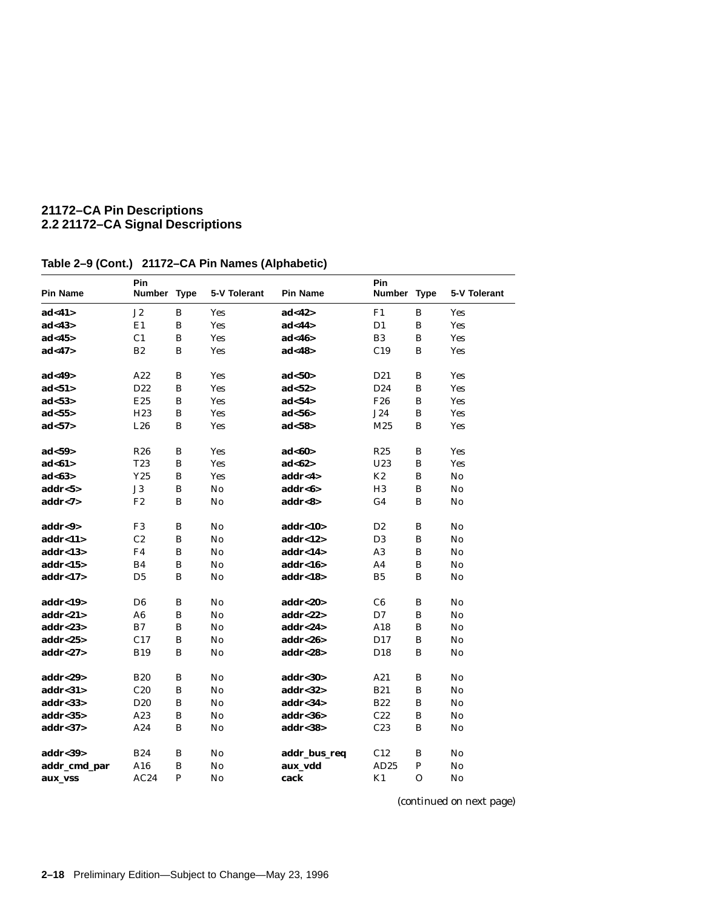**Table 2–9 (Cont.) 21172–CA Pin Names (Alphabetic)**

| Pin Name | Pin Number | Type | 5-V Tolerant | Pin Name | Pin Number | Type | 5-V Tolerant |
|---|---|---|---|---|---|---|---|
| **ad<41>** | J2 | B | Yes | **ad<42>** | F1 | B | Yes |
| **ad<43>** | E1 | B | Yes | **ad<44>** | D1 | B | Yes |
| **ad<45>** | C1 | B | Yes | **ad<46>** | B3 | B | Yes |
| **ad<47>** | B2 | B | Yes | **ad<48>** | C19 | B | Yes |
| **ad<49>** | A22 | B | Yes | **ad<50>** | D21 | B | Yes |
| **ad<51>** | D22 | B | Yes | **ad<52>** | D24 | B | Yes |
| **ad<53>** | E25 | B | Yes | **ad<54>** | F26 | B | Yes |
| **ad<55>** | H23 | B | Yes | **ad<56>** | J24 | B | Yes |
| **ad<57>** | L26 | B | Yes | **ad<58>** | M25 | B | Yes |
| **ad<59>** | R26 | B | Yes | **ad<60>** | R25 | B | Yes |
| **ad<61>** | T23 | B | Yes | **ad<62>** | U23 | B | Yes |
| **ad<63>** | Y25 | B | Yes | **addr<4>** | K2 | B | No |
| **addr<5>** | J3 | B | No | **addr<6>** | H3 | B | No |
| **addr<7>** | F2 | B | No | **addr<8>** | G4 | B | No |
| **addr<9>** | F3 | B | No | **addr<10>** | D2 | B | No |
| **addr<11>** | C2 | B | No | **addr<12>** | D3 | B | No |
| **addr<13>** | F4 | B | No | **addr<14>** | A3 | B | No |
| **addr<15>** | B4 | B | No | **addr<16>** | A4 | B | No |
| **addr<17>** | D5 | B | No | **addr<18>** | B5 | B | No |
| **addr<19>** | D6 | B | No | **addr<20>** | C6 | B | No |
| **addr<21>** | A6 | B | No | **addr<22>** | D7 | B | No |
| **addr<23>** | B7 | B | No | **addr<24>** | A18 | B | No |
| **addr<25>** | C17 | B | No | **addr<26>** | D17 | B | No |
| **addr<27>** | B19 | B | No | **addr<28>** | D18 | B | No |
| **addr<29>** | B20 | B | No | **addr<30>** | A21 | B | No |
| **addr<31>** | C20 | B | No | **addr<32>** | B21 | B | No |
| **addr<33>** | D20 | B | No | **addr<34>** | B22 | B | No |
| **addr<35>** | A23 | B | No | **addr<36>** | C22 | B | No |
| **addr<37>** | A24 | B | No | **addr<38>** | C23 | B | No |
| **addr<39>** | B24 | B | No | **addr_bus_req** | C12 | B | No |
| **addr_cmd_par** | A16 | B | No | **aux_vdd** | AD25 | P | No |
| **aux_vss** | AC24 | P | No | **cack** | K1 | O | No |

*(continued on next page)*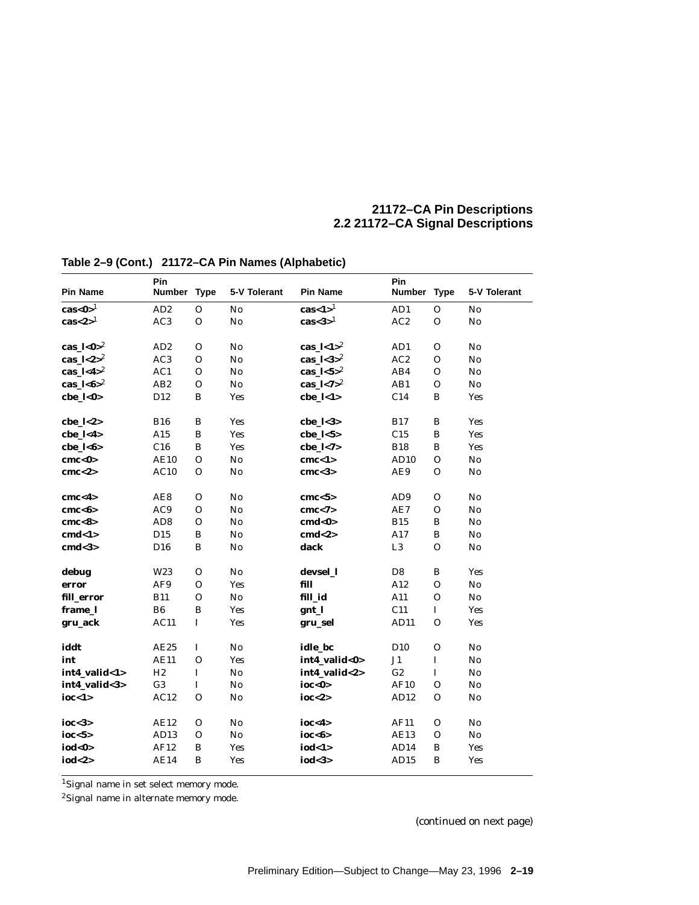**Table 2–9 (Cont.) 21172–CA Pin Names (Alphabetic)**

| Pin Name | Pin Number | Type | 5-V Tolerant | Pin Name | Pin Number | Type | 5-V Tolerant |
|---|---|---|---|---|---|---|---|
| **cas<0>**[1] | AD2 | O | No | **cas<1>**[1] | AD1 | O | No |
| **cas<2>**[1] | AC3 | O | No | **cas<3>**[1] | AC2 | O | No |
| **cas_l<0>**[2] | AD2 | O | No | **cas_l<1>**[2] | AD1 | O | No |
| **cas_l<2>**[2] | AC3 | O | No | **cas_l<3>**[2] | AC2 | O | No |
| **cas_l<4>**[2] | AC1 | O | No | **cas_l<5>**[2] | AB4 | O | No |
| **cas_l<6>**[2] | AB2 | O | No | **cas_l<7>**[2] | AB1 | O | No |
| **cbe_l<0>** | D12 | B | Yes | **cbe_l<1>** | C14 | B | Yes |
| **cbe_l<2>** | B16 | B | Yes | **cbe_l<3>** | B17 | B | Yes |
| **cbe_l<4>** | A15 | B | Yes | **cbe_l<5>** | C15 | B | Yes |
| **cbe_l<6>** | C16 | B | Yes | **cbe_l<7>** | B18 | B | Yes |
| **cmc<0>** | AE10 | O | No | **cmc<1>** | AD10 | O | No |
| **cmc<2>** | AC10 | O | No | **cmc<3>** | AE9 | O | No |
| **cmc<4>** | AE8 | O | No | **cmc<5>** | AD9 | O | No |
| **cmc<6>** | AC9 | O | No | **cmc<7>** | AE7 | O | No |
| **cmc<8>** | AD8 | O | No | **cmd<0>** | B15 | B | No |
| **cmd<1>** | D15 | B | No | **cmd<2>** | A17 | B | No |
| **cmd<3>** | D16 | B | No | **dack** | L3 | O | No |
| **debug** | W23 | O | No | **devsel_l** | D8 | B | Yes |
| **error** | AF9 | O | Yes | **fill** | A12 | O | No |
| **fill_error** | B11 | O | No | **fill_id** | A11 | O | No |
| **frame_l** | B6 | B | Yes | **gnt_l** | C11 | I | Yes |
| **gru_ack** | AC11 | I | Yes | **gru_sel** | AD11 | O | Yes |
| **iddt** | AE25 | I | No | **idle_bc** | D10 | O | No |
| **int** | AE11 | O | Yes | **int4_valid<0>** | J1 | I | No |
| **int4_valid<1>** | H2 | I | No | **int4_valid<2>** | G2 | I | No |
| **int4_valid<3>** | G3 | I | No | **ioc<0>** | AF10 | O | No |
| **ioc<1>** | AC12 | O | No | **ioc<2>** | AD12 | O | No |
| **ioc<3>** | AE12 | O | No | **ioc<4>** | AF11 | O | No |
| **ioc<5>** | AD13 | O | No | **ioc<6>** | AE13 | O | No |
| **iod<0>** | AF12 | B | Yes | **iod<1>** | AD14 | B | Yes |
| **iod<2>** | AE14 | B | Yes | **iod<3>** | AD15 | B | Yes |

[1]Signal name in set select memory mode.

[2]Signal name in alternate memory mode.

*(continued on next page)*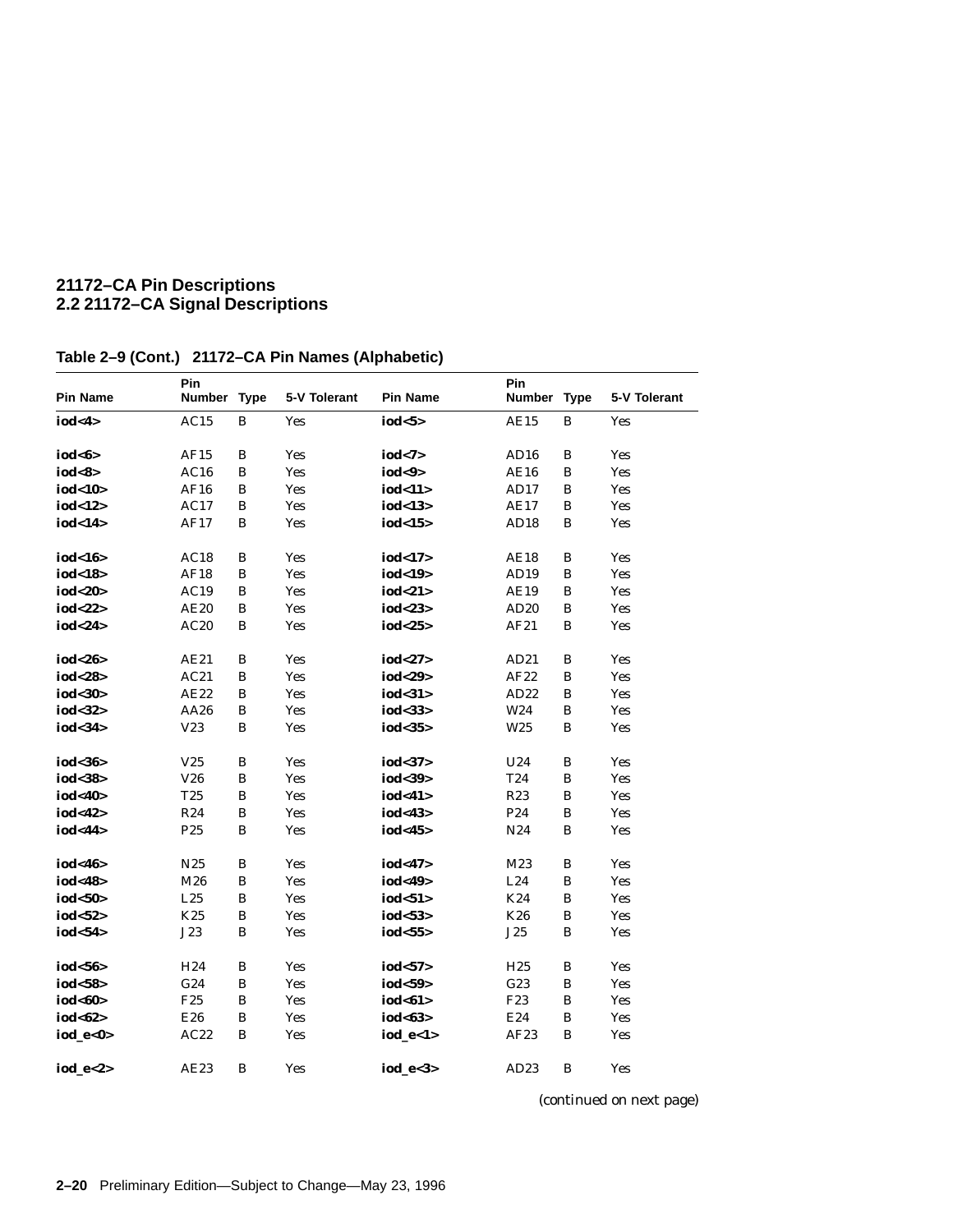**Table 2–9 (Cont.) 21172–CA Pin Names (Alphabetic)**

| Pin Name | Pin Number | Type | 5-V Tolerant | Pin Name | Pin Number | Type | 5-V Tolerant |
|---|---|---|---|---|---|---|---|
| **iod<4>** | AC15 | B | Yes | **iod<5>** | AE15 | B | Yes |
| **iod<6>** | AF15 | B | Yes | **iod<7>** | AD16 | B | Yes |
| **iod<8>** | AC16 | B | Yes | **iod<9>** | AE16 | B | Yes |
| **iod<10>** | AF16 | B | Yes | **iod<11>** | AD17 | B | Yes |
| **iod<12>** | AC17 | B | Yes | **iod<13>** | AE17 | B | Yes |
| **iod<14>** | AF17 | B | Yes | **iod<15>** | AD18 | B | Yes |
| **iod<16>** | AC18 | B | Yes | **iod<17>** | AE18 | B | Yes |
| **iod<18>** | AF18 | B | Yes | **iod<19>** | AD19 | B | Yes |
| **iod<20>** | AC19 | B | Yes | **iod<21>** | AE19 | B | Yes |
| **iod<22>** | AE20 | B | Yes | **iod<23>** | AD20 | B | Yes |
| **iod<24>** | AC20 | B | Yes | **iod<25>** | AF21 | B | Yes |
| **iod<26>** | AE21 | B | Yes | **iod<27>** | AD21 | B | Yes |
| **iod<28>** | AC21 | B | Yes | **iod<29>** | AF22 | B | Yes |
| **iod<30>** | AE22 | B | Yes | **iod<31>** | AD22 | B | Yes |
| **iod<32>** | AA26 | B | Yes | **iod<33>** | W24 | B | Yes |
| **iod<34>** | V23 | B | Yes | **iod<35>** | W25 | B | Yes |
| **iod<36>** | V25 | B | Yes | **iod<37>** | U24 | B | Yes |
| **iod<38>** | V26 | B | Yes | **iod<39>** | T24 | B | Yes |
| **iod<40>** | T25 | B | Yes | **iod<41>** | R23 | B | Yes |
| **iod<42>** | R24 | B | Yes | **iod<43>** | P24 | B | Yes |
| **iod<44>** | P25 | B | Yes | **iod<45>** | N24 | B | Yes |
| **iod<46>** | N25 | B | Yes | **iod<47>** | M23 | B | Yes |
| **iod<48>** | M26 | B | Yes | **iod<49>** | L24 | B | Yes |
| **iod<50>** | L25 | B | Yes | **iod<51>** | K24 | B | Yes |
| **iod<52>** | K25 | B | Yes | **iod<53>** | K26 | B | Yes |
| **iod<54>** | J23 | B | Yes | **iod<55>** | J25 | B | Yes |
| **iod<56>** | H24 | B | Yes | **iod<57>** | H25 | B | Yes |
| **iod<58>** | G24 | B | Yes | **iod<59>** | G23 | B | Yes |
| **iod<60>** | F25 | B | Yes | **iod<61>** | F23 | B | Yes |
| **iod<62>** | E26 | B | Yes | **iod<63>** | E24 | B | Yes |
| **iod_e<0>** | AC22 | B | Yes | **iod_e<1>** | AF23 | B | Yes |
| **iod_e<2>** | AE23 | B | Yes | **iod_e<3>** | AD23 | B | Yes |

*(continued on next page)*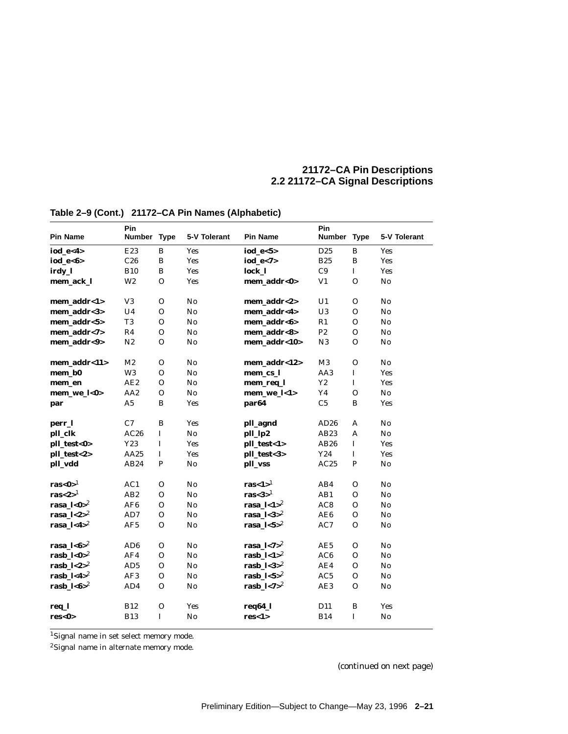**Table 2–9 (Cont.) 21172–CA Pin Names (Alphabetic)**

| Pin Name | Pin Number | Type | 5-V Tolerant | Pin Name | Pin Number | Type | 5-V Tolerant |
|---|---|---|---|---|---|---|---|
| **iod_e<4>** | E23 | B | Yes | **iod_e<5>** | D25 | B | Yes |
| **iod_e<6>** | C26 | B | Yes | **iod_e<7>** | B25 | B | Yes |
| **irdy_l** | B10 | B | Yes | **lock_l** | C9 | I | Yes |
| **mem_ack_l** | W2 | O | Yes | **mem_addr<0>** | V1 | O | No |
| **mem_addr<1>** | V3 | O | No | **mem_addr<2>** | U1 | O | No |
| **mem_addr<3>** | U4 | O | No | **mem_addr<4>** | U3 | O | No |
| **mem_addr<5>** | T3 | O | No | **mem_addr<6>** | R1 | O | No |
| **mem_addr<7>** | R4 | O | No | **mem_addr<8>** | P2 | O | No |
| **mem_addr<9>** | N2 | O | No | **mem_addr<10>** | N3 | O | No |
| **mem_addr<11>** | M2 | O | No | **mem_addr<12>** | M3 | O | No |
| **mem_b0** | W3 | O | No | **mem_cs_l** | AA3 | I | Yes |
| **mem_en** | AE2 | O | No | **mem_req_l** | Y2 | I | Yes |
| **mem_we_l<0>** | AA2 | O | No | **mem_we_l<1>** | Y4 | O | No |
| **par** | A5 | B | Yes | **par64** | C5 | B | Yes |
| **perr_l** | C7 | B | Yes | **pll_agnd** | AD26 | A | No |
| **pll_clk** | AC26 | I | No | **pll_lp2** | AB23 | A | No |
| **pll_test<0>** | Y23 | I | Yes | **pll_test<1>** | AB26 | I | Yes |
| **pll_test<2>** | AA25 | I | Yes | **pll_test<3>** | Y24 | I | Yes |
| **pll_vdd** | AB24 | P | No | **pll_vss** | AC25 | P | No |
| **ras<0>**[1] | AC1 | O | No | **ras<1>**[1] | AB4 | O | No |
| **ras<2>**[1] | AB2 | O | No | **ras<3>**[1] | AB1 | O | No |
| **rasa_l<0>**[2] | AF6 | O | No | **rasa_l<1>**[2] | AC8 | O | No |
| **rasa_l<2>**[2] | AD7 | O | No | **rasa_l<3>**[2] | AE6 | O | No |
| **rasa_l<4>**[2] | AF5 | O | No | **rasa_l<5>**[2] | AC7 | O | No |
| **rasa_l<6>**[2] | AD6 | O | No | **rasa_l<7>**[2] | AE5 | O | No |
| **rasb_l<0>**[2] | AF4 | O | No | **rasb_l<1>**[2] | AC6 | O | No |
| **rasb_l<2>**[2] | AD5 | O | No | **rasb_l<3>**[2] | AE4 | O | No |
| **rasb_l<4>**[2] | AF3 | O | No | **rasb_l<5>**[2] | AC5 | O | No |
| **rasb_l<6>**[2] | AD4 | O | No | **rasb_l<7>**[2] | AE3 | O | No |
| **req_l** | B12 | O | Yes | **req64_l** | D11 | B | Yes |
| **res<0>** | B13 | I | No | **res<1>** | B14 | I | No |

[1]Signal name in set select memory mode.

[2]Signal name in alternate memory mode.

*(continued on next page)*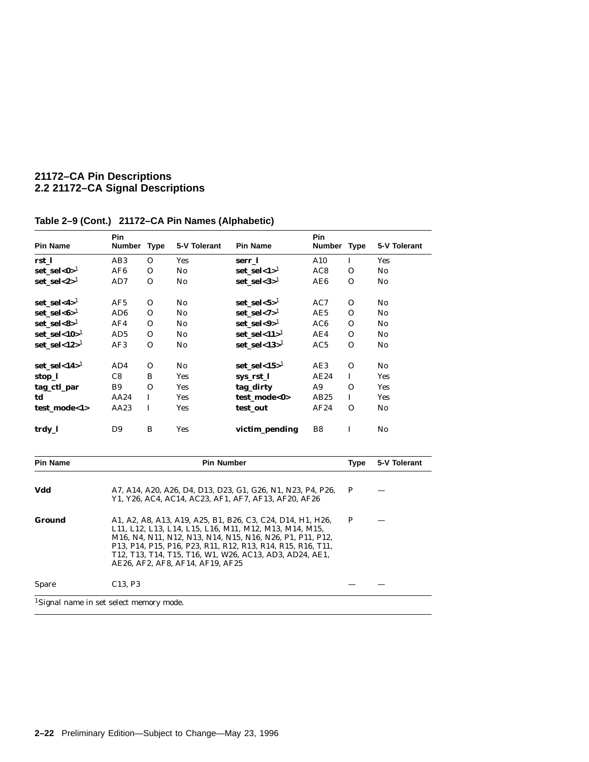**Table 2–9 (Cont.) 21172–CA Pin Names (Alphabetic)**

| Pin Name | Pin Number | Type | 5-V Tolerant | Pin Name | Pin Number | Type | 5-V Tolerant |
|---|---|---|---|---|---|---|---|
| **rst_l** | AB3 | O | Yes | **serr_l** | A10 | I | Yes |
| **set_sel<0>**[1] | AF6 | O | No | **set_sel<1>**[1] | AC8 | O | No |
| **set_sel<2>**[1] | AD7 | O | No | **set_sel<3>**[1] | AE6 | O | No |
| **set_sel<4>**[1] | AF5 | O | No | **set_sel<5>**[1] | AC7 | O | No |
| **set_sel<6>**[1] | AD6 | O | No | **set_sel<7>**[1] | AE5 | O | No |
| **set_sel<8>**[1] | AF4 | O | No | **set_sel<9>**[1] | AC6 | O | No |
| **set_sel<10>**[1] | AD5 | O | No | **set_sel<11>**[1] | AE4 | O | No |
| **set_sel<12>**[1] | AF3 | O | No | **set_sel<13>**[1] | AC5 | O | No |
| **set_sel<14>**[1] | AD4 | O | No | **set_sel<15>**[1] | AE3 | O | No |
| **stop_l** | C8 | B | Yes | **sys_rst_l** | AE24 | I | Yes |
| **tag_ctl_par** | B9 | O | Yes | **tag_dirty** | A9 | O | Yes |
| **td** | AA24 | I | Yes | **test_mode<0>** | AB25 | I | Yes |
| **test_mode<1>** | AA23 | I | Yes | **test_out** | AF24 | O | No |
| **trdy_l** | D9 | B | Yes | **victim_pending** | B8 | I | No |

| Pin Name | Pin Number | Type | 5-V Tolerant |
|---|---|---|---|
| **Vdd** | A7, A14, A20, A26, D4, D13, D23, G1, G26, N1, N23, P4, P26, Y1, Y26, AC4, AC14, AC23, AF1, AF7, AF13, AF20, AF26 | P | — |
| **Ground** | A1, A2, A8, A13, A19, A25, B1, B26, C3, C24, D14, H1, H26, L11, L12, L13, L14, L15, L16, M11, M12, M13, M14, M15, M16, N4, N11, N12, N13, N14, N15, N16, N26, P1, P11, P12, P13, P14, P15, P16, P23, R11, R12, R13, R14, R15, R16, T11, T12, T13, T14, T15, T16, W1, W26, AC13, AD3, AD24, AE1, AE26, AF2, AF8, AF14, AF19, AF25 | P | — |
| Spare | C13, P3 | — | — |

[1]Signal name in set select memory mode.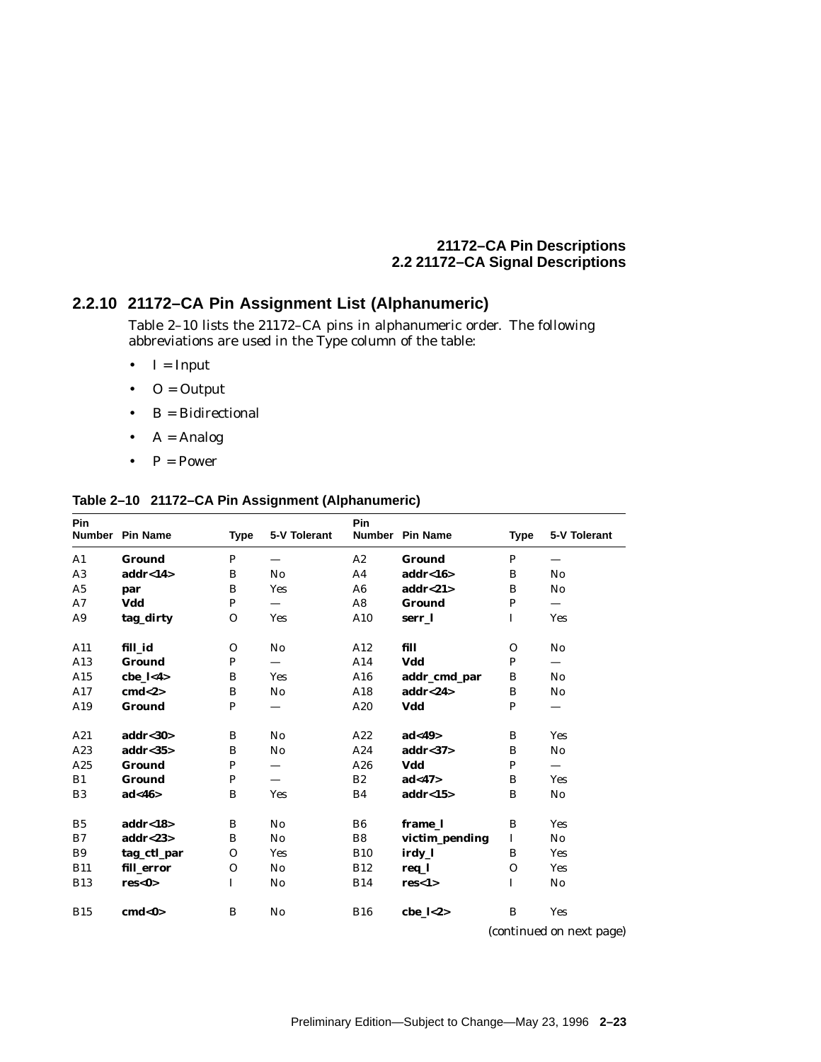### 2.2.10 21172–CA Pin Assignment List (Alphanumeric)

Table 2–10 lists the 21172–CA pins in alphanumeric order. The following abbreviations are used in the Type column of the table:

- I = Input
- O = Output
- B = Bidirectional
- A = Analog
- P = Power

**Table 2–10 21172–CA Pin Assignment (Alphanumeric)**

| Pin Number | Pin Name | Type | 5-V Tolerant | Pin Number | Pin Name | Type | 5-V Tolerant |
|---|---|---|---|---|---|---|---|
| A1 | **Ground** | P | — | A2 | **Ground** | P | — |
| A3 | **addr<14>** | B | No | A4 | **addr<16>** | B | No |
| A5 | **par** | B | Yes | A6 | **addr<21>** | B | No |
| A7 | **Vdd** | P | — | A8 | **Ground** | P | — |
| A9 | **tag_dirty** | O | Yes | A10 | **serr_l** | I | Yes |
| A11 | **fill_id** | O | No | A12 | **fill** | O | No |
| A13 | **Ground** | P | — | A14 | **Vdd** | P | — |
| A15 | **cbe_l<4>** | B | Yes | A16 | **addr_cmd_par** | B | No |
| A17 | **cmd<2>** | B | No | A18 | **addr<24>** | B | No |
| A19 | **Ground** | P | — | A20 | **Vdd** | P | — |
| A21 | **addr<30>** | B | No | A22 | **ad<49>** | B | Yes |
| A23 | **addr<35>** | B | No | A24 | **addr<37>** | B | No |
| A25 | **Ground** | P | — | A26 | **Vdd** | P | — |
| B1 | **Ground** | P | — | B2 | **ad<47>** | B | Yes |
| B3 | **ad<46>** | B | Yes | B4 | **addr<15>** | B | No |
| B5 | **addr<18>** | B | No | B6 | **frame_l** | B | Yes |
| B7 | **addr<23>** | B | No | B8 | **victim_pending** | I | No |
| B9 | **tag_ctl_par** | O | Yes | B10 | **irdy_l** | B | Yes |
| B11 | **fill_error** | O | No | B12 | **req_l** | O | Yes |
| B13 | **res<0>** | I | No | B14 | **res<1>** | I | No |
| B15 | **cmd<0>** | B | No | B16 | **cbe_l<2>** | B | Yes |

*(continued on next page)*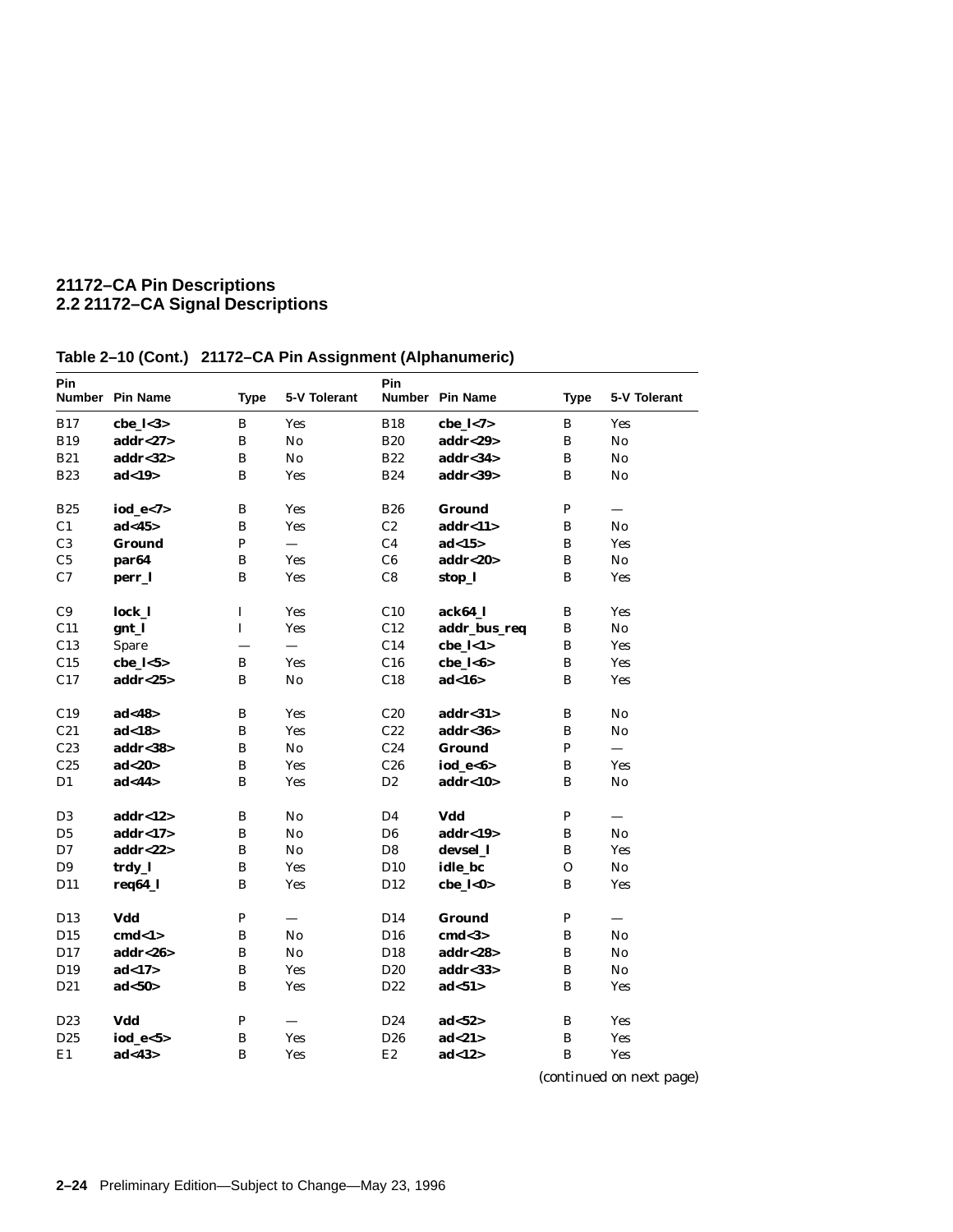**Table 2–10 (Cont.) 21172–CA Pin Assignment (Alphanumeric)**

| Pin Number | Pin Name | Type | 5-V Tolerant | Pin Number | Pin Name | Type | 5-V Tolerant |
|---|---|---|---|---|---|---|---|
| B17 | **cbe_l<3>** | B | Yes | B18 | **cbe_l<7>** | B | Yes |
| B19 | **addr<27>** | B | No | B20 | **addr<29>** | B | No |
| B21 | **addr<32>** | B | No | B22 | **addr<34>** | B | No |
| B23 | **ad<19>** | B | Yes | B24 | **addr<39>** | B | No |
| B25 | **iod_e<7>** | B | Yes | B26 | **Ground** | P | — |
| C1 | **ad<45>** | B | Yes | C2 | **addr<11>** | B | No |
| C3 | **Ground** | P | — | C4 | **ad<15>** | B | Yes |
| C5 | **par64** | B | Yes | C6 | **addr<20>** | B | No |
| C7 | **perr_l** | B | Yes | C8 | **stop_l** | B | Yes |
| C9 | **lock_l** | I | Yes | C10 | **ack64_l** | B | Yes |
| C11 | **gnt_l** | I | Yes | C12 | **addr_bus_req** | B | No |
| C13 | Spare | — | — | C14 | **cbe_l<1>** | B | Yes |
| C15 | **cbe_l<5>** | B | Yes | C16 | **cbe_l<6>** | B | Yes |
| C17 | **addr<25>** | B | No | C18 | **ad<16>** | B | Yes |
| C19 | **ad<48>** | B | Yes | C20 | **addr<31>** | B | No |
| C21 | **ad<18>** | B | Yes | C22 | **addr<36>** | B | No |
| C23 | **addr<38>** | B | No | C24 | **Ground** | P | — |
| C25 | **ad<20>** | B | Yes | C26 | **iod_e<6>** | B | Yes |
| D1 | **ad<44>** | B | Yes | D2 | **addr<10>** | B | No |
| D3 | **addr<12>** | B | No | D4 | **Vdd** | P | — |
| D5 | **addr<17>** | B | No | D6 | **addr<19>** | B | No |
| D7 | **addr<22>** | B | No | D8 | **devsel_l** | B | Yes |
| D9 | **trdy_l** | B | Yes | D10 | **idle_bc** | O | No |
| D11 | **req64_l** | B | Yes | D12 | **cbe_l<0>** | B | Yes |
| D13 | **Vdd** | P | — | D14 | **Ground** | P | — |
| D15 | **cmd<1>** | B | No | D16 | **cmd<3>** | B | No |
| D17 | **addr<26>** | B | No | D18 | **addr<28>** | B | No |
| D19 | **ad<17>** | B | Yes | D20 | **addr<33>** | B | No |
| D21 | **ad<50>** | B | Yes | D22 | **ad<51>** | B | Yes |
| D23 | **Vdd** | P | — | D24 | **ad<52>** | B | Yes |
| D25 | **iod_e<5>** | B | Yes | D26 | **ad<21>** | B | Yes |
| E1 | **ad<43>** | B | Yes | E2 | **ad<12>** | B | Yes |

*(continued on next page)*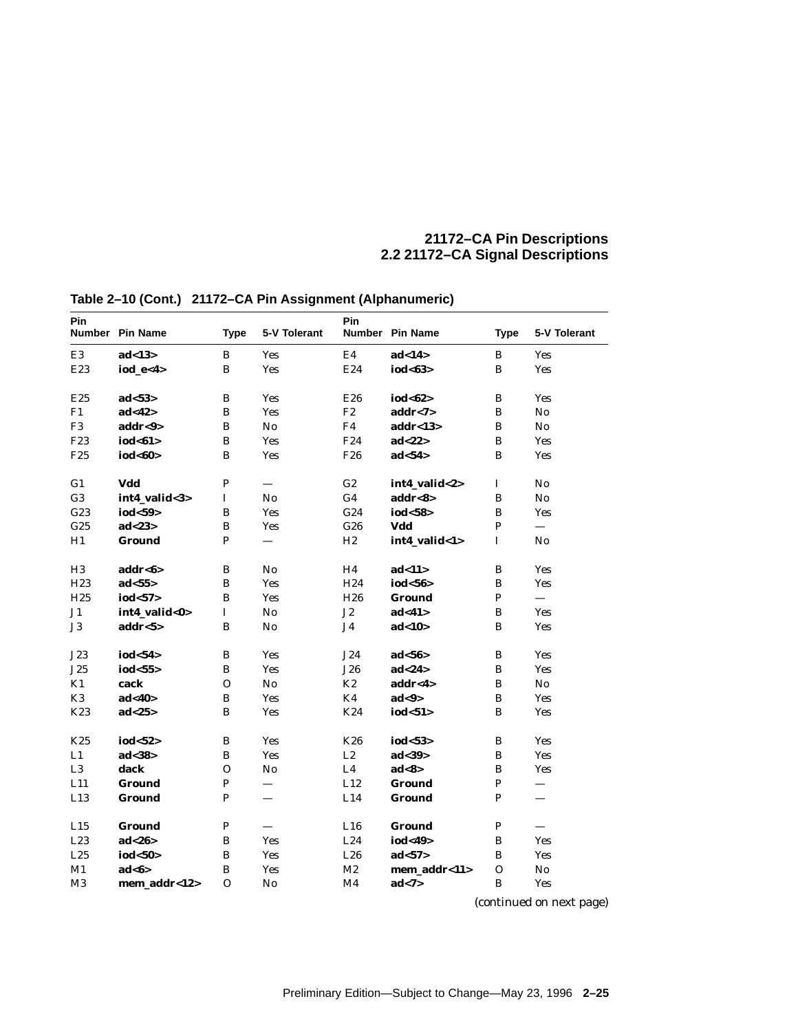**Table 2–10 (Cont.) 21172–CA Pin Assignment (Alphanumeric)**

| Pin Number | Pin Name | Type | 5-V Tolerant | Pin Number | Pin Name | Type | 5-V Tolerant |
|---|---|---|---|---|---|---|---|
| E3 | **ad<13>** | B | Yes | E4 | **ad<14>** | B | Yes |
| E23 | **iod_e<4>** | B | Yes | E24 | **iod<63>** | B | Yes |
| E25 | **ad<53>** | B | Yes | E26 | **iod<62>** | B | Yes |
| F1 | **ad<42>** | B | Yes | F2 | **addr<7>** | B | No |
| F3 | **addr<9>** | B | No | F4 | **addr<13>** | B | No |
| F23 | **iod<61>** | B | Yes | F24 | **ad<22>** | B | Yes |
| F25 | **iod<60>** | B | Yes | F26 | **ad<54>** | B | Yes |
| G1 | **Vdd** | P | — | G2 | **int4_valid<2>** | I | No |
| G3 | **int4_valid<3>** | I | No | G4 | **addr<8>** | B | No |
| G23 | **iod<59>** | B | Yes | G24 | **iod<58>** | B | Yes |
| G25 | **ad<23>** | B | Yes | G26 | **Vdd** | P | — |
| H1 | **Ground** | P | — | H2 | **int4_valid<1>** | I | No |
| H3 | **addr<6>** | B | No | H4 | **ad<11>** | B | Yes |
| H23 | **ad<55>** | B | Yes | H24 | **iod<56>** | B | Yes |
| H25 | **iod<57>** | B | Yes | H26 | **Ground** | P | — |
| J1 | **int4_valid<0>** | I | No | J2 | **ad<41>** | B | Yes |
| J3 | **addr<5>** | B | No | J4 | **ad<10>** | B | Yes |
| J23 | **iod<54>** | B | Yes | J24 | **ad<56>** | B | Yes |
| J25 | **iod<55>** | B | Yes | J26 | **ad<24>** | B | Yes |
| K1 | **cack** | O | No | K2 | **addr<4>** | B | No |
| K3 | **ad<40>** | B | Yes | K4 | **ad<9>** | B | Yes |
| K23 | **ad<25>** | B | Yes | K24 | **iod<51>** | B | Yes |
| K25 | **iod<52>** | B | Yes | K26 | **iod<53>** | B | Yes |
| L1 | **ad<38>** | B | Yes | L2 | **ad<39>** | B | Yes |
| L3 | **dack** | O | No | L4 | **ad<8>** | B | Yes |
| L11 | **Ground** | P | — | L12 | **Ground** | P | — |
| L13 | **Ground** | P | — | L14 | **Ground** | P | — |
| L15 | **Ground** | P | — | L16 | **Ground** | P | — |
| L23 | **ad<26>** | B | Yes | L24 | **iod<49>** | B | Yes |
| L25 | **iod<50>** | B | Yes | L26 | **ad<57>** | B | Yes |
| M1 | **ad<6>** | B | Yes | M2 | **mem_addr<11>** | O | No |
| M3 | **mem_addr<12>** | O | No | M4 | **ad<7>** | B | Yes |

*(continued on next page)*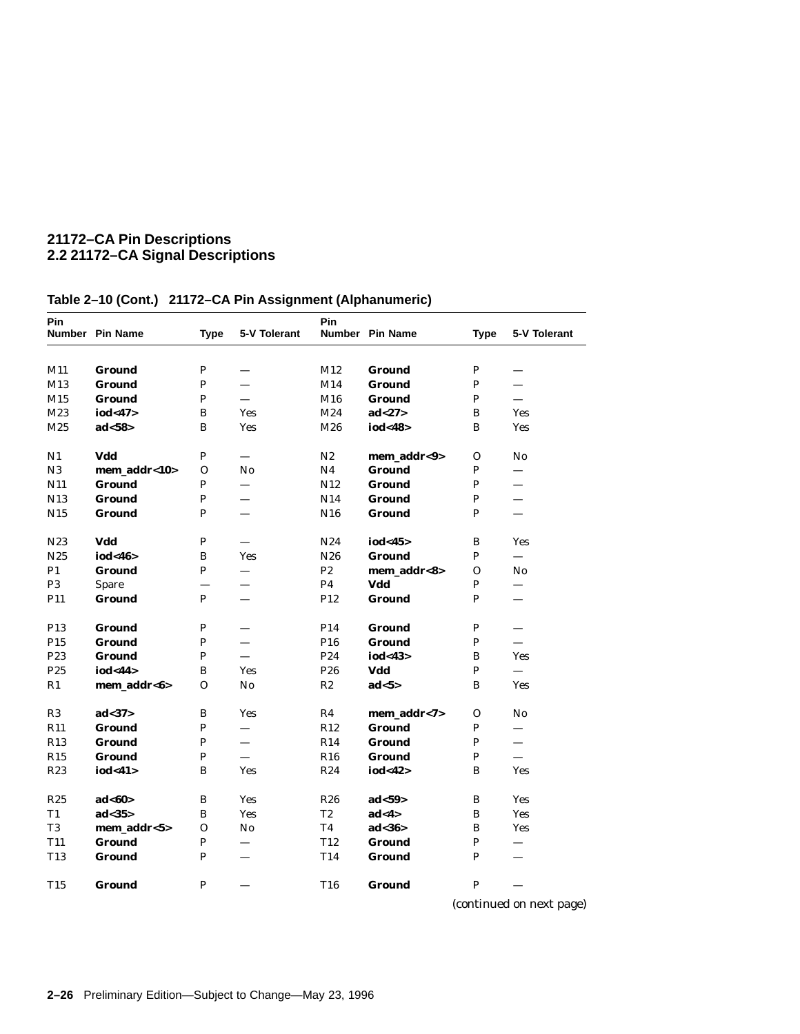**Table 2–10 (Cont.) 21172–CA Pin Assignment (Alphanumeric)**

| Pin Number | Pin Name | Type | 5-V Tolerant | Pin Number | Pin Name | Type | 5-V Tolerant |
|---|---|---|---|---|---|---|---|
| M11 | **Ground** | P | — | M12 | **Ground** | P | — |
| M13 | **Ground** | P | — | M14 | **Ground** | P | — |
| M15 | **Ground** | P | — | M16 | **Ground** | P | — |
| M23 | **iod<47>** | B | Yes | M24 | **ad<27>** | B | Yes |
| M25 | **ad<58>** | B | Yes | M26 | **iod<48>** | B | Yes |
| N1 | **Vdd** | P | — | N2 | **mem_addr<9>** | O | No |
| N3 | **mem_addr<10>** | O | No | N4 | **Ground** | P | — |
| N11 | **Ground** | P | — | N12 | **Ground** | P | — |
| N13 | **Ground** | P | — | N14 | **Ground** | P | — |
| N15 | **Ground** | P | — | N16 | **Ground** | P | — |
| N23 | **Vdd** | P | — | N24 | **iod<45>** | B | Yes |
| N25 | **iod<46>** | B | Yes | N26 | **Ground** | P | — |
| P1 | **Ground** | P | — | P2 | **mem_addr<8>** | O | No |
| P3 | Spare | — | — | P4 | **Vdd** | P | — |
| P11 | **Ground** | P | — | P12 | **Ground** | P | — |
| P13 | **Ground** | P | — | P14 | **Ground** | P | — |
| P15 | **Ground** | P | — | P16 | **Ground** | P | — |
| P23 | **Ground** | P | — | P24 | **iod<43>** | B | Yes |
| P25 | **iod<44>** | B | Yes | P26 | **Vdd** | P | — |
| R1 | **mem_addr<6>** | O | No | R2 | **ad<5>** | B | Yes |
| R3 | **ad<37>** | B | Yes | R4 | **mem_addr<7>** | O | No |
| R11 | **Ground** | P | — | R12 | **Ground** | P | — |
| R13 | **Ground** | P | — | R14 | **Ground** | P | — |
| R15 | **Ground** | P | — | R16 | **Ground** | P | — |
| R23 | **iod<41>** | B | Yes | R24 | **iod<42>** | B | Yes |
| R25 | **ad<60>** | B | Yes | R26 | **ad<59>** | B | Yes |
| T1 | **ad<35>** | B | Yes | T2 | **ad<4>** | B | Yes |
| T3 | **mem_addr<5>** | O | No | T4 | **ad<36>** | B | Yes |
| T11 | **Ground** | P | — | T12 | **Ground** | P | — |
| T13 | **Ground** | P | — | T14 | **Ground** | P | — |
| T15 | **Ground** | P | — | T16 | **Ground** | P | — |

*(continued on next page)*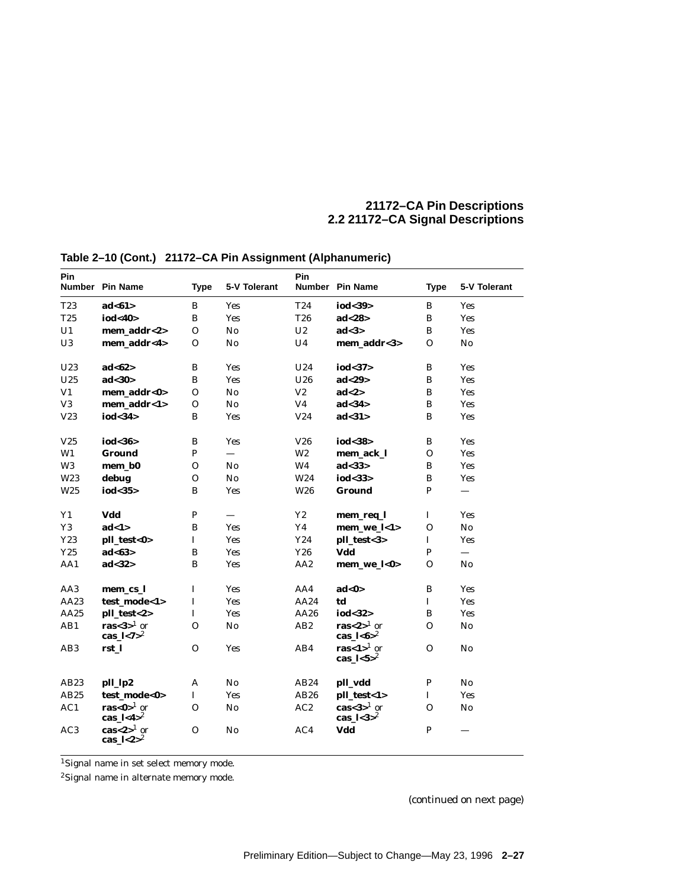**Table 2–10 (Cont.) 21172–CA Pin Assignment (Alphanumeric)**

| Pin Number | Pin Name | Type | 5-V Tolerant | Pin Number | Pin Name | Type | 5-V Tolerant |
|---|---|---|---|---|---|---|---|
| T23 | **ad<61>** | B | Yes | T24 | **iod<39>** | B | Yes |
| T25 | **iod<40>** | B | Yes | T26 | **ad<28>** | B | Yes |
| U1 | **mem_addr<2>** | O | No | U2 | **ad<3>** | B | Yes |
| U3 | **mem_addr<4>** | O | No | U4 | **mem_addr<3>** | O | No |
| U23 | **ad<62>** | B | Yes | U24 | **iod<37>** | B | Yes |
| U25 | **ad<30>** | B | Yes | U26 | **ad<29>** | B | Yes |
| V1 | **mem_addr<0>** | O | No | V2 | **ad<2>** | B | Yes |
| V3 | **mem_addr<1>** | O | No | V4 | **ad<34>** | B | Yes |
| V23 | **iod<34>** | B | Yes | V24 | **ad<31>** | B | Yes |
| V25 | **iod<36>** | B | Yes | V26 | **iod<38>** | B | Yes |
| W1 | **Ground** | P | — | W2 | **mem_ack_l** | O | Yes |
| W3 | **mem_b0** | O | No | W4 | **ad<33>** | B | Yes |
| W23 | **debug** | O | No | W24 | **iod<33>** | B | Yes |
| W25 | **iod<35>** | B | Yes | W26 | **Ground** | P | — |
| Y1 | **Vdd** | P | — | Y2 | **mem_req_l** | I | Yes |
| Y3 | **ad<1>** | B | Yes | Y4 | **mem_we_l<1>** | O | No |
| Y23 | **pll_test<0>** | I | Yes | Y24 | **pll_test<3>** | I | Yes |
| Y25 | **ad<63>** | B | Yes | Y26 | **Vdd** | P | — |
| AA1 | **ad<32>** | B | Yes | AA2 | **mem_we_l<0>** | O | No |
| AA3 | **mem_cs_l** | I | Yes | AA4 | **ad<0>** | B | Yes |
| AA23 | **test_mode<1>** | I | Yes | AA24 | **td** | I | Yes |
| AA25 | **pll_test<2>** | I | Yes | AA26 | **iod<32>** | B | Yes |
| AB1 | **ras<3>**[1] or **cas_l<7>**[2] | O | No | AB2 | **ras<2>**[1] or **cas_l<6>**[2] | O | No |
| AB3 | **rst_l** | O | Yes | AB4 | **ras<1>**[1] or **cas_l<5>**[2] | O | No |
| AB23 | **pll_lp2** | A | No | AB24 | **pll_vdd** | P | No |
| AB25 | **test_mode<0>** | I | Yes | AB26 | **pll_test<1>** | I | Yes |
| AC1 | **ras<0>**[1] or **cas_l<4>**[2] | O | No | AC2 | **cas<3>**[1] or **cas_l<3>**[2] | O | No |
| AC3 | **cas<2>**[1] or **cas_l<2>**[2] | O | No | AC4 | **Vdd** | P | — |

[1]Signal name in set select memory mode.

[2]Signal name in alternate memory mode.

*(continued on next page)*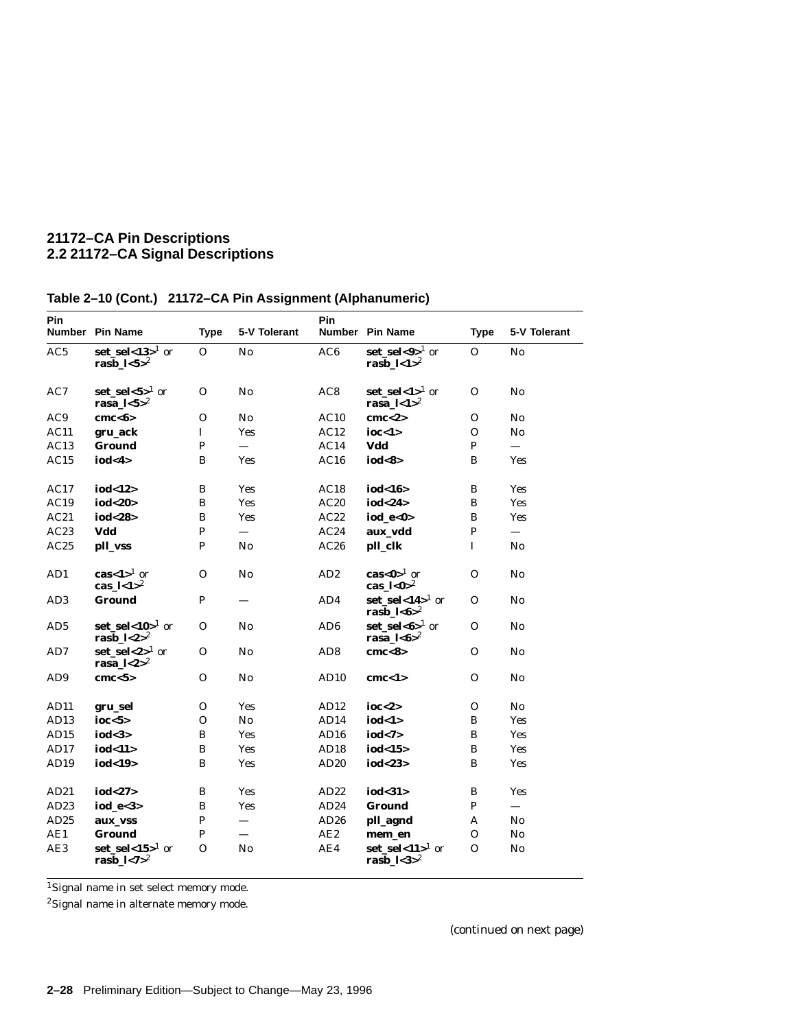## 21172–CA Pin Descriptions
## 2.2 21172–CA Signal Descriptions

**Table 2–10 (Cont.) 21172–CA Pin Assignment (Alphanumeric)**

| Pin Number | Pin Name | Type | 5-V Tolerant | Pin Number | Pin Name | Type | 5-V Tolerant |
|---|---|---|---|---|---|---|---|
| AC5 | **set_sel<13>**[1] or **rasb_l<5>**[2] | O | No | AC6 | **set_sel<9>**[1] or **rasb_l<1>**[2] | O | No |
| AC7 | **set_sel<5>**[1] or **rasa_l<5>**[2] | O | No | AC8 | **set_sel<1>**[1] or **rasa_l<1>**[2] | O | No |
| AC9 | **cmc<6>** | O | No | AC10 | **cmc<2>** | O | No |
| AC11 | **gru_ack** | I | Yes | AC12 | **ioc<1>** | O | No |
| AC13 | **Ground** | P | — | AC14 | **Vdd** | P | — |
| AC15 | **iod<4>** | B | Yes | AC16 | **iod<8>** | B | Yes |
| AC17 | **iod<12>** | B | Yes | AC18 | **iod<16>** | B | Yes |
| AC19 | **iod<20>** | B | Yes | AC20 | **iod<24>** | B | Yes |
| AC21 | **iod<28>** | B | Yes | AC22 | **iod_e<0>** | B | Yes |
| AC23 | **Vdd** | P | — | AC24 | **aux_vdd** | P | — |
| AC25 | **pll_vss** | P | No | AC26 | **pll_clk** | I | No |
| AD1 | **cas<1>**[1] or **cas_l<1>**[2] | O | No | AD2 | **cas<0>**[1] or **cas_l<0>**[2] | O | No |
| AD3 | **Ground** | P | — | AD4 | **set_sel<14>**[1] or **rasb_l<6>**[2] | O | No |
| AD5 | **set_sel<10>**[1] or **rasb_l<2>**[2] | O | No | AD6 | **set_sel<6>**[1] or **rasa_l<6>**[2] | O | No |
| AD7 | **set_sel<2>**[1] or **rasa_l<2>**[2] | O | No | AD8 | **cmc<8>** | O | No |
| AD9 | **cmc<5>** | O | No | AD10 | **cmc<1>** | O | No |
| AD11 | **gru_sel** | O | Yes | AD12 | **ioc<2>** | O | No |
| AD13 | **ioc<5>** | O | No | AD14 | **iod<1>** | B | Yes |
| AD15 | **iod<3>** | B | Yes | AD16 | **iod<7>** | B | Yes |
| AD17 | **iod<11>** | B | Yes | AD18 | **iod<15>** | B | Yes |
| AD19 | **iod<19>** | B | Yes | AD20 | **iod<23>** | B | Yes |
| AD21 | **iod<27>** | B | Yes | AD22 | **iod<31>** | B | Yes |
| AD23 | **iod_e<3>** | B | Yes | AD24 | **Ground** | P | — |
| AD25 | **aux_vss** | P | — | AD26 | **pll_agnd** | A | No |
| AE1 | **Ground** | P | — | AE2 | **mem_en** | O | No |
| AE3 | **set_sel<15>**[1] or **rasb_l<7>**[2] | O | No | AE4 | **set_sel<11>**[1] or **rasb_l<3>**[2] | O | No |

[1]Signal name in set select memory mode.

[2]Signal name in alternate memory mode.

*(continued on next page)*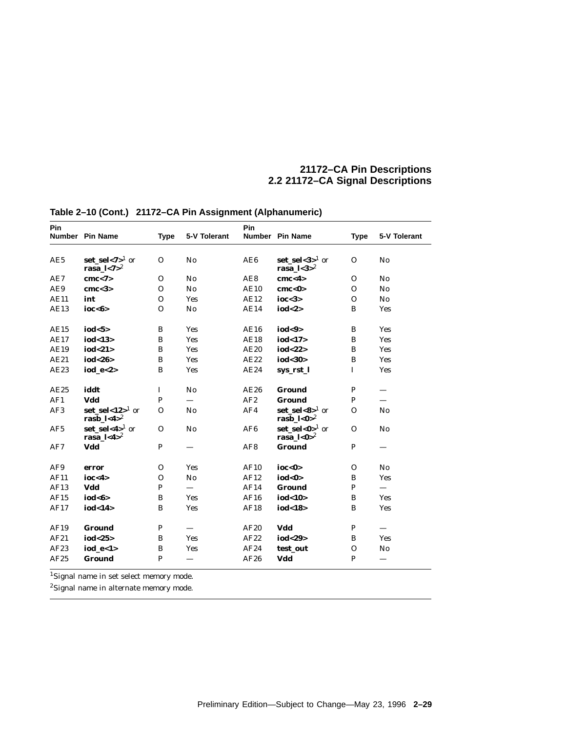**Table 2–10 (Cont.) 21172–CA Pin Assignment (Alphanumeric)**

| Pin Number | Pin Name | Type | 5-V Tolerant | Pin Number | Pin Name | Type | 5-V Tolerant |
|---|---|---|---|---|---|---|---|
| AE5 | **set_sel<7>**[1] or **rasa_l<7>**[2] | O | No | AE6 | **set_sel<3>**[1] or **rasa_l<3>**[2] | O | No |
| AE7 | **cmc<7>** | O | No | AE8 | **cmc<4>** | O | No |
| AE9 | **cmc<3>** | O | No | AE10 | **cmc<0>** | O | No |
| AE11 | **int** | O | Yes | AE12 | **ioc<3>** | O | No |
| AE13 | **ioc<6>** | O | No | AE14 | **iod<2>** | B | Yes |
| AE15 | **iod<5>** | B | Yes | AE16 | **iod<9>** | B | Yes |
| AE17 | **iod<13>** | B | Yes | AE18 | **iod<17>** | B | Yes |
| AE19 | **iod<21>** | B | Yes | AE20 | **iod<22>** | B | Yes |
| AE21 | **iod<26>** | B | Yes | AE22 | **iod<30>** | B | Yes |
| AE23 | **iod_e<2>** | B | Yes | AE24 | **sys_rst_l** | I | Yes |
| AE25 | **iddt** | I | No | AE26 | **Ground** | P | — |
| AF1 | **Vdd** | P | — | AF2 | **Ground** | P | — |
| AF3 | **set_sel<12>**[1] or **rasb_l<4>**[2] | O | No | AF4 | **set_sel<8>**[1] or **rasb_l<0>**[2] | O | No |
| AF5 | **set_sel<4>**[1] or **rasa_l<4>**[2] | O | No | AF6 | **set_sel<0>**[1] or **rasa_l<0>**[2] | O | No |
| AF7 | **Vdd** | P | — | AF8 | **Ground** | P | — |
| AF9 | **error** | O | Yes | AF10 | **ioc<0>** | O | No |
| AF11 | **ioc<4>** | O | No | AF12 | **iod<0>** | B | Yes |
| AF13 | **Vdd** | P | — | AF14 | **Ground** | P | — |
| AF15 | **iod<6>** | B | Yes | AF16 | **iod<10>** | B | Yes |
| AF17 | **iod<14>** | B | Yes | AF18 | **iod<18>** | B | Yes |
| AF19 | **Ground** | P | — | AF20 | **Vdd** | P | — |
| AF21 | **iod<25>** | B | Yes | AF22 | **iod<29>** | B | Yes |
| AF23 | **iod_e<1>** | B | Yes | AF24 | **test_out** | O | No |
| AF25 | **Ground** | P | — | AF26 | **Vdd** | P | — |

[1]Signal name in set select memory mode.

[2]Signal name in alternate memory mode.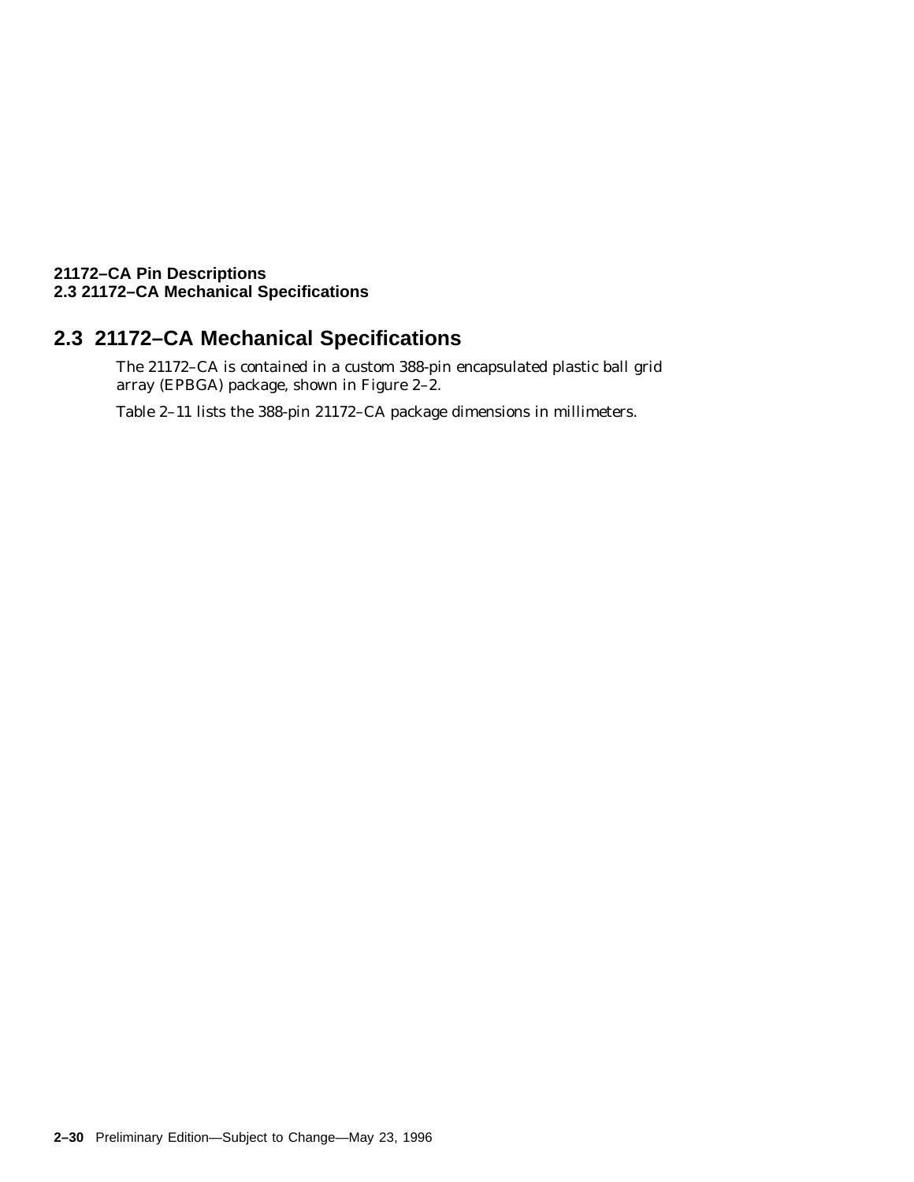## 2.3 21172–CA Mechanical Specifications

The 21172–CA is contained in a custom 388-pin encapsulated plastic ball grid array (EPBGA) package, shown in Figure 2–2.

Table 2–11 lists the 388-pin 21172–CA package dimensions in millimeters.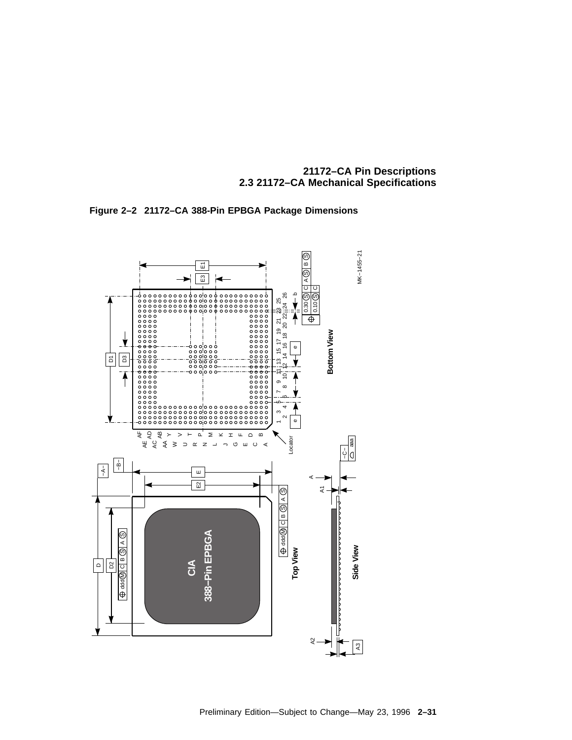**Figure 2–2 21172–CA 388-Pin EPBGA Package Dimensions**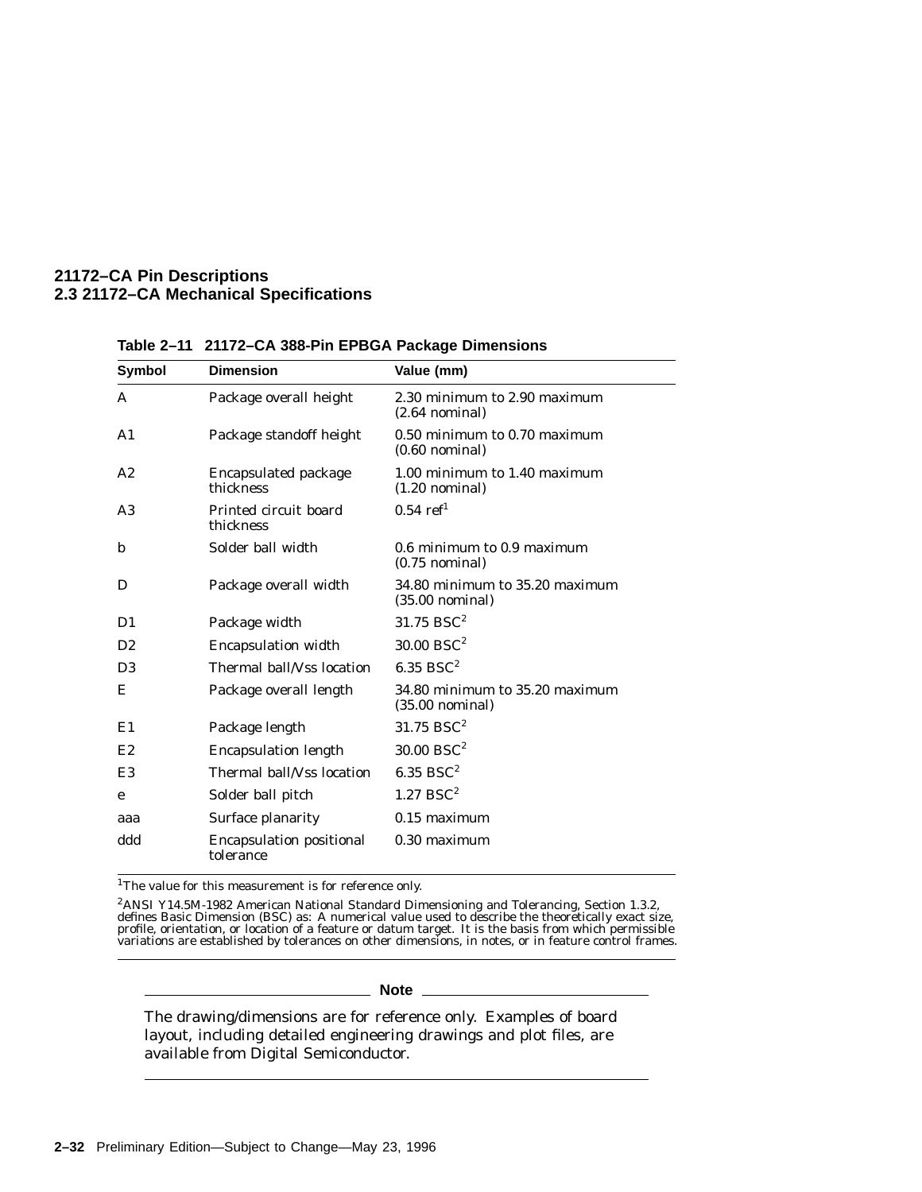**Table 2–11 21172–CA 388-Pin EPBGA Package Dimensions**

| Symbol | Dimension | Value (mm) |
|---|---|---|
| A | Package overall height | 2.30 minimum to 2.90 maximum (2.64 nominal) |
| A1 | Package standoff height | 0.50 minimum to 0.70 maximum (0.60 nominal) |
| A2 | Encapsulated package thickness | 1.00 minimum to 1.40 maximum (1.20 nominal) |
| A3 | Printed circuit board thickness | 0.54 ref[1] |
| b | Solder ball width | 0.6 minimum to 0.9 maximum (0.75 nominal) |
| D | Package overall width | 34.80 minimum to 35.20 maximum (35.00 nominal) |
| D1 | Package width | 31.75 BSC[2] |
| D2 | Encapsulation width | 30.00 BSC[2] |
| D3 | Thermal ball/Vss location | 6.35 BSC[2] |
| E | Package overall length | 34.80 minimum to 35.20 maximum (35.00 nominal) |
| E1 | Package length | 31.75 BSC[2] |
| E2 | Encapsulation length | 30.00 BSC[2] |
| E3 | Thermal ball/Vss location | 6.35 BSC[2] |
| e | Solder ball pitch | 1.27 BSC[2] |
| aaa | Surface planarity | 0.15 maximum |
| ddd | Encapsulation positional tolerance | 0.30 maximum |

[1]The value for this measurement is for reference only.

[2]ANSI Y14.5M-1982 American National Standard Dimensioning and Tolerancing, Section 1.3.2, defines Basic Dimension (BSC) as: A numerical value used to describe the theoretically exact size, profile, orientation, or location of a feature or datum target. It is the basis from which permissible variations are established by tolerances on other dimensions, in notes, or in feature control frames.

**Note**

The drawing/dimensions are for reference only. Examples of board layout, including detailed engineering drawings and plot files, are available from Digital Semiconductor.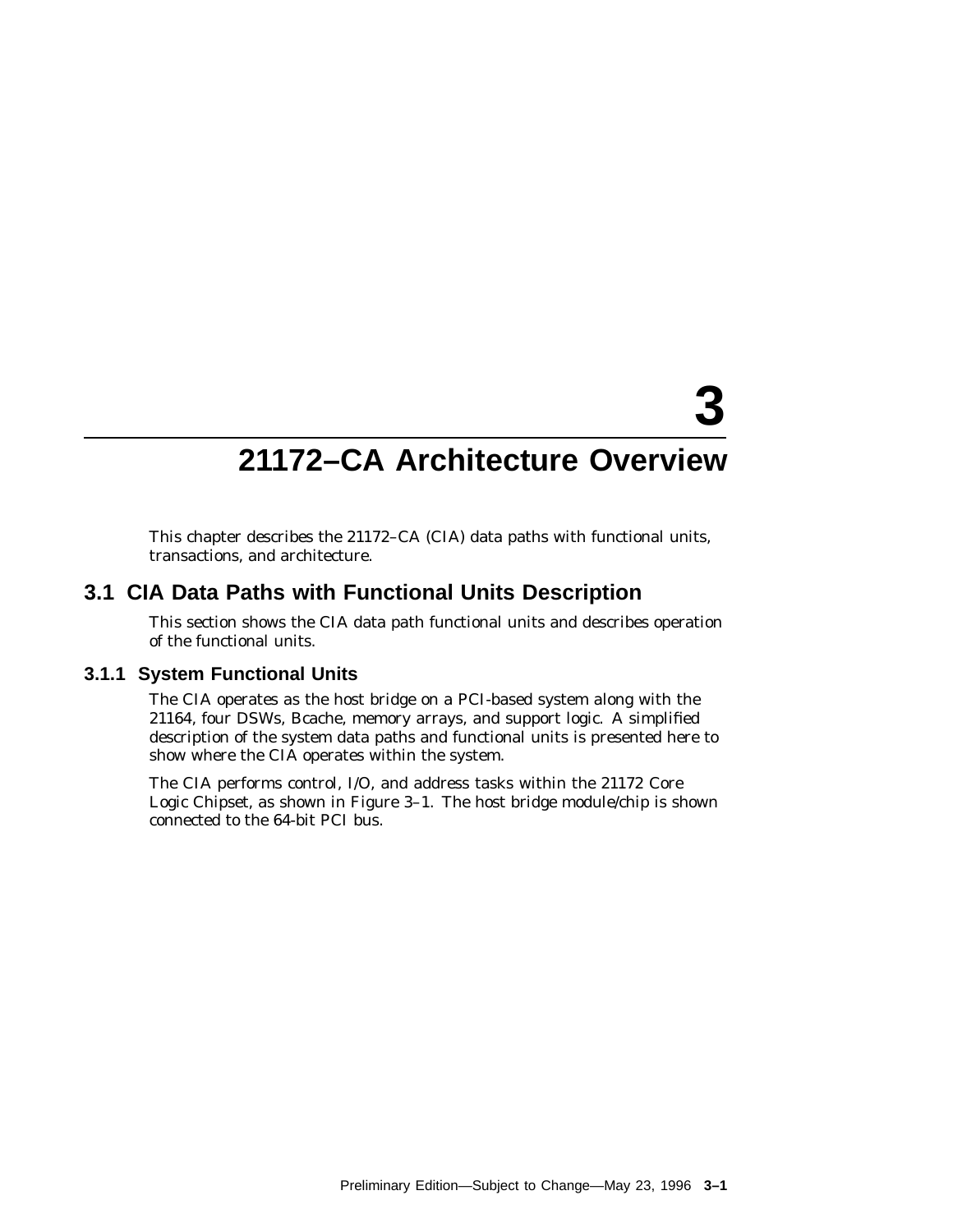# 3 21172–CA Architecture Overview

This chapter describes the 21172–CA (CIA) data paths with functional units, transactions, and architecture.

## 3.1 CIA Data Paths with Functional Units Description

This section shows the CIA data path functional units and describes operation of the functional units.

### 3.1.1 System Functional Units

The CIA operates as the host bridge on a PCI-based system along with the 21164, four DSWs, Bcache, memory arrays, and support logic. A simplified description of the system data paths and functional units is presented here to show where the CIA operates within the system.

The CIA performs control, I/O, and address tasks within the 21172 Core Logic Chipset, as shown in Figure 3–1. The host bridge module/chip is shown connected to the 64-bit PCI bus.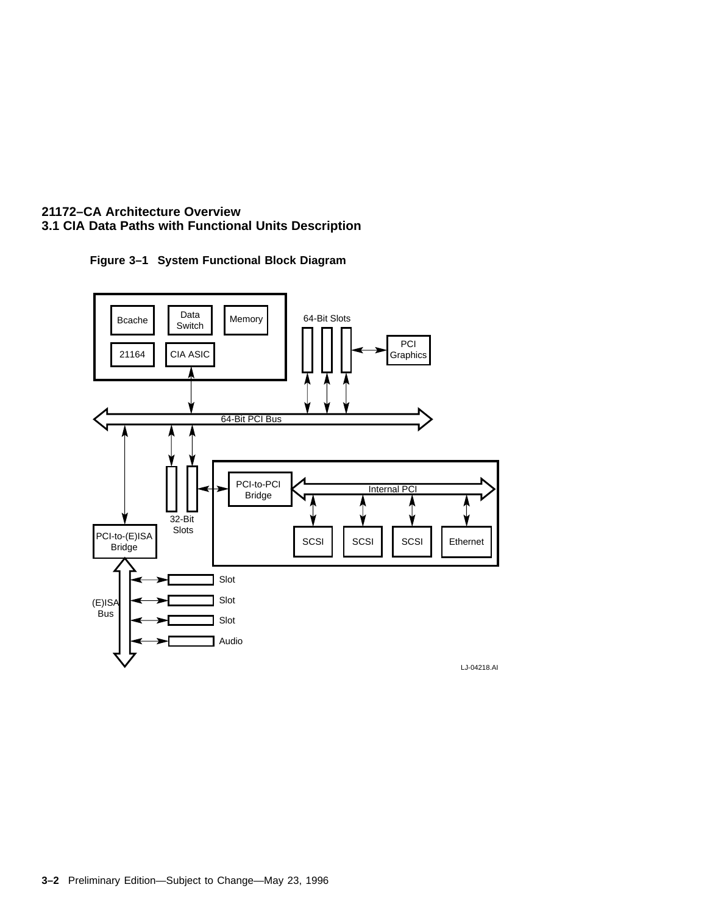Figure 3–1 System Functional Block Diagram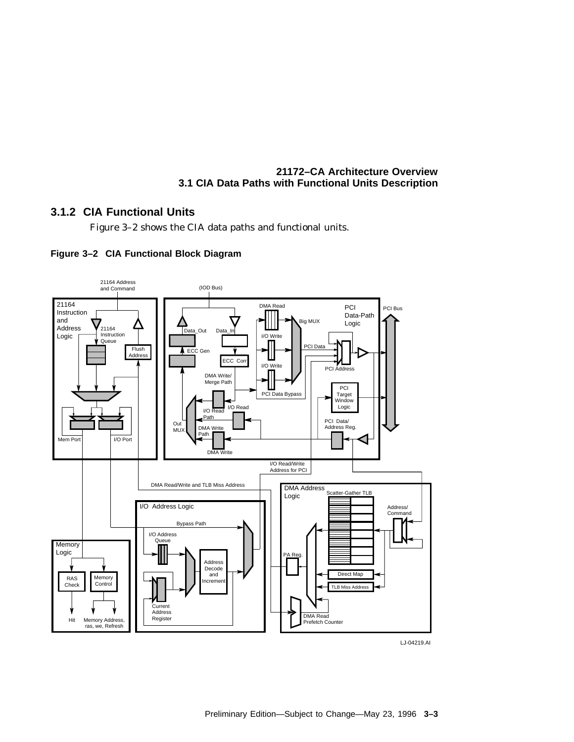### 3.1.2 CIA Functional Units

Figure 3–2 shows the CIA data paths and functional units.

**Figure 3–2 CIA Functional Block Diagram**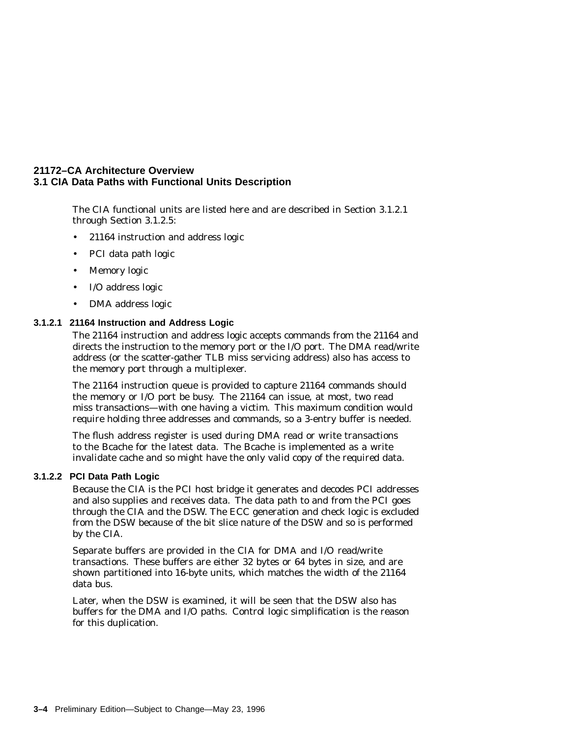The CIA functional units are listed here and are described in Section 3.1.2.1 through Section 3.1.2.5:

- 21164 instruction and address logic
- PCI data path logic
- Memory logic
- I/O address logic
- DMA address logic

#### 3.1.2.1 21164 Instruction and Address Logic

The 21164 instruction and address logic accepts commands from the 21164 and directs the instruction to the memory port or the I/O port. The DMA read/write address (or the scatter-gather TLB miss servicing address) also has access to the memory port through a multiplexer.

The 21164 instruction queue is provided to capture 21164 commands should the memory or I/O port be busy. The 21164 can issue, at most, two read miss transactions—with one having a victim. This maximum condition would require holding three addresses and commands, so a 3-entry buffer is needed.

The flush address register is used during DMA read or write transactions to the Bcache for the latest data. The Bcache is implemented as a write invalidate cache and so might have the only valid copy of the required data.

#### 3.1.2.2 PCI Data Path Logic

Because the CIA is the PCI host bridge it generates and decodes PCI addresses and also supplies and receives data. The data path to and from the PCI goes through the CIA and the DSW. The ECC generation and check logic is excluded from the DSW because of the bit slice nature of the DSW and so is performed by the CIA.

Separate buffers are provided in the CIA for DMA and I/O read/write transactions. These buffers are either 32 bytes or 64 bytes in size, and are shown partitioned into 16-byte units, which matches the width of the 21164 data bus.

Later, when the DSW is examined, it will be seen that the DSW also has buffers for the DMA and I/O paths. Control logic simplification is the reason for this duplication.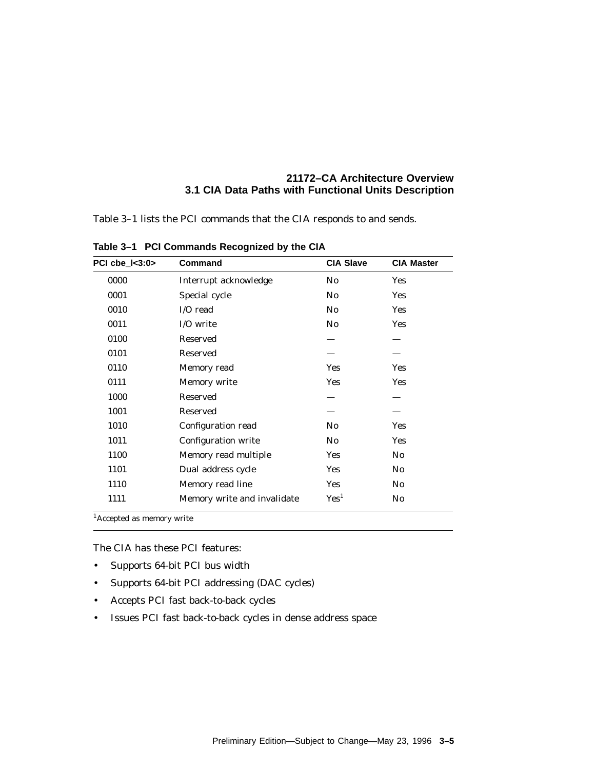Table 3–1 lists the PCI commands that the CIA responds to and sends.

**Table 3–1 PCI Commands Recognized by the CIA**

| PCI cbe_l<3:0> | Command | CIA Slave | CIA Master |
|---|---|---|---|
| 0000 | Interrupt acknowledge | No | Yes |
| 0001 | Special cycle | No | Yes |
| 0010 | I/O read | No | Yes |
| 0011 | I/O write | No | Yes |
| 0100 | Reserved | — | — |
| 0101 | Reserved | — | — |
| 0110 | Memory read | Yes | Yes |
| 0111 | Memory write | Yes | Yes |
| 1000 | Reserved | — | — |
| 1001 | Reserved | — | — |
| 1010 | Configuration read | No | Yes |
| 1011 | Configuration write | No | Yes |
| 1100 | Memory read multiple | Yes | No |
| 1101 | Dual address cycle | Yes | No |
| 1110 | Memory read line | Yes | No |
| 1111 | Memory write and invalidate | Yes[1] | No |

[1]Accepted as memory write

The CIA has these PCI features:

- Supports 64-bit PCI bus width
- Supports 64-bit PCI addressing (DAC cycles)
- Accepts PCI fast back-to-back cycles
- Issues PCI fast back-to-back cycles in dense address space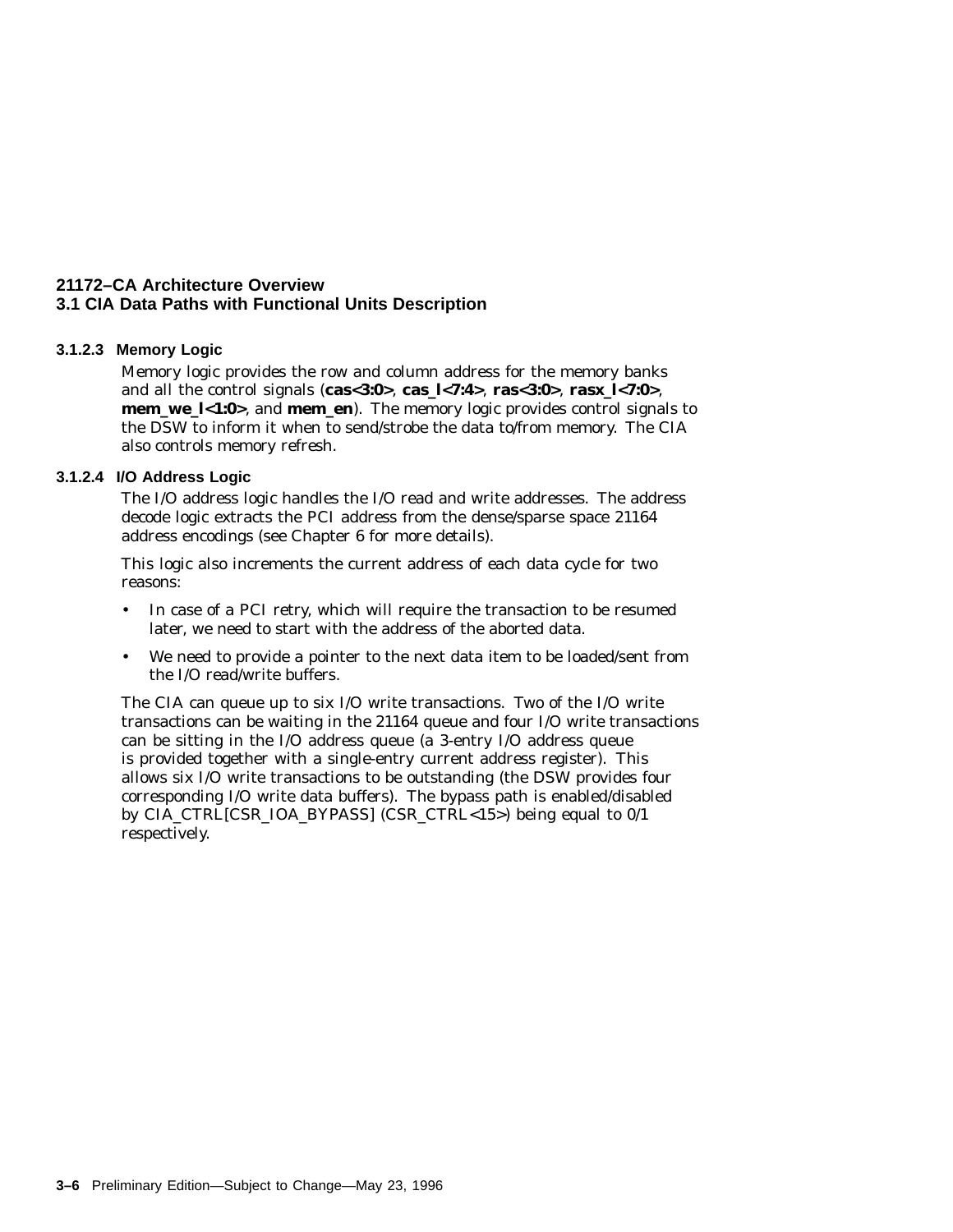#### 3.1.2.3 Memory Logic

Memory logic provides the row and column address for the memory banks and all the control signals (**cas<3:0>**, **cas_l<7:4>**, **ras<3:0>**, **rasx_l<7:0>**, **mem_we_l<1:0>**, and **mem_en**). The memory logic provides control signals to the DSW to inform it when to send/strobe the data to/from memory. The CIA also controls memory refresh.

#### 3.1.2.4 I/O Address Logic

The I/O address logic handles the I/O read and write addresses. The address decode logic extracts the PCI address from the dense/sparse space 21164 address encodings (see Chapter 6 for more details).

This logic also increments the current address of each data cycle for two reasons:

- In case of a PCI retry, which will require the transaction to be resumed later, we need to start with the address of the aborted data.
- We need to provide a pointer to the next data item to be loaded/sent from the I/O read/write buffers.

The CIA can queue up to six I/O write transactions. Two of the I/O write transactions can be waiting in the 21164 queue and four I/O write transactions can be sitting in the I/O address queue (a 3-entry I/O address queue is provided together with a single-entry current address register). This allows six I/O write transactions to be outstanding (the DSW provides four corresponding I/O write data buffers). The bypass path is enabled/disabled by CIA_CTRL[CSR_IOA_BYPASS] (CSR_CTRL<15>) being equal to 0/1 respectively.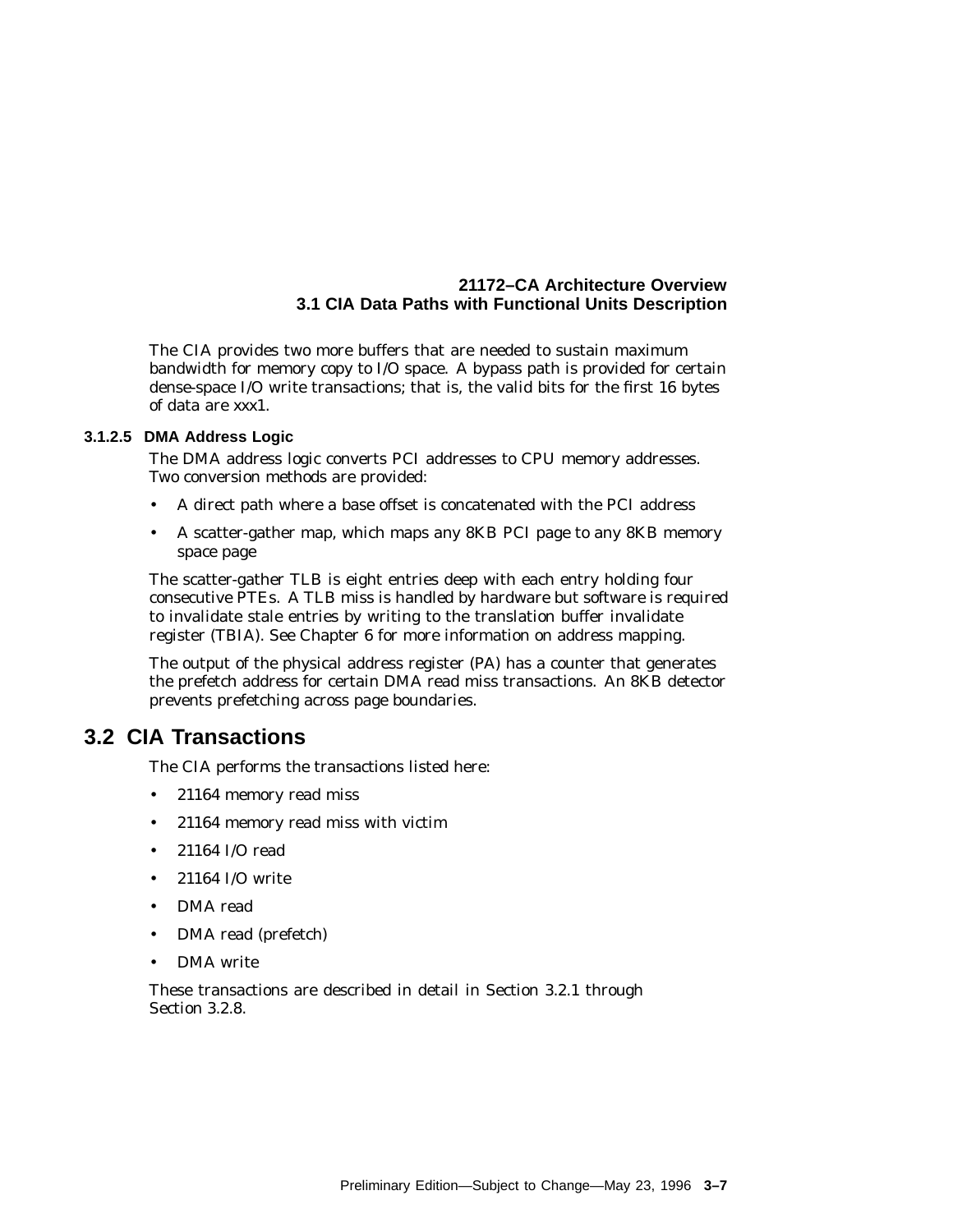The CIA provides two more buffers that are needed to sustain maximum bandwidth for memory copy to I/O space. A bypass path is provided for certain dense-space I/O write transactions; that is, the valid bits for the first 16 bytes of data are xxx1.

#### 3.1.2.5 DMA Address Logic

The DMA address logic converts PCI addresses to CPU memory addresses. Two conversion methods are provided:

- A direct path where a base offset is concatenated with the PCI address
- A scatter-gather map, which maps any 8KB PCI page to any 8KB memory space page

The scatter-gather TLB is eight entries deep with each entry holding four consecutive PTEs. A TLB miss is handled by hardware but software is required to invalidate stale entries by writing to the translation buffer invalidate register (TBIA). See Chapter 6 for more information on address mapping.

The output of the physical address register (PA) has a counter that generates the prefetch address for certain DMA read miss transactions. An 8KB detector prevents prefetching across page boundaries.

## 3.2 CIA Transactions

The CIA performs the transactions listed here:

- 21164 memory read miss
- 21164 memory read miss with victim
- 21164 I/O read
- 21164 I/O write
- DMA read
- DMA read (prefetch)
- DMA write

These transactions are described in detail in Section 3.2.1 through Section 3.2.8.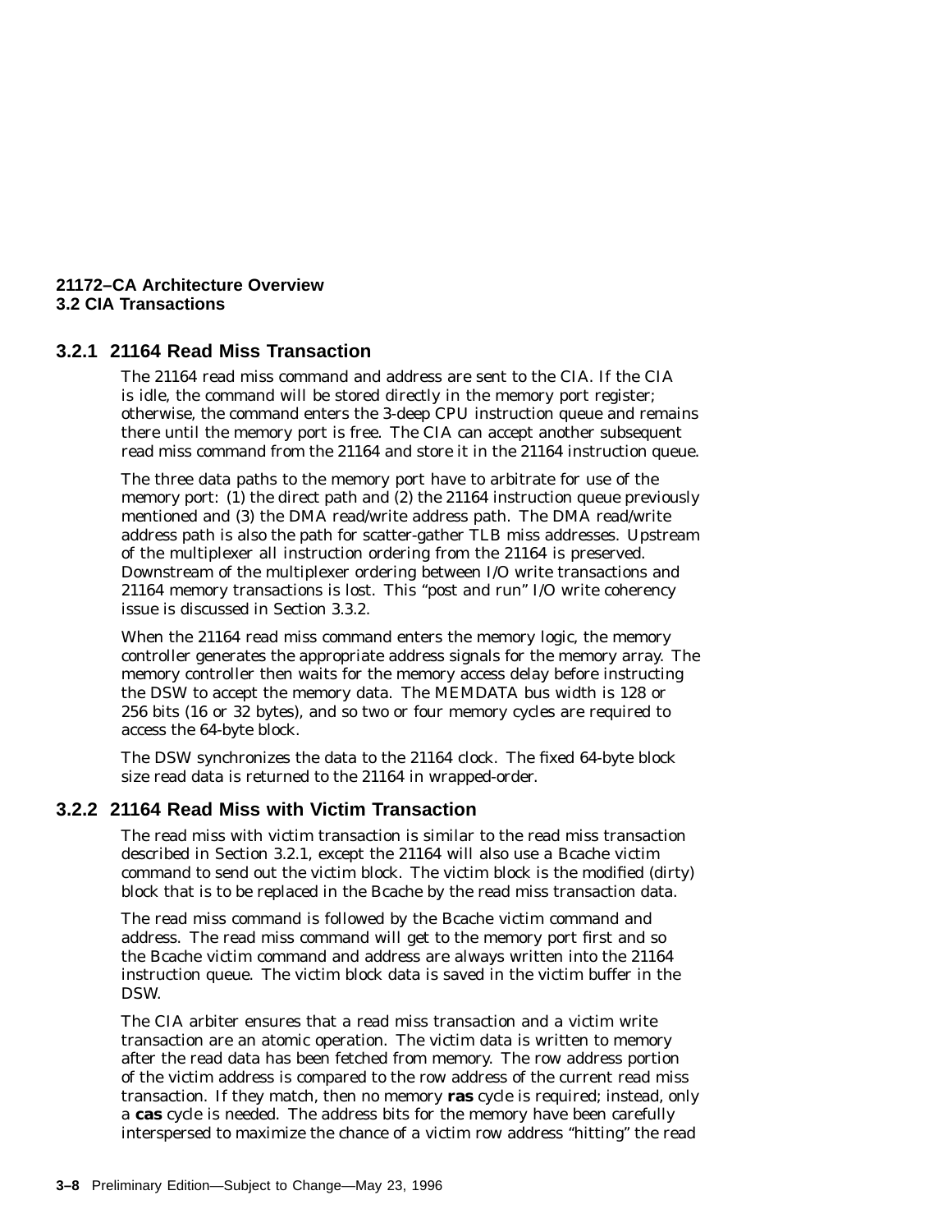### 3.2.1 21164 Read Miss Transaction

The 21164 read miss command and address are sent to the CIA. If the CIA is idle, the command will be stored directly in the memory port register; otherwise, the command enters the 3-deep CPU instruction queue and remains there until the memory port is free. The CIA can accept another subsequent read miss command from the 21164 and store it in the 21164 instruction queue.

The three data paths to the memory port have to arbitrate for use of the memory port: (1) the direct path and (2) the 21164 instruction queue previously mentioned and (3) the DMA read/write address path. The DMA read/write address path is also the path for scatter-gather TLB miss addresses. Upstream of the multiplexer all instruction ordering from the 21164 is preserved. Downstream of the multiplexer ordering between I/O write transactions and 21164 memory transactions is lost. This "post and run" I/O write coherency issue is discussed in Section 3.3.2.

When the 21164 read miss command enters the memory logic, the memory controller generates the appropriate address signals for the memory array. The memory controller then waits for the memory access delay before instructing the DSW to accept the memory data. The MEMDATA bus width is 128 or 256 bits (16 or 32 bytes), and so two or four memory cycles are required to access the 64-byte block.

The DSW synchronizes the data to the 21164 clock. The fixed 64-byte block size read data is returned to the 21164 in wrapped-order.

### 3.2.2 21164 Read Miss with Victim Transaction

The read miss with victim transaction is similar to the read miss transaction described in Section 3.2.1, except the 21164 will also use a Bcache victim command to send out the victim block. The victim block is the modified (dirty) block that is to be replaced in the Bcache by the read miss transaction data.

The read miss command is followed by the Bcache victim command and address. The read miss command will get to the memory port first and so the Bcache victim command and address are always written into the 21164 instruction queue. The victim block data is saved in the victim buffer in the DSW.

The CIA arbiter ensures that a read miss transaction and a victim write transaction are an atomic operation. The victim data is written to memory after the read data has been fetched from memory. The row address portion of the victim address is compared to the row address of the current read miss transaction. If they match, then no memory **ras** cycle is required; instead, only a **cas** cycle is needed. The address bits for the memory have been carefully interspersed to maximize the chance of a victim row address "hitting" the read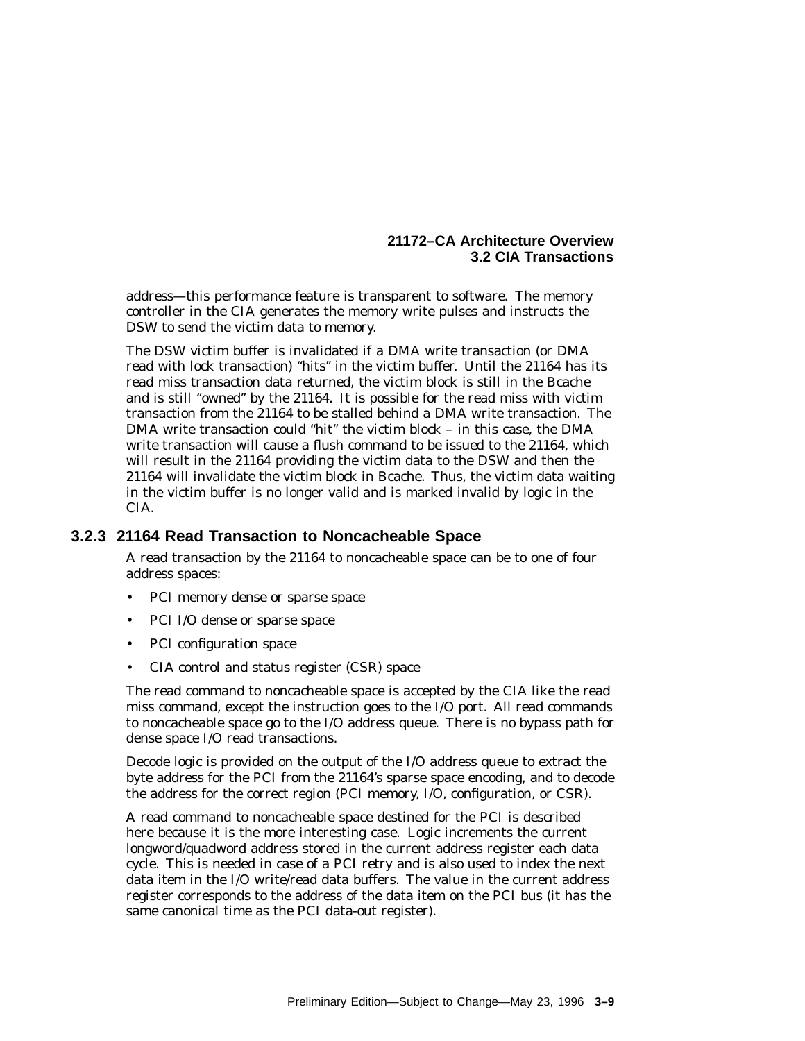address—this performance feature is transparent to software. The memory controller in the CIA generates the memory write pulses and instructs the DSW to send the victim data to memory.

The DSW victim buffer is invalidated if a DMA write transaction (or DMA read with lock transaction) "hits" in the victim buffer. Until the 21164 has its read miss transaction data returned, the victim block is still in the Bcache and is still "owned" by the 21164. It is possible for the read miss with victim transaction from the 21164 to be stalled behind a DMA write transaction. The DMA write transaction could "hit" the victim block – in this case, the DMA write transaction will cause a flush command to be issued to the 21164, which will result in the 21164 providing the victim data to the DSW and then the 21164 will invalidate the victim block in Bcache. Thus, the victim data waiting in the victim buffer is no longer valid and is marked invalid by logic in the CIA.

### 3.2.3 21164 Read Transaction to Noncacheable Space

A read transaction by the 21164 to noncacheable space can be to one of four address spaces:

- PCI memory dense or sparse space
- PCI I/O dense or sparse space
- PCI configuration space
- CIA control and status register (CSR) space

The read command to noncacheable space is accepted by the CIA like the read miss command, except the instruction goes to the I/O port. All read commands to noncacheable space go to the I/O address queue. There is no bypass path for dense space I/O read transactions.

Decode logic is provided on the output of the I/O address queue to extract the byte address for the PCI from the 21164's sparse space encoding, and to decode the address for the correct region (PCI memory, I/O, configuration, or CSR).

A read command to noncacheable space destined for the PCI is described here because it is the more interesting case. Logic increments the current longword/quadword address stored in the current address register each data cycle. This is needed in case of a PCI retry and is also used to index the next data item in the I/O write/read data buffers. The value in the current address register corresponds to the address of the data item on the PCI bus (it has the same canonical time as the PCI data-out register).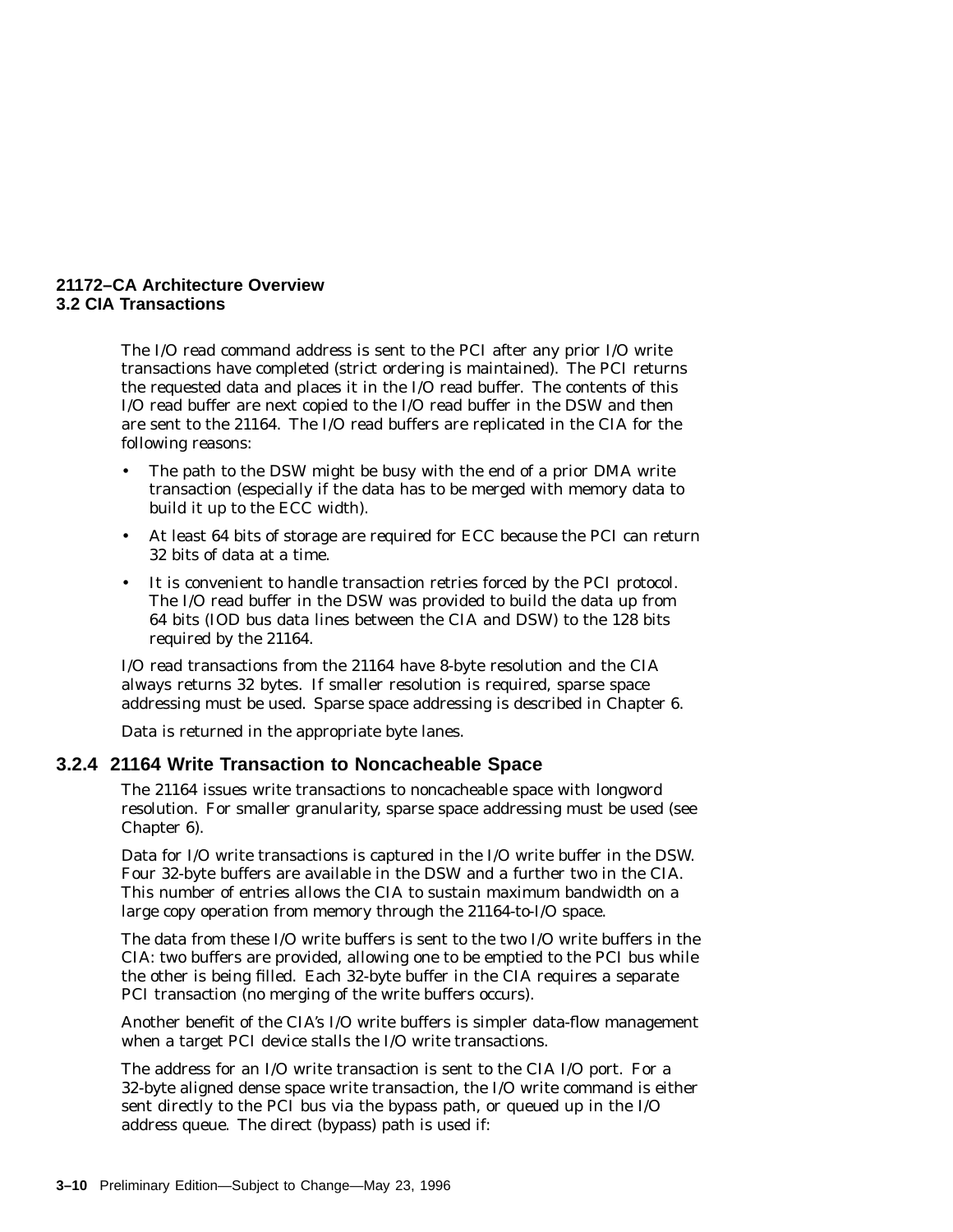The I/O read command address is sent to the PCI after any prior I/O write transactions have completed (strict ordering is maintained). The PCI returns the requested data and places it in the I/O read buffer. The contents of this I/O read buffer are next copied to the I/O read buffer in the DSW and then are sent to the 21164. The I/O read buffers are replicated in the CIA for the following reasons:

- The path to the DSW might be busy with the end of a prior DMA write transaction (especially if the data has to be merged with memory data to build it up to the ECC width).
- At least 64 bits of storage are required for ECC because the PCI can return 32 bits of data at a time.
- It is convenient to handle transaction retries forced by the PCI protocol. The I/O read buffer in the DSW was provided to build the data up from 64 bits (IOD bus data lines between the CIA and DSW) to the 128 bits required by the 21164.

I/O read transactions from the 21164 have 8-byte resolution and the CIA always returns 32 bytes. If smaller resolution is required, sparse space addressing must be used. Sparse space addressing is described in Chapter 6.

Data is returned in the appropriate byte lanes.

### 3.2.4 21164 Write Transaction to Noncacheable Space

The 21164 issues write transactions to noncacheable space with longword resolution. For smaller granularity, sparse space addressing must be used (see Chapter 6).

Data for I/O write transactions is captured in the I/O write buffer in the DSW. Four 32-byte buffers are available in the DSW and a further two in the CIA. This number of entries allows the CIA to sustain maximum bandwidth on a large copy operation from memory through the 21164-to-I/O space.

The data from these I/O write buffers is sent to the two I/O write buffers in the CIA: two buffers are provided, allowing one to be emptied to the PCI bus while the other is being filled. Each 32-byte buffer in the CIA requires a separate PCI transaction (no merging of the write buffers occurs).

Another benefit of the CIA's I/O write buffers is simpler data-flow management when a target PCI device stalls the I/O write transactions.

The address for an I/O write transaction is sent to the CIA I/O port. For a 32-byte aligned dense space write transaction, the I/O write command is either sent directly to the PCI bus via the bypass path, or queued up in the I/O address queue. The direct (bypass) path is used if: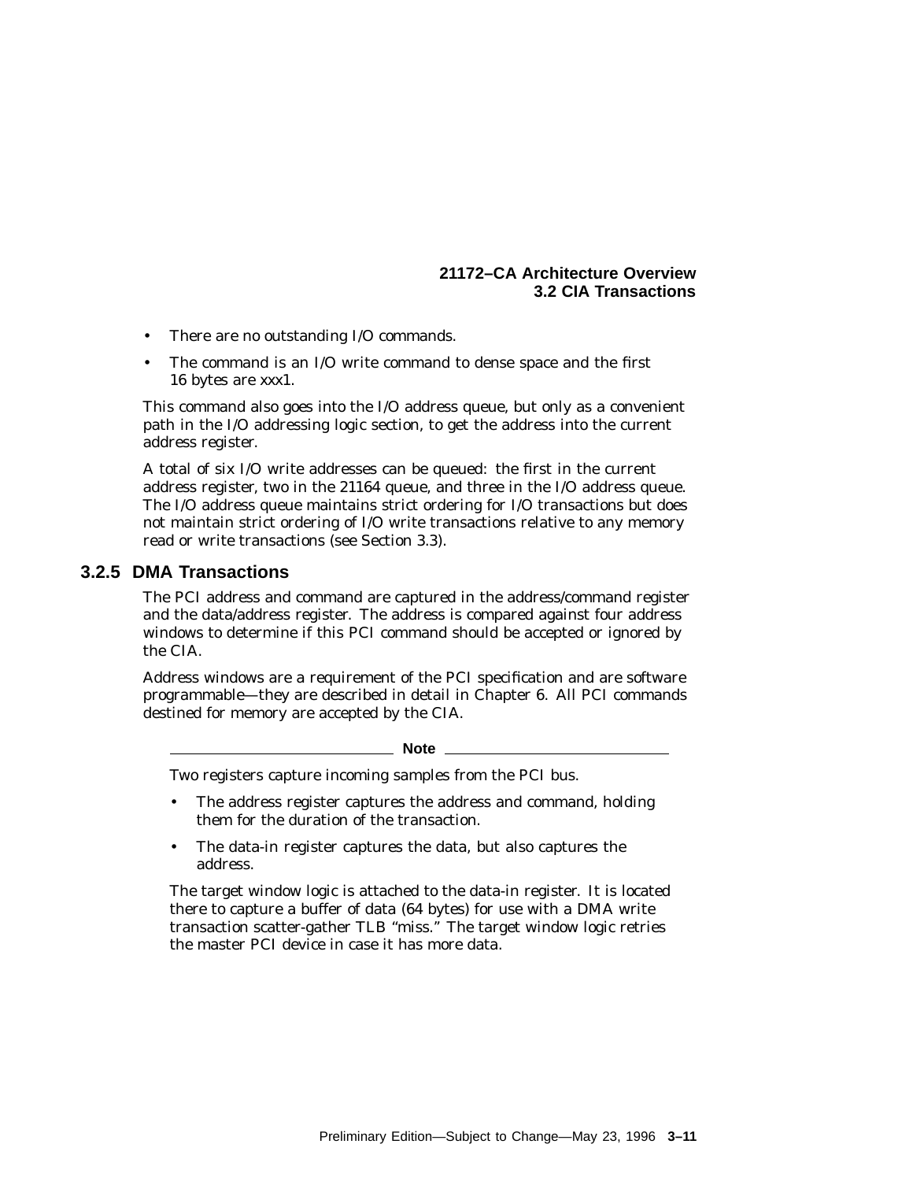- There are no outstanding I/O commands.
- The command is an I/O write command to dense space and the first 16 bytes are xxx1.

This command also goes into the I/O address queue, but only as a convenient path in the I/O addressing logic section, to get the address into the current address register.

A total of six I/O write addresses can be queued: the first in the current address register, two in the 21164 queue, and three in the I/O address queue. The I/O address queue maintains strict ordering for I/O transactions but does not maintain strict ordering of I/O write transactions relative to any memory read or write transactions (see Section 3.3).

### 3.2.5 DMA Transactions

The PCI address and command are captured in the address/command register and the data/address register. The address is compared against four address windows to determine if this PCI command should be accepted or ignored by the CIA.

Address windows are a requirement of the PCI specification and are software programmable—they are described in detail in Chapter 6. All PCI commands destined for memory are accepted by the CIA.

**Note**

Two registers capture incoming samples from the PCI bus.

- The address register captures the address and command, holding them for the duration of the transaction.
- The data-in register captures the data, but also captures the address.

The target window logic is attached to the data-in register. It is located there to capture a buffer of data (64 bytes) for use with a DMA write transaction scatter-gather TLB "miss." The target window logic retries the master PCI device in case it has more data.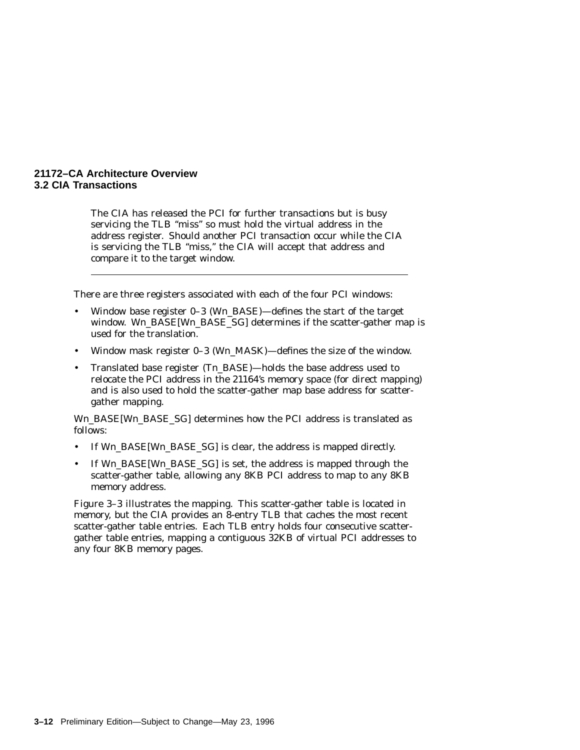The CIA has released the PCI for further transactions but is busy servicing the TLB “miss” so must hold the virtual address in the address register. Should another PCI transaction occur while the CIA is servicing the TLB “miss,” the CIA will accept that address and compare it to the target window.

---

There are three registers associated with each of the four PCI windows:

- Window base register 0–3 (Wn_BASE)—defines the start of the target window. Wn_BASE[Wn_BASE_SG] determines if the scatter-gather map is used for the translation.
- Window mask register 0–3 (Wn_MASK)—defines the size of the window.
- Translated base register (Tn_BASE)—holds the base address used to relocate the PCI address in the 21164's memory space (for direct mapping) and is also used to hold the scatter-gather map base address for scatter-gather mapping.

Wn_BASE[Wn_BASE_SG] determines how the PCI address is translated as follows:

- If Wn_BASE[Wn_BASE_SG] is clear, the address is mapped directly.
- If Wn_BASE[Wn_BASE_SG] is set, the address is mapped through the scatter-gather table, allowing any 8KB PCI address to map to any 8KB memory address.

Figure 3–3 illustrates the mapping. This scatter-gather table is located in memory, but the CIA provides an 8-entry TLB that caches the most recent scatter-gather table entries. Each TLB entry holds four consecutive scatter-gather table entries, mapping a contiguous 32KB of virtual PCI addresses to any four 8KB memory pages.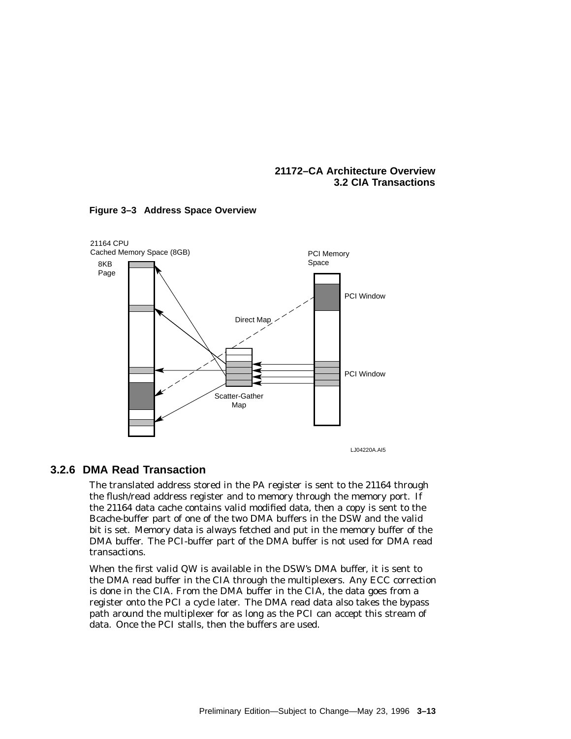**Figure 3–3 Address Space Overview**

21164 CPU
Cached Memory Space (8GB)

8KB
Page

PCI Memory
Space

PCI Window

Direct Map

PCI Window

Scatter-Gather
Map

LJ04220A.AI5

### 3.2.6 DMA Read Transaction

The translated address stored in the PA register is sent to the 21164 through the flush/read address register and to memory through the memory port. If the 21164 data cache contains valid modified data, then a copy is sent to the Bcache-buffer part of one of the two DMA buffers in the DSW and the valid bit is set. Memory data is always fetched and put in the memory buffer of the DMA buffer. The PCI-buffer part of the DMA buffer is not used for DMA read transactions.

When the first valid QW is available in the DSW's DMA buffer, it is sent to the DMA read buffer in the CIA through the multiplexers. Any ECC correction is done in the CIA. From the DMA buffer in the CIA, the data goes from a register onto the PCI a cycle later. The DMA read data also takes the bypass path around the multiplexer for as long as the PCI can accept this stream of data. Once the PCI stalls, then the buffers are used.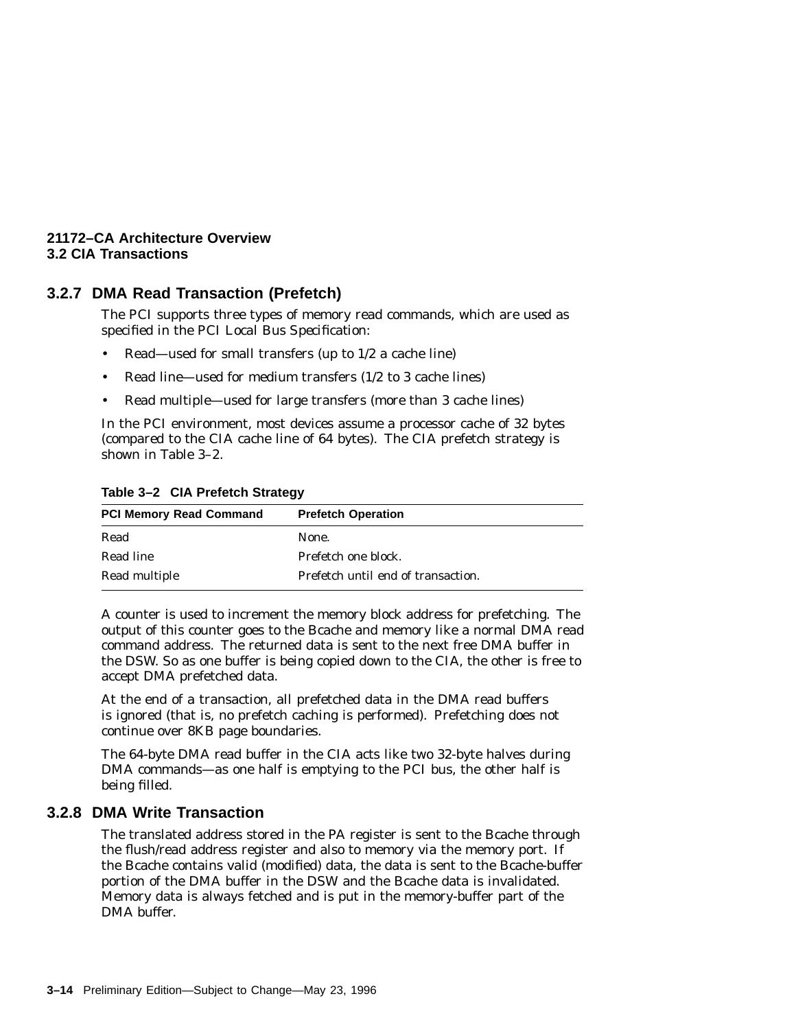### 3.2.7 DMA Read Transaction (Prefetch)

The PCI supports three types of memory read commands, which are used as specified in the *PCI Local Bus Specification*:

- Read—used for small transfers (up to 1/2 a cache line)
- Read line—used for medium transfers (1/2 to 3 cache lines)
- Read multiple—used for large transfers (more than 3 cache lines)

In the PCI environment, most devices assume a processor cache of 32 bytes (compared to the CIA cache line of 64 bytes). The CIA prefetch strategy is shown in Table 3–2.

**Table 3–2 CIA Prefetch Strategy**

| PCI Memory Read Command | Prefetch Operation |
|---|---|
| Read | None. |
| Read line | Prefetch one block. |
| Read multiple | Prefetch until end of transaction. |

A counter is used to increment the memory block address for prefetching. The output of this counter goes to the Bcache and memory like a normal DMA read command address. The returned data is sent to the next free DMA buffer in the DSW. So as one buffer is being copied down to the CIA, the other is free to accept DMA prefetched data.

At the end of a transaction, all prefetched data in the DMA read buffers is ignored (that is, no prefetch caching is performed). Prefetching does not continue over 8KB page boundaries.

The 64-byte DMA read buffer in the CIA acts like two 32-byte halves during DMA commands—as one half is emptying to the PCI bus, the other half is being filled.

### 3.2.8 DMA Write Transaction

The translated address stored in the PA register is sent to the Bcache through the flush/read address register and also to memory via the memory port. If the Bcache contains valid (modified) data, the data is sent to the Bcache-buffer portion of the DMA buffer in the DSW and the Bcache data is invalidated. Memory data is always fetched and is put in the memory-buffer part of the DMA buffer.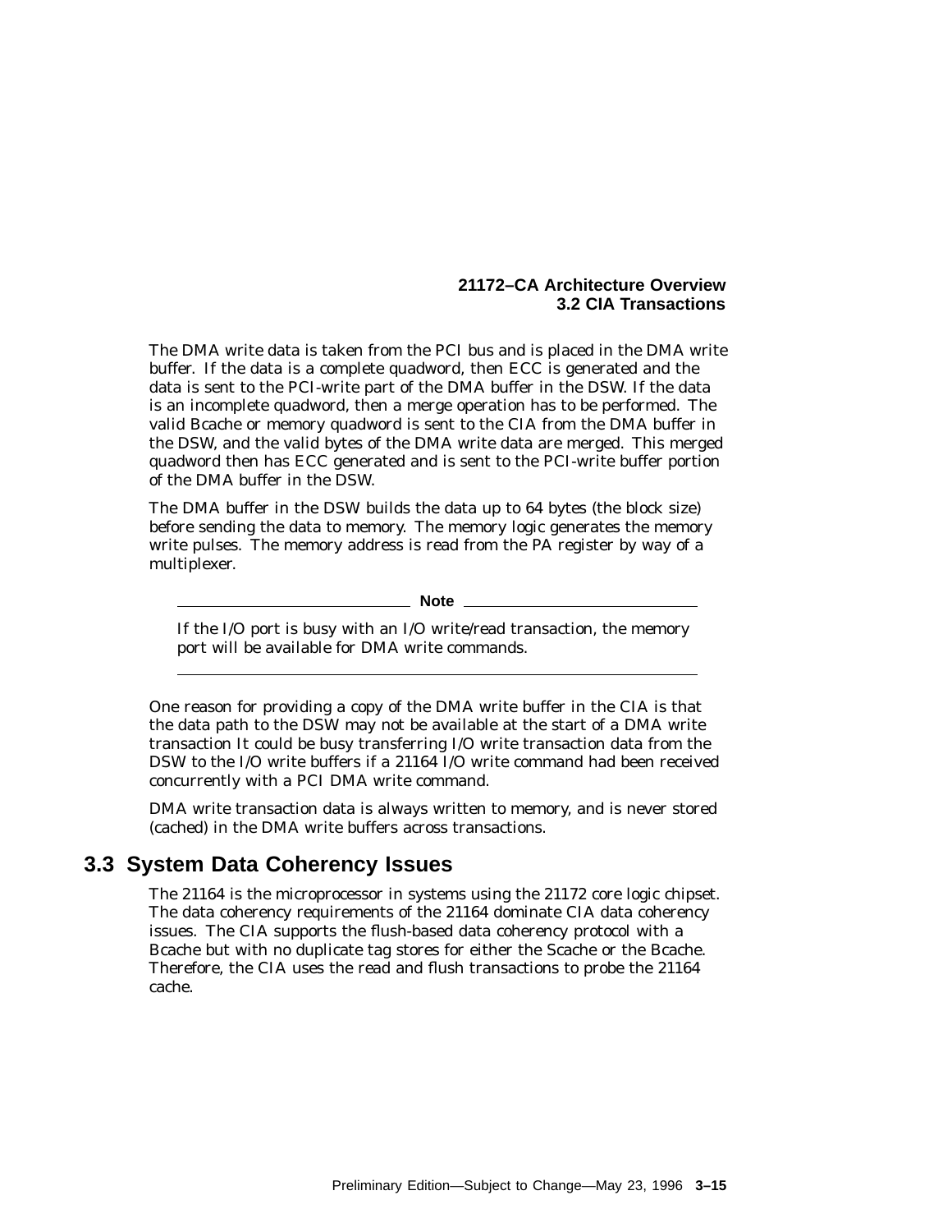The DMA write data is taken from the PCI bus and is placed in the DMA write buffer. If the data is a complete quadword, then ECC is generated and the data is sent to the PCI-write part of the DMA buffer in the DSW. If the data is an incomplete quadword, then a merge operation has to be performed. The valid Bcache or memory quadword is sent to the CIA from the DMA buffer in the DSW, and the valid bytes of the DMA write data are merged. This merged quadword then has ECC generated and is sent to the PCI-write buffer portion of the DMA buffer in the DSW.

The DMA buffer in the DSW builds the data up to 64 bytes (the block size) before sending the data to memory. The memory logic generates the memory write pulses. The memory address is read from the PA register by way of a multiplexer.

---

**Note**

If the I/O port is busy with an I/O write/read transaction, the memory port will be available for DMA write commands.

---

One reason for providing a copy of the DMA write buffer in the CIA is that the data path to the DSW may not be available at the start of a DMA write transaction It could be busy transferring I/O write transaction data from the DSW to the I/O write buffers if a 21164 I/O write command had been received concurrently with a PCI DMA write command.

DMA write transaction data is always written to memory, and is never stored (cached) in the DMA write buffers across transactions.

## 3.3 System Data Coherency Issues

The 21164 is the microprocessor in systems using the 21172 core logic chipset. The data coherency requirements of the 21164 dominate CIA data coherency issues. The CIA supports the flush-based data coherency protocol with a Bcache but with no duplicate tag stores for either the Scache or the Bcache. Therefore, the CIA uses the read and flush transactions to probe the 21164 cache.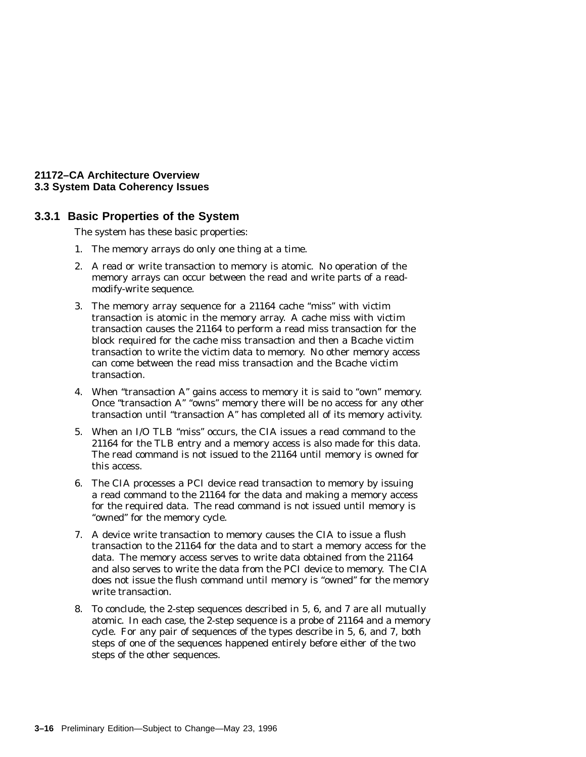### 3.3.1 Basic Properties of the System

The system has these basic properties:

1. The memory arrays do only one thing at a time.
2. A read or write transaction to memory is atomic. No operation of the memory arrays can occur between the read and write parts of a read-modify-write sequence.
3. The memory array sequence for a 21164 cache "miss" with victim transaction is atomic in the memory array. A cache miss with victim transaction causes the 21164 to perform a read miss transaction for the block required for the cache miss transaction and then a Bcache victim transaction to write the victim data to memory. No other memory access can come between the read miss transaction and the Bcache victim transaction.
4. When "transaction A" gains access to memory it is said to "own" memory. Once "transaction A" "owns" memory there will be no access for any other transaction until "transaction A" has completed all of its memory activity.
5. When an I/O TLB "miss" occurs, the CIA issues a read command to the 21164 for the TLB entry and a memory access is also made for this data. The read command is not issued to the 21164 until memory is owned for this access.
6. The CIA processes a PCI device read transaction to memory by issuing a read command to the 21164 for the data and making a memory access for the required data. The read command is not issued until memory is "owned" for the memory cycle.
7. A device write transaction to memory causes the CIA to issue a flush transaction to the 21164 for the data and to start a memory access for the data. The memory access serves to write data obtained from the 21164 and also serves to write the data from the PCI device to memory. The CIA does not issue the flush command until memory is "owned" for the memory write transaction.
8. To conclude, the 2-step sequences described in 5, 6, and 7 are all mutually atomic. In each case, the 2-step sequence is a probe of 21164 and a memory cycle. For any pair of sequences of the types describe in 5, 6, and 7, both steps of one of the sequences happened entirely before either of the two steps of the other sequences.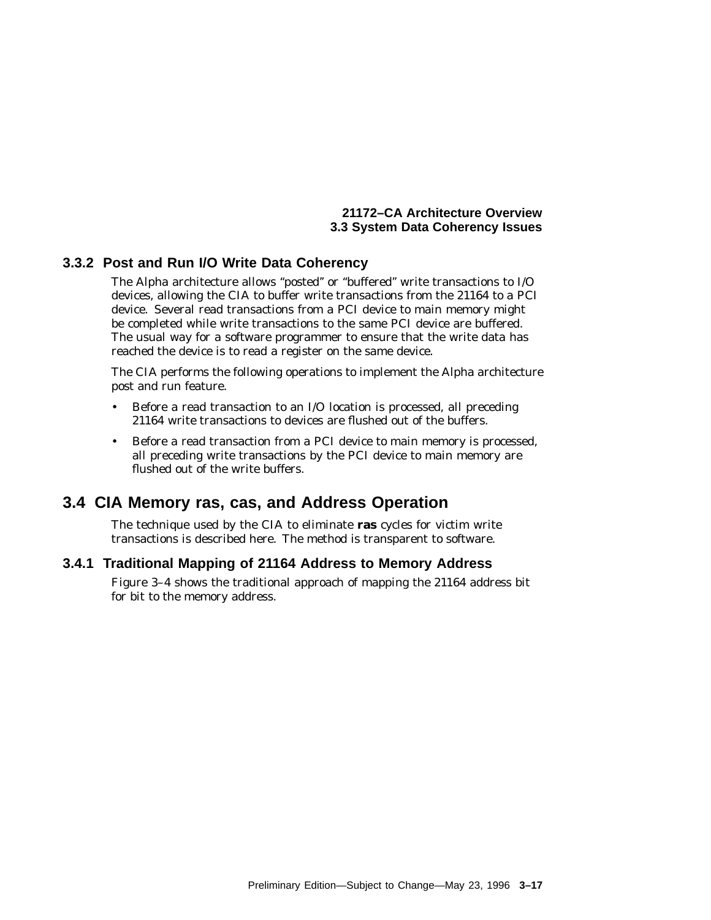### 3.3.2 Post and Run I/O Write Data Coherency

The Alpha architecture allows "posted" or "buffered" write transactions to I/O devices, allowing the CIA to buffer write transactions from the 21164 to a PCI device. Several read transactions from a PCI device to main memory might be completed while write transactions to the same PCI device are buffered. The usual way for a software programmer to ensure that the write data has reached the device is to read a register on the same device.

The CIA performs the following operations to implement the Alpha architecture post and run feature.

- Before a read transaction to an I/O location is processed, all preceding 21164 write transactions to devices are flushed out of the buffers.
- Before a read transaction from a PCI device to main memory is processed, all preceding write transactions by the PCI device to main memory are flushed out of the write buffers.

## 3.4 CIA Memory ras, cas, and Address Operation

The technique used by the CIA to eliminate **ras** cycles for victim write transactions is described here. The method is transparent to software.

### 3.4.1 Traditional Mapping of 21164 Address to Memory Address

Figure 3–4 shows the traditional approach of mapping the 21164 address bit for bit to the memory address.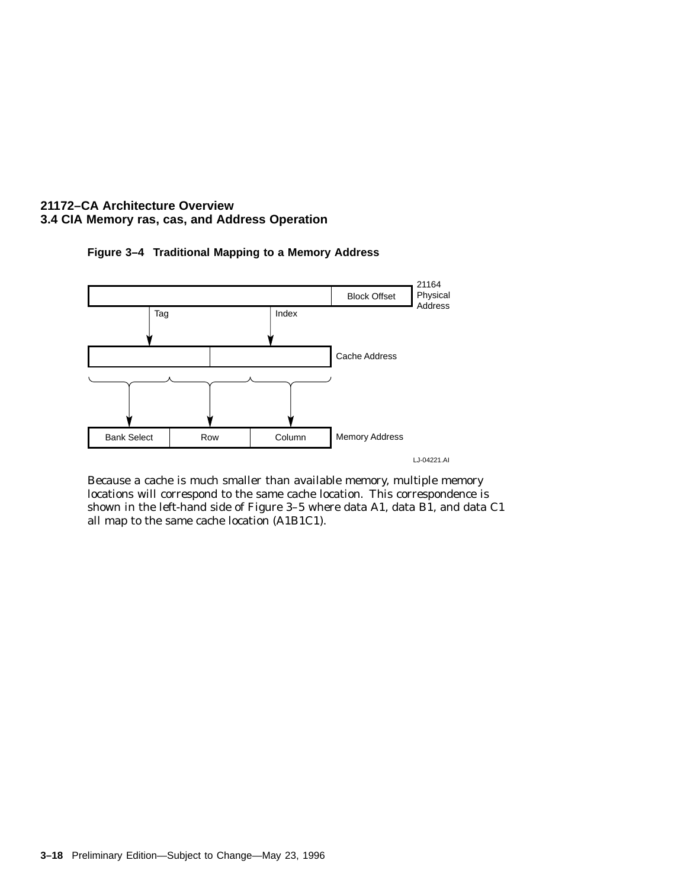**Figure 3–4 Traditional Mapping to a Memory Address**

Because a cache is much smaller than available memory, multiple memory locations will correspond to the same cache location. This correspondence is shown in the left-hand side of Figure 3–5 where data A1, data B1, and data C1 all map to the same cache location (A1B1C1).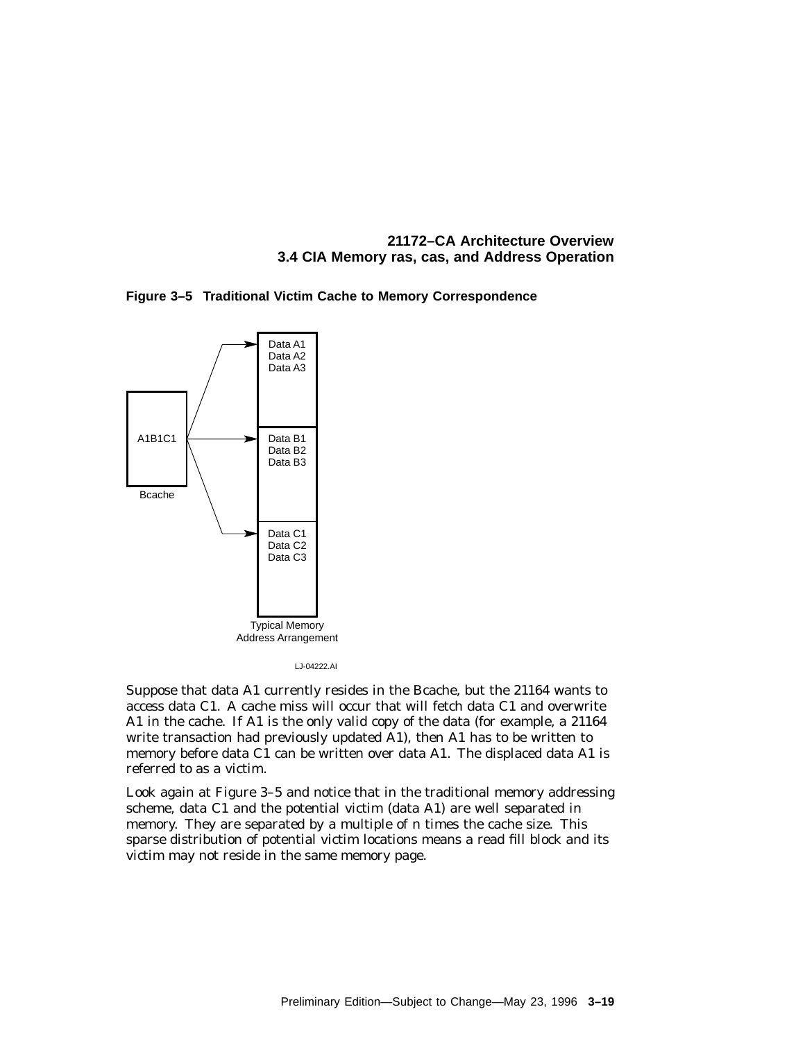**Figure 3–5 Traditional Victim Cache to Memory Correspondence**

Bcache: A1B1C1

Typical Memory Address Arrangement:

- Data A1, Data A2, Data A3
- Data B1, Data B2, Data B3
- Data C1, Data C2, Data C3

LJ-04222.AI

Suppose that data A1 currently resides in the Bcache, but the 21164 wants to access data C1. A cache miss will occur that will fetch data C1 and overwrite A1 in the cache. If A1 is the only valid copy of the data (for example, a 21164 write transaction had previously updated A1), then A1 has to be written to memory before data C1 can be written over data A1. The displaced data A1 is referred to as a victim.

Look again at Figure 3–5 and notice that in the traditional memory addressing scheme, data C1 and the potential victim (data A1) are well separated in memory. They are separated by a multiple of n times the cache size. This sparse distribution of potential victim locations means a read fill block and its victim may not reside in the same memory page.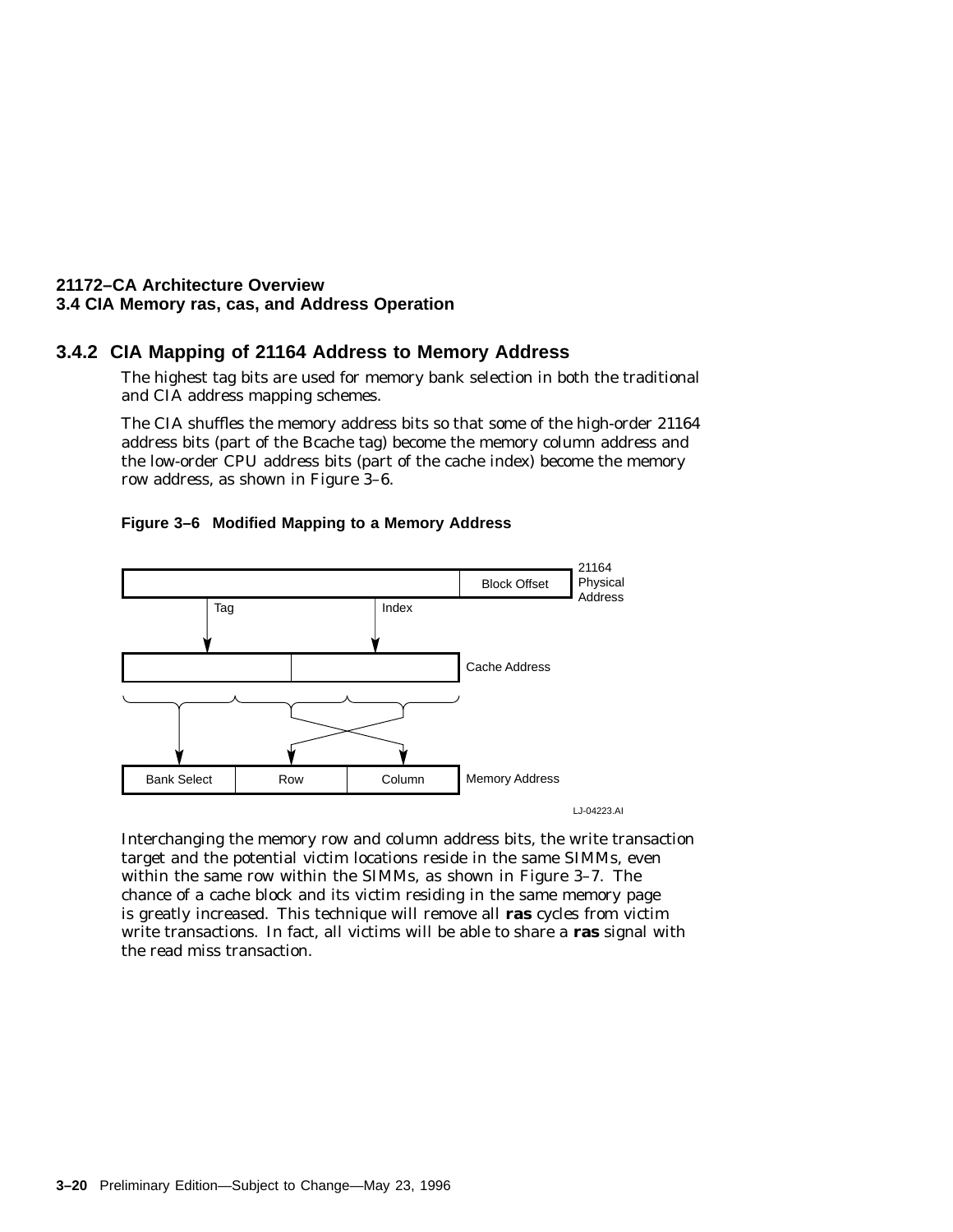### 3.4.2 CIA Mapping of 21164 Address to Memory Address

The highest tag bits are used for memory bank selection in both the traditional and CIA address mapping schemes.

The CIA shuffles the memory address bits so that some of the high-order 21164 address bits (part of the Bcache tag) become the memory column address and the low-order CPU address bits (part of the cache index) become the memory row address, as shown in Figure 3–6.

**Figure 3–6 Modified Mapping to a Memory Address**

Block Offset — 21164 Physical Address

Tag — Index

Cache Address

Bank Select — Row — Column — Memory Address

LJ-04223.AI

Interchanging the memory row and column address bits, the write transaction target and the potential victim locations reside in the same SIMMs, even within the same row within the SIMMs, as shown in Figure 3–7. The chance of a cache block and its victim residing in the same memory page is greatly increased. This technique will remove all **ras** cycles from victim write transactions. In fact, all victims will be able to share a **ras** signal with the read miss transaction.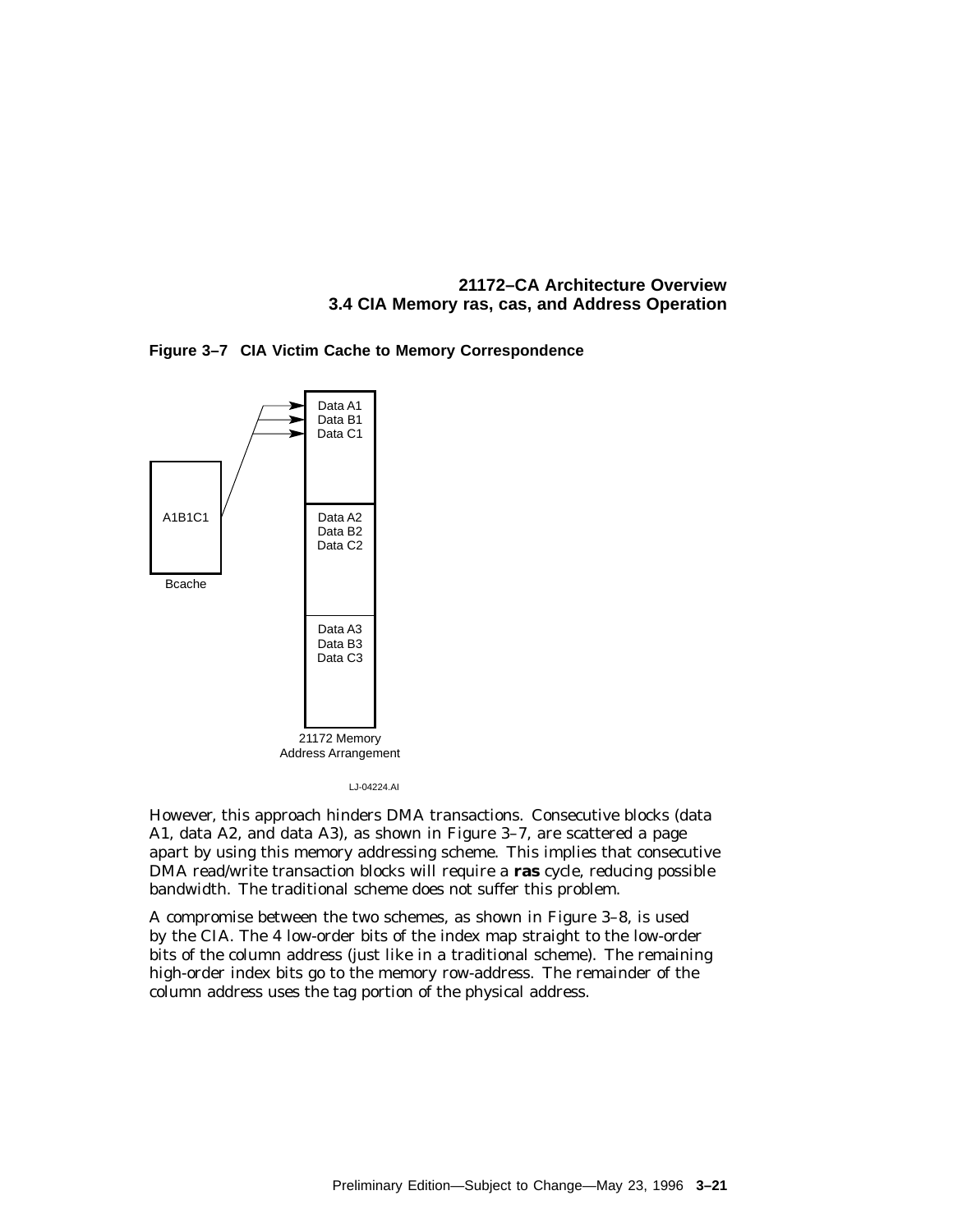**Figure 3–7 CIA Victim Cache to Memory Correspondence**

However, this approach hinders DMA transactions. Consecutive blocks (data A1, data A2, and data A3), as shown in Figure 3–7, are scattered a page apart by using this memory addressing scheme. This implies that consecutive DMA read/write transaction blocks will require a **ras** cycle, reducing possible bandwidth. The traditional scheme does not suffer this problem.

A compromise between the two schemes, as shown in Figure 3–8, is used by the CIA. The 4 low-order bits of the index map straight to the low-order bits of the column address (just like in a traditional scheme). The remaining high-order index bits go to the memory row-address. The remainder of the column address uses the tag portion of the physical address.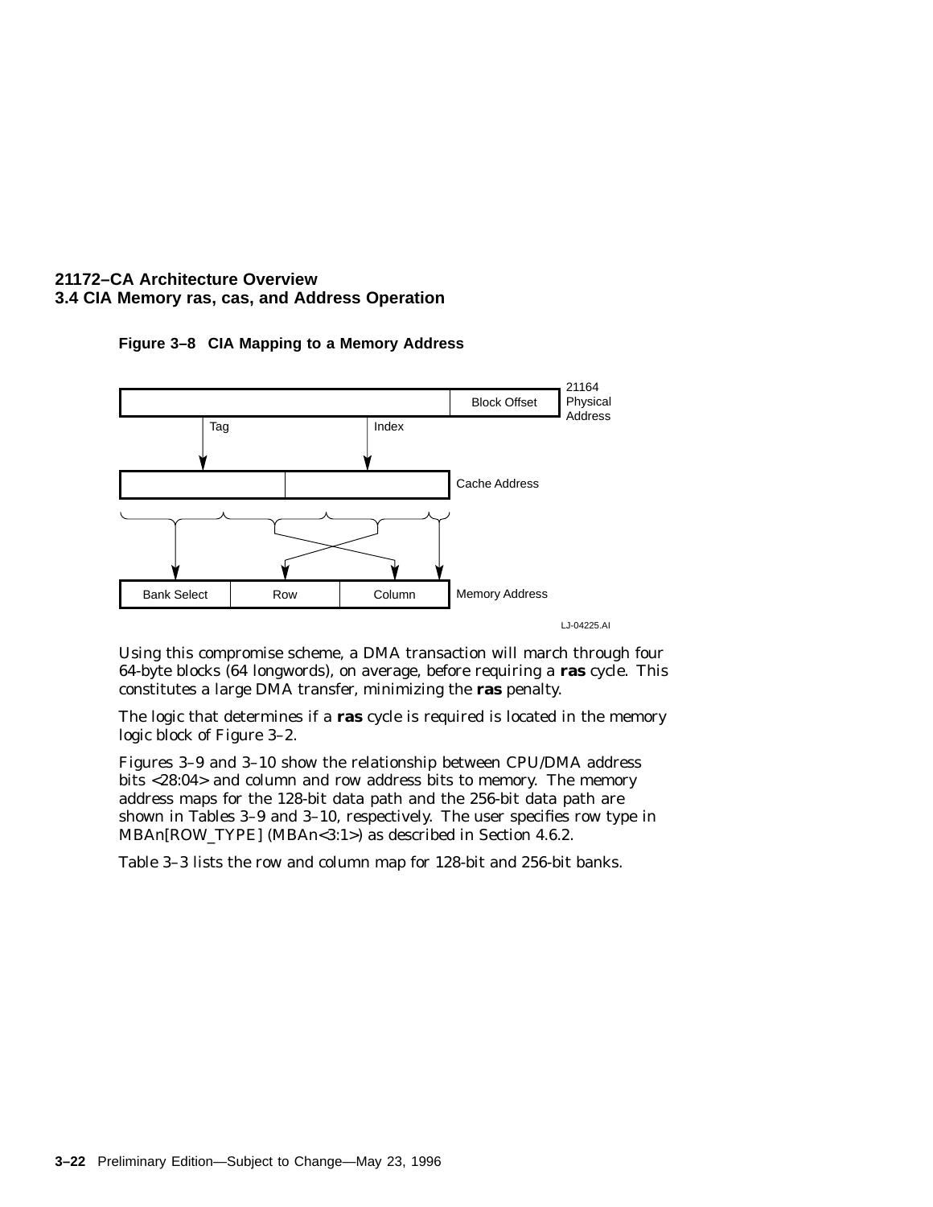**Figure 3–8 CIA Mapping to a Memory Address**

Using this compromise scheme, a DMA transaction will march through four 64-byte blocks (64 longwords), on average, before requiring a **ras** cycle. This constitutes a large DMA transfer, minimizing the **ras** penalty.

The logic that determines if a **ras** cycle is required is located in the memory logic block of Figure 3–2.

Figures 3–9 and 3–10 show the relationship between CPU/DMA address bits <28:04> and column and row address bits to memory. The memory address maps for the 128-bit data path and the 256-bit data path are shown in Tables 3–9 and 3–10, respectively. The user specifies row type in MBAn[ROW_TYPE] (MBAn<3:1>) as described in Section 4.6.2.

Table 3–3 lists the row and column map for 128-bit and 256-bit banks.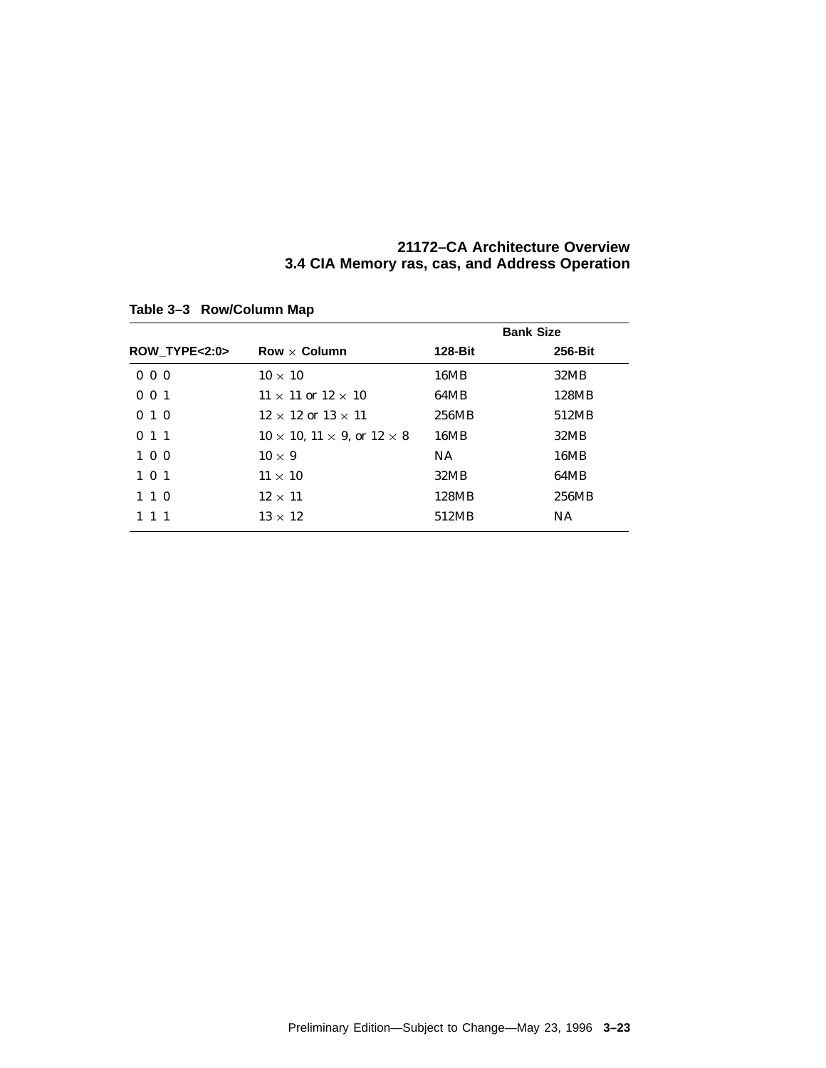**Table 3–3 Row/Column Map**

| | | Bank Size | |
|---|---|---|---|
| **ROW_TYPE<2:0>** | **Row × Column** | **128-Bit** | **256-Bit** |
| 0 0 0 | 10 × 10 | 16MB | 32MB |
| 0 0 1 | 11 × 11 or 12 × 10 | 64MB | 128MB |
| 0 1 0 | 12 × 12 or 13 × 11 | 256MB | 512MB |
| 0 1 1 | 10 × 10, 11 × 9, or 12 × 8 | 16MB | 32MB |
| 1 0 0 | 10 × 9 | NA | 16MB |
| 1 0 1 | 11 × 10 | 32MB | 64MB |
| 1 1 0 | 12 × 11 | 128MB | 256MB |
| 1 1 1 | 13 × 12 | 512MB | NA |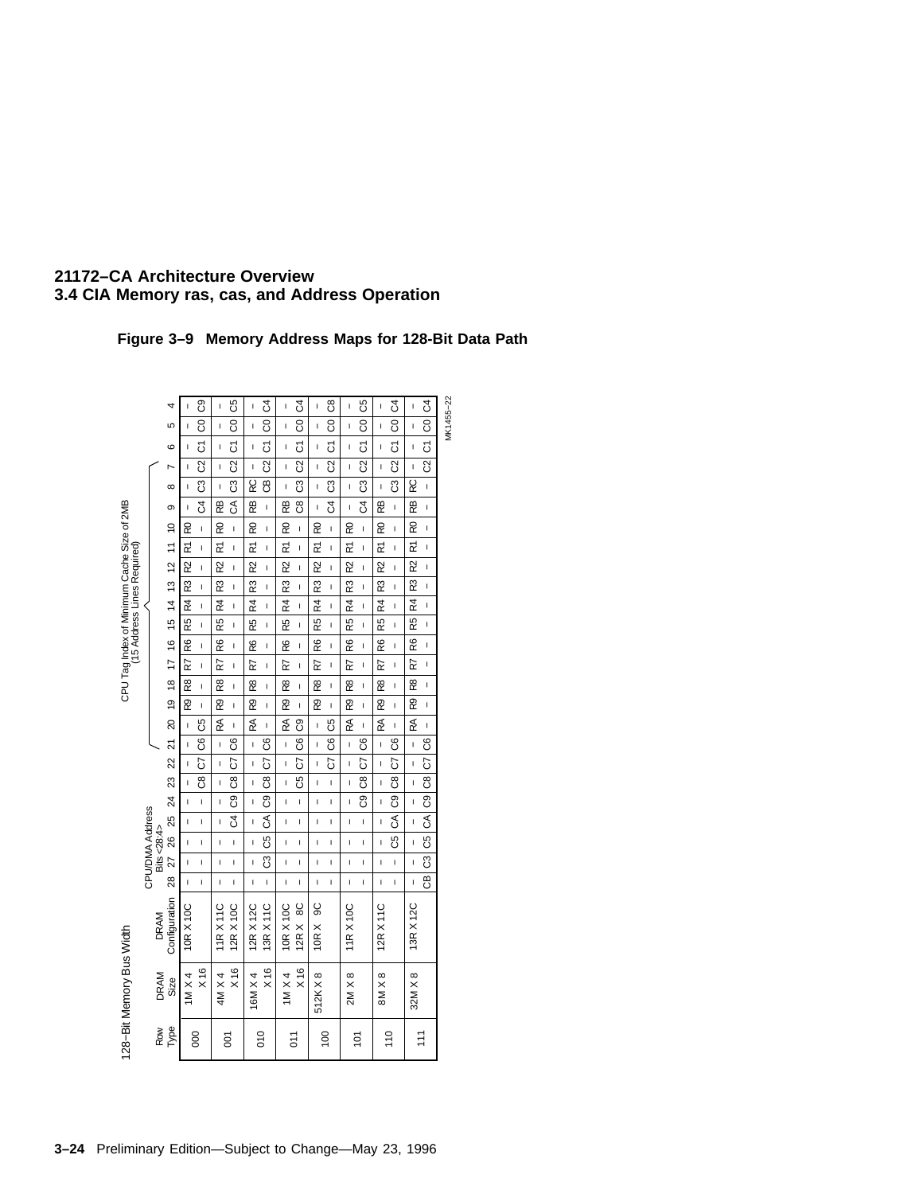# 21172–CA Architecture Overview

## 3.4 CIA Memory ras, cas, and Address Operation

**Figure 3–9 Memory Address Maps for 128-Bit Data Path**

128–Bit Memory Bus Width

CPU/DMA Address Bits <28:4>

CPU Tag Index of Minimum Cache Size of 2MB (15 Address Lines Required) — bits 21 through 7

| Row Type | DRAM Size | DRAM Configuration | 28 | 27 | 26 | 25 | 24 | 23 | 22 | 21 | 20 | 19 | 18 | 17 | 16 | 15 | 14 | 13 | 12 | 11 | 10 | 9 | 8 | 7 | 6 | 5 | 4 |
|---|---|---|---|---|---|---|---|---|---|---|---|---|---|---|---|---|---|---|---|---|---|---|---|---|---|---|---|
| 000 | 1M X 4 | 10R X 10C | - | - | - | - | - | - | - | - | - | R9 | R8 | R7 | R6 | R5 | R4 | R3 | R2 | R1 | R0 | - | - | - | - | - | - |
| | X 16 | | - | - | - | - | - | C8 | C7 | C6 | C5 | - | - | - | - | - | - | - | - | - | - | C4 | C3 | C2 | C1 | C0 | C9 |
| 001 | 4M X 4 | 11R X 11C | - | - | - | - | - | - | - | - | RA | R9 | R8 | R7 | R6 | R5 | R4 | R3 | R2 | R1 | R0 | RB | - | - | - | - | - |
| | X 16 | 12R X 10C | - | - | - | C4 | C9 | C8 | C7 | C6 | - | - | - | - | - | - | - | - | - | - | - | CA | C3 | C2 | C1 | C0 | C5 |
| 010 | 16M X 4 | 12R X 12C | - | - | - | - | - | - | - | - | RA | R9 | R8 | R7 | R6 | R5 | R4 | R3 | R2 | R1 | R0 | RB | RC | - | - | - | - |
| | X 16 | 13R X 11C | - | C3 | C5 | CA | C9 | C8 | C7 | C6 | - | - | - | - | - | - | - | - | - | - | - | - | CB | C2 | C1 | C0 | C4 |
| 011 | 1M X 4 | 10R X 10C | - | - | - | - | - | - | - | - | RA | R9 | R8 | R7 | R6 | R5 | R4 | R3 | R2 | R1 | R0 | RB | - | - | - | - | - |
| | X 16 | 12R X 8C | - | - | - | - | - | C5 | C7 | C6 | C9 | - | - | - | - | - | - | - | - | - | - | C8 | C3 | C2 | C1 | C0 | C4 |
| 100 | 512K X 8 | 10R X 9C | - | - | - | - | - | - | - | - | - | R9 | R8 | R7 | R6 | R5 | R4 | R3 | R2 | R1 | R0 | - | - | - | - | - | - |
| | | | - | - | - | - | - | - | C7 | C6 | C5 | - | - | - | - | - | - | - | - | - | - | C4 | C3 | C2 | C1 | C0 | C8 |
| 101 | 2M X 8 | 11R X 10C | - | - | - | - | - | - | - | - | RA | R9 | R8 | R7 | R6 | R5 | R4 | R3 | R2 | R1 | R0 | - | - | - | - | - | - |
| | | | - | - | - | - | C9 | C8 | C7 | C6 | - | - | - | - | - | - | - | - | - | - | - | C4 | C3 | C2 | C1 | C0 | C5 |
| 110 | 8M X 8 | 12R X 11C | - | - | - | - | - | - | - | - | RA | R9 | R8 | R7 | R6 | R5 | R4 | R3 | R2 | R1 | R0 | RB | - | - | - | - | - |
| | | | - | - | C5 | CA | C9 | C8 | C7 | C6 | - | - | - | - | - | - | - | - | - | - | - | - | C3 | C2 | C1 | C0 | C4 |
| 111 | 32M X 8 | 13R X 12C | - | - | - | - | - | - | - | - | RA | R9 | R8 | R7 | R6 | R5 | R4 | R3 | R2 | R1 | R0 | RB | RC | - | - | - | - |
| | | | CB | C3 | C5 | CA | C9 | C8 | C7 | C6 | - | - | - | - | - | - | - | - | - | - | - | - | - | C2 | C1 | C0 | C4 |

MK1455-22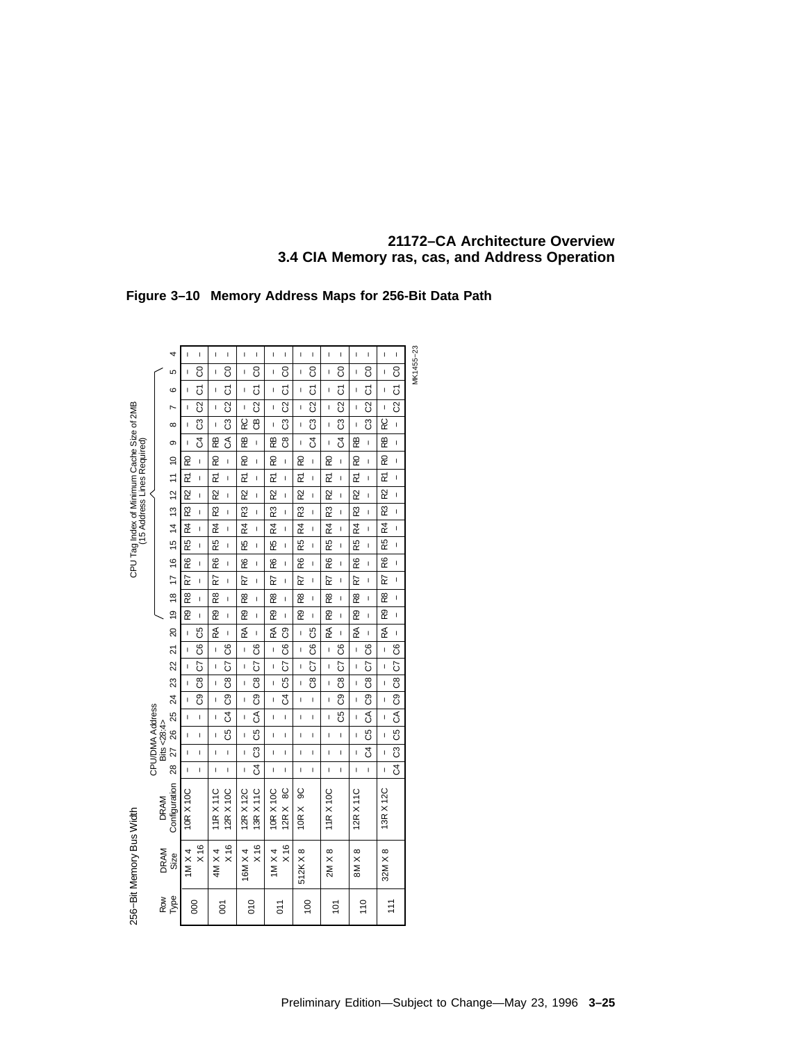**Figure 3–10 Memory Address Maps for 256-Bit Data Path**

256–Bit Memory Bus Width

CPU/DMA Address Bits <28:4>. Bits 19 through 5 are the CPU Tag Index of Minimum Cache Size of 2MB (15 Address Lines Required).

| Row Type | DRAM Size | DRAM Configuration | 28 | 27 | 26 | 25 | 24 | 23 | 22 | 21 | 20 | 19 | 18 | 17 | 16 | 15 | 14 | 13 | 12 | 11 | 10 | 9 | 8 | 7 | 6 | 5 | 4 |
|---|---|---|---|---|---|---|---|---|---|---|---|---|---|---|---|---|---|---|---|---|---|---|---|---|---|---|---|
| 000 | 1M X 4 | 10R X 10C | – | – | – | – | – | – | – | – | – | R9 | R8 | R7 | R6 | R5 | R4 | R3 | R2 | R1 | R0 | – | – | – | – | – | – |
| | X 16 | | – | – | – | – | C9 | C8 | C7 | C6 | C5 | – | – | – | – | – | – | – | – | – | – | C4 | C3 | C2 | C1 | C0 | – |
| 001 | 4M X 4 | 11R X 11C | – | – | – | – | – | – | – | – | RA | R9 | R8 | R7 | R6 | R5 | R4 | R3 | R2 | R1 | R0 | RB | – | – | – | – | – |
| | X 16 | 12R X 10C | – | – | C5 | C4 | C9 | C8 | C7 | C6 | – | – | – | – | – | – | – | – | – | – | – | CA | C3 | C2 | C1 | C0 | – |
| 010 | 16M X 4 | 12R X 12C | – | – | – | – | – | – | – | – | RA | R9 | R8 | R7 | R6 | R5 | R4 | R3 | R2 | R1 | R0 | RB | RC | – | – | – | – |
| | X 16 | 13R X 11C | C4 | C3 | C5 | CA | C9 | C8 | C7 | C6 | – | – | – | – | – | – | – | – | – | – | – | – | CB | C2 | C1 | C0 | – |
| 011 | 1M X 4 | 10R X 10C | – | – | – | – | – | – | – | – | RA | R9 | R8 | R7 | R6 | R5 | R4 | R3 | R2 | R1 | R0 | RB | – | – | – | – | – |
| | X 16 | 12R X 8C | – | – | – | – | C4 | C5 | C7 | C6 | C9 | – | – | – | – | – | – | – | – | – | – | C8 | C3 | C2 | C1 | C0 | – |
| 100 | 512K X 8 | 10R X 9C | – | – | – | – | – | – | – | – | – | R9 | R8 | R7 | R6 | R5 | R4 | R3 | R2 | R1 | R0 | – | – | – | – | – | – |
| | | | – | – | – | – | – | C8 | C7 | C6 | C5 | – | – | – | – | – | – | – | – | – | – | C4 | C3 | C2 | C1 | C0 | – |
| 101 | 2M X 8 | 11R X 10C | – | – | – | – | – | – | – | – | RA | R9 | R8 | R7 | R6 | R5 | R4 | R3 | R2 | R1 | R0 | – | – | – | – | – | – |
| | | | – | – | – | C5 | C9 | C8 | C7 | C6 | – | – | – | – | – | – | – | – | – | – | – | C4 | C3 | C2 | C1 | C0 | – |
| 110 | 8M X 8 | 12R X 11C | – | – | – | – | – | – | – | – | RA | R9 | R8 | R7 | R6 | R5 | R4 | R3 | R2 | R1 | R0 | RB | – | – | – | – | – |
| | | | – | C4 | C5 | CA | C9 | C8 | C7 | C6 | – | – | – | – | – | – | – | – | – | – | – | – | C3 | C2 | C1 | C0 | – |
| 111 | 32M X 8 | 13R X 12C | – | – | – | – | – | – | – | – | RA | R9 | R8 | R7 | R6 | R5 | R4 | R3 | R2 | R1 | R0 | RB | RC | – | – | – | – |
| | | | C4 | C3 | C5 | CA | C9 | C8 | C7 | C6 | – | – | – | – | – | – | – | – | – | – | – | – | – | C2 | C1 | C0 | – |

MK1455–23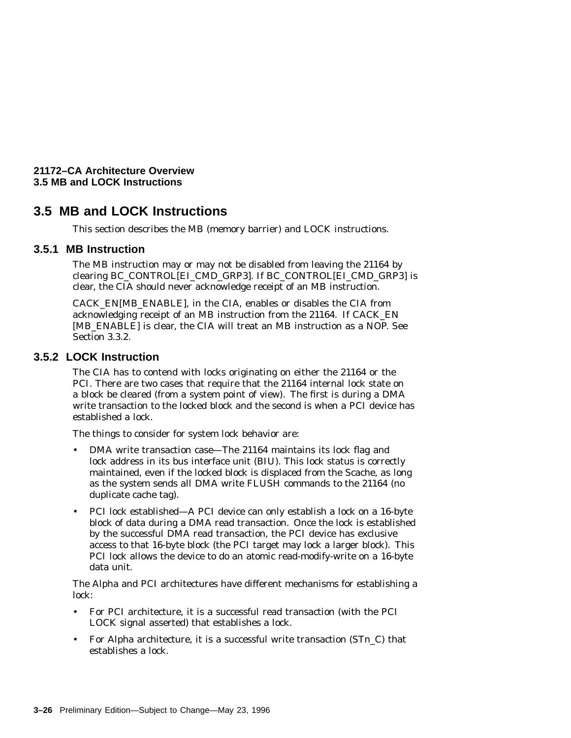## 3.5 MB and LOCK Instructions

This section describes the MB (memory barrier) and LOCK instructions.

### 3.5.1 MB Instruction

The MB instruction may or may not be disabled from leaving the 21164 by clearing BC_CONTROL[EI_CMD_GRP3]. If BC_CONTROL[EI_CMD_GRP3] is clear, the CIA should never acknowledge receipt of an MB instruction.

CACK_EN[MB_ENABLE], in the CIA, enables or disables the CIA from acknowledging receipt of an MB instruction from the 21164. If CACK_EN [MB_ENABLE] is clear, the CIA will treat an MB instruction as a NOP. See Section 3.3.2.

### 3.5.2 LOCK Instruction

The CIA has to contend with locks originating on either the 21164 or the PCI. There are two cases that require that the 21164 internal lock state on a block be cleared (from a system point of view). The first is during a DMA write transaction to the locked block and the second is when a PCI device has established a lock.

The things to consider for system lock behavior are:

- DMA write transaction case—The 21164 maintains its lock flag and lock address in its bus interface unit (BIU). This lock status is correctly maintained, even if the locked block is displaced from the Scache, as long as the system sends all DMA write FLUSH commands to the 21164 (no duplicate cache tag).
- PCI lock established—A PCI device can only establish a lock on a 16-byte block of data during a DMA read transaction. Once the lock is established by the successful DMA read transaction, the PCI device has exclusive access to that 16-byte block (the PCI target may lock a larger block). This PCI lock allows the device to do an atomic read-modify-write on a 16-byte data unit.

The Alpha and PCI architectures have different mechanisms for establishing a lock:

- For PCI architecture, it is a successful read transaction (with the PCI LOCK signal asserted) that establishes a lock.
- For Alpha architecture, it is a successful write transaction (STn_C) that establishes a lock.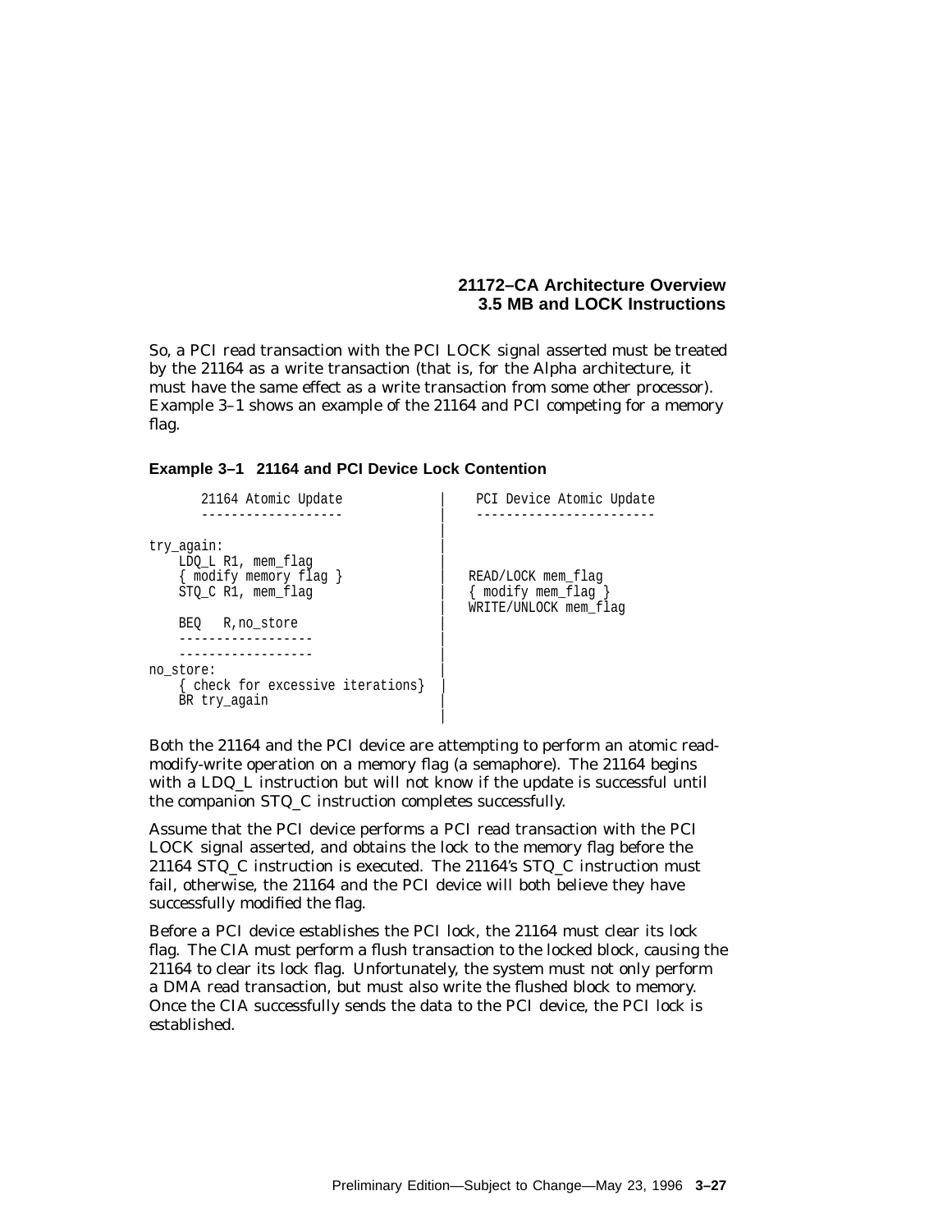So, a PCI read transaction with the PCI LOCK signal asserted must be treated by the 21164 as a write transaction (that is, for the Alpha architecture, it must have the same effect as a write transaction from some other processor). Example 3–1 shows an example of the 21164 and PCI competing for a memory flag.

**Example 3–1 21164 and PCI Device Lock Contention**

```
       21164 Atomic Update             |     PCI Device Atomic Update
       -------------------             |     ------------------------
                                       |
try_again:                             |
    LDQ_L R1, mem_flag                 |
    { modify memory flag }             |    READ/LOCK mem_flag
    STQ_C R1, mem_flag                 |    { modify mem_flag }
                                       |    WRITE/UNLOCK mem_flag
    BEQ   R,no_store                   |
    ------------------                 |
    ------------------                 |
no_store:                              |
    { check for excessive iterations}  |
    BR try_again                       |
                                       |
```

Both the 21164 and the PCI device are attempting to perform an atomic read-modify-write operation on a memory flag (a semaphore). The 21164 begins with a LDQ_L instruction but will not know if the update is successful until the companion STQ_C instruction completes successfully.

Assume that the PCI device performs a PCI read transaction with the PCI LOCK signal asserted, and obtains the lock to the memory flag before the 21164 STQ_C instruction is executed. The 21164's STQ_C instruction must fail, otherwise, the 21164 and the PCI device will both believe they have successfully modified the flag.

Before a PCI device establishes the PCI lock, the 21164 must clear its lock flag. The CIA must perform a flush transaction to the locked block, causing the 21164 to clear its lock flag. Unfortunately, the system must not only perform a DMA read transaction, but must also write the flushed block to memory. Once the CIA successfully sends the data to the PCI device, the PCI lock is established.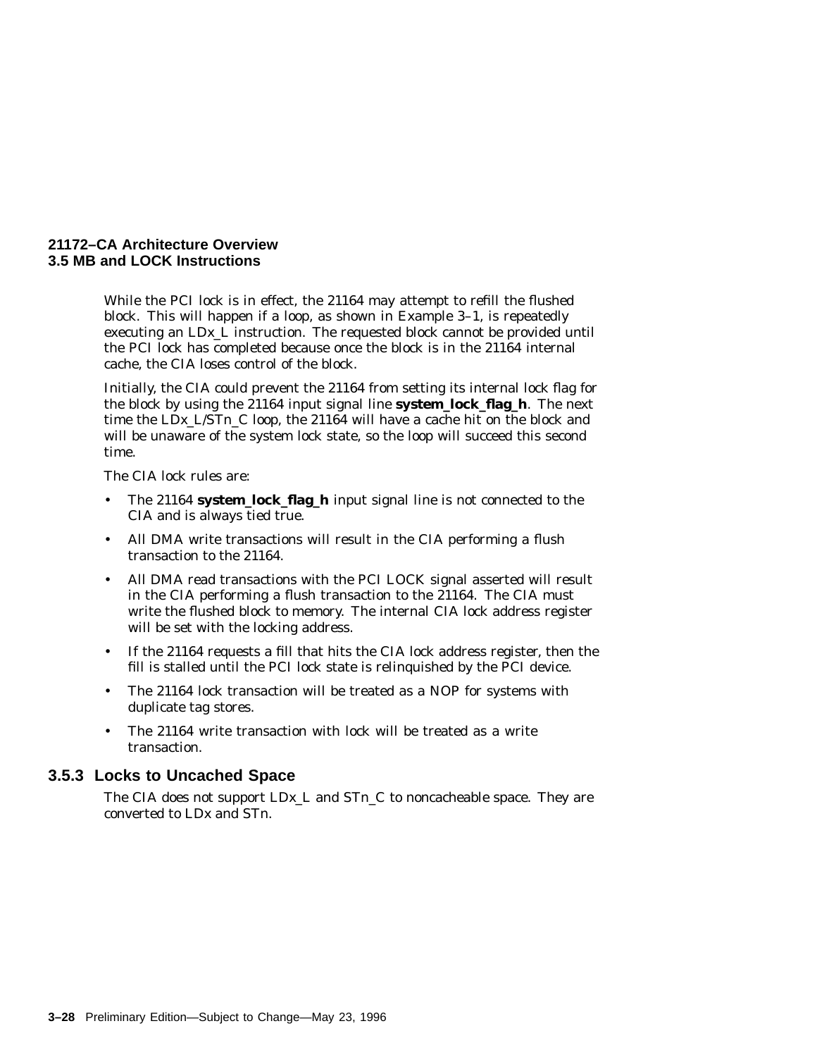While the PCI lock is in effect, the 21164 may attempt to refill the flushed block. This will happen if a loop, as shown in Example 3–1, is repeatedly executing an LDx_L instruction. The requested block cannot be provided until the PCI lock has completed because once the block is in the 21164 internal cache, the CIA loses control of the block.

Initially, the CIA could prevent the 21164 from setting its internal lock flag for the block by using the 21164 input signal line **system_lock_flag_h**. The next time the LDx_L/STn_C loop, the 21164 will have a cache hit on the block and will be unaware of the system lock state, so the loop will succeed this second time.

The CIA lock rules are:

- The 21164 **system_lock_flag_h** input signal line is not connected to the CIA and is always tied true.
- All DMA write transactions will result in the CIA performing a flush transaction to the 21164.
- All DMA read transactions with the PCI LOCK signal asserted will result in the CIA performing a flush transaction to the 21164. The CIA must write the flushed block to memory. The internal CIA lock address register will be set with the locking address.
- If the 21164 requests a fill that hits the CIA lock address register, then the fill is stalled until the PCI lock state is relinquished by the PCI device.
- The 21164 lock transaction will be treated as a NOP for systems with duplicate tag stores.
- The 21164 write transaction with lock will be treated as a write transaction.

### 3.5.3 Locks to Uncached Space

The CIA does not support LDx_L and STn_C to noncacheable space. They are converted to LDx and STn.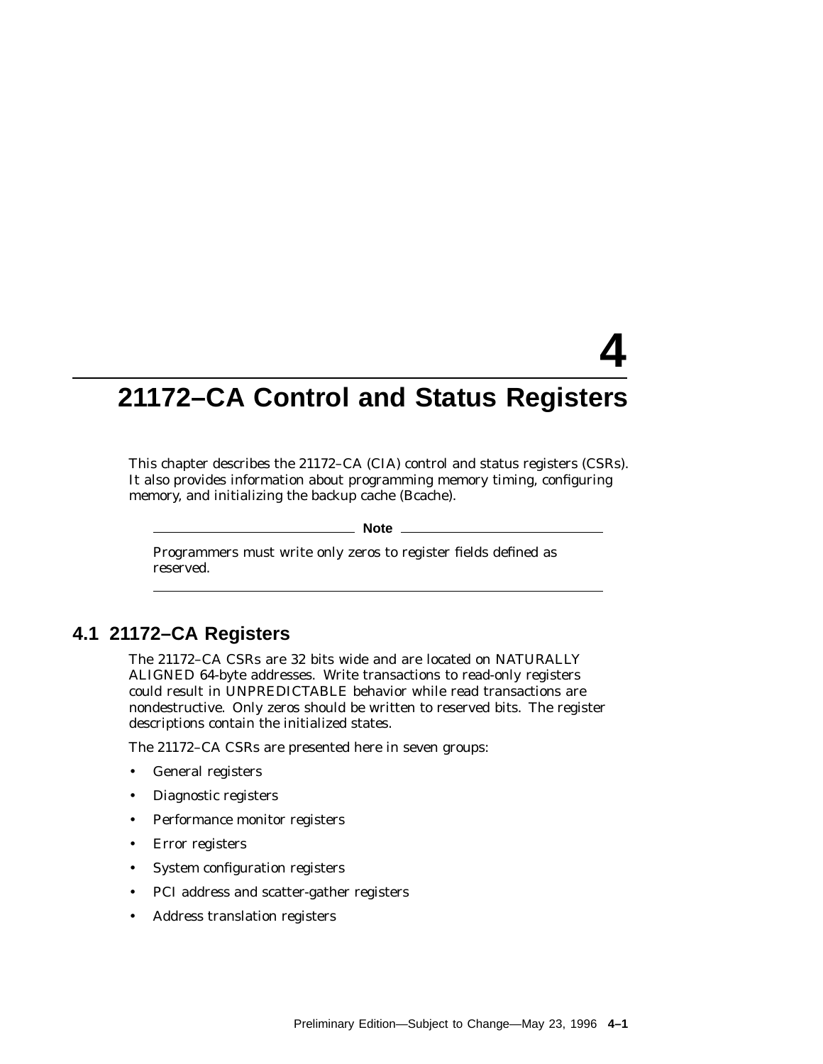# 4
# 21172–CA Control and Status Registers

This chapter describes the 21172–CA (CIA) control and status registers (CSRs). It also provides information about programming memory timing, configuring memory, and initializing the backup cache (Bcache).

**Note**

Programmers must write only zeros to register fields defined as reserved.

## 4.1 21172–CA Registers

The 21172–CA CSRs are 32 bits wide and are located on NATURALLY ALIGNED 64-byte addresses. Write transactions to read-only registers could result in UNPREDICTABLE behavior while read transactions are nondestructive. Only zeros should be written to reserved bits. The register descriptions contain the initialized states.

The 21172–CA CSRs are presented here in seven groups:

- General registers
- Diagnostic registers
- Performance monitor registers
- Error registers
- System configuration registers
- PCI address and scatter-gather registers
- Address translation registers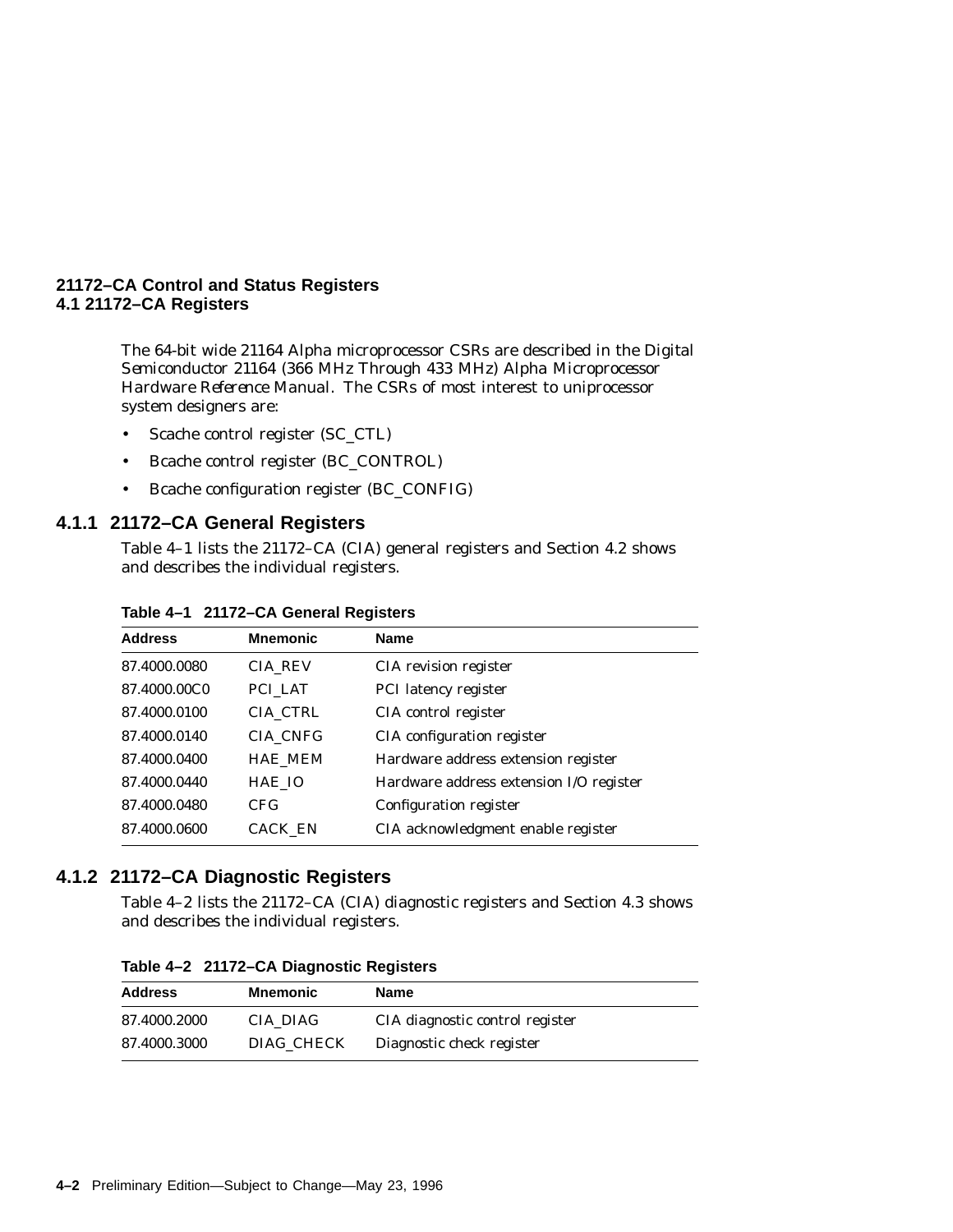The 64-bit wide 21164 Alpha microprocessor CSRs are described in the *Digital Semiconductor 21164 (366 MHz Through 433 MHz) Alpha Microprocessor Hardware Reference Manual*. The CSRs of most interest to uniprocessor system designers are:

- Scache control register (SC_CTL)
- Bcache control register (BC_CONTROL)
- Bcache configuration register (BC_CONFIG)

### 4.1.1 21172–CA General Registers

Table 4–1 lists the 21172–CA (CIA) general registers and Section 4.2 shows and describes the individual registers.

**Table 4–1 21172–CA General Registers**

| Address | Mnemonic | Name |
|---|---|---|
| 87.4000.0080 | CIA_REV | CIA revision register |
| 87.4000.00C0 | PCI_LAT | PCI latency register |
| 87.4000.0100 | CIA_CTRL | CIA control register |
| 87.4000.0140 | CIA_CNFG | CIA configuration register |
| 87.4000.0400 | HAE_MEM | Hardware address extension register |
| 87.4000.0440 | HAE_IO | Hardware address extension I/O register |
| 87.4000.0480 | CFG | Configuration register |
| 87.4000.0600 | CACK_EN | CIA acknowledgment enable register |

### 4.1.2 21172–CA Diagnostic Registers

Table 4–2 lists the 21172–CA (CIA) diagnostic registers and Section 4.3 shows and describes the individual registers.

**Table 4–2 21172–CA Diagnostic Registers**

| Address | Mnemonic | Name |
|---|---|---|
| 87.4000.2000 | CIA_DIAG | CIA diagnostic control register |
| 87.4000.3000 | DIAG_CHECK | Diagnostic check register |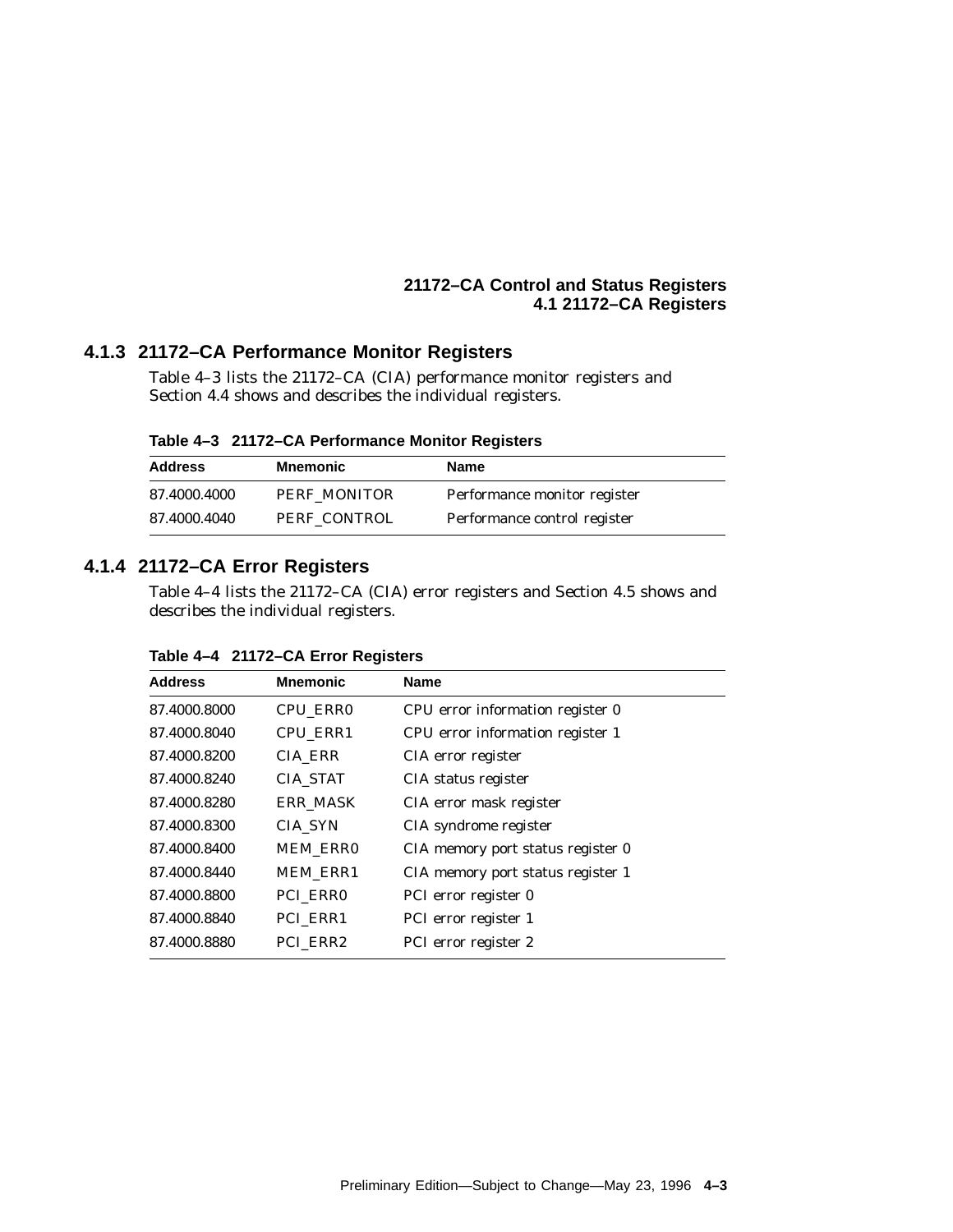### 4.1.3 21172–CA Performance Monitor Registers

Table 4–3 lists the 21172–CA (CIA) performance monitor registers and Section 4.4 shows and describes the individual registers.

**Table 4–3 21172–CA Performance Monitor Registers**

| Address | Mnemonic | Name |
|---|---|---|
| 87.4000.4000 | PERF_MONITOR | Performance monitor register |
| 87.4000.4040 | PERF_CONTROL | Performance control register |

### 4.1.4 21172–CA Error Registers

Table 4–4 lists the 21172–CA (CIA) error registers and Section 4.5 shows and describes the individual registers.

**Table 4–4 21172–CA Error Registers**

| Address | Mnemonic | Name |
|---|---|---|
| 87.4000.8000 | CPU_ERR0 | CPU error information register 0 |
| 87.4000.8040 | CPU_ERR1 | CPU error information register 1 |
| 87.4000.8200 | CIA_ERR | CIA error register |
| 87.4000.8240 | CIA_STAT | CIA status register |
| 87.4000.8280 | ERR_MASK | CIA error mask register |
| 87.4000.8300 | CIA_SYN | CIA syndrome register |
| 87.4000.8400 | MEM_ERR0 | CIA memory port status register 0 |
| 87.4000.8440 | MEM_ERR1 | CIA memory port status register 1 |
| 87.4000.8800 | PCI_ERR0 | PCI error register 0 |
| 87.4000.8840 | PCI_ERR1 | PCI error register 1 |
| 87.4000.8880 | PCI_ERR2 | PCI error register 2 |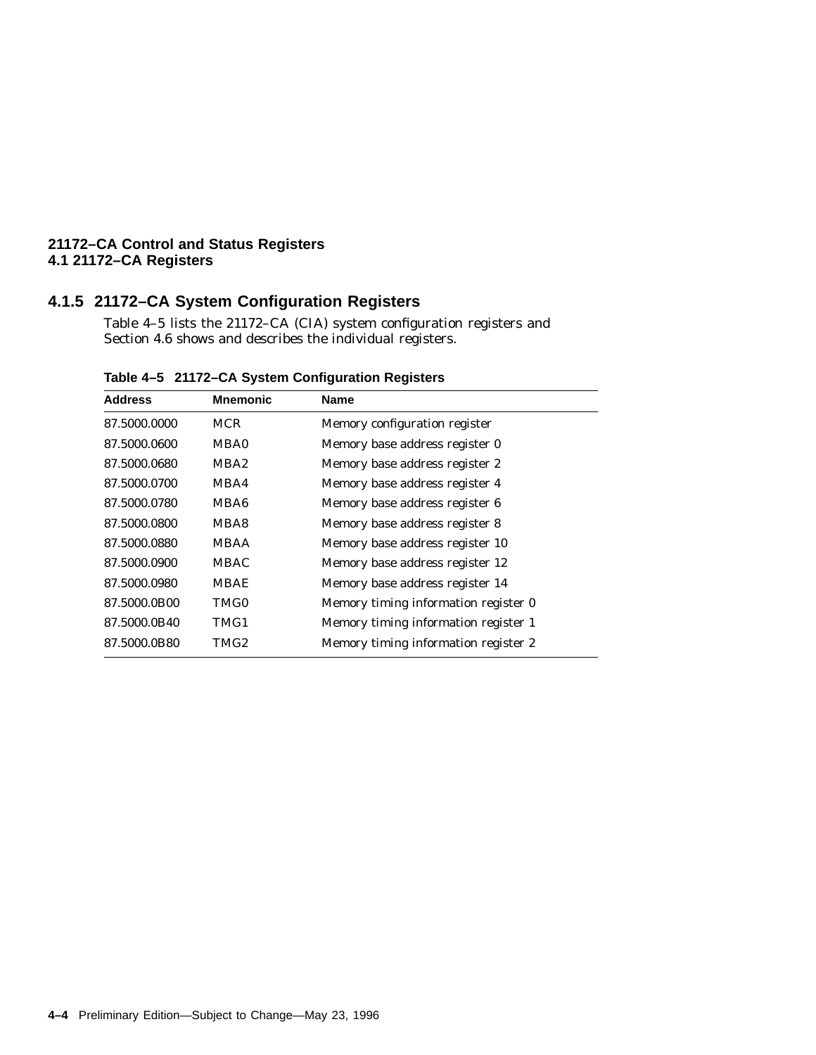### 4.1.5 21172–CA System Configuration Registers

Table 4–5 lists the 21172–CA (CIA) system configuration registers and Section 4.6 shows and describes the individual registers.

**Table 4–5 21172–CA System Configuration Registers**

| Address | Mnemonic | Name |
|---|---|---|
| 87.5000.0000 | MCR | Memory configuration register |
| 87.5000.0600 | MBA0 | Memory base address register 0 |
| 87.5000.0680 | MBA2 | Memory base address register 2 |
| 87.5000.0700 | MBA4 | Memory base address register 4 |
| 87.5000.0780 | MBA6 | Memory base address register 6 |
| 87.5000.0800 | MBA8 | Memory base address register 8 |
| 87.5000.0880 | MBAA | Memory base address register 10 |
| 87.5000.0900 | MBAC | Memory base address register 12 |
| 87.5000.0980 | MBAE | Memory base address register 14 |
| 87.5000.0B00 | TMG0 | Memory timing information register 0 |
| 87.5000.0B40 | TMG1 | Memory timing information register 1 |
| 87.5000.0B80 | TMG2 | Memory timing information register 2 |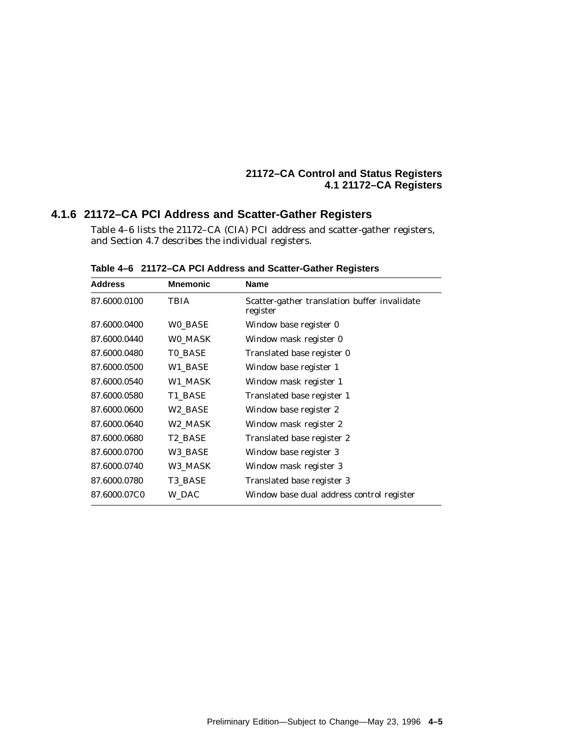### 4.1.6 21172–CA PCI Address and Scatter-Gather Registers

Table 4–6 lists the 21172–CA (CIA) PCI address and scatter-gather registers, and Section 4.7 describes the individual registers.

**Table 4–6 21172–CA PCI Address and Scatter-Gather Registers**

| Address | Mnemonic | Name |
|---|---|---|
| 87.6000.0100 | TBIA | Scatter-gather translation buffer invalidate register |
| 87.6000.0400 | W0_BASE | Window base register 0 |
| 87.6000.0440 | W0_MASK | Window mask register 0 |
| 87.6000.0480 | T0_BASE | Translated base register 0 |
| 87.6000.0500 | W1_BASE | Window base register 1 |
| 87.6000.0540 | W1_MASK | Window mask register 1 |
| 87.6000.0580 | T1_BASE | Translated base register 1 |
| 87.6000.0600 | W2_BASE | Window base register 2 |
| 87.6000.0640 | W2_MASK | Window mask register 2 |
| 87.6000.0680 | T2_BASE | Translated base register 2 |
| 87.6000.0700 | W3_BASE | Window base register 3 |
| 87.6000.0740 | W3_MASK | Window mask register 3 |
| 87.6000.0780 | T3_BASE | Translated base register 3 |
| 87.6000.07C0 | W_DAC | Window base dual address control register |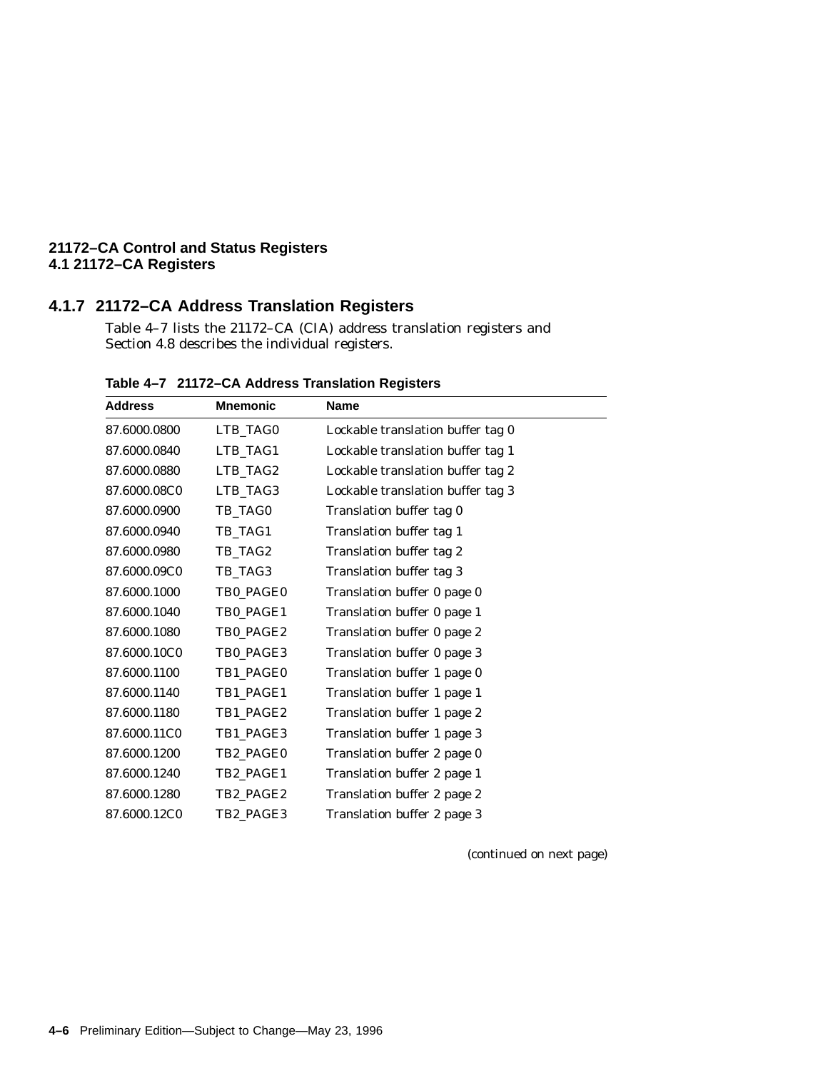### 4.1.7 21172–CA Address Translation Registers

Table 4–7 lists the 21172–CA (CIA) address translation registers and Section 4.8 describes the individual registers.

**Table 4–7 21172–CA Address Translation Registers**

| Address | Mnemonic | Name |
|---|---|---|
| 87.6000.0800 | LTB_TAG0 | Lockable translation buffer tag 0 |
| 87.6000.0840 | LTB_TAG1 | Lockable translation buffer tag 1 |
| 87.6000.0880 | LTB_TAG2 | Lockable translation buffer tag 2 |
| 87.6000.08C0 | LTB_TAG3 | Lockable translation buffer tag 3 |
| 87.6000.0900 | TB_TAG0 | Translation buffer tag 0 |
| 87.6000.0940 | TB_TAG1 | Translation buffer tag 1 |
| 87.6000.0980 | TB_TAG2 | Translation buffer tag 2 |
| 87.6000.09C0 | TB_TAG3 | Translation buffer tag 3 |
| 87.6000.1000 | TB0_PAGE0 | Translation buffer 0 page 0 |
| 87.6000.1040 | TB0_PAGE1 | Translation buffer 0 page 1 |
| 87.6000.1080 | TB0_PAGE2 | Translation buffer 0 page 2 |
| 87.6000.10C0 | TB0_PAGE3 | Translation buffer 0 page 3 |
| 87.6000.1100 | TB1_PAGE0 | Translation buffer 1 page 0 |
| 87.6000.1140 | TB1_PAGE1 | Translation buffer 1 page 1 |
| 87.6000.1180 | TB1_PAGE2 | Translation buffer 1 page 2 |
| 87.6000.11C0 | TB1_PAGE3 | Translation buffer 1 page 3 |
| 87.6000.1200 | TB2_PAGE0 | Translation buffer 2 page 0 |
| 87.6000.1240 | TB2_PAGE1 | Translation buffer 2 page 1 |
| 87.6000.1280 | TB2_PAGE2 | Translation buffer 2 page 2 |
| 87.6000.12C0 | TB2_PAGE3 | Translation buffer 2 page 3 |

*(continued on next page)*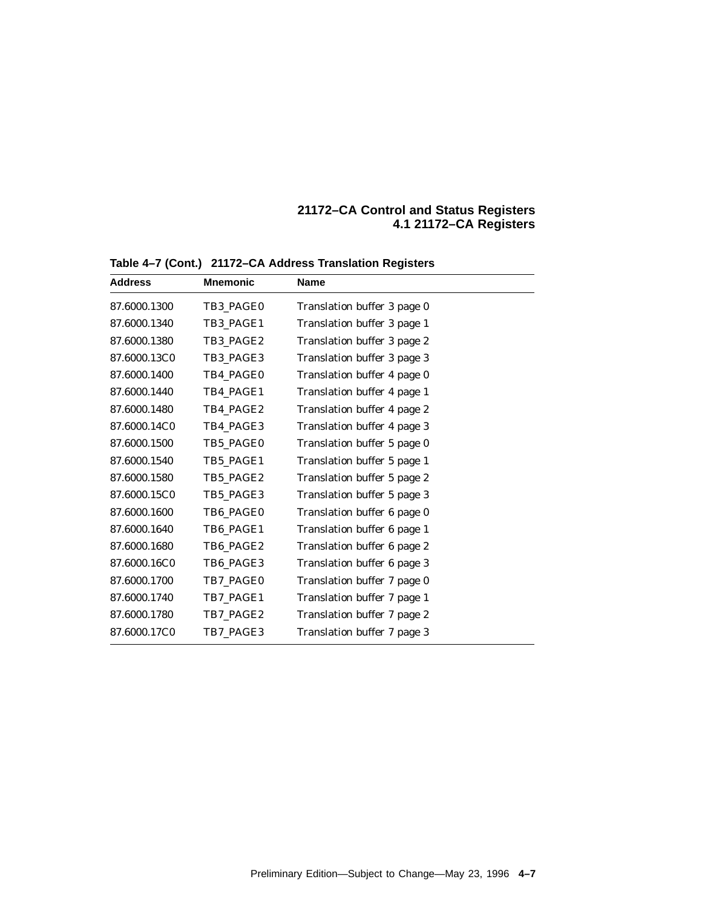**Table 4–7 (Cont.) 21172–CA Address Translation Registers**

| Address | Mnemonic | Name |
|---|---|---|
| 87.6000.1300 | TB3_PAGE0 | Translation buffer 3 page 0 |
| 87.6000.1340 | TB3_PAGE1 | Translation buffer 3 page 1 |
| 87.6000.1380 | TB3_PAGE2 | Translation buffer 3 page 2 |
| 87.6000.13C0 | TB3_PAGE3 | Translation buffer 3 page 3 |
| 87.6000.1400 | TB4_PAGE0 | Translation buffer 4 page 0 |
| 87.6000.1440 | TB4_PAGE1 | Translation buffer 4 page 1 |
| 87.6000.1480 | TB4_PAGE2 | Translation buffer 4 page 2 |
| 87.6000.14C0 | TB4_PAGE3 | Translation buffer 4 page 3 |
| 87.6000.1500 | TB5_PAGE0 | Translation buffer 5 page 0 |
| 87.6000.1540 | TB5_PAGE1 | Translation buffer 5 page 1 |
| 87.6000.1580 | TB5_PAGE2 | Translation buffer 5 page 2 |
| 87.6000.15C0 | TB5_PAGE3 | Translation buffer 5 page 3 |
| 87.6000.1600 | TB6_PAGE0 | Translation buffer 6 page 0 |
| 87.6000.1640 | TB6_PAGE1 | Translation buffer 6 page 1 |
| 87.6000.1680 | TB6_PAGE2 | Translation buffer 6 page 2 |
| 87.6000.16C0 | TB6_PAGE3 | Translation buffer 6 page 3 |
| 87.6000.1700 | TB7_PAGE0 | Translation buffer 7 page 0 |
| 87.6000.1740 | TB7_PAGE1 | Translation buffer 7 page 1 |
| 87.6000.1780 | TB7_PAGE2 | Translation buffer 7 page 2 |
| 87.6000.17C0 | TB7_PAGE3 | Translation buffer 7 page 3 |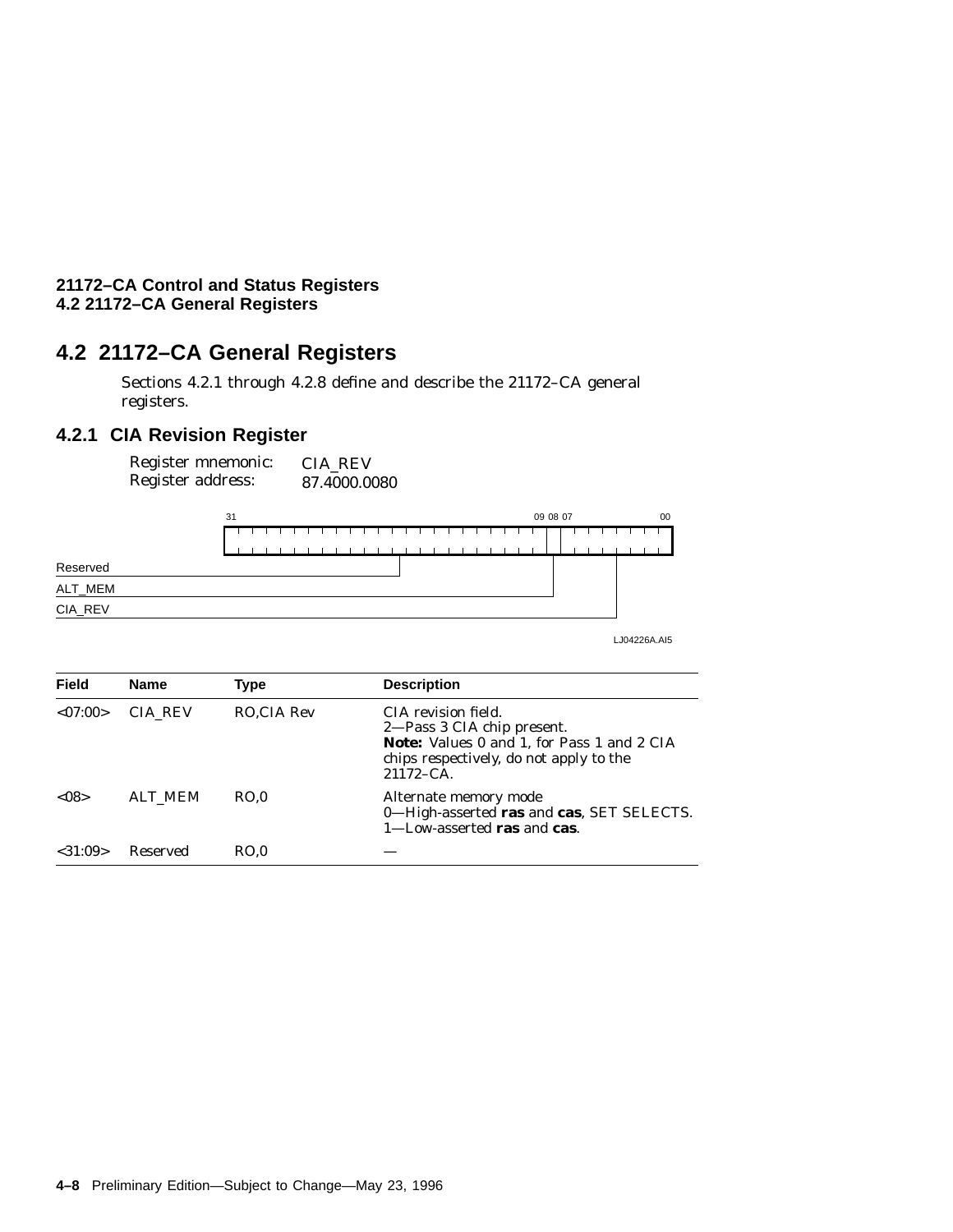## 4.2 21172–CA General Registers

Sections 4.2.1 through 4.2.8 define and describe the 21172–CA general registers.

### 4.2.1 CIA Revision Register

Register mnemonic: CIA_REV
Register address: 87.4000.0080

31 | 09 08 07 | 00

Reserved
ALT_MEM
CIA_REV

LJ04226A.AI5

| Field | Name | Type | Description |
|---|---|---|---|
| <07:00> | CIA_REV | RO,CIA Rev | CIA revision field.<br>2—Pass 3 CIA chip present.<br>**Note:** Values 0 and 1, for Pass 1 and 2 CIA chips respectively, do not apply to the 21172–CA. |
| <08> | ALT_MEM | RO,0 | Alternate memory mode<br>0—High-asserted **ras** and **cas**, SET SELECTS.<br>1—Low-asserted **ras** and **cas**. |
| <31:09> | Reserved | RO,0 | — |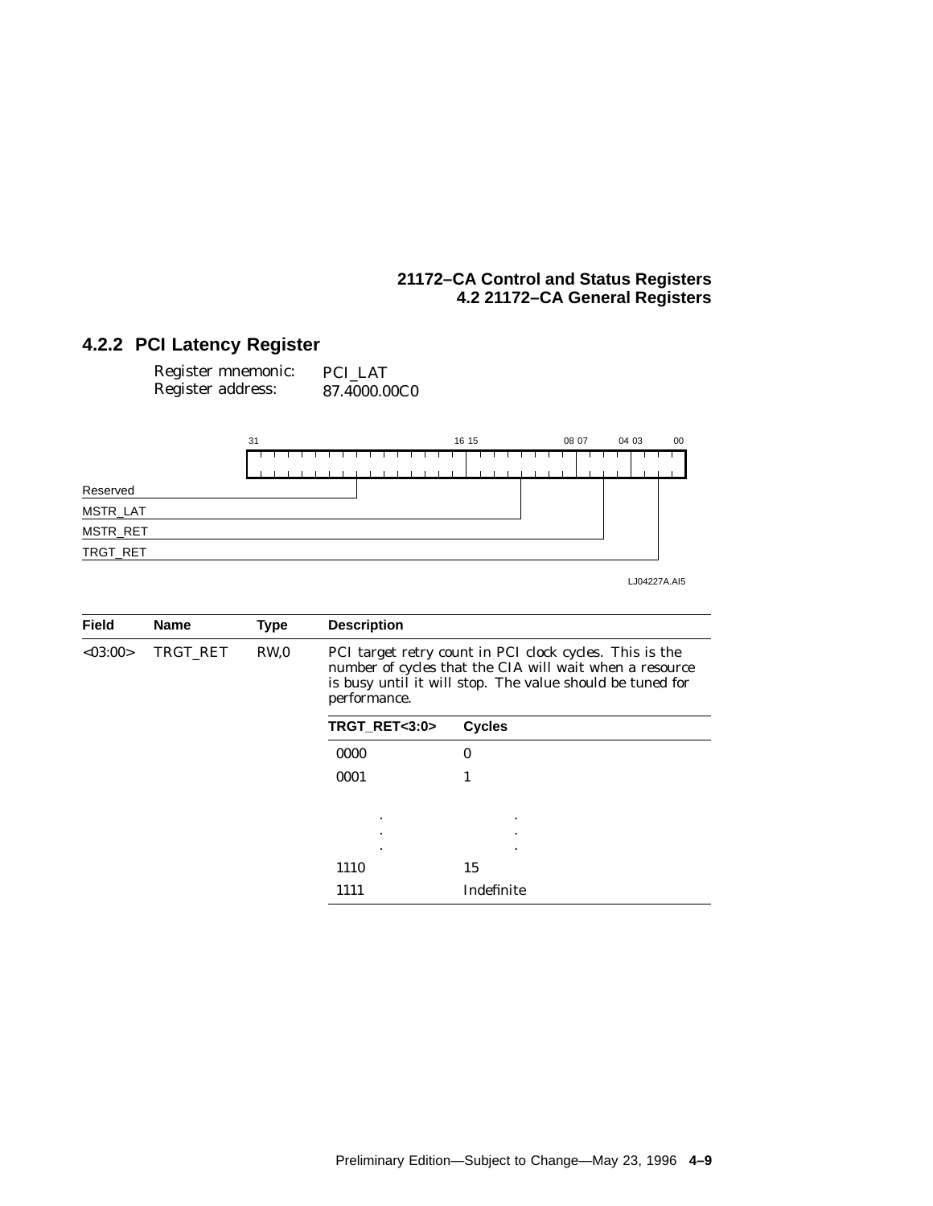## 4.2.2 PCI Latency Register

Register mnemonic: PCI_LAT
Register address: 87.4000.00C0

| 31 ... 16 | 15 ... 08 | 07 ... 04 | 03 ... 00 |
|---|---|---|---|
| Reserved | MSTR_LAT | MSTR_RET | TRGT_RET |

LJ04227A.AI5

| Field | Name | Type | Description |
|---|---|---|---|
| <03:00> | TRGT_RET | RW,0 | PCI target retry count in PCI clock cycles. This is the number of cycles that the CIA will wait when a resource is busy until it will stop. The value should be tuned for performance. |

| TRGT_RET<3:0> | Cycles |
|---|---|
| 0000 | 0 |
| 0001 | 1 |
| . | . |
| . | . |
| . | . |
| 1110 | 15 |
| 1111 | Indefinite |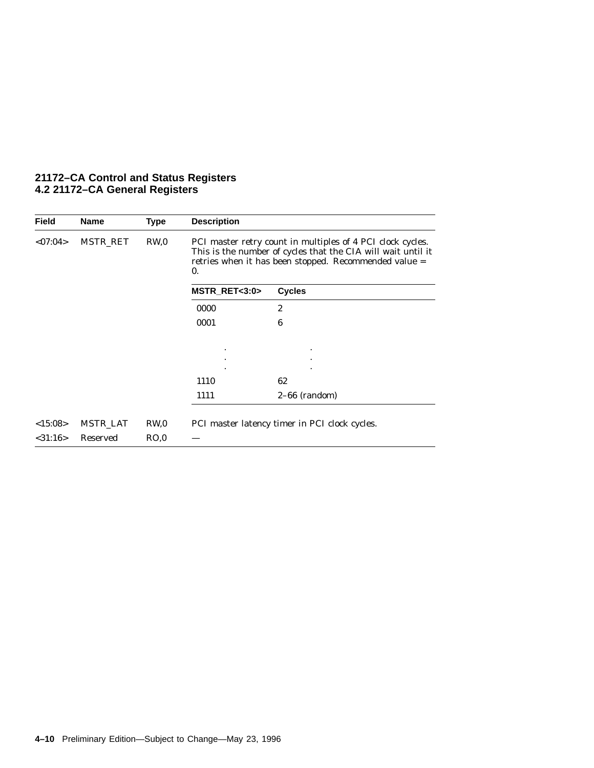| Field | Name | Type | Description |
|---|---|---|---|
| <07:04> | MSTR_RET | RW,0 | PCI master retry count in multiples of 4 PCI clock cycles. This is the number of cycles that the CIA will wait until it retries when it has been stopped. Recommended value = 0. |

| MSTR_RET<3:0> | Cycles |
|---|---|
| 0000 | 2 |
| 0001 | 6 |
| . | . |
| . | . |
| . | . |
| 1110 | 62 |
| 1111 | 2–66 (random) |

| Field | Name | Type | Description |
|---|---|---|---|
| <15:08> | MSTR_LAT | RW,0 | PCI master latency timer in PCI clock cycles. |
| <31:16> | Reserved | RO,0 | — |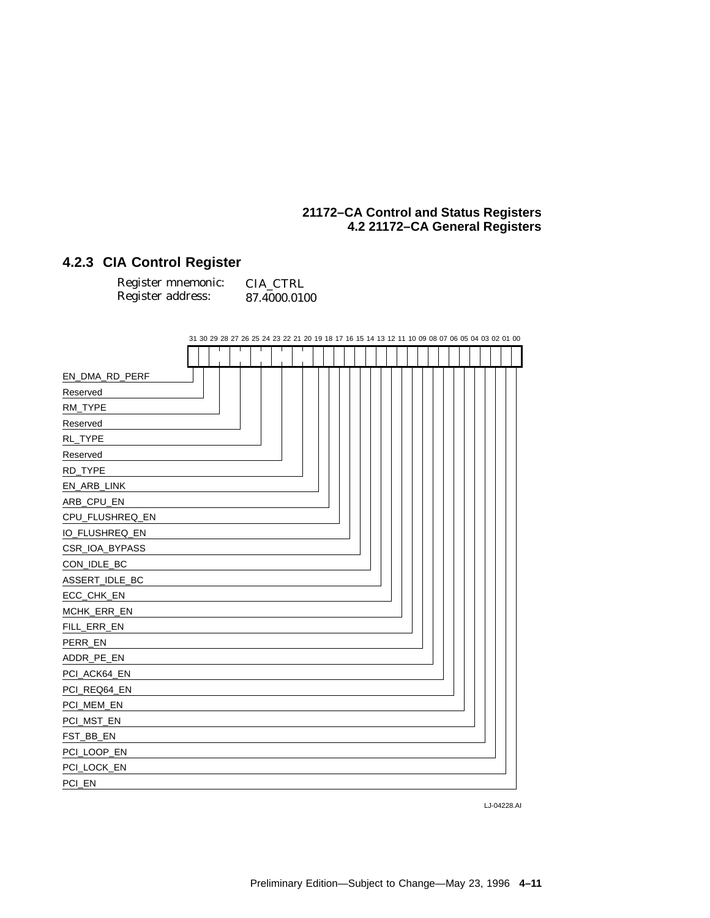### 4.2.3 CIA Control Register

Register mnemonic: CIA_CTRL
Register address: 87.4000.0100

31 30 29 28 27 26 25 24 23 22 21 20 19 18 17 16 15 14 13 12 11 10 09 08 07 06 05 04 03 02 01 00

- EN_DMA_RD_PERF
- Reserved
- RM_TYPE
- Reserved
- RL_TYPE
- Reserved
- RD_TYPE
- EN_ARB_LINK
- ARB_CPU_EN
- CPU_FLUSHREQ_EN
- IO_FLUSHREQ_EN
- CSR_IOA_BYPASS
- CON_IDLE_BC
- ASSERT_IDLE_BC
- ECC_CHK_EN
- MCHK_ERR_EN
- FILL_ERR_EN
- PERR_EN
- ADDR_PE_EN
- PCI_ACK64_EN
- PCI_REQ64_EN
- PCI_MEM_EN
- PCI_MST_EN
- FST_BB_EN
- PCI_LOOP_EN
- PCI_LOCK_EN
- PCI_EN

LJ-04228.AI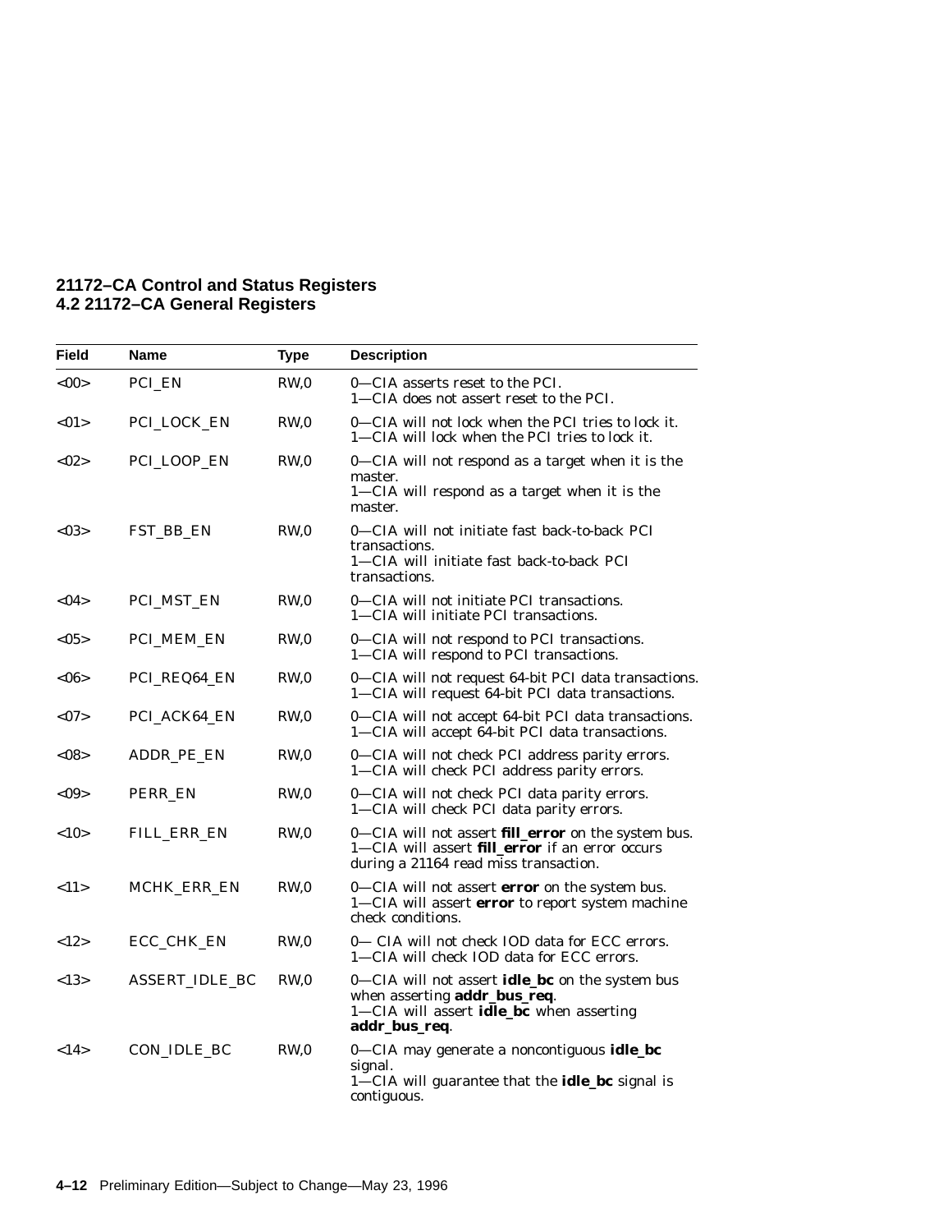| Field | Name | Type | Description |
|---|---|---|---|
| <00> | PCI_EN | RW,0 | 0—CIA asserts reset to the PCI.<br>1—CIA does not assert reset to the PCI. |
| <01> | PCI_LOCK_EN | RW,0 | 0—CIA will not lock when the PCI tries to lock it.<br>1—CIA will lock when the PCI tries to lock it. |
| <02> | PCI_LOOP_EN | RW,0 | 0—CIA will not respond as a target when it is the master.<br>1—CIA will respond as a target when it is the master. |
| <03> | FST_BB_EN | RW,0 | 0—CIA will not initiate fast back-to-back PCI transactions.<br>1—CIA will initiate fast back-to-back PCI transactions. |
| <04> | PCI_MST_EN | RW,0 | 0—CIA will not initiate PCI transactions.<br>1—CIA will initiate PCI transactions. |
| <05> | PCI_MEM_EN | RW,0 | 0—CIA will not respond to PCI transactions.<br>1—CIA will respond to PCI transactions. |
| <06> | PCI_REQ64_EN | RW,0 | 0—CIA will not request 64-bit PCI data transactions.<br>1—CIA will request 64-bit PCI data transactions. |
| <07> | PCI_ACK64_EN | RW,0 | 0—CIA will not accept 64-bit PCI data transactions.<br>1—CIA will accept 64-bit PCI data transactions. |
| <08> | ADDR_PE_EN | RW,0 | 0—CIA will not check PCI address parity errors.<br>1—CIA will check PCI address parity errors. |
| <09> | PERR_EN | RW,0 | 0—CIA will not check PCI data parity errors.<br>1—CIA will check PCI data parity errors. |
| <10> | FILL_ERR_EN | RW,0 | 0—CIA will not assert **fill_error** on the system bus.<br>1—CIA will assert **fill_error** if an error occurs during a 21164 read miss transaction. |
| <11> | MCHK_ERR_EN | RW,0 | 0—CIA will not assert **error** on the system bus.<br>1—CIA will assert **error** to report system machine check conditions. |
| <12> | ECC_CHK_EN | RW,0 | 0— CIA will not check IOD data for ECC errors.<br>1—CIA will check IOD data for ECC errors. |
| <13> | ASSERT_IDLE_BC | RW,0 | 0—CIA will not assert **idle_bc** on the system bus when asserting **addr_bus_req**.<br>1—CIA will assert **idle_bc** when asserting **addr_bus_req**. |
| <14> | CON_IDLE_BC | RW,0 | 0—CIA may generate a noncontiguous **idle_bc** signal.<br>1—CIA will guarantee that the **idle_bc** signal is contiguous. |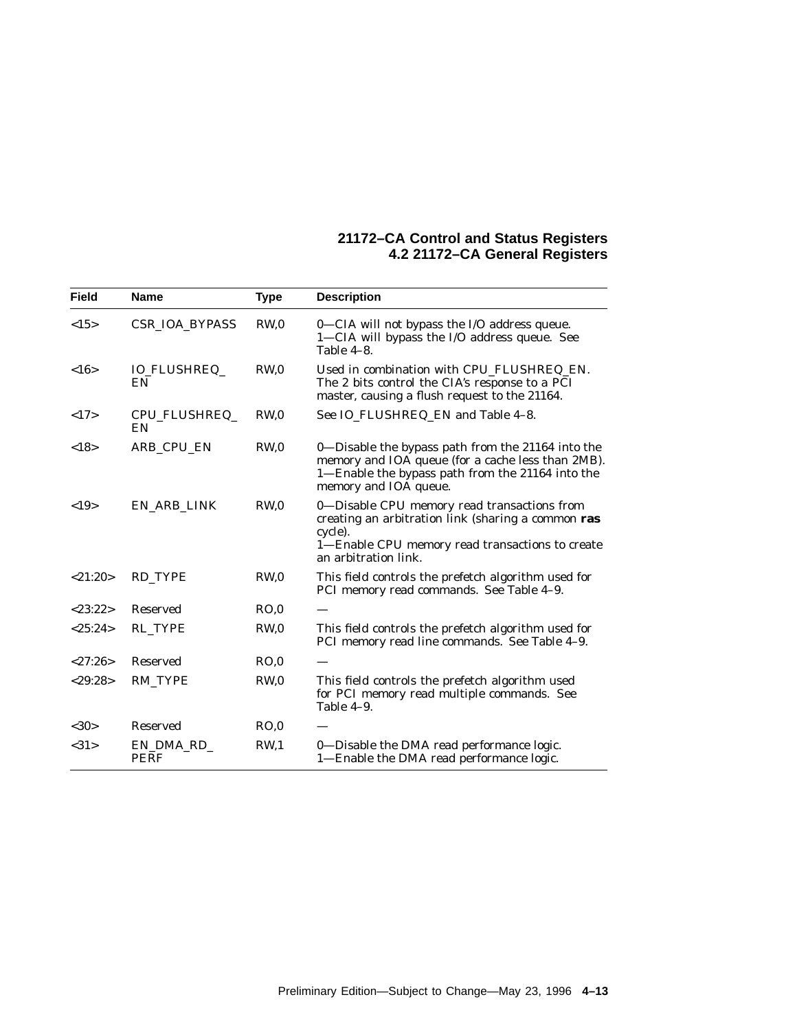| Field | Name | Type | Description |
| --- | --- | --- | --- |
| <15> | CSR_IOA_BYPASS | RW,0 | 0—CIA will not bypass the I/O address queue.<br>1—CIA will bypass the I/O address queue. See Table 4–8. |
| <16> | IO_FLUSHREQ_EN | RW,0 | Used in combination with CPU_FLUSHREQ_EN. The 2 bits control the CIA's response to a PCI master, causing a flush request to the 21164. |
| <17> | CPU_FLUSHREQ_EN | RW,0 | See IO_FLUSHREQ_EN and Table 4–8. |
| <18> | ARB_CPU_EN | RW,0 | 0—Disable the bypass path from the 21164 into the memory and IOA queue (for a cache less than 2MB).<br>1—Enable the bypass path from the 21164 into the memory and IOA queue. |
| <19> | EN_ARB_LINK | RW,0 | 0—Disable CPU memory read transactions from creating an arbitration link (sharing a common **ras** cycle).<br>1—Enable CPU memory read transactions to create an arbitration link. |
| <21:20> | RD_TYPE | RW,0 | This field controls the prefetch algorithm used for PCI memory read commands. See Table 4–9. |
| <23:22> | Reserved | RO,0 | — |
| <25:24> | RL_TYPE | RW,0 | This field controls the prefetch algorithm used for PCI memory read line commands. See Table 4–9. |
| <27:26> | Reserved | RO,0 | — |
| <29:28> | RM_TYPE | RW,0 | This field controls the prefetch algorithm used for PCI memory read multiple commands. See Table 4–9. |
| <30> | Reserved | RO,0 | — |
| <31> | EN_DMA_RD_PERF | RW,1 | 0—Disable the DMA read performance logic.<br>1—Enable the DMA read performance logic. |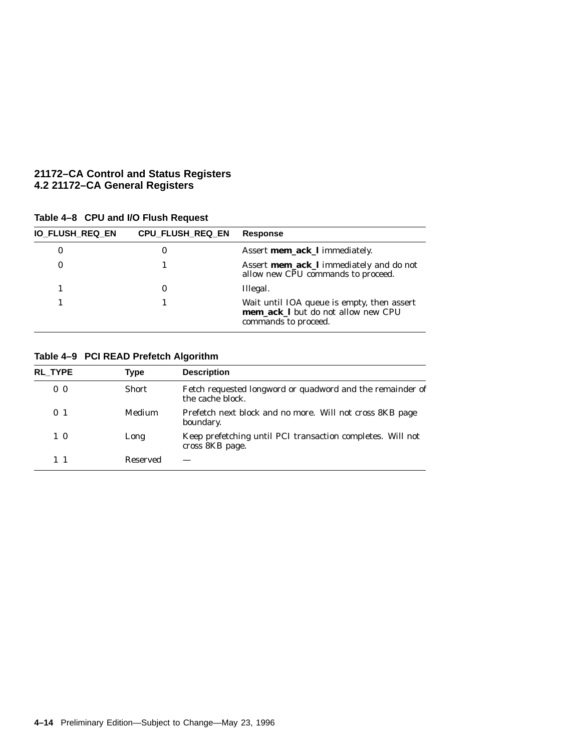**Table 4–8 CPU and I/O Flush Request**

| IO_FLUSH_REQ_EN | CPU_FLUSH_REQ_EN | Response |
|---|---|---|
| 0 | 0 | Assert **mem_ack_l** immediately. |
| 0 | 1 | Assert **mem_ack_l** immediately and do not allow new CPU commands to proceed. |
| 1 | 0 | Illegal. |
| 1 | 1 | Wait until IOA queue is empty, then assert **mem_ack_l** but do not allow new CPU commands to proceed. |

**Table 4–9 PCI READ Prefetch Algorithm**

| RL_TYPE | Type | Description |
|---|---|---|
| 0 0 | Short | Fetch requested longword or quadword and the remainder of the cache block. |
| 0 1 | Medium | Prefetch next block and no more. Will not cross 8KB page boundary. |
| 1 0 | Long | Keep prefetching until PCI transaction completes. Will not cross 8KB page. |
| 1 1 | Reserved | — |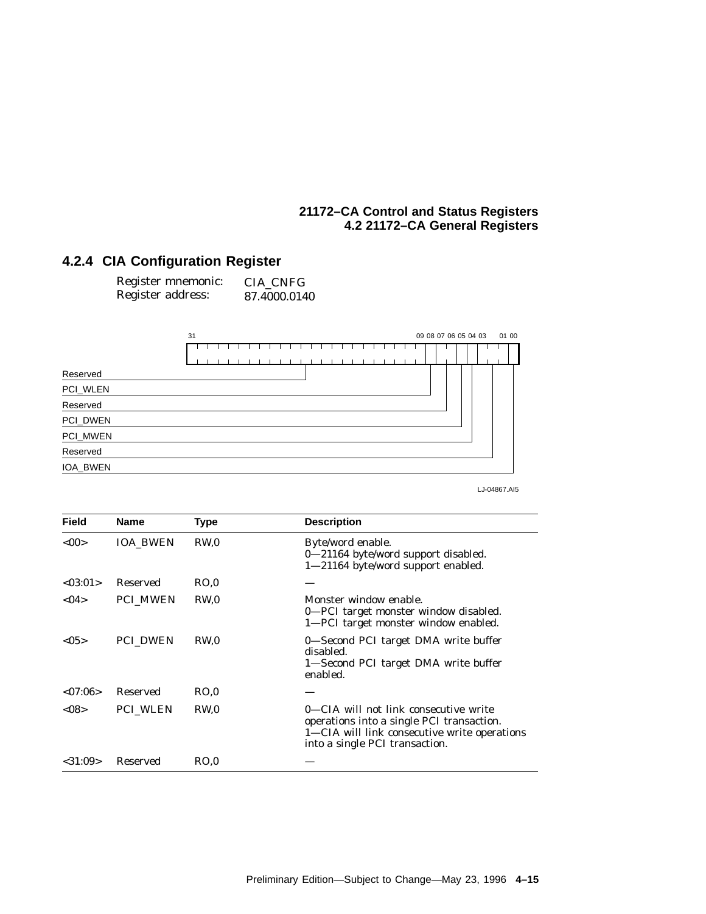### 4.2.4 CIA Configuration Register

Register mnemonic: CIA_CNFG
Register address: 87.4000.0140

| Field | Name | Type | Description |
|---|---|---|---|
| <00> | IOA_BWEN | RW,0 | Byte/word enable.<br>0—21164 byte/word support disabled.<br>1—21164 byte/word support enabled. |
| <03:01> | Reserved | RO,0 | — |
| <04> | PCI_MWEN | RW,0 | Monster window enable.<br>0—PCI target monster window disabled.<br>1—PCI target monster window enabled. |
| <05> | PCI_DWEN | RW,0 | 0—Second PCI target DMA write buffer disabled.<br>1—Second PCI target DMA write buffer enabled. |
| <07:06> | Reserved | RO,0 | — |
| <08> | PCI_WLEN | RW,0 | 0—CIA will not link consecutive write operations into a single PCI transaction.<br>1—CIA will link consecutive write operations into a single PCI transaction. |
| <31:09> | Reserved | RO,0 | — |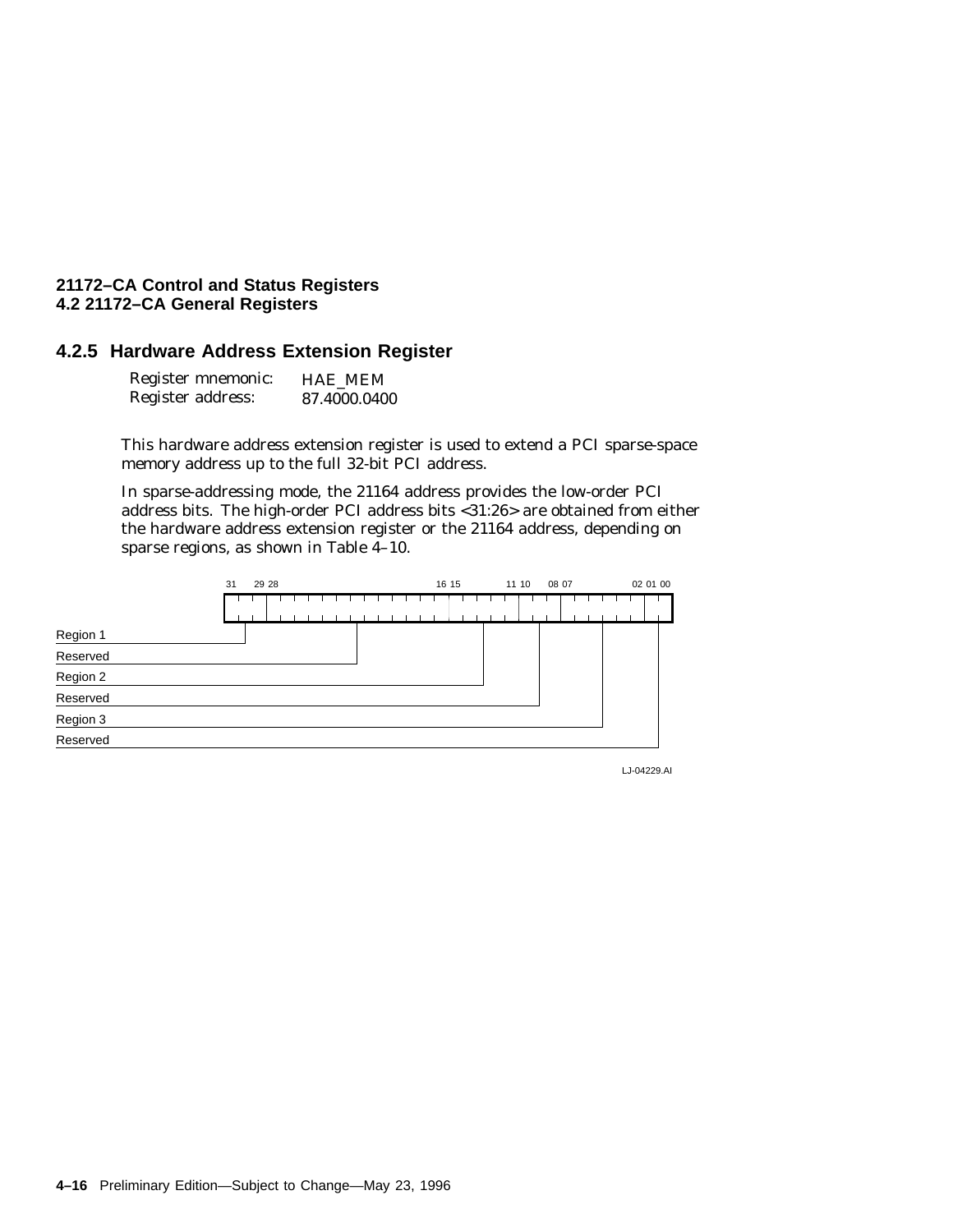## 4.2.5 Hardware Address Extension Register

Register mnemonic: HAE_MEM
Register address: 87.4000.0400

This hardware address extension register is used to extend a PCI sparse-space memory address up to the full 32-bit PCI address.

In sparse-addressing mode, the 21164 address provides the low-order PCI address bits. The high-order PCI address bits <31:26> are obtained from either the hardware address extension register or the 21164 address, depending on sparse regions, as shown in Table 4–10.

| Bits | Field |
|---|---|
| 31:29 | Region 1 |
| 28:16 | Reserved |
| 15:11 | Region 2 |
| 10:08 | Reserved |
| 07:02 | Region 3 |
| 01:00 | Reserved |

LJ-04229.AI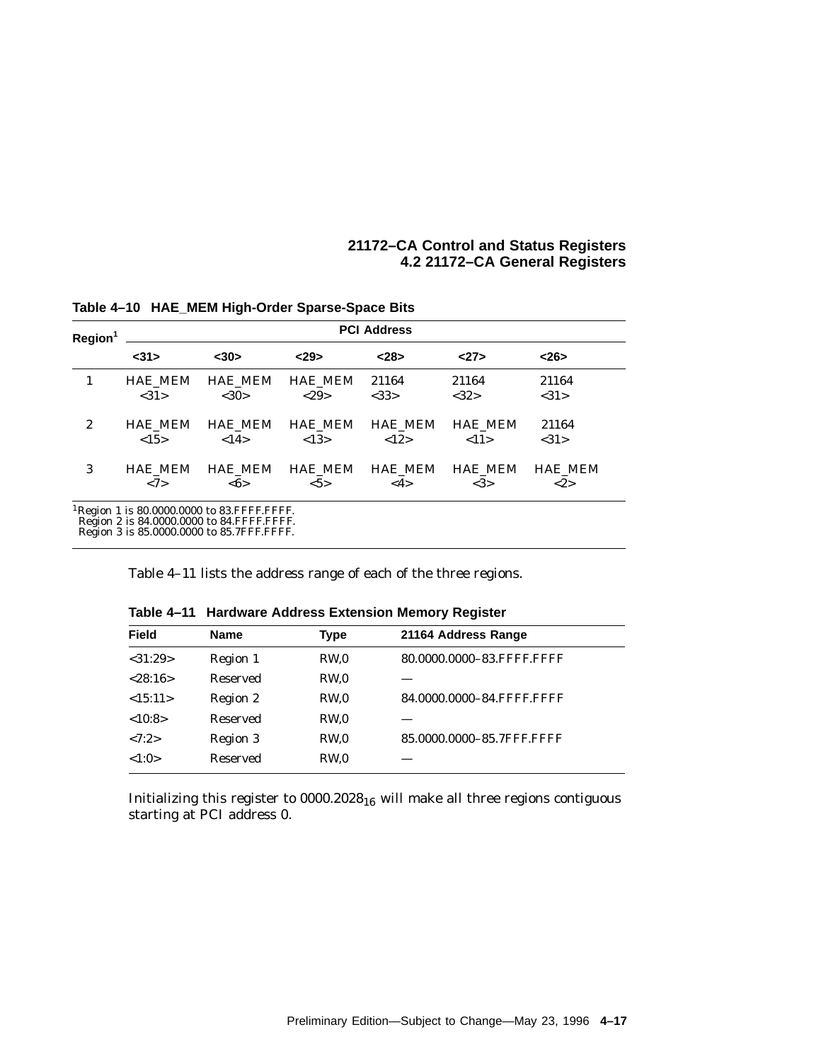**Table 4–10 HAE_MEM High-Order Sparse-Space Bits**

| Region[1] | PCI Address | | | | | |
|---|---|---|---|---|---|---|
| | <31> | <30> | <29> | <28> | <27> | <26> |
| 1 | HAE_MEM <31> | HAE_MEM <30> | HAE_MEM <29> | 21164 <33> | 21164 <32> | 21164 <31> |
| 2 | HAE_MEM <15> | HAE_MEM <14> | HAE_MEM <13> | HAE_MEM <12> | HAE_MEM <11> | 21164 <31> |
| 3 | HAE_MEM <7> | HAE_MEM <6> | HAE_MEM <5> | HAE_MEM <4> | HAE_MEM <3> | HAE_MEM <2> |

[1]Region 1 is 80.0000.0000 to 83.FFFF.FFFF.
Region 2 is 84.0000.0000 to 84.FFFF.FFFF.
Region 3 is 85.0000.0000 to 85.7FFF.FFFF.

Table 4–11 lists the address range of each of the three regions.

**Table 4–11 Hardware Address Extension Memory Register**

| Field | Name | Type | 21164 Address Range |
|---|---|---|---|
| <31:29> | Region 1 | RW,0 | 80.0000.0000–83.FFFF.FFFF |
| <28:16> | Reserved | RW,0 | — |
| <15:11> | Region 2 | RW,0 | 84.0000.0000–84.FFFF.FFFF |
| <10:8> | Reserved | RW,0 | — |
| <7:2> | Region 3 | RW,0 | 85.0000.0000–85.7FFF.FFFF |
| <1:0> | Reserved | RW,0 | — |

Initializing this register to $0000.2028_{16}$ will make all three regions contiguous starting at PCI address 0.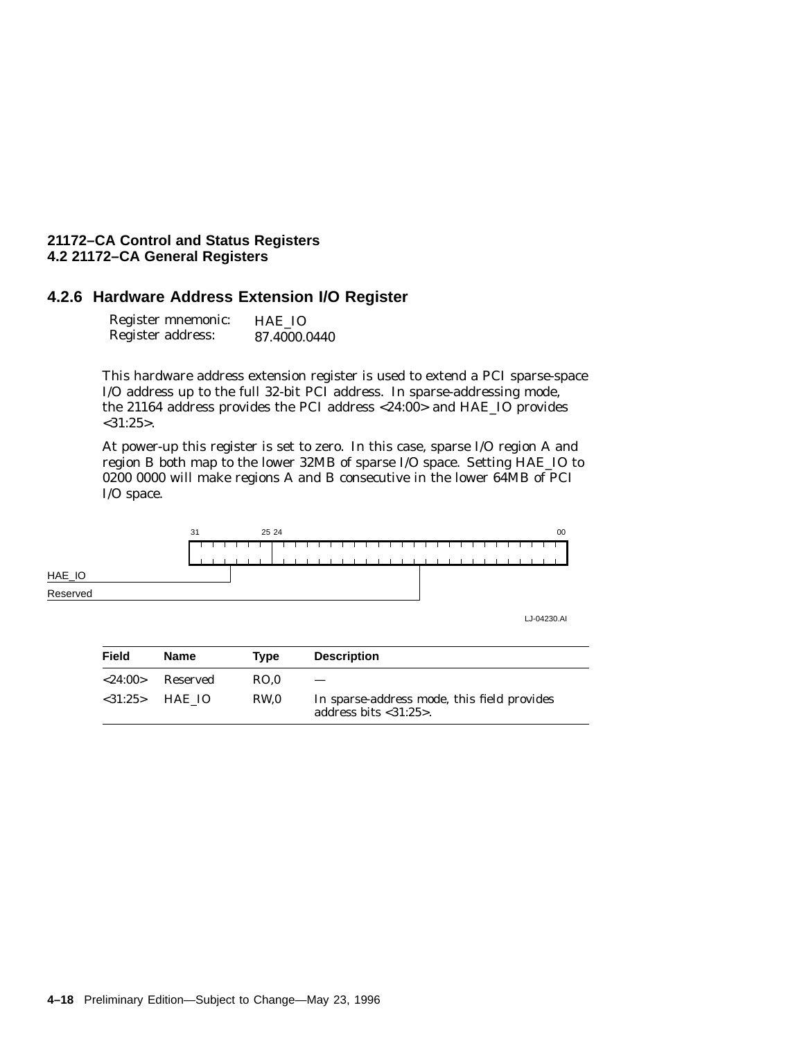### 4.2.6 Hardware Address Extension I/O Register

Register mnemonic: HAE_IO
Register address: 87.4000.0440

This hardware address extension register is used to extend a PCI sparse-space I/O address up to the full 32-bit PCI address. In sparse-addressing mode, the 21164 address provides the PCI address <24:00> and HAE_IO provides <31:25>.

At power-up this register is set to zero. In this case, sparse I/O region A and region B both map to the lower 32MB of sparse I/O space. Setting HAE_IO to 0200 0000 will make regions A and B consecutive in the lower 64MB of PCI I/O space.

31 25 24 00

HAE_IO
Reserved

LJ-04230.AI

| Field | Name | Type | Description |
|---|---|---|---|
| <24:00> | Reserved | RO,0 | — |
| <31:25> | HAE_IO | RW,0 | In sparse-address mode, this field provides address bits <31:25>. |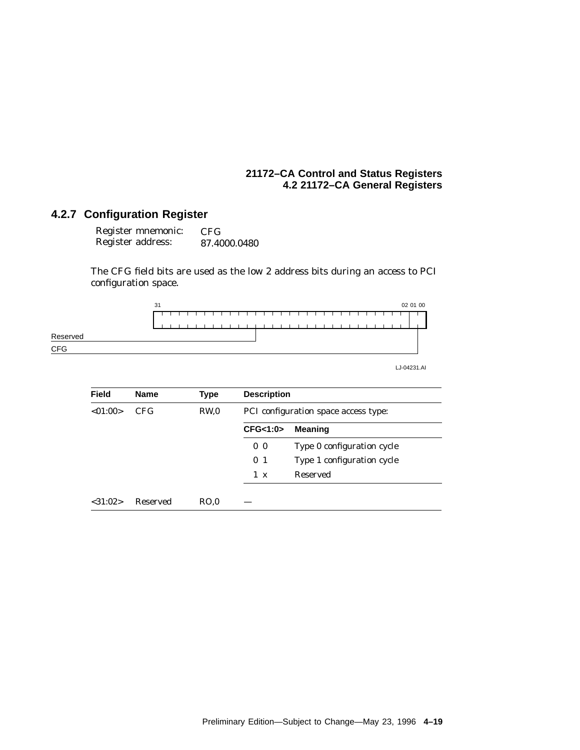### 4.2.7 Configuration Register

Register mnemonic: CFG
Register address: 87.4000.0480

The CFG field bits are used as the low 2 address bits during an access to PCI configuration space.

```
31                                                            02 01 00
+---------------------------------------------------------------+-----+
|                                                               |     |
+---------------------------------------------------------------+-----+
Reserved ------------------------+                                 |
CFG -------------------------------------------------------------+
```

LJ-04231.AI

| Field | Name | Type | Description | |
|---|---|---|---|---|
| <01:00> | CFG | RW,0 | PCI configuration space access type: | |
| | | | **CFG<1:0>** | **Meaning** |
| | | | 0 0 | Type 0 configuration cycle |
| | | | 0 1 | Type 1 configuration cycle |
| | | | 1 x | Reserved |
| <31:02> | Reserved | RO,0 | — | |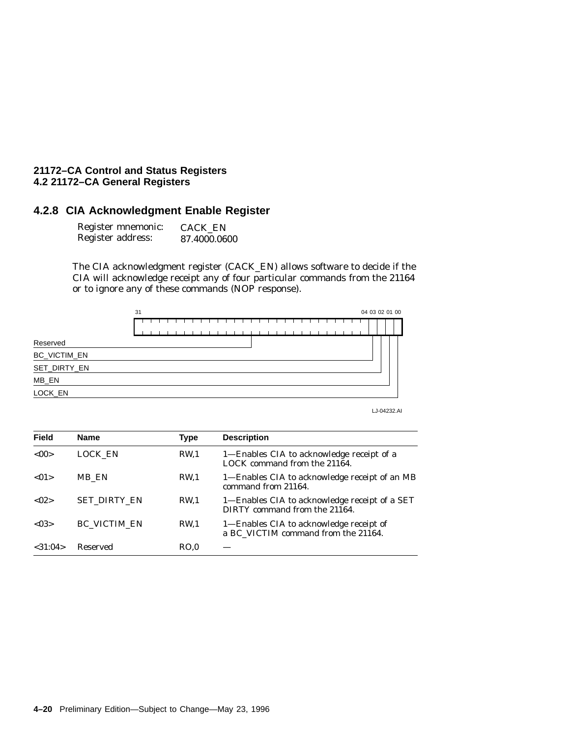### 4.2.8 CIA Acknowledgment Enable Register

Register mnemonic: CACK_EN
Register address: 87.4000.0600

The CIA acknowledgment register (CACK_EN) allows software to decide if the CIA will acknowledge receipt any of four particular commands from the 21164 or to ignore any of these commands (NOP response).

31 &nbsp;&nbsp;&nbsp;&nbsp;&nbsp;&nbsp;&nbsp;&nbsp;&nbsp;&nbsp;&nbsp;&nbsp;&nbsp;&nbsp;&nbsp;&nbsp;&nbsp;&nbsp;&nbsp;&nbsp;&nbsp;&nbsp;&nbsp;&nbsp;&nbsp;&nbsp;&nbsp;&nbsp;&nbsp;&nbsp;&nbsp;&nbsp;&nbsp;&nbsp;&nbsp;&nbsp;&nbsp;&nbsp;&nbsp;&nbsp; 04 03 02 01 00

Reserved
BC_VICTIM_EN
SET_DIRTY_EN
MB_EN
LOCK_EN

LJ-04232.AI

| Field | Name | Type | Description |
|---|---|---|---|
| <00> | LOCK_EN | RW,1 | 1—Enables CIA to acknowledge receipt of a LOCK command from the 21164. |
| <01> | MB_EN | RW,1 | 1—Enables CIA to acknowledge receipt of an MB command from 21164. |
| <02> | SET_DIRTY_EN | RW,1 | 1—Enables CIA to acknowledge receipt of a SET DIRTY command from the 21164. |
| <03> | BC_VICTIM_EN | RW,1 | 1—Enables CIA to acknowledge receipt of a BC_VICTIM command from the 21164. |
| <31:04> | Reserved | RO,0 | — |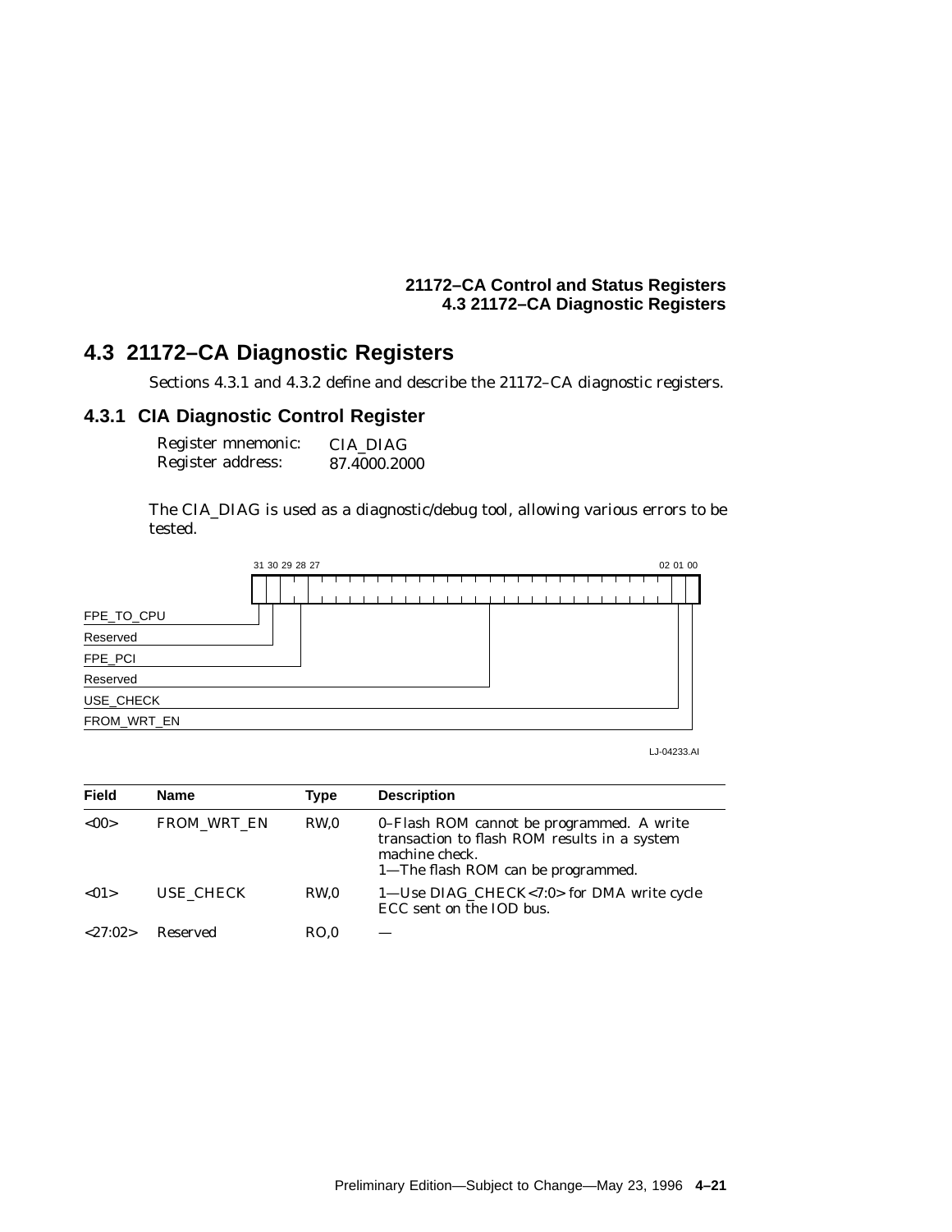## 4.3 21172–CA Diagnostic Registers

Sections 4.3.1 and 4.3.2 define and describe the 21172–CA diagnostic registers.

### 4.3.1 CIA Diagnostic Control Register

Register mnemonic: CIA_DIAG
Register address: 87.4000.2000

The CIA_DIAG is used as a diagnostic/debug tool, allowing various errors to be tested.

| Bits | Field |
|---|---|
| 31 | FPE_TO_CPU |
| 30 | Reserved |
| 29:28 | FPE_PCI |
| 27:02 | Reserved |
| 01 | USE_CHECK |
| 00 | FROM_WRT_EN |

LJ-04233.AI

| Field | Name | Type | Description |
|---|---|---|---|
| <00> | FROM_WRT_EN | RW,0 | 0–Flash ROM cannot be programmed. A write transaction to flash ROM results in a system machine check.<br>1—The flash ROM can be programmed. |
| <01> | USE_CHECK | RW,0 | 1—Use DIAG_CHECK<7:0> for DMA write cycle ECC sent on the IOD bus. |
| <27:02> | Reserved | RO,0 | — |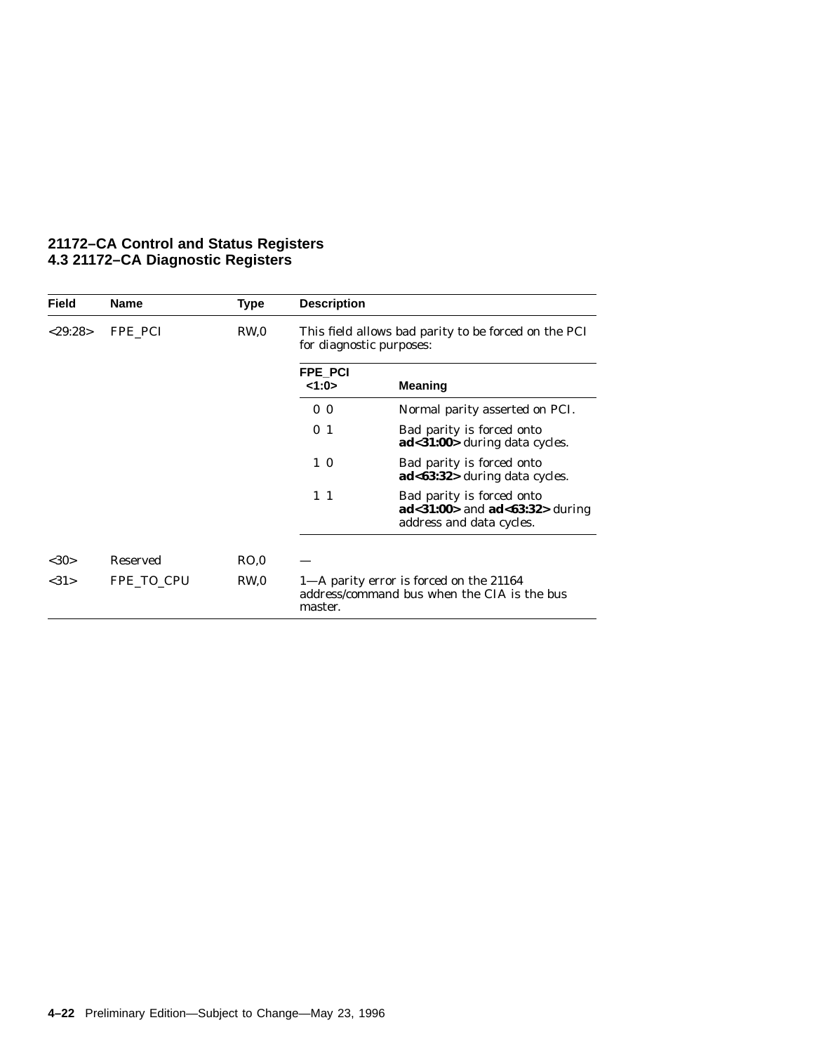| Field | Name | Type | Description |
| --- | --- | --- | --- |
| <29:28> | FPE_PCI | RW,0 | This field allows bad parity to be forced on the PCI for diagnostic purposes: |

| FPE_PCI <1:0> | Meaning |
| --- | --- |
| 0 0 | Normal parity asserted on PCI. |
| 0 1 | Bad parity is forced onto **ad<31:00>** during data cycles. |
| 1 0 | Bad parity is forced onto **ad<63:32>** during data cycles. |
| 1 1 | Bad parity is forced onto **ad<31:00>** and **ad<63:32>** during address and data cycles. |

| Field | Name | Type | Description |
| --- | --- | --- | --- |
| <30> | Reserved | RO,0 | — |
| <31> | FPE_TO_CPU | RW,0 | 1—A parity error is forced on the 21164 address/command bus when the CIA is the bus master. |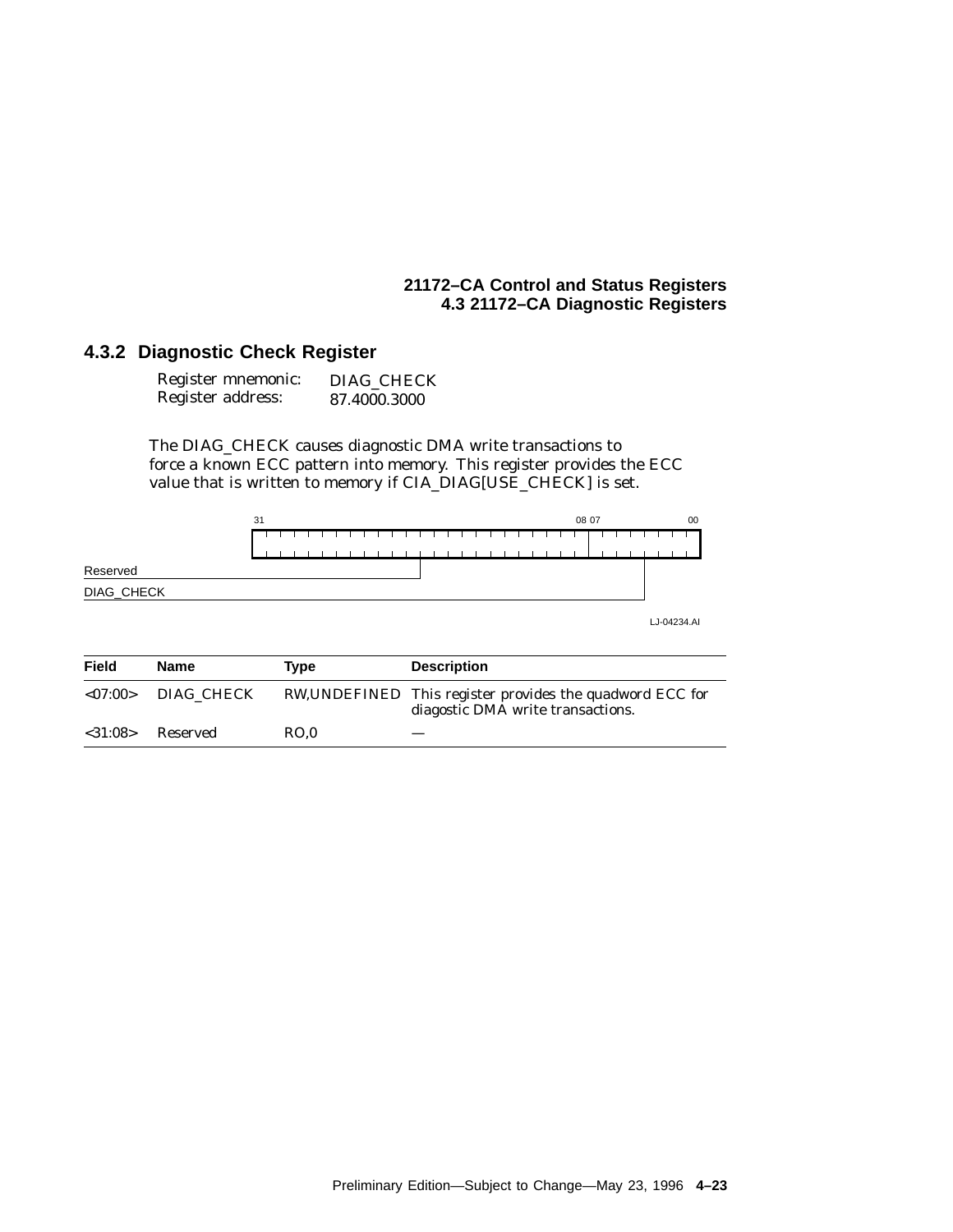### 4.3.2 Diagnostic Check Register

Register mnemonic: DIAG_CHECK
Register address: 87.4000.3000

The DIAG_CHECK causes diagnostic DMA write transactions to force a known ECC pattern into memory. This register provides the ECC value that is written to memory if CIA_DIAG[USE_CHECK] is set.

| 31 ... 08 | 07 ... 00 |
|---|---|
| Reserved | DIAG_CHECK |

LJ-04234.AI

| Field | Name | Type | Description |
|---|---|---|---|
| <07:00> | DIAG_CHECK | RW,UNDEFINED | This register provides the quadword ECC for diagostic DMA write transactions. |
| <31:08> | Reserved | RO,0 | — |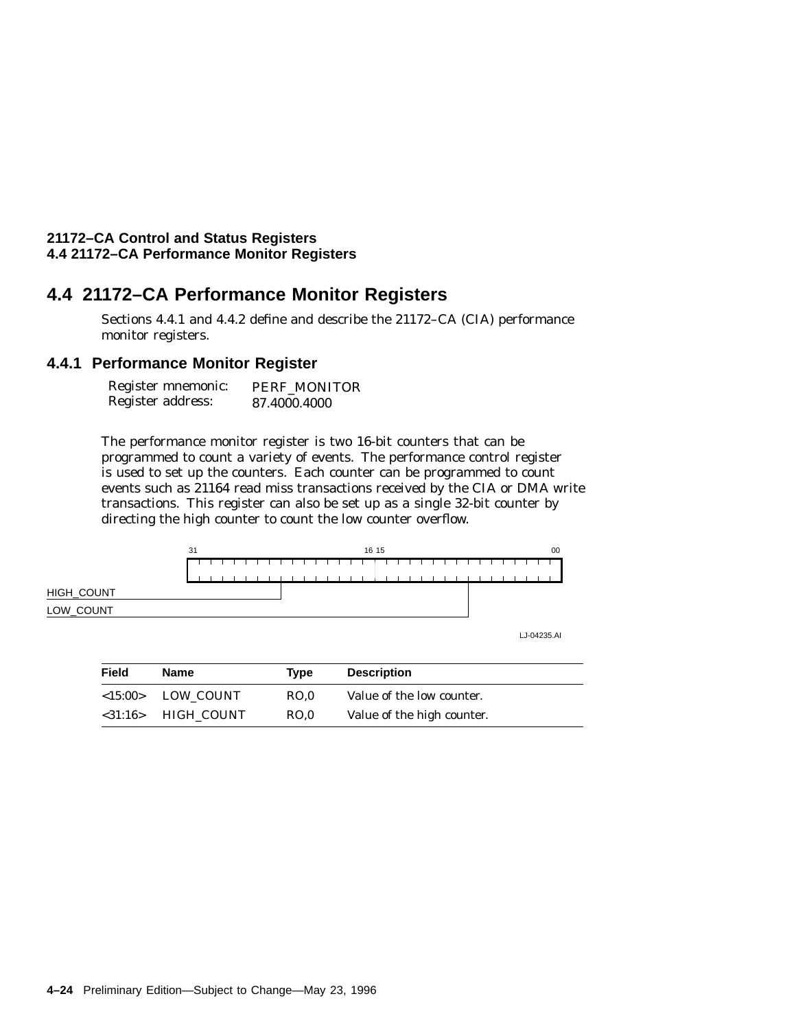## 4.4 21172–CA Performance Monitor Registers

Sections 4.4.1 and 4.4.2 define and describe the 21172–CA (CIA) performance monitor registers.

### 4.4.1 Performance Monitor Register

Register mnemonic: PERF_MONITOR
Register address: 87.4000.4000

The performance monitor register is two 16-bit counters that can be programmed to count a variety of events. The performance control register is used to set up the counters. Each counter can be programmed to count events such as 21164 read miss transactions received by the CIA or DMA write transactions. This register can also be set up as a single 32-bit counter by directing the high counter to count the low counter overflow.

31 16 15 00

HIGH_COUNT
LOW_COUNT

LJ-04235.AI

| Field | Name | Type | Description |
|---|---|---|---|
| <15:00> | LOW_COUNT | RO,0 | Value of the low counter. |
| <31:16> | HIGH_COUNT | RO,0 | Value of the high counter. |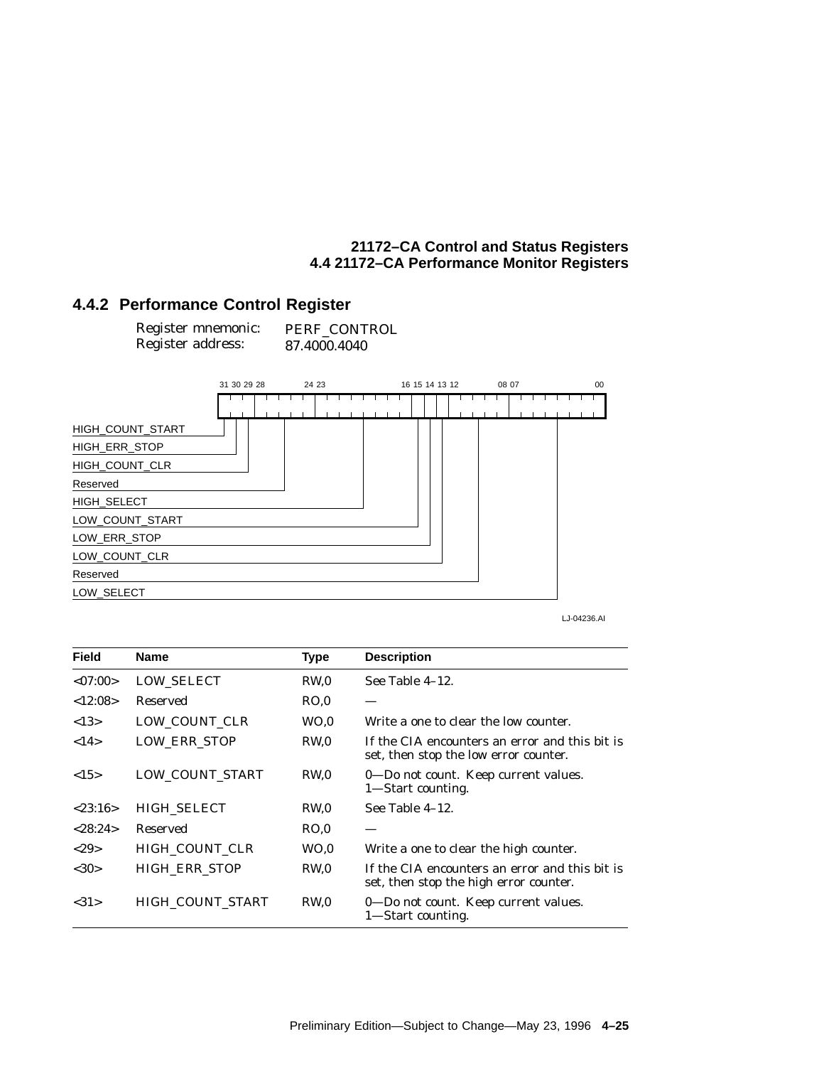### 4.4.2 Performance Control Register

Register mnemonic: PERF_CONTROL
Register address: 87.4000.4040

```
 31 30 29 28     24 23            16 15 14 13 12       08 07         00
+--+--+--+--------+---------------+--+--+--+-----------+-------------+
|  |  |  |        |               |  |  |  |           |             |
+--+--+--+--------+---------------+--+--+--+-----------+-------------+
```

HIGH_COUNT_START
HIGH_ERR_STOP
HIGH_COUNT_CLR
Reserved
HIGH_SELECT
LOW_COUNT_START
LOW_ERR_STOP
LOW_COUNT_CLR
Reserved
LOW_SELECT

LJ-04236.AI

| Field | Name | Type | Description |
|---|---|---|---|
| <07:00> | LOW_SELECT | RW,0 | See Table 4–12. |
| <12:08> | Reserved | RO,0 | — |
| <13> | LOW_COUNT_CLR | WO,0 | Write a one to clear the low counter. |
| <14> | LOW_ERR_STOP | RW,0 | If the CIA encounters an error and this bit is set, then stop the low error counter. |
| <15> | LOW_COUNT_START | RW,0 | 0—Do not count. Keep current values.<br>1—Start counting. |
| <23:16> | HIGH_SELECT | RW,0 | See Table 4–12. |
| <28:24> | Reserved | RO,0 | — |
| <29> | HIGH_COUNT_CLR | WO,0 | Write a one to clear the high counter. |
| <30> | HIGH_ERR_STOP | RW,0 | If the CIA encounters an error and this bit is set, then stop the high error counter. |
| <31> | HIGH_COUNT_START | RW,0 | 0—Do not count. Keep current values.<br>1—Start counting. |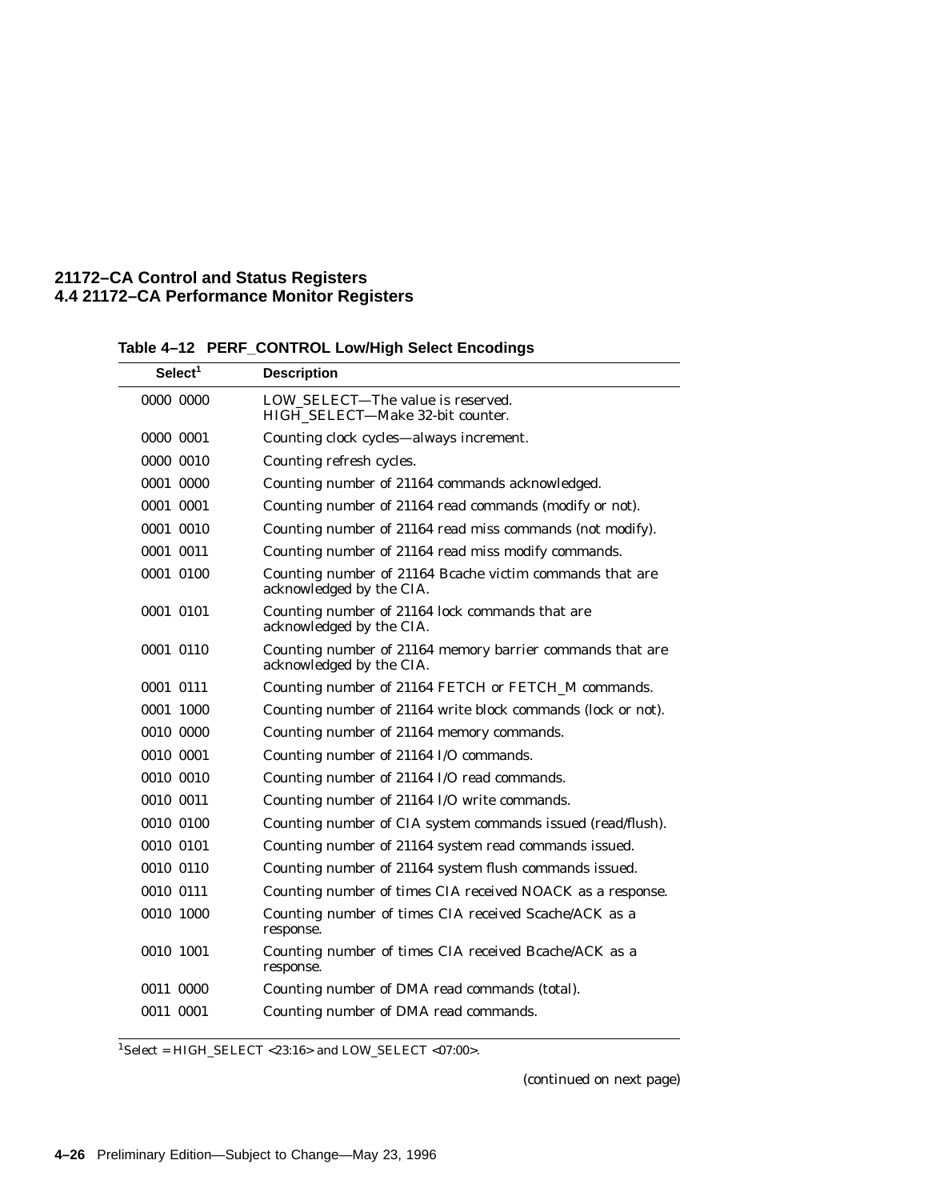**Table 4–12 PERF_CONTROL Low/High Select Encodings**

| Select[1] | Description |
|---|---|
| 0000 0000 | LOW_SELECT—The value is reserved. HIGH_SELECT—Make 32-bit counter. |
| 0000 0001 | Counting clock cycles—always increment. |
| 0000 0010 | Counting refresh cycles. |
| 0001 0000 | Counting number of 21164 commands acknowledged. |
| 0001 0001 | Counting number of 21164 read commands (modify or not). |
| 0001 0010 | Counting number of 21164 read miss commands (not modify). |
| 0001 0011 | Counting number of 21164 read miss modify commands. |
| 0001 0100 | Counting number of 21164 Bcache victim commands that are acknowledged by the CIA. |
| 0001 0101 | Counting number of 21164 lock commands that are acknowledged by the CIA. |
| 0001 0110 | Counting number of 21164 memory barrier commands that are acknowledged by the CIA. |
| 0001 0111 | Counting number of 21164 FETCH or FETCH_M commands. |
| 0001 1000 | Counting number of 21164 write block commands (lock or not). |
| 0010 0000 | Counting number of 21164 memory commands. |
| 0010 0001 | Counting number of 21164 I/O commands. |
| 0010 0010 | Counting number of 21164 I/O read commands. |
| 0010 0011 | Counting number of 21164 I/O write commands. |
| 0010 0100 | Counting number of CIA system commands issued (read/flush). |
| 0010 0101 | Counting number of 21164 system read commands issued. |
| 0010 0110 | Counting number of 21164 system flush commands issued. |
| 0010 0111 | Counting number of times CIA received NOACK as a response. |
| 0010 1000 | Counting number of times CIA received Scache/ACK as a response. |
| 0010 1001 | Counting number of times CIA received Bcache/ACK as a response. |
| 0011 0000 | Counting number of DMA read commands (total). |
| 0011 0001 | Counting number of DMA read commands. |

[1] Select = HIGH_SELECT <23:16> and LOW_SELECT <07:00>.

(continued on next page)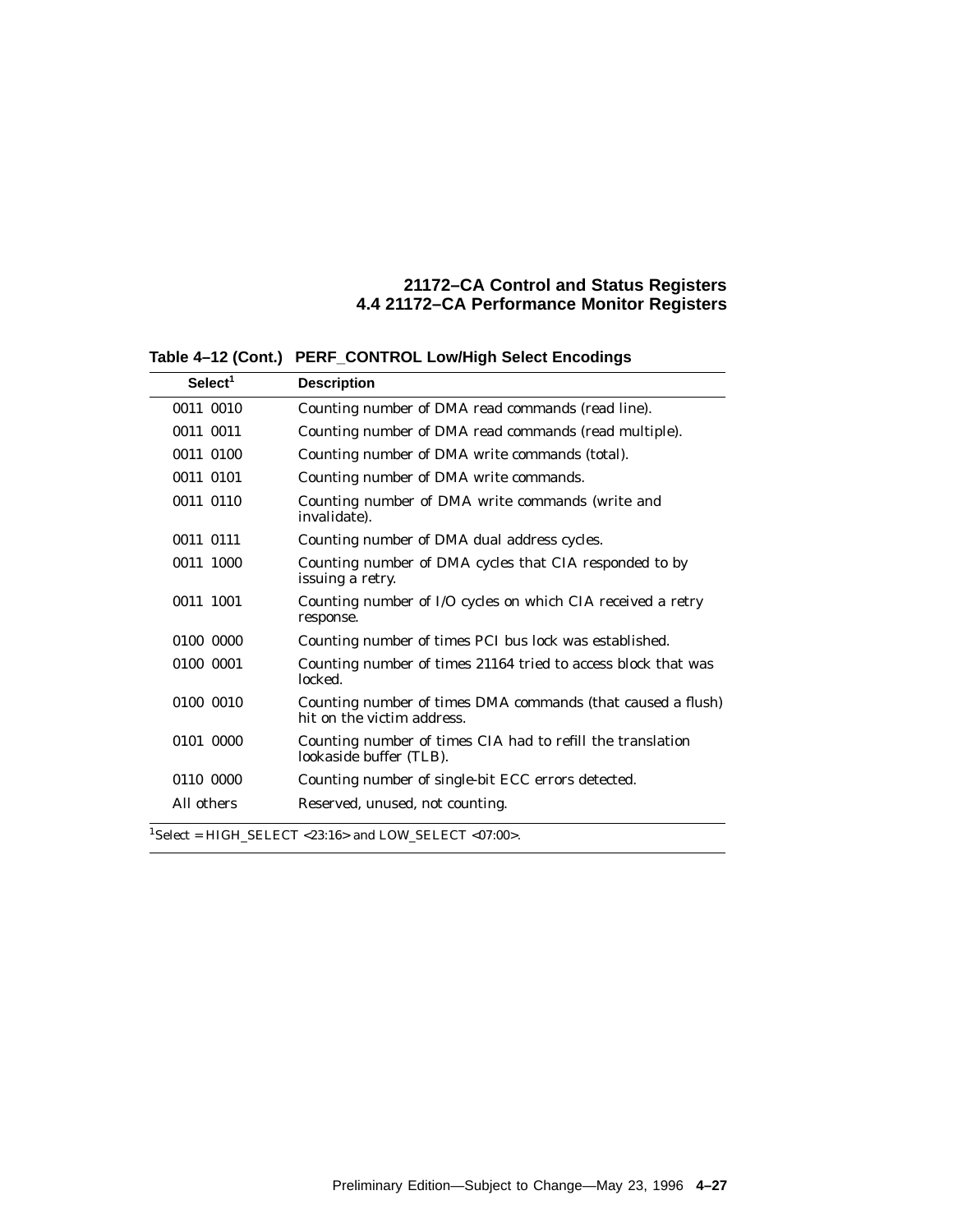**Table 4–12 (Cont.) PERF_CONTROL Low/High Select Encodings**

| Select[1] | Description |
|---|---|
| 0011 0010 | Counting number of DMA read commands (read line). |
| 0011 0011 | Counting number of DMA read commands (read multiple). |
| 0011 0100 | Counting number of DMA write commands (total). |
| 0011 0101 | Counting number of DMA write commands. |
| 0011 0110 | Counting number of DMA write commands (write and invalidate). |
| 0011 0111 | Counting number of DMA dual address cycles. |
| 0011 1000 | Counting number of DMA cycles that CIA responded to by issuing a retry. |
| 0011 1001 | Counting number of I/O cycles on which CIA received a retry response. |
| 0100 0000 | Counting number of times PCI bus lock was established. |
| 0100 0001 | Counting number of times 21164 tried to access block that was locked. |
| 0100 0010 | Counting number of times DMA commands (that caused a flush) hit on the victim address. |
| 0101 0000 | Counting number of times CIA had to refill the translation lookaside buffer (TLB). |
| 0110 0000 | Counting number of single-bit ECC errors detected. |
| All others | Reserved, unused, not counting. |

[1]Select = HIGH_SELECT <23:16> and LOW_SELECT <07:00>.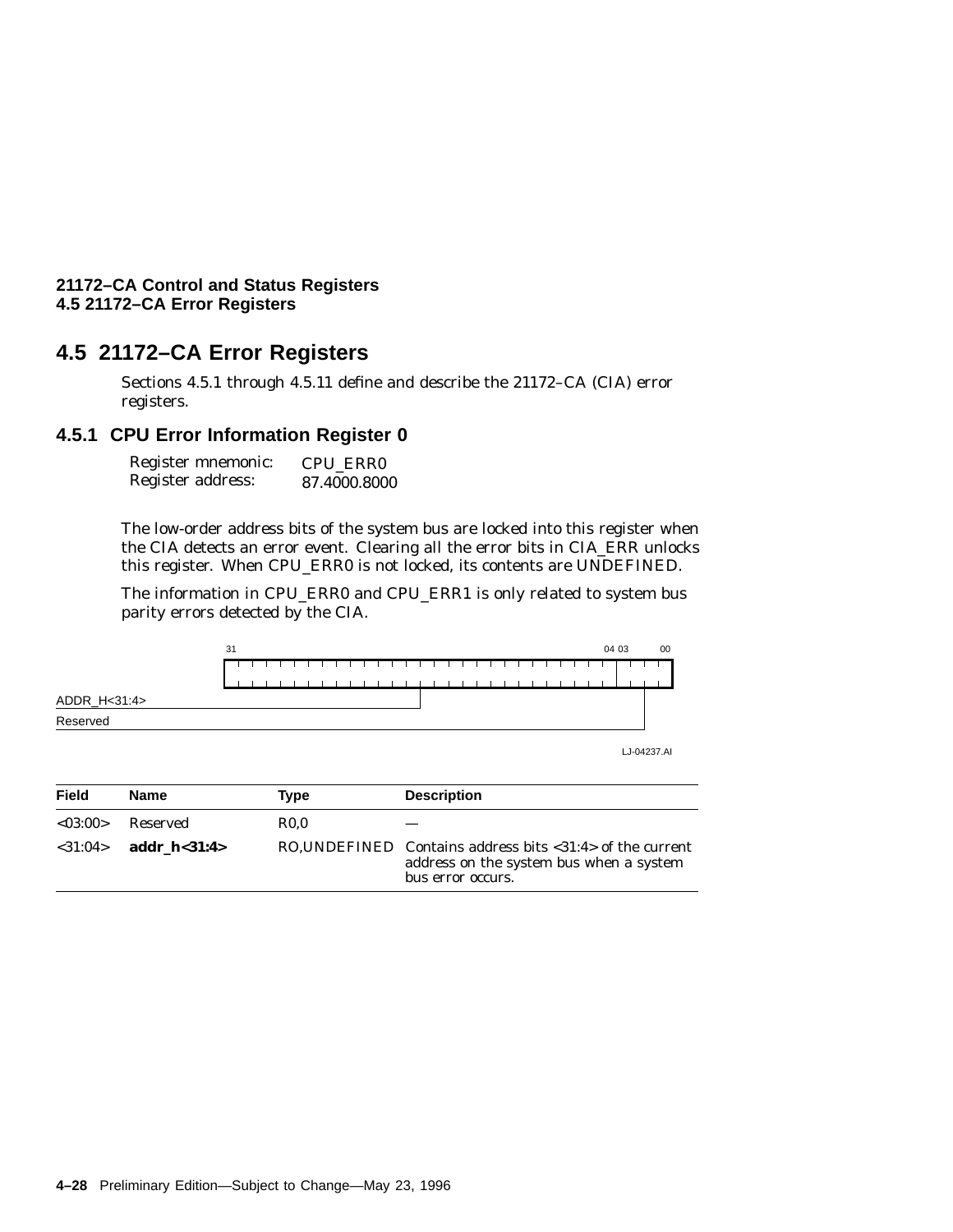## 4.5 21172–CA Error Registers

Sections 4.5.1 through 4.5.11 define and describe the 21172–CA (CIA) error registers.

### 4.5.1 CPU Error Information Register 0

| | |
|---|---|
| Register mnemonic: | CPU_ERR0 |
| Register address: | 87.4000.8000 |

The low-order address bits of the system bus are locked into this register when the CIA detects an error event. Clearing all the error bits in CIA_ERR unlocks this register. When CPU_ERR0 is not locked, its contents are UNDEFINED.

The information in CPU_ERR0 and CPU_ERR1 is only related to system bus parity errors detected by the CIA.

```
 31                                    04 03     00
+----------------------------------------+---------+
|                                        |         |
+----------------------------------------+---------+
ADDR_H<31:4> ----------+                       |
Reserved --------------------------------------+
```

LJ-04237.AI

| Field | Name | Type | Description |
|---|---|---|---|
| <03:00> | Reserved | R0,0 | — |
| <31:04> | **addr_h<31:4>** | RO,UNDEFINED | Contains address bits <31:4> of the current address on the system bus when a system bus error occurs. |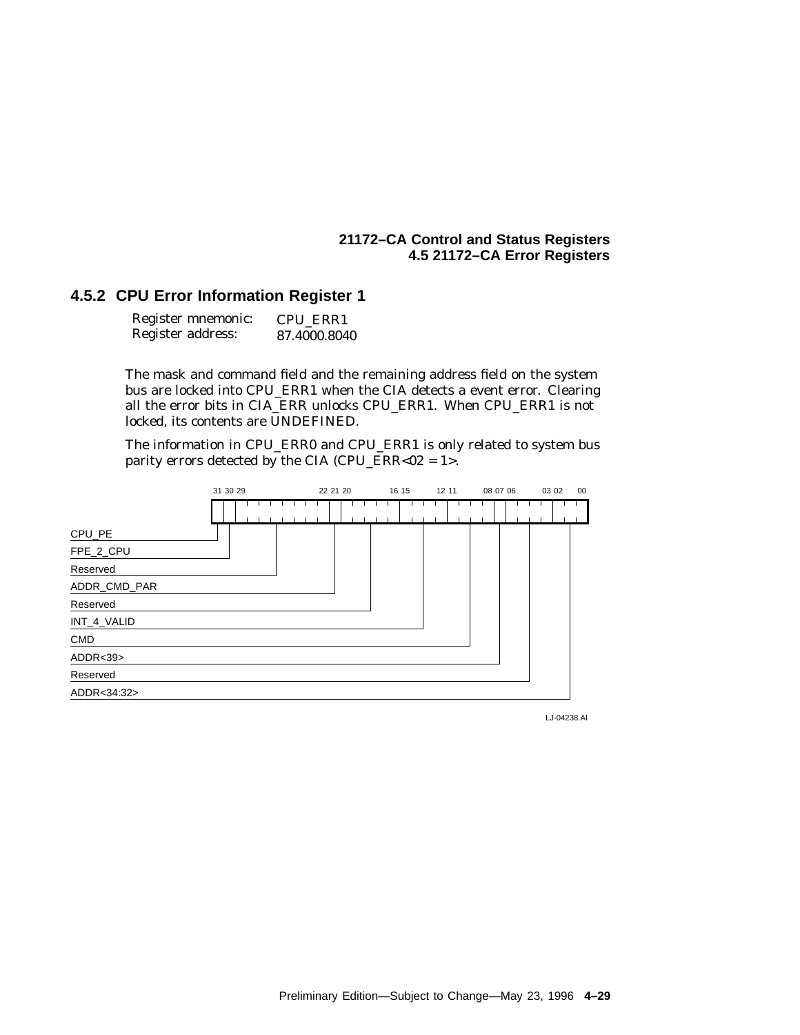### 4.5.2 CPU Error Information Register 1

Register mnemonic: CPU_ERR1
Register address: 87.4000.8040

The mask and command field and the remaining address field on the system bus are locked into CPU_ERR1 when the CIA detects a event error. Clearing all the error bits in CIA_ERR unlocks CPU_ERR1. When CPU_ERR1 is not locked, its contents are UNDEFINED.

The information in CPU_ERR0 and CPU_ERR1 is only related to system bus parity errors detected by the CIA (CPU_ERR<02 = 1>.

| Bits | Field |
|---|---|
| 31 | CPU_PE |
| 30 | FPE_2_CPU |
| 29:22 | Reserved |
| 21 | ADDR_CMD_PAR |
| 20:16 | Reserved |
| 15:12 | INT_4_VALID |
| 11:08 | CMD |
| 07 | ADDR<39> |
| 06:03 | Reserved |
| 02:00 | ADDR<34:32> |

LJ-04238.AI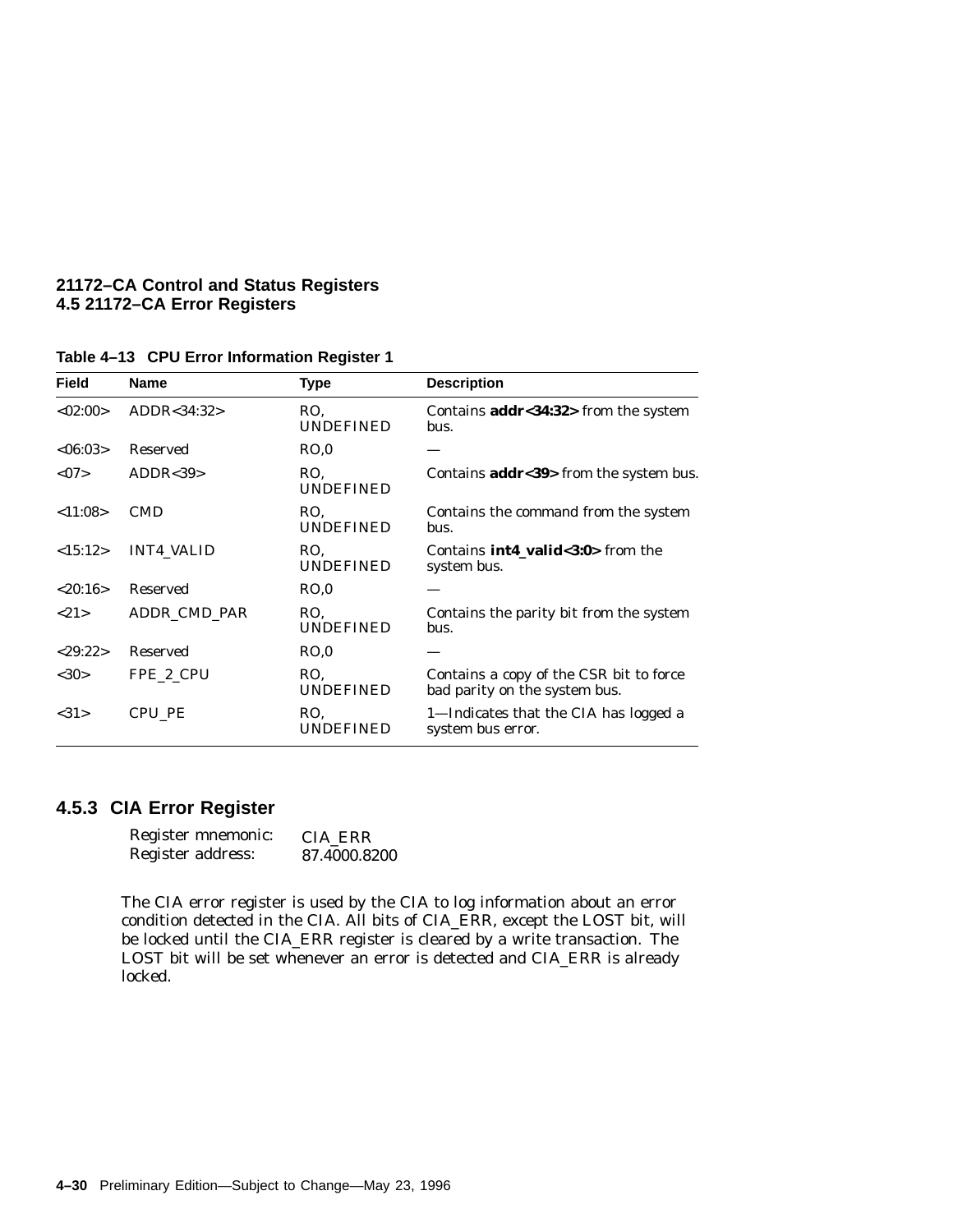**Table 4–13 CPU Error Information Register 1**

| Field | Name | Type | Description |
|---|---|---|---|
| <02:00> | ADDR<34:32> | RO, UNDEFINED | Contains **addr<34:32>** from the system bus. |
| <06:03> | Reserved | RO,0 | — |
| <07> | ADDR<39> | RO, UNDEFINED | Contains **addr<39>** from the system bus. |
| <11:08> | CMD | RO, UNDEFINED | Contains the command from the system bus. |
| <15:12> | INT4_VALID | RO, UNDEFINED | Contains **int4_valid<3:0>** from the system bus. |
| <20:16> | Reserved | RO,0 | — |
| <21> | ADDR_CMD_PAR | RO, UNDEFINED | Contains the parity bit from the system bus. |
| <29:22> | Reserved | RO,0 | — |
| <30> | FPE_2_CPU | RO, UNDEFINED | Contains a copy of the CSR bit to force bad parity on the system bus. |
| <31> | CPU_PE | RO, UNDEFINED | 1—Indicates that the CIA has logged a system bus error. |

### 4.5.3 CIA Error Register

| | |
|---|---|
| Register mnemonic: | CIA_ERR |
| Register address: | 87.4000.8200 |

The CIA error register is used by the CIA to log information about an error condition detected in the CIA. All bits of CIA_ERR, except the LOST bit, will be locked until the CIA_ERR register is cleared by a write transaction. The LOST bit will be set whenever an error is detected and CIA_ERR is already locked.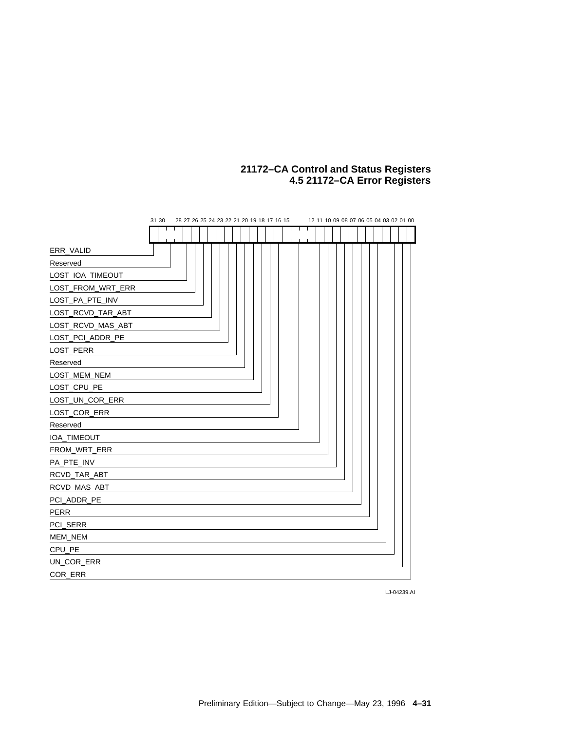31 30 28 27 26 25 24 23 22 21 20 19 18 17 16 15 12 11 10 09 08 07 06 05 04 03 02 01 00

| Bits | Field |
|---|---|
| 31 | ERR_VALID |
| 30:28 | Reserved |
| 27 | LOST_IOA_TIMEOUT |
| 26 | LOST_FROM_WRT_ERR |
| 25 | LOST_PA_PTE_INV |
| 24 | LOST_RCVD_TAR_ABT |
| 23 | LOST_RCVD_MAS_ABT |
| 22 | LOST_PCI_ADDR_PE |
| 21 | LOST_PERR |
| 20 | Reserved |
| 19 | LOST_MEM_NEM |
| 18 | LOST_CPU_PE |
| 17 | LOST_UN_COR_ERR |
| 16 | LOST_COR_ERR |
| 15:12 | Reserved |
| 11 | IOA_TIMEOUT |
| 10 | FROM_WRT_ERR |
| 09 | PA_PTE_INV |
| 08 | RCVD_TAR_ABT |
| 07 | RCVD_MAS_ABT |
| 06 | PCI_ADDR_PE |
| 05 | PERR |
| 04 | PCI_SERR |
| 03 | MEM_NEM |
| 02 | CPU_PE |
| 01 | UN_COR_ERR |
| 00 | COR_ERR |

LJ-04239.AI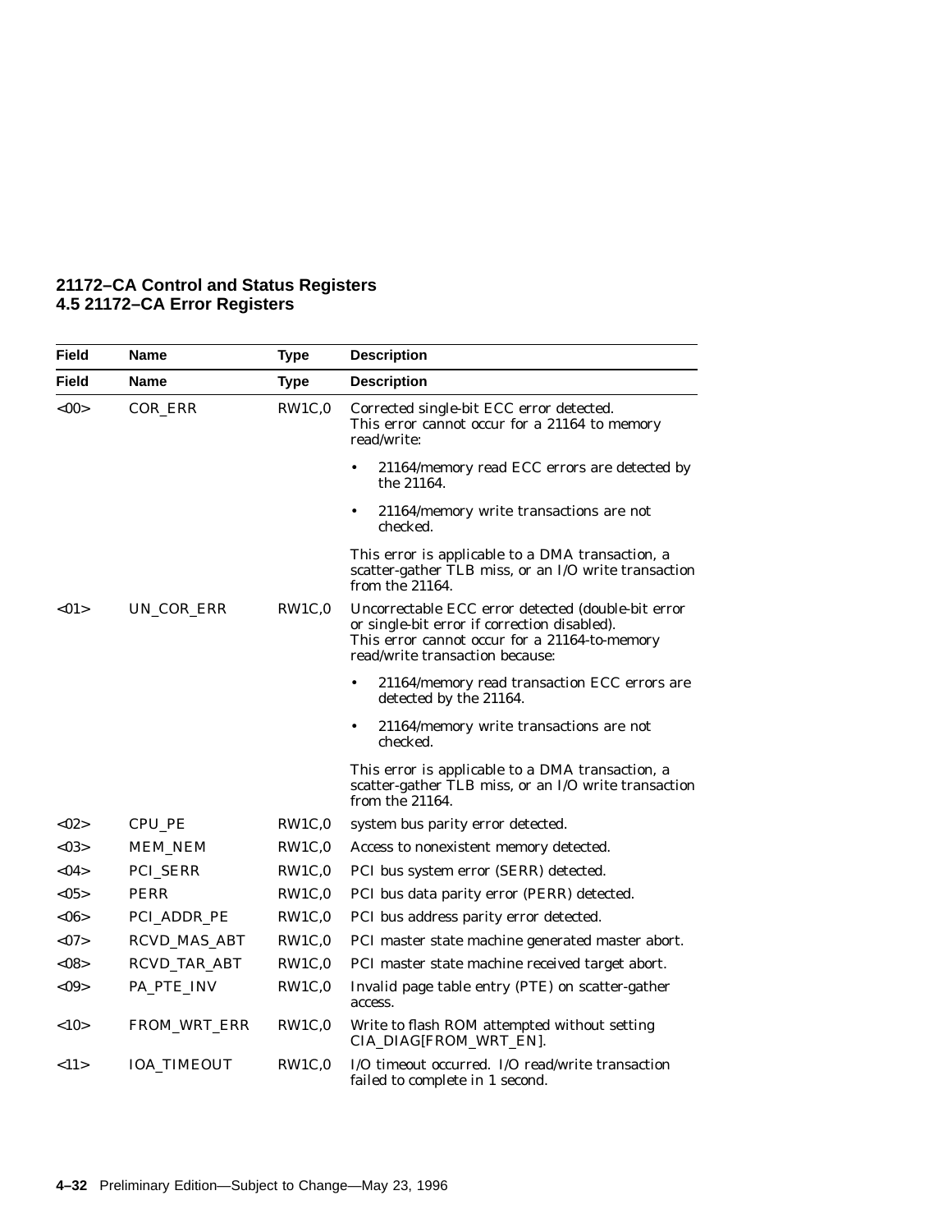| Field | Name | Type | Description |
|---|---|---|---|
| Field | Name | Type | Description |
| <00> | COR_ERR | RW1C,0 | Corrected single-bit ECC error detected. This error cannot occur for a 21164 to memory read/write:<br>• 21164/memory read ECC errors are detected by the 21164.<br>• 21164/memory write transactions are not checked.<br>This error is applicable to a DMA transaction, a scatter-gather TLB miss, or an I/O write transaction from the 21164. |
| <01> | UN_COR_ERR | RW1C,0 | Uncorrectable ECC error detected (double-bit error or single-bit error if correction disabled). This error cannot occur for a 21164-to-memory read/write transaction because:<br>• 21164/memory read transaction ECC errors are detected by the 21164.<br>• 21164/memory write transactions are not checked.<br>This error is applicable to a DMA transaction, a scatter-gather TLB miss, or an I/O write transaction from the 21164. |
| <02> | CPU_PE | RW1C,0 | system bus parity error detected. |
| <03> | MEM_NEM | RW1C,0 | Access to nonexistent memory detected. |
| <04> | PCI_SERR | RW1C,0 | PCI bus system error (SERR) detected. |
| <05> | PERR | RW1C,0 | PCI bus data parity error (PERR) detected. |
| <06> | PCI_ADDR_PE | RW1C,0 | PCI bus address parity error detected. |
| <07> | RCVD_MAS_ABT | RW1C,0 | PCI master state machine generated master abort. |
| <08> | RCVD_TAR_ABT | RW1C,0 | PCI master state machine received target abort. |
| <09> | PA_PTE_INV | RW1C,0 | Invalid page table entry (PTE) on scatter-gather access. |
| <10> | FROM_WRT_ERR | RW1C,0 | Write to flash ROM attempted without setting CIA_DIAG[FROM_WRT_EN]. |
| <11> | IOA_TIMEOUT | RW1C,0 | I/O timeout occurred. I/O read/write transaction failed to complete in 1 second. |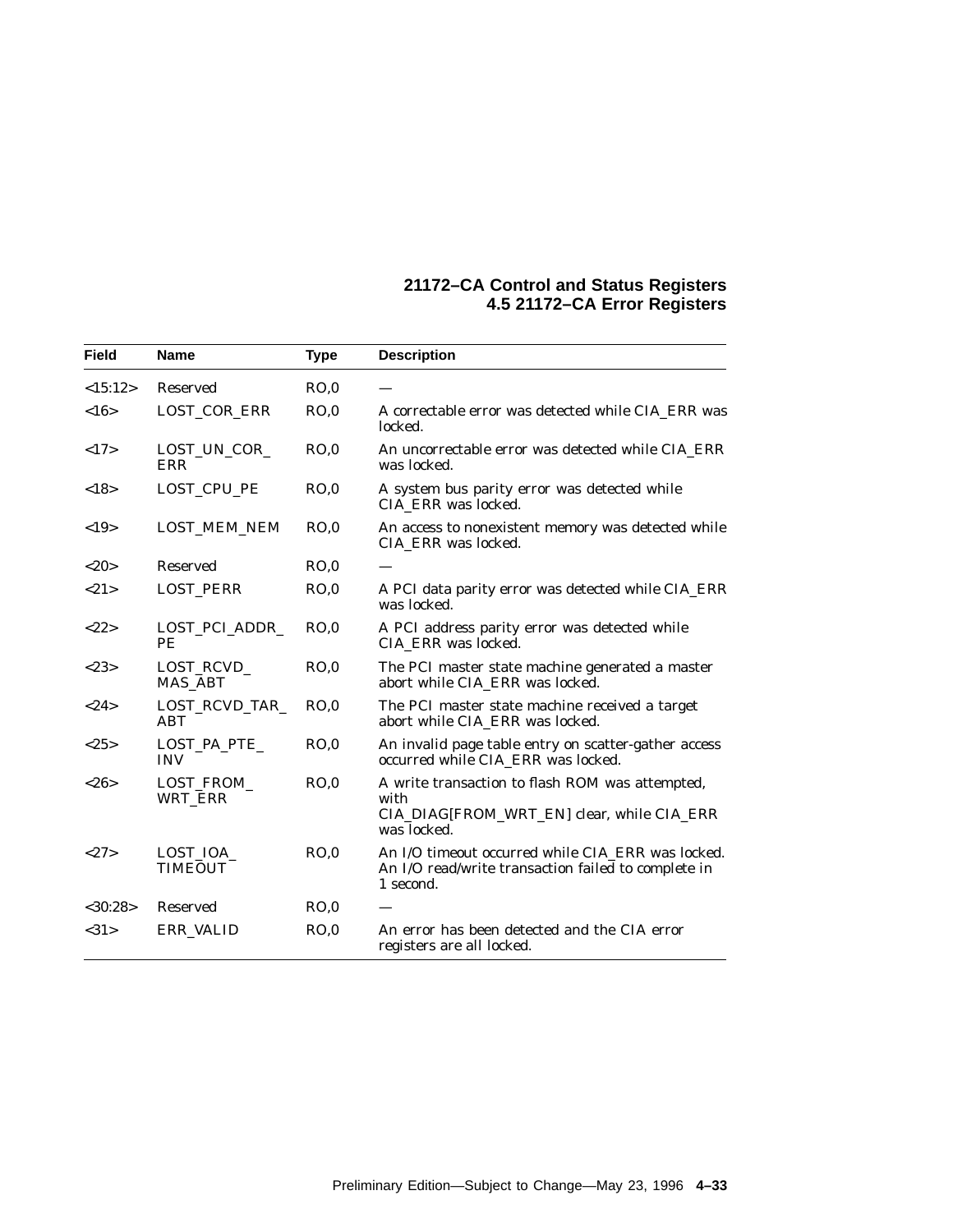| Field | Name | Type | Description |
|---|---|---|---|
| <15:12> | Reserved | RO,0 | — |
| <16> | LOST_COR_ERR | RO,0 | A correctable error was detected while CIA_ERR was locked. |
| <17> | LOST_UN_COR_ERR | RO,0 | An uncorrectable error was detected while CIA_ERR was locked. |
| <18> | LOST_CPU_PE | RO,0 | A system bus parity error was detected while CIA_ERR was locked. |
| <19> | LOST_MEM_NEM | RO,0 | An access to nonexistent memory was detected while CIA_ERR was locked. |
| <20> | Reserved | RO,0 | — |
| <21> | LOST_PERR | RO,0 | A PCI data parity error was detected while CIA_ERR was locked. |
| <22> | LOST_PCI_ADDR_PE | RO,0 | A PCI address parity error was detected while CIA_ERR was locked. |
| <23> | LOST_RCVD_MAS_ABT | RO,0 | The PCI master state machine generated a master abort while CIA_ERR was locked. |
| <24> | LOST_RCVD_TAR_ABT | RO,0 | The PCI master state machine received a target abort while CIA_ERR was locked. |
| <25> | LOST_PA_PTE_INV | RO,0 | An invalid page table entry on scatter-gather access occurred while CIA_ERR was locked. |
| <26> | LOST_FROM_WRT_ERR | RO,0 | A write transaction to flash ROM was attempted, with CIA_DIAG[FROM_WRT_EN] clear, while CIA_ERR was locked. |
| <27> | LOST_IOA_TIMEOUT | RO,0 | An I/O timeout occurred while CIA_ERR was locked. An I/O read/write transaction failed to complete in 1 second. |
| <30:28> | Reserved | RO,0 | — |
| <31> | ERR_VALID | RO,0 | An error has been detected and the CIA error registers are all locked. |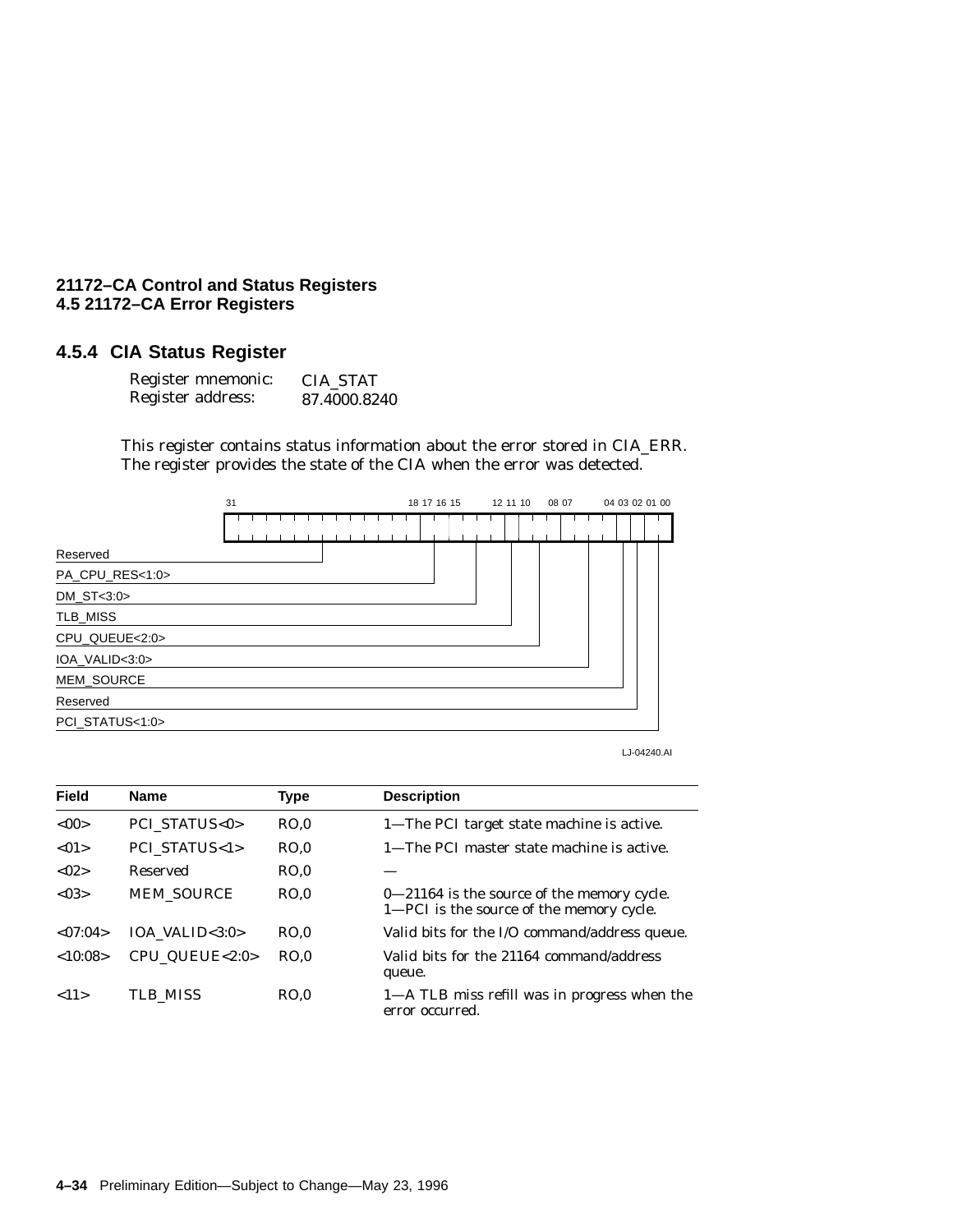## 4.5.4 CIA Status Register

Register mnemonic: CIA_STAT
Register address: 87.4000.8240

This register contains status information about the error stored in CIA_ERR. The register provides the state of the CIA when the error was detected.

| 31–18 | 17:16 | 15:12 | 11 | 10:08 | 07:04 | 03 | 02 | 01:00 |
|---|---|---|---|---|---|---|---|---|
| Reserved | PA_CPU_RES<1:0> | DM_ST<3:0> | TLB_MISS | CPU_QUEUE<2:0> | IOA_VALID<3:0> | MEM_SOURCE | Reserved | PCI_STATUS<1:0> |

LJ-04240.AI

| Field | Name | Type | Description |
|---|---|---|---|
| <00> | PCI_STATUS<0> | RO,0 | 1—The PCI target state machine is active. |
| <01> | PCI_STATUS<1> | RO,0 | 1—The PCI master state machine is active. |
| <02> | Reserved | RO,0 | — |
| <03> | MEM_SOURCE | RO,0 | 0—21164 is the source of the memory cycle.<br>1—PCI is the source of the memory cycle. |
| <07:04> | IOA_VALID<3:0> | RO,0 | Valid bits for the I/O command/address queue. |
| <10:08> | CPU_QUEUE<2:0> | RO,0 | Valid bits for the 21164 command/address queue. |
| <11> | TLB_MISS | RO,0 | 1—A TLB miss refill was in progress when the error occurred. |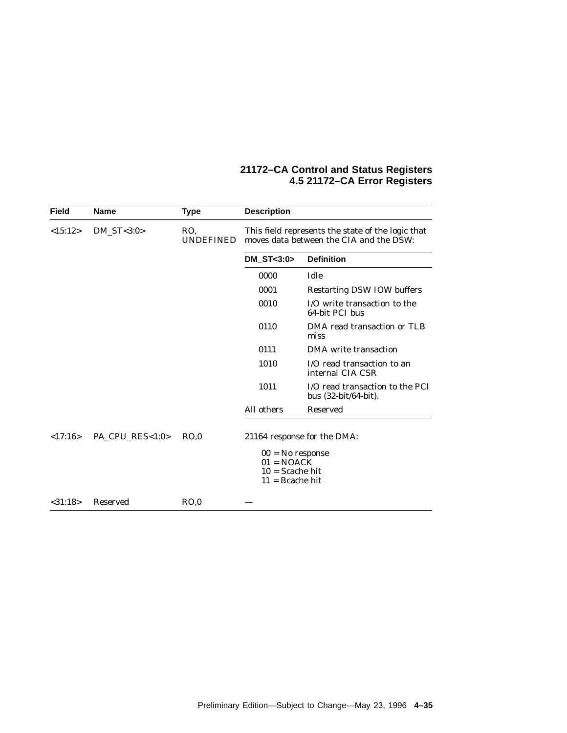| Field | Name | Type | Description |
|---|---|---|---|
| <15:12> | DM_ST<3:0> | RO, UNDEFINED | This field represents the state of the logic that moves data between the CIA and the DSW: |
| <17:16> | PA_CPU_RES<1:0> | RO,0 | 21164 response for the DMA: 00 = No response 01 = NOACK 10 = Scache hit 11 = Bcache hit |
| <31:18> | Reserved | RO,0 | — |

| DM_ST<3:0> | Definition |
|---|---|
| 0000 | Idle |
| 0001 | Restarting DSW IOW buffers |
| 0010 | I/O write transaction to the 64-bit PCI bus |
| 0110 | DMA read transaction or TLB miss |
| 0111 | DMA write transaction |
| 1010 | I/O read transaction to an internal CIA CSR |
| 1011 | I/O read transaction to the PCI bus (32-bit/64-bit). |
| All others | Reserved |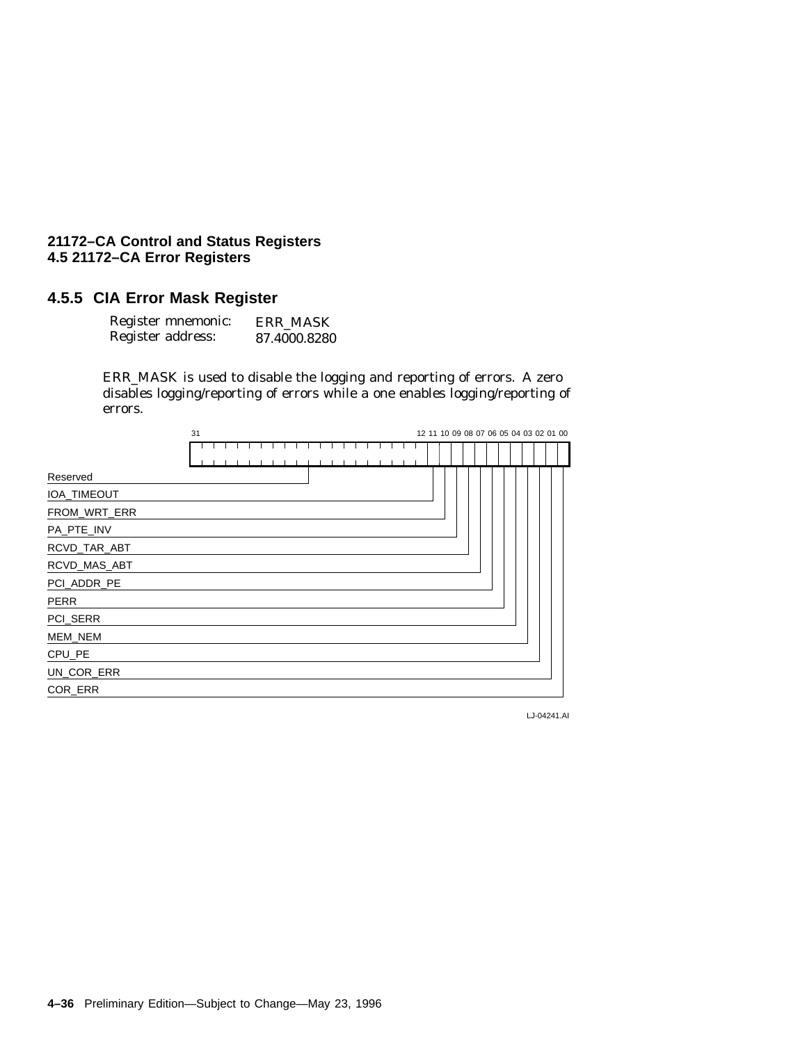### 4.5.5 CIA Error Mask Register

Register mnemonic: ERR_MASK
Register address: 87.4000.8280

ERR_MASK is used to disable the logging and reporting of errors. A zero disables logging/reporting of errors while a one enables logging/reporting of errors.

| Bits | Field |
|---|---|
| 31:12 | Reserved |
| 11 | IOA_TIMEOUT |
| 10 | FROM_WRT_ERR |
| 09 | PA_PTE_INV |
| 08 | RCVD_TAR_ABT |
| 07 | RCVD_MAS_ABT |
| 06 | PCI_ADDR_PE |
| 05 | PERR |
| 04 | PCI_SERR |
| 03 | MEM_NEM |
| 02 | CPU_PE |
| 01 | UN_COR_ERR |
| 00 | COR_ERR |

LJ-04241.AI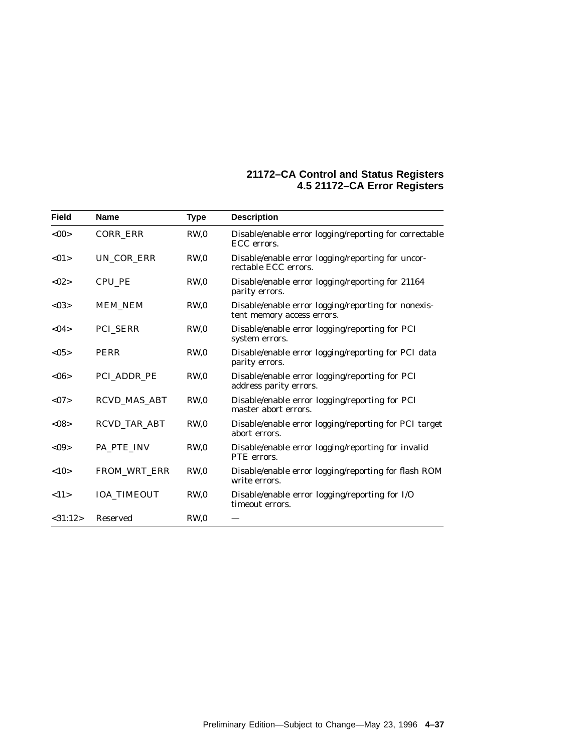| Field | Name | Type | Description |
|---|---|---|---|
| <00> | CORR_ERR | RW,0 | Disable/enable error logging/reporting for correctable ECC errors. |
| <01> | UN_COR_ERR | RW,0 | Disable/enable error logging/reporting for uncorrectable ECC errors. |
| <02> | CPU_PE | RW,0 | Disable/enable error logging/reporting for 21164 parity errors. |
| <03> | MEM_NEM | RW,0 | Disable/enable error logging/reporting for nonexistent memory access errors. |
| <04> | PCI_SERR | RW,0 | Disable/enable error logging/reporting for PCI system errors. |
| <05> | PERR | RW,0 | Disable/enable error logging/reporting for PCI data parity errors. |
| <06> | PCI_ADDR_PE | RW,0 | Disable/enable error logging/reporting for PCI address parity errors. |
| <07> | RCVD_MAS_ABT | RW,0 | Disable/enable error logging/reporting for PCI master abort errors. |
| <08> | RCVD_TAR_ABT | RW,0 | Disable/enable error logging/reporting for PCI target abort errors. |
| <09> | PA_PTE_INV | RW,0 | Disable/enable error logging/reporting for invalid PTE errors. |
| <10> | FROM_WRT_ERR | RW,0 | Disable/enable error logging/reporting for flash ROM write errors. |
| <11> | IOA_TIMEOUT | RW,0 | Disable/enable error logging/reporting for I/O timeout errors. |
| <31:12> | Reserved | RW,0 | — |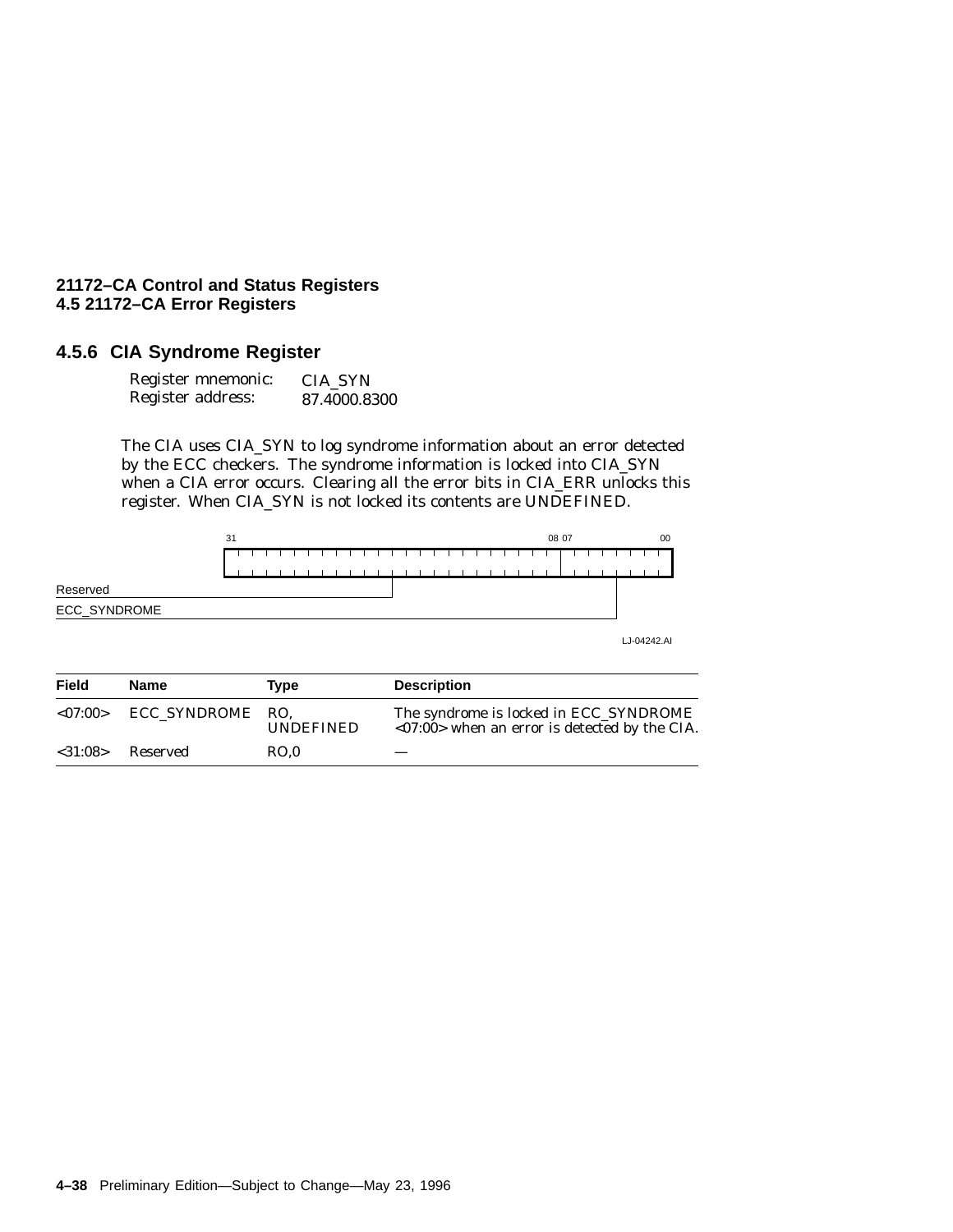### 4.5.6 CIA Syndrome Register

Register mnemonic: CIA_SYN
Register address: 87.4000.8300

The CIA uses CIA_SYN to log syndrome information about an error detected by the ECC checkers. The syndrome information is locked into CIA_SYN when a CIA error occurs. Clearing all the error bits in CIA_ERR unlocks this register. When CIA_SYN is not locked its contents are UNDEFINED.

```
  31                                      08 07        00
 +------------------------------------------+------------+
 |                                          |            |
 +------------------------------------------+------------+
Reserved ----------------------|
ECC_SYNDROME -------------------------------------|
```

LJ-04242.AI

| Field | Name | Type | Description |
|---|---|---|---|
| <07:00> | ECC_SYNDROME | RO, UNDEFINED | The syndrome is locked in ECC_SYNDROME <07:00> when an error is detected by the CIA. |
| <31:08> | Reserved | RO,0 | — |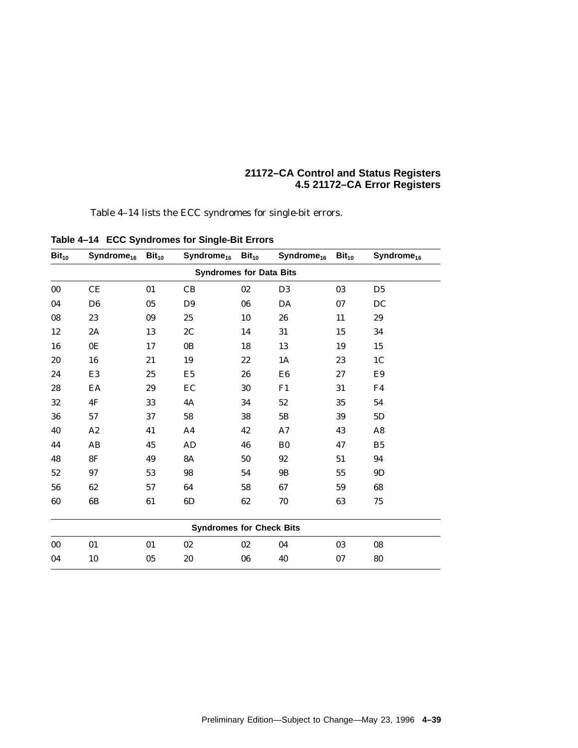Table 4–14 lists the ECC syndromes for single-bit errors.

**Table 4–14 ECC Syndromes for Single-Bit Errors**

| $Bit_{10}$ | $Syndrome_{16}$ | $Bit_{10}$ | $Syndrome_{16}$ | $Bit_{10}$ | $Syndrome_{16}$ | $Bit_{10}$ | $Syndrome_{16}$ |
|---|---|---|---|---|---|---|---|
| **Syndromes for Data Bits** | | | | | | | |
| 00 | CE | 01 | CB | 02 | D3 | 03 | D5 |
| 04 | D6 | 05 | D9 | 06 | DA | 07 | DC |
| 08 | 23 | 09 | 25 | 10 | 26 | 11 | 29 |
| 12 | 2A | 13 | 2C | 14 | 31 | 15 | 34 |
| 16 | 0E | 17 | 0B | 18 | 13 | 19 | 15 |
| 20 | 16 | 21 | 19 | 22 | 1A | 23 | 1C |
| 24 | E3 | 25 | E5 | 26 | E6 | 27 | E9 |
| 28 | EA | 29 | EC | 30 | F1 | 31 | F4 |
| 32 | 4F | 33 | 4A | 34 | 52 | 35 | 54 |
| 36 | 57 | 37 | 58 | 38 | 5B | 39 | 5D |
| 40 | A2 | 41 | A4 | 42 | A7 | 43 | A8 |
| 44 | AB | 45 | AD | 46 | B0 | 47 | B5 |
| 48 | 8F | 49 | 8A | 50 | 92 | 51 | 94 |
| 52 | 97 | 53 | 98 | 54 | 9B | 55 | 9D |
| 56 | 62 | 57 | 64 | 58 | 67 | 59 | 68 |
| 60 | 6B | 61 | 6D | 62 | 70 | 63 | 75 |
| **Syndromes for Check Bits** | | | | | | | |
| 00 | 01 | 01 | 02 | 02 | 04 | 03 | 08 |
| 04 | 10 | 05 | 20 | 06 | 40 | 07 | 80 |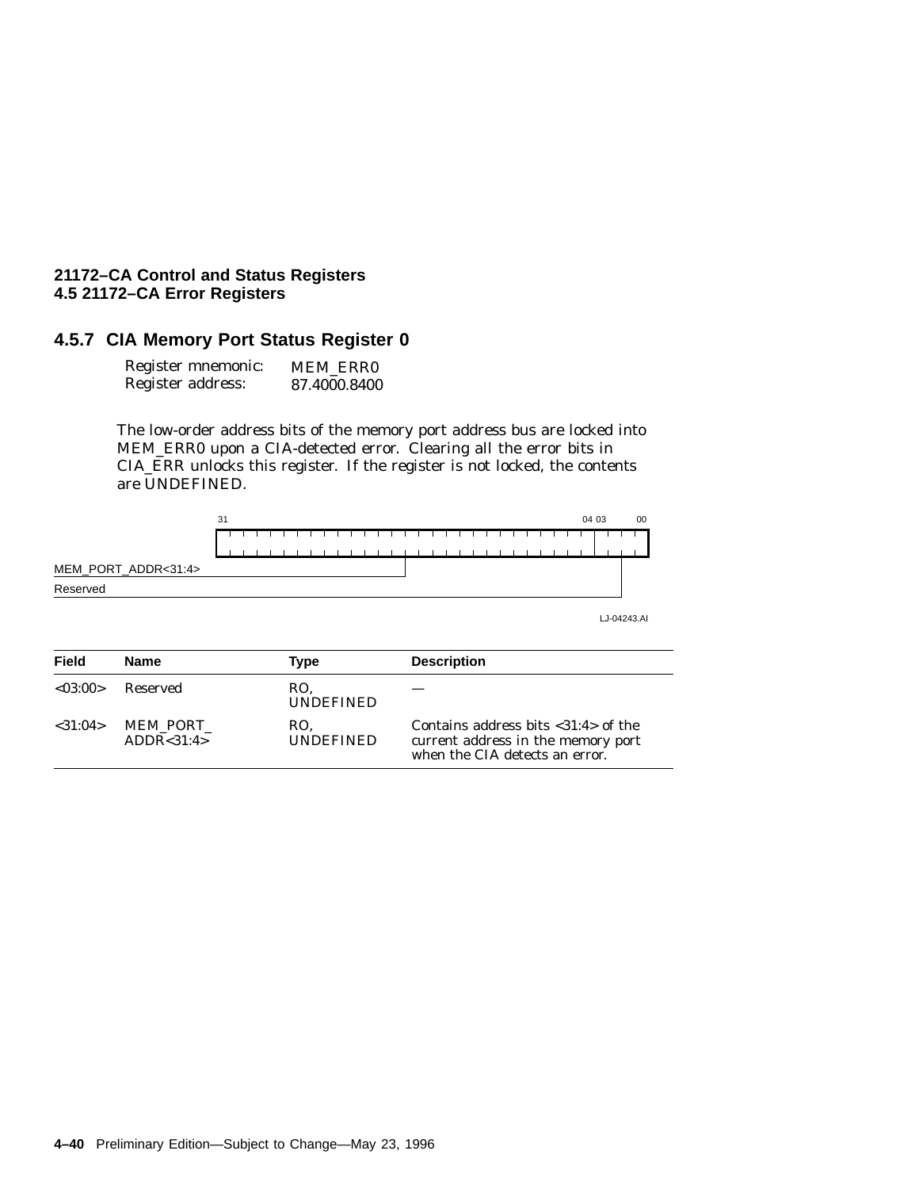### 4.5.7 CIA Memory Port Status Register 0

Register mnemonic: MEM_ERR0
Register address: 87.4000.8400

The low-order address bits of the memory port address bus are locked into MEM_ERR0 upon a CIA-detected error. Clearing all the error bits in CIA_ERR unlocks this register. If the register is not locked, the contents are UNDEFINED.

```
 31                                                    04 03     00
+-------------------------------------------------------+---------+
|                                                       |         |
+-------------------------------------------------------+---------+
MEM_PORT_ADDR<31:4> ---------------------------|
Reserved -------------------------------------------------------|
```

LJ-04243.AI

| Field | Name | Type | Description |
|---|---|---|---|
| <03:00> | Reserved | RO, UNDEFINED | — |
| <31:04> | MEM_PORT_ ADDR<31:4> | RO, UNDEFINED | Contains address bits <31:4> of the current address in the memory port when the CIA detects an error. |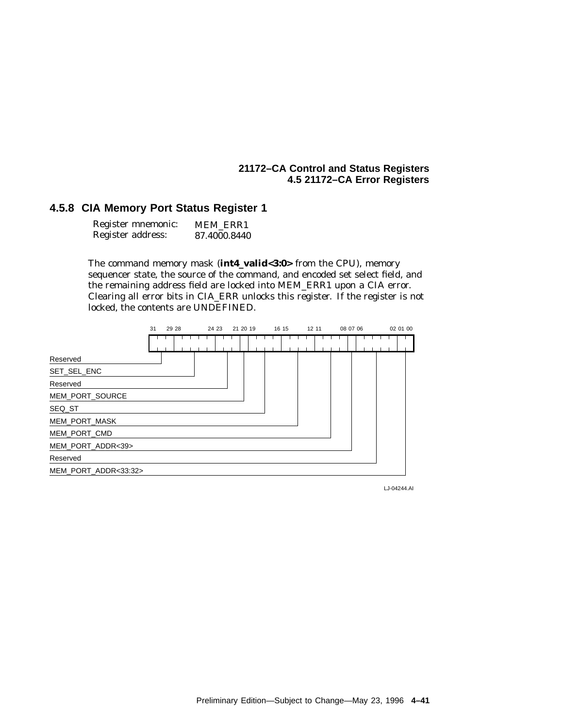### 4.5.8 CIA Memory Port Status Register 1

Register mnemonic: MEM_ERR1
Register address: 87.4000.8440

The command memory mask (**int4_valid<3:0>** from the CPU), memory sequencer state, the source of the command, and encoded set select field, and the remaining address field are locked into MEM_ERR1 upon a CIA error. Clearing all error bits in CIA_ERR unlocks this register. If the register is not locked, the contents are UNDEFINED.

| Bits | Field |
|---|---|
| 31:29 | Reserved |
| 28:24 | SET_SEL_ENC |
| 23:21 | Reserved |
| 20 | MEM_PORT_SOURCE |
| 19:16 | SEQ_ST |
| 15:12 | MEM_PORT_MASK |
| 11:08 | MEM_PORT_CMD |
| 07 | MEM_PORT_ADDR<39> |
| 06:02 | Reserved |
| 01:00 | MEM_PORT_ADDR<33:32> |

LJ-04244.AI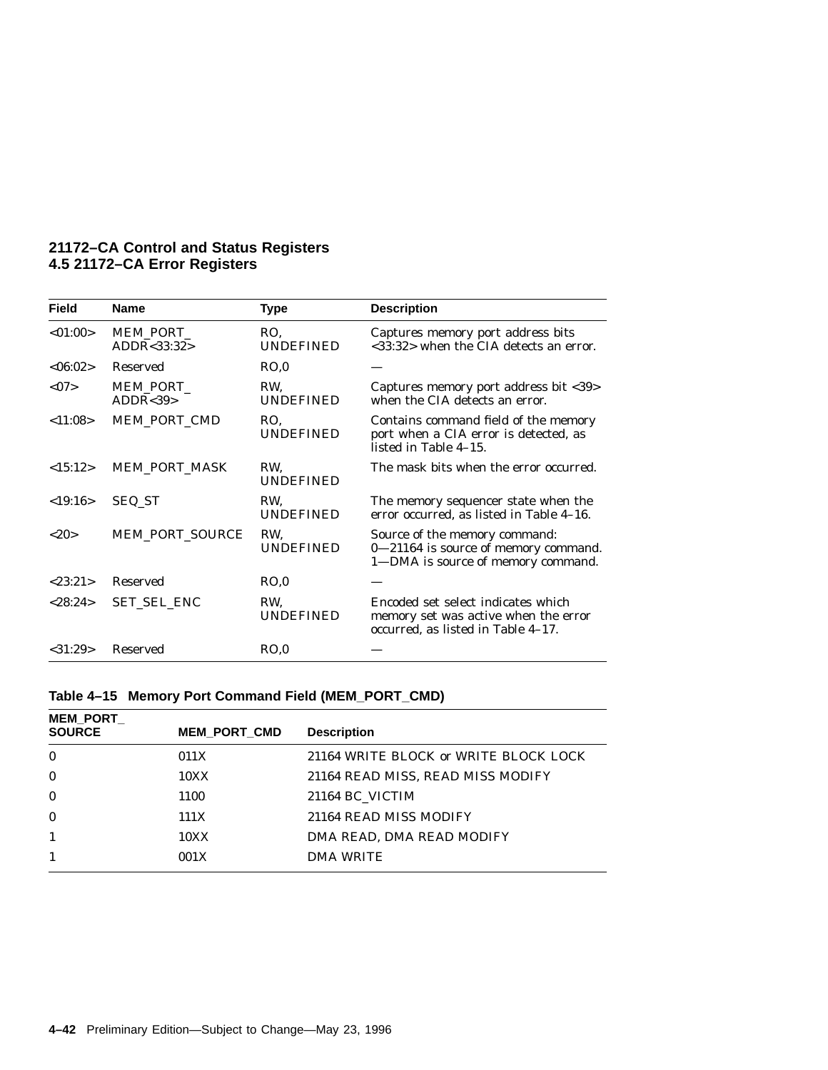| Field | Name | Type | Description |
|---|---|---|---|
| <01:00> | MEM_PORT_ ADDR<33:32> | RO, UNDEFINED | Captures memory port address bits <33:32> when the CIA detects an error. |
| <06:02> | Reserved | RO,0 | — |
| <07> | MEM_PORT_ ADDR<39> | RW, UNDEFINED | Captures memory port address bit <39> when the CIA detects an error. |
| <11:08> | MEM_PORT_CMD | RO, UNDEFINED | Contains command field of the memory port when a CIA error is detected, as listed in Table 4–15. |
| <15:12> | MEM_PORT_MASK | RW, UNDEFINED | The mask bits when the error occurred. |
| <19:16> | SEQ_ST | RW, UNDEFINED | The memory sequencer state when the error occurred, as listed in Table 4–16. |
| <20> | MEM_PORT_SOURCE | RW, UNDEFINED | Source of the memory command: 0—21164 is source of memory command. 1—DMA is source of memory command. |
| <23:21> | Reserved | RO,0 | — |
| <28:24> | SET_SEL_ENC | RW, UNDEFINED | Encoded set select indicates which memory set was active when the error occurred, as listed in Table 4–17. |
| <31:29> | Reserved | RO,0 | — |

**Table 4–15 Memory Port Command Field (MEM_PORT_CMD)**

| MEM_PORT_ SOURCE | MEM_PORT_CMD | Description |
|---|---|---|
| 0 | 011X | 21164 WRITE BLOCK *or* WRITE BLOCK LOCK |
| 0 | 10XX | 21164 READ MISS, READ MISS MODIFY |
| 0 | 1100 | 21164 BC_VICTIM |
| 0 | 111X | 21164 READ MISS MODIFY |
| 1 | 10XX | DMA READ, DMA READ MODIFY |
| 1 | 001X | DMA WRITE |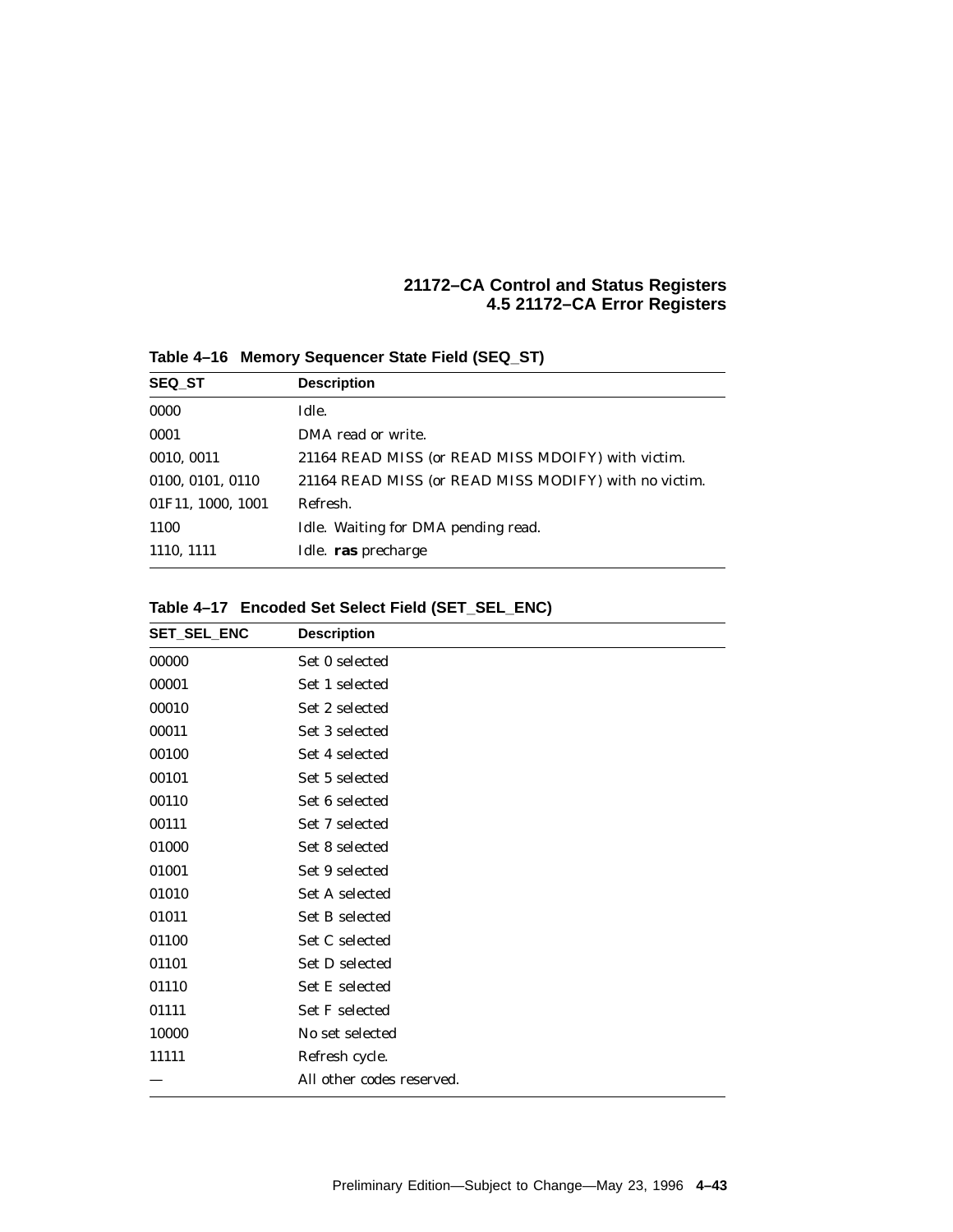**Table 4–16 Memory Sequencer State Field (SEQ_ST)**

| SEQ_ST | Description |
|---|---|
| 0000 | Idle. |
| 0001 | DMA read or write. |
| 0010, 0011 | 21164 READ MISS (or READ MISS MDOIFY) with victim. |
| 0100, 0101, 0110 | 21164 READ MISS (or READ MISS MODIFY) with no victim. |
| 01F11, 1000, 1001 | Refresh. |
| 1100 | Idle. Waiting for DMA pending read. |
| 1110, 1111 | Idle. **ras** precharge |

**Table 4–17 Encoded Set Select Field (SET_SEL_ENC)**

| SET_SEL_ENC | Description |
|---|---|
| 00000 | Set 0 selected |
| 00001 | Set 1 selected |
| 00010 | Set 2 selected |
| 00011 | Set 3 selected |
| 00100 | Set 4 selected |
| 00101 | Set 5 selected |
| 00110 | Set 6 selected |
| 00111 | Set 7 selected |
| 01000 | Set 8 selected |
| 01001 | Set 9 selected |
| 01010 | Set A selected |
| 01011 | Set B selected |
| 01100 | Set C selected |
| 01101 | Set D selected |
| 01110 | Set E selected |
| 01111 | Set F selected |
| 10000 | No set selected |
| 11111 | Refresh cycle. |
| — | All other codes reserved. |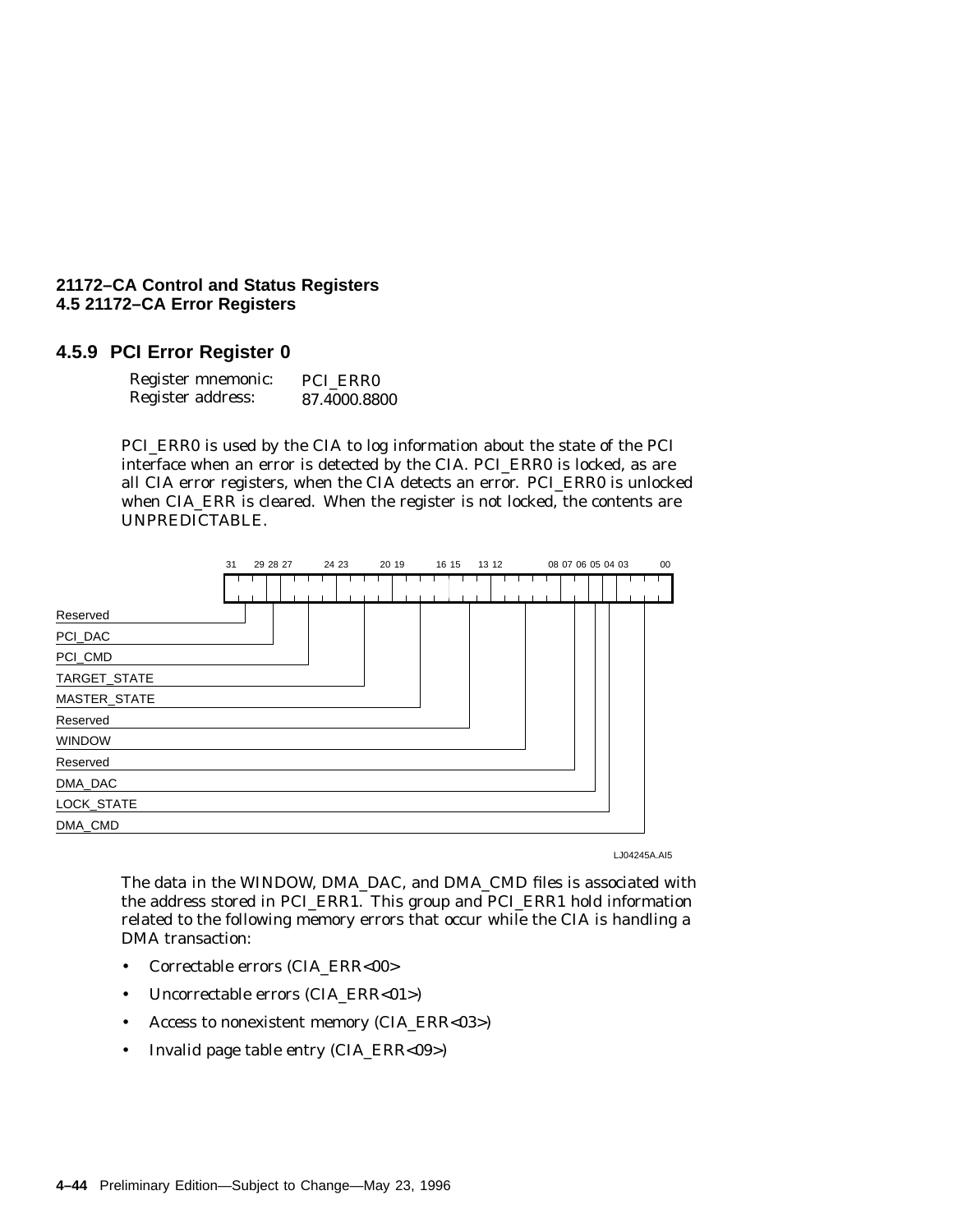## 4.5.9 PCI Error Register 0

Register mnemonic: PCI_ERR0
Register address: 87.4000.8800

PCI_ERR0 is used by the CIA to log information about the state of the PCI interface when an error is detected by the CIA. PCI_ERR0 is locked, as are all CIA error registers, when the CIA detects an error. PCI_ERR0 is unlocked when CIA_ERR is cleared. When the register is not locked, the contents are UNPREDICTABLE.

| Bits | Field |
|---|---|
| 31:29 | Reserved |
| 28 | PCI_DAC |
| 27:24 | PCI_CMD |
| 23:20 | TARGET_STATE |
| 19:16 | MASTER_STATE |
| 15:13 | Reserved |
| 12:08 | WINDOW |
| 07:06 | Reserved |
| 05 | DMA_DAC |
| 04 | LOCK_STATE |
| 03:00 | DMA_CMD |

LJ04245A.AI5

The data in the WINDOW, DMA_DAC, and DMA_CMD files is associated with the address stored in PCI_ERR1. This group and PCI_ERR1 hold information related to the following memory errors that occur while the CIA is handling a DMA transaction:

- Correctable errors (CIA_ERR<00>
- Uncorrectable errors (CIA_ERR<01>)
- Access to nonexistent memory (CIA_ERR<03>)
- Invalid page table entry (CIA_ERR<09>)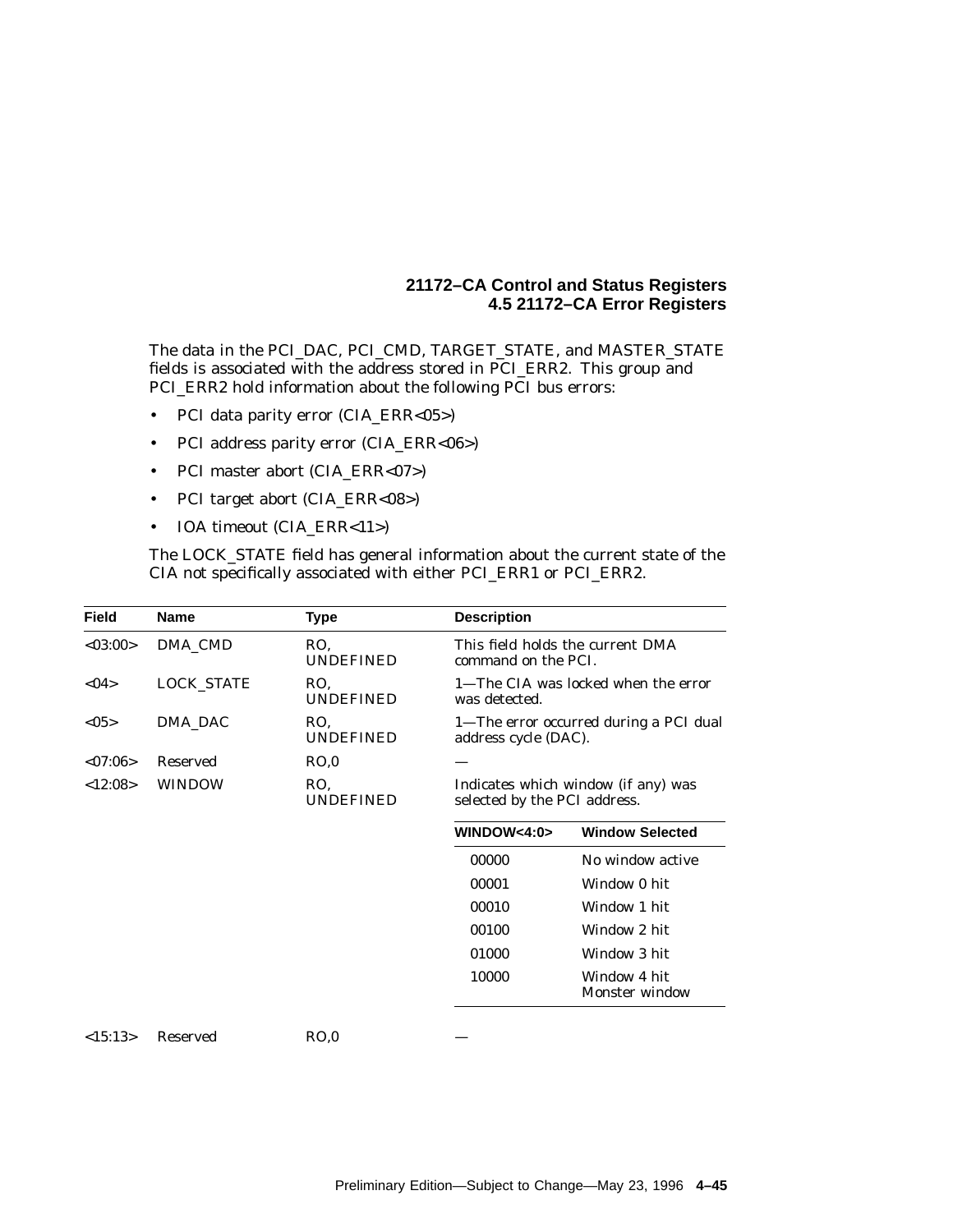The data in the PCI_DAC, PCI_CMD, TARGET_STATE, and MASTER_STATE fields is associated with the address stored in PCI_ERR2. This group and PCI_ERR2 hold information about the following PCI bus errors:

- PCI data parity error (CIA_ERR<05>)
- PCI address parity error (CIA_ERR<06>)
- PCI master abort (CIA_ERR<07>)
- PCI target abort (CIA_ERR<08>)
- IOA timeout (CIA_ERR<11>)

The LOCK_STATE field has general information about the current state of the CIA not specifically associated with either PCI_ERR1 or PCI_ERR2.

| Field | Name | Type | Description | |
|---|---|---|---|---|
| <03:00> | DMA_CMD | RO, UNDEFINED | This field holds the current DMA command on the PCI. | |
| <04> | LOCK_STATE | RO, UNDEFINED | 1—The CIA was locked when the error was detected. | |
| <05> | DMA_DAC | RO, UNDEFINED | 1—The error occurred during a PCI dual address cycle (DAC). | |
| <07:06> | Reserved | RO,0 | — | |
| <12:08> | WINDOW | RO, UNDEFINED | Indicates which window (if any) was selected by the PCI address. | |
| | | | **WINDOW<4:0>** | **Window Selected** |
| | | | 00000 | No window active |
| | | | 00001 | Window 0 hit |
| | | | 00010 | Window 1 hit |
| | | | 00100 | Window 2 hit |
| | | | 01000 | Window 3 hit |
| | | | 10000 | Window 4 hit Monster window |
| <15:13> | Reserved | RO,0 | — | |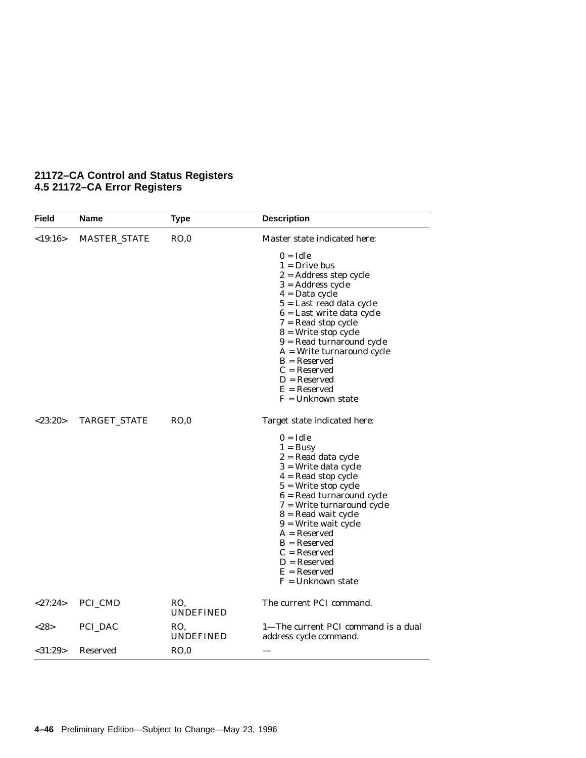| Field | Name | Type | Description |
|---|---|---|---|
| <19:16> | MASTER_STATE | RO,0 | Master state indicated here:<br><br>0 = Idle<br>1 = Drive bus<br>2 = Address step cycle<br>3 = Address cycle<br>4 = Data cycle<br>5 = Last read data cycle<br>6 = Last write data cycle<br>7 = Read stop cycle<br>8 = Write stop cycle<br>9 = Read turnaround cycle<br>A = Write turnaround cycle<br>B = Reserved<br>C = Reserved<br>D = Reserved<br>E = Reserved<br>F = Unknown state |
| <23:20> | TARGET_STATE | RO,0 | Target state indicated here:<br><br>0 = Idle<br>1 = Busy<br>2 = Read data cycle<br>3 = Write data cycle<br>4 = Read stop cycle<br>5 = Write stop cycle<br>6 = Read turnaround cycle<br>7 = Write turnaround cycle<br>8 = Read wait cycle<br>9 = Write wait cycle<br>A = Reserved<br>B = Reserved<br>C = Reserved<br>D = Reserved<br>E = Reserved<br>F = Unknown state |
| <27:24> | PCI_CMD | RO, UNDEFINED | The current PCI command. |
| <28> | PCI_DAC | RO, UNDEFINED | 1—The current PCI command is a dual address cycle command. |
| <31:29> | Reserved | RO,0 | — |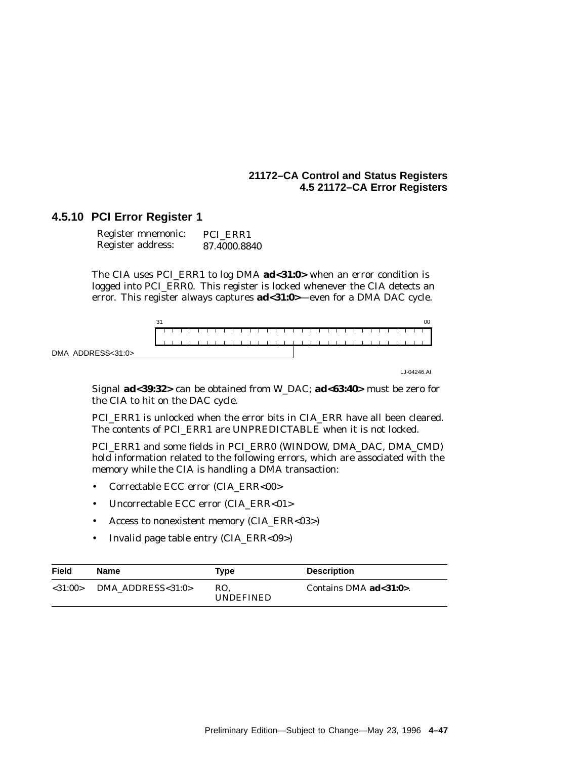### 4.5.10 PCI Error Register 1

Register mnemonic: PCI_ERR1
Register address: 87.4000.8840

The CIA uses PCI_ERR1 to log DMA **ad<31:0>** when an error condition is logged into PCI_ERR0. This register is locked whenever the CIA detects an error. This register always captures **ad<31:0>**—even for a DMA DAC cycle.

31 00

DMA_ADDRESS<31:0>

LJ-04246.AI

Signal **ad<39:32>** can be obtained from W_DAC; **ad<63:40>** must be zero for the CIA to hit on the DAC cycle.

PCI_ERR1 is unlocked when the error bits in CIA_ERR have all been cleared. The contents of PCI_ERR1 are UNPREDICTABLE when it is not locked.

PCI_ERR1 and some fields in PCI_ERR0 (WINDOW, DMA_DAC, DMA_CMD) hold information related to the following errors, which are associated with the memory while the CIA is handling a DMA transaction:

- Correctable ECC error (CIA_ERR<00>
- Uncorrectable ECC error (CIA_ERR<01>
- Access to nonexistent memory (CIA_ERR<03>)
- Invalid page table entry (CIA_ERR<09>)

| Field | Name | Type | Description |
|---|---|---|---|
| <31:00> | DMA_ADDRESS<31:0> | RO, UNDEFINED | Contains DMA **ad<31:0>**. |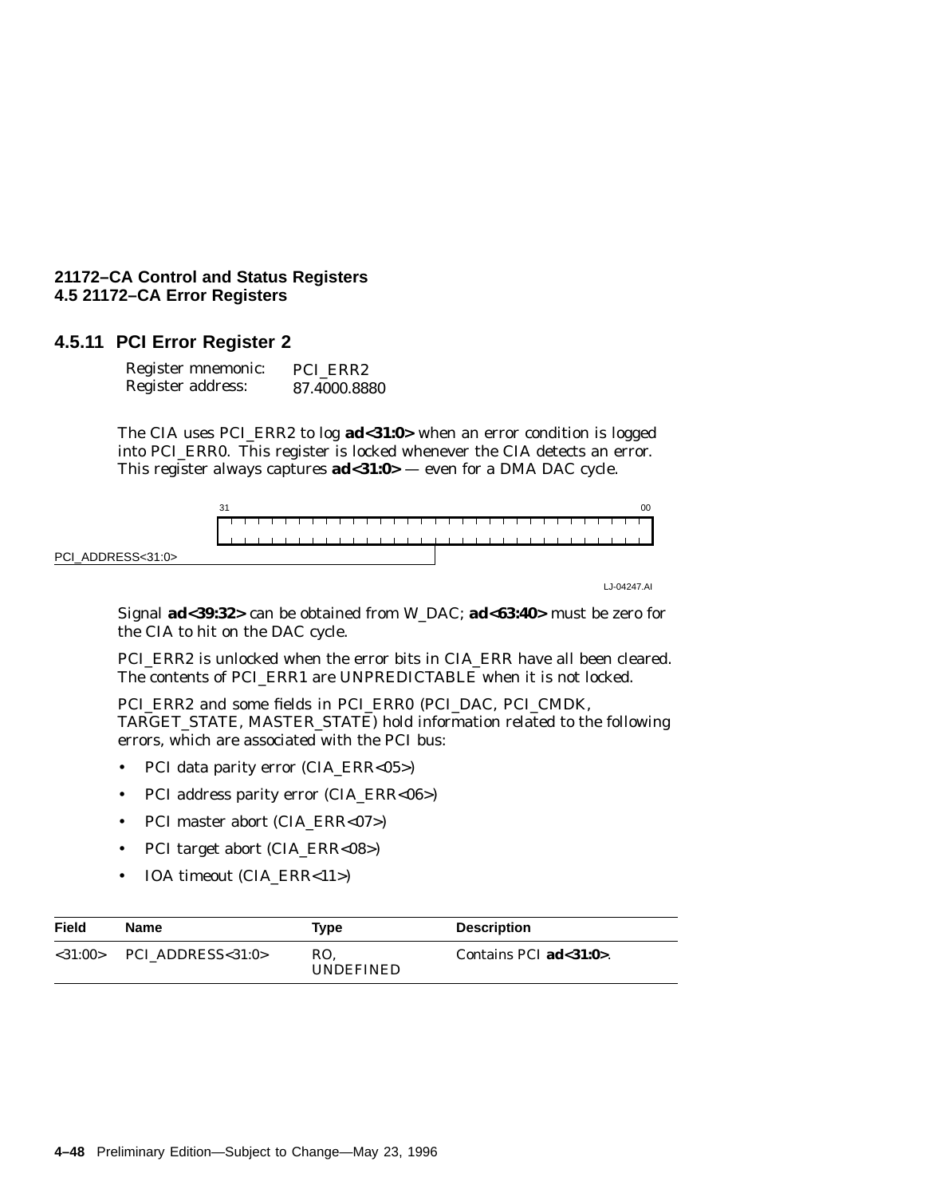### 4.5.11 PCI Error Register 2

Register mnemonic: PCI_ERR2
Register address: 87.4000.8880

The CIA uses PCI_ERR2 to log **ad<31:0>** when an error condition is logged into PCI_ERR0. This register is locked whenever the CIA detects an error. This register always captures **ad<31:0>** — even for a DMA DAC cycle.

31 00

PCI_ADDRESS<31:0>

LJ-04247.AI

Signal **ad<39:32>** can be obtained from W_DAC; **ad<63:40>** must be zero for the CIA to hit on the DAC cycle.

PCI_ERR2 is unlocked when the error bits in CIA_ERR have all been cleared. The contents of PCI_ERR1 are UNPREDICTABLE when it is not locked.

PCI_ERR2 and some fields in PCI_ERR0 (PCI_DAC, PCI_CMDK, TARGET_STATE, MASTER_STATE) hold information related to the following errors, which are associated with the PCI bus:

- PCI data parity error (CIA_ERR<05>)
- PCI address parity error (CIA_ERR<06>)
- PCI master abort (CIA_ERR<07>)
- PCI target abort (CIA_ERR<08>)
- IOA timeout (CIA_ERR<11>)

| Field | Name | Type | Description |
|---|---|---|---|
| <31:00> | PCI_ADDRESS<31:0> | RO, UNDEFINED | Contains PCI **ad<31:0>**. |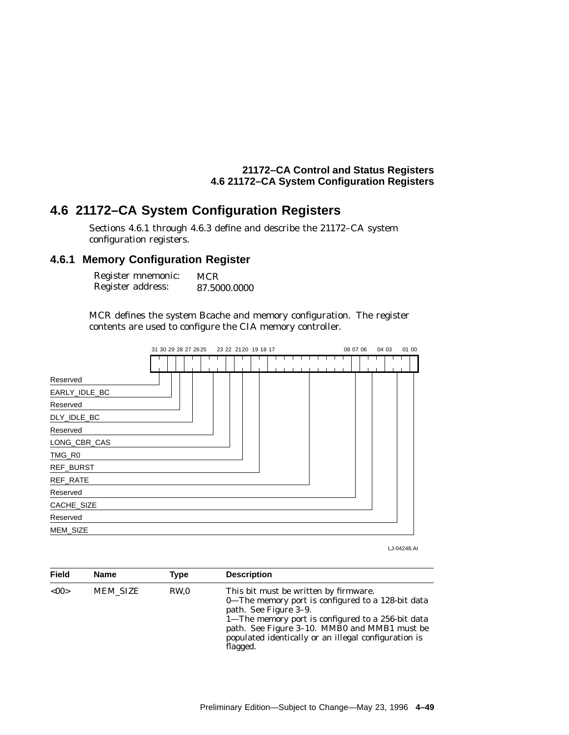## 4.6 21172–CA System Configuration Registers

Sections 4.6.1 through 4.6.3 define and describe the 21172–CA system configuration registers.

### 4.6.1 Memory Configuration Register

| | |
|---|---|
| Register mnemonic: | MCR |
| Register address: | 87.5000.0000 |

MCR defines the system Bcache and memory configuration. The register contents are used to configure the CIA memory controller.

| Bits | Field |
|---|---|
| 31 | Reserved |
| 30 | EARLY_IDLE_BC |
| 29 | Reserved |
| 28:26 | DLY_IDLE_BC |
| 25:23 | Reserved |
| 22 | LONG_CBR_CAS |
| 21:20 | TMG_R0 |
| 19:18 | REF_BURST |
| 17:08 | REF_RATE |
| 07 | Reserved |
| 06:04 | CACHE_SIZE |
| 03:01 | Reserved |
| 00 | MEM_SIZE |

LJ-04248.AI

| Field | Name | Type | Description |
|---|---|---|---|
| <00> | MEM_SIZE | RW,0 | This bit must be written by firmware.<br>0—The memory port is configured to a 128-bit data path. See Figure 3–9.<br>1—The memory port is configured to a 256-bit data path. See Figure 3–10. MMB0 and MMB1 must be populated identically or an illegal configuration is flagged. |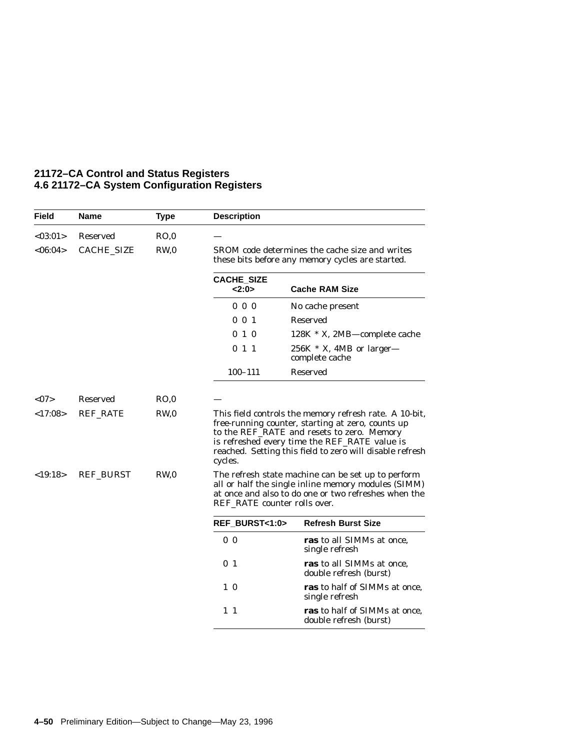| Field | Name | Type | Description |
|---|---|---|---|
| <03:01> | Reserved | RO,0 | — |
| <06:04> | CACHE_SIZE | RW,0 | SROM code determines the cache size and writes these bits before any memory cycles are started. |

| CACHE_SIZE <2:0> | Cache RAM Size |
|---|---|
| 0 0 0 | No cache present |
| 0 0 1 | Reserved |
| 0 1 0 | 128K * X, 2MB—complete cache |
| 0 1 1 | 256K * X, 4MB or larger—complete cache |
| 100–111 | Reserved |

| Field | Name | Type | Description |
|---|---|---|---|
| <07> | Reserved | RO,0 | — |
| <17:08> | REF_RATE | RW,0 | This field controls the memory refresh rate. A 10-bit, free-running counter, starting at zero, counts up to the REF_RATE and resets to zero. Memory is refreshed every time the REF_RATE value is reached. Setting this field to zero will disable refresh cycles. |
| <19:18> | REF_BURST | RW,0 | The refresh state machine can be set up to perform all or half the single inline memory modules (SIMM) at once and also to do one or two refreshes when the REF_RATE counter rolls over. |

| REF_BURST<1:0> | Refresh Burst Size |
|---|---|
| 0 0 | **ras** to all SIMMs at once, single refresh |
| 0 1 | **ras** to all SIMMs at once, double refresh (burst) |
| 1 0 | **ras** to half of SIMMs at once, single refresh |
| 1 1 | **ras** to half of SIMMs at once, double refresh (burst) |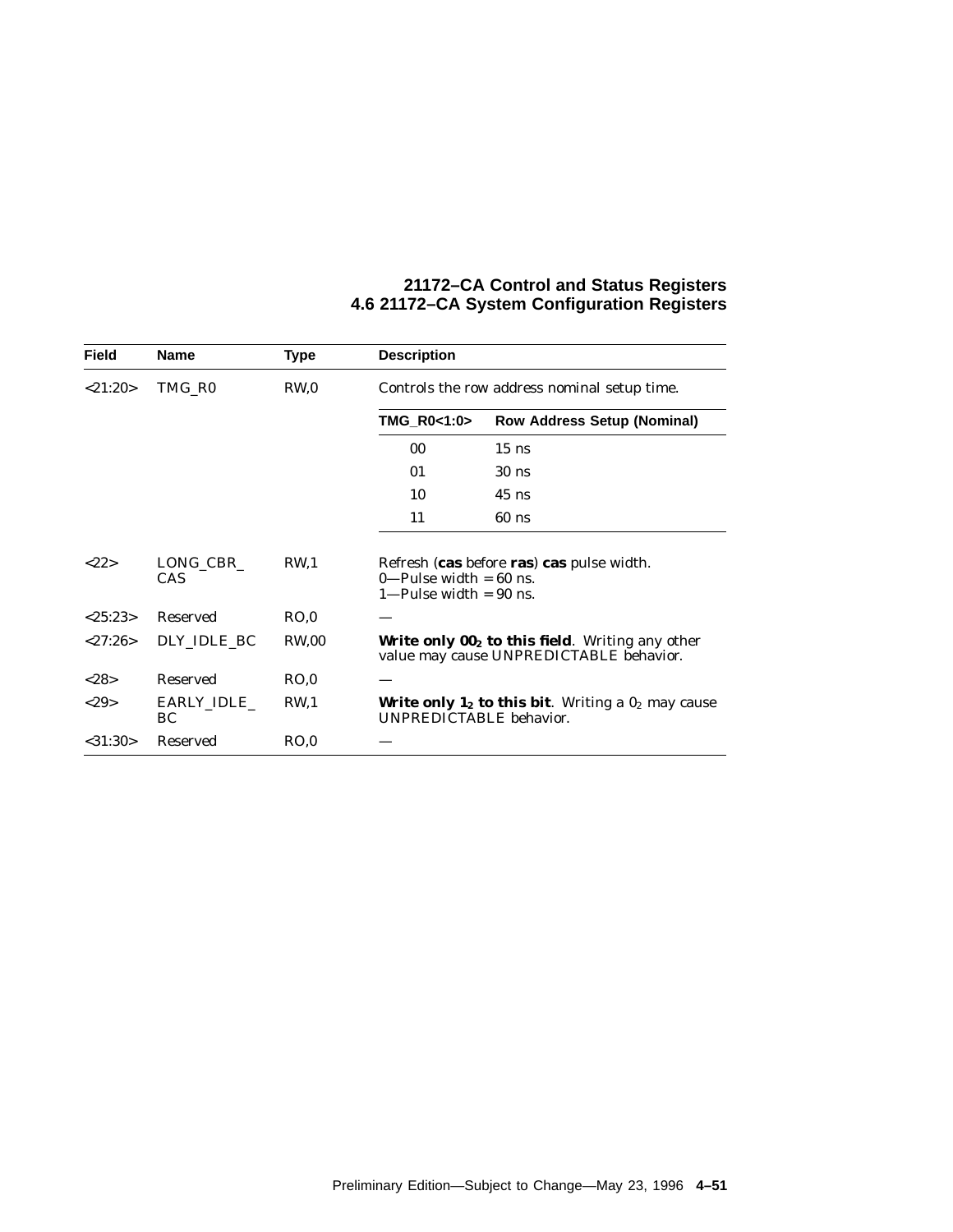| Field | Name | Type | Description |
|---|---|---|---|
| <21:20> | TMG_R0 | RW,0 | Controls the row address nominal setup time.<br><br>**TMG_R0<1:0>** / **Row Address Setup (Nominal)**<br>00 — 15 ns<br>01 — 30 ns<br>10 — 45 ns<br>11 — 60 ns |
| <22> | LONG_CBR_CAS | RW,1 | Refresh (**cas** before **ras**) **cas** pulse width.<br>0—Pulse width = 60 ns.<br>1—Pulse width = 90 ns. |
| <25:23> | Reserved | RO,0 | — |
| <27:26> | DLY_IDLE_BC | RW,00 | **Write only $00_2$ to this field**. Writing any other value may cause UNPREDICTABLE behavior. |
| <28> | Reserved | RO,0 | — |
| <29> | EARLY_IDLE_BC | RW,1 | **Write only $1_2$ to this bit**. Writing a $0_2$ may cause UNPREDICTABLE behavior. |
| <31:30> | Reserved | RO,0 | — |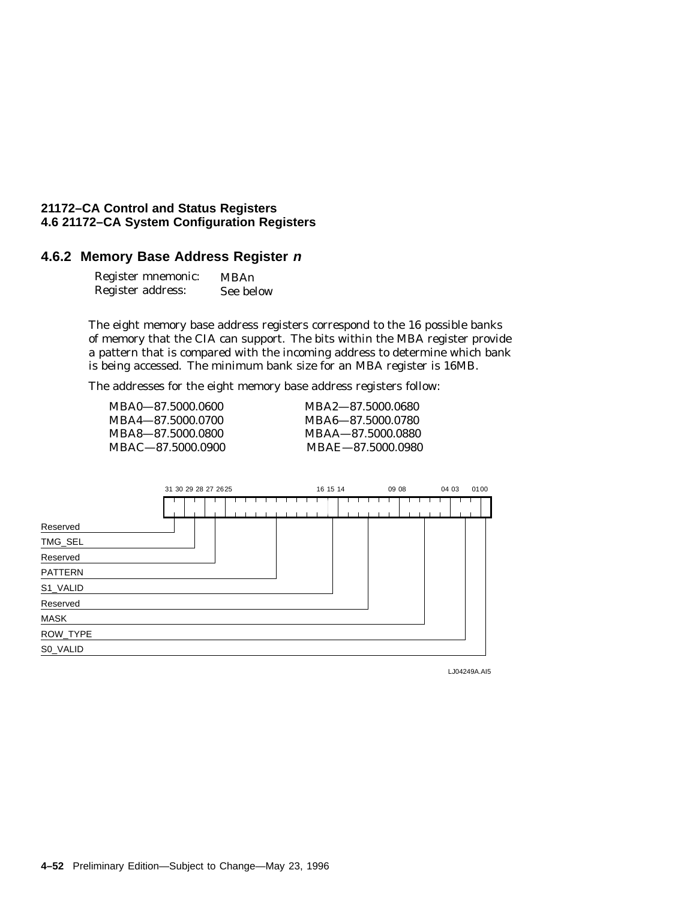### 4.6.2 Memory Base Address Register *n*

| | |
|---|---|
| Register mnemonic: | MBAn |
| Register address: | See below |

The eight memory base address registers correspond to the 16 possible banks of memory that the CIA can support. The bits within the MBA register provide a pattern that is compared with the incoming address to determine which bank is being accessed. The minimum bank size for an MBA register is 16MB.

The addresses for the eight memory base address registers follow:

| | |
|---|---|
| MBA0—87.5000.0600 | MBA2—87.5000.0680 |
| MBA4—87.5000.0700 | MBA6—87.5000.0780 |
| MBA8—87.5000.0800 | MBAA—87.5000.0880 |
| MBAC—87.5000.0900 | MBAE—87.5000.0980 |

| Bits | Field |
|---|---|
| 31:30 | Reserved |
| 29:28 | TMG_SEL |
| 27:26 | Reserved |
| 25:16 | PATTERN |
| 15 | S1_VALID |
| 14:09 | Reserved |
| 08:04 | MASK |
| 03:01 | ROW_TYPE |
| 00 | S0_VALID |

LJ04249A.AI5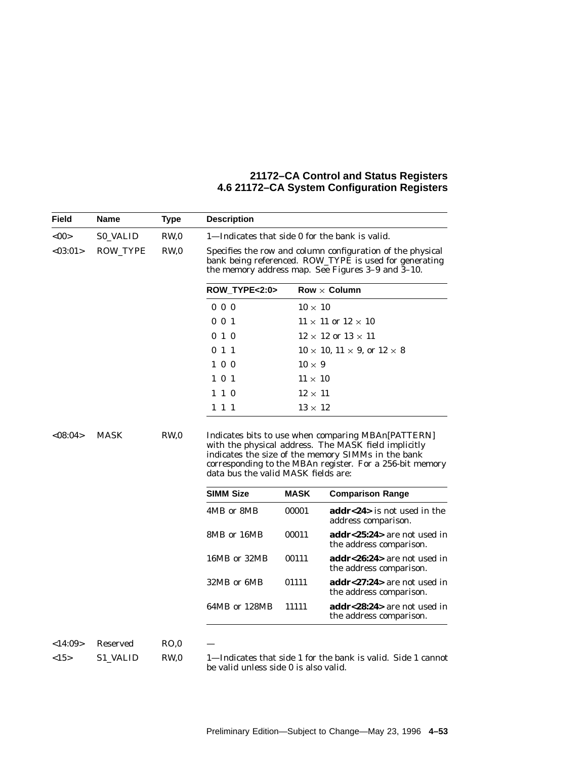| Field | Name | Type | Description |
|---|---|---|---|
| <00> | S0_VALID | RW,0 | 1—Indicates that side 0 for the bank is valid. |
| <03:01> | ROW_TYPE | RW,0 | Specifies the row and column configuration of the physical bank being referenced. ROW_TYPE is used for generating the memory address map. See Figures 3–9 and 3–10. |

| ROW_TYPE<2:0> | Row × Column |
|---|---|
| 0 0 0 | 10 × 10 |
| 0 0 1 | 11 × 11 or 12 × 10 |
| 0 1 0 | 12 × 12 or 13 × 11 |
| 0 1 1 | 10 × 10, 11 × 9, or 12 × 8 |
| 1 0 0 | 10 × 9 |
| 1 0 1 | 11 × 10 |
| 1 1 0 | 12 × 11 |
| 1 1 1 | 13 × 12 |

| Field | Name | Type | Description |
|---|---|---|---|
| <08:04> | MASK | RW,0 | Indicates bits to use when comparing MBAn[PATTERN] with the physical address. The MASK field implicitly indicates the size of the memory SIMMs in the bank corresponding to the MBAn register. For a 256-bit memory data bus the valid MASK fields are: |

| SIMM Size | MASK | Comparison Range |
|---|---|---|
| 4MB or 8MB | 00001 | **addr<24>** is not used in the address comparison. |
| 8MB or 16MB | 00011 | **addr<25:24>** are not used in the address comparison. |
| 16MB or 32MB | 00111 | **addr<26:24>** are not used in the address comparison. |
| 32MB or 6MB | 01111 | **addr<27:24>** are not used in the address comparison. |
| 64MB or 128MB | 11111 | **addr<28:24>** are not used in the address comparison. |

| Field | Name | Type | Description |
|---|---|---|---|
| <14:09> | Reserved | RO,0 | — |
| <15> | S1_VALID | RW,0 | 1—Indicates that side 1 for the bank is valid. Side 1 cannot be valid unless side 0 is also valid. |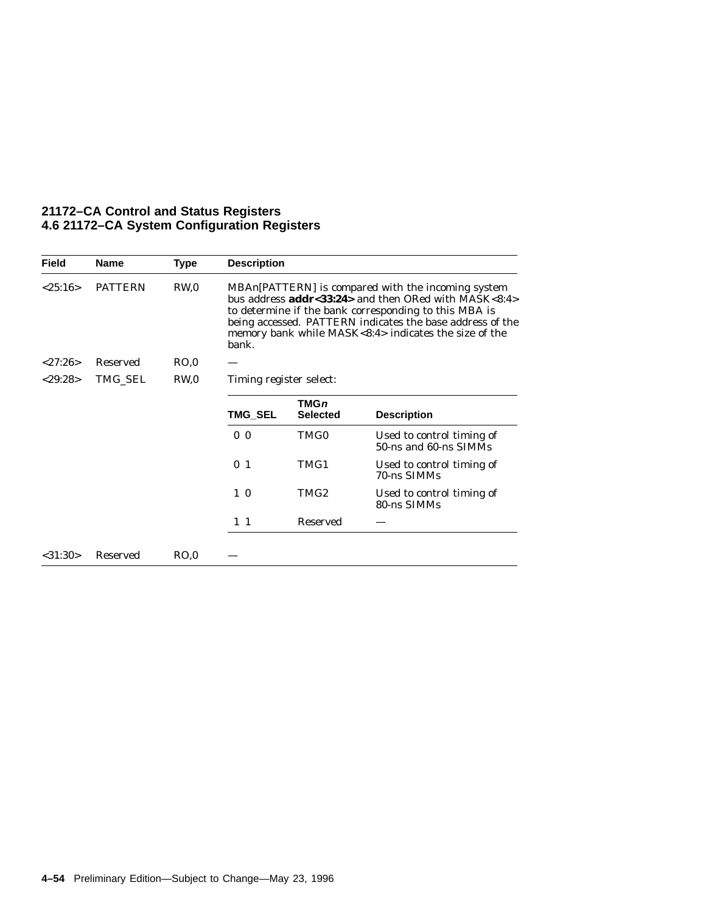| Field | Name | Type | Description |
|---|---|---|---|
| <25:16> | PATTERN | RW,0 | MBAn[PATTERN] is compared with the incoming system bus address **addr<33:24>** and then ORed with MASK<8:4> to determine if the bank corresponding to this MBA is being accessed. PATTERN indicates the base address of the memory bank while MASK<8:4> indicates the size of the bank. |
| <27:26> | Reserved | RO,0 | — |
| <29:28> | TMG_SEL | RW,0 | Timing register select: |
| <31:30> | Reserved | RO,0 | — |

TMG_SEL timing register select values:

| TMG_SEL | TMG*n* Selected | Description |
|---|---|---|
| 0 0 | TMG0 | Used to control timing of 50-ns and 60-ns SIMMs |
| 0 1 | TMG1 | Used to control timing of 70-ns SIMMs |
| 1 0 | TMG2 | Used to control timing of 80-ns SIMMs |
| 1 1 | Reserved | — |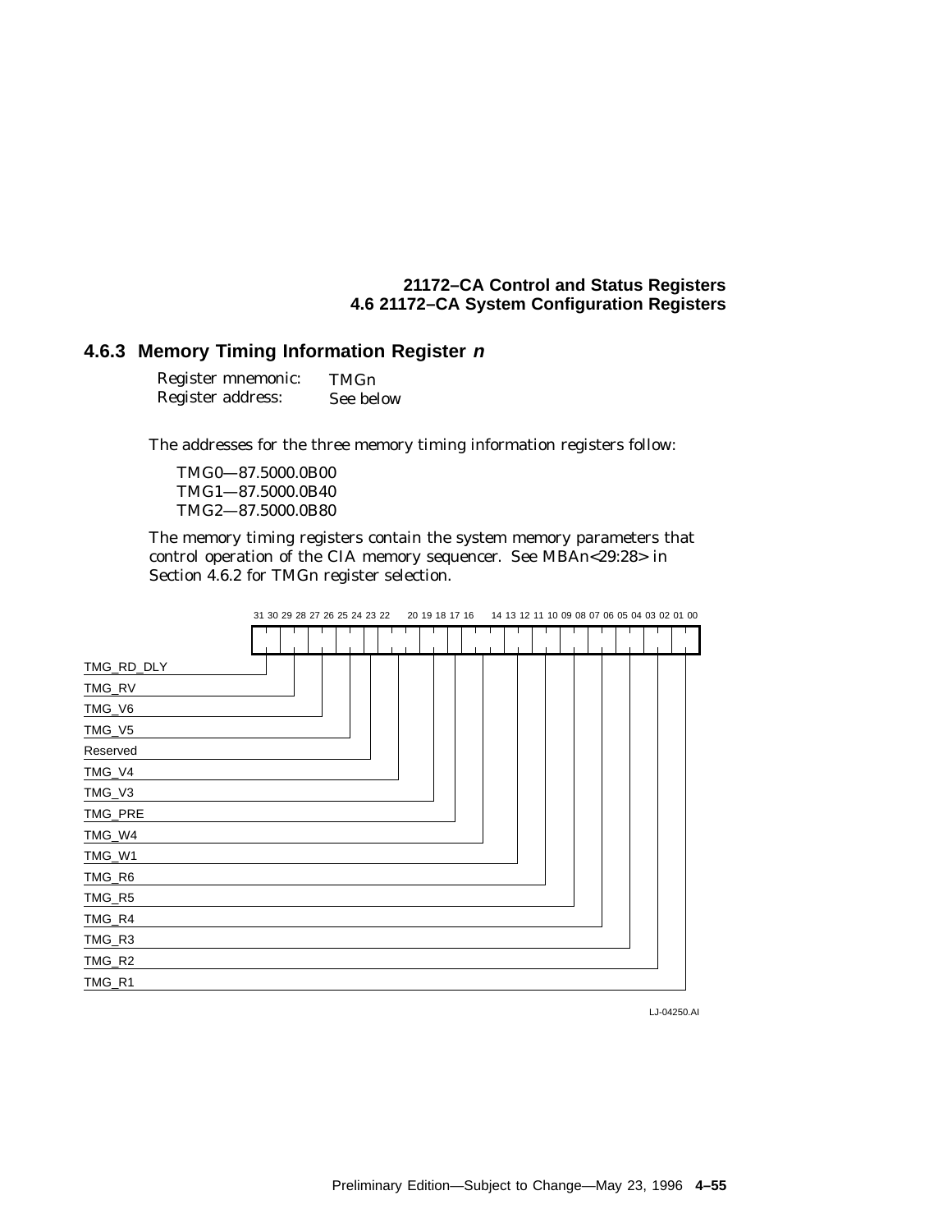### 4.6.3 Memory Timing Information Register *n*

| | |
|---|---|
| Register mnemonic: | TMGn |
| Register address: | See below |

The addresses for the three memory timing information registers follow:

TMG0—87.5000.0B00
TMG1—87.5000.0B40
TMG2—87.5000.0B80

The memory timing registers contain the system memory parameters that control operation of the CIA memory sequencer. See MBAn<29:28> in Section 4.6.2 for TMGn register selection.

31 30 29 28 27 26 25 24 23 22 20 19 18 17 16 14 13 12 11 10 09 08 07 06 05 04 03 02 01 00

TMG_RD_DLY
TMG_RV
TMG_V6
TMG_V5
Reserved
TMG_V4
TMG_V3
TMG_PRE
TMG_W4
TMG_W1
TMG_R6
TMG_R5
TMG_R4
TMG_R3
TMG_R2
TMG_R1

LJ-04250.AI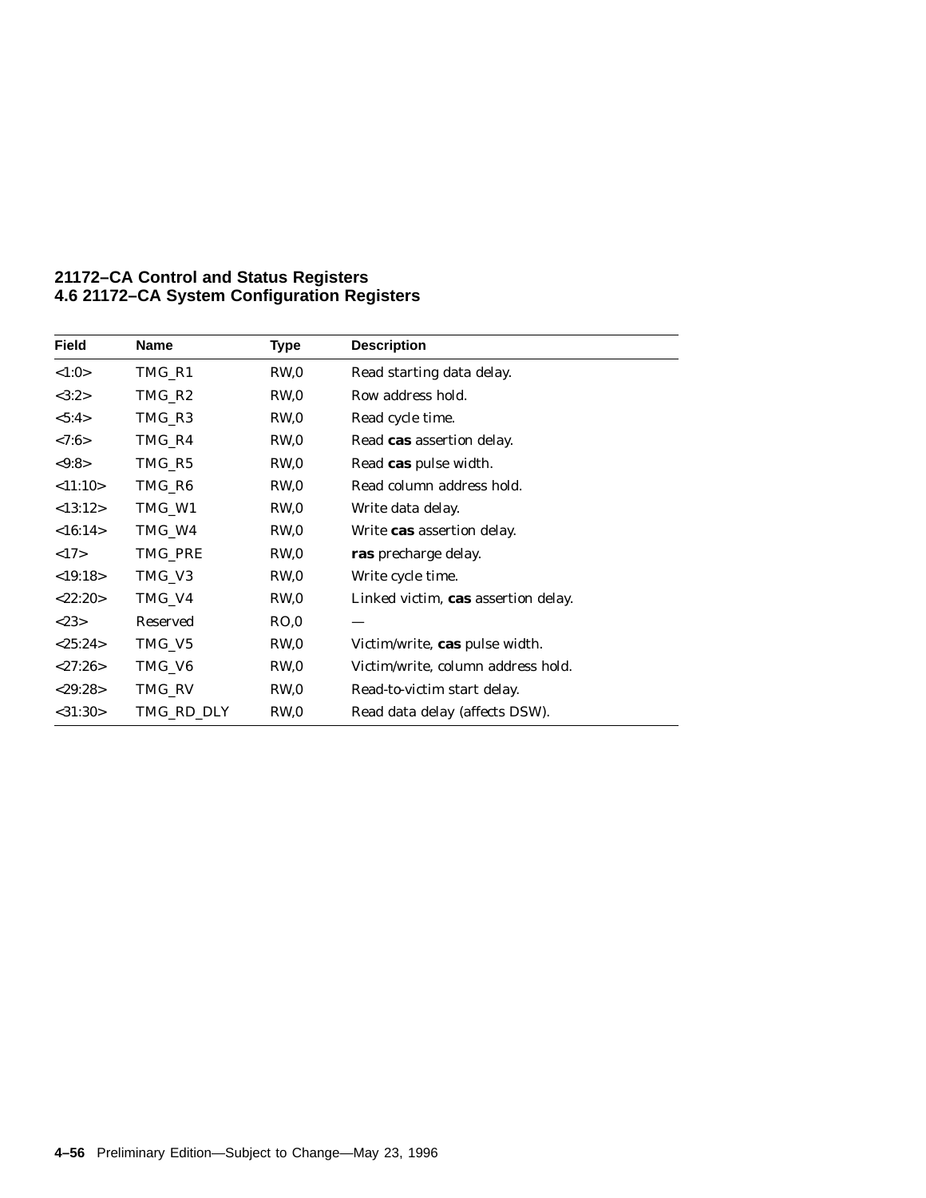| Field | Name | Type | Description |
|---|---|---|---|
| <1:0> | TMG_R1 | RW,0 | Read starting data delay. |
| <3:2> | TMG_R2 | RW,0 | Row address hold. |
| <5:4> | TMG_R3 | RW,0 | Read cycle time. |
| <7:6> | TMG_R4 | RW,0 | Read **cas** assertion delay. |
| <9:8> | TMG_R5 | RW,0 | Read **cas** pulse width. |
| <11:10> | TMG_R6 | RW,0 | Read column address hold. |
| <13:12> | TMG_W1 | RW,0 | Write data delay. |
| <16:14> | TMG_W4 | RW,0 | Write **cas** assertion delay. |
| <17> | TMG_PRE | RW,0 | **ras** precharge delay. |
| <19:18> | TMG_V3 | RW,0 | Write cycle time. |
| <22:20> | TMG_V4 | RW,0 | Linked victim, **cas** assertion delay. |
| <23> | Reserved | RO,0 | — |
| <25:24> | TMG_V5 | RW,0 | Victim/write, **cas** pulse width. |
| <27:26> | TMG_V6 | RW,0 | Victim/write, column address hold. |
| <29:28> | TMG_RV | RW,0 | Read-to-victim start delay. |
| <31:30> | TMG_RD_DLY | RW,0 | Read data delay (affects DSW). |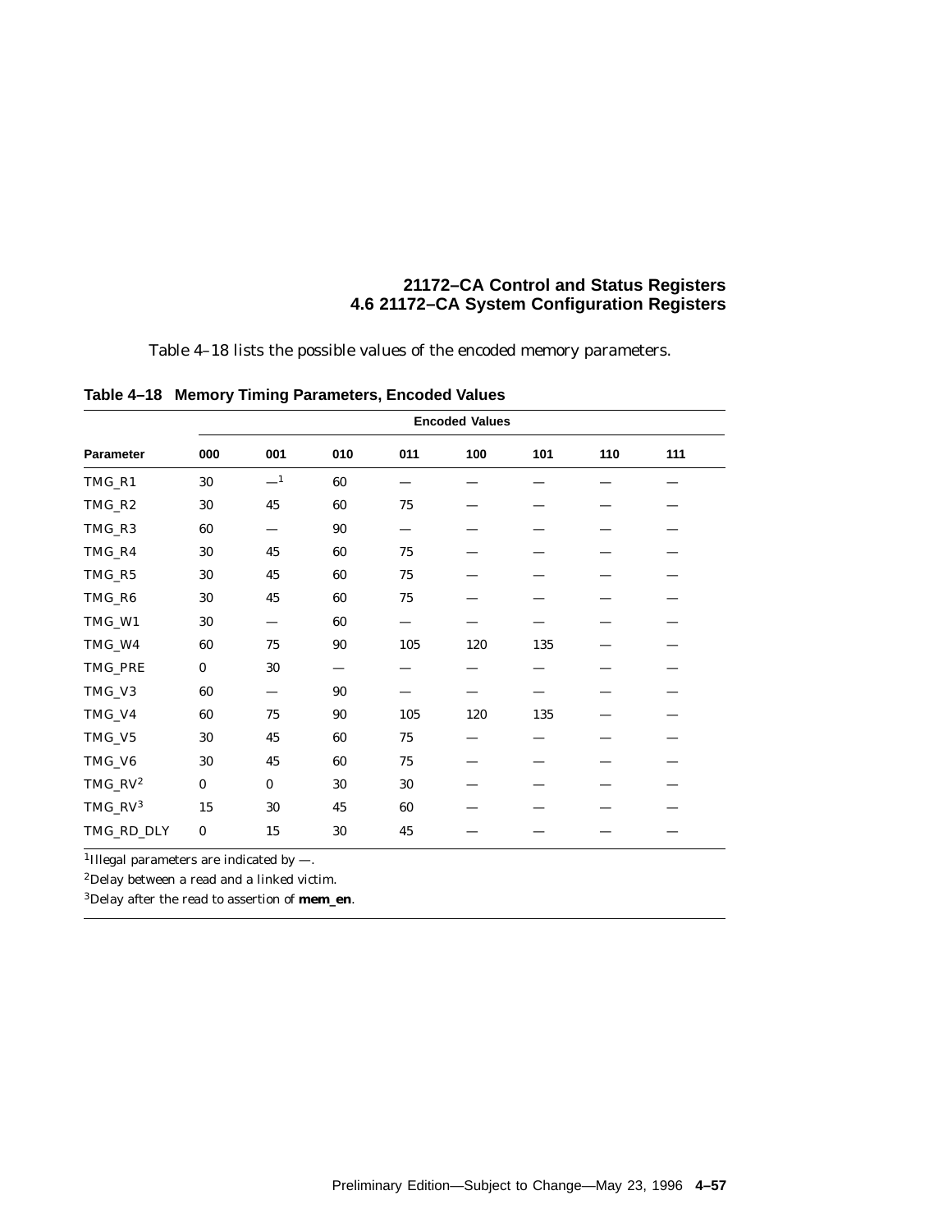Table 4–18 lists the possible values of the encoded memory parameters.

**Table 4–18 Memory Timing Parameters, Encoded Values**

| | Encoded Values | | | | | | | |
|---|---|---|---|---|---|---|---|---|
| **Parameter** | **000** | **001** | **010** | **011** | **100** | **101** | **110** | **111** |
| TMG_R1 | 30 | —[1] | 60 | — | — | — | — | — |
| TMG_R2 | 30 | 45 | 60 | 75 | — | — | — | — |
| TMG_R3 | 60 | — | 90 | — | — | — | — | — |
| TMG_R4 | 30 | 45 | 60 | 75 | — | — | — | — |
| TMG_R5 | 30 | 45 | 60 | 75 | — | — | — | — |
| TMG_R6 | 30 | 45 | 60 | 75 | — | — | — | — |
| TMG_W1 | 30 | — | 60 | — | — | — | — | — |
| TMG_W4 | 60 | 75 | 90 | 105 | 120 | 135 | — | — |
| TMG_PRE | 0 | 30 | — | — | — | — | — | — |
| TMG_V3 | 60 | — | 90 | — | — | — | — | — |
| TMG_V4 | 60 | 75 | 90 | 105 | 120 | 135 | — | — |
| TMG_V5 | 30 | 45 | 60 | 75 | — | — | — | — |
| TMG_V6 | 30 | 45 | 60 | 75 | — | — | — | — |
| TMG_RV[2] | 0 | 0 | 30 | 30 | — | — | — | — |
| TMG_RV[3] | 15 | 30 | 45 | 60 | — | — | — | — |
| TMG_RD_DLY | 0 | 15 | 30 | 45 | — | — | — | — |

[1]Illegal parameters are indicated by —.

[2]Delay between a read and a linked victim.

[3]Delay after the read to assertion of **mem_en**.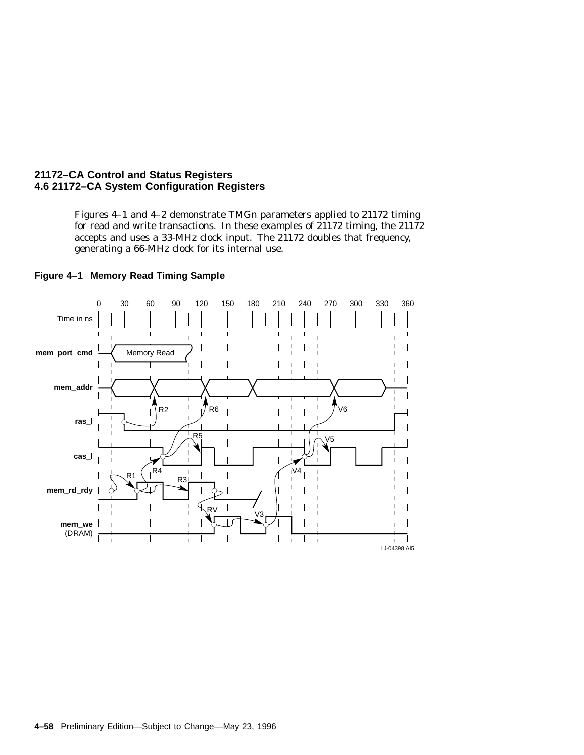Figures 4–1 and 4–2 demonstrate TMGn parameters applied to 21172 timing for read and write transactions. In these examples of 21172 timing, the 21172 accepts and uses a 33-MHz clock input. The 21172 doubles that frequency, generating a 66-MHz clock for its internal use.

**Figure 4–1 Memory Read Timing Sample**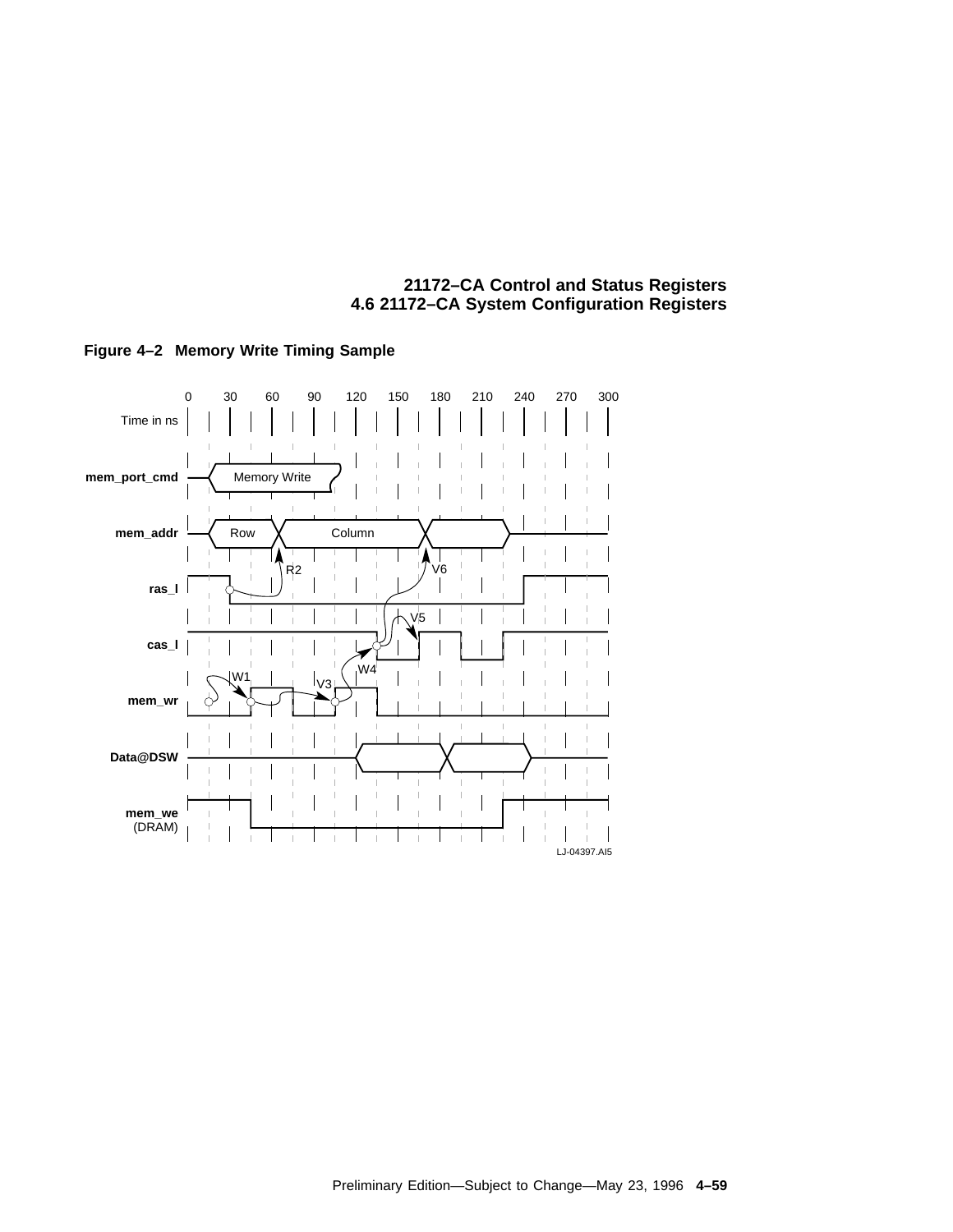**Figure 4–2 Memory Write Timing Sample**

Time in ns: 0, 30, 60, 90, 120, 150, 180, 210, 240, 270, 300

mem_port_cmd: Memory Write

mem_addr: Row, Column

ras_l: R2

cas_l: V6, V5

mem_wr: W1, V3, W4

Data@DSW

mem_we (DRAM)

LJ-04397.AI5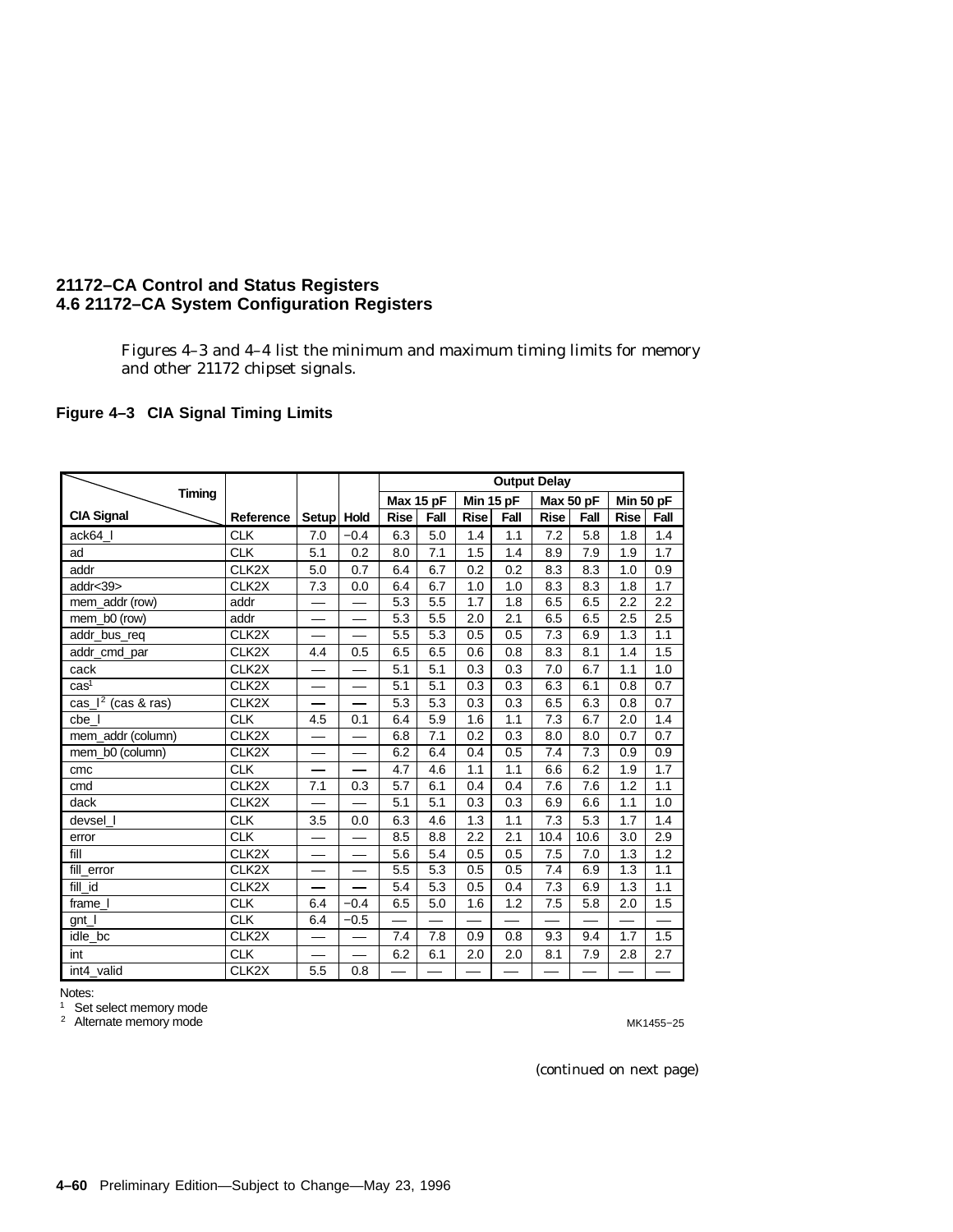Figures 4–3 and 4–4 list the minimum and maximum timing limits for memory and other 21172 chipset signals.

**Figure 4–3 CIA Signal Timing Limits**

| Timing / CIA Signal | Reference | Setup | Hold | Output Delay | | | | | | | |
|---|---|---|---|---|---|---|---|---|---|---|---|
| | | | | Max 15 pF | | Min 15 pF | | Max 50 pF | | Min 50 pF | |
| | | | | Rise | Fall | Rise | Fall | Rise | Fall | Rise | Fall |
| ack64_l | CLK | 7.0 | −0.4 | 6.3 | 5.0 | 1.4 | 1.1 | 7.2 | 5.8 | 1.8 | 1.4 |
| ad | CLK | 5.1 | 0.2 | 8.0 | 7.1 | 1.5 | 1.4 | 8.9 | 7.9 | 1.9 | 1.7 |
| addr | CLK2X | 5.0 | 0.7 | 6.4 | 6.7 | 0.2 | 0.2 | 8.3 | 8.3 | 1.0 | 0.9 |
| addr<39> | CLK2X | 7.3 | 0.0 | 6.4 | 6.7 | 1.0 | 1.0 | 8.3 | 8.3 | 1.8 | 1.7 |
| mem_addr (row) | addr | — | — | 5.3 | 5.5 | 1.7 | 1.8 | 6.5 | 6.5 | 2.2 | 2.2 |
| mem_b0 (row) | addr | — | — | 5.3 | 5.5 | 2.0 | 2.1 | 6.5 | 6.5 | 2.5 | 2.5 |
| addr_bus_req | CLK2X | — | — | 5.5 | 5.3 | 0.5 | 0.5 | 7.3 | 6.9 | 1.3 | 1.1 |
| addr_cmd_par | CLK2X | 4.4 | 0.5 | 6.5 | 6.5 | 0.6 | 0.8 | 8.3 | 8.1 | 1.4 | 1.5 |
| cack | CLK2X | — | — | 5.1 | 5.1 | 0.3 | 0.3 | 7.0 | 6.7 | 1.1 | 1.0 |
| cas[1] | CLK2X | — | — | 5.1 | 5.1 | 0.3 | 0.3 | 6.3 | 6.1 | 0.8 | 0.7 |
| cas_l[2] (cas & ras) | CLK2X | — | — | 5.3 | 5.3 | 0.3 | 0.3 | 6.5 | 6.3 | 0.8 | 0.7 |
| cbe_l | CLK | 4.5 | 0.1 | 6.4 | 5.9 | 1.6 | 1.1 | 7.3 | 6.7 | 2.0 | 1.4 |
| mem_addr (column) | CLK2X | — | — | 6.8 | 7.1 | 0.2 | 0.3 | 8.0 | 8.0 | 0.7 | 0.7 |
| mem_b0 (column) | CLK2X | — | — | 6.2 | 6.4 | 0.4 | 0.5 | 7.4 | 7.3 | 0.9 | 0.9 |
| cmc | CLK | — | — | 4.7 | 4.6 | 1.1 | 1.1 | 6.6 | 6.2 | 1.9 | 1.7 |
| cmd | CLK2X | 7.1 | 0.3 | 5.7 | 6.1 | 0.4 | 0.4 | 7.6 | 7.6 | 1.2 | 1.1 |
| dack | CLK2X | — | — | 5.1 | 5.1 | 0.3 | 0.3 | 6.9 | 6.6 | 1.1 | 1.0 |
| devsel_l | CLK | 3.5 | 0.0 | 6.3 | 4.6 | 1.3 | 1.1 | 7.3 | 5.3 | 1.7 | 1.4 |
| error | CLK | — | — | 8.5 | 8.8 | 2.2 | 2.1 | 10.4 | 10.6 | 3.0 | 2.9 |
| fill | CLK2X | — | — | 5.6 | 5.4 | 0.5 | 0.5 | 7.5 | 7.0 | 1.3 | 1.2 |
| fill_error | CLK2X | — | — | 5.5 | 5.3 | 0.5 | 0.5 | 7.4 | 6.9 | 1.3 | 1.1 |
| fill_id | CLK2X | — | — | 5.4 | 5.3 | 0.5 | 0.4 | 7.3 | 6.9 | 1.3 | 1.1 |
| frame_l | CLK | 6.4 | −0.4 | 6.5 | 5.0 | 1.6 | 1.2 | 7.5 | 5.8 | 2.0 | 1.5 |
| gnt_l | CLK | 6.4 | −0.5 | — | — | — | — | — | — | — | — |
| idle_bc | CLK2X | — | — | 7.4 | 7.8 | 0.9 | 0.8 | 9.3 | 9.4 | 1.7 | 1.5 |
| int | CLK | — | — | 6.2 | 6.1 | 2.0 | 2.0 | 8.1 | 7.9 | 2.8 | 2.7 |
| int4_valid | CLK2X | 5.5 | 0.8 | — | — | — | — | — | — | — | — |

Notes:

[1] Set select memory mode

[2] Alternate memory mode

MK1455−25

(continued on next page)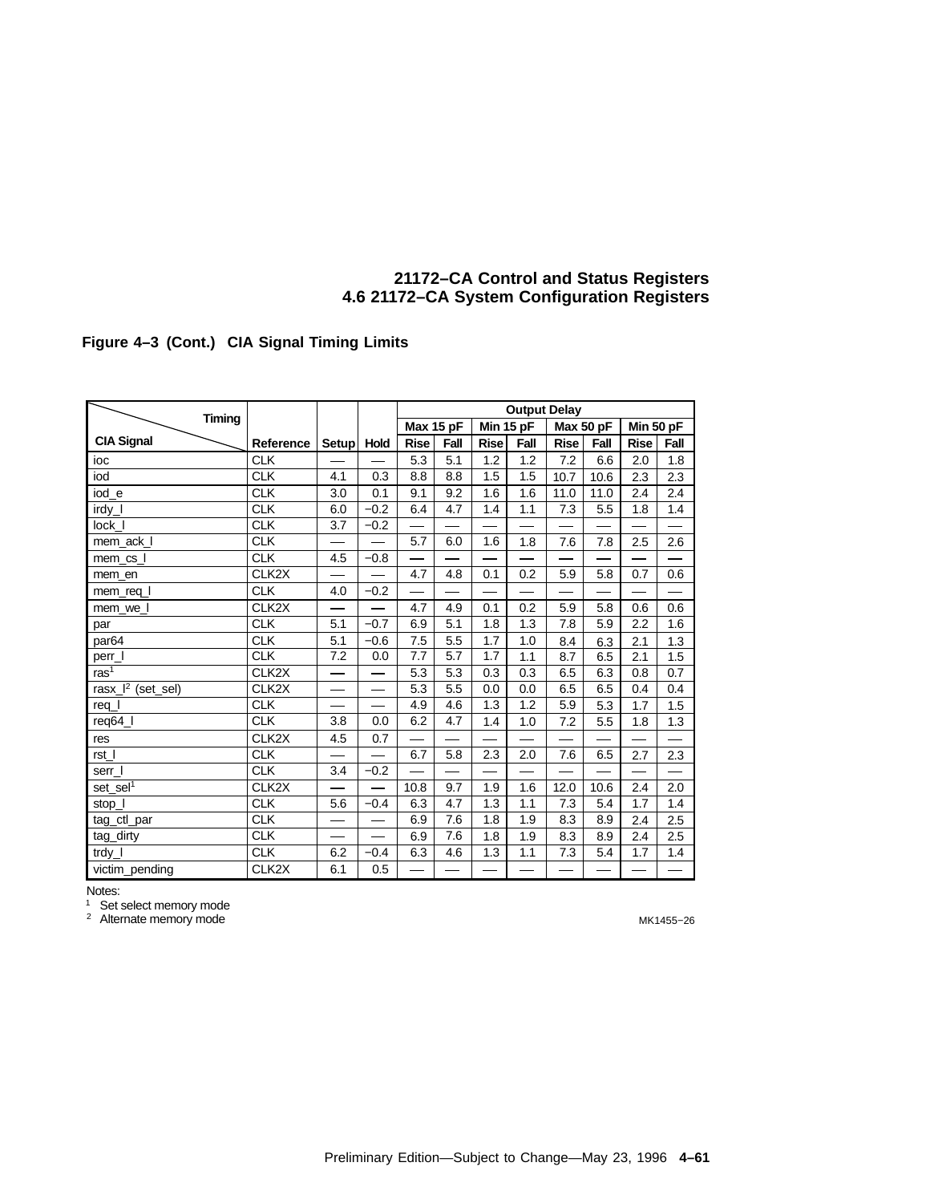**Figure 4–3 (Cont.) CIA Signal Timing Limits**

| CIA Signal | Reference | Setup | Hold | Output Delay Max 15 pF Rise | Max 15 pF Fall | Min 15 pF Rise | Min 15 pF Fall | Max 50 pF Rise | Max 50 pF Fall | Min 50 pF Rise | Min 50 pF Fall |
|---|---|---|---|---|---|---|---|---|---|---|---|
| ioc | CLK | — | — | 5.3 | 5.1 | 1.2 | 1.2 | 7.2 | 6.6 | 2.0 | 1.8 |
| iod | CLK | 4.1 | 0.3 | 8.8 | 8.8 | 1.5 | 1.5 | 10.7 | 10.6 | 2.3 | 2.3 |
| iod_e | CLK | 3.0 | 0.1 | 9.1 | 9.2 | 1.6 | 1.6 | 11.0 | 11.0 | 2.4 | 2.4 |
| irdy_l | CLK | 6.0 | −0.2 | 6.4 | 4.7 | 1.4 | 1.1 | 7.3 | 5.5 | 1.8 | 1.4 |
| lock_l | CLK | 3.7 | −0.2 | — | — | — | — | — | — | — | — |
| mem_ack_l | CLK | — | — | 5.7 | 6.0 | 1.6 | 1.8 | 7.6 | 7.8 | 2.5 | 2.6 |
| mem_cs_l | CLK | 4.5 | −0.8 | — | — | — | — | — | — | — | — |
| mem_en | CLK2X | — | — | 4.7 | 4.8 | 0.1 | 0.2 | 5.9 | 5.8 | 0.7 | 0.6 |
| mem_req_l | CLK | 4.0 | −0.2 | — | — | — | — | — | — | — | — |
| mem_we_l | CLK2X | — | — | 4.7 | 4.9 | 0.1 | 0.2 | 5.9 | 5.8 | 0.6 | 0.6 |
| par | CLK | 5.1 | −0.7 | 6.9 | 5.1 | 1.8 | 1.3 | 7.8 | 5.9 | 2.2 | 1.6 |
| par64 | CLK | 5.1 | −0.6 | 7.5 | 5.5 | 1.7 | 1.0 | 8.4 | 6.3 | 2.1 | 1.3 |
| perr_l | CLK | 7.2 | 0.0 | 7.7 | 5.7 | 1.7 | 1.1 | 8.7 | 6.5 | 2.1 | 1.5 |
| ras[1] | CLK2X | — | — | 5.3 | 5.3 | 0.3 | 0.3 | 6.5 | 6.3 | 0.8 | 0.7 |
| rasx_l[2] (set_sel) | CLK2X | — | — | 5.3 | 5.5 | 0.0 | 0.0 | 6.5 | 6.5 | 0.4 | 0.4 |
| req_l | CLK | — | — | 4.9 | 4.6 | 1.3 | 1.2 | 5.9 | 5.3 | 1.7 | 1.5 |
| req64_l | CLK | 3.8 | 0.0 | 6.2 | 4.7 | 1.4 | 1.0 | 7.2 | 5.5 | 1.8 | 1.3 |
| res | CLK2X | 4.5 | 0.7 | — | — | — | — | — | — | — | — |
| rst_l | CLK | — | — | 6.7 | 5.8 | 2.3 | 2.0 | 7.6 | 6.5 | 2.7 | 2.3 |
| serr_l | CLK | 3.4 | −0.2 | — | — | — | — | — | — | — | — |
| set_sel[1] | CLK2X | — | — | 10.8 | 9.7 | 1.9 | 1.6 | 12.0 | 10.6 | 2.4 | 2.0 |
| stop_l | CLK | 5.6 | −0.4 | 6.3 | 4.7 | 1.3 | 1.1 | 7.3 | 5.4 | 1.7 | 1.4 |
| tag_ctl_par | CLK | — | — | 6.9 | 7.6 | 1.8 | 1.9 | 8.3 | 8.9 | 2.4 | 2.5 |
| tag_dirty | CLK | — | — | 6.9 | 7.6 | 1.8 | 1.9 | 8.3 | 8.9 | 2.4 | 2.5 |
| trdy_l | CLK | 6.2 | −0.4 | 6.3 | 4.6 | 1.3 | 1.1 | 7.3 | 5.4 | 1.7 | 1.4 |
| victim_pending | CLK2X | 6.1 | 0.5 | — | — | — | — | — | — | — | — |

Notes:

[1] Set select memory mode

[2] Alternate memory mode

MK1455−26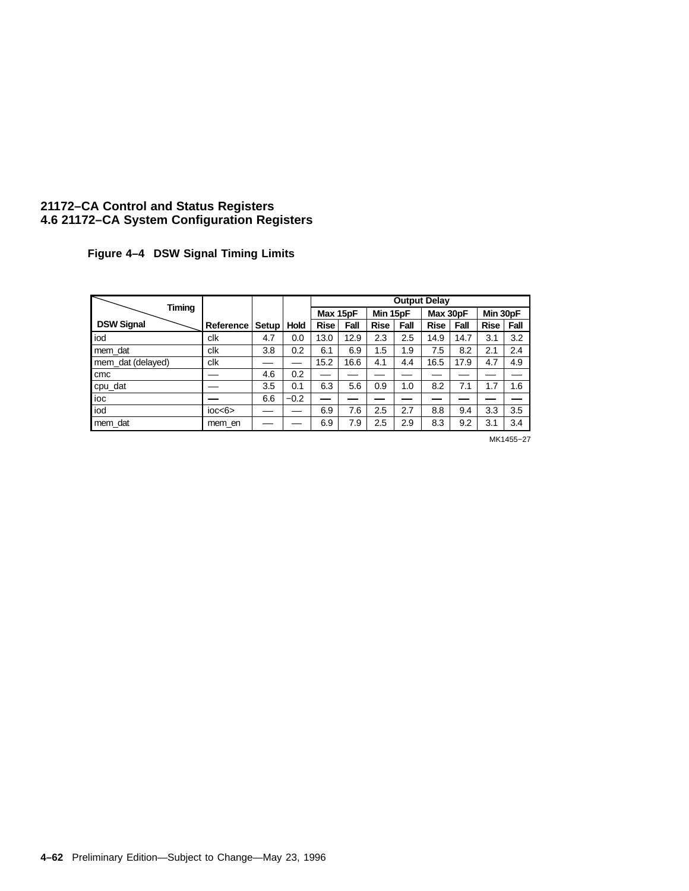**Figure 4–4 DSW Signal Timing Limits**

| Timing / DSW Signal | Reference | Setup | Hold | Output Delay | | | | | | | |
|---|---|---|---|---|---|---|---|---|---|---|---|
| | | | | Max 15pF | | Min 15pF | | Max 30pF | | Min 30pF | |
| | | | | Rise | Fall | Rise | Fall | Rise | Fall | Rise | Fall |
| iod | clk | 4.7 | 0.0 | 13.0 | 12.9 | 2.3 | 2.5 | 14.9 | 14.7 | 3.1 | 3.2 |
| mem_dat | clk | 3.8 | 0.2 | 6.1 | 6.9 | 1.5 | 1.9 | 7.5 | 8.2 | 2.1 | 2.4 |
| mem_dat (delayed) | clk | — | — | 15.2 | 16.6 | 4.1 | 4.4 | 16.5 | 17.9 | 4.7 | 4.9 |
| cmc | — | 4.6 | 0.2 | — | — | — | — | — | — | — | — |
| cpu_dat | — | 3.5 | 0.1 | 6.3 | 5.6 | 0.9 | 1.0 | 8.2 | 7.1 | 1.7 | 1.6 |
| ioc | — | 6.6 | −0.2 | — | — | — | — | — | — | — | — |
| iod | ioc<6> | — | — | 6.9 | 7.6 | 2.5 | 2.7 | 8.8 | 9.4 | 3.3 | 3.5 |
| mem_dat | mem_en | — | — | 6.9 | 7.9 | 2.5 | 2.9 | 8.3 | 9.2 | 3.1 | 3.4 |

MK1455−27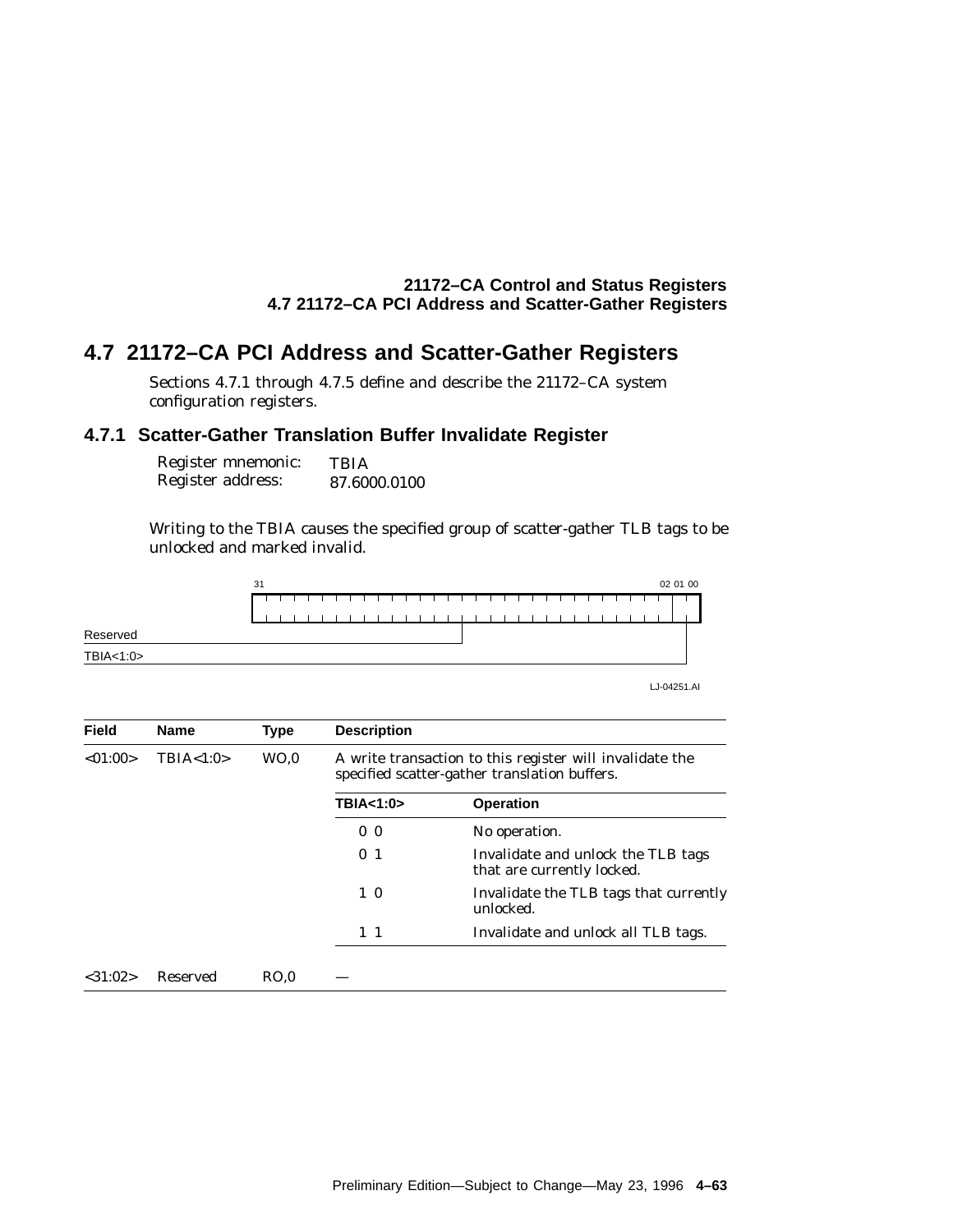## 4.7 21172–CA PCI Address and Scatter-Gather Registers

Sections 4.7.1 through 4.7.5 define and describe the 21172–CA system configuration registers.

### 4.7.1 Scatter-Gather Translation Buffer Invalidate Register

Register mnemonic: TBIA
Register address: 87.6000.0100

Writing to the TBIA causes the specified group of scatter-gather TLB tags to be unlocked and marked invalid.

31 02 01 00

Reserved

TBIA<1:0>

LJ-04251.AI

| Field | Name | Type | Description | |
|---|---|---|---|---|
| <01:00> | TBIA<1:0> | WO,0 | A write transaction to this register will invalidate the specified scatter-gather translation buffers. | |
| | | | **TBIA<1:0>** | **Operation** |
| | | | 0 0 | No operation. |
| | | | 0 1 | Invalidate and unlock the TLB tags that are currently locked. |
| | | | 1 0 | Invalidate the TLB tags that currently unlocked. |
| | | | 1 1 | Invalidate and unlock all TLB tags. |
| <31:02> | Reserved | RO,0 | — | |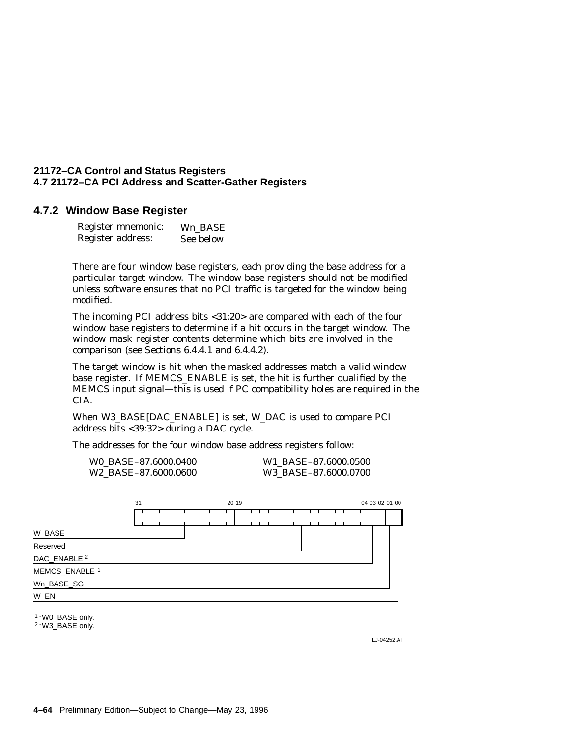## 4.7.2 Window Base Register

| | |
|---|---|
| Register mnemonic: | Wn_BASE |
| Register address: | See below |

There are four window base registers, each providing the base address for a particular target window. The window base registers should not be modified unless software ensures that no PCI traffic is targeted for the window being modified.

The incoming PCI address bits <31:20> are compared with each of the four window base registers to determine if a hit occurs in the target window. The window mask register contents determine which bits are involved in the comparison (see Sections 6.4.4.1 and 6.4.4.2).

The target window is hit when the masked addresses match a valid window base register. If MEMCS_ENABLE is set, the hit is further qualified by the MEMCS input signal—this is used if PC compatibility holes are required in the CIA.

When W3_BASE[DAC_ENABLE] is set, W_DAC is used to compare PCI address bits <39:32> during a DAC cycle.

The addresses for the four window base address registers follow:

| | |
|---|---|
| W0_BASE–87.6000.0400 | W1_BASE–87.6000.0500 |
| W2_BASE–87.6000.0600 | W3_BASE–87.6000.0700 |

| Field | Bits |
|---|---|
| W_BASE | 31:20 |
| Reserved | 19:04 |
| DAC_ENABLE [2] | 03 |
| MEMCS_ENABLE [1] | 02 |
| Wn_BASE_SG | 01 |
| W_EN | 00 |

[1] - W0_BASE only.
[2] - W3_BASE only.

LJ-04252.AI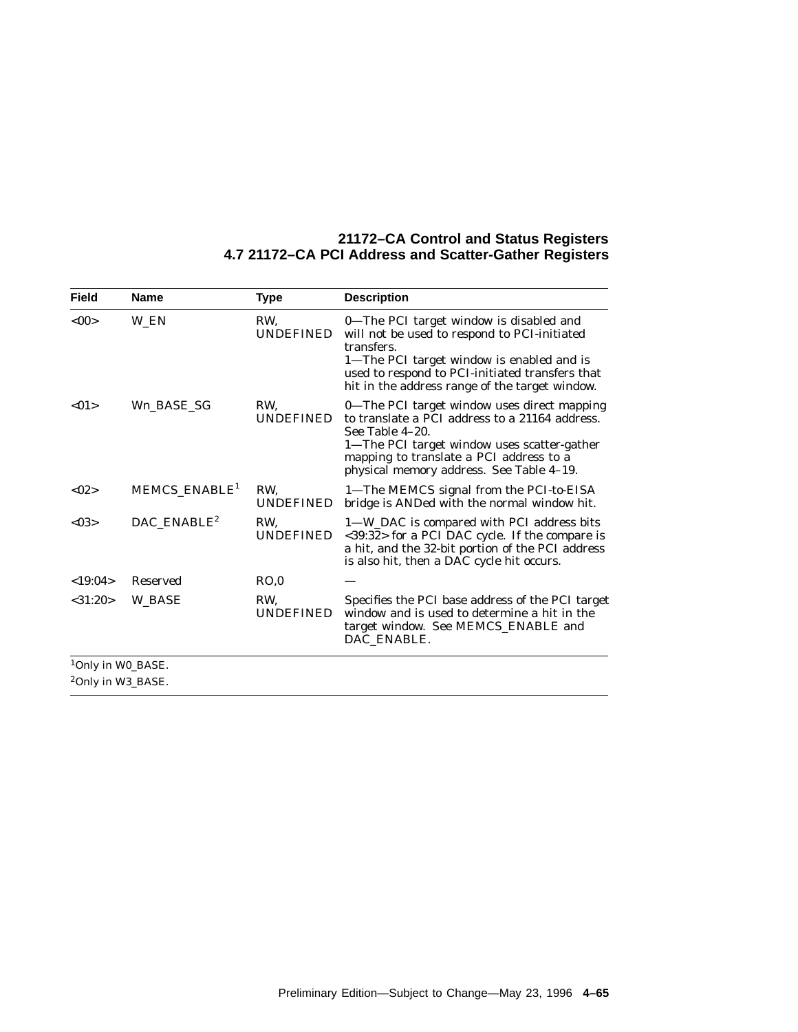| Field | Name | Type | Description |
|---|---|---|---|
| <00> | W_EN | RW, UNDEFINED | 0—The PCI target window is disabled and will not be used to respond to PCI-initiated transfers.<br>1—The PCI target window is enabled and is used to respond to PCI-initiated transfers that hit in the address range of the target window. |
| <01> | Wn_BASE_SG | RW, UNDEFINED | 0—The PCI target window uses direct mapping to translate a PCI address to a 21164 address. See Table 4–20.<br>1—The PCI target window uses scatter-gather mapping to translate a PCI address to a physical memory address. See Table 4–19. |
| <02> | MEMCS_ENABLE[1] | RW, UNDEFINED | 1—The MEMCS signal from the PCI-to-EISA bridge is ANDed with the normal window hit. |
| <03> | DAC_ENABLE[2] | RW, UNDEFINED | 1—W_DAC is compared with PCI address bits <39:32> for a PCI DAC cycle. If the compare is a hit, and the 32-bit portion of the PCI address is also hit, then a DAC cycle hit occurs. |
| <19:04> | Reserved | RO,0 | — |
| <31:20> | W_BASE | RW, UNDEFINED | Specifies the PCI base address of the PCI target window and is used to determine a hit in the target window. See MEMCS_ENABLE and DAC_ENABLE. |

[1]Only in W0_BASE.

[2]Only in W3_BASE.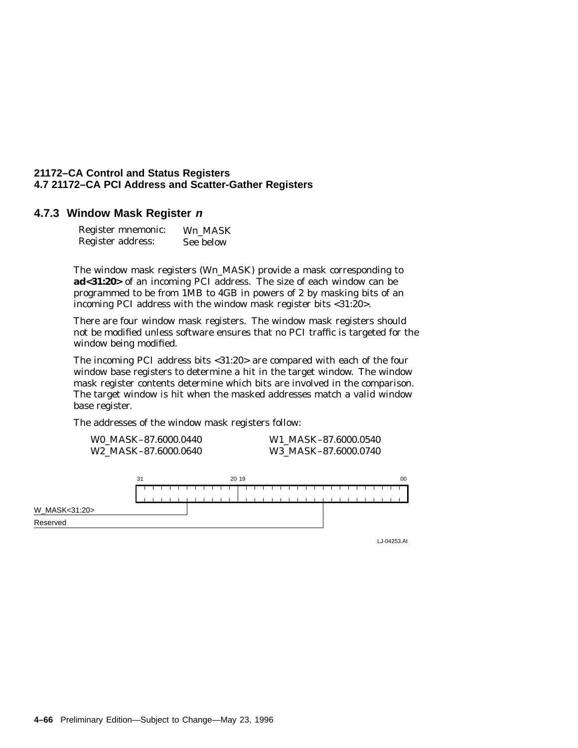### 4.7.3 Window Mask Register *n*

Register mnemonic: Wn_MASK
Register address: See below

The window mask registers (Wn_MASK) provide a mask corresponding to **ad<31:20>** of an incoming PCI address. The size of each window can be programmed to be from 1MB to 4GB in powers of 2 by masking bits of an incoming PCI address with the window mask register bits <31:20>.

There are four window mask registers. The window mask registers should not be modified unless software ensures that no PCI traffic is targeted for the window being modified.

The incoming PCI address bits <31:20> are compared with each of the four window base registers to determine a hit in the target window. The window mask register contents determine which bits are involved in the comparison. The target window is hit when the masked addresses match a valid window base register.

The addresses of the window mask registers follow:

W0_MASK–87.6000.0440    W1_MASK–87.6000.0540
W2_MASK–87.6000.0640    W3_MASK–87.6000.0740

| Bits | Field |
|---|---|
| 31:20 | W_MASK<31:20> |
| 19:00 | Reserved |

LJ-04253.AI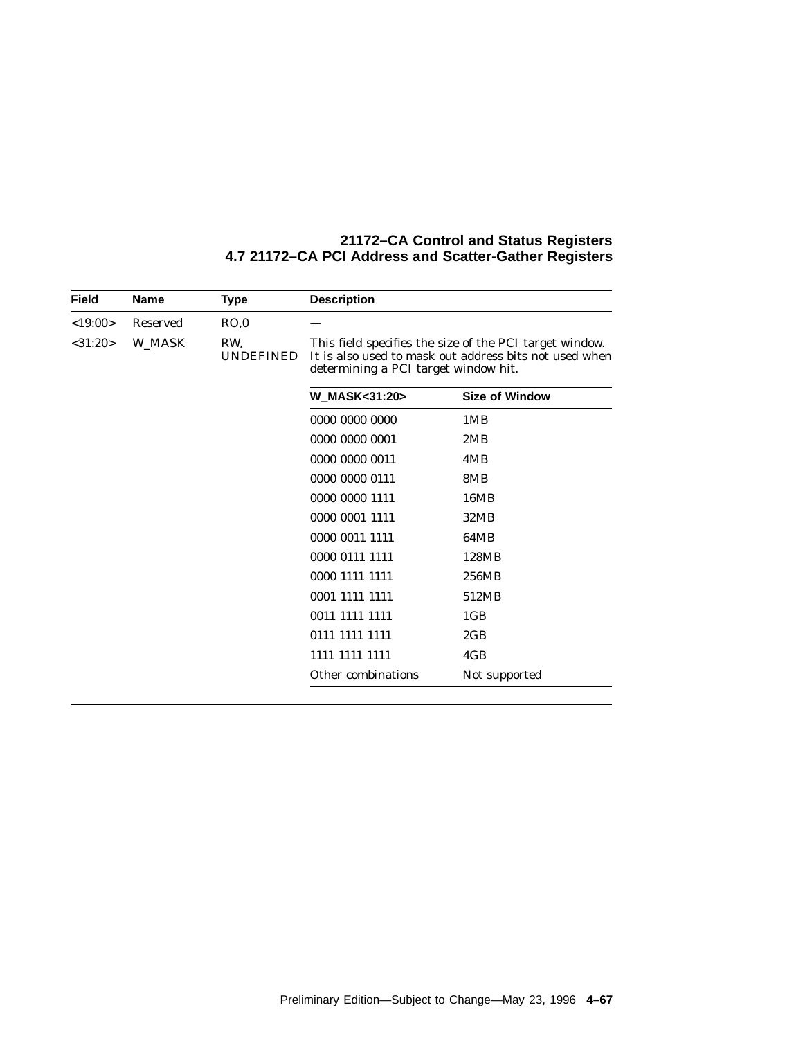| Field | Name | Type | Description |
|---|---|---|---|
| <19:00> | Reserved | RO,0 | — |
| <31:20> | W_MASK | RW, UNDEFINED | This field specifies the size of the PCI target window. It is also used to mask out address bits not used when determining a PCI target window hit. |

| W_MASK<31:20> | Size of Window |
|---|---|
| 0000 0000 0000 | 1MB |
| 0000 0000 0001 | 2MB |
| 0000 0000 0011 | 4MB |
| 0000 0000 0111 | 8MB |
| 0000 0000 1111 | 16MB |
| 0000 0001 1111 | 32MB |
| 0000 0011 1111 | 64MB |
| 0000 0111 1111 | 128MB |
| 0000 1111 1111 | 256MB |
| 0001 1111 1111 | 512MB |
| 0011 1111 1111 | 1GB |
| 0111 1111 1111 | 2GB |
| 1111 1111 1111 | 4GB |
| Other combinations | Not supported |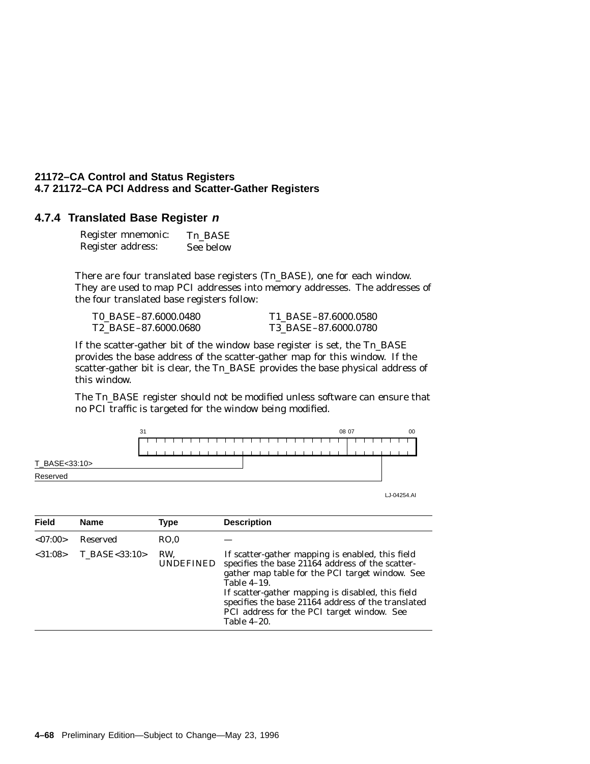### 4.7.4 Translated Base Register *n*

Register mnemonic: Tn_BASE
Register address: See below

There are four translated base registers (Tn_BASE), one for each window. They are used to map PCI addresses into memory addresses. The addresses of the four translated base registers follow:

| | |
|---|---|
| T0_BASE–87.6000.0480 | T1_BASE–87.6000.0580 |
| T2_BASE–87.6000.0680 | T3_BASE–87.6000.0780 |

If the scatter-gather bit of the window base register is set, the Tn_BASE provides the base address of the scatter-gather map for this window. If the scatter-gather bit is clear, the Tn_BASE provides the base physical address of this window.

The Tn_BASE register should not be modified unless software can ensure that no PCI traffic is targeted for the window being modified.

```
 31                                08 07             00
+------------------------------------+----------------+
|                                    |                |
+------------------------------------+----------------+
T_BASE<33:10>
Reserved
```

LJ-04254.AI

| Field | Name | Type | Description |
|---|---|---|---|
| <07:00> | Reserved | RO,0 | — |
| <31:08> | T_BASE<33:10> | RW, UNDEFINED | If scatter-gather mapping is enabled, this field specifies the base 21164 address of the scatter-gather map table for the PCI target window. See Table 4–19.<br>If scatter-gather mapping is disabled, this field specifies the base 21164 address of the translated PCI address for the PCI target window. See Table 4–20. |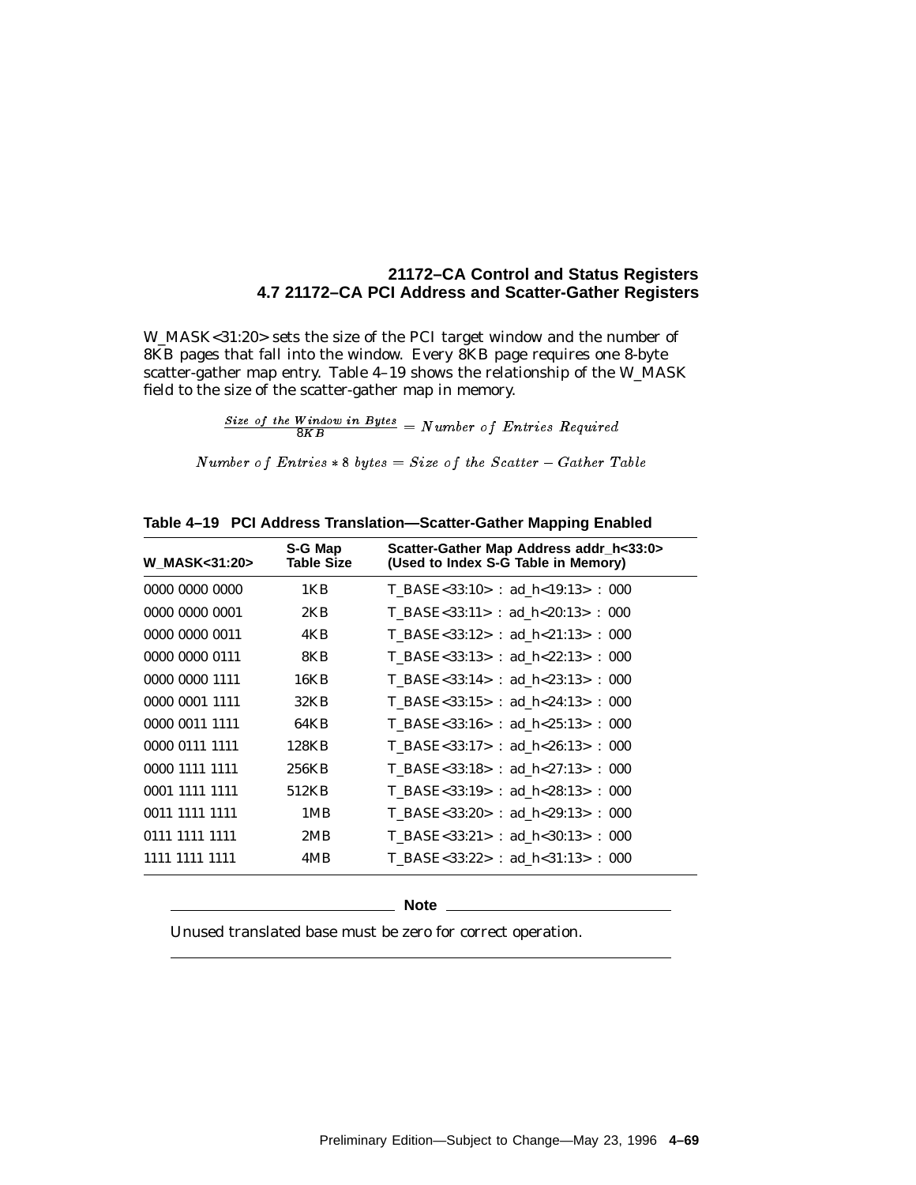W_MASK<31:20> sets the size of the PCI target window and the number of 8KB pages that fall into the window. Every 8KB page requires one 8-byte scatter-gather map entry. Table 4–19 shows the relationship of the W_MASK field to the size of the scatter-gather map in memory.

$$\frac{Size\ of\ the\ Window\ in\ Bytes}{8KB} = Number\ of\ Entries\ Required$$

$$Number\ of\ Entries * 8\ bytes = Size\ of\ the\ Scatter - Gather\ Table$$

**Table 4–19 PCI Address Translation—Scatter-Gather Mapping Enabled**

| W_MASK<31:20> | S-G Map Table Size | Scatter-Gather Map Address addr_h<33:0> (Used to Index S-G Table in Memory) |
|---|---|---|
| 0000 0000 0000 | 1KB | T_BASE<33:10> : ad_h<19:13> : 000 |
| 0000 0000 0001 | 2KB | T_BASE<33:11> : ad_h<20:13> : 000 |
| 0000 0000 0011 | 4KB | T_BASE<33:12> : ad_h<21:13> : 000 |
| 0000 0000 0111 | 8KB | T_BASE<33:13> : ad_h<22:13> : 000 |
| 0000 0000 1111 | 16KB | T_BASE<33:14> : ad_h<23:13> : 000 |
| 0000 0001 1111 | 32KB | T_BASE<33:15> : ad_h<24:13> : 000 |
| 0000 0011 1111 | 64KB | T_BASE<33:16> : ad_h<25:13> : 000 |
| 0000 0111 1111 | 128KB | T_BASE<33:17> : ad_h<26:13> : 000 |
| 0000 1111 1111 | 256KB | T_BASE<33:18> : ad_h<27:13> : 000 |
| 0001 1111 1111 | 512KB | T_BASE<33:19> : ad_h<28:13> : 000 |
| 0011 1111 1111 | 1MB | T_BASE<33:20> : ad_h<29:13> : 000 |
| 0111 1111 1111 | 2MB | T_BASE<33:21> : ad_h<30:13> : 000 |
| 1111 1111 1111 | 4MB | T_BASE<33:22> : ad_h<31:13> : 000 |

**Note**

Unused translated base must be zero for correct operation.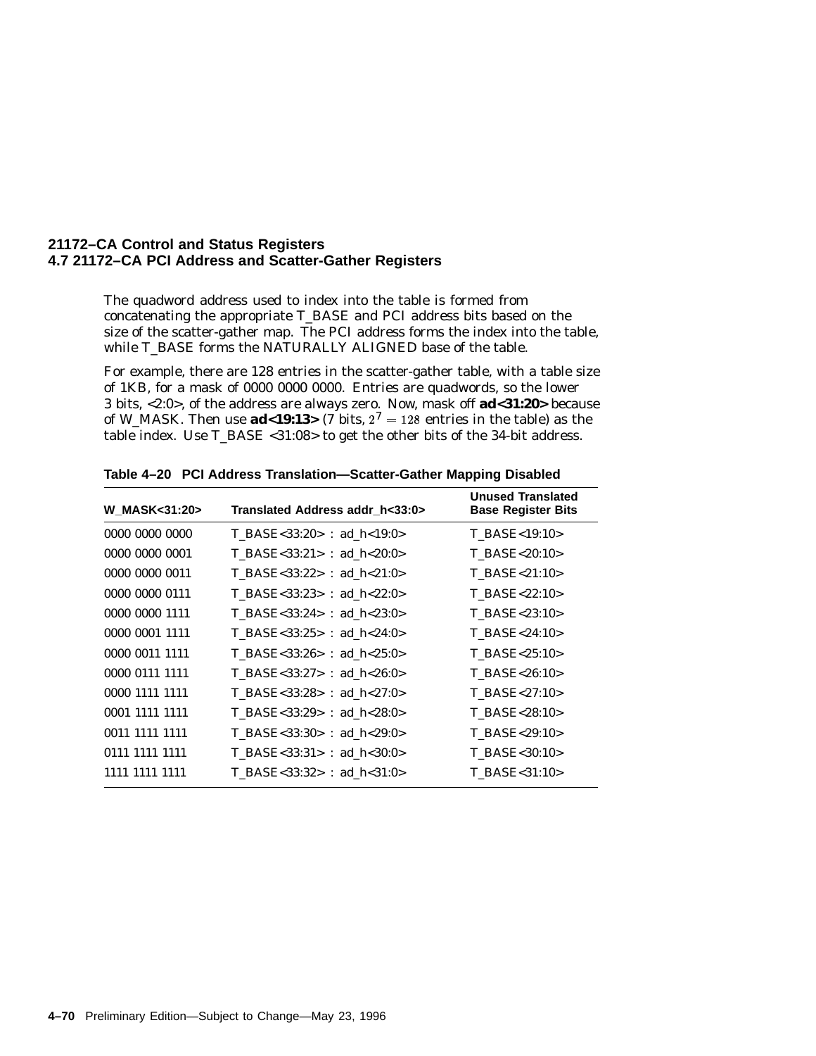The quadword address used to index into the table is formed from concatenating the appropriate T_BASE and PCI address bits based on the size of the scatter-gather map. The PCI address forms the index into the table, while T_BASE forms the NATURALLY ALIGNED base of the table.

For example, there are 128 entries in the scatter-gather table, with a table size of 1KB, for a mask of 0000 0000 0000. Entries are quadwords, so the lower 3 bits, <2:0>, of the address are always zero. Now, mask off **ad<31:20>** because of W_MASK. Then use **ad<19:13>** (7 bits, $2^7 = 128$ entries in the table) as the table index. Use T_BASE <31:08> to get the other bits of the 34-bit address.

**Table 4–20 PCI Address Translation—Scatter-Gather Mapping Disabled**

| W_MASK<31:20> | Translated Address addr_h<33:0> | Unused Translated Base Register Bits |
|---|---|---|
| 0000 0000 0000 | T_BASE<33:20> : ad_h<19:0> | T_BASE<19:10> |
| 0000 0000 0001 | T_BASE<33:21> : ad_h<20:0> | T_BASE<20:10> |
| 0000 0000 0011 | T_BASE<33:22> : ad_h<21:0> | T_BASE<21:10> |
| 0000 0000 0111 | T_BASE<33:23> : ad_h<22:0> | T_BASE<22:10> |
| 0000 0000 1111 | T_BASE<33:24> : ad_h<23:0> | T_BASE<23:10> |
| 0000 0001 1111 | T_BASE<33:25> : ad_h<24:0> | T_BASE<24:10> |
| 0000 0011 1111 | T_BASE<33:26> : ad_h<25:0> | T_BASE<25:10> |
| 0000 0111 1111 | T_BASE<33:27> : ad_h<26:0> | T_BASE<26:10> |
| 0000 1111 1111 | T_BASE<33:28> : ad_h<27:0> | T_BASE<27:10> |
| 0001 1111 1111 | T_BASE<33:29> : ad_h<28:0> | T_BASE<28:10> |
| 0011 1111 1111 | T_BASE<33:30> : ad_h<29:0> | T_BASE<29:10> |
| 0111 1111 1111 | T_BASE<33:31> : ad_h<30:0> | T_BASE<30:10> |
| 1111 1111 1111 | T_BASE<33:32> : ad_h<31:0> | T_BASE<31:10> |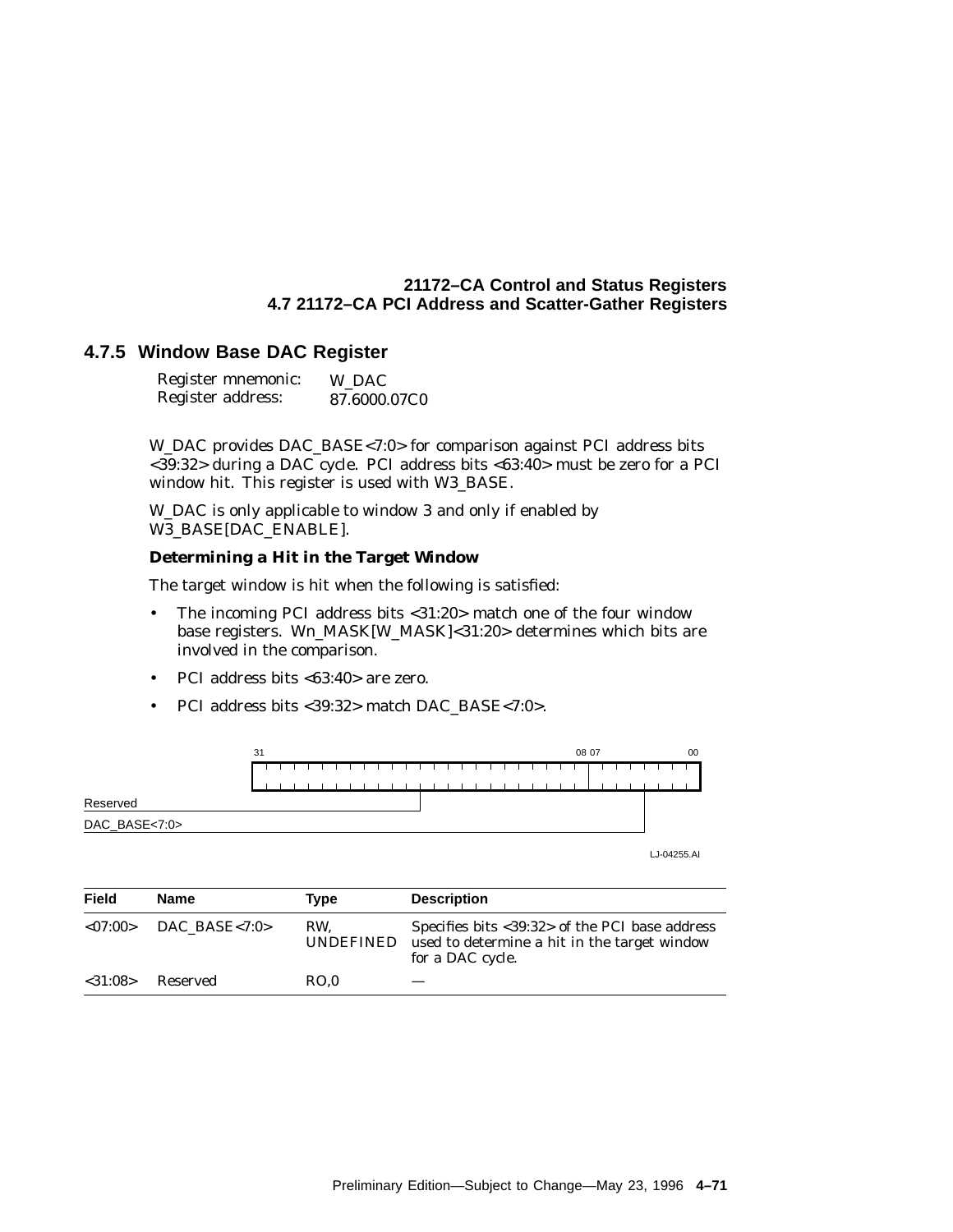### 4.7.5 Window Base DAC Register

Register mnemonic: W_DAC
Register address: 87.6000.07C0

W_DAC provides DAC_BASE<7:0> for comparison against PCI address bits <39:32> during a DAC cycle. PCI address bits <63:40> must be zero for a PCI window hit. This register is used with W3_BASE.

W_DAC is only applicable to window 3 and only if enabled by W3_BASE[DAC_ENABLE].

**Determining a Hit in the Target Window**

The target window is hit when the following is satisfied:

- The incoming PCI address bits <31:20> match one of the four window base registers. Wn_MASK[W_MASK]<31:20> determines which bits are involved in the comparison.
- PCI address bits <63:40> are zero.
- PCI address bits <39:32> match DAC_BASE<7:0>.

```
 31                                          08 07        00
+----------------------------------------------+-----------+
|                                              |           |
+----------------------------------------------+-----------+
Reserved ---------------------+                      |
DAC_BASE<7:0> -----------------------------------------+
```

LJ-04255.AI

| Field | Name | Type | Description |
|---|---|---|---|
| <07:00> | DAC_BASE<7:0> | RW, UNDEFINED | Specifies bits <39:32> of the PCI base address used to determine a hit in the target window for a DAC cycle. |
| <31:08> | Reserved | RO,0 | — |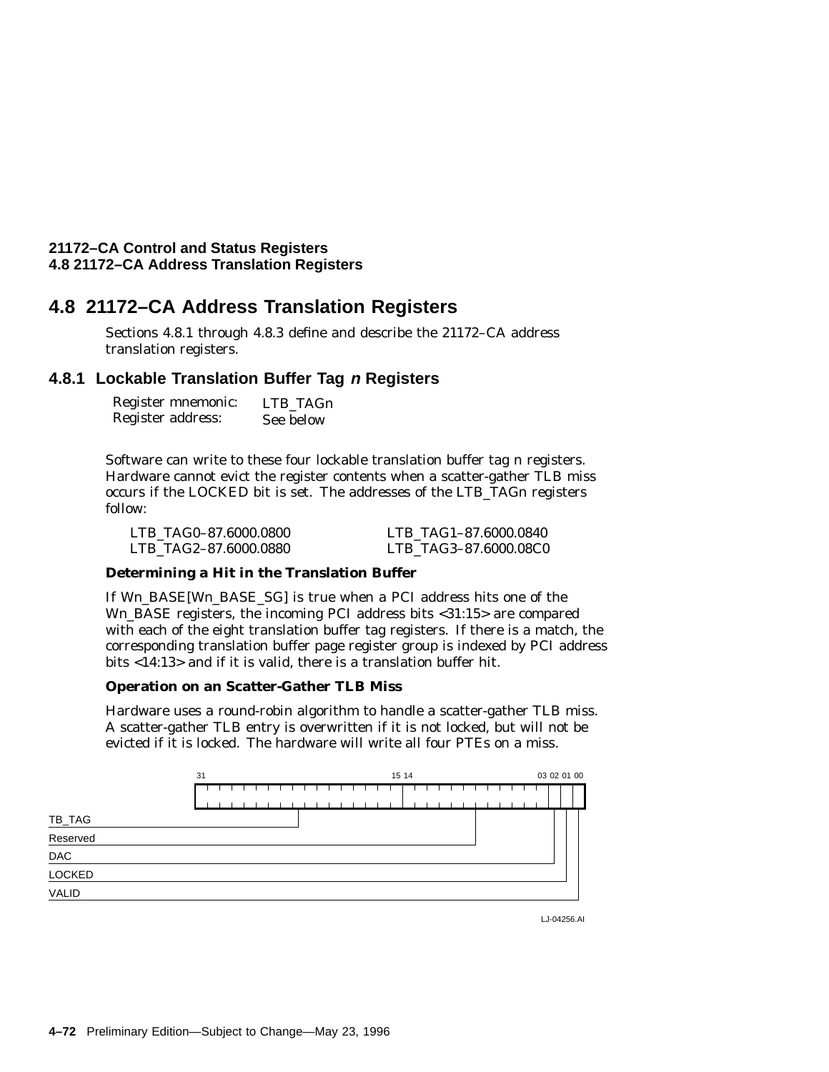## 4.8 21172–CA Address Translation Registers

Sections 4.8.1 through 4.8.3 define and describe the 21172–CA address translation registers.

### 4.8.1 Lockable Translation Buffer Tag *n* Registers

Register mnemonic: LTB_TAGn
Register address: See below

Software can write to these four lockable translation buffer tag n registers. Hardware cannot evict the register contents when a scatter-gather TLB miss occurs if the LOCKED bit is set. The addresses of the LTB_TAGn registers follow:

LTB_TAG0–87.6000.0800 LTB_TAG1–87.6000.0840
LTB_TAG2–87.6000.0880 LTB_TAG3–87.6000.08C0

**Determining a Hit in the Translation Buffer**

If Wn_BASE[Wn_BASE_SG] is true when a PCI address hits one of the Wn_BASE registers, the incoming PCI address bits <31:15> are compared with each of the eight translation buffer tag registers. If there is a match, the corresponding translation buffer page register group is indexed by PCI address bits <14:13> and if it is valid, there is a translation buffer hit.

**Operation on an Scatter-Gather TLB Miss**

Hardware uses a round-robin algorithm to handle a scatter-gather TLB miss. A scatter-gather TLB entry is overwritten if it is not locked, but will not be evicted if it is locked. The hardware will write all four PTEs on a miss.

| Bits | Field |
|---|---|
| 31:15 | TB_TAG |
| 14:03 | Reserved |
| 02 | DAC |
| 01 | LOCKED |
| 00 | VALID |

LJ-04256.AI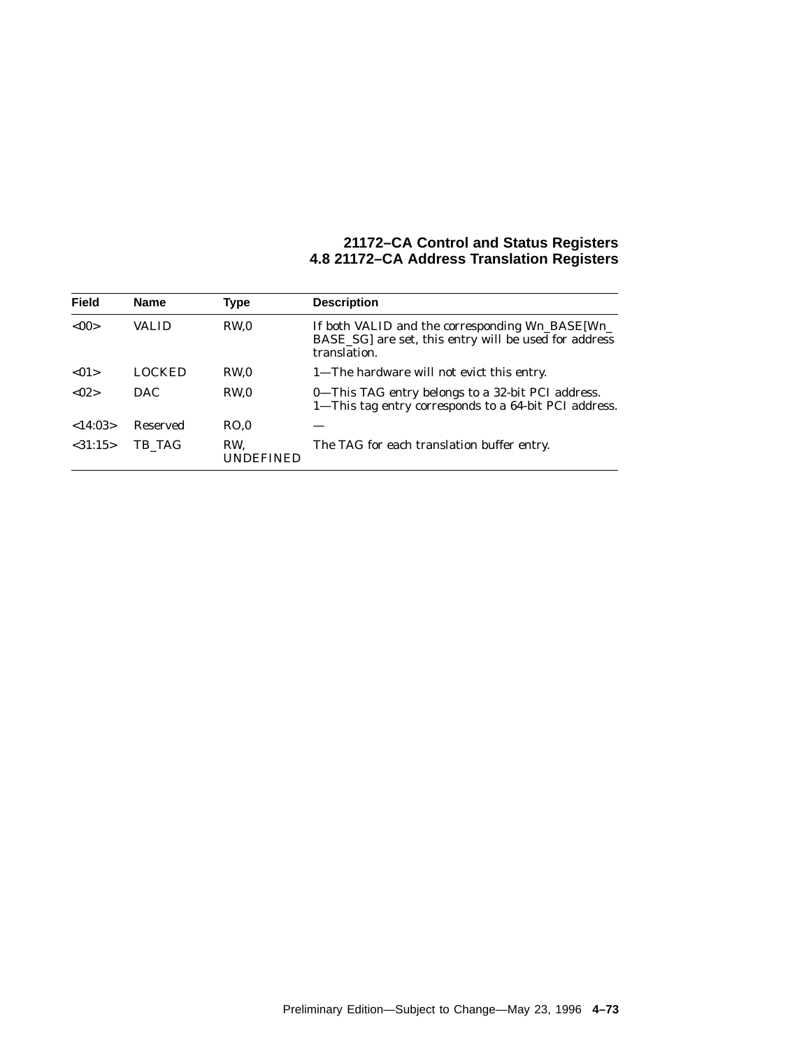| Field | Name | Type | Description |
| --- | --- | --- | --- |
| <00> | VALID | RW,0 | If both VALID and the corresponding Wn_BASE[Wn_BASE_SG] are set, this entry will be used for address translation. |
| <01> | LOCKED | RW,0 | 1—The hardware will not evict this entry. |
| <02> | DAC | RW,0 | 0—This TAG entry belongs to a 32-bit PCI address.<br>1—This tag entry corresponds to a 64-bit PCI address. |
| <14:03> | Reserved | RO,0 | — |
| <31:15> | TB_TAG | RW, UNDEFINED | The TAG for each translation buffer entry. |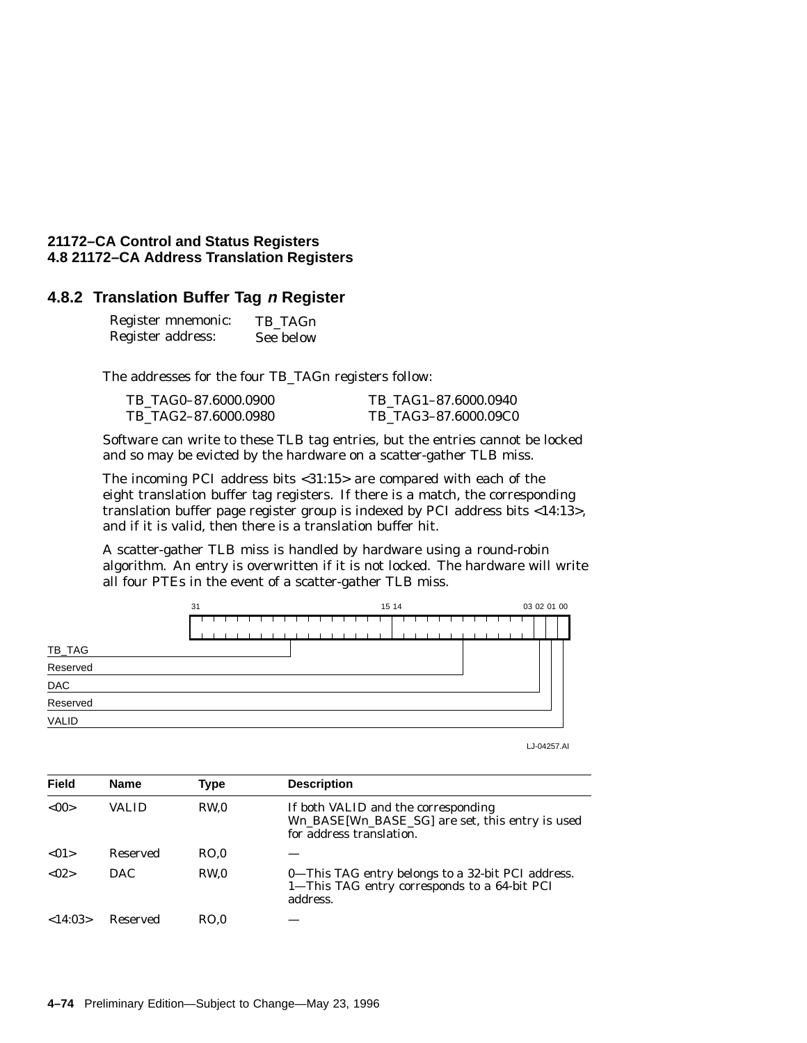### 4.8.2 Translation Buffer Tag *n* Register

Register mnemonic: TB_TAGn
Register address: See below

The addresses for the four TB_TAGn registers follow:

| | |
|---|---|
| TB_TAG0–87.6000.0900 | TB_TAG1–87.6000.0940 |
| TB_TAG2–87.6000.0980 | TB_TAG3–87.6000.09C0 |

Software can write to these TLB tag entries, but the entries cannot be locked and so may be evicted by the hardware on a scatter-gather TLB miss.

The incoming PCI address bits <31:15> are compared with each of the eight translation buffer tag registers. If there is a match, the corresponding translation buffer page register group is indexed by PCI address bits <14:13>, and if it is valid, then there is a translation buffer hit.

A scatter-gather TLB miss is handled by hardware using a round-robin algorithm. An entry is overwritten if it is not locked. The hardware will write all four PTEs in the event of a scatter-gather TLB miss.

```
 31                          15 14                    03 02 01 00
+------------------------------+------------------------+--+--+--+
|                              |                        |  |  |  |
+------------------------------+------------------------+--+--+--+
TB_TAG ---------------|                                  |  |  |
Reserved -----------------------------------------|      |  |  |
DAC -----------------------------------------------------|  |  |
Reserved ---------------------------------------------------|  |
VALID ---------------------------------------------------------|
```

LJ-04257.AI

| Field | Name | Type | Description |
|---|---|---|---|
| <00> | VALID | RW,0 | If both VALID and the corresponding Wn_BASE[Wn_BASE_SG] are set, this entry is used for address translation. |
| <01> | Reserved | RO,0 | — |
| <02> | DAC | RW,0 | 0—This TAG entry belongs to a 32-bit PCI address.<br>1—This TAG entry corresponds to a 64-bit PCI address. |
| <14:03> | Reserved | RO,0 | — |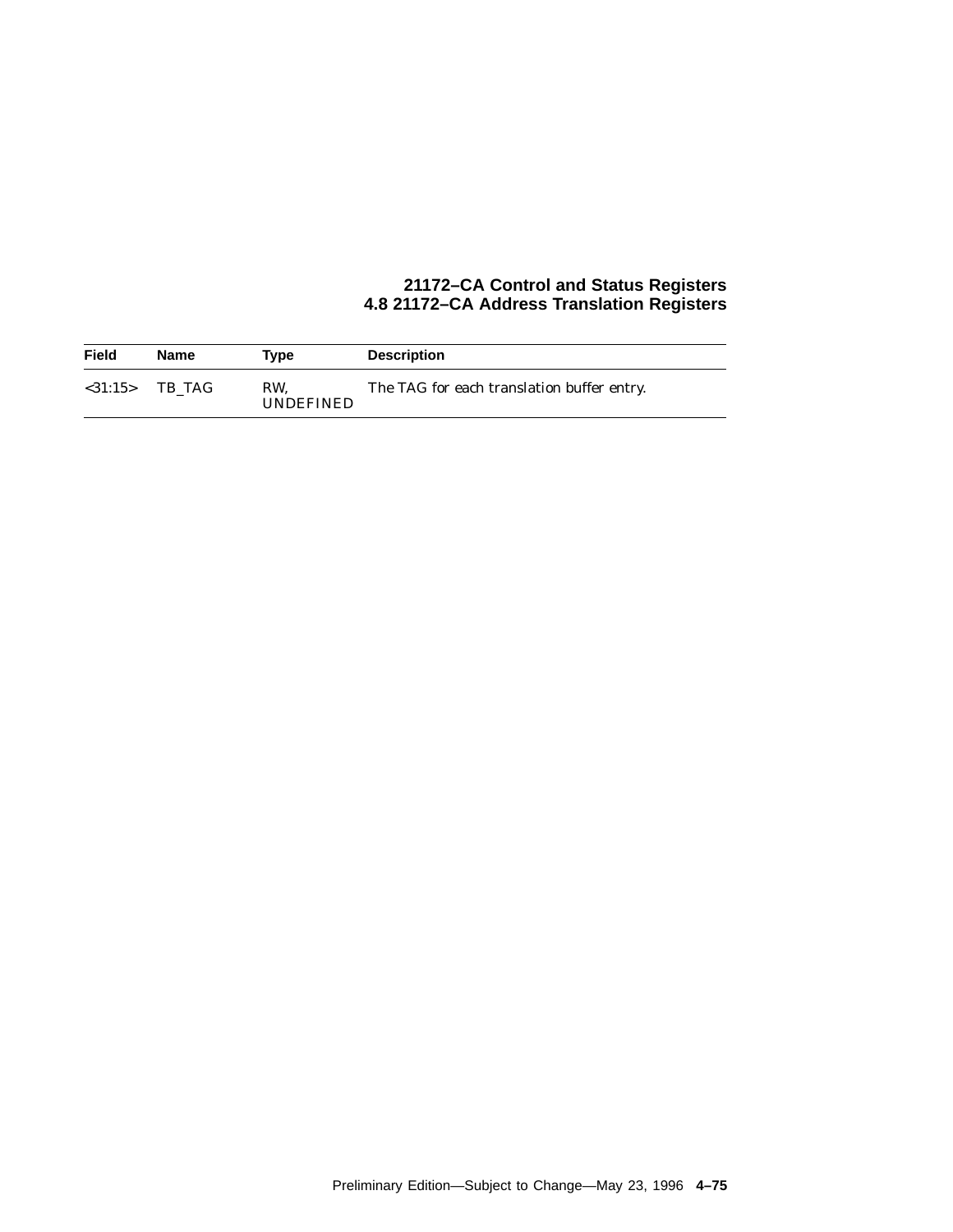| Field | Name | Type | Description |
|---|---|---|---|
| <31:15> | TB_TAG | RW, UNDEFINED | The TAG for each translation buffer entry. |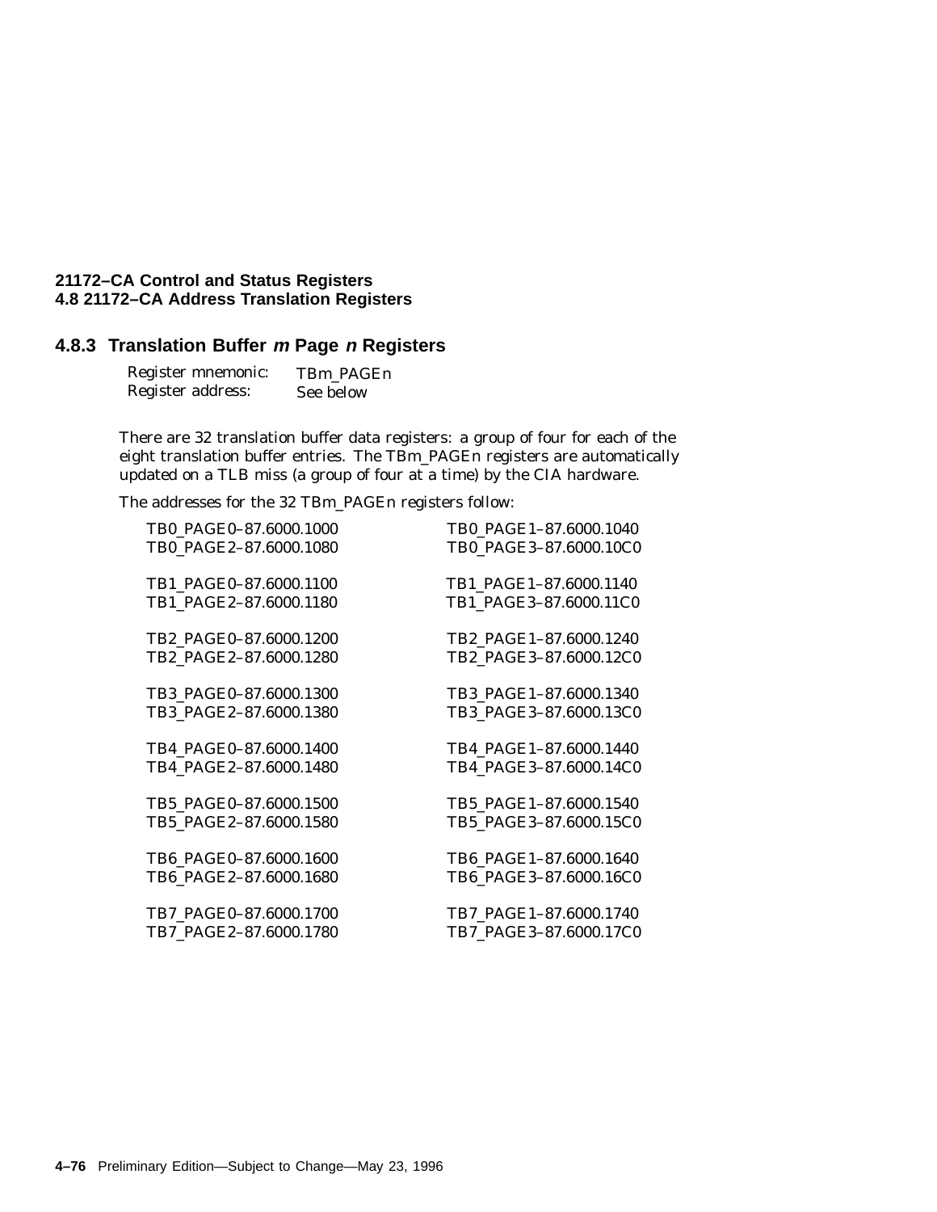### 4.8.3 Translation Buffer *m* Page *n* Registers

Register mnemonic: TBm_PAGEn
Register address: See below

There are 32 translation buffer data registers: a group of four for each of the eight translation buffer entries. The TBm_PAGEn registers are automatically updated on a TLB miss (a group of four at a time) by the CIA hardware.

The addresses for the 32 TBm_PAGEn registers follow:

| | |
|---|---|
| TB0_PAGE0–87.6000.1000 | TB0_PAGE1–87.6000.1040 |
| TB0_PAGE2–87.6000.1080 | TB0_PAGE3–87.6000.10C0 |
| TB1_PAGE0–87.6000.1100 | TB1_PAGE1–87.6000.1140 |
| TB1_PAGE2–87.6000.1180 | TB1_PAGE3–87.6000.11C0 |
| TB2_PAGE0–87.6000.1200 | TB2_PAGE1–87.6000.1240 |
| TB2_PAGE2–87.6000.1280 | TB2_PAGE3–87.6000.12C0 |
| TB3_PAGE0–87.6000.1300 | TB3_PAGE1–87.6000.1340 |
| TB3_PAGE2–87.6000.1380 | TB3_PAGE3–87.6000.13C0 |
| TB4_PAGE0–87.6000.1400 | TB4_PAGE1–87.6000.1440 |
| TB4_PAGE2–87.6000.1480 | TB4_PAGE3–87.6000.14C0 |
| TB5_PAGE0–87.6000.1500 | TB5_PAGE1–87.6000.1540 |
| TB5_PAGE2–87.6000.1580 | TB5_PAGE3–87.6000.15C0 |
| TB6_PAGE0–87.6000.1600 | TB6_PAGE1–87.6000.1640 |
| TB6_PAGE2–87.6000.1680 | TB6_PAGE3–87.6000.16C0 |
| TB7_PAGE0–87.6000.1700 | TB7_PAGE1–87.6000.1740 |
| TB7_PAGE2–87.6000.1780 | TB7_PAGE3–87.6000.17C0 |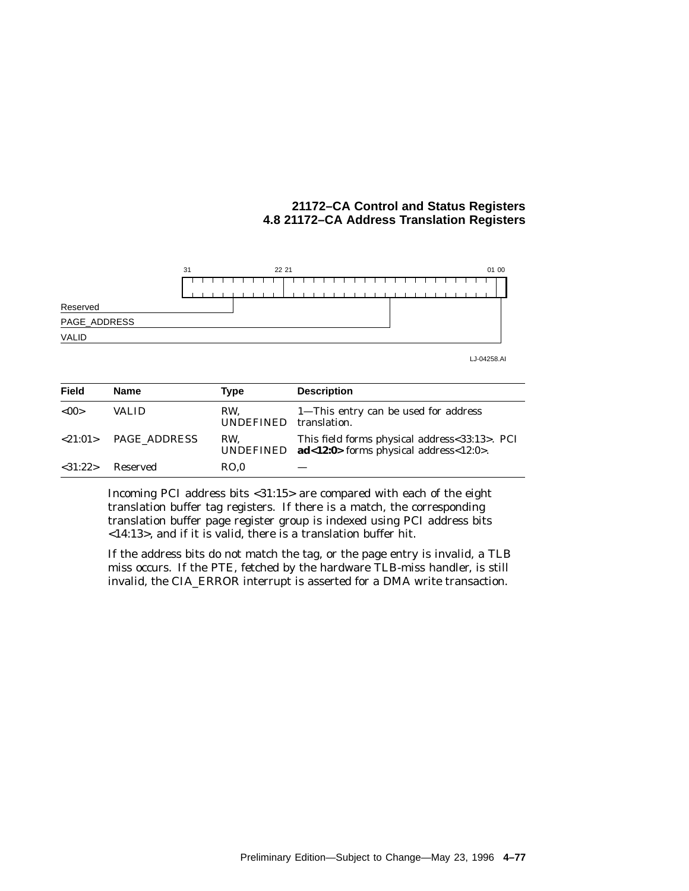31 22 21 01 00

Reserved

PAGE_ADDRESS

VALID

LJ-04258.AI

| Field | Name | Type | Description |
|---|---|---|---|
| <00> | VALID | RW, UNDEFINED | 1—This entry can be used for address translation. |
| <21:01> | PAGE_ADDRESS | RW, UNDEFINED | This field forms physical address<33:13>. PCI **ad<12:0>** forms physical address<12:0>. |
| <31:22> | Reserved | RO,0 | — |

Incoming PCI address bits <31:15> are compared with each of the eight translation buffer tag registers. If there is a match, the corresponding translation buffer page register group is indexed using PCI address bits <14:13>, and if it is valid, there is a translation buffer hit.

If the address bits do not match the tag, or the page entry is invalid, a TLB miss occurs. If the PTE, fetched by the hardware TLB-miss handler, is still invalid, the CIA_ERROR interrupt is asserted for a DMA write transaction.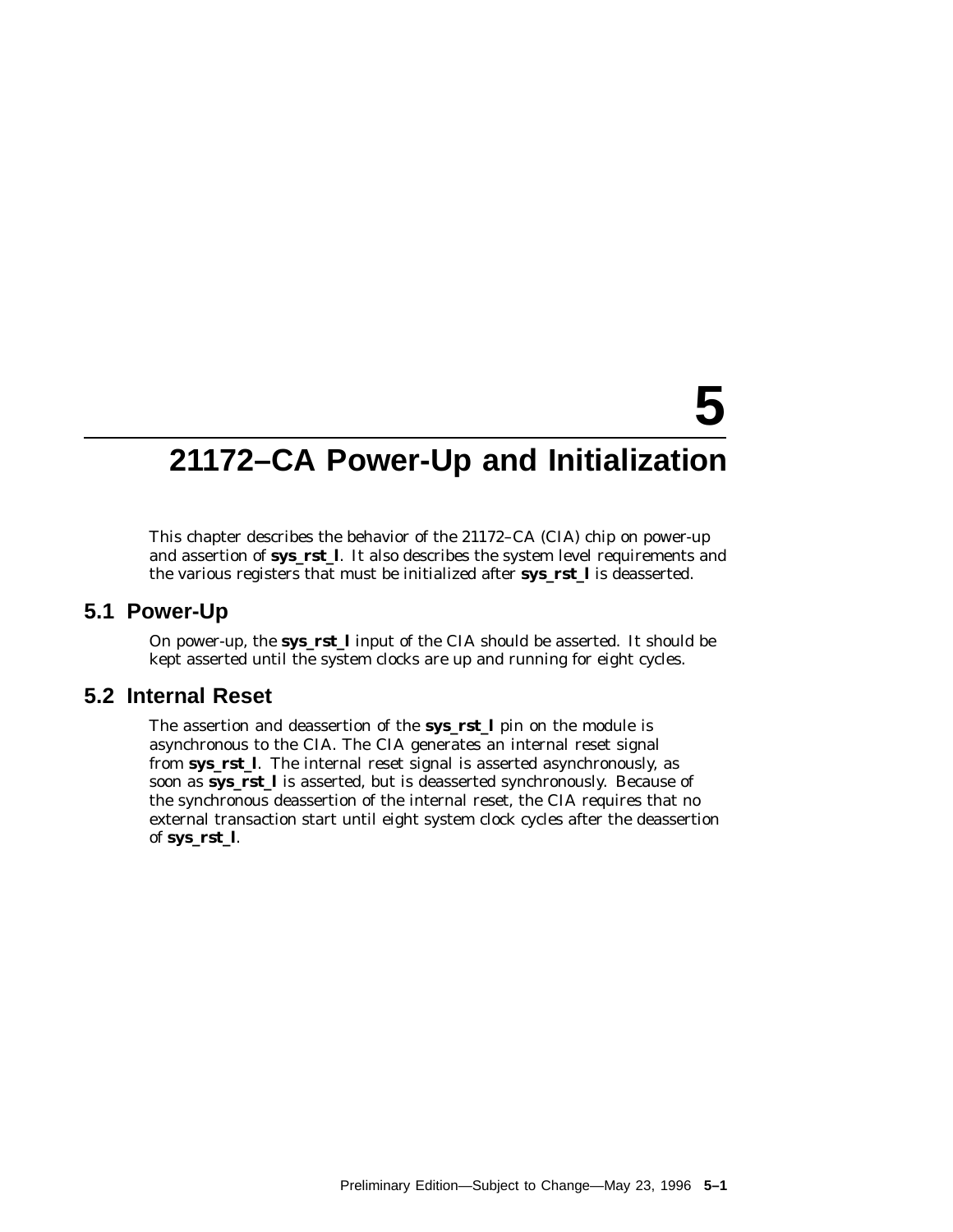# 5

# 21172–CA Power-Up and Initialization

This chapter describes the behavior of the 21172–CA (CIA) chip on power-up and assertion of **sys_rst_l**. It also describes the system level requirements and the various registers that must be initialized after **sys_rst_l** is deasserted.

## 5.1 Power-Up

On power-up, the **sys_rst_l** input of the CIA should be asserted. It should be kept asserted until the system clocks are up and running for eight cycles.

## 5.2 Internal Reset

The assertion and deassertion of the **sys_rst_l** pin on the module is asynchronous to the CIA. The CIA generates an internal reset signal from **sys_rst_l**. The internal reset signal is asserted asynchronously, as soon as **sys_rst_l** is asserted, but is deasserted synchronously. Because of the synchronous deassertion of the internal reset, the CIA requires that no external transaction start until eight system clock cycles after the deassertion of **sys_rst_l**.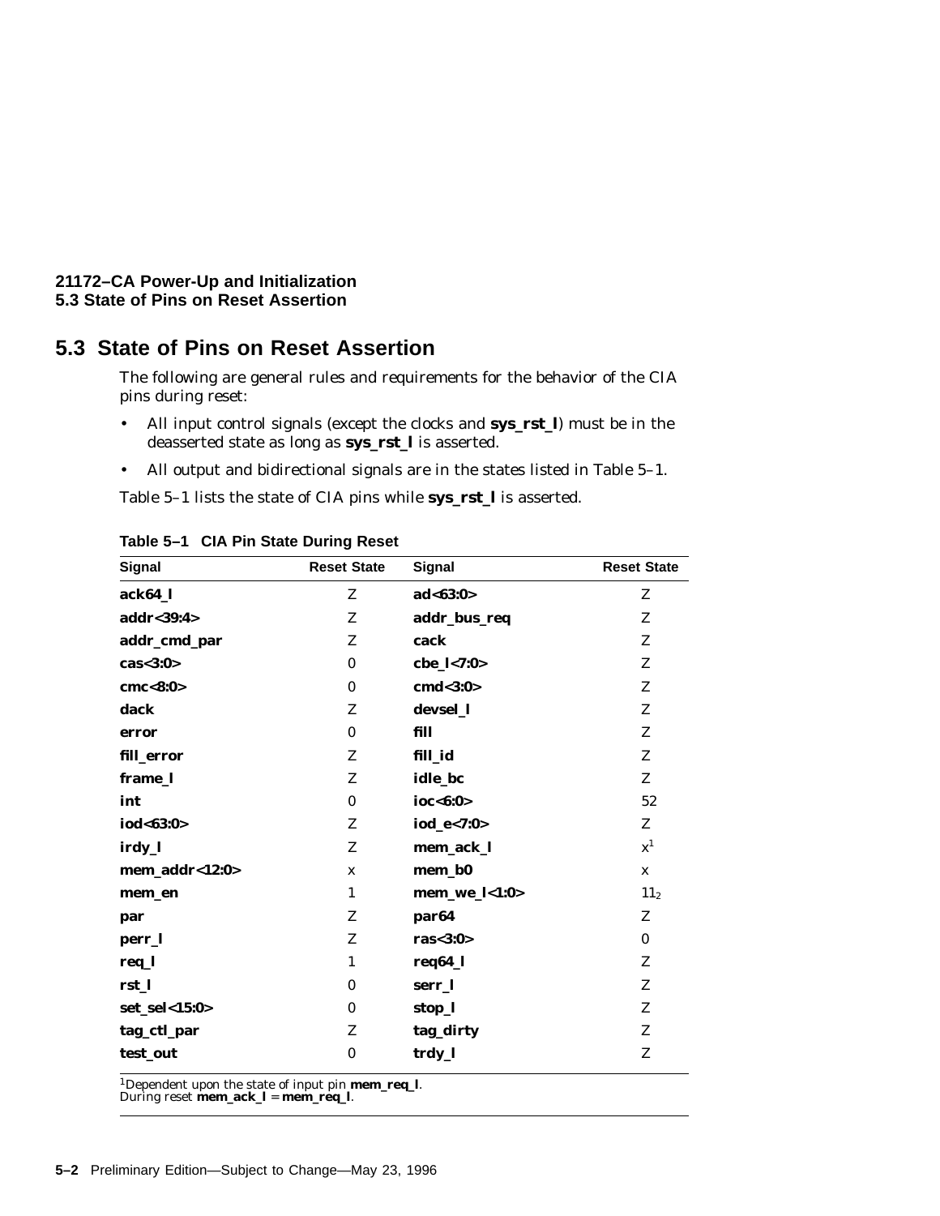## 5.3 State of Pins on Reset Assertion

The following are general rules and requirements for the behavior of the CIA pins during reset:

- All input control signals (except the clocks and **sys_rst_l**) must be in the deasserted state as long as **sys_rst_l** is asserted.
- All output and bidirectional signals are in the states listed in Table 5–1.

Table 5–1 lists the state of CIA pins while **sys_rst_l** is asserted.

**Table 5–1 CIA Pin State During Reset**

| Signal | Reset State | Signal | Reset State |
|---|---|---|---|
| **ack64_l** | Z | **ad<63:0>** | Z |
| **addr<39:4>** | Z | **addr_bus_req** | Z |
| **addr_cmd_par** | Z | **cack** | Z |
| **cas<3:0>** | 0 | **cbe_l<7:0>** | Z |
| **cmc<8:0>** | 0 | **cmd<3:0>** | Z |
| **dack** | Z | **devsel_l** | Z |
| **error** | 0 | **fill** | Z |
| **fill_error** | Z | **fill_id** | Z |
| **frame_l** | Z | **idle_bc** | Z |
| **int** | 0 | **ioc<6:0>** | 52 |
| **iod<63:0>** | Z | **iod_e<7:0>** | Z |
| **irdy_l** | Z | **mem_ack_l** | x[1] |
| **mem_addr<12:0>** | x | **mem_b0** | x |
| **mem_en** | 1 | **mem_we_l<1:0>** | $11_2$ |
| **par** | Z | **par64** | Z |
| **perr_l** | Z | **ras<3:0>** | 0 |
| **req_l** | 1 | **req64_l** | Z |
| **rst_l** | 0 | **serr_l** | Z |
| **set_sel<15:0>** | 0 | **stop_l** | Z |
| **tag_ctl_par** | Z | **tag_dirty** | Z |
| **test_out** | 0 | **trdy_l** | Z |

[1]Dependent upon the state of input pin **mem_req_l**.
During reset **mem_ack_l** = **mem_req_l**.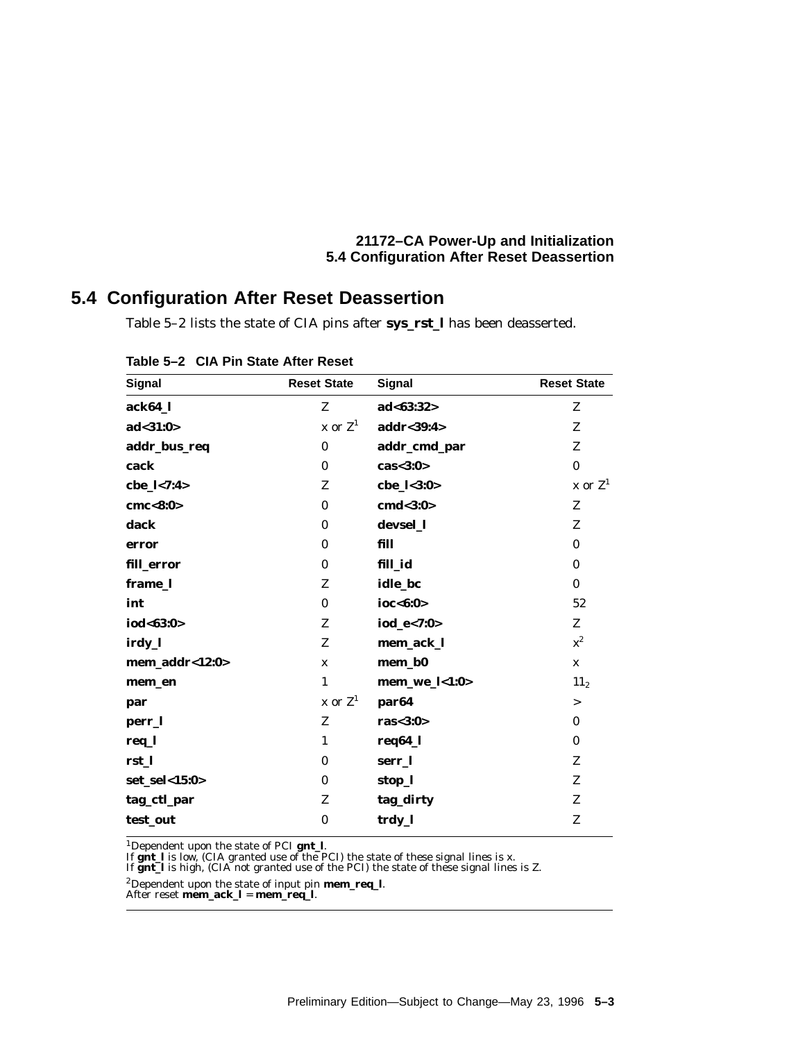## 5.4 Configuration After Reset Deassertion

Table 5–2 lists the state of CIA pins after **sys_rst_l** has been deasserted.

**Table 5–2 CIA Pin State After Reset**

| Signal | Reset State | Signal | Reset State |
|---|---|---|---|
| **ack64_l** | Z | **ad<63:32>** | Z |
| **ad<31:0>** | x or Z[1] | **addr<39:4>** | Z |
| **addr_bus_req** | 0 | **addr_cmd_par** | Z |
| **cack** | 0 | **cas<3:0>** | 0 |
| **cbe_l<7:4>** | Z | **cbe_l<3:0>** | x or Z[1] |
| **cmc<8:0>** | 0 | **cmd<3:0>** | Z |
| **dack** | 0 | **devsel_l** | Z |
| **error** | 0 | **fill** | 0 |
| **fill_error** | 0 | **fill_id** | 0 |
| **frame_l** | Z | **idle_bc** | 0 |
| **int** | 0 | **ioc<6:0>** | 52 |
| **iod<63:0>** | Z | **iod_e<7:0>** | Z |
| **irdy_l** | Z | **mem_ack_l** | x[2] |
| **mem_addr<12:0>** | x | **mem_b0** | x |
| **mem_en** | 1 | **mem_we_l<1:0>** | $11_2$ |
| **par** | x or Z[1] | **par64** | > |
| **perr_l** | Z | **ras<3:0>** | 0 |
| **req_l** | 1 | **req64_l** | 0 |
| **rst_l** | 0 | **serr_l** | Z |
| **set_sel<15:0>** | 0 | **stop_l** | Z |
| **tag_ctl_par** | Z | **tag_dirty** | Z |
| **test_out** | 0 | **trdy_l** | Z |

[1]Dependent upon the state of PCI **gnt_l**.
If **gnt_l** is low, (CIA granted use of the PCI) the state of these signal lines is x.
If **gnt_l** is high, (CIA not granted use of the PCI) the state of these signal lines is Z.

[2]Dependent upon the state of input pin **mem_req_l**.
After reset **mem_ack_l** = **mem_req_l**.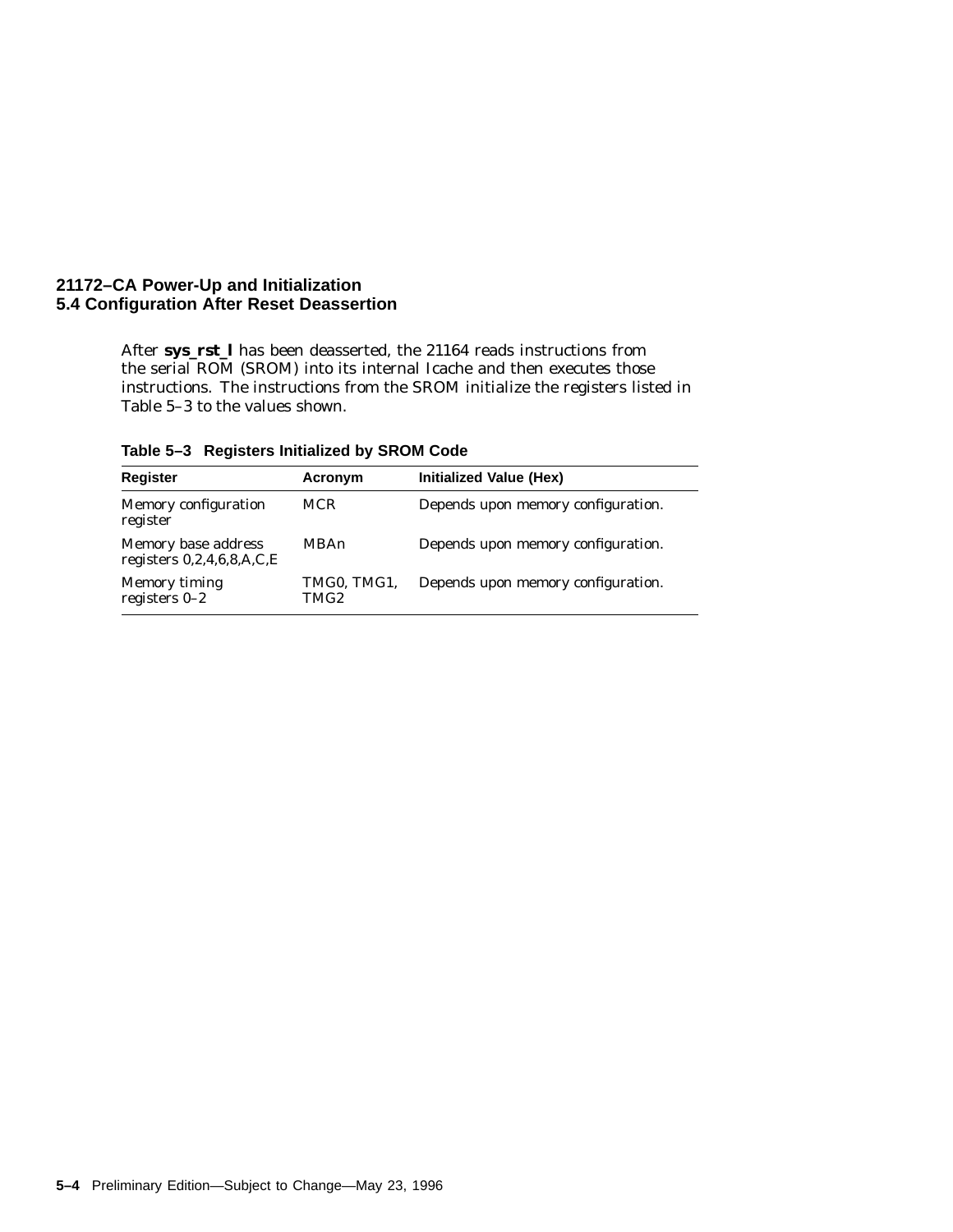## 5.4 Configuration After Reset Deassertion

After **sys_rst_l** has been deasserted, the 21164 reads instructions from the serial ROM (SROM) into its internal Icache and then executes those instructions. The instructions from the SROM initialize the registers listed in Table 5–3 to the values shown.

**Table 5–3 Registers Initialized by SROM Code**

| Register | Acronym | Initialized Value (Hex) |
|---|---|---|
| Memory configuration register | MCR | Depends upon memory configuration. |
| Memory base address registers 0,2,4,6,8,A,C,E | MBAn | Depends upon memory configuration. |
| Memory timing registers 0–2 | TMG0, TMG1, TMG2 | Depends upon memory configuration. |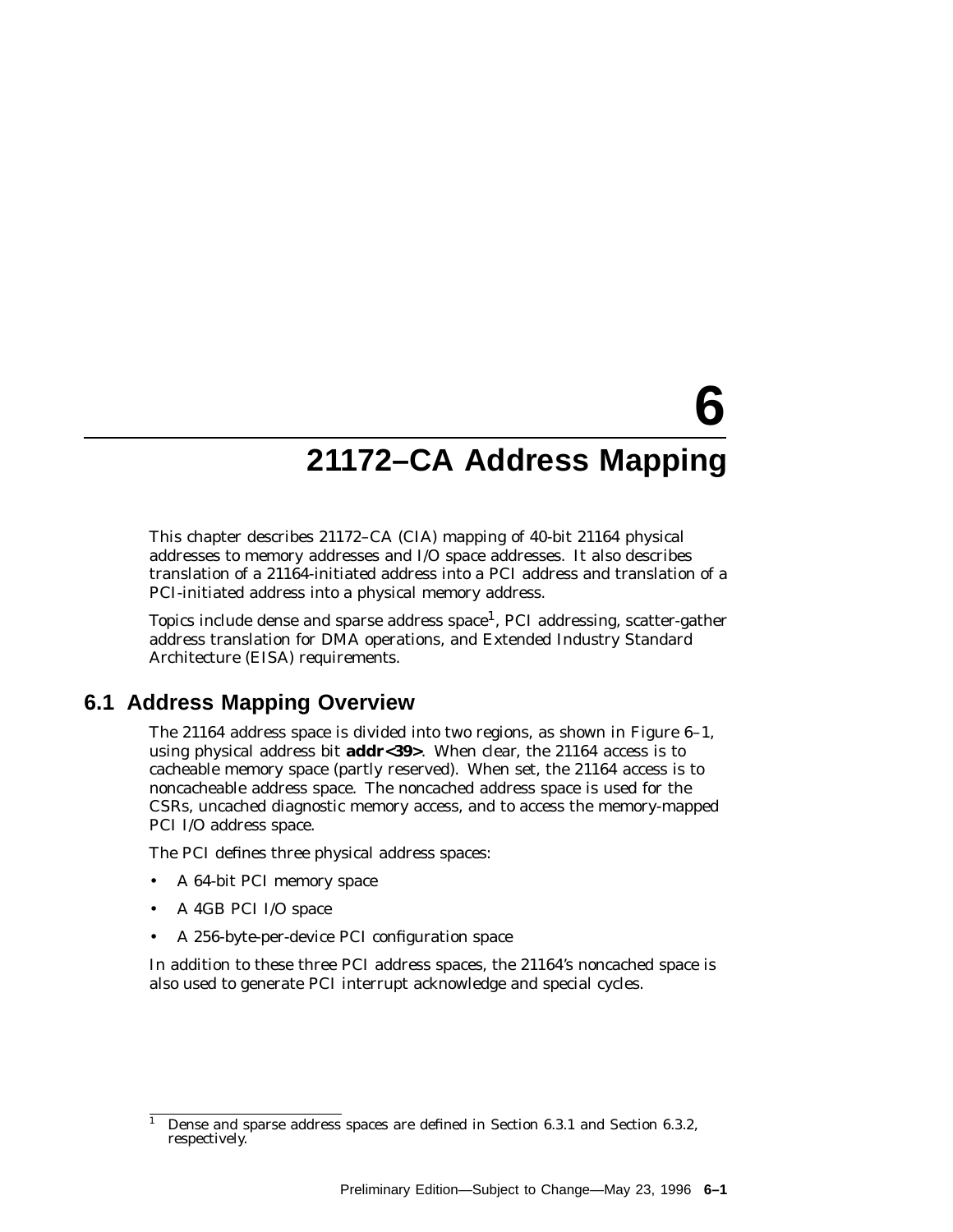# 6 21172–CA Address Mapping

This chapter describes 21172–CA (CIA) mapping of 40-bit 21164 physical addresses to memory addresses and I/O space addresses. It also describes translation of a 21164-initiated address into a PCI address and translation of a PCI-initiated address into a physical memory address.

Topics include dense and sparse address space[1], PCI addressing, scatter-gather address translation for DMA operations, and Extended Industry Standard Architecture (EISA) requirements.

## 6.1 Address Mapping Overview

The 21164 address space is divided into two regions, as shown in Figure 6–1, using physical address bit **addr<39>**. When clear, the 21164 access is to cacheable memory space (partly reserved). When set, the 21164 access is to noncacheable address space. The noncached address space is used for the CSRs, uncached diagnostic memory access, and to access the memory-mapped PCI I/O address space.

The PCI defines three physical address spaces:

- A 64-bit PCI memory space
- A 4GB PCI I/O space
- A 256-byte-per-device PCI configuration space

In addition to these three PCI address spaces, the 21164's noncached space is also used to generate PCI interrupt acknowledge and special cycles.

[1] Dense and sparse address spaces are defined in Section 6.3.1 and Section 6.3.2, respectively.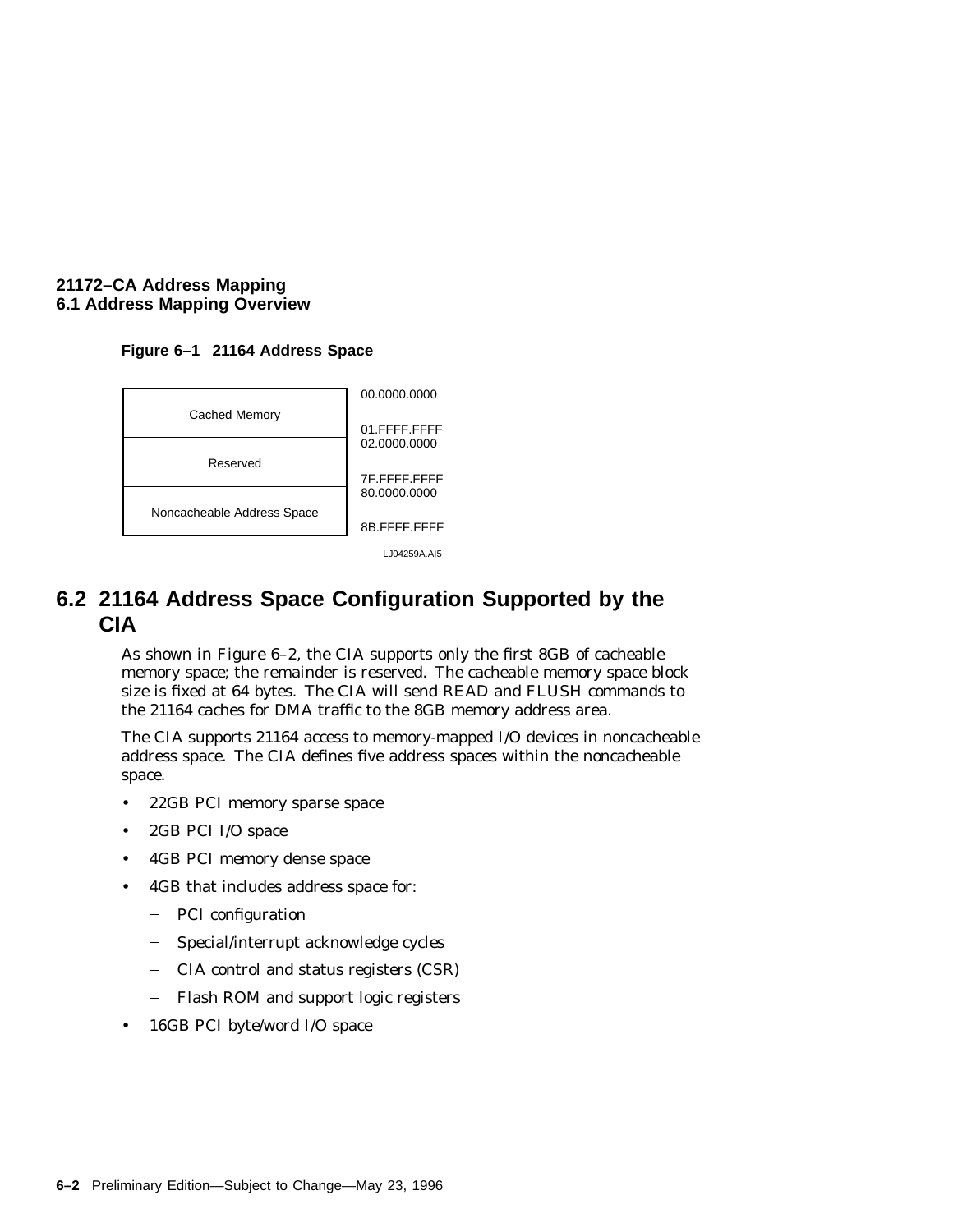**Figure 6–1 21164 Address Space**

| Region | Start Address | End Address |
| --- | --- | --- |
| Cached Memory | 00.0000.0000 | 01.FFFF.FFFF |
| Reserved | 02.0000.0000 | 7F.FFFF.FFFF |
| Noncacheable Address Space | 80.0000.0000 | 8B.FFFF.FFFF |

LJ04259A.AI5

## 6.2 21164 Address Space Configuration Supported by the CIA

As shown in Figure 6–2, the CIA supports only the first 8GB of cacheable memory space; the remainder is reserved. The cacheable memory space block size is fixed at 64 bytes. The CIA will send READ and FLUSH commands to the 21164 caches for DMA traffic to the 8GB memory address area.

The CIA supports 21164 access to memory-mapped I/O devices in noncacheable address space. The CIA defines five address spaces within the noncacheable space.

- 22GB PCI memory sparse space
- 2GB PCI I/O space
- 4GB PCI memory dense space
- 4GB that includes address space for:
  - PCI configuration
  - Special/interrupt acknowledge cycles
  - CIA control and status registers (CSR)
  - Flash ROM and support logic registers
- 16GB PCI byte/word I/O space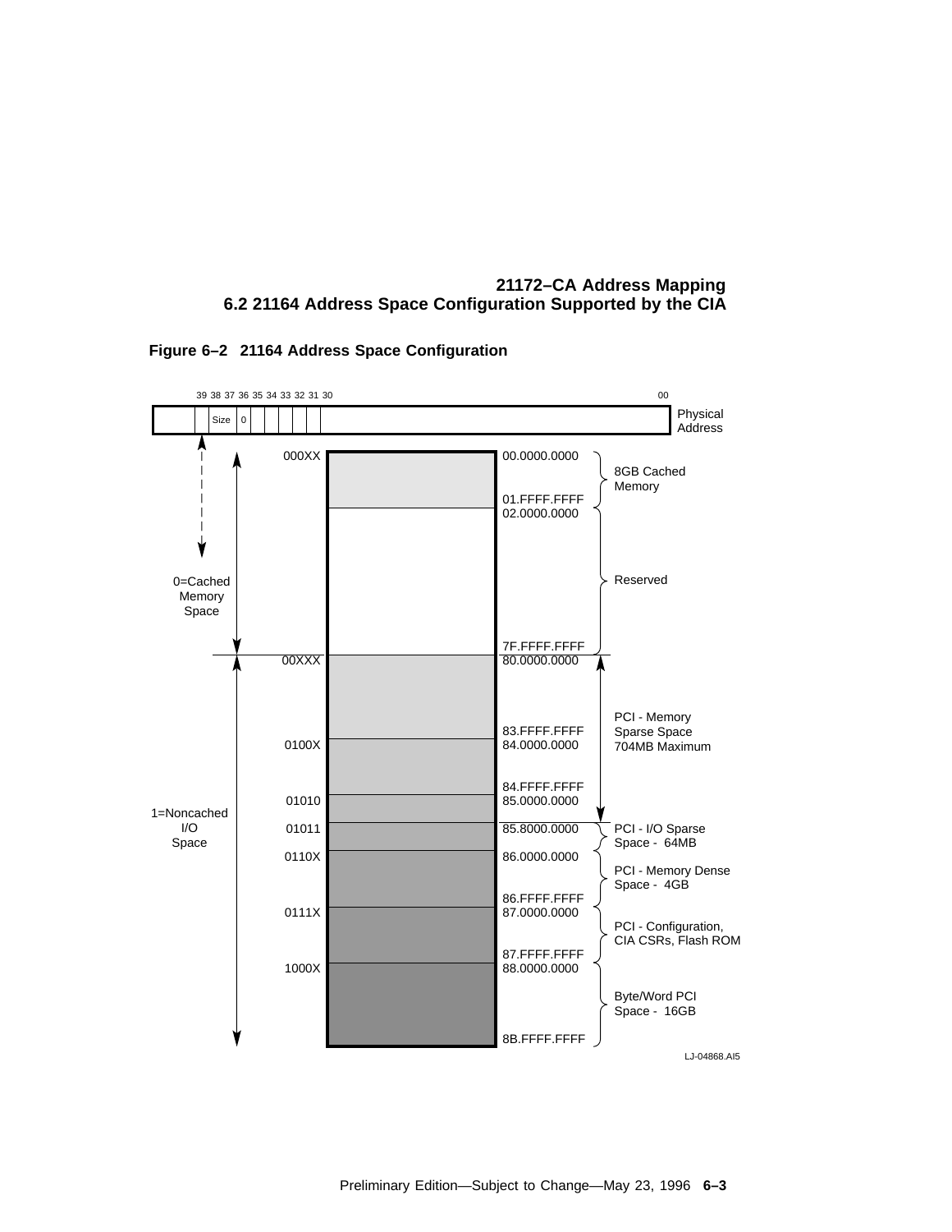**Figure 6–2 21164 Address Space Configuration**

| Physical Address bits [39:35] | Start Address | End Address | Region |
|---|---|---|---|
| 000XX | 00.0000.0000 | 01.FFFF.FFFF | 8GB Cached Memory |
| | 02.0000.0000 | 7F.FFFF.FFFF | Reserved |
| 00XXX | 80.0000.0000 | 83.FFFF.FFFF | PCI - Memory Sparse Space 704MB Maximum |
| 0100X | 84.0000.0000 | 84.FFFF.FFFF | PCI - Memory Sparse Space 704MB Maximum |
| 01010 | 85.0000.0000 | | PCI - Memory Sparse Space 704MB Maximum |
| 01011 | 85.8000.0000 | | PCI - I/O Sparse Space - 64MB |
| 0110X | 86.0000.0000 | 86.FFFF.FFFF | PCI - Memory Dense Space - 4GB |
| 0111X | 87.0000.0000 | 87.FFFF.FFFF | PCI - Configuration, CIA CSRs, Flash ROM |
| 1000X | 88.0000.0000 | 8B.FFFF.FFFF | Byte/Word PCI Space - 16GB |

Physical Address bit 39: 0=Cached Memory Space; 1=Noncached I/O Space. Bits 37:36 = Size; bit 35 = 0. Bits 39 through 00 form the physical address.

LJ-04868.AI5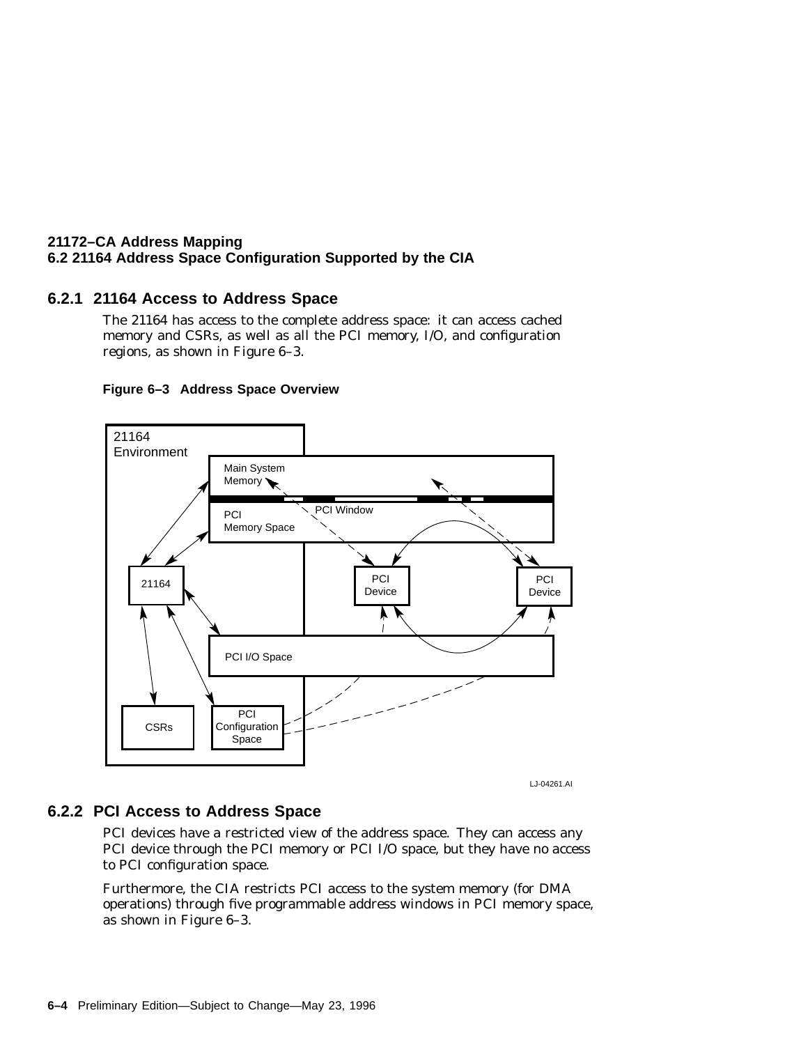### 6.2.1 21164 Access to Address Space

The 21164 has access to the complete address space: it can access cached memory and CSRs, as well as all the PCI memory, I/O, and configuration regions, as shown in Figure 6–3.

**Figure 6–3 Address Space Overview**

LJ-04261.AI

### 6.2.2 PCI Access to Address Space

PCI devices have a restricted view of the address space. They can access any PCI device through the PCI memory or PCI I/O space, but they have no access to PCI configuration space.

Furthermore, the CIA restricts PCI access to the system memory (for DMA operations) through five programmable address windows in PCI memory space, as shown in Figure 6–3.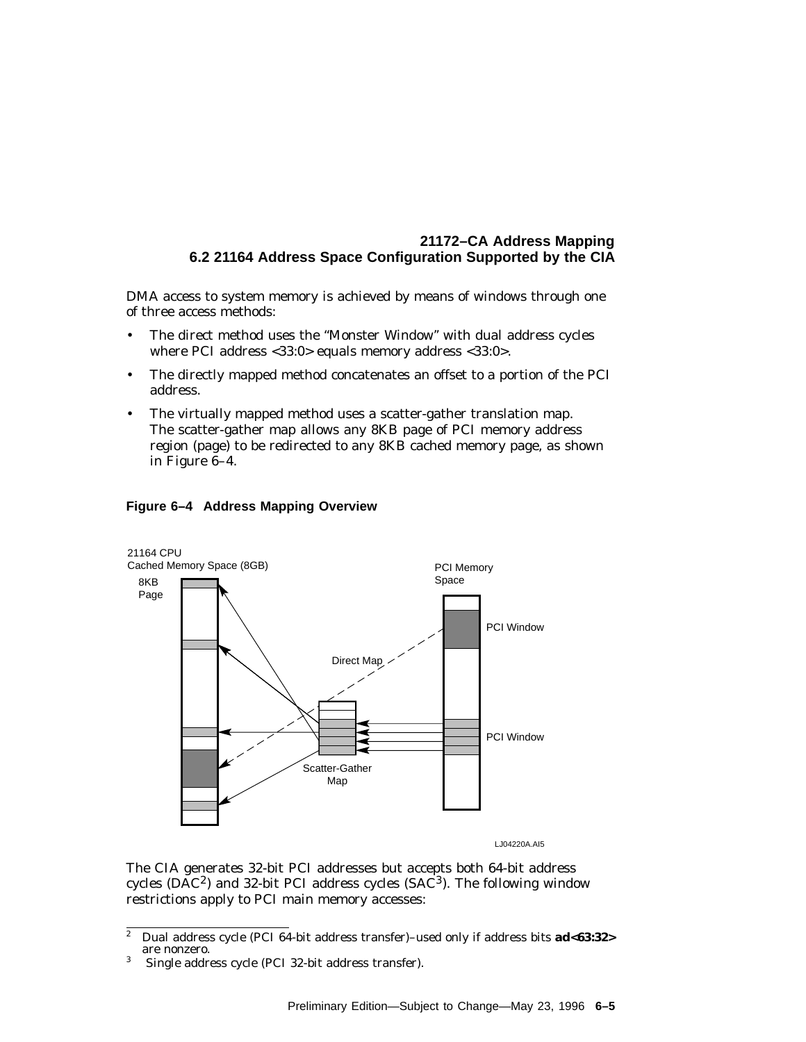DMA access to system memory is achieved by means of windows through one of three access methods:

- The direct method uses the "Monster Window" with dual address cycles where PCI address <33:0> equals memory address <33:0>.
- The directly mapped method concatenates an offset to a portion of the PCI address.
- The virtually mapped method uses a scatter-gather translation map. The scatter-gather map allows any 8KB page of PCI memory address region (page) to be redirected to any 8KB cached memory page, as shown in Figure 6–4.

**Figure 6–4 Address Mapping Overview**

21164 CPU Cached Memory Space (8GB)

8KB Page

PCI Memory Space

PCI Window

Direct Map

PCI Window

Scatter-Gather Map

LJ04220A.AI5

The CIA generates 32-bit PCI addresses but accepts both 64-bit address cycles (DAC[2]) and 32-bit PCI address cycles (SAC[3]). The following window restrictions apply to PCI main memory accesses:

---

[2] Dual address cycle (PCI 64-bit address transfer)–used only if address bits **ad<63:32>** are nonzero.

[3] Single address cycle (PCI 32-bit address transfer).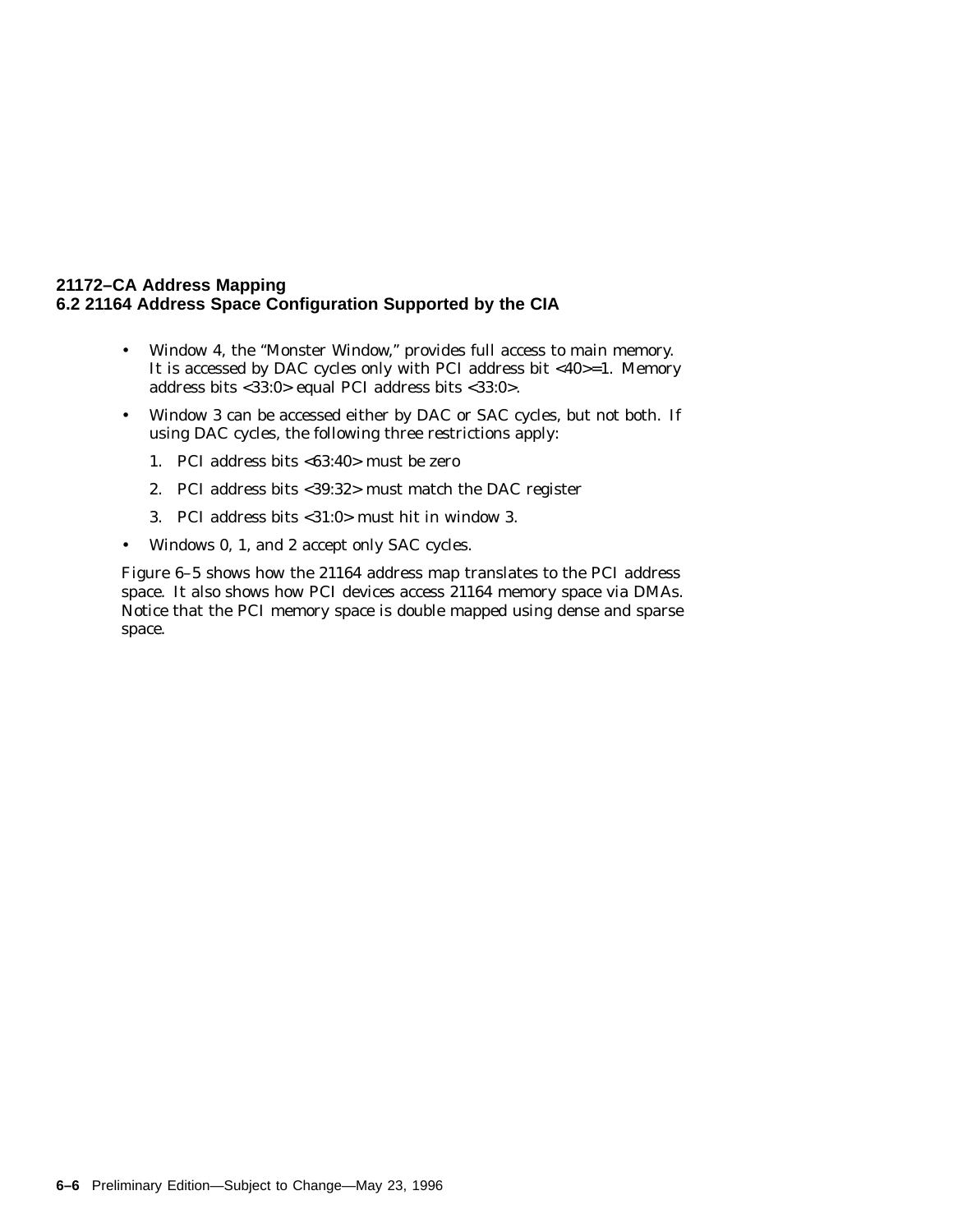- Window 4, the “Monster Window,” provides full access to main memory. It is accessed by DAC cycles only with PCI address bit <40>=1. Memory address bits <33:0> equal PCI address bits <33:0>.
- Window 3 can be accessed either by DAC or SAC cycles, but not both. If using DAC cycles, the following three restrictions apply:
  1. PCI address bits <63:40> must be zero
  2. PCI address bits <39:32> must match the DAC register
  3. PCI address bits <31:0> must hit in window 3.
- Windows 0, 1, and 2 accept only SAC cycles.

Figure 6–5 shows how the 21164 address map translates to the PCI address space. It also shows how PCI devices access 21164 memory space via DMAs. Notice that the PCI memory space is double mapped using dense and sparse space.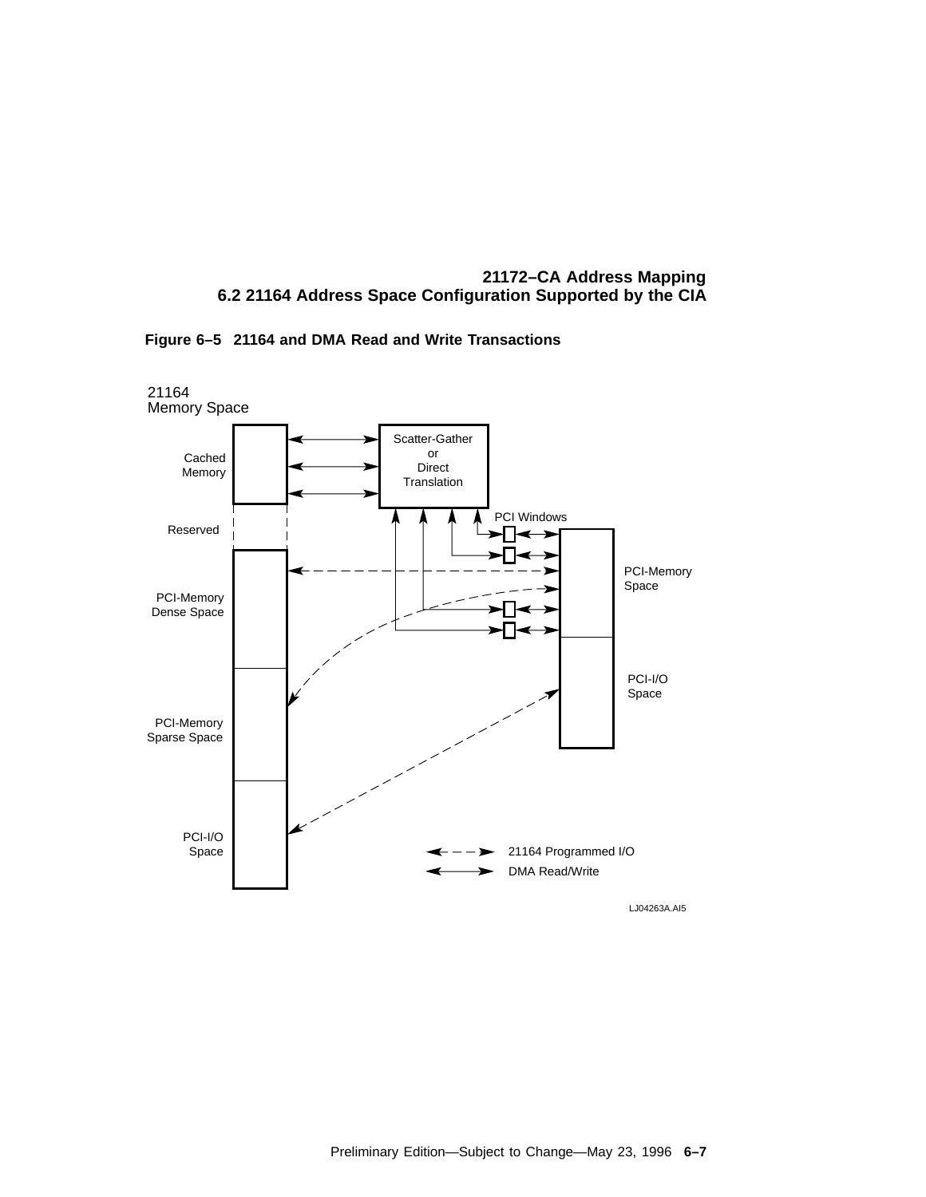**Figure 6–5 21164 and DMA Read and Write Transactions**

21164 Memory Space

Cached Memory

Reserved

PCI-Memory Dense Space

PCI-Memory Sparse Space

PCI-I/O Space

Scatter-Gather or Direct Translation

PCI Windows

PCI-Memory Space

PCI-I/O Space

21164 Programmed I/O

DMA Read/Write

LJ04263A.AI5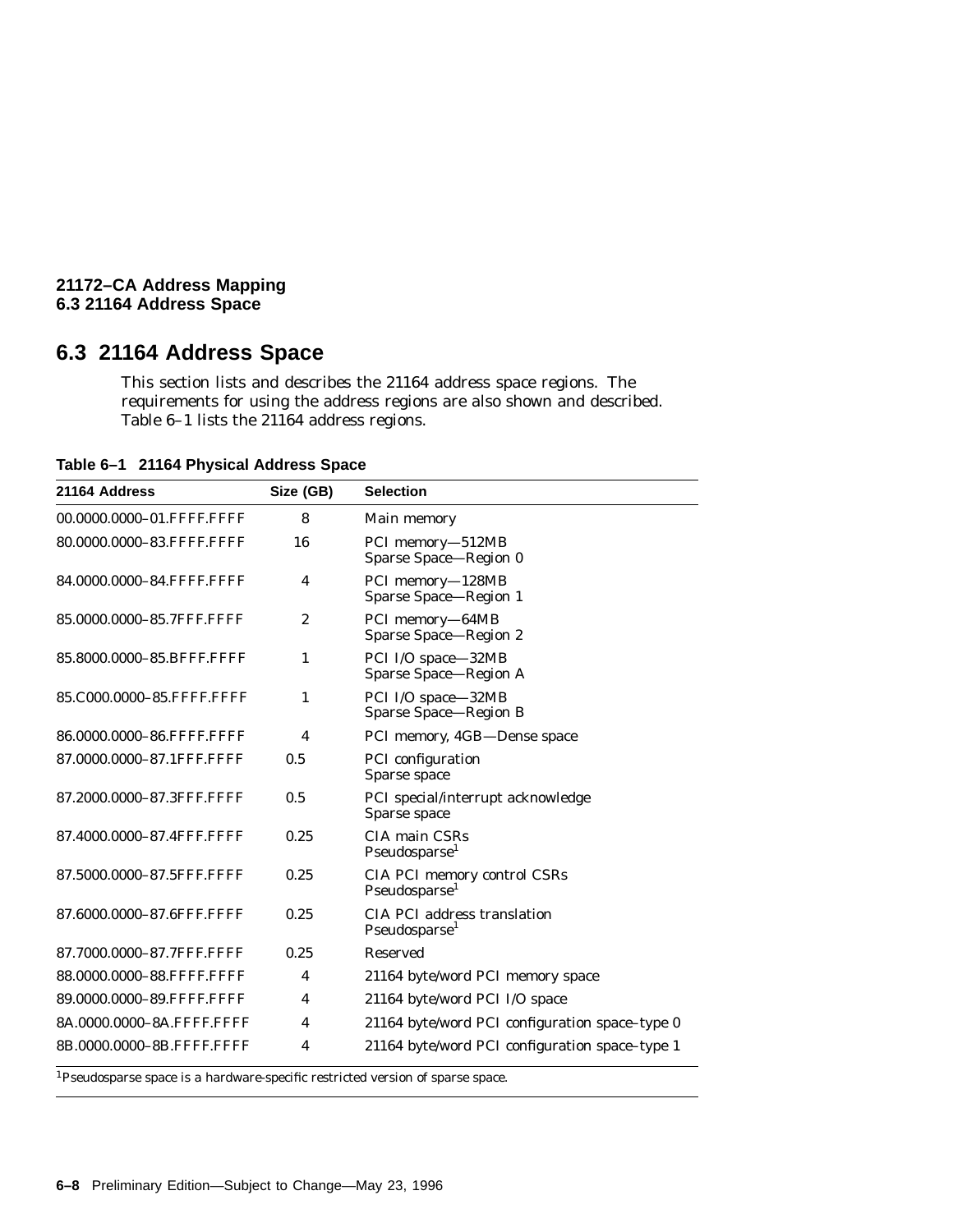## 6.3 21164 Address Space

This section lists and describes the 21164 address space regions. The requirements for using the address regions are also shown and described. Table 6–1 lists the 21164 address regions.

**Table 6–1 21164 Physical Address Space**

| 21164 Address | Size (GB) | Selection |
|---|---|---|
| 00.0000.0000–01.FFFF.FFFF | 8 | Main memory |
| 80.0000.0000–83.FFFF.FFFF | 16 | PCI memory—512MB Sparse Space—Region 0 |
| 84.0000.0000–84.FFFF.FFFF | 4 | PCI memory—128MB Sparse Space—Region 1 |
| 85.0000.0000–85.7FFF.FFFF | 2 | PCI memory—64MB Sparse Space—Region 2 |
| 85.8000.0000–85.BFFF.FFFF | 1 | PCI I/O space—32MB Sparse Space—Region A |
| 85.C000.0000–85.FFFF.FFFF | 1 | PCI I/O space—32MB Sparse Space—Region B |
| 86.0000.0000–86.FFFF.FFFF | 4 | PCI memory, 4GB—Dense space |
| 87.0000.0000–87.1FFF.FFFF | 0.5 | PCI configuration Sparse space |
| 87.2000.0000–87.3FFF.FFFF | 0.5 | PCI special/interrupt acknowledge Sparse space |
| 87.4000.0000–87.4FFF.FFFF | 0.25 | CIA main CSRs Pseudosparse[1] |
| 87.5000.0000–87.5FFF.FFFF | 0.25 | CIA PCI memory control CSRs Pseudosparse[1] |
| 87.6000.0000–87.6FFF.FFFF | 0.25 | CIA PCI address translation Pseudosparse[1] |
| 87.7000.0000–87.7FFF.FFFF | 0.25 | Reserved |
| 88.0000.0000–88.FFFF.FFFF | 4 | 21164 byte/word PCI memory space |
| 89.0000.0000–89.FFFF.FFFF | 4 | 21164 byte/word PCI I/O space |
| 8A.0000.0000–8A.FFFF.FFFF | 4 | 21164 byte/word PCI configuration space–type 0 |
| 8B.0000.0000–8B.FFFF.FFFF | 4 | 21164 byte/word PCI configuration space–type 1 |

[1]Pseudosparse space is a hardware-specific restricted version of sparse space.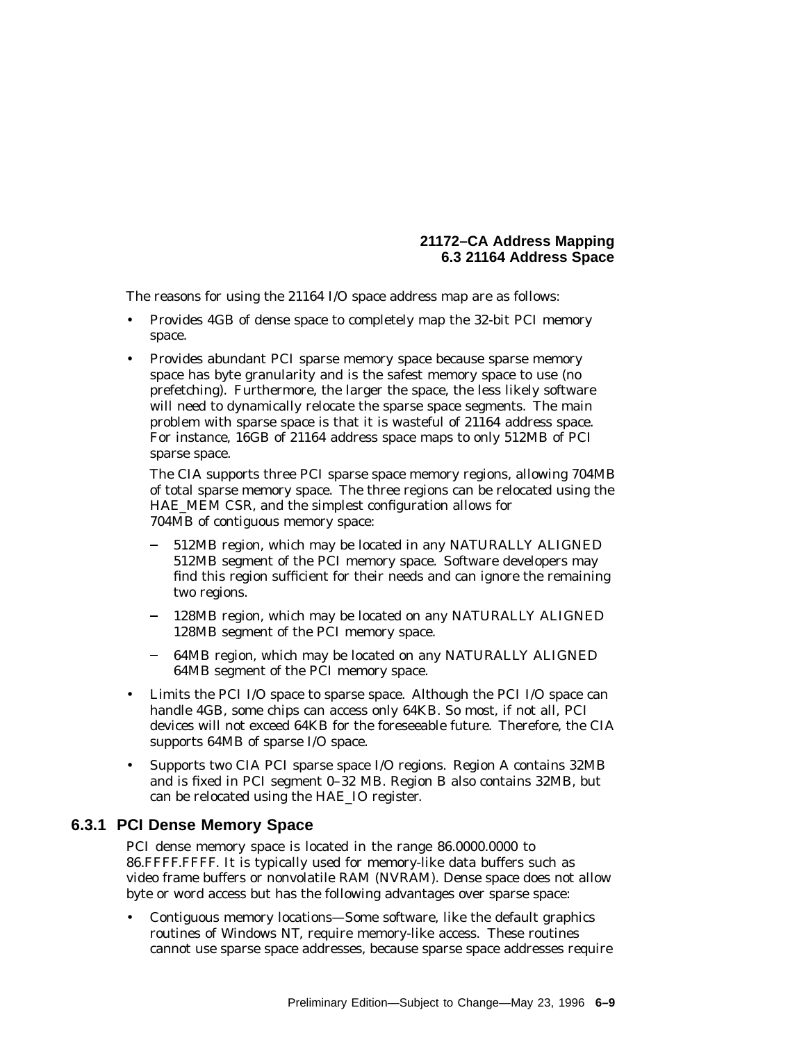The reasons for using the 21164 I/O space address map are as follows:

- Provides 4GB of dense space to completely map the 32-bit PCI memory space.
- Provides abundant PCI sparse memory space because sparse memory space has byte granularity and is the safest memory space to use (no prefetching). Furthermore, the larger the space, the less likely software will need to dynamically relocate the sparse space segments. The main problem with sparse space is that it is wasteful of 21164 address space. For instance, 16GB of 21164 address space maps to only 512MB of PCI sparse space.

  The CIA supports three PCI sparse space memory regions, allowing 704MB of total sparse memory space. The three regions can be relocated using the HAE_MEM CSR, and the simplest configuration allows for 704MB of contiguous memory space:

  - 512MB region, which may be located in any NATURALLY ALIGNED 512MB segment of the PCI memory space. Software developers may find this region sufficient for their needs and can ignore the remaining two regions.
  - 128MB region, which may be located on any NATURALLY ALIGNED 128MB segment of the PCI memory space.
  - 64MB region, which may be located on any NATURALLY ALIGNED 64MB segment of the PCI memory space.
- Limits the PCI I/O space to sparse space. Although the PCI I/O space can handle 4GB, some chips can access only 64KB. So most, if not all, PCI devices will not exceed 64KB for the foreseeable future. Therefore, the CIA supports 64MB of sparse I/O space.
- Supports two CIA PCI sparse space I/O regions. Region A contains 32MB and is fixed in PCI segment 0–32 MB. Region B also contains 32MB, but can be relocated using the HAE_IO register.

### 6.3.1 PCI Dense Memory Space

PCI dense memory space is located in the range 86.0000.0000 to 86.FFFF.FFFF. It is typically used for memory-like data buffers such as video frame buffers or nonvolatile RAM (NVRAM). Dense space does not allow byte or word access but has the following advantages over sparse space:

- Contiguous memory locations—Some software, like the default graphics routines of Windows NT, require memory-like access. These routines cannot use sparse space addresses, because sparse space addresses require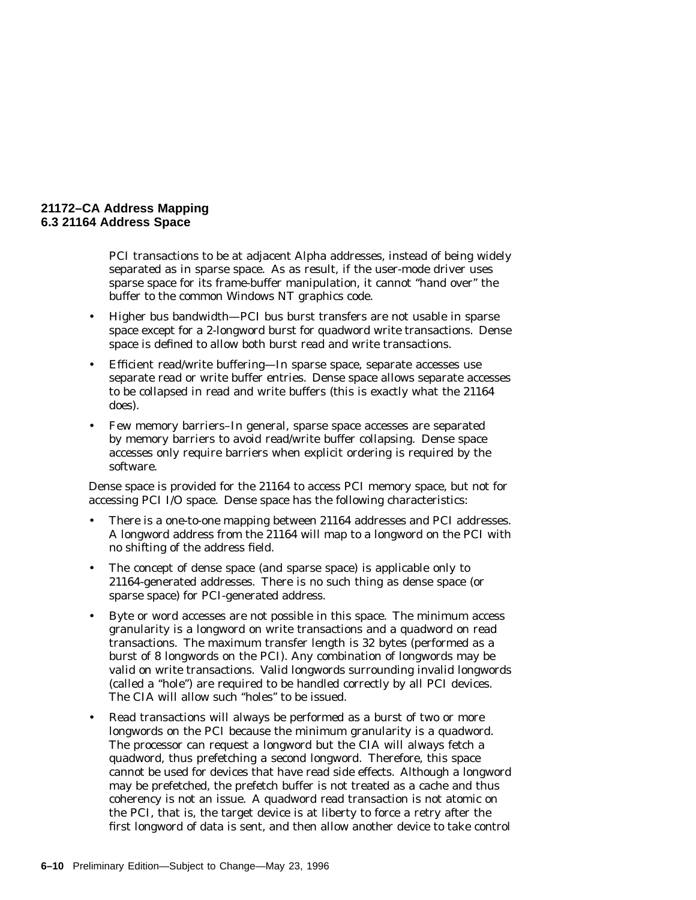PCI transactions to be at adjacent Alpha addresses, instead of being widely separated as in sparse space. As as result, if the user-mode driver uses sparse space for its frame-buffer manipulation, it cannot "hand over" the buffer to the common Windows NT graphics code.

- Higher bus bandwidth—PCI bus burst transfers are not usable in sparse space except for a 2-longword burst for quadword write transactions. Dense space is defined to allow both burst read and write transactions.
- Efficient read/write buffering—In sparse space, separate accesses use separate read or write buffer entries. Dense space allows separate accesses to be collapsed in read and write buffers (this is exactly what the 21164 does).
- Few memory barriers–In general, sparse space accesses are separated by memory barriers to avoid read/write buffer collapsing. Dense space accesses only require barriers when explicit ordering is required by the software.

Dense space is provided for the 21164 to access PCI memory space, but not for accessing PCI I/O space. Dense space has the following characteristics:

- There is a one-to-one mapping between 21164 addresses and PCI addresses. A longword address from the 21164 will map to a longword on the PCI with no shifting of the address field.
- The concept of dense space (and sparse space) is applicable only to 21164-generated addresses. There is no such thing as dense space (or sparse space) for PCI-generated address.
- Byte or word accesses are not possible in this space. The minimum access granularity is a longword on write transactions and a quadword on read transactions. The maximum transfer length is 32 bytes (performed as a burst of 8 longwords on the PCI). Any combination of longwords may be valid on write transactions. Valid longwords surrounding invalid longwords (called a "hole") are required to be handled correctly by all PCI devices. The CIA will allow such "holes" to be issued.
- Read transactions will always be performed as a burst of two or more longwords on the PCI because the minimum granularity is a quadword. The processor can request a longword but the CIA will always fetch a quadword, thus prefetching a second longword. Therefore, this space cannot be used for devices that have read side effects. Although a longword may be prefetched, the prefetch buffer is not treated as a cache and thus coherency is not an issue. A quadword read transaction is not atomic on the PCI, that is, the target device is at liberty to force a retry after the first longword of data is sent, and then allow another device to take control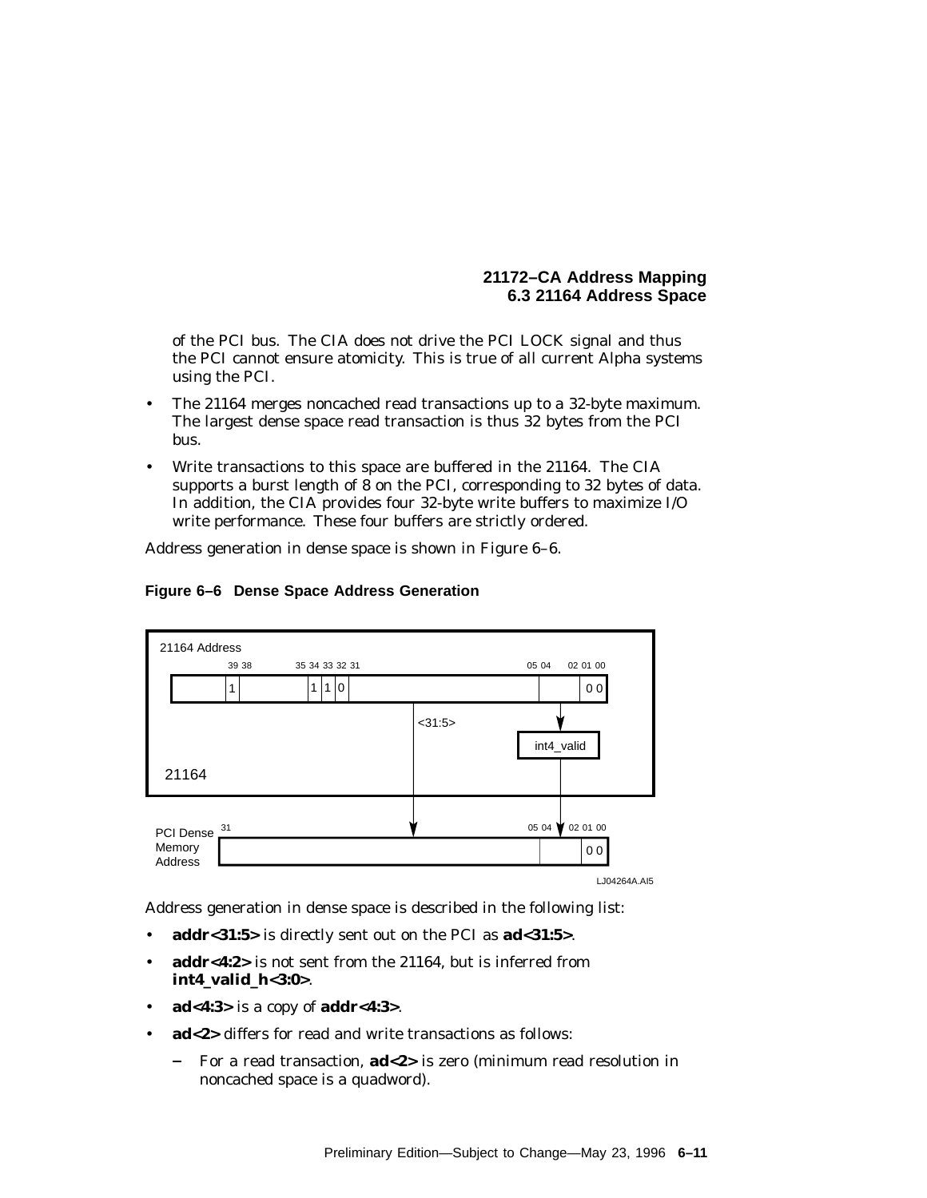of the PCI bus. The CIA does not drive the PCI LOCK signal and thus the PCI cannot ensure atomicity. This is true of all current Alpha systems using the PCI.

- The 21164 merges noncached read transactions up to a 32-byte maximum. The largest dense space read transaction is thus 32 bytes from the PCI bus.
- Write transactions to this space are buffered in the 21164. The CIA supports a burst length of 8 on the PCI, corresponding to 32 bytes of data. In addition, the CIA provides four 32-byte write buffers to maximize I/O write performance. These four buffers are strictly ordered.

Address generation in dense space is shown in Figure 6–6.

**Figure 6–6 Dense Space Address Generation**

```
21164 Address
        39 38          35 34 33 32 31                         05 04      02 01 00
+------+--+-----------+--+--+--+-------------------------------+----+----+----+
|      | 1|           | 1| 1| 0|                               |    |    | 0 0|
+------+--+-----------+--+--+--+-------------------------------+----+----+----+
                                         |  <31:5>                   |
                                         |                    +-----------+
                                         |                    | int4_valid|
                                         |                    +-----------+
 21164                                   |                          |
                                         v                          v
PCI Dense  31                                                 05 04      02 01 00
Memory    +---------------------------------------------------+----+----+----+
Address   |                                                   |    |    | 0 0|
          +---------------------------------------------------+----+----+----+
                                                                      LJ04264A.AI5
```

Address generation in dense space is described in the following list:

- **addr<31:5>** is directly sent out on the PCI as **ad<31:5>**.
- **addr<4:2>** is not sent from the 21164, but is inferred from **int4_valid_h<3:0>**.
- **ad<4:3>** is a copy of **addr<4:3>**.
- **ad<2>** differs for read and write transactions as follows:
  - For a read transaction, **ad<2>** is zero (minimum read resolution in noncached space is a quadword).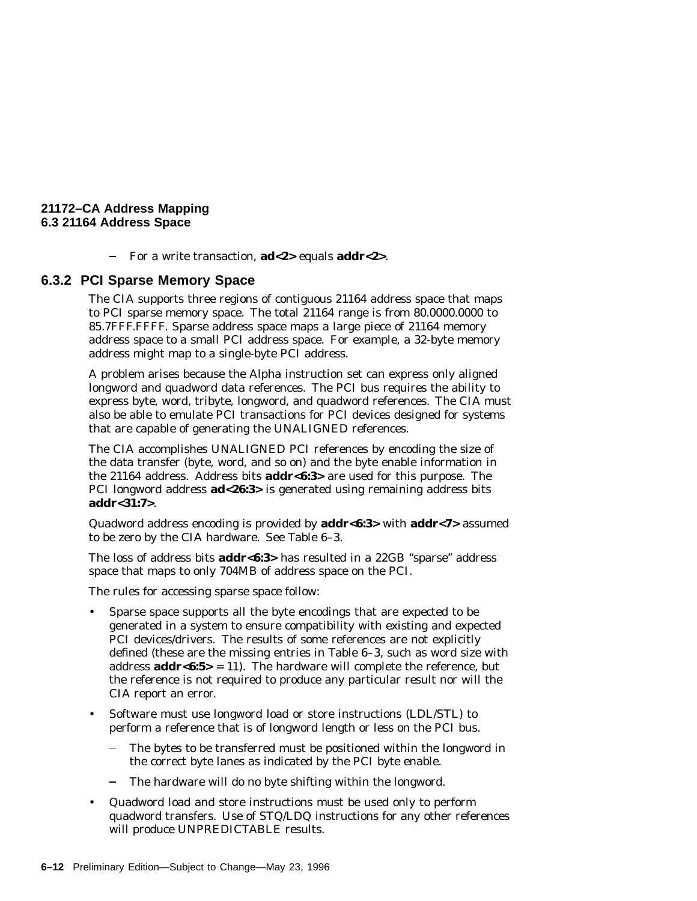– For a write transaction, **ad<2>** equals **addr<2>**.

### 6.3.2 PCI Sparse Memory Space

The CIA supports three regions of contiguous 21164 address space that maps to PCI sparse memory space. The total 21164 range is from 80.0000.0000 to 85.7FFF.FFFF. Sparse address space maps a large piece of 21164 memory address space to a small PCI address space. For example, a 32-byte memory address might map to a single-byte PCI address.

A problem arises because the Alpha instruction set can express only aligned longword and quadword data references. The PCI bus requires the ability to express byte, word, tribyte, longword, and quadword references. The CIA must also be able to emulate PCI transactions for PCI devices designed for systems that are capable of generating the UNALIGNED references.

The CIA accomplishes UNALIGNED PCI references by encoding the size of the data transfer (byte, word, and so on) and the byte enable information in the 21164 address. Address bits **addr<6:3>** are used for this purpose. The PCI longword address **ad<26:3>** is generated using remaining address bits **addr<31:7>**.

Quadword address encoding is provided by **addr<6:3>** with **addr<7>** assumed to be zero by the CIA hardware. See Table 6–3.

The loss of address bits **addr<6:3>** has resulted in a 22GB "sparse" address space that maps to only 704MB of address space on the PCI.

The rules for accessing sparse space follow:

- Sparse space supports all the byte encodings that are expected to be generated in a system to ensure compatibility with existing and expected PCI devices/drivers. The results of some references are not explicitly defined (these are the missing entries in Table 6–3, such as word size with address **addr<6:5>** = 11). The hardware will complete the reference, but the reference is not required to produce any particular result nor will the CIA report an error.
- Software must use longword load or store instructions (LDL/STL) to perform a reference that is of longword length or less on the PCI bus.
  - The bytes to be transferred must be positioned within the longword in the correct byte lanes as indicated by the PCI byte enable.
  - The hardware will do no byte shifting within the longword.
- Quadword load and store instructions must be used only to perform quadword transfers. Use of STQ/LDQ instructions for any other references will produce UNPREDICTABLE results.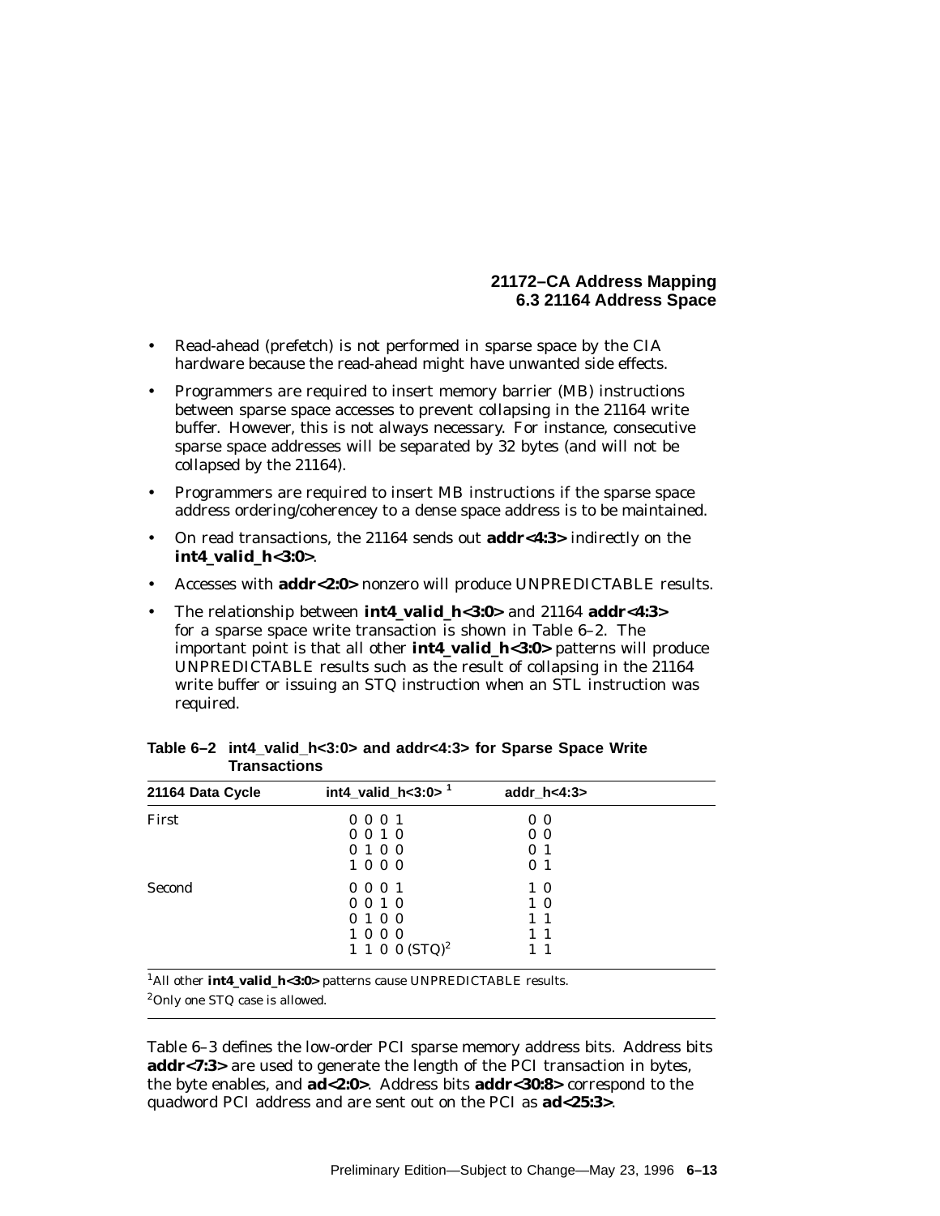- Read-ahead (prefetch) is not performed in sparse space by the CIA hardware because the read-ahead might have unwanted side effects.
- Programmers are required to insert memory barrier (MB) instructions between sparse space accesses to prevent collapsing in the 21164 write buffer. However, this is not always necessary. For instance, consecutive sparse space addresses will be separated by 32 bytes (and will not be collapsed by the 21164).
- Programmers are required to insert MB instructions if the sparse space address ordering/coherencey to a dense space address is to be maintained.
- On read transactions, the 21164 sends out **addr<4:3>** indirectly on the **int4_valid_h<3:0>**.
- Accesses with **addr<2:0>** nonzero will produce UNPREDICTABLE results.
- The relationship between **int4_valid_h<3:0>** and 21164 **addr<4:3>** for a sparse space write transaction is shown in Table 6–2. The important point is that all other **int4_valid_h<3:0>** patterns will produce UNPREDICTABLE results such as the result of collapsing in the 21164 write buffer or issuing an STQ instruction when an STL instruction was required.

**Table 6–2 int4_valid_h<3:0> and addr<4:3> for Sparse Space Write Transactions**

| 21164 Data Cycle | int4_valid_h<3:0> [1] | addr_h<4:3> |
|---|---|---|
| First | 0 0 0 1 | 0 0 |
| | 0 0 1 0 | 0 0 |
| | 0 1 0 0 | 0 1 |
| | 1 0 0 0 | 0 1 |
| Second | 0 0 0 1 | 1 0 |
| | 0 0 1 0 | 1 0 |
| | 0 1 0 0 | 1 1 |
| | 1 0 0 0 | 1 1 |
| | 1 1 0 0 (STQ)[2] | 1 1 |

[1]All other **int4_valid_h<3:0>** patterns cause UNPREDICTABLE results.

[2]Only one STQ case is allowed.

Table 6–3 defines the low-order PCI sparse memory address bits. Address bits **addr<7:3>** are used to generate the length of the PCI transaction in bytes, the byte enables, and **ad<2:0>**. Address bits **addr<30:8>** correspond to the quadword PCI address and are sent out on the PCI as **ad<25:3>**.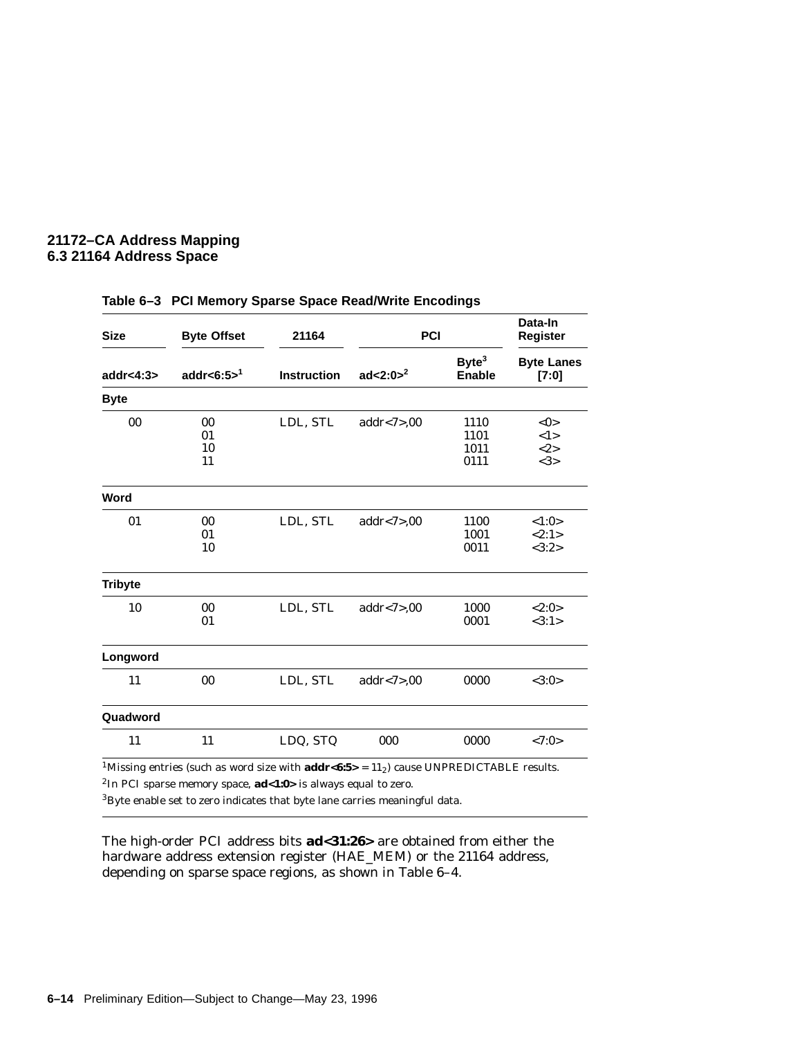**Table 6–3 PCI Memory Sparse Space Read/Write Encodings**

| Size | Byte Offset | 21164 | PCI | | Data-In Register |
|---|---|---|---|---|---|
| addr<4:3> | addr<6:5>[1] | Instruction | ad<2:0>[2] | Byte[3] Enable | Byte Lanes [7:0] |
| **Byte** | | | | | |
| 00 | 00 | LDL, STL | addr<7>,00 | 1110 | <0> |
| | 01 | | | 1101 | <1> |
| | 10 | | | 1011 | <2> |
| | 11 | | | 0111 | <3> |
| **Word** | | | | | |
| 01 | 00 | LDL, STL | addr<7>,00 | 1100 | <1:0> |
| | 01 | | | 1001 | <2:1> |
| | 10 | | | 0011 | <3:2> |
| **Tribyte** | | | | | |
| 10 | 00 | LDL, STL | addr<7>,00 | 1000 | <2:0> |
| | 01 | | | 0001 | <3:1> |
| **Longword** | | | | | |
| 11 | 00 | LDL, STL | addr<7>,00 | 0000 | <3:0> |
| **Quadword** | | | | | |
| 11 | 11 | LDQ, STQ | 000 | 0000 | <7:0> |

[1]Missing entries (such as word size with **addr<6:5>** = $11_2$) cause UNPREDICTABLE results.

[2]In PCI sparse memory space, **ad<1:0>** is always equal to zero.

[3]Byte enable set to zero indicates that byte lane carries meaningful data.

The high-order PCI address bits **ad<31:26>** are obtained from either the hardware address extension register (HAE_MEM) or the 21164 address, depending on sparse space regions, as shown in Table 6–4.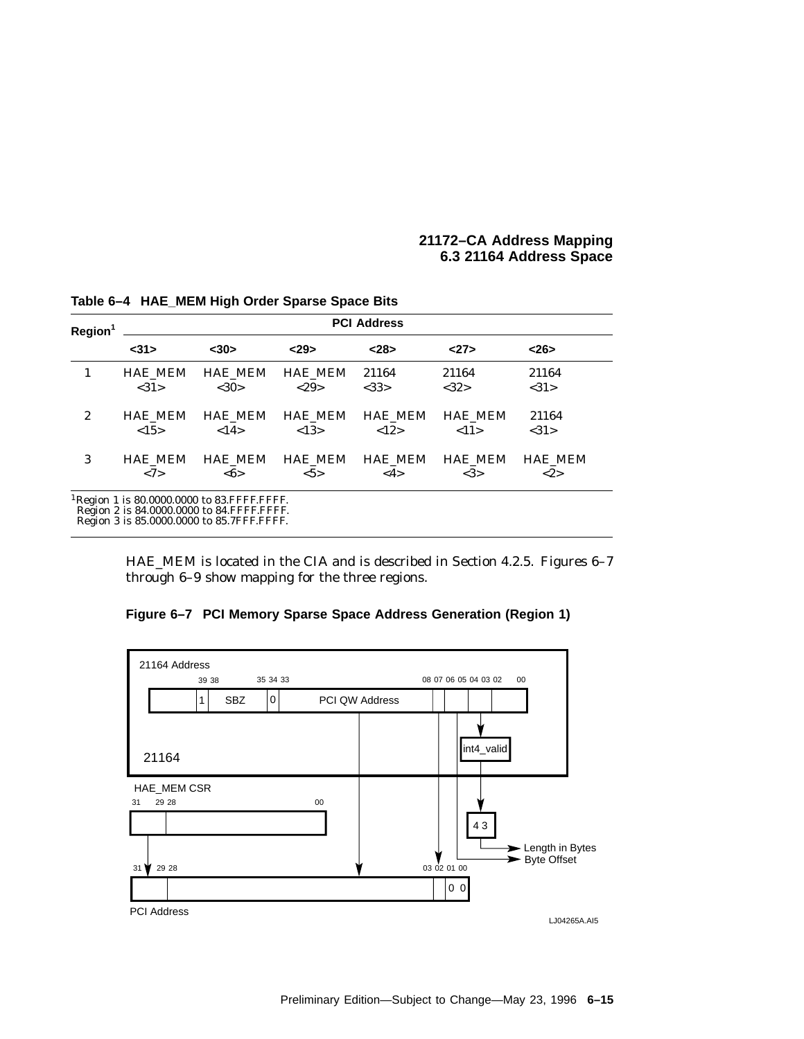**Table 6–4 HAE_MEM High Order Sparse Space Bits**

| Region[1] | PCI Address | | | | | |
|---|---|---|---|---|---|---|
| | <31> | <30> | <29> | <28> | <27> | <26> |
| 1 | HAE_MEM <31> | HAE_MEM <30> | HAE_MEM <29> | 21164 <33> | 21164 <32> | 21164 <31> |
| 2 | HAE_MEM <15> | HAE_MEM <14> | HAE_MEM <13> | HAE_MEM <12> | HAE_MEM <11> | 21164 <31> |
| 3 | HAE_MEM <7> | HAE_MEM <6> | HAE_MEM <5> | HAE_MEM <4> | HAE_MEM <3> | HAE_MEM <2> |

[1]Region 1 is 80.0000.0000 to 83.FFFF.FFFF.
Region 2 is 84.0000.0000 to 84.FFFF.FFFF.
Region 3 is 85.0000.0000 to 85.7FFF.FFFF.

HAE_MEM is located in the CIA and is described in Section 4.2.5. Figures 6–7 through 6–9 show mapping for the three regions.

**Figure 6–7 PCI Memory Sparse Space Address Generation (Region 1)**

LJ04265A.AI5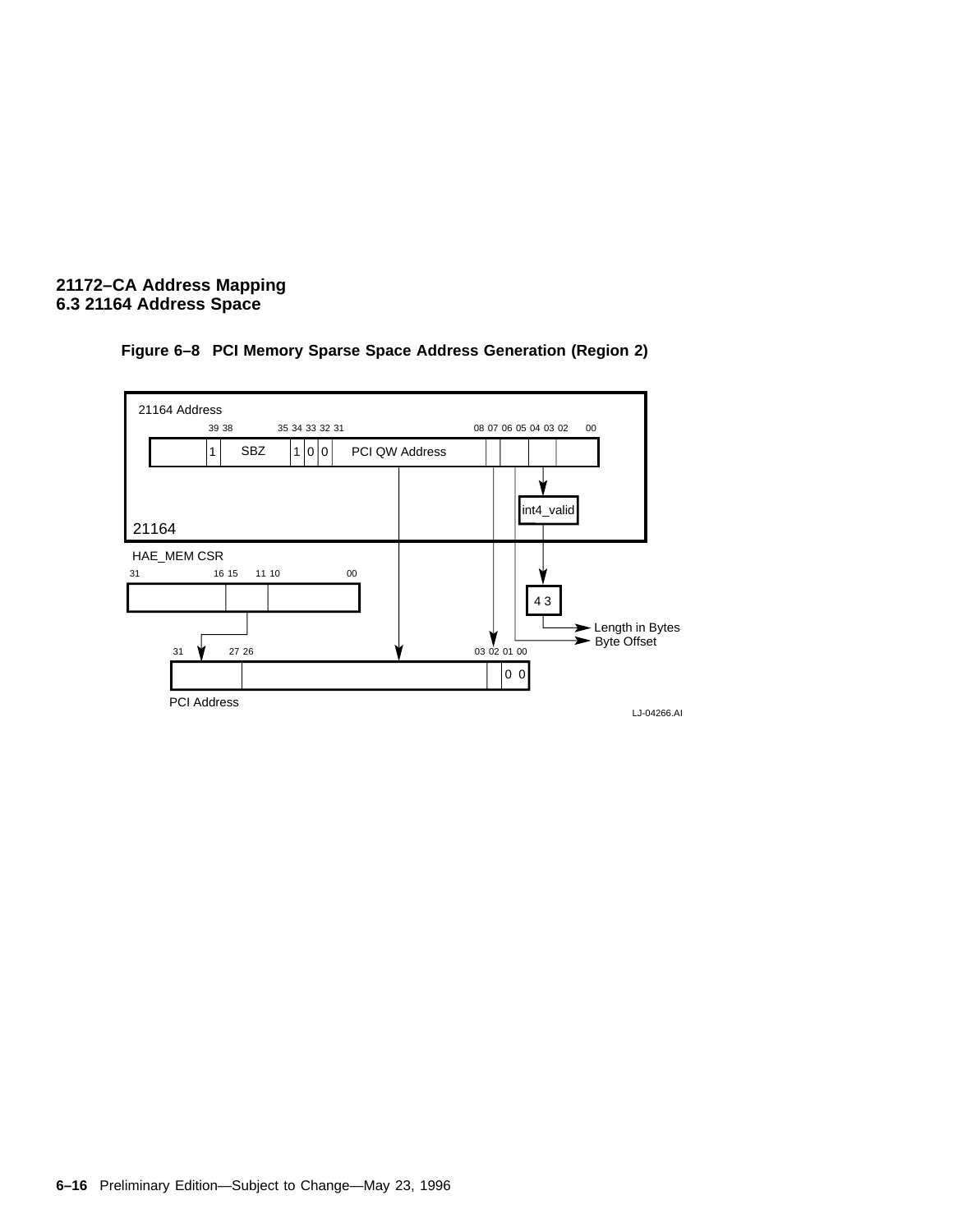**Figure 6–8 PCI Memory Sparse Space Address Generation (Region 2)**

21164 Address

39 38 35 34 33 32 31 08 07 06 05 04 03 02 00

1 SBZ 1 0 0 PCI QW Address

int4_valid

21164

HAE_MEM CSR

31 16 15 11 10 00

4 3

Length in Bytes

Byte Offset

31 27 26 03 02 01 00

0 0

PCI Address

LJ-04266.AI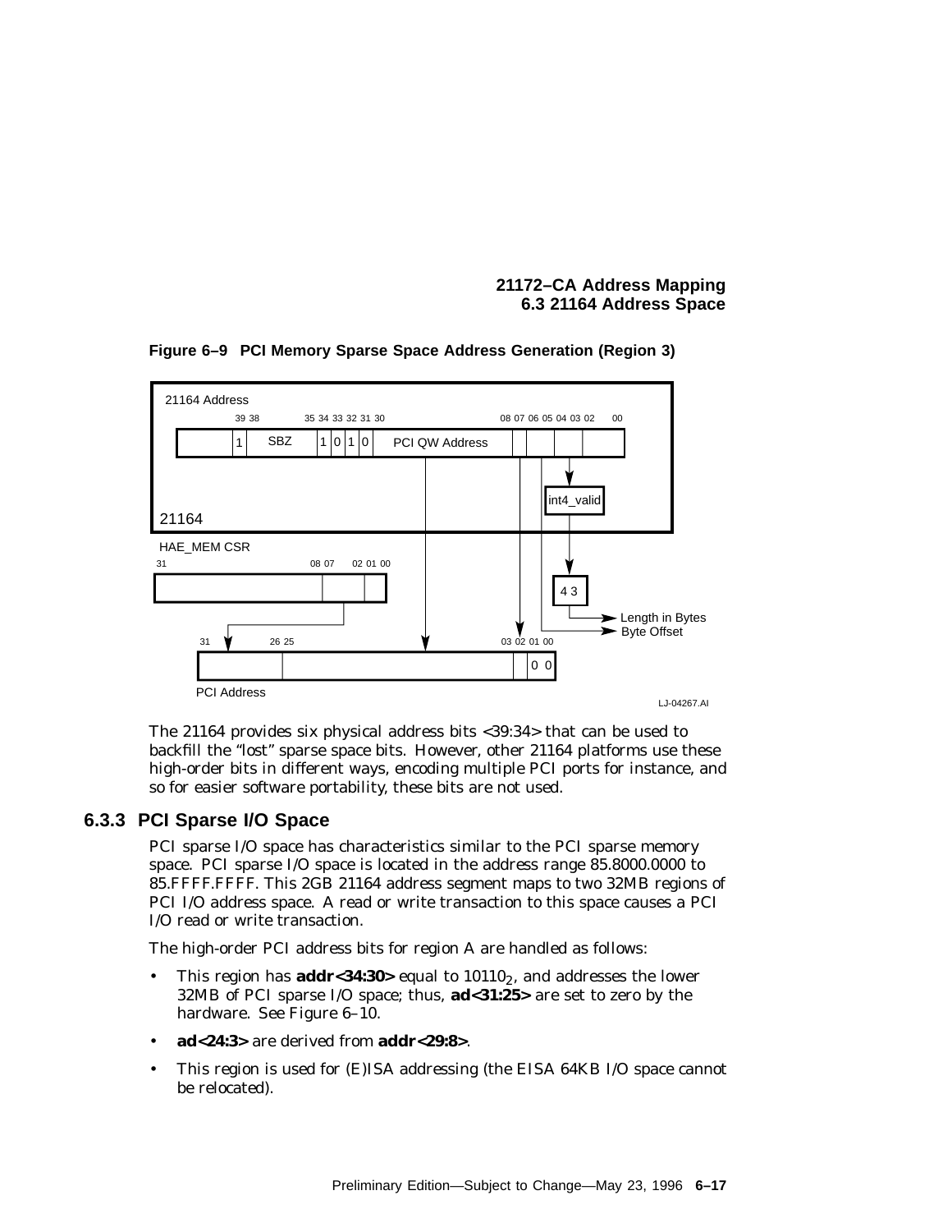**Figure 6–9 PCI Memory Sparse Space Address Generation (Region 3)**

The 21164 provides six physical address bits <39:34> that can be used to backfill the “lost” sparse space bits. However, other 21164 platforms use these high-order bits in different ways, encoding multiple PCI ports for instance, and so for easier software portability, these bits are not used.

### 6.3.3 PCI Sparse I/O Space

PCI sparse I/O space has characteristics similar to the PCI sparse memory space. PCI sparse I/O space is located in the address range 85.8000.0000 to 85.FFFF.FFFF. This 2GB 21164 address segment maps to two 32MB regions of PCI I/O address space. A read or write transaction to this space causes a PCI I/O read or write transaction.

The high-order PCI address bits for region A are handled as follows:

- This region has **addr<34:30>** equal to $10110_2$, and addresses the lower 32MB of PCI sparse I/O space; thus, **ad<31:25>** are set to zero by the hardware. See Figure 6–10.
- **ad<24:3>** are derived from **addr<29:8>**.
- This region is used for (E)ISA addressing (the EISA 64KB I/O space cannot be relocated).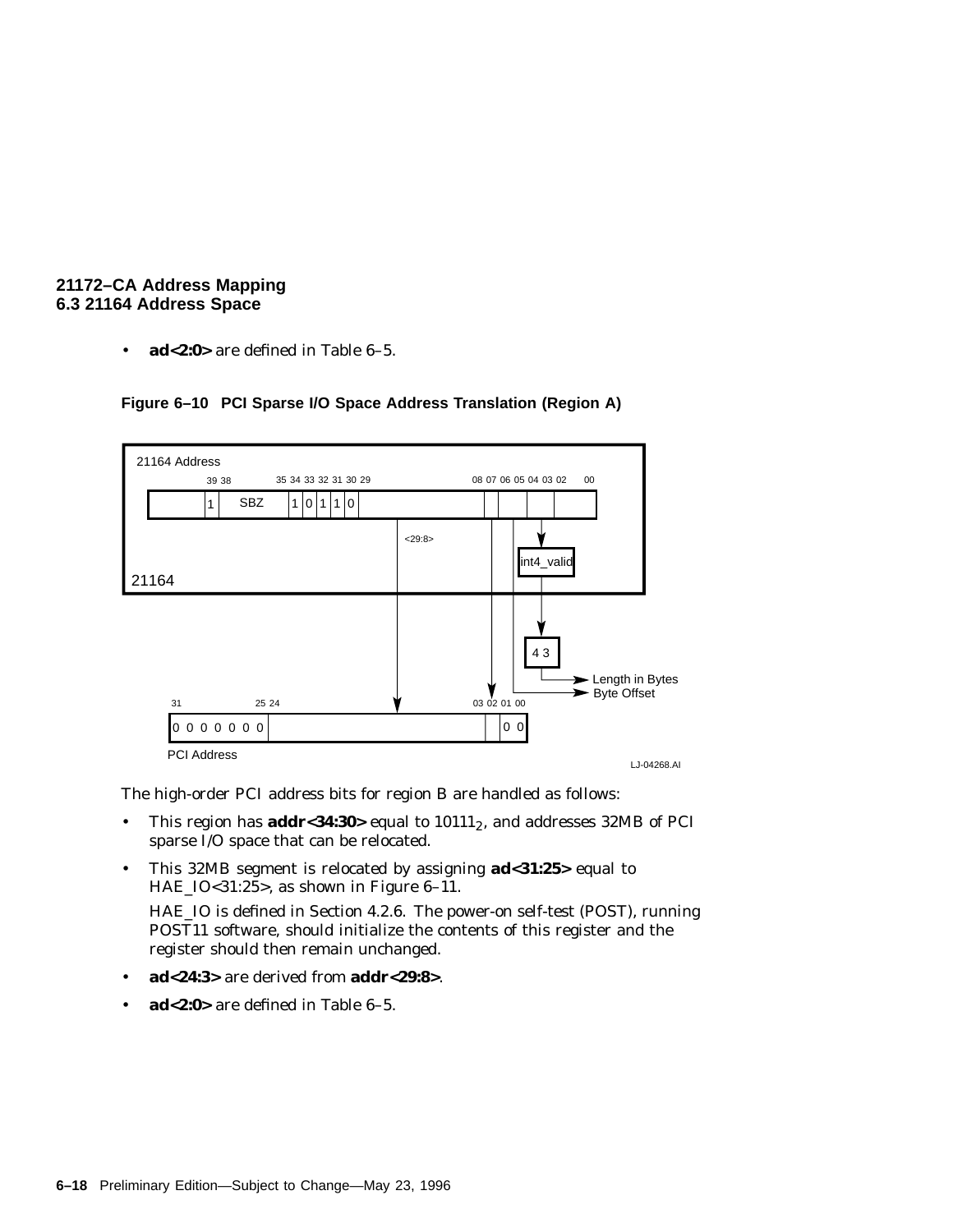- **ad<2:0>** are defined in Table 6–5.

**Figure 6–10 PCI Sparse I/O Space Address Translation (Region A)**

21164 Address

39 38 35 34 33 32 31 30 29 08 07 06 05 04 03 02 00

1 SBZ 1 0 1 1 0

<29:8>

int4_valid

21164

4 3

Length in Bytes

Byte Offset

31 25 24 03 02 01 00

0 0 0 0 0 0 0 0 0

PCI Address

LJ-04268.AI

The high-order PCI address bits for region B are handled as follows:

- This region has **addr<34:30>** equal to $10111_2$, and addresses 32MB of PCI sparse I/O space that can be relocated.
- This 32MB segment is relocated by assigning **ad<31:25>** equal to HAE_IO<31:25>, as shown in Figure 6–11.

  HAE_IO is defined in Section 4.2.6. The power-on self-test (POST), running POST11 software, should initialize the contents of this register and the register should then remain unchanged.
- **ad<24:3>** are derived from **addr<29:8>**.
- **ad<2:0>** are defined in Table 6–5.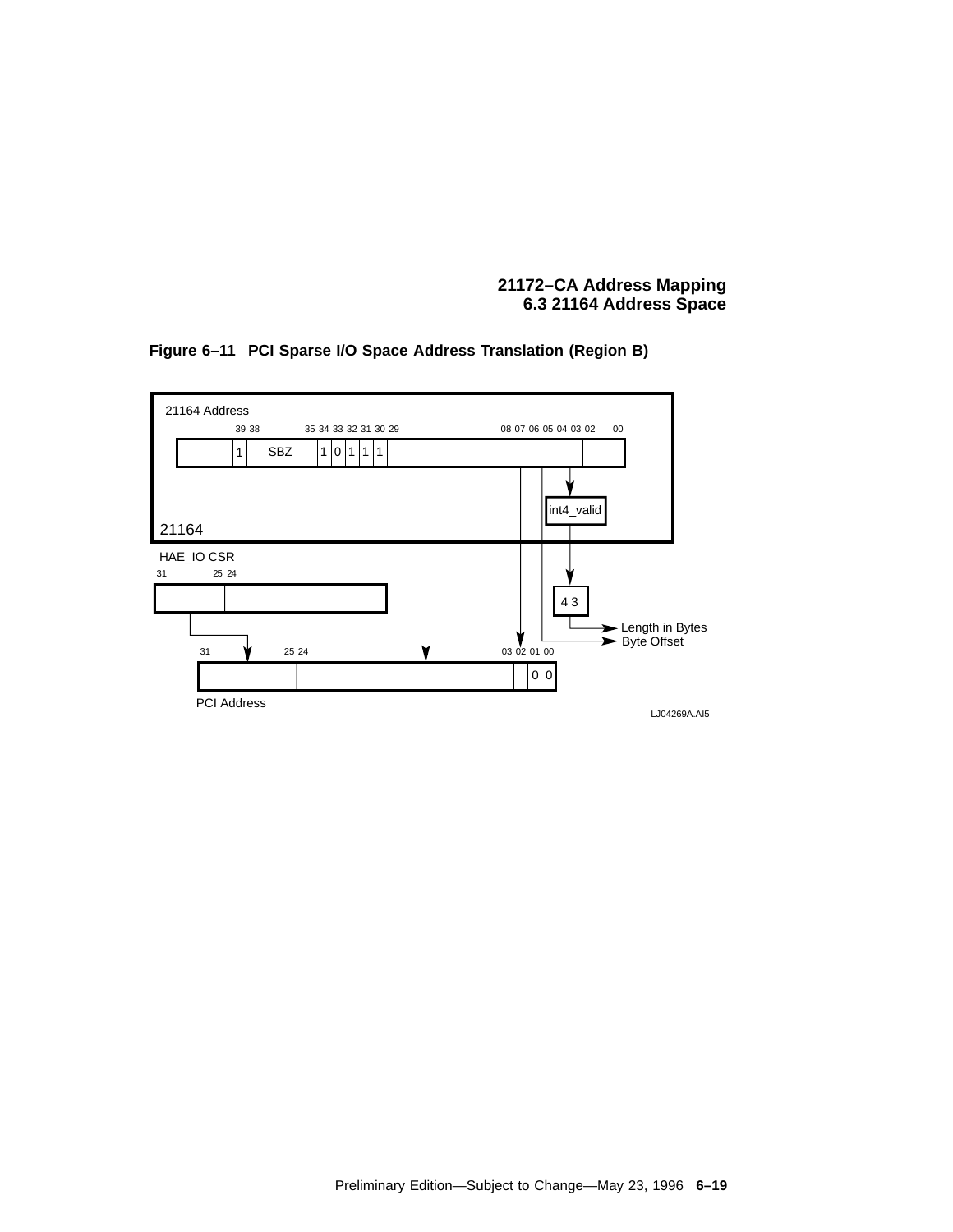**Figure 6–11 PCI Sparse I/O Space Address Translation (Region B)**

21164 Address

39 38 35 34 33 32 31 30 29 08 07 06 05 04 03 02 00

1 SBZ 1 0 1 1 1

int4_valid

21164

HAE_IO CSR

31 25 24

4 3

Length in Bytes

Byte Offset

31 25 24 03 02 01 00

0 0

PCI Address

LJ04269A.AI5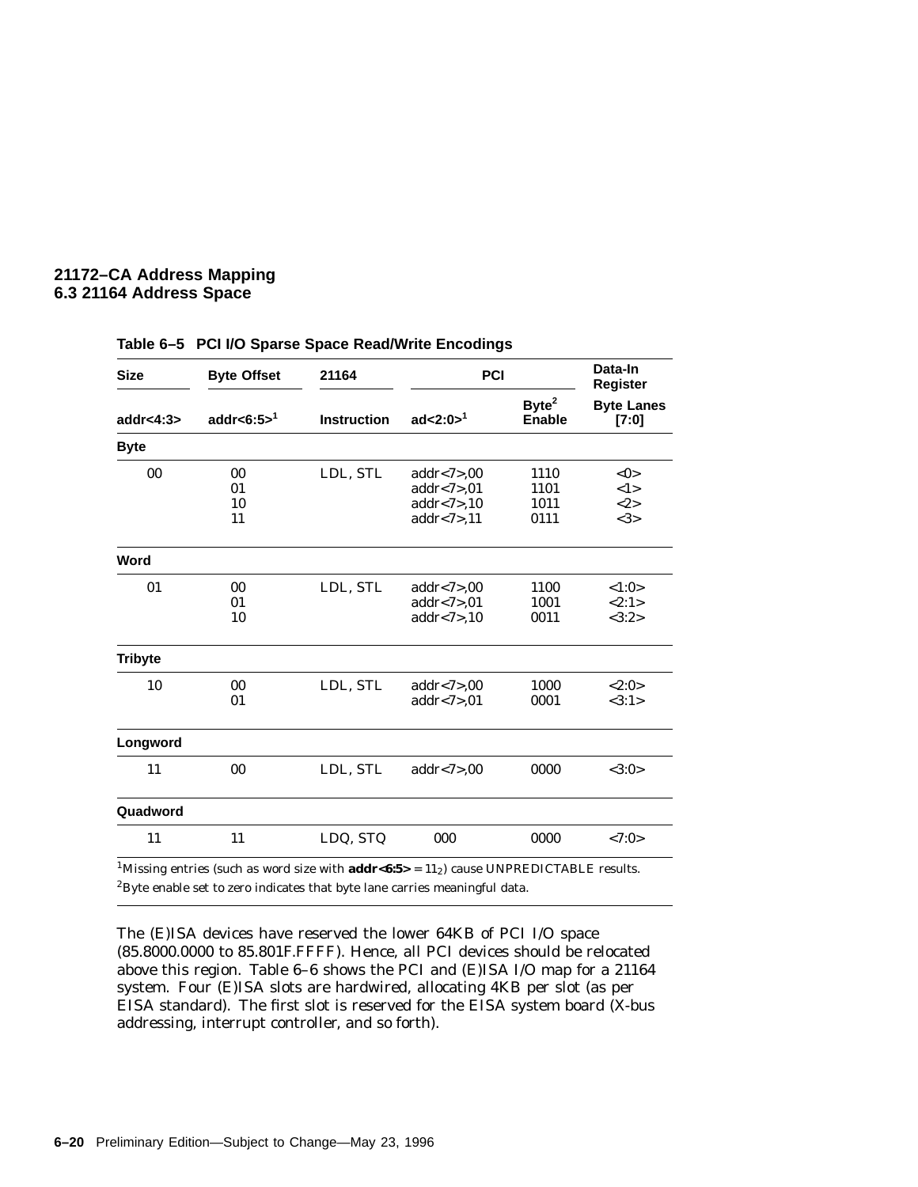**Table 6–5 PCI I/O Sparse Space Read/Write Encodings**

| Size | Byte Offset | 21164 | PCI | | Data-In Register |
|---|---|---|---|---|---|
| addr<4:3> | addr<6:5>[1] | Instruction | ad<2:0>[1] | Byte[2] Enable | Byte Lanes [7:0] |
| **Byte** | | | | | |
| 00 | 00 | LDL, STL | addr<7>,00 | 1110 | <0> |
| | 01 | | addr<7>,01 | 1101 | <1> |
| | 10 | | addr<7>,10 | 1011 | <2> |
| | 11 | | addr<7>,11 | 0111 | <3> |
| **Word** | | | | | |
| 01 | 00 | LDL, STL | addr<7>,00 | 1100 | <1:0> |
| | 01 | | addr<7>,01 | 1001 | <2:1> |
| | 10 | | addr<7>,10 | 0011 | <3:2> |
| **Tribyte** | | | | | |
| 10 | 00 | LDL, STL | addr<7>,00 | 1000 | <2:0> |
| | 01 | | addr<7>,01 | 0001 | <3:1> |
| **Longword** | | | | | |
| 11 | 00 | LDL, STL | addr<7>,00 | 0000 | <3:0> |
| **Quadword** | | | | | |
| 11 | 11 | LDQ, STQ | 000 | 0000 | <7:0> |

[1]Missing entries (such as word size with **addr<6:5>** = $11_2$) cause UNPREDICTABLE results.

[2]Byte enable set to zero indicates that byte lane carries meaningful data.

The (E)ISA devices have reserved the lower 64KB of PCI I/O space (85.8000.0000 to 85.801F.FFFF). Hence, all PCI devices should be relocated above this region. Table 6–6 shows the PCI and (E)ISA I/O map for a 21164 system. Four (E)ISA slots are hardwired, allocating 4KB per slot (as per EISA standard). The first slot is reserved for the EISA system board (X-bus addressing, interrupt controller, and so forth).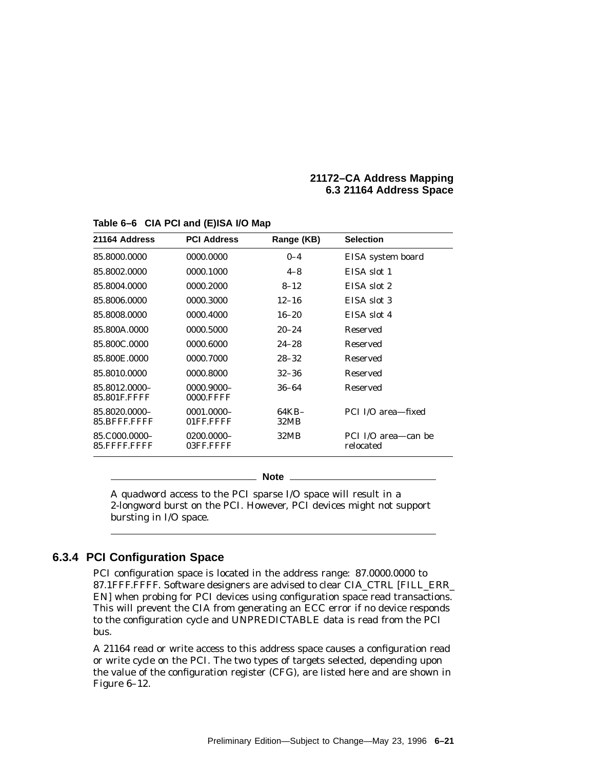**Table 6–6 CIA PCI and (E)ISA I/O Map**

| 21164 Address | PCI Address | Range (KB) | Selection |
|---|---|---|---|
| 85.8000.0000 | 0000.0000 | 0–4 | EISA system board |
| 85.8002.0000 | 0000.1000 | 4–8 | EISA slot 1 |
| 85.8004.0000 | 0000.2000 | 8–12 | EISA slot 2 |
| 85.8006.0000 | 0000.3000 | 12–16 | EISA slot 3 |
| 85.8008.0000 | 0000.4000 | 16–20 | EISA slot 4 |
| 85.800A.0000 | 0000.5000 | 20–24 | Reserved |
| 85.800C.0000 | 0000.6000 | 24–28 | Reserved |
| 85.800E.0000 | 0000.7000 | 28–32 | Reserved |
| 85.8010.0000 | 0000.8000 | 32–36 | Reserved |
| 85.8012.0000–85.801F.FFFF | 0000.9000–0000.FFFF | 36–64 | Reserved |
| 85.8020.0000–85.BFFF.FFFF | 0001.0000–01FF.FFFF | 64KB–32MB | PCI I/O area—fixed |
| 85.C000.0000–85.FFFF.FFFF | 0200.0000–03FF.FFFF | 32MB | PCI I/O area—can be relocated |

**Note**

A quadword access to the PCI sparse I/O space will result in a 2-longword burst on the PCI. However, PCI devices might not support bursting in I/O space.

### 6.3.4 PCI Configuration Space

PCI configuration space is located in the address range: 87.0000.0000 to 87.1FFF.FFFF. Software designers are advised to clear CIA_CTRL [FILL_ERR_EN] when probing for PCI devices using configuration space read transactions. This will prevent the CIA from generating an ECC error if no device responds to the configuration cycle and UNPREDICTABLE data is read from the PCI bus.

A 21164 read or write access to this address space causes a configuration read or write cycle on the PCI. The two types of targets selected, depending upon the value of the configuration register (CFG), are listed here and are shown in Figure 6–12.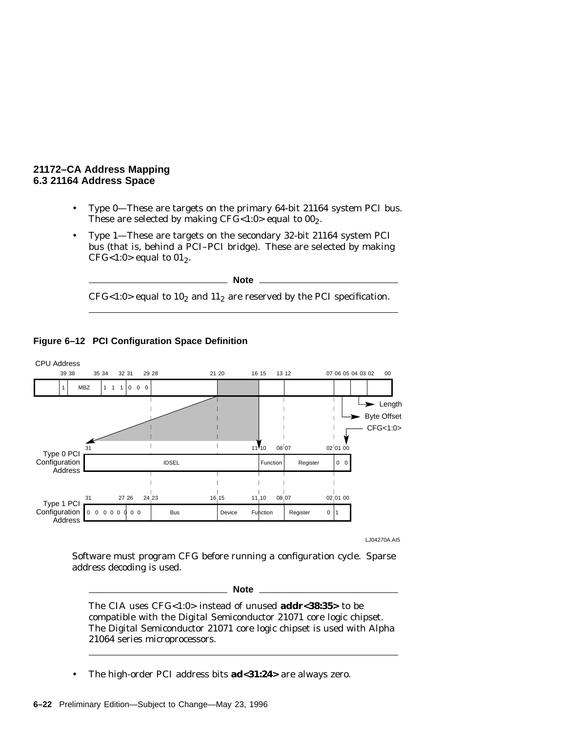- Type 0—These are targets on the primary 64-bit 21164 system PCI bus. These are selected by making CFG<1:0> equal to $00_2$.
- Type 1—These are targets on the secondary 32-bit 21164 system PCI bus (that is, behind a PCI–PCI bridge). These are selected by making CFG<1:0> equal to $01_2$.

**Note**

CFG<1:0> equal to $10_2$ and $11_2$ are reserved by the PCI specification.

**Figure 6–12 PCI Configuration Space Definition**

CPU Address

| 39 | 38 | 35 34 | 32 31 | 29 28 | 21 20 | 16 15 | 13 12 | 07 06 05 04 03 02 | 00 |
|---|---|---|---|---|---|---|---|---|---|
| | 1 | MBZ | 1 1 1 | 0 0 0 | | | | Byte Offset / Length | |

CFG<1:0>

Type 0 PCI Configuration Address

| 31–11 | 10–08 | 07–02 | 01 00 |
|---|---|---|---|
| IDSEL | Function | Register | 0 0 |

Type 1 PCI Configuration Address

| 31–24 | 23–16 | 15–11 | 10–08 | 07–02 | 01 00 |
|---|---|---|---|---|---|
| 0 0 0 0 0 0 0 0 | Bus | Device | Function | Register | 0 1 |

LJ04270A.AI5

Software must program CFG before running a configuration cycle. Sparse address decoding is used.

**Note**

The CIA uses CFG<1:0> instead of unused **addr<38:35>** to be compatible with the Digital Semiconductor 21071 core logic chipset. The Digital Semiconductor 21071 core logic chipset is used with Alpha 21064 series microprocessors.

- The high-order PCI address bits **ad<31:24>** are always zero.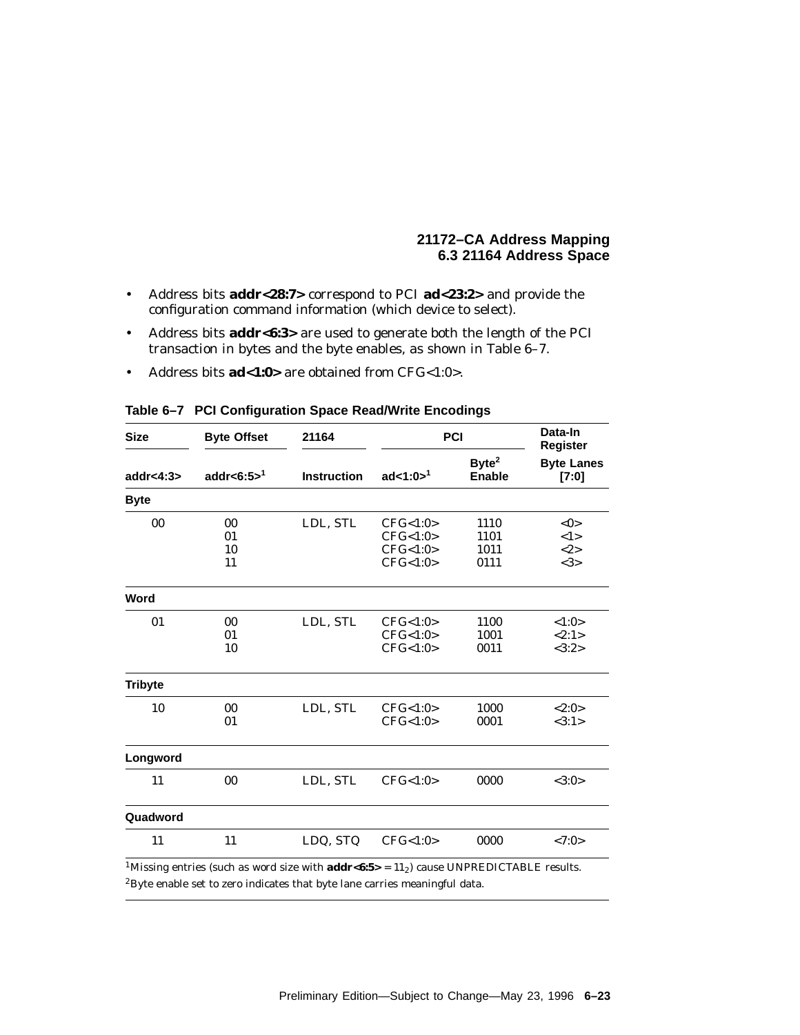- Address bits **addr<28:7>** correspond to PCI **ad<23:2>** and provide the configuration command information (which device to select).
- Address bits **addr<6:3>** are used to generate both the length of the PCI transaction in bytes and the byte enables, as shown in Table 6–7.
- Address bits **ad<1:0>** are obtained from CFG<1:0>.

**Table 6–7 PCI Configuration Space Read/Write Encodings**

| Size | Byte Offset | 21164 | PCI | | Data-In Register |
|---|---|---|---|---|---|
| addr<4:3> | addr<6:5>[1] | Instruction | ad<1:0>[1] | Byte[2] Enable | Byte Lanes [7:0] |
| **Byte** | | | | | |
| 00 | 00 | LDL, STL | CFG<1:0> | 1110 | <0> |
| | 01 | | CFG<1:0> | 1101 | <1> |
| | 10 | | CFG<1:0> | 1011 | <2> |
| | 11 | | CFG<1:0> | 0111 | <3> |
| **Word** | | | | | |
| 01 | 00 | LDL, STL | CFG<1:0> | 1100 | <1:0> |
| | 01 | | CFG<1:0> | 1001 | <2:1> |
| | 10 | | CFG<1:0> | 0011 | <3:2> |
| **Tribyte** | | | | | |
| 10 | 00 | LDL, STL | CFG<1:0> | 1000 | <2:0> |
| | 01 | | CFG<1:0> | 0001 | <3:1> |
| **Longword** | | | | | |
| 11 | 00 | LDL, STL | CFG<1:0> | 0000 | <3:0> |
| **Quadword** | | | | | |
| 11 | 11 | LDQ, STQ | CFG<1:0> | 0000 | <7:0> |

[1]Missing entries (such as word size with **addr<6:5>** = $11_2$) cause UNPREDICTABLE results.

[2]Byte enable set to zero indicates that byte lane carries meaningful data.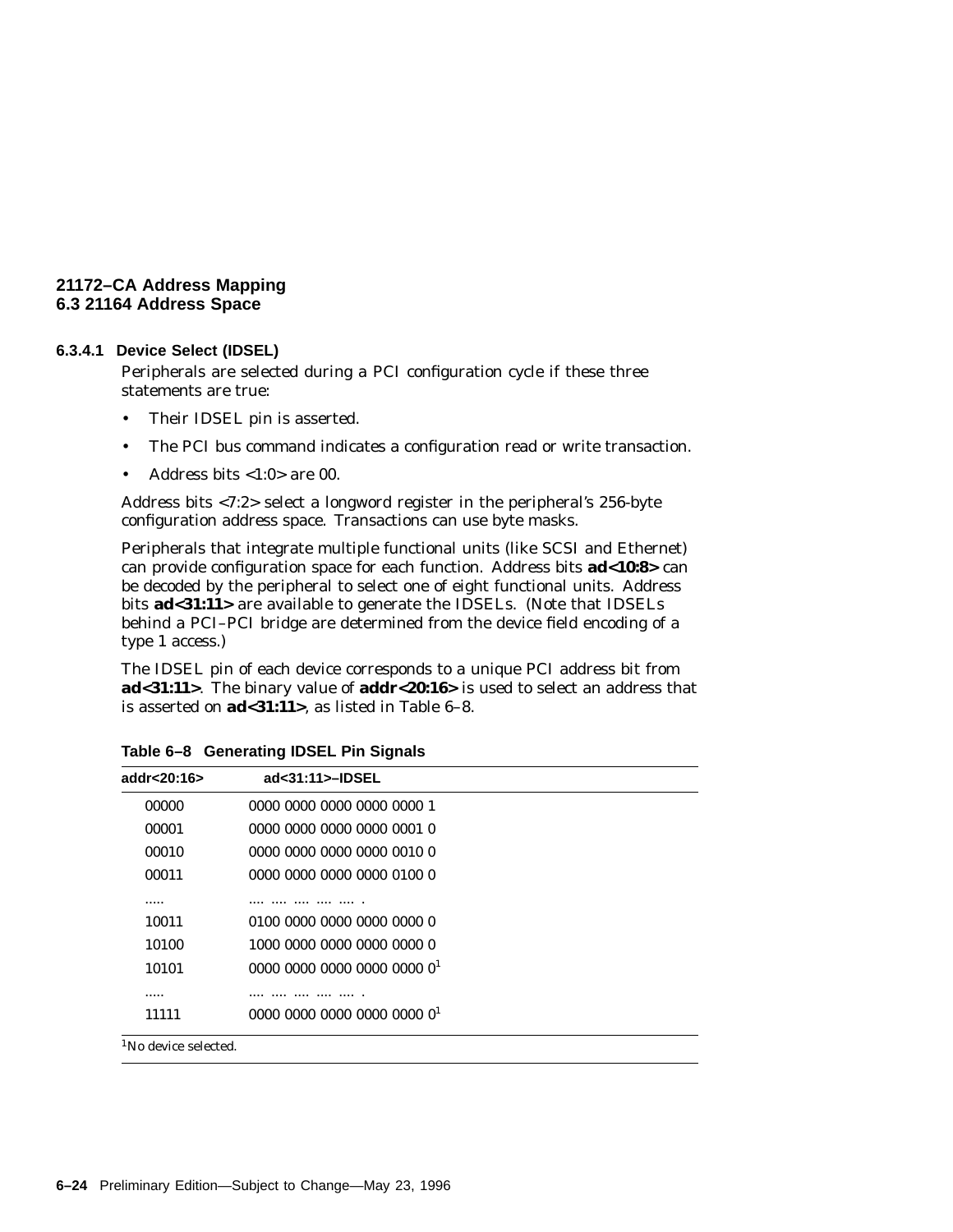#### 6.3.4.1 Device Select (IDSEL)

Peripherals are selected during a PCI configuration cycle if these three statements are true:

- Their IDSEL pin is asserted.
- The PCI bus command indicates a configuration read or write transaction.
- Address bits <1:0> are 00.

Address bits <7:2> select a longword register in the peripheral's 256-byte configuration address space. Transactions can use byte masks.

Peripherals that integrate multiple functional units (like SCSI and Ethernet) can provide configuration space for each function. Address bits **ad<10:8>** can be decoded by the peripheral to select one of eight functional units. Address bits **ad<31:11>** are available to generate the IDSELs. (Note that IDSELs behind a PCI–PCI bridge are determined from the device field encoding of a type 1 access.)

The IDSEL pin of each device corresponds to a unique PCI address bit from **ad<31:11>**. The binary value of **addr<20:16>** is used to select an address that is asserted on **ad<31:11>**, as listed in Table 6–8.

**Table 6–8 Generating IDSEL Pin Signals**

| addr<20:16> | ad<31:11>–IDSEL |
|---|---|
| 00000 | 0000 0000 0000 0000 0000 1 |
| 00001 | 0000 0000 0000 0000 0001 0 |
| 00010 | 0000 0000 0000 0000 0010 0 |
| 00011 | 0000 0000 0000 0000 0100 0 |
| ..... | .... .... .... .... .... . |
| 10011 | 0100 0000 0000 0000 0000 0 |
| 10100 | 1000 0000 0000 0000 0000 0 |
| 10101 | 0000 0000 0000 0000 0000 0[1] |
| ..... | .... .... .... .... .... . |
| 11111 | 0000 0000 0000 0000 0000 0[1] |

[1]No device selected.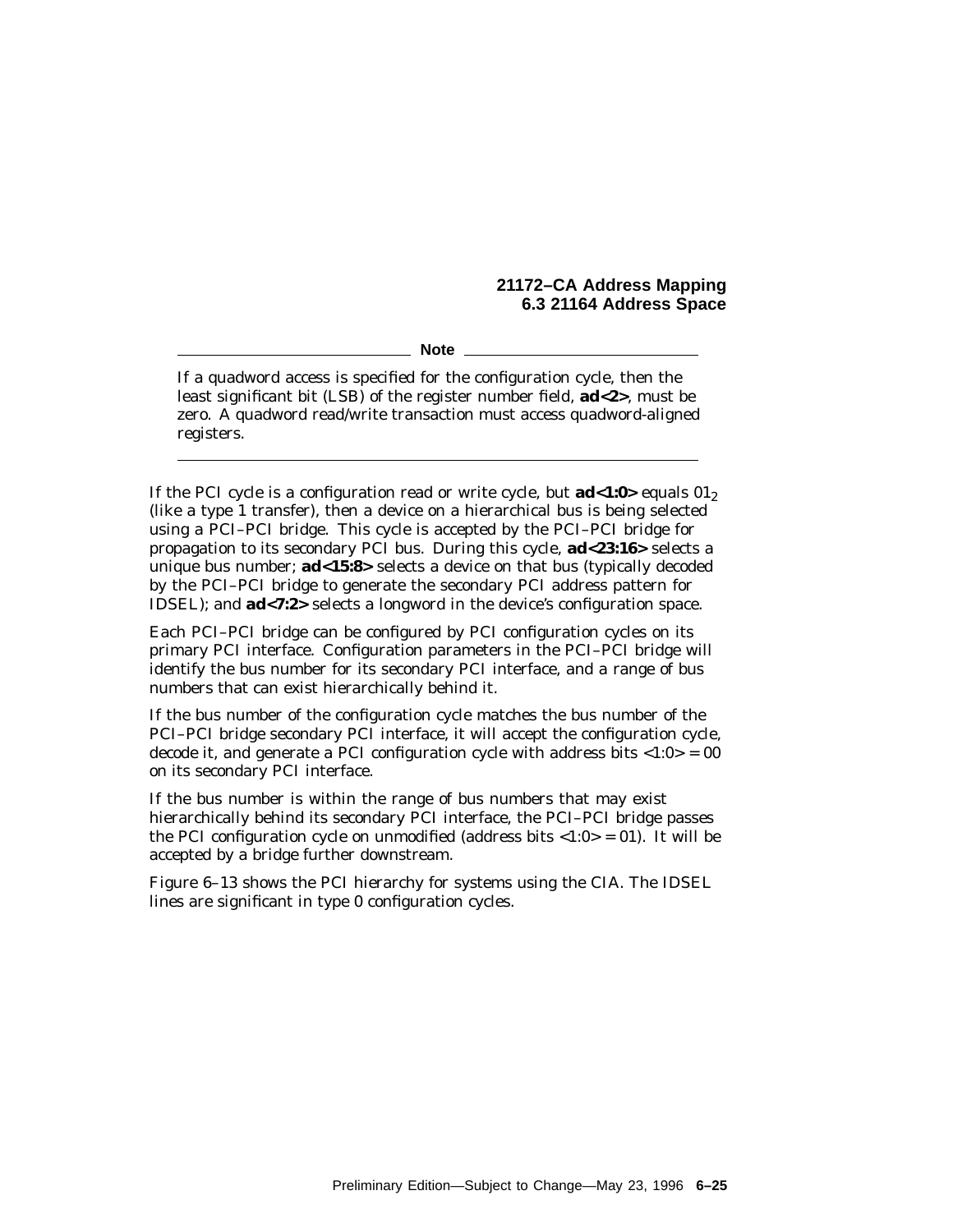**Note**

If a quadword access is specified for the configuration cycle, then the least significant bit (LSB) of the register number field, **ad<2>**, must be zero. A quadword read/write transaction must access quadword-aligned registers.

---

If the PCI cycle is a configuration read or write cycle, but **ad<1:0>** equals $01_2$ (like a type 1 transfer), then a device on a hierarchical bus is being selected using a PCI–PCI bridge. This cycle is accepted by the PCI–PCI bridge for propagation to its secondary PCI bus. During this cycle, **ad<23:16>** selects a unique bus number; **ad<15:8>** selects a device on that bus (typically decoded by the PCI–PCI bridge to generate the secondary PCI address pattern for IDSEL); and **ad<7:2>** selects a longword in the device's configuration space.

Each PCI–PCI bridge can be configured by PCI configuration cycles on its primary PCI interface. Configuration parameters in the PCI–PCI bridge will identify the bus number for its secondary PCI interface, and a range of bus numbers that can exist hierarchically behind it.

If the bus number of the configuration cycle matches the bus number of the PCI–PCI bridge secondary PCI interface, it will accept the configuration cycle, decode it, and generate a PCI configuration cycle with address bits <1:0> = 00 on its secondary PCI interface.

If the bus number is within the range of bus numbers that may exist hierarchically behind its secondary PCI interface, the PCI–PCI bridge passes the PCI configuration cycle on unmodified (address bits <1:0> = 01). It will be accepted by a bridge further downstream.

Figure 6–13 shows the PCI hierarchy for systems using the CIA. The IDSEL lines are significant in type 0 configuration cycles.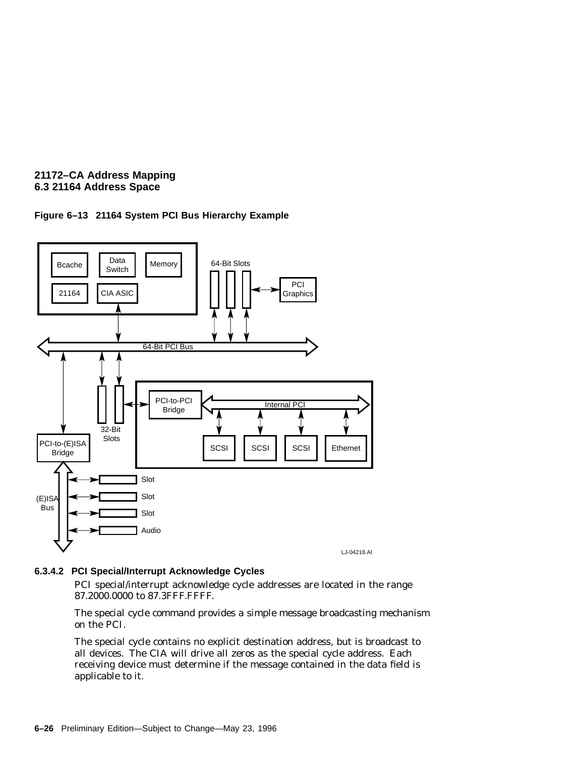**Figure 6–13 21164 System PCI Bus Hierarchy Example**

#### 6.3.4.2 PCI Special/Interrupt Acknowledge Cycles

PCI special/interrupt acknowledge cycle addresses are located in the range 87.2000.0000 to 87.3FFF.FFFF.

The special cycle command provides a simple message broadcasting mechanism on the PCI.

The special cycle contains no explicit destination address, but is broadcast to all devices. The CIA will drive all zeros as the special cycle address. Each receiving device must determine if the message contained in the data field is applicable to it.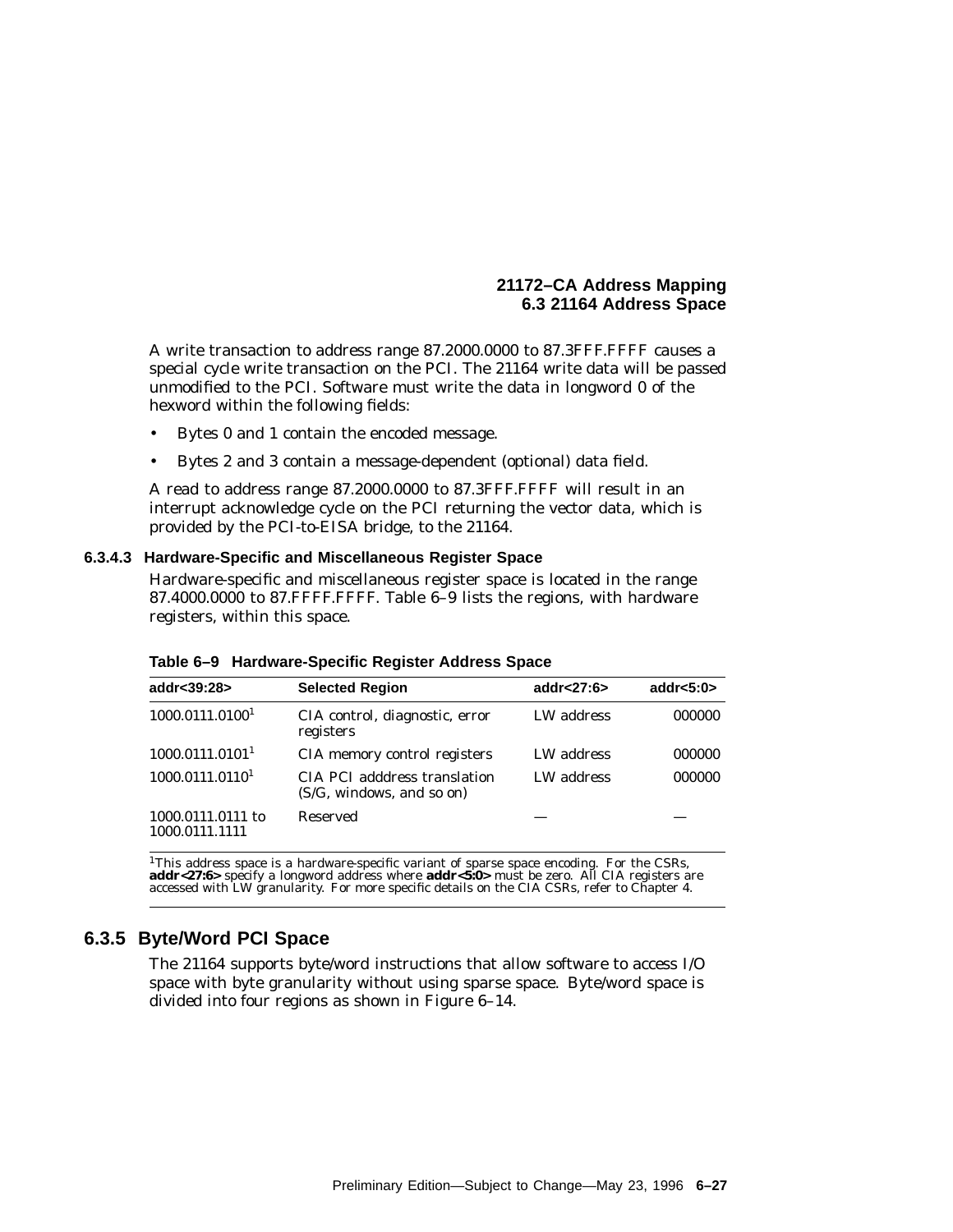A write transaction to address range 87.2000.0000 to 87.3FFF.FFFF causes a special cycle write transaction on the PCI. The 21164 write data will be passed unmodified to the PCI. Software must write the data in longword 0 of the hexword within the following fields:

- Bytes 0 and 1 contain the encoded message.
- Bytes 2 and 3 contain a message-dependent (optional) data field.

A read to address range 87.2000.0000 to 87.3FFF.FFFF will result in an interrupt acknowledge cycle on the PCI returning the vector data, which is provided by the PCI-to-EISA bridge, to the 21164.

#### 6.3.4.3 Hardware-Specific and Miscellaneous Register Space

Hardware-specific and miscellaneous register space is located in the range 87.4000.0000 to 87.FFFF.FFFF. Table 6–9 lists the regions, with hardware registers, within this space.

**Table 6–9 Hardware-Specific Register Address Space**

| addr<39:28> | Selected Region | addr<27:6> | addr<5:0> |
|---|---|---|---|
| 1000.0111.0100[1] | CIA control, diagnostic, error registers | LW address | 000000 |
| 1000.0111.0101[1] | CIA memory control registers | LW address | 000000 |
| 1000.0111.0110[1] | CIA PCI adddress translation (S/G, windows, and so on) | LW address | 000000 |
| 1000.0111.0111 to 1000.0111.1111 | Reserved | — | — |

[1]This address space is a hardware-specific variant of sparse space encoding. For the CSRs, **addr<27:6>** specify a longword address where **addr<5:0>** must be zero. All CIA registers are accessed with LW granularity. For more specific details on the CIA CSRs, refer to Chapter 4.

### 6.3.5 Byte/Word PCI Space

The 21164 supports byte/word instructions that allow software to access I/O space with byte granularity without using sparse space. Byte/word space is divided into four regions as shown in Figure 6–14.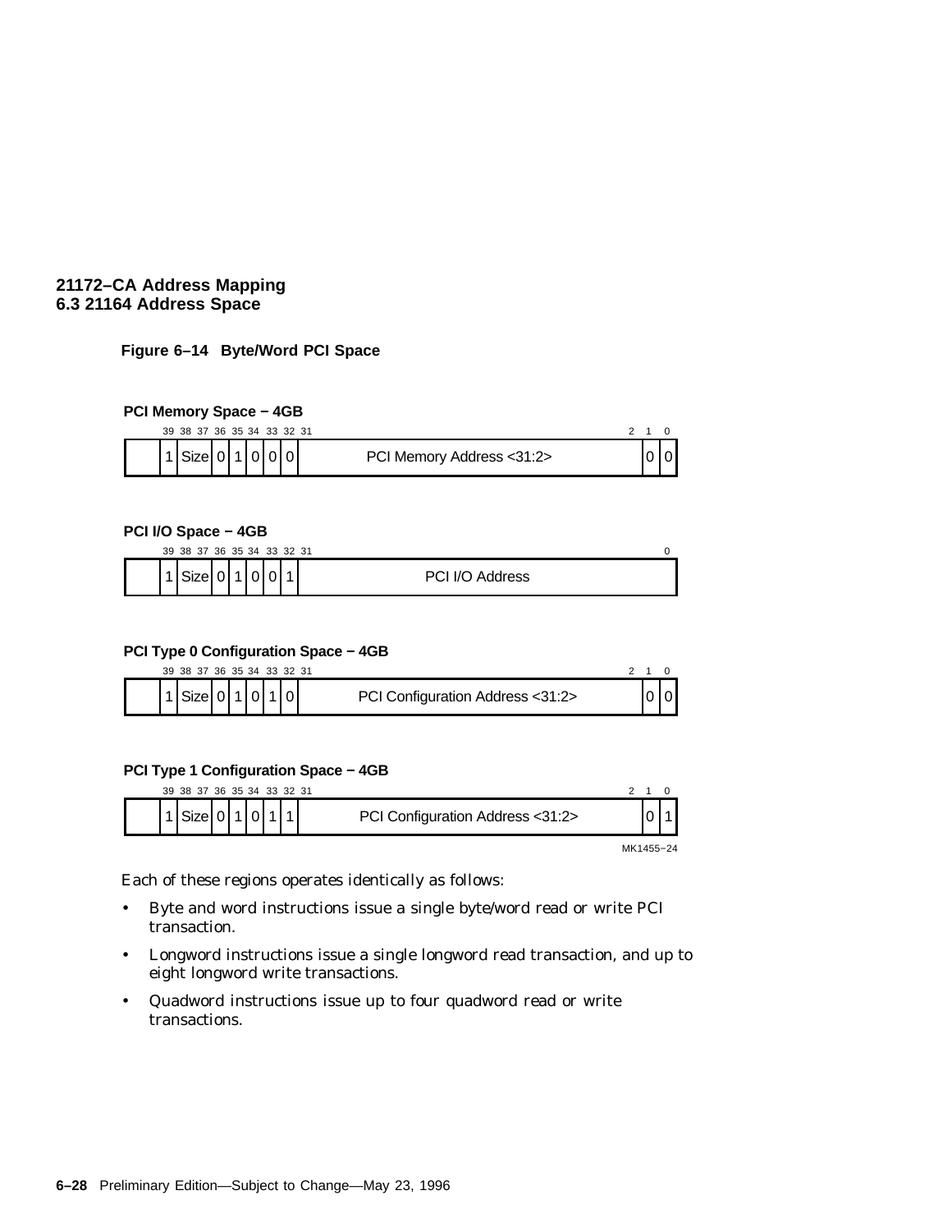**Figure 6–14 Byte/Word PCI Space**

**PCI Memory Space − 4GB**

| 39 | 38 37 | 36 | 35 | 34 | 33 | 32 | 31 ... 2 | 1 | 0 |
|---|---|---|---|---|---|---|---|---|---|
| 1 | Size | 0 | 1 | 0 | 0 | 0 | PCI Memory Address <31:2> | 0 | 0 |

**PCI I/O Space − 4GB**

| 39 | 38 37 | 36 | 35 | 34 | 33 | 32 | 31 ... 0 |
|---|---|---|---|---|---|---|---|
| 1 | Size | 0 | 1 | 0 | 0 | 1 | PCI I/O Address |

**PCI Type 0 Configuration Space − 4GB**

| 39 | 38 37 | 36 | 35 | 34 | 33 | 32 | 31 ... 2 | 1 | 0 |
|---|---|---|---|---|---|---|---|---|---|
| 1 | Size | 0 | 1 | 0 | 1 | 0 | PCI Configuration Address <31:2> | 0 | 0 |

**PCI Type 1 Configuration Space − 4GB**

| 39 | 38 37 | 36 | 35 | 34 | 33 | 32 | 31 ... 2 | 1 | 0 |
|---|---|---|---|---|---|---|---|---|---|
| 1 | Size | 0 | 1 | 0 | 1 | 1 | PCI Configuration Address <31:2> | 0 | 1 |

MK1455−24

Each of these regions operates identically as follows:

- Byte and word instructions issue a single byte/word read or write PCI transaction.
- Longword instructions issue a single longword read transaction, and up to eight longword write transactions.
- Quadword instructions issue up to four quadword read or write transactions.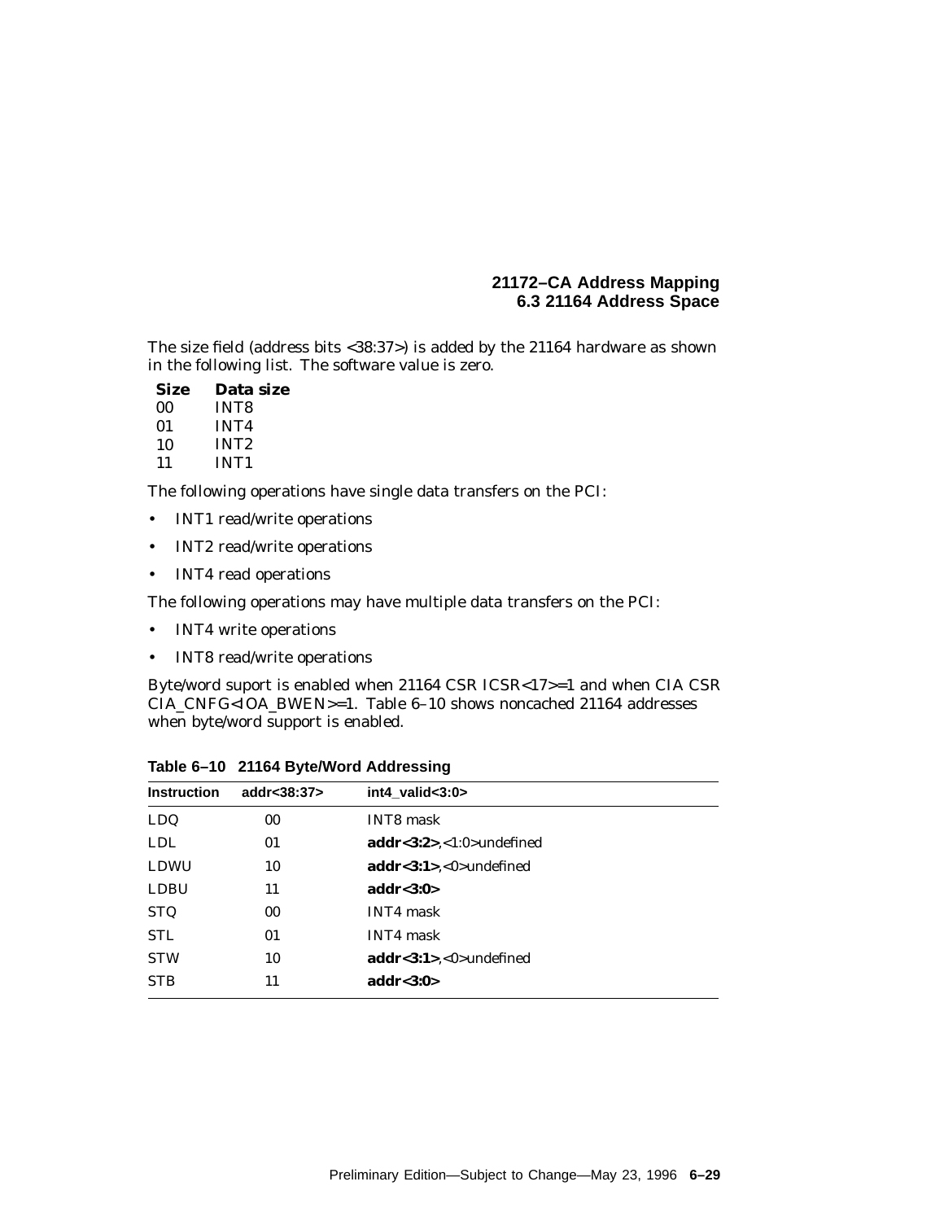The size field (address bits <38:37>) is added by the 21164 hardware as shown in the following list. The software value is zero.

| Size | Data size |
|---|---|
| 00 | INT8 |
| 01 | INT4 |
| 10 | INT2 |
| 11 | INT1 |

The following operations have single data transfers on the PCI:

- INT1 read/write operations
- INT2 read/write operations
- INT4 read operations

The following operations may have multiple data transfers on the PCI:

- INT4 write operations
- INT8 read/write operations

Byte/word suport is enabled when 21164 CSR ICSR<17>=1 and when CIA CSR CIA_CNFG<IOA_BWEN>=1. Table 6–10 shows noncached 21164 addresses when byte/word support is enabled.

**Table 6–10 21164 Byte/Word Addressing**

| Instruction | addr<38:37> | int4_valid<3:0> |
|---|---|---|
| LDQ | 00 | INT8 mask |
| LDL | 01 | **addr<3:2>**,<1:0>undefined |
| LDWU | 10 | **addr<3:1>**,<0>undefined |
| LDBU | 11 | **addr<3:0>** |
| STQ | 00 | INT4 mask |
| STL | 01 | INT4 mask |
| STW | 10 | **addr<3:1>**,<0>undefined |
| STB | 11 | **addr<3:0>** |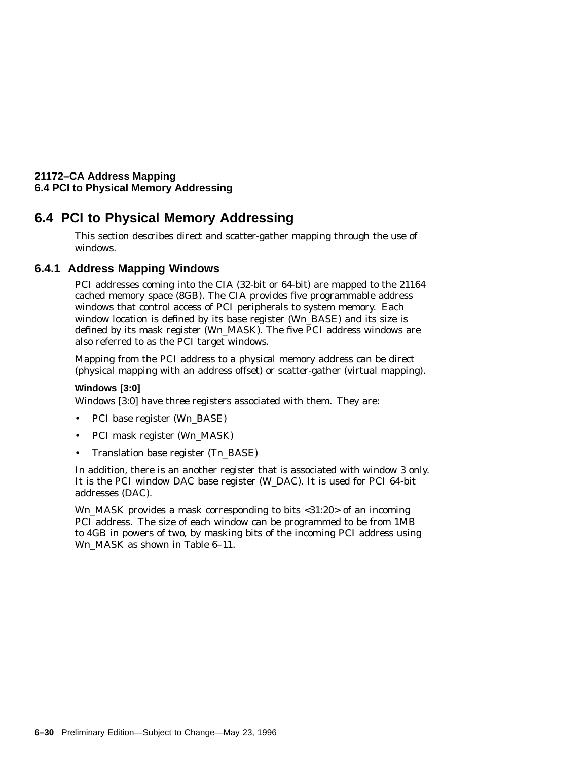## 6.4 PCI to Physical Memory Addressing

This section describes direct and scatter-gather mapping through the use of windows.

### 6.4.1 Address Mapping Windows

PCI addresses coming into the CIA (32-bit or 64-bit) are mapped to the 21164 cached memory space (8GB). The CIA provides five programmable address windows that control access of PCI peripherals to system memory. Each window location is defined by its base register (Wn_BASE) and its size is defined by its mask register (Wn_MASK). The five PCI address windows are also referred to as the PCI target windows.

Mapping from the PCI address to a physical memory address can be direct (physical mapping with an address offset) or scatter-gather (virtual mapping).

**Windows [3:0]**

Windows [3:0] have three registers associated with them. They are:

- PCI base register (Wn_BASE)
- PCI mask register (Wn_MASK)
- Translation base register (Tn_BASE)

In addition, there is an another register that is associated with window 3 only. It is the PCI window DAC base register (W_DAC). It is used for PCI 64-bit addresses (DAC).

Wn_MASK provides a mask corresponding to bits <31:20> of an incoming PCI address. The size of each window can be programmed to be from 1MB to 4GB in powers of two, by masking bits of the incoming PCI address using Wn_MASK as shown in Table 6–11.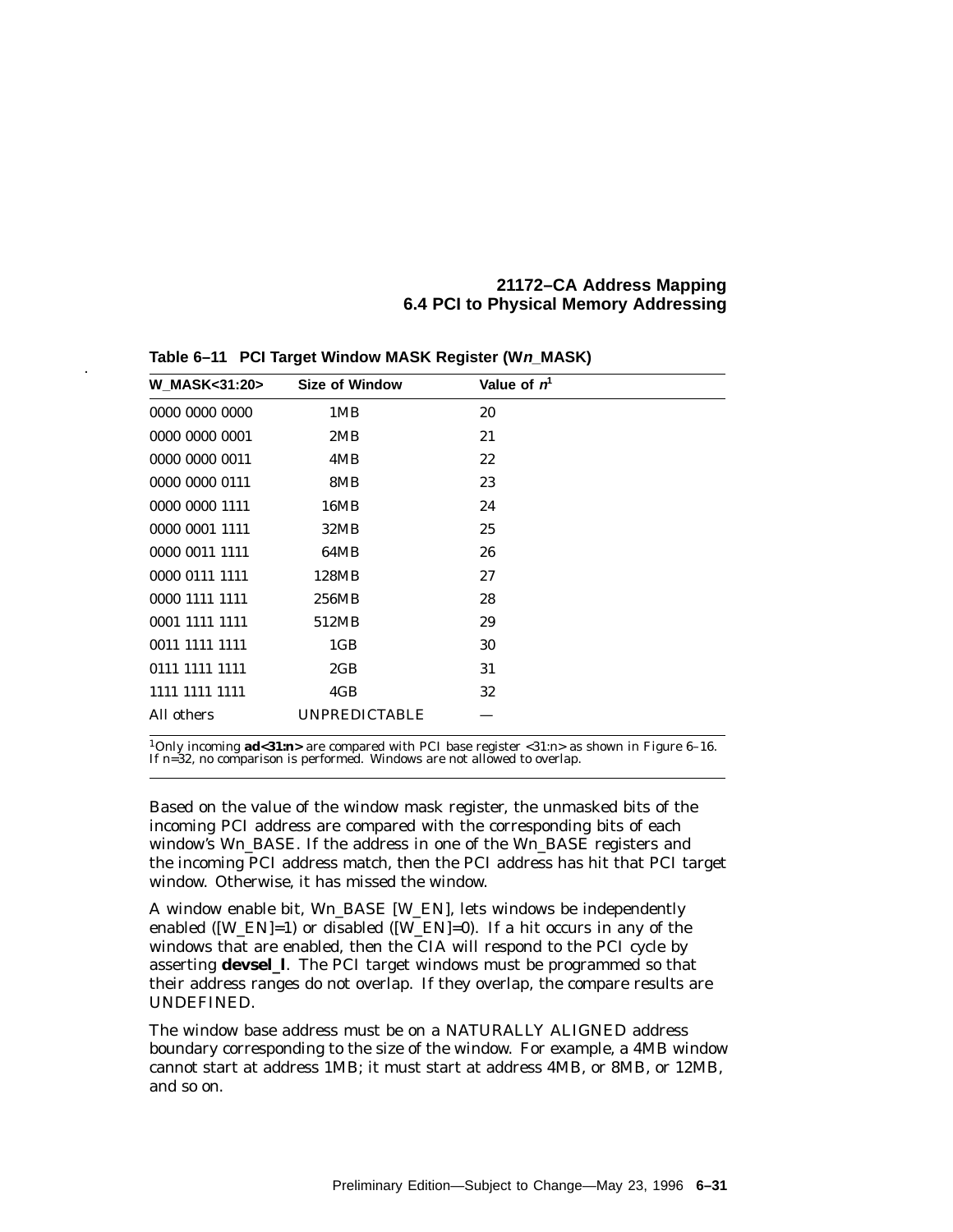**Table 6–11 PCI Target Window MASK Register (W*n*_MASK)**

| W_MASK<31:20> | Size of Window | Value of $n$[1] |
|---|---|---|
| 0000 0000 0000 | 1MB | 20 |
| 0000 0000 0001 | 2MB | 21 |
| 0000 0000 0011 | 4MB | 22 |
| 0000 0000 0111 | 8MB | 23 |
| 0000 0000 1111 | 16MB | 24 |
| 0000 0001 1111 | 32MB | 25 |
| 0000 0011 1111 | 64MB | 26 |
| 0000 0111 1111 | 128MB | 27 |
| 0000 1111 1111 | 256MB | 28 |
| 0001 1111 1111 | 512MB | 29 |
| 0011 1111 1111 | 1GB | 30 |
| 0111 1111 1111 | 2GB | 31 |
| 1111 1111 1111 | 4GB | 32 |
| All others | UNPREDICTABLE | — |

[1]Only incoming **ad<31:n>** are compared with PCI base register <31:n> as shown in Figure 6–16. If n=32, no comparison is performed. Windows are not allowed to overlap.

Based on the value of the window mask register, the unmasked bits of the incoming PCI address are compared with the corresponding bits of each window's Wn_BASE. If the address in one of the Wn_BASE registers and the incoming PCI address match, then the PCI address has hit that PCI target window. Otherwise, it has missed the window.

A window enable bit, Wn_BASE [W_EN], lets windows be independently enabled ([W_EN]=1) or disabled ([W_EN]=0). If a hit occurs in any of the windows that are enabled, then the CIA will respond to the PCI cycle by asserting **devsel_l**. The PCI target windows must be programmed so that their address ranges do not overlap. If they overlap, the compare results are UNDEFINED.

The window base address must be on a NATURALLY ALIGNED address boundary corresponding to the size of the window. For example, a 4MB window cannot start at address 1MB; it must start at address 4MB, or 8MB, or 12MB, and so on.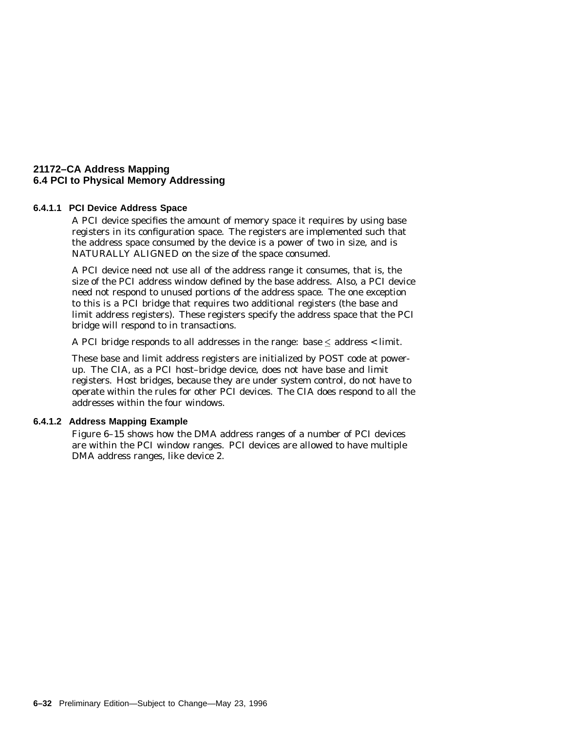#### 6.4.1.1 PCI Device Address Space

A PCI device specifies the amount of memory space it requires by using base registers in its configuration space. The registers are implemented such that the address space consumed by the device is a power of two in size, and is NATURALLY ALIGNED on the size of the space consumed.

A PCI device need not use all of the address range it consumes, that is, the size of the PCI address window defined by the base address. Also, a PCI device need not respond to unused portions of the address space. The one exception to this is a PCI bridge that requires two additional registers (the base and limit address registers). These registers specify the address space that the PCI bridge will respond to in transactions.

A PCI bridge responds to all addresses in the range: base $\leq$ address < limit.

These base and limit address registers are initialized by POST code at power-up. The CIA, as a PCI host–bridge device, does not have base and limit registers. Host bridges, because they are under system control, do not have to operate within the rules for other PCI devices. The CIA does respond to all the addresses within the four windows.

#### 6.4.1.2 Address Mapping Example

Figure 6–15 shows how the DMA address ranges of a number of PCI devices are within the PCI window ranges. PCI devices are allowed to have multiple DMA address ranges, like device 2.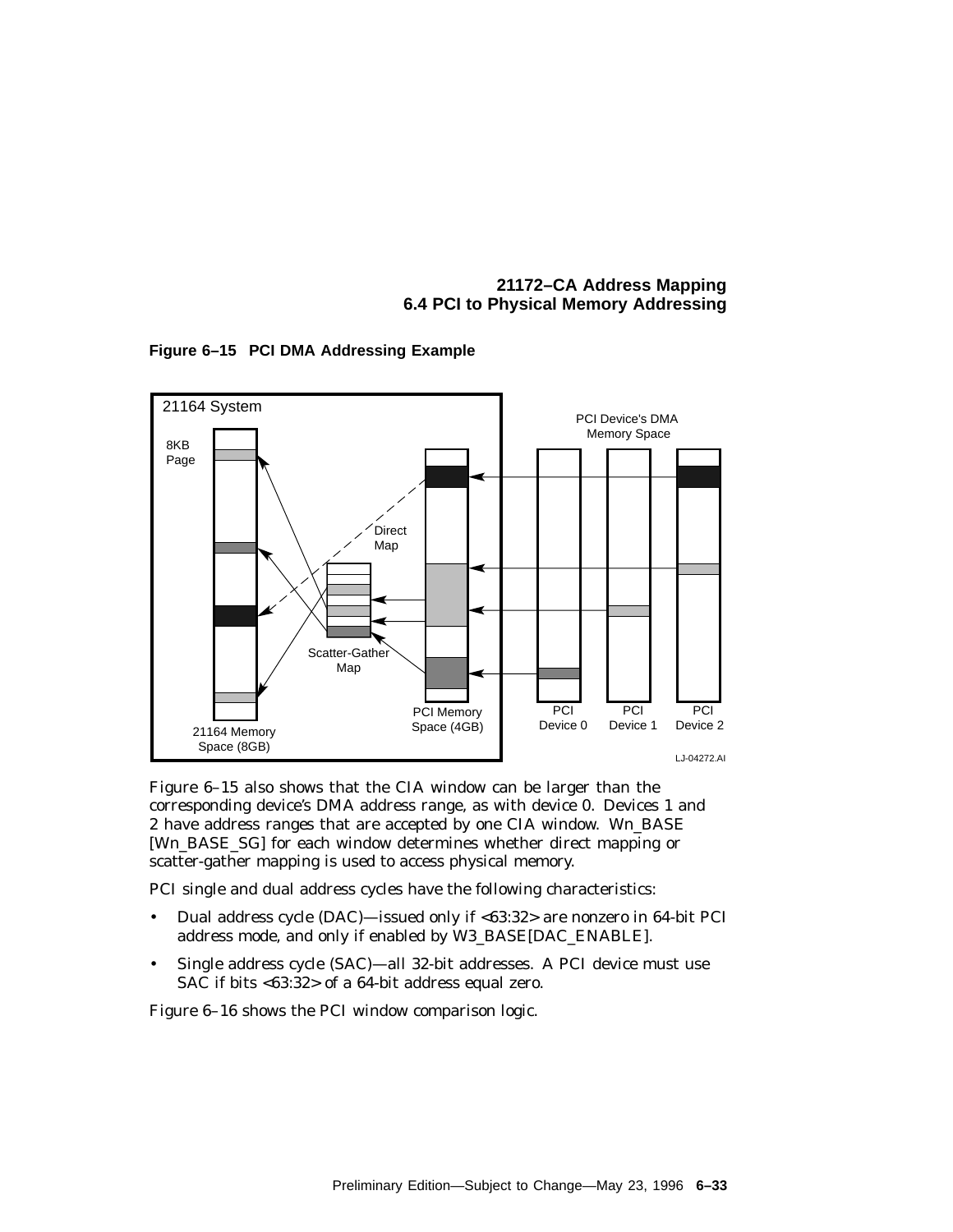**Figure 6–15 PCI DMA Addressing Example**

Figure 6–15 also shows that the CIA window can be larger than the corresponding device's DMA address range, as with device 0. Devices 1 and 2 have address ranges that are accepted by one CIA window. Wn_BASE [Wn_BASE_SG] for each window determines whether direct mapping or scatter-gather mapping is used to access physical memory.

PCI single and dual address cycles have the following characteristics:

- Dual address cycle (DAC)—issued only if <63:32> are nonzero in 64-bit PCI address mode, and only if enabled by W3_BASE[DAC_ENABLE].
- Single address cycle (SAC)—all 32-bit addresses. A PCI device must use SAC if bits <63:32> of a 64-bit address equal zero.

Figure 6–16 shows the PCI window comparison logic.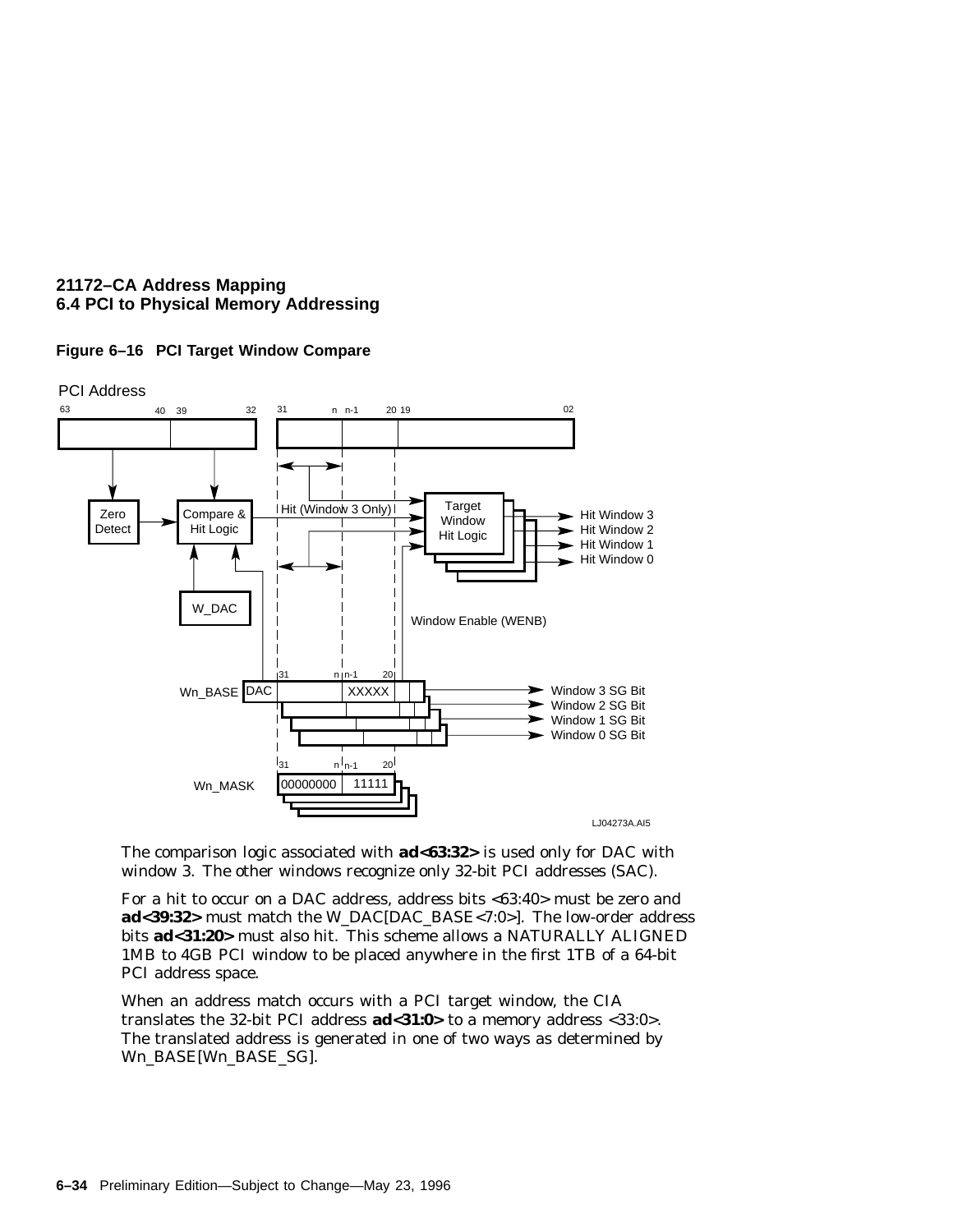**Figure 6–16 PCI Target Window Compare**

The comparison logic associated with **ad<63:32>** is used only for DAC with window 3. The other windows recognize only 32-bit PCI addresses (SAC).

For a hit to occur on a DAC address, address bits <63:40> must be zero and **ad<39:32>** must match the W_DAC[DAC_BASE<7:0>]. The low-order address bits **ad<31:20>** must also hit. This scheme allows a NATURALLY ALIGNED 1MB to 4GB PCI window to be placed anywhere in the first 1TB of a 64-bit PCI address space.

When an address match occurs with a PCI target window, the CIA translates the 32-bit PCI address **ad<31:0>** to a memory address <33:0>. The translated address is generated in one of two ways as determined by Wn_BASE[Wn_BASE_SG].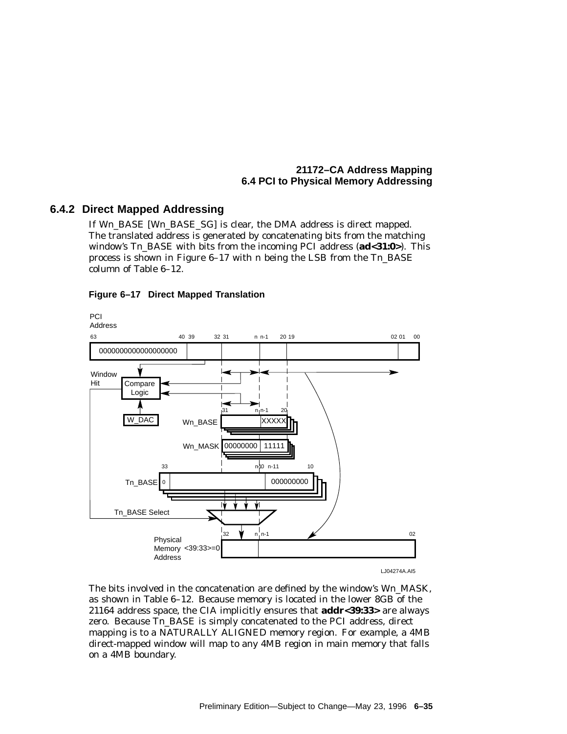### 6.4.2 Direct Mapped Addressing

If Wn_BASE [Wn_BASE_SG] is clear, the DMA address is direct mapped. The translated address is generated by concatenating bits from the matching window's Tn_BASE with bits from the incoming PCI address (**ad<31:0>**). This process is shown in Figure 6–17 with n being the LSB from the Tn_BASE column of Table 6–12.

**Figure 6–17 Direct Mapped Translation**

The bits involved in the concatenation are defined by the window's Wn_MASK, as shown in Table 6–12. Because memory is located in the lower 8GB of the 21164 address space, the CIA implicitly ensures that **addr<39:33>** are always zero. Because Tn_BASE is simply concatenated to the PCI address, direct mapping is to a NATURALLY ALIGNED memory region. For example, a 4MB direct-mapped window will map to any 4MB region in main memory that falls on a 4MB boundary.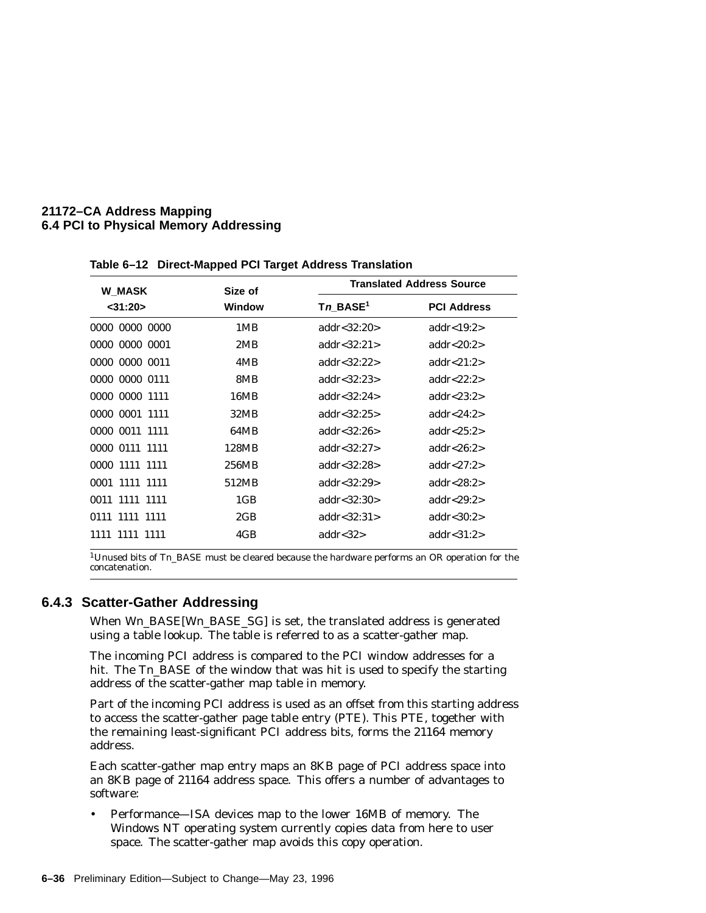**Table 6–12 Direct-Mapped PCI Target Address Translation**

| W_MASK <31:20> | Size of Window | Translated Address Source | |
|---|---|---|---|
| | | T*n*_BASE[1] | PCI Address |
| 0000 0000 0000 | 1MB | addr<32:20> | addr<19:2> |
| 0000 0000 0001 | 2MB | addr<32:21> | addr<20:2> |
| 0000 0000 0011 | 4MB | addr<32:22> | addr<21:2> |
| 0000 0000 0111 | 8MB | addr<32:23> | addr<22:2> |
| 0000 0000 1111 | 16MB | addr<32:24> | addr<23:2> |
| 0000 0001 1111 | 32MB | addr<32:25> | addr<24:2> |
| 0000 0011 1111 | 64MB | addr<32:26> | addr<25:2> |
| 0000 0111 1111 | 128MB | addr<32:27> | addr<26:2> |
| 0000 1111 1111 | 256MB | addr<32:28> | addr<27:2> |
| 0001 1111 1111 | 512MB | addr<32:29> | addr<28:2> |
| 0011 1111 1111 | 1GB | addr<32:30> | addr<29:2> |
| 0111 1111 1111 | 2GB | addr<32:31> | addr<30:2> |
| 1111 1111 1111 | 4GB | addr<32> | addr<31:2> |

[1]Unused bits of Tn_BASE must be cleared because the hardware performs an OR operation for the concatenation.

### 6.4.3 Scatter-Gather Addressing

When Wn_BASE[Wn_BASE_SG] is set, the translated address is generated using a table lookup. The table is referred to as a scatter-gather map.

The incoming PCI address is compared to the PCI window addresses for a hit. The Tn_BASE of the window that was hit is used to specify the starting address of the scatter-gather map table in memory.

Part of the incoming PCI address is used as an offset from this starting address to access the scatter-gather page table entry (PTE). This PTE, together with the remaining least-significant PCI address bits, forms the 21164 memory address.

Each scatter-gather map entry maps an 8KB page of PCI address space into an 8KB page of 21164 address space. This offers a number of advantages to software:

- Performance—ISA devices map to the lower 16MB of memory. The Windows NT operating system currently copies data from here to user space. The scatter-gather map avoids this copy operation.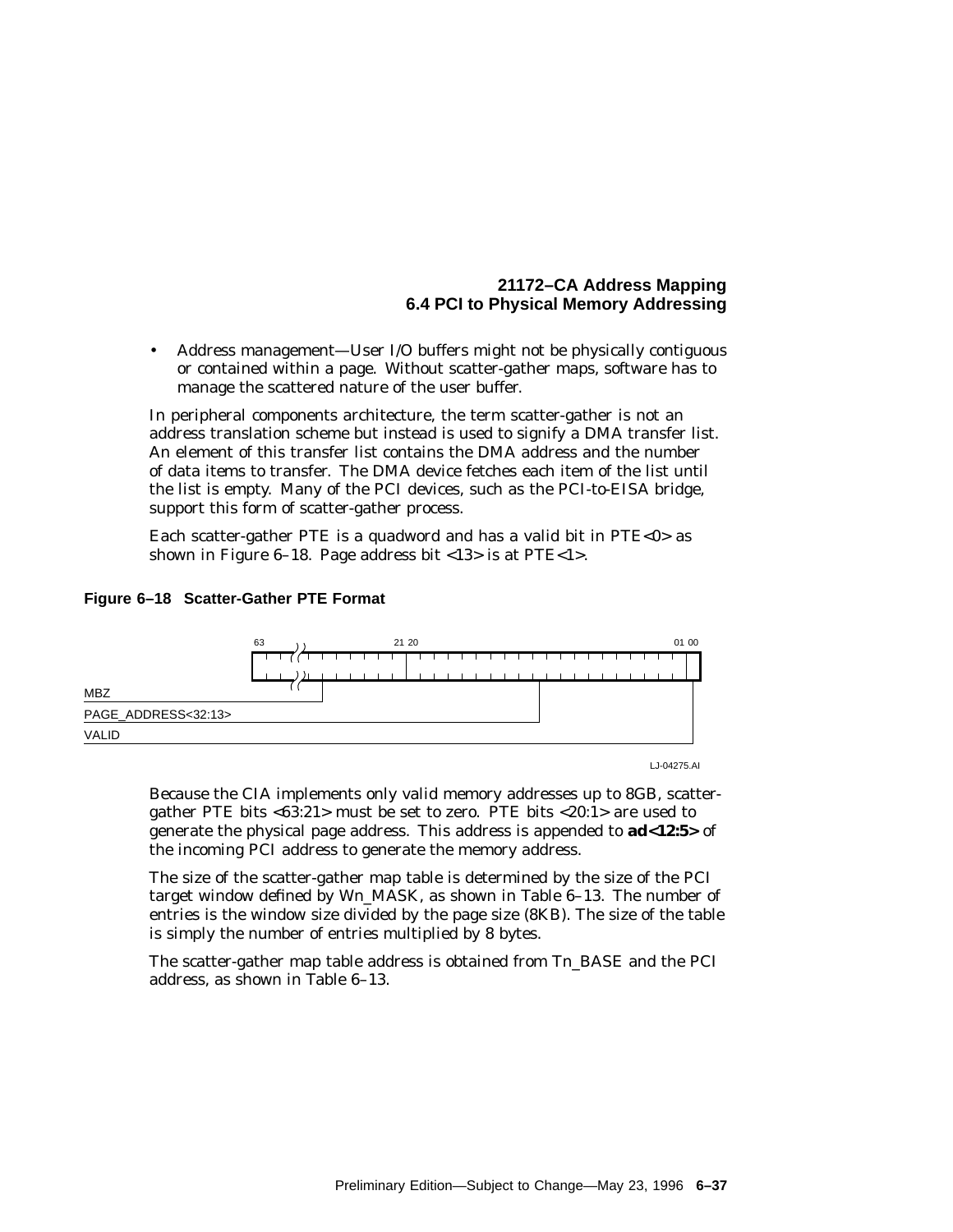- Address management—User I/O buffers might not be physically contiguous or contained within a page. Without scatter-gather maps, software has to manage the scattered nature of the user buffer.

In peripheral components architecture, the term scatter-gather is not an address translation scheme but instead is used to signify a DMA transfer list. An element of this transfer list contains the DMA address and the number of data items to transfer. The DMA device fetches each item of the list until the list is empty. Many of the PCI devices, such as the PCI-to-EISA bridge, support this form of scatter-gather process.

Each scatter-gather PTE is a quadword and has a valid bit in PTE<0> as shown in Figure 6–18. Page address bit <13> is at PTE<1>.

**Figure 6–18 Scatter-Gather PTE Format**

| Bits | Field |
|---|---|
| 63:21 | MBZ |
| 20:01 | PAGE_ADDRESS<32:13> |
| 00 | VALID |

LJ-04275.AI

Because the CIA implements only valid memory addresses up to 8GB, scatter-gather PTE bits <63:21> must be set to zero. PTE bits <20:1> are used to generate the physical page address. This address is appended to **ad<12:5>** of the incoming PCI address to generate the memory address.

The size of the scatter-gather map table is determined by the size of the PCI target window defined by Wn_MASK, as shown in Table 6–13. The number of entries is the window size divided by the page size (8KB). The size of the table is simply the number of entries multiplied by 8 bytes.

The scatter-gather map table address is obtained from Tn_BASE and the PCI address, as shown in Table 6–13.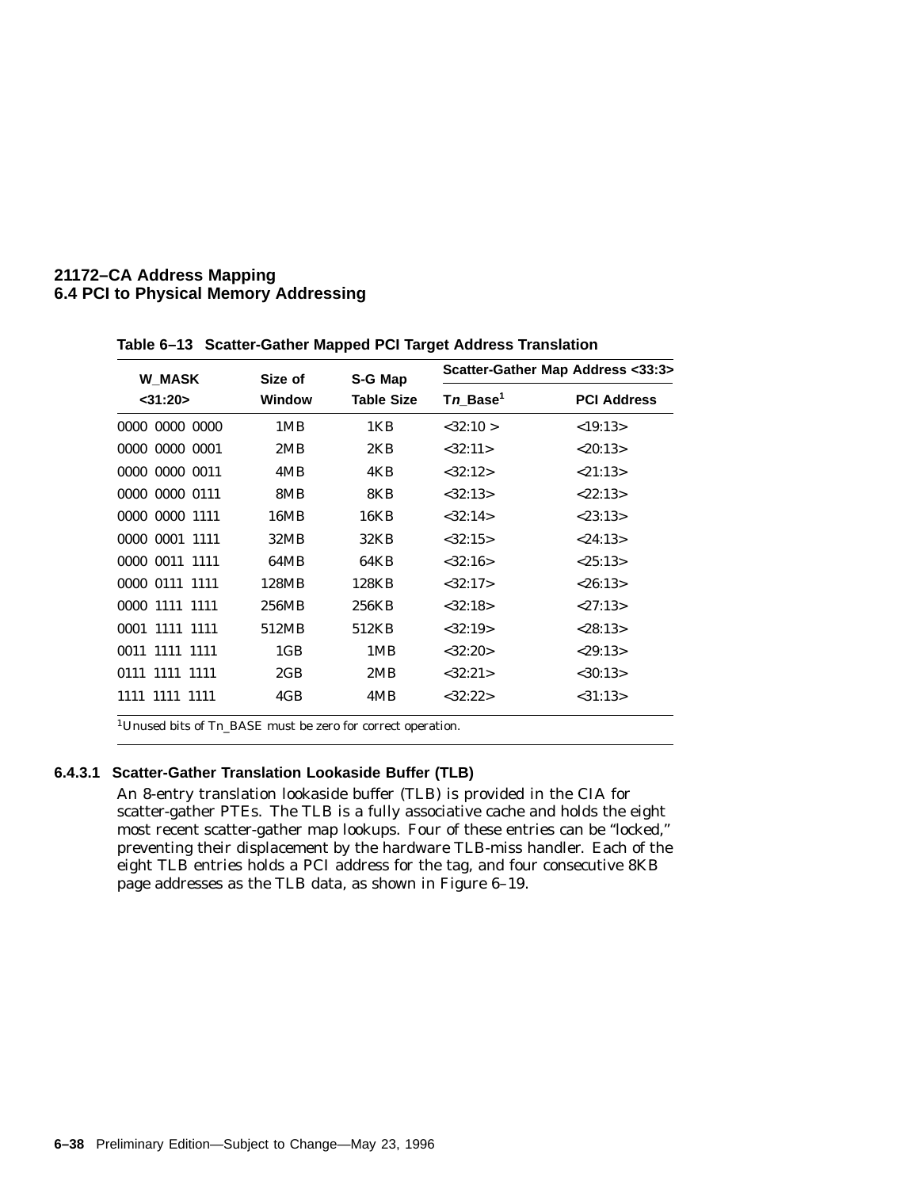**Table 6–13 Scatter-Gather Mapped PCI Target Address Translation**

| W_MASK <31:20> | Size of Window | S-G Map Table Size | Scatter-Gather Map Address <33:3> | |
|---|---|---|---|---|
| | | | Tn_Base[1] | PCI Address |
| 0000 0000 0000 | 1MB | 1KB | <32:10 > | <19:13> |
| 0000 0000 0001 | 2MB | 2KB | <32:11> | <20:13> |
| 0000 0000 0011 | 4MB | 4KB | <32:12> | <21:13> |
| 0000 0000 0111 | 8MB | 8KB | <32:13> | <22:13> |
| 0000 0000 1111 | 16MB | 16KB | <32:14> | <23:13> |
| 0000 0001 1111 | 32MB | 32KB | <32:15> | <24:13> |
| 0000 0011 1111 | 64MB | 64KB | <32:16> | <25:13> |
| 0000 0111 1111 | 128MB | 128KB | <32:17> | <26:13> |
| 0000 1111 1111 | 256MB | 256KB | <32:18> | <27:13> |
| 0001 1111 1111 | 512MB | 512KB | <32:19> | <28:13> |
| 0011 1111 1111 | 1GB | 1MB | <32:20> | <29:13> |
| 0111 1111 1111 | 2GB | 2MB | <32:21> | <30:13> |
| 1111 1111 1111 | 4GB | 4MB | <32:22> | <31:13> |

[1]Unused bits of Tn_BASE must be zero for correct operation.

#### 6.4.3.1 Scatter-Gather Translation Lookaside Buffer (TLB)

An 8-entry translation lookaside buffer (TLB) is provided in the CIA for scatter-gather PTEs. The TLB is a fully associative cache and holds the eight most recent scatter-gather map lookups. Four of these entries can be "locked," preventing their displacement by the hardware TLB-miss handler. Each of the eight TLB entries holds a PCI address for the tag, and four consecutive 8KB page addresses as the TLB data, as shown in Figure 6–19.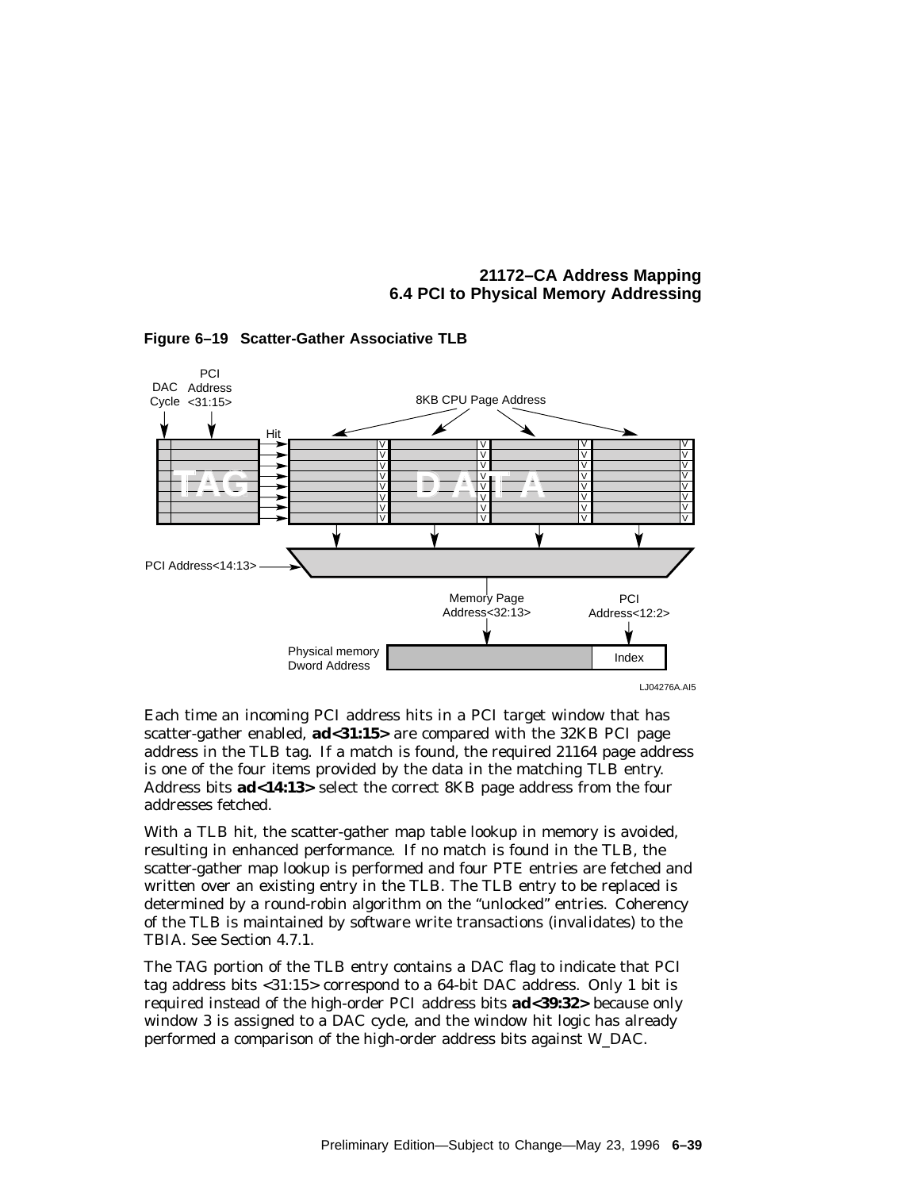**Figure 6–19 Scatter-Gather Associative TLB**

Each time an incoming PCI address hits in a PCI target window that has scatter-gather enabled, **ad<31:15>** are compared with the 32KB PCI page address in the TLB tag. If a match is found, the required 21164 page address is one of the four items provided by the data in the matching TLB entry. Address bits **ad<14:13>** select the correct 8KB page address from the four addresses fetched.

With a TLB hit, the scatter-gather map table lookup in memory is avoided, resulting in enhanced performance. If no match is found in the TLB, the scatter-gather map lookup is performed and four PTE entries are fetched and written over an existing entry in the TLB. The TLB entry to be replaced is determined by a round-robin algorithm on the "unlocked" entries. Coherency of the TLB is maintained by software write transactions (invalidates) to the TBIA. See Section 4.7.1.

The TAG portion of the TLB entry contains a DAC flag to indicate that PCI tag address bits <31:15> correspond to a 64-bit DAC address. Only 1 bit is required instead of the high-order PCI address bits **ad<39:32>** because only window 3 is assigned to a DAC cycle, and the window hit logic has already performed a comparison of the high-order address bits against W_DAC.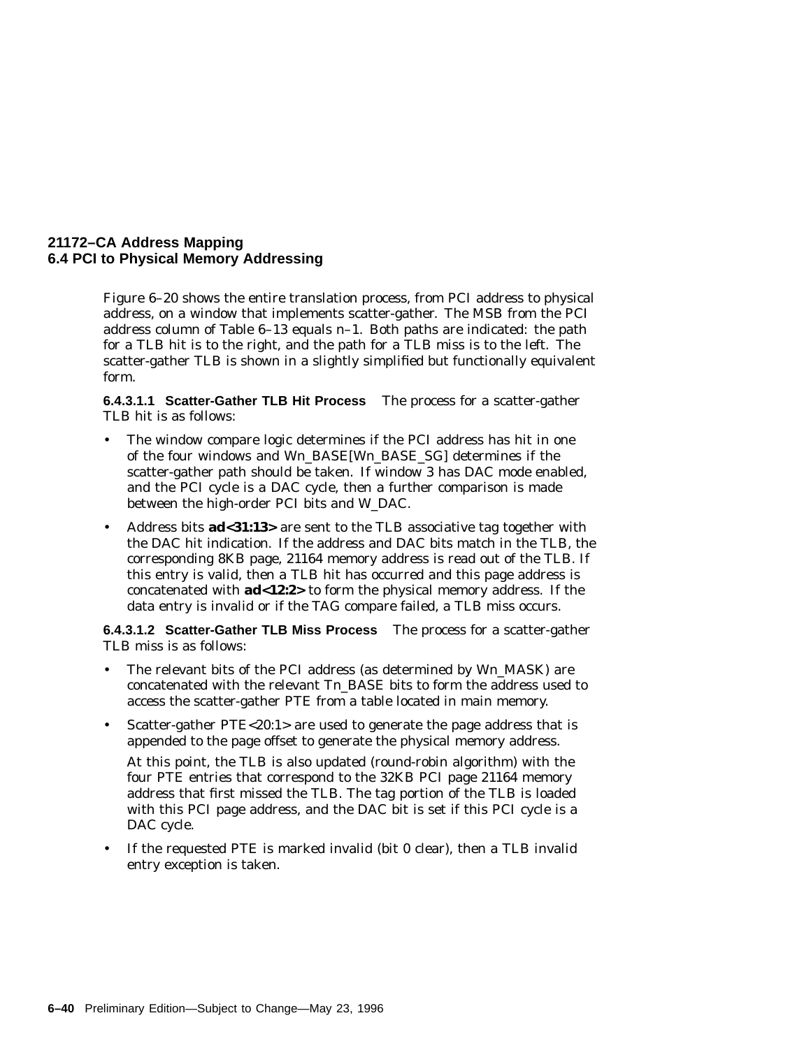Figure 6–20 shows the entire translation process, from PCI address to physical address, on a window that implements scatter-gather. The MSB from the PCI address column of Table 6–13 equals n–1. Both paths are indicated: the path for a TLB hit is to the right, and the path for a TLB miss is to the left. The scatter-gather TLB is shown in a slightly simplified but functionally equivalent form.

**6.4.3.1.1 Scatter-Gather TLB Hit Process** The process for a scatter-gather TLB hit is as follows:

- The window compare logic determines if the PCI address has hit in one of the four windows and Wn_BASE[Wn_BASE_SG] determines if the scatter-gather path should be taken. If window 3 has DAC mode enabled, and the PCI cycle is a DAC cycle, then a further comparison is made between the high-order PCI bits and W_DAC.
- Address bits **ad<31:13>** are sent to the TLB associative tag together with the DAC hit indication. If the address and DAC bits match in the TLB, the corresponding 8KB page, 21164 memory address is read out of the TLB. If this entry is valid, then a TLB hit has occurred and this page address is concatenated with **ad<12:2>** to form the physical memory address. If the data entry is invalid or if the TAG compare failed, a TLB miss occurs.

**6.4.3.1.2 Scatter-Gather TLB Miss Process** The process for a scatter-gather TLB miss is as follows:

- The relevant bits of the PCI address (as determined by Wn_MASK) are concatenated with the relevant Tn_BASE bits to form the address used to access the scatter-gather PTE from a table located in main memory.
- Scatter-gather PTE<20:1> are used to generate the page address that is appended to the page offset to generate the physical memory address.

  At this point, the TLB is also updated (round-robin algorithm) with the four PTE entries that correspond to the 32KB PCI page 21164 memory address that first missed the TLB. The tag portion of the TLB is loaded with this PCI page address, and the DAC bit is set if this PCI cycle is a DAC cycle.
- If the requested PTE is marked invalid (bit 0 clear), then a TLB invalid entry exception is taken.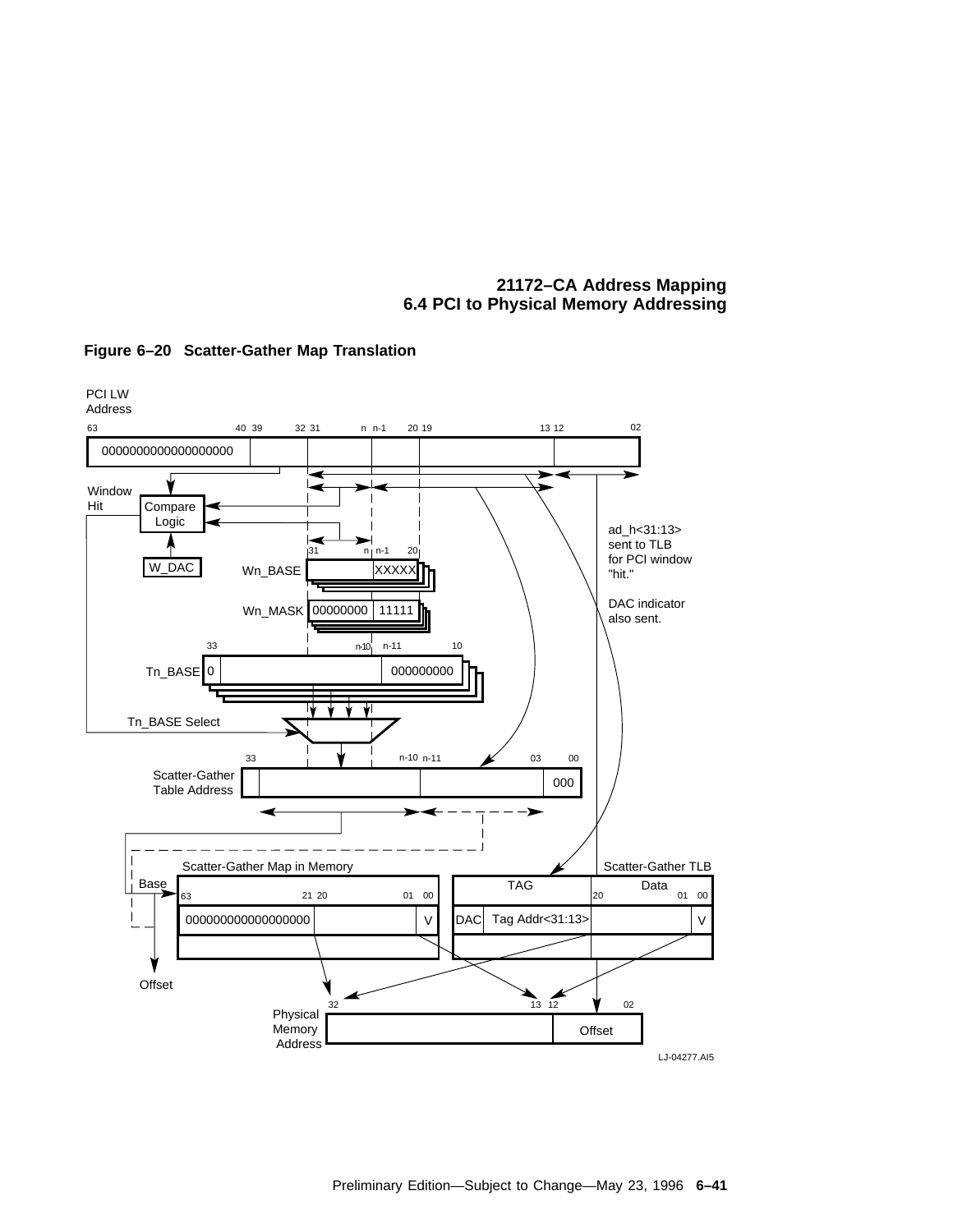**Figure 6–20 Scatter-Gather Map Translation**

PCI LW Address

63 40 39 32 31 n n-1 20 19 13 12 02

0000000000000000000

Window Hit

Compare Logic

W_DAC

31 n n-1 20

Wn_BASE XXXXX

Wn_MASK 00000000 11111

ad_h<31:13> sent to TLB for PCI window "hit."

DAC indicator also sent.

33 n-10 n-11 10

Tn_BASE 0 000000000

Tn_BASE Select

33 n-10 n-11 03 00

Scatter-Gather Table Address 000

Scatter-Gather Map in Memory

Base

63 21 20 01 00

000000000000000000 V

Offset

Scatter-Gather TLB

TAG Data

20 01 00

DAC Tag Addr<31:13> V

32 13 12 02

Physical Memory Address Offset

LJ-04277.AI5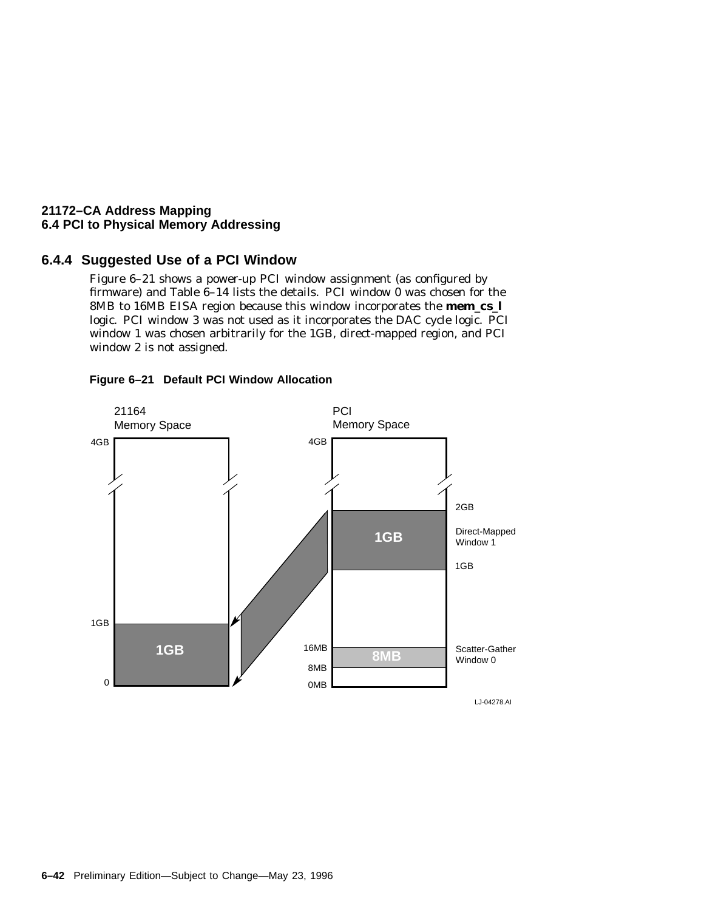### 6.4.4 Suggested Use of a PCI Window

Figure 6–21 shows a power-up PCI window assignment (as configured by firmware) and Table 6–14 lists the details. PCI window 0 was chosen for the 8MB to 16MB EISA region because this window incorporates the **mem_cs_l** logic. PCI window 3 was not used as it incorporates the DAC cycle logic. PCI window 1 was chosen arbitrarily for the 1GB, direct-mapped region, and PCI window 2 is not assigned.

**Figure 6–21 Default PCI Window Allocation**

21164 Memory Space

PCI Memory Space

4GB

2GB

1GB

Direct-Mapped Window 1

1GB

16MB

8MB

Scatter-Gather Window 0

8MB

0MB

0

LJ-04278.AI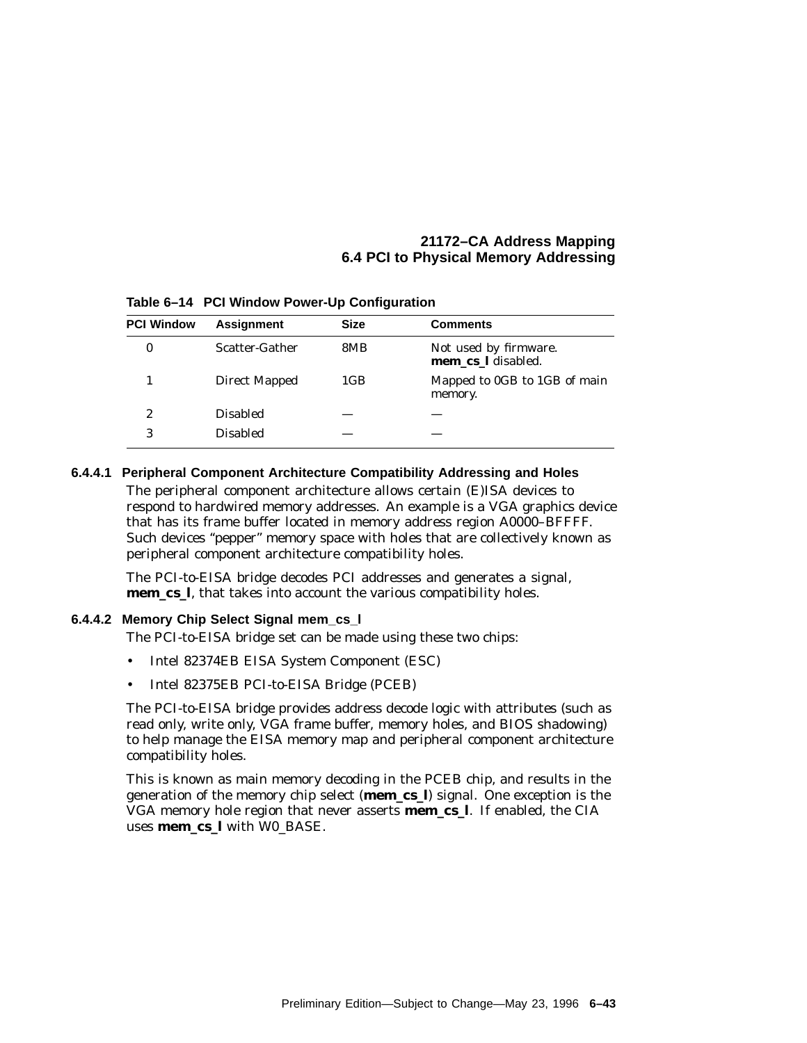**Table 6–14 PCI Window Power-Up Configuration**

| PCI Window | Assignment | Size | Comments |
|---|---|---|---|
| 0 | Scatter-Gather | 8MB | Not used by firmware. **mem_cs_l** disabled. |
| 1 | Direct Mapped | 1GB | Mapped to 0GB to 1GB of main memory. |
| 2 | Disabled | — | — |
| 3 | Disabled | — | — |

#### 6.4.4.1 Peripheral Component Architecture Compatibility Addressing and Holes

The peripheral component architecture allows certain (E)ISA devices to respond to hardwired memory addresses. An example is a VGA graphics device that has its frame buffer located in memory address region A0000–BFFFF. Such devices "pepper" memory space with holes that are collectively known as peripheral component architecture compatibility holes.

The PCI-to-EISA bridge decodes PCI addresses and generates a signal, **mem_cs_l**, that takes into account the various compatibility holes.

#### 6.4.4.2 Memory Chip Select Signal mem_cs_l

The PCI-to-EISA bridge set can be made using these two chips:

- Intel 82374EB EISA System Component (ESC)
- Intel 82375EB PCI-to-EISA Bridge (PCEB)

The PCI-to-EISA bridge provides address decode logic with attributes (such as read only, write only, VGA frame buffer, memory holes, and BIOS shadowing) to help manage the EISA memory map and peripheral component architecture compatibility holes.

This is known as main memory decoding in the PCEB chip, and results in the generation of the memory chip select (**mem_cs_l**) signal. One exception is the VGA memory hole region that never asserts **mem_cs_l**. If enabled, the CIA uses **mem_cs_l** with W0_BASE.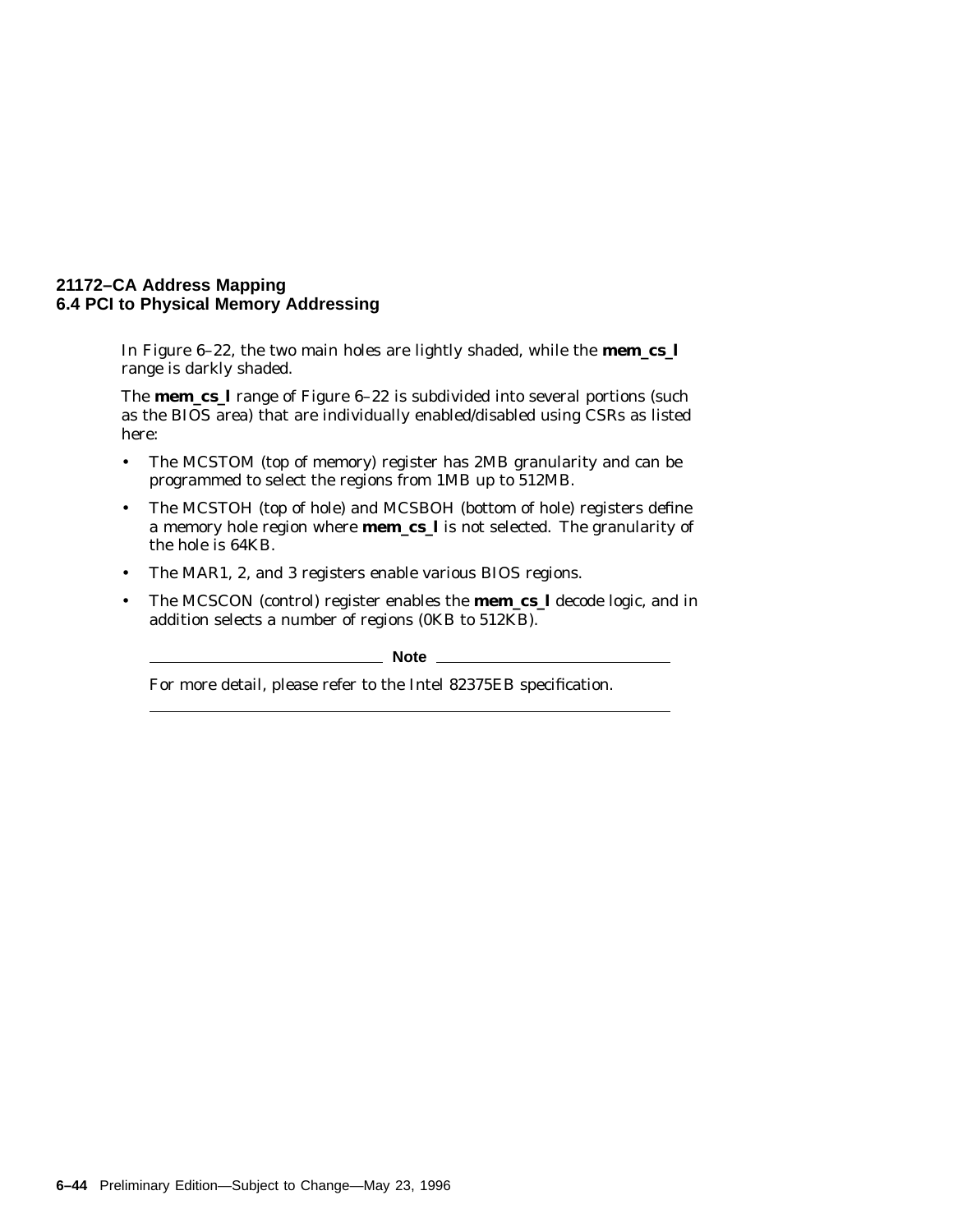In Figure 6–22, the two main holes are lightly shaded, while the **mem_cs_l** range is darkly shaded.

The **mem_cs_l** range of Figure 6–22 is subdivided into several portions (such as the BIOS area) that are individually enabled/disabled using CSRs as listed here:

- The MCSTOM (top of memory) register has 2MB granularity and can be programmed to select the regions from 1MB up to 512MB.
- The MCSTOH (top of hole) and MCSBOH (bottom of hole) registers define a memory hole region where **mem_cs_l** is not selected. The granularity of the hole is 64KB.
- The MAR1, 2, and 3 registers enable various BIOS regions.
- The MCSCON (control) register enables the **mem_cs_l** decode logic, and in addition selects a number of regions (0KB to 512KB).

---

**Note**

For more detail, please refer to the Intel 82375EB specification.

---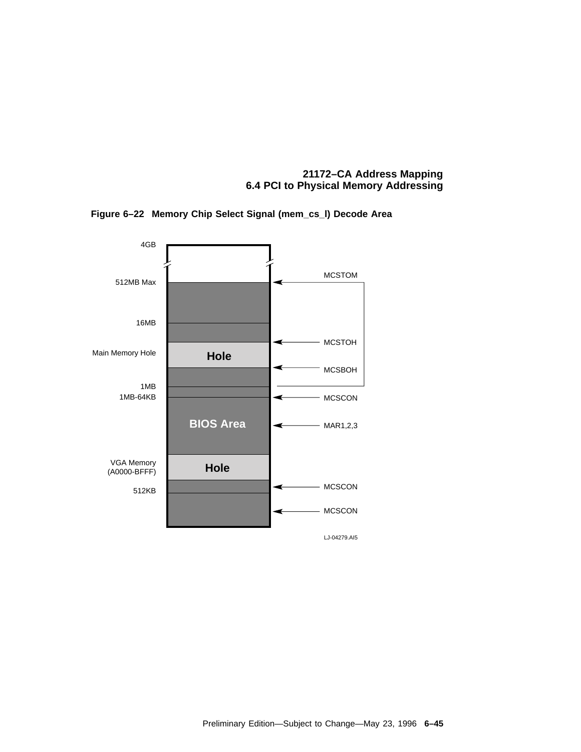**Figure 6–22 Memory Chip Select Signal (mem_cs_l) Decode Area**

4GB

512MB Max — MCSTOM

16MB

MCSTOH

Main Memory Hole — Hole

MCSBOH

1MB

1MB-64KB — MCSCON

BIOS Area — MAR1,2,3

VGA Memory (A0000-BFFF) — Hole

512KB — MCSCON

MCSCON

LJ-04279.AI5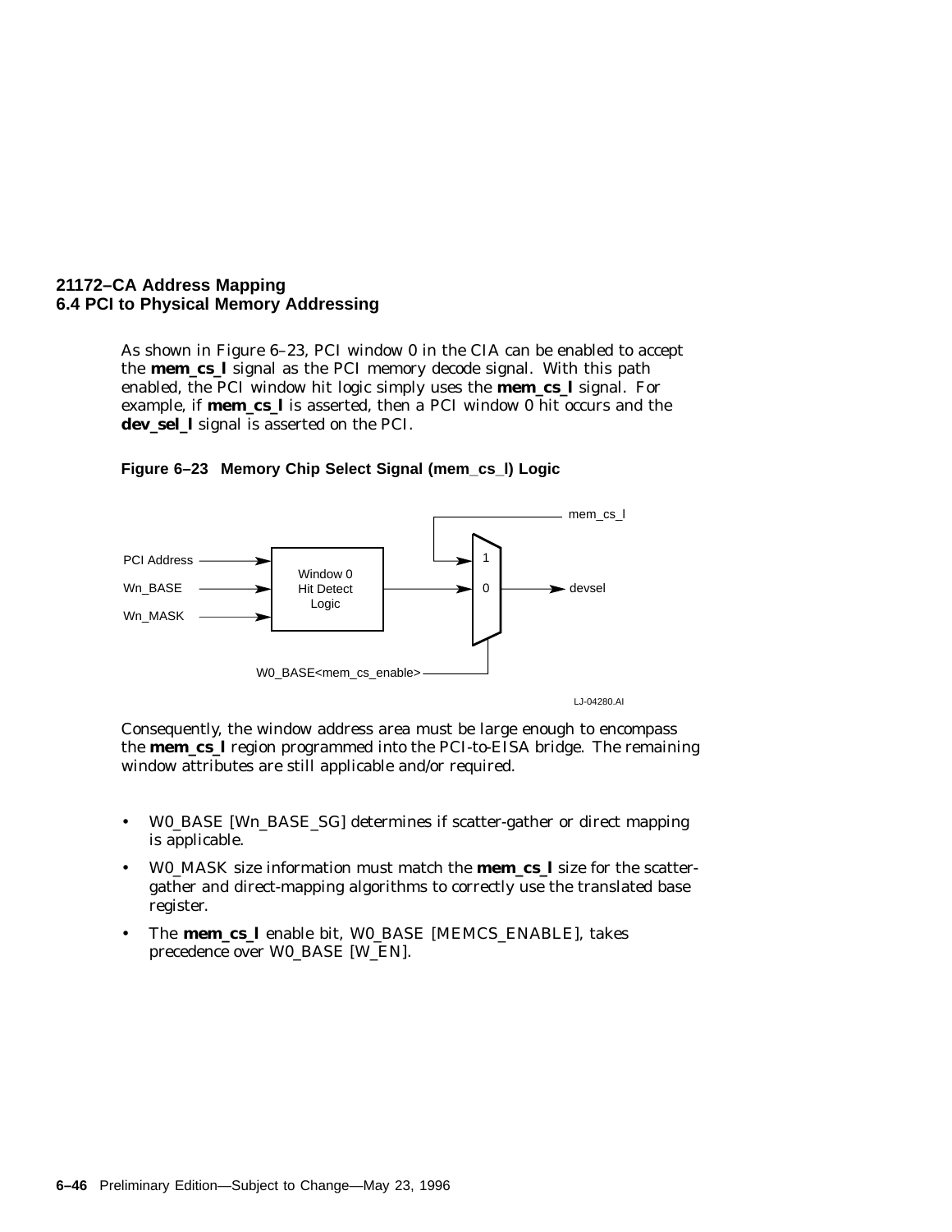As shown in Figure 6–23, PCI window 0 in the CIA can be enabled to accept the **mem_cs_l** signal as the PCI memory decode signal. With this path enabled, the PCI window hit logic simply uses the **mem_cs_l** signal. For example, if **mem_cs_l** is asserted, then a PCI window 0 hit occurs and the **dev_sel_l** signal is asserted on the PCI.

**Figure 6–23 Memory Chip Select Signal (mem_cs_l) Logic**

Consequently, the window address area must be large enough to encompass the **mem_cs_l** region programmed into the PCI-to-EISA bridge. The remaining window attributes are still applicable and/or required.

- W0_BASE [Wn_BASE_SG] determines if scatter-gather or direct mapping is applicable.
- W0_MASK size information must match the **mem_cs_l** size for the scatter-gather and direct-mapping algorithms to correctly use the translated base register.
- The **mem_cs_l** enable bit, W0_BASE [MEMCS_ENABLE], takes precedence over W0_BASE [W_EN].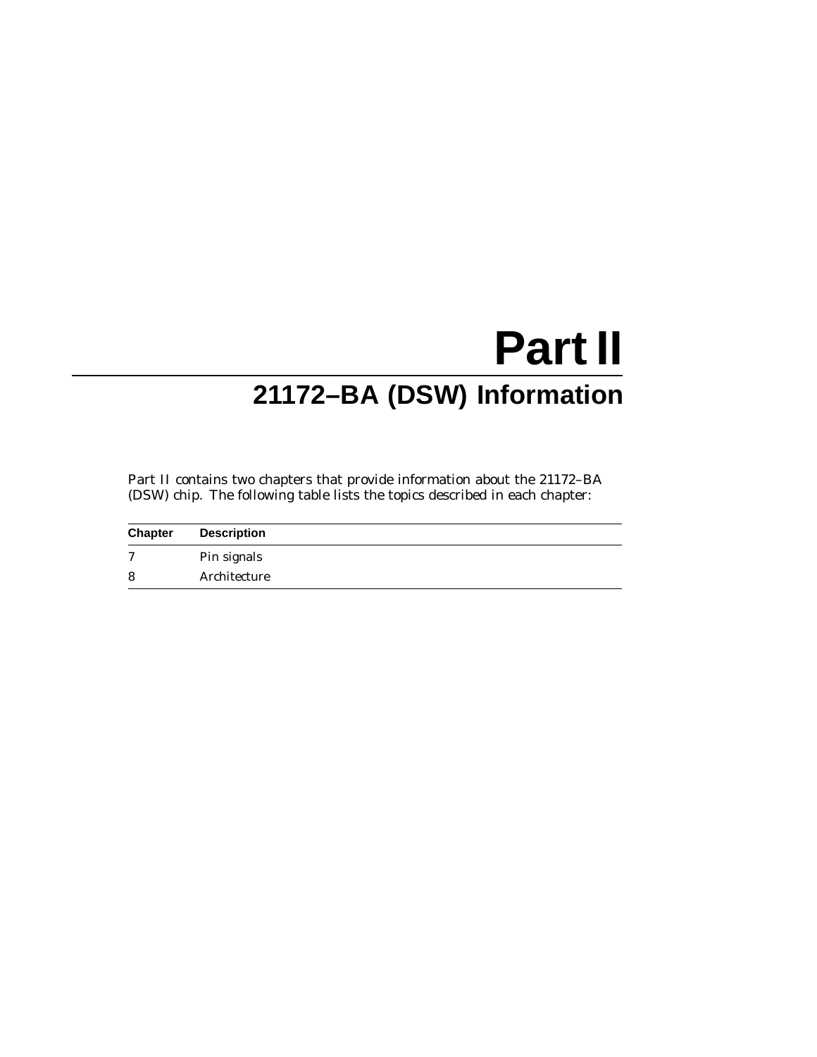# Part II

## 21172–BA (DSW) Information

Part II contains two chapters that provide information about the 21172–BA (DSW) chip. The following table lists the topics described in each chapter:

| Chapter | Description |
|---|---|
| 7 | Pin signals |
| 8 | Architecture |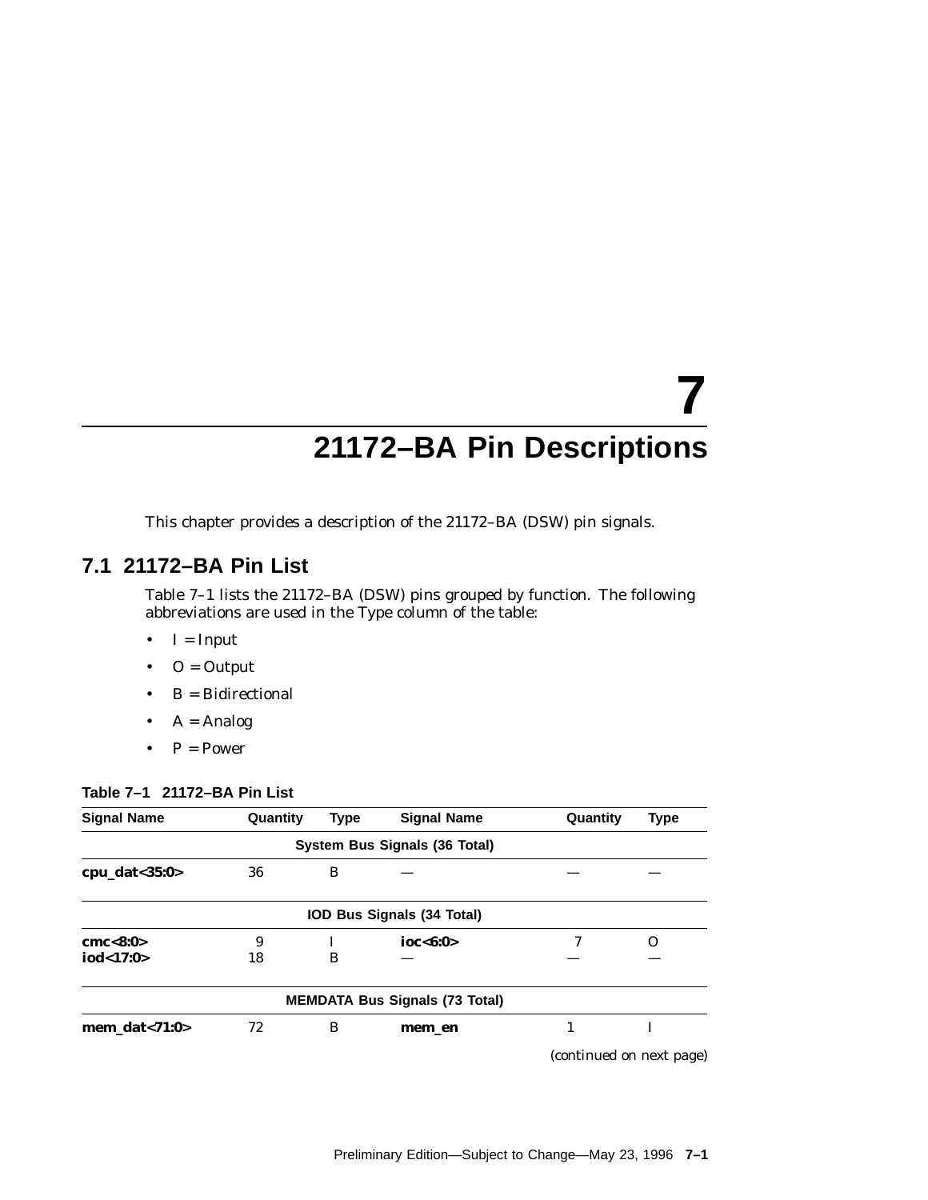# 7 21172–BA Pin Descriptions

This chapter provides a description of the 21172–BA (DSW) pin signals.

## 7.1 21172–BA Pin List

Table 7–1 lists the 21172–BA (DSW) pins grouped by function. The following abbreviations are used in the Type column of the table:

- I = Input
- O = Output
- B = Bidirectional
- A = Analog
- P = Power

**Table 7–1 21172–BA Pin List**

| Signal Name | Quantity | Type | Signal Name | Quantity | Type |
|---|---|---|---|---|---|
| **System Bus Signals (36 Total)** | | | | | |
| **cpu_dat<35:0>** | 36 | B | — | — | — |
| **IOD Bus Signals (34 Total)** | | | | | |
| **cmc<8:0>** | 9 | I | **ioc<6:0>** | 7 | O |
| **iod<17:0>** | 18 | B | — | — | — |
| **MEMDATA Bus Signals (73 Total)** | | | | | |
| **mem_dat<71:0>** | 72 | B | **mem_en** | 1 | I |

(continued on next page)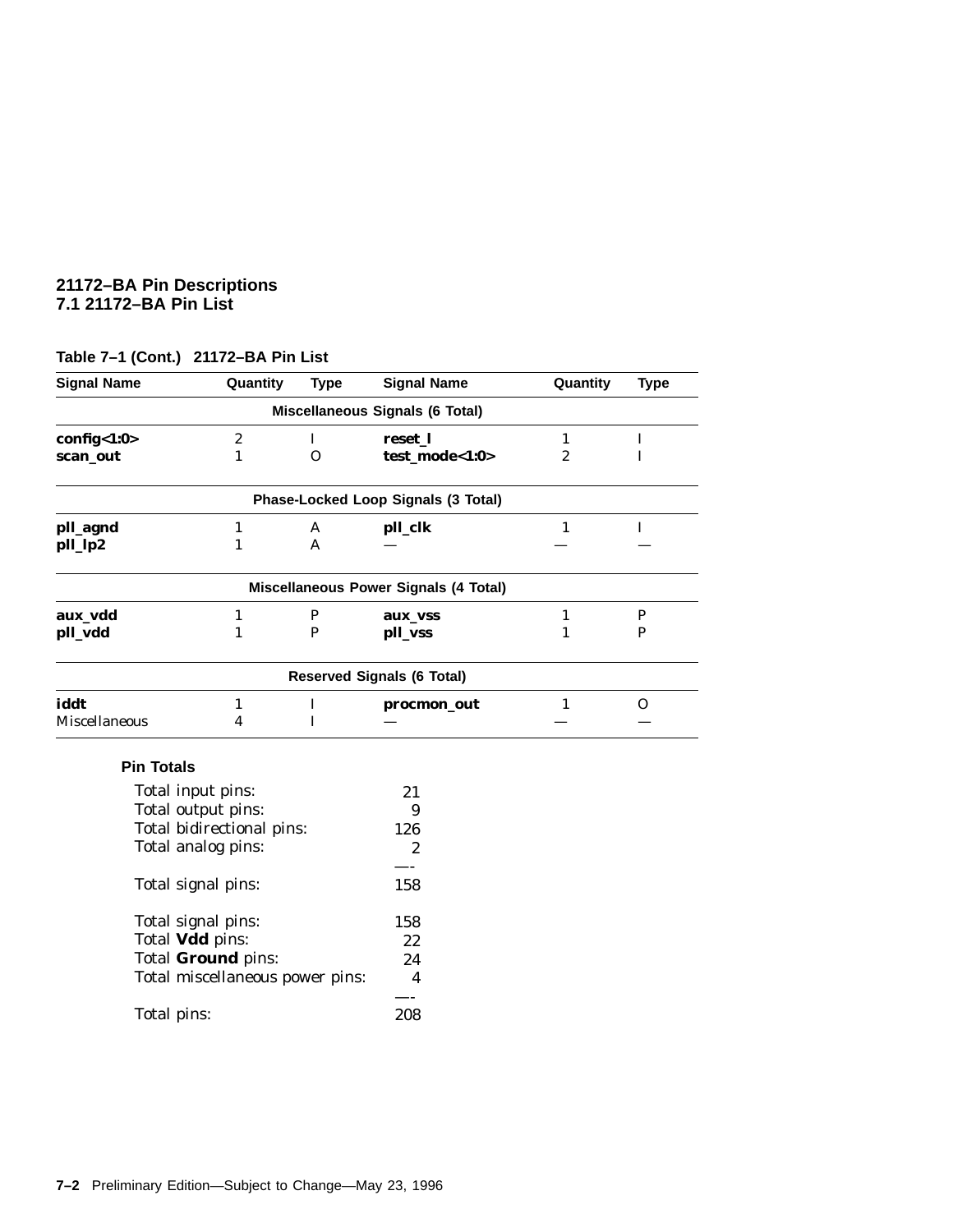**Table 7–1 (Cont.) 21172–BA Pin List**

| Signal Name | Quantity | Type | Signal Name | Quantity | Type |
|---|---|---|---|---|---|
| **Miscellaneous Signals (6 Total)** | | | | | |
| **config<1:0>** | 2 | I | **reset_l** | 1 | I |
| **scan_out** | 1 | O | **test_mode<1:0>** | 2 | I |
| **Phase-Locked Loop Signals (3 Total)** | | | | | |
| **pll_agnd** | 1 | A | **pll_clk** | 1 | I |
| **pll_lp2** | 1 | A | — | — | — |
| **Miscellaneous Power Signals (4 Total)** | | | | | |
| **aux_vdd** | 1 | P | **aux_vss** | 1 | P |
| **pll_vdd** | 1 | P | **pll_vss** | 1 | P |
| **Reserved Signals (6 Total)** | | | | | |
| **iddt** | 1 | I | **procmon_out** | 1 | O |
| Miscellaneous | 4 | I | — | — | — |

**Pin Totals**

| | |
|---|---|
| Total input pins: | 21 |
| Total output pins: | 9 |
| Total bidirectional pins: | 126 |
| Total analog pins: | 2 |
| | —- |
| Total signal pins: | 158 |
| | |
| Total signal pins: | 158 |
| Total **Vdd** pins: | 22 |
| Total **Ground** pins: | 24 |
| Total miscellaneous power pins: | 4 |
| | —- |
| Total pins: | 208 |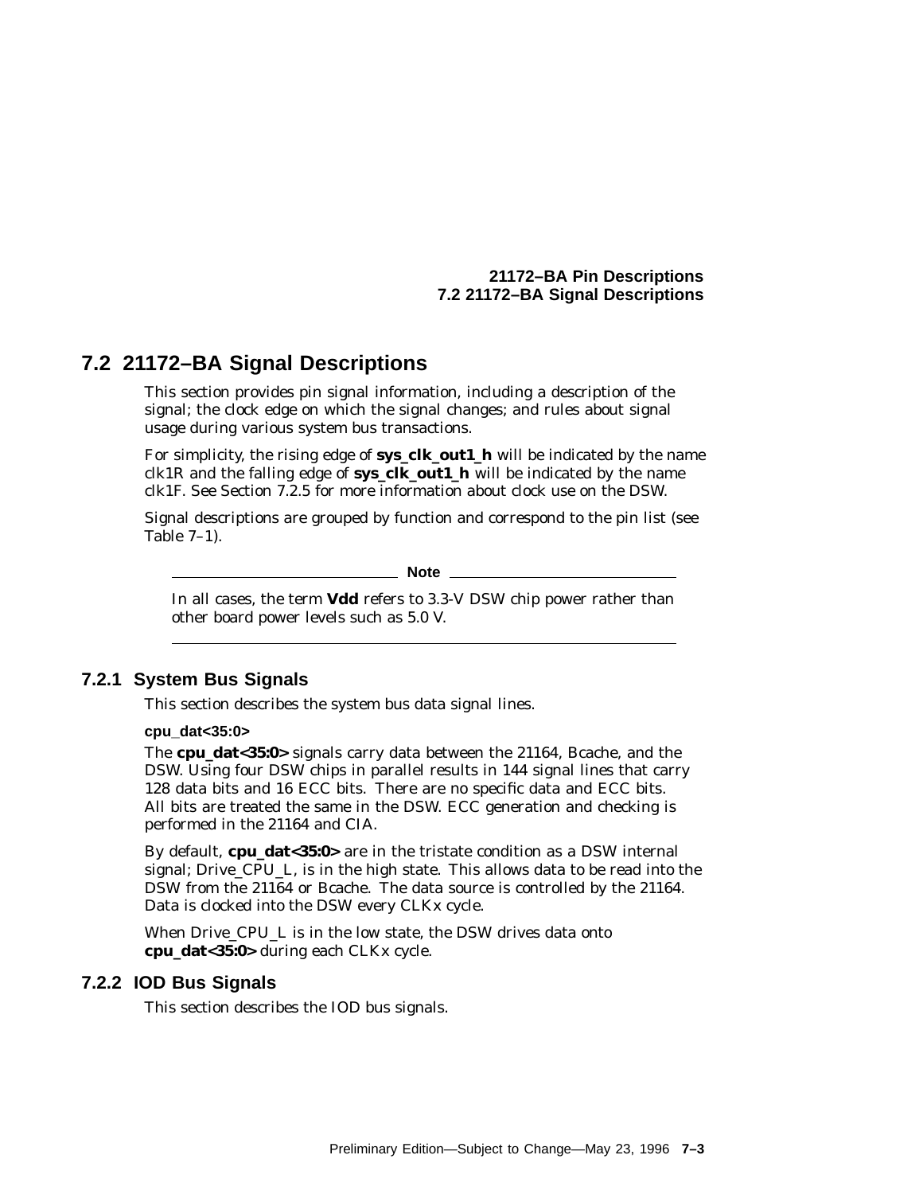## 7.2 21172–BA Signal Descriptions

This section provides pin signal information, including a description of the signal; the clock edge on which the signal changes; and rules about signal usage during various system bus transactions.

For simplicity, the rising edge of **sys_clk_out1_h** will be indicated by the name clk1R and the falling edge of **sys_clk_out1_h** will be indicated by the name clk1F. See Section 7.2.5 for more information about clock use on the DSW.

Signal descriptions are grouped by function and correspond to the pin list (see Table 7–1).

---

**Note**

In all cases, the term **Vdd** refers to 3.3-V DSW chip power rather than other board power levels such as 5.0 V.

---

### 7.2.1 System Bus Signals

This section describes the system bus data signal lines.

**cpu_dat<35:0>**

The **cpu_dat<35:0>** signals carry data between the 21164, Bcache, and the DSW. Using four DSW chips in parallel results in 144 signal lines that carry 128 data bits and 16 ECC bits. There are no specific data and ECC bits. All bits are treated the same in the DSW. ECC generation and checking is performed in the 21164 and CIA.

By default, **cpu_dat<35:0>** are in the tristate condition as a DSW internal signal; Drive_CPU_L, is in the high state. This allows data to be read into the DSW from the 21164 or Bcache. The data source is controlled by the 21164. Data is clocked into the DSW every CLKx cycle.

When Drive_CPU_L is in the low state, the DSW drives data onto **cpu_dat<35:0>** during each CLKx cycle.

### 7.2.2 IOD Bus Signals

This section describes the IOD bus signals.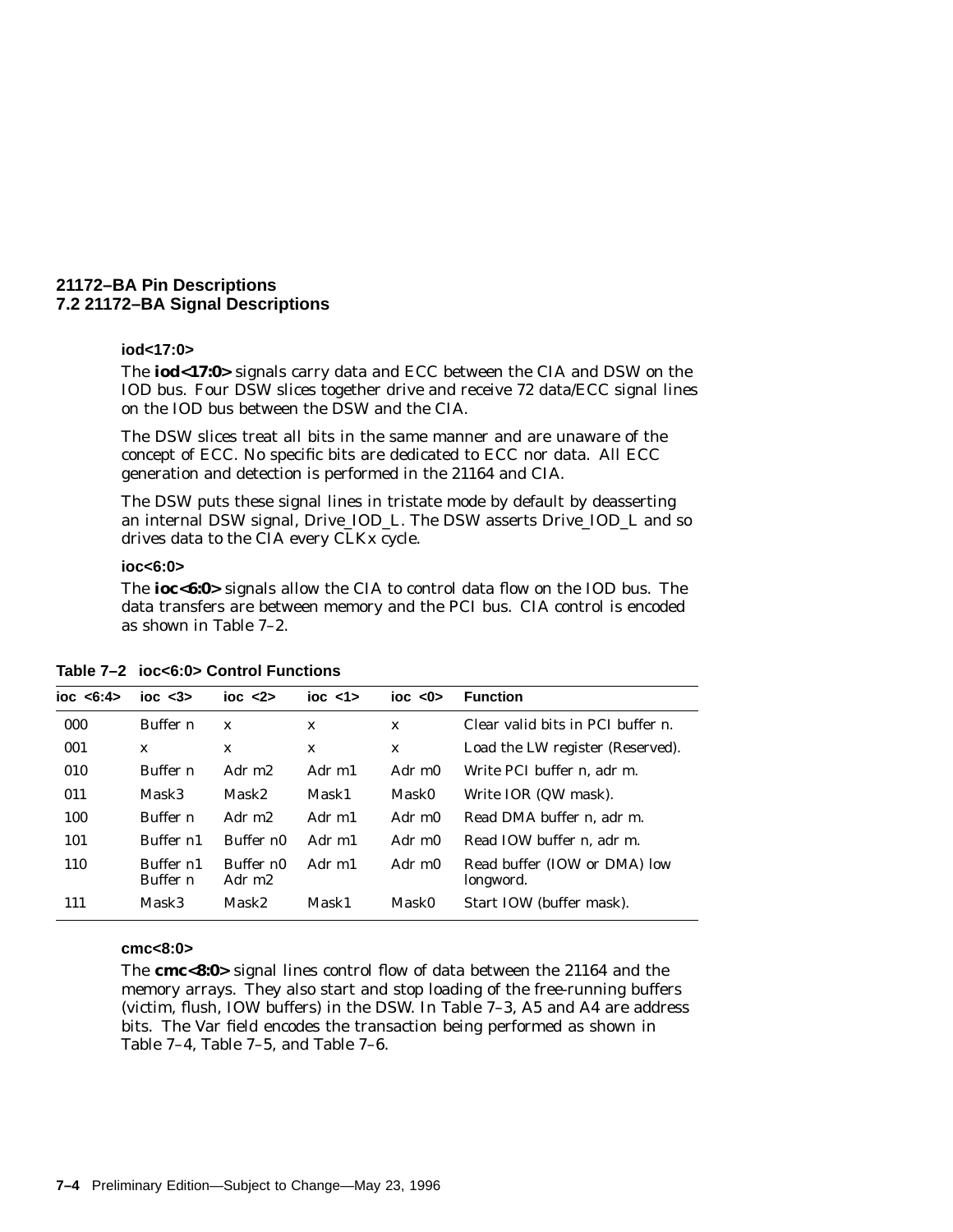#### iod<17:0>

The **iod<17:0>** signals carry data and ECC between the CIA and DSW on the IOD bus. Four DSW slices together drive and receive 72 data/ECC signal lines on the IOD bus between the DSW and the CIA.

The DSW slices treat all bits in the same manner and are unaware of the concept of ECC. No specific bits are dedicated to ECC nor data. All ECC generation and detection is performed in the 21164 and CIA.

The DSW puts these signal lines in tristate mode by default by deasserting an internal DSW signal, Drive_IOD_L. The DSW asserts Drive_IOD_L and so drives data to the CIA every CLKx cycle.

#### ioc<6:0>

The **ioc<6:0>** signals allow the CIA to control data flow on the IOD bus. The data transfers are between memory and the PCI bus. CIA control is encoded as shown in Table 7–2.

**Table 7–2 ioc<6:0> Control Functions**

| ioc <6:4> | ioc <3> | ioc <2> | ioc <1> | ioc <0> | Function |
|---|---|---|---|---|---|
| 000 | Buffer n | x | x | x | Clear valid bits in PCI buffer n. |
| 001 | x | x | x | x | Load the LW register (Reserved). |
| 010 | Buffer n | Adr m2 | Adr m1 | Adr m0 | Write PCI buffer n, adr m. |
| 011 | Mask3 | Mask2 | Mask1 | Mask0 | Write IOR (QW mask). |
| 100 | Buffer n | Adr m2 | Adr m1 | Adr m0 | Read DMA buffer n, adr m. |
| 101 | Buffer n1 | Buffer n0 | Adr m1 | Adr m0 | Read IOW buffer n, adr m. |
| 110 | Buffer n1<br>Buffer n | Buffer n0<br>Adr m2 | Adr m1 | Adr m0 | Read buffer (IOW or DMA) low longword. |
| 111 | Mask3 | Mask2 | Mask1 | Mask0 | Start IOW (buffer mask). |

#### cmc<8:0>

The **cmc<8:0>** signal lines control flow of data between the 21164 and the memory arrays. They also start and stop loading of the free-running buffers (victim, flush, IOW buffers) in the DSW. In Table 7–3, A5 and A4 are address bits. The Var field encodes the transaction being performed as shown in Table 7–4, Table 7–5, and Table 7–6.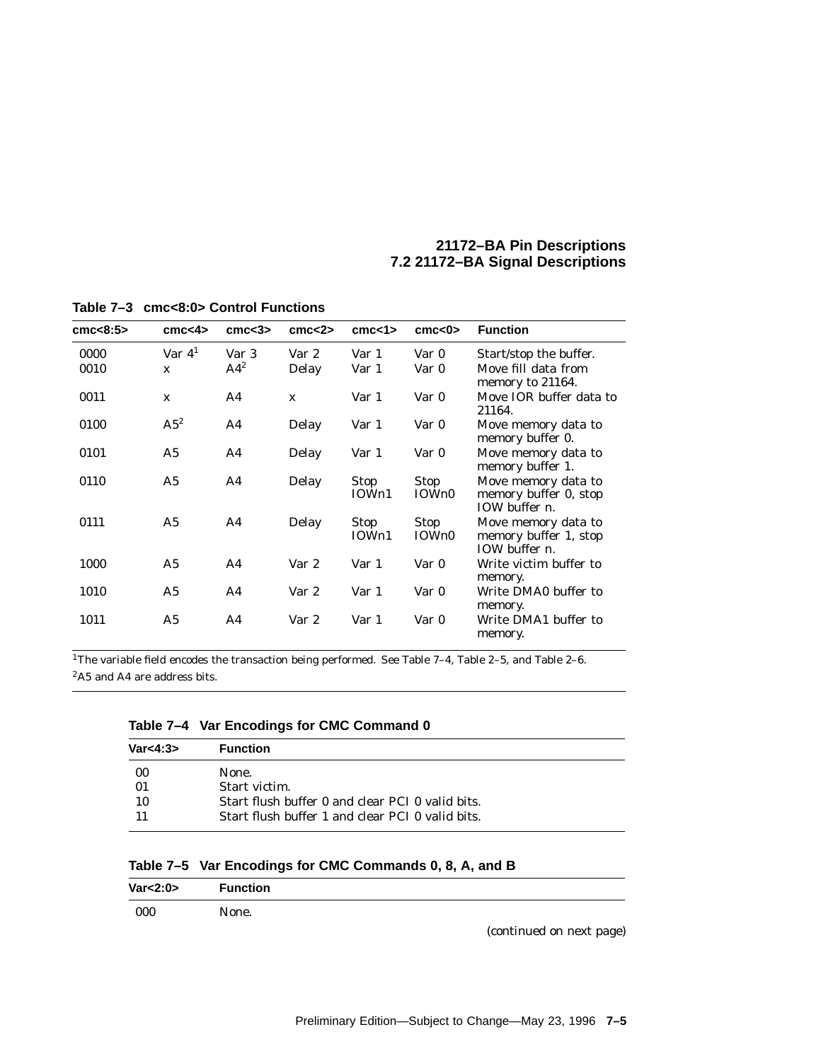**Table 7–3 cmc<8:0> Control Functions**

| cmc<8:5> | cmc<4> | cmc<3> | cmc<2> | cmc<1> | cmc<0> | Function |
|---|---|---|---|---|---|---|
| 0000 | Var 4[1] | Var 3 | Var 2 | Var 1 | Var 0 | Start/stop the buffer. |
| 0010 | x | A4[2] | Delay | Var 1 | Var 0 | Move fill data from memory to 21164. |
| 0011 | x | A4 | x | Var 1 | Var 0 | Move IOR buffer data to 21164. |
| 0100 | A5[2] | A4 | Delay | Var 1 | Var 0 | Move memory data to memory buffer 0. |
| 0101 | A5 | A4 | Delay | Var 1 | Var 0 | Move memory data to memory buffer 1. |
| 0110 | A5 | A4 | Delay | Stop IOWn1 | Stop IOWn0 | Move memory data to memory buffer 0, stop IOW buffer n. |
| 0111 | A5 | A4 | Delay | Stop IOWn1 | Stop IOWn0 | Move memory data to memory buffer 1, stop IOW buffer n. |
| 1000 | A5 | A4 | Var 2 | Var 1 | Var 0 | Write victim buffer to memory. |
| 1010 | A5 | A4 | Var 2 | Var 1 | Var 0 | Write DMA0 buffer to memory. |
| 1011 | A5 | A4 | Var 2 | Var 1 | Var 0 | Write DMA1 buffer to memory. |

[1]The variable field encodes the transaction being performed. See Table 7–4, Table 2–5, and Table 2–6.

[2]A5 and A4 are address bits.

**Table 7–4 Var Encodings for CMC Command 0**

| Var<4:3> | Function |
|---|---|
| 00 | None. |
| 01 | Start victim. |
| 10 | Start flush buffer 0 and clear PCI 0 valid bits. |
| 11 | Start flush buffer 1 and clear PCI 0 valid bits. |

**Table 7–5 Var Encodings for CMC Commands 0, 8, A, and B**

| Var<2:0> | Function |
|---|---|
| 000 | None. |

*(continued on next page)*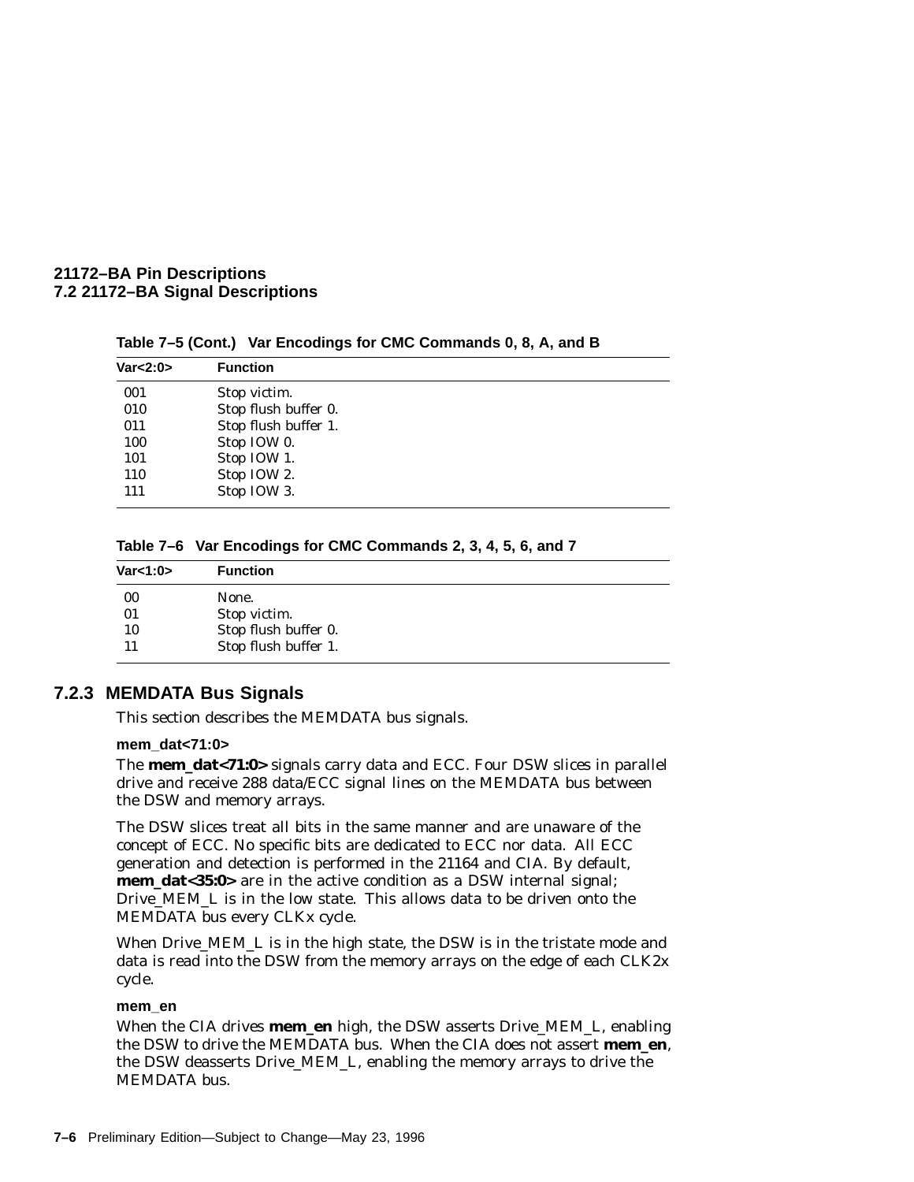**Table 7–5 (Cont.) Var Encodings for CMC Commands 0, 8, A, and B**

| Var<2:0> | Function |
|---|---|
| 001 | Stop victim. |
| 010 | Stop flush buffer 0. |
| 011 | Stop flush buffer 1. |
| 100 | Stop IOW 0. |
| 101 | Stop IOW 1. |
| 110 | Stop IOW 2. |
| 111 | Stop IOW 3. |

**Table 7–6 Var Encodings for CMC Commands 2, 3, 4, 5, 6, and 7**

| Var<1:0> | Function |
|---|---|
| 00 | None. |
| 01 | Stop victim. |
| 10 | Stop flush buffer 0. |
| 11 | Stop flush buffer 1. |

### 7.2.3 MEMDATA Bus Signals

This section describes the MEMDATA bus signals.

**mem_dat<71:0>**

The **mem_dat<71:0>** signals carry data and ECC. Four DSW slices in parallel drive and receive 288 data/ECC signal lines on the MEMDATA bus between the DSW and memory arrays.

The DSW slices treat all bits in the same manner and are unaware of the concept of ECC. No specific bits are dedicated to ECC nor data. All ECC generation and detection is performed in the 21164 and CIA. By default, **mem_dat<35:0>** are in the active condition as a DSW internal signal; Drive_MEM_L is in the low state. This allows data to be driven onto the MEMDATA bus every CLKx cycle.

When Drive_MEM_L is in the high state, the DSW is in the tristate mode and data is read into the DSW from the memory arrays on the edge of each CLK2x cycle.

**mem_en**

When the CIA drives **mem_en** high, the DSW asserts Drive_MEM_L, enabling the DSW to drive the MEMDATA bus. When the CIA does not assert **mem_en**, the DSW deasserts Drive_MEM_L, enabling the memory arrays to drive the MEMDATA bus.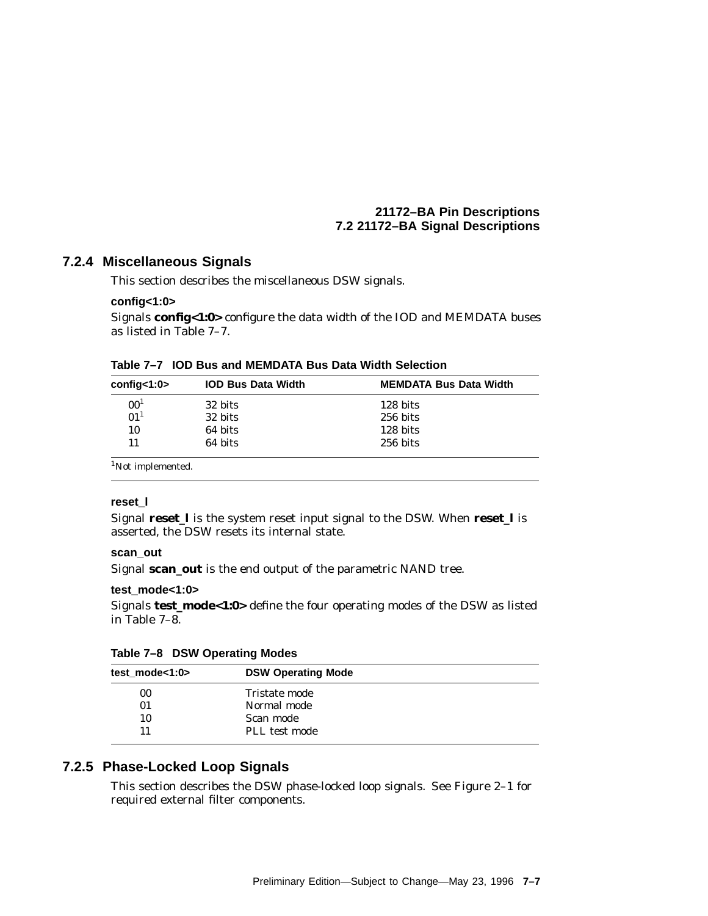### 7.2.4 Miscellaneous Signals

This section describes the miscellaneous DSW signals.

**config<1:0>**

Signals **config<1:0>** configure the data width of the IOD and MEMDATA buses as listed in Table 7–7.

**Table 7–7 IOD Bus and MEMDATA Bus Data Width Selection**

| config<1:0> | IOD Bus Data Width | MEMDATA Bus Data Width |
|---|---|---|
| 00[1] | 32 bits | 128 bits |
| 01[1] | 32 bits | 256 bits |
| 10 | 64 bits | 128 bits |
| 11 | 64 bits | 256 bits |

[1]Not implemented.

**reset_l**

Signal **reset_l** is the system reset input signal to the DSW. When **reset_l** is asserted, the DSW resets its internal state.

**scan_out**

Signal **scan_out** is the end output of the parametric NAND tree.

**test_mode<1:0>**

Signals **test_mode<1:0>** define the four operating modes of the DSW as listed in Table 7–8.

**Table 7–8 DSW Operating Modes**

| test_mode<1:0> | DSW Operating Mode |
|---|---|
| 00 | Tristate mode |
| 01 | Normal mode |
| 10 | Scan mode |
| 11 | PLL test mode |

### 7.2.5 Phase-Locked Loop Signals

This section describes the DSW phase-locked loop signals. See Figure 2–1 for required external filter components.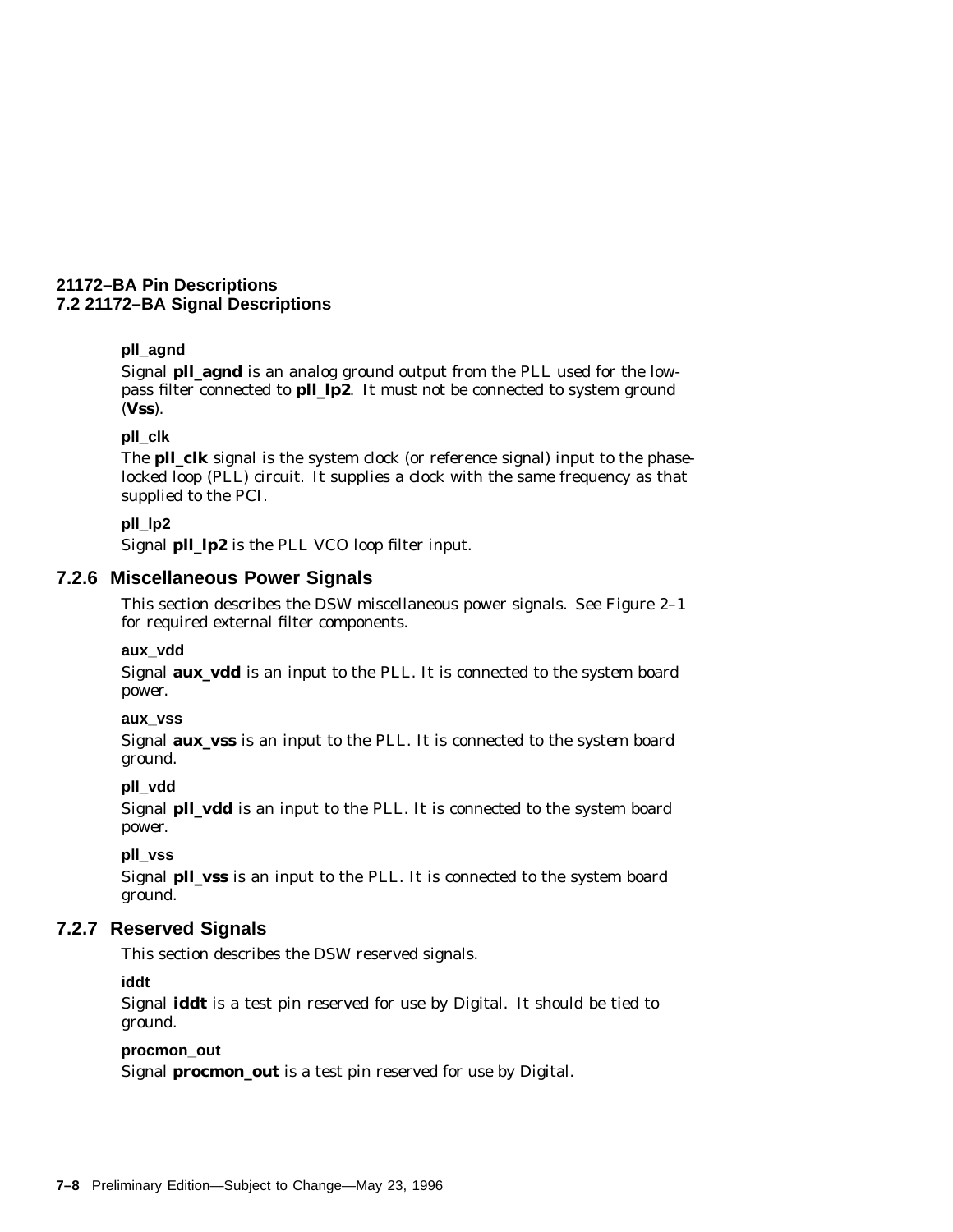**pll_agnd**

Signal **pll_agnd** is an analog ground output from the PLL used for the low-pass filter connected to **pll_lp2**. It must not be connected to system ground (**Vss**).

**pll_clk**

The **pll_clk** signal is the system clock (or reference signal) input to the phase-locked loop (PLL) circuit. It supplies a clock with the same frequency as that supplied to the PCI.

**pll_lp2**

Signal **pll_lp2** is the PLL VCO loop filter input.

### 7.2.6 Miscellaneous Power Signals

This section describes the DSW miscellaneous power signals. See Figure 2–1 for required external filter components.

**aux_vdd**

Signal **aux_vdd** is an input to the PLL. It is connected to the system board power.

**aux_vss**

Signal **aux_vss** is an input to the PLL. It is connected to the system board ground.

**pll_vdd**

Signal **pll_vdd** is an input to the PLL. It is connected to the system board power.

**pll_vss**

Signal **pll_vss** is an input to the PLL. It is connected to the system board ground.

### 7.2.7 Reserved Signals

This section describes the DSW reserved signals.

**iddt**

Signal **iddt** is a test pin reserved for use by Digital. It should be tied to ground.

**procmon_out**

Signal **procmon_out** is a test pin reserved for use by Digital.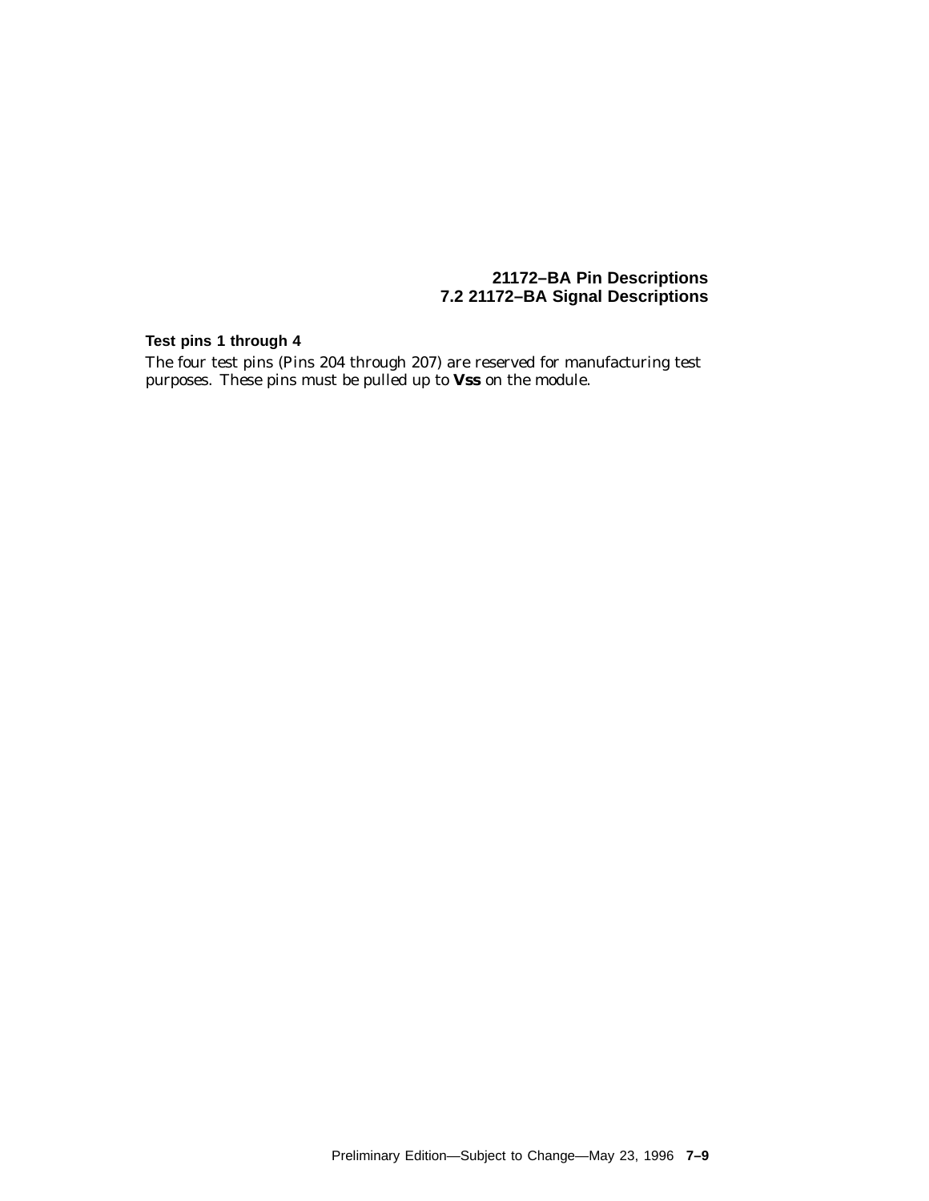**Test pins 1 through 4**

The four test pins (Pins 204 through 207) are reserved for manufacturing test purposes. These pins must be pulled up to **Vss** on the module.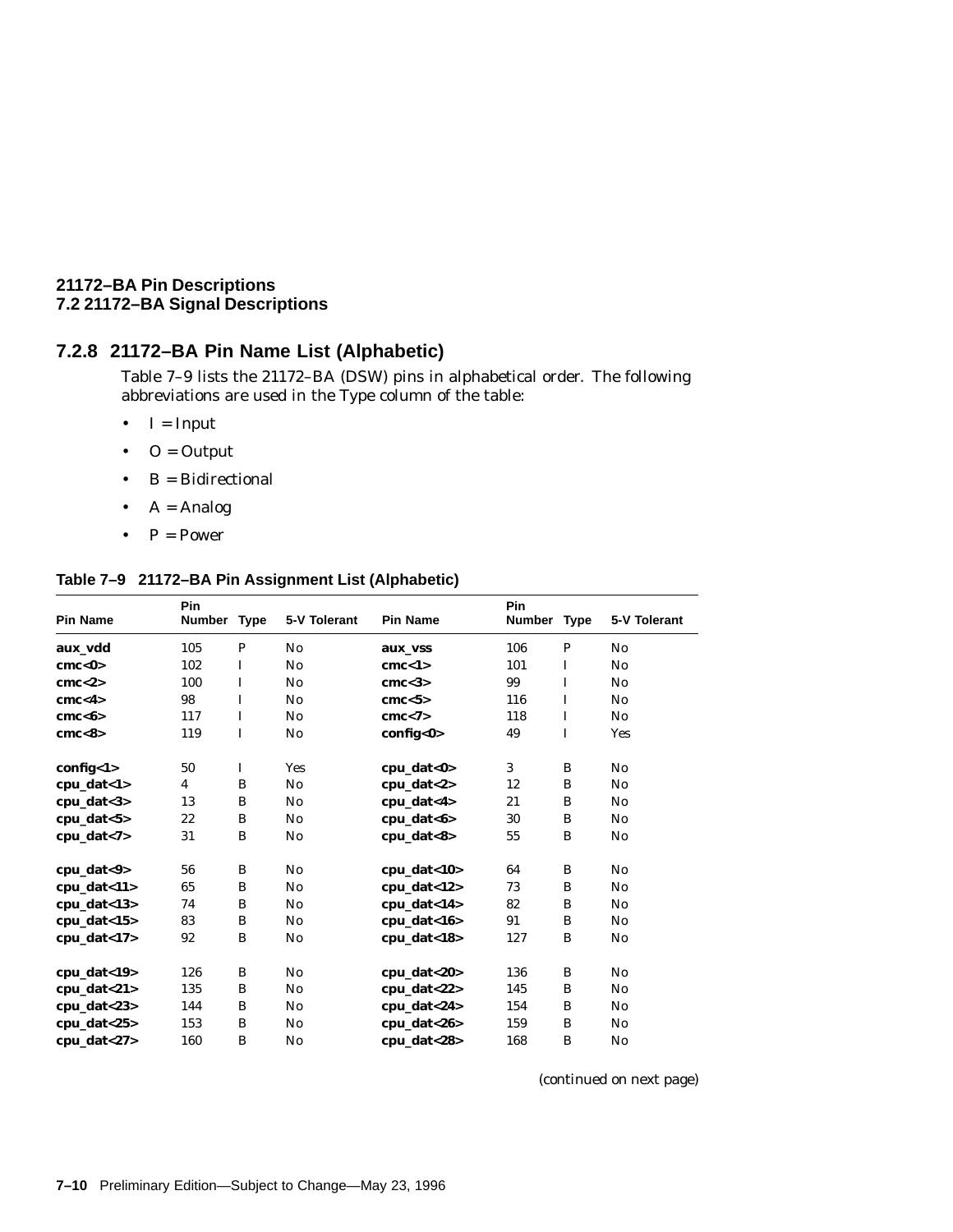### 7.2.8 21172–BA Pin Name List (Alphabetic)

Table 7–9 lists the 21172–BA (DSW) pins in alphabetical order. The following abbreviations are used in the Type column of the table:

- I = Input
- O = Output
- B = Bidirectional
- A = Analog
- P = Power

**Table 7–9 21172–BA Pin Assignment List (Alphabetic)**

| Pin Name | Pin Number | Type | 5-V Tolerant | Pin Name | Pin Number | Type | 5-V Tolerant |
|---|---|---|---|---|---|---|---|
| **aux_vdd** | 105 | P | No | **aux_vss** | 106 | P | No |
| **cmc<0>** | 102 | I | No | **cmc<1>** | 101 | I | No |
| **cmc<2>** | 100 | I | No | **cmc<3>** | 99 | I | No |
| **cmc<4>** | 98 | I | No | **cmc<5>** | 116 | I | No |
| **cmc<6>** | 117 | I | No | **cmc<7>** | 118 | I | No |
| **cmc<8>** | 119 | I | No | **config<0>** | 49 | I | Yes |
| **config<1>** | 50 | I | Yes | **cpu_dat<0>** | 3 | B | No |
| **cpu_dat<1>** | 4 | B | No | **cpu_dat<2>** | 12 | B | No |
| **cpu_dat<3>** | 13 | B | No | **cpu_dat<4>** | 21 | B | No |
| **cpu_dat<5>** | 22 | B | No | **cpu_dat<6>** | 30 | B | No |
| **cpu_dat<7>** | 31 | B | No | **cpu_dat<8>** | 55 | B | No |
| **cpu_dat<9>** | 56 | B | No | **cpu_dat<10>** | 64 | B | No |
| **cpu_dat<11>** | 65 | B | No | **cpu_dat<12>** | 73 | B | No |
| **cpu_dat<13>** | 74 | B | No | **cpu_dat<14>** | 82 | B | No |
| **cpu_dat<15>** | 83 | B | No | **cpu_dat<16>** | 91 | B | No |
| **cpu_dat<17>** | 92 | B | No | **cpu_dat<18>** | 127 | B | No |
| **cpu_dat<19>** | 126 | B | No | **cpu_dat<20>** | 136 | B | No |
| **cpu_dat<21>** | 135 | B | No | **cpu_dat<22>** | 145 | B | No |
| **cpu_dat<23>** | 144 | B | No | **cpu_dat<24>** | 154 | B | No |
| **cpu_dat<25>** | 153 | B | No | **cpu_dat<26>** | 159 | B | No |
| **cpu_dat<27>** | 160 | B | No | **cpu_dat<28>** | 168 | B | No |

*(continued on next page)*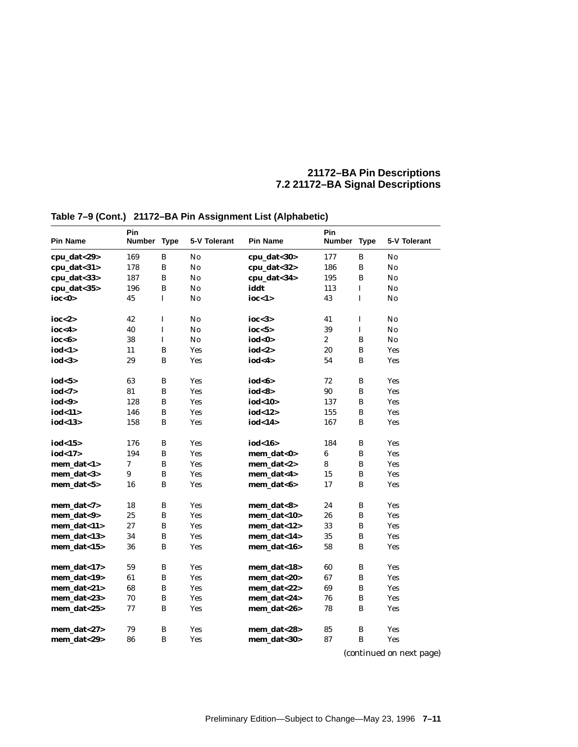**Table 7–9 (Cont.) 21172–BA Pin Assignment List (Alphabetic)**

| Pin Name | Pin Number | Type | 5-V Tolerant | Pin Name | Pin Number | Type | 5-V Tolerant |
|---|---|---|---|---|---|---|---|
| **cpu_dat<29>** | 169 | B | No | **cpu_dat<30>** | 177 | B | No |
| **cpu_dat<31>** | 178 | B | No | **cpu_dat<32>** | 186 | B | No |
| **cpu_dat<33>** | 187 | B | No | **cpu_dat<34>** | 195 | B | No |
| **cpu_dat<35>** | 196 | B | No | **iddt** | 113 | I | No |
| **ioc<0>** | 45 | I | No | **ioc<1>** | 43 | I | No |
| **ioc<2>** | 42 | I | No | **ioc<3>** | 41 | I | No |
| **ioc<4>** | 40 | I | No | **ioc<5>** | 39 | I | No |
| **ioc<6>** | 38 | I | No | **iod<0>** | 2 | B | No |
| **iod<1>** | 11 | B | Yes | **iod<2>** | 20 | B | Yes |
| **iod<3>** | 29 | B | Yes | **iod<4>** | 54 | B | Yes |
| **iod<5>** | 63 | B | Yes | **iod<6>** | 72 | B | Yes |
| **iod<7>** | 81 | B | Yes | **iod<8>** | 90 | B | Yes |
| **iod<9>** | 128 | B | Yes | **iod<10>** | 137 | B | Yes |
| **iod<11>** | 146 | B | Yes | **iod<12>** | 155 | B | Yes |
| **iod<13>** | 158 | B | Yes | **iod<14>** | 167 | B | Yes |
| **iod<15>** | 176 | B | Yes | **iod<16>** | 184 | B | Yes |
| **iod<17>** | 194 | B | Yes | **mem_dat<0>** | 6 | B | Yes |
| **mem_dat<1>** | 7 | B | Yes | **mem_dat<2>** | 8 | B | Yes |
| **mem_dat<3>** | 9 | B | Yes | **mem_dat<4>** | 15 | B | Yes |
| **mem_dat<5>** | 16 | B | Yes | **mem_dat<6>** | 17 | B | Yes |
| **mem_dat<7>** | 18 | B | Yes | **mem_dat<8>** | 24 | B | Yes |
| **mem_dat<9>** | 25 | B | Yes | **mem_dat<10>** | 26 | B | Yes |
| **mem_dat<11>** | 27 | B | Yes | **mem_dat<12>** | 33 | B | Yes |
| **mem_dat<13>** | 34 | B | Yes | **mem_dat<14>** | 35 | B | Yes |
| **mem_dat<15>** | 36 | B | Yes | **mem_dat<16>** | 58 | B | Yes |
| **mem_dat<17>** | 59 | B | Yes | **mem_dat<18>** | 60 | B | Yes |
| **mem_dat<19>** | 61 | B | Yes | **mem_dat<20>** | 67 | B | Yes |
| **mem_dat<21>** | 68 | B | Yes | **mem_dat<22>** | 69 | B | Yes |
| **mem_dat<23>** | 70 | B | Yes | **mem_dat<24>** | 76 | B | Yes |
| **mem_dat<25>** | 77 | B | Yes | **mem_dat<26>** | 78 | B | Yes |
| **mem_dat<27>** | 79 | B | Yes | **mem_dat<28>** | 85 | B | Yes |
| **mem_dat<29>** | 86 | B | Yes | **mem_dat<30>** | 87 | B | Yes |

*(continued on next page)*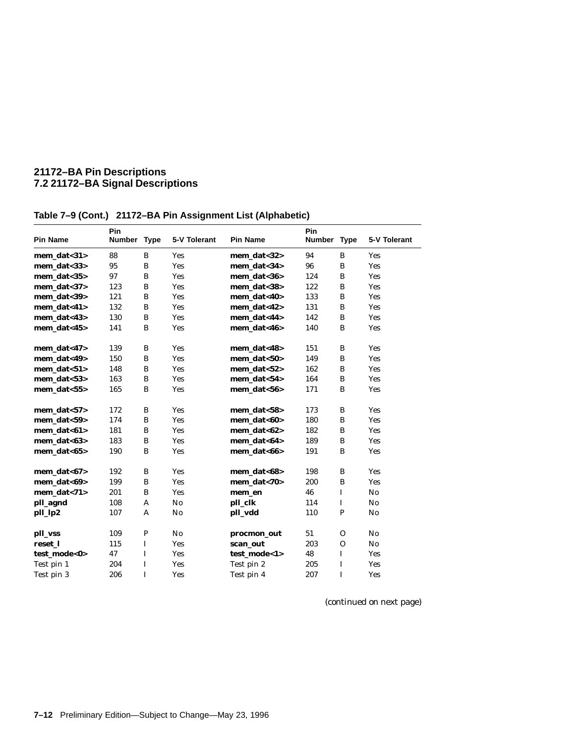## Table 7–9 (Cont.) 21172–BA Pin Assignment List (Alphabetic)

| Pin Name | Pin Number | Type | 5-V Tolerant | Pin Name | Pin Number | Type | 5-V Tolerant |
|---|---|---|---|---|---|---|---|
| **mem_dat<31>** | 88 | B | Yes | **mem_dat<32>** | 94 | B | Yes |
| **mem_dat<33>** | 95 | B | Yes | **mem_dat<34>** | 96 | B | Yes |
| **mem_dat<35>** | 97 | B | Yes | **mem_dat<36>** | 124 | B | Yes |
| **mem_dat<37>** | 123 | B | Yes | **mem_dat<38>** | 122 | B | Yes |
| **mem_dat<39>** | 121 | B | Yes | **mem_dat<40>** | 133 | B | Yes |
| **mem_dat<41>** | 132 | B | Yes | **mem_dat<42>** | 131 | B | Yes |
| **mem_dat<43>** | 130 | B | Yes | **mem_dat<44>** | 142 | B | Yes |
| **mem_dat<45>** | 141 | B | Yes | **mem_dat<46>** | 140 | B | Yes |
| **mem_dat<47>** | 139 | B | Yes | **mem_dat<48>** | 151 | B | Yes |
| **mem_dat<49>** | 150 | B | Yes | **mem_dat<50>** | 149 | B | Yes |
| **mem_dat<51>** | 148 | B | Yes | **mem_dat<52>** | 162 | B | Yes |
| **mem_dat<53>** | 163 | B | Yes | **mem_dat<54>** | 164 | B | Yes |
| **mem_dat<55>** | 165 | B | Yes | **mem_dat<56>** | 171 | B | Yes |
| **mem_dat<57>** | 172 | B | Yes | **mem_dat<58>** | 173 | B | Yes |
| **mem_dat<59>** | 174 | B | Yes | **mem_dat<60>** | 180 | B | Yes |
| **mem_dat<61>** | 181 | B | Yes | **mem_dat<62>** | 182 | B | Yes |
| **mem_dat<63>** | 183 | B | Yes | **mem_dat<64>** | 189 | B | Yes |
| **mem_dat<65>** | 190 | B | Yes | **mem_dat<66>** | 191 | B | Yes |
| **mem_dat<67>** | 192 | B | Yes | **mem_dat<68>** | 198 | B | Yes |
| **mem_dat<69>** | 199 | B | Yes | **mem_dat<70>** | 200 | B | Yes |
| **mem_dat<71>** | 201 | B | Yes | **mem_en** | 46 | I | No |
| **pll_agnd** | 108 | A | No | **pll_clk** | 114 | I | No |
| **pll_lp2** | 107 | A | No | **pll_vdd** | 110 | P | No |
| **pll_vss** | 109 | P | No | **procmon_out** | 51 | O | No |
| **reset_l** | 115 | I | Yes | **scan_out** | 203 | O | No |
| **test_mode<0>** | 47 | I | Yes | **test_mode<1>** | 48 | I | Yes |
| Test pin 1 | 204 | I | Yes | Test pin 2 | 205 | I | Yes |
| Test pin 3 | 206 | I | Yes | Test pin 4 | 207 | I | Yes |

*(continued on next page)*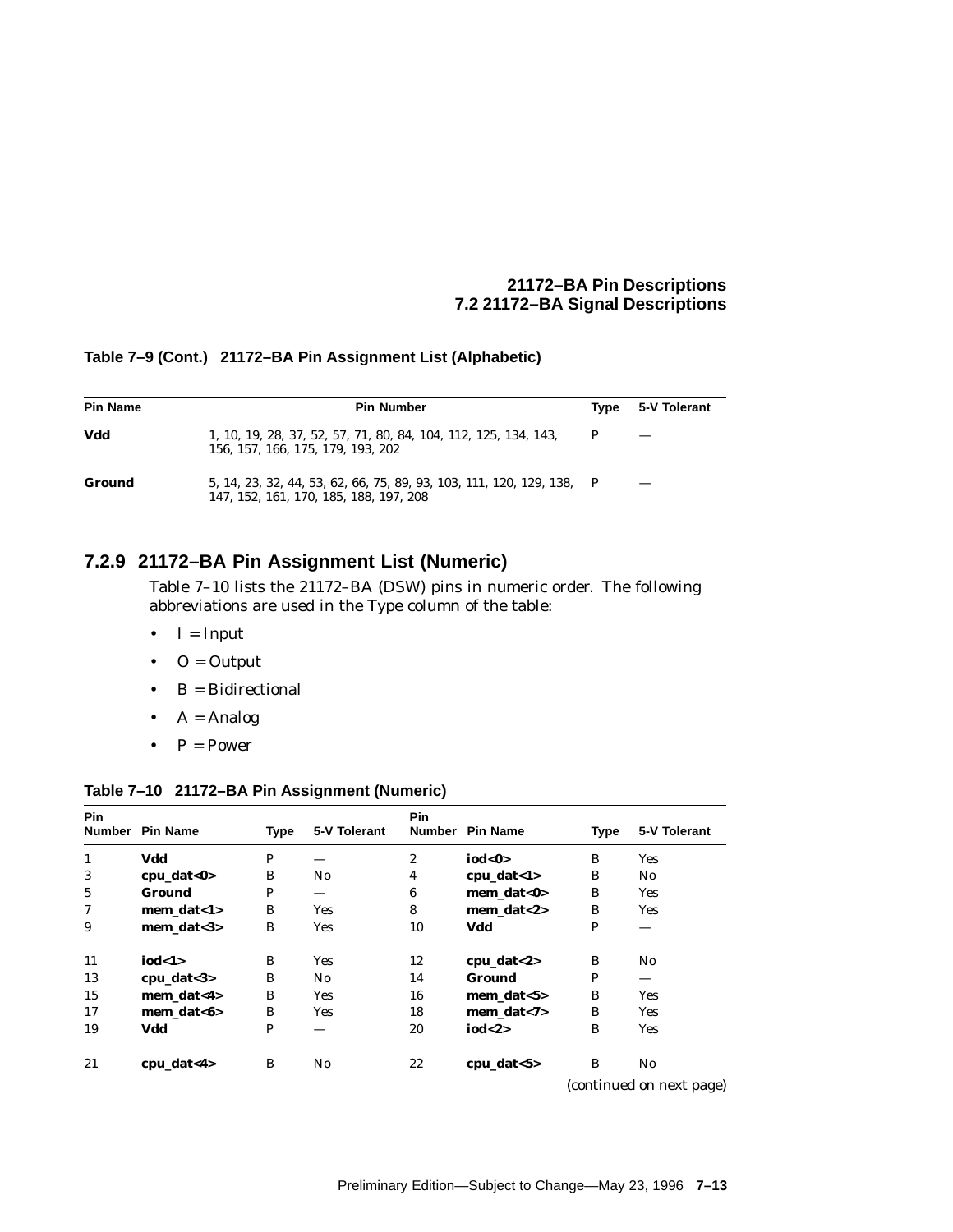**Table 7–9 (Cont.) 21172–BA Pin Assignment List (Alphabetic)**

| Pin Name | Pin Number | Type | 5-V Tolerant |
|---|---|---|---|
| **Vdd** | 1, 10, 19, 28, 37, 52, 57, 71, 80, 84, 104, 112, 125, 134, 143, 156, 157, 166, 175, 179, 193, 202 | P | — |
| **Ground** | 5, 14, 23, 32, 44, 53, 62, 66, 75, 89, 93, 103, 111, 120, 129, 138, 147, 152, 161, 170, 185, 188, 197, 208 | P | — |

### 7.2.9 21172–BA Pin Assignment List (Numeric)

Table 7–10 lists the 21172–BA (DSW) pins in numeric order. The following abbreviations are used in the Type column of the table:

- I = Input
- O = Output
- B = Bidirectional
- A = Analog
- P = Power

**Table 7–10 21172–BA Pin Assignment (Numeric)**

| Pin Number | Pin Name | Type | 5-V Tolerant | Pin Number | Pin Name | Type | 5-V Tolerant |
|---|---|---|---|---|---|---|---|
| 1 | **Vdd** | P | — | 2 | **iod<0>** | B | Yes |
| 3 | **cpu_dat<0>** | B | No | 4 | **cpu_dat<1>** | B | No |
| 5 | **Ground** | P | — | 6 | **mem_dat<0>** | B | Yes |
| 7 | **mem_dat<1>** | B | Yes | 8 | **mem_dat<2>** | B | Yes |
| 9 | **mem_dat<3>** | B | Yes | 10 | **Vdd** | P | — |
| 11 | **iod<1>** | B | Yes | 12 | **cpu_dat<2>** | B | No |
| 13 | **cpu_dat<3>** | B | No | 14 | **Ground** | P | — |
| 15 | **mem_dat<4>** | B | Yes | 16 | **mem_dat<5>** | B | Yes |
| 17 | **mem_dat<6>** | B | Yes | 18 | **mem_dat<7>** | B | Yes |
| 19 | **Vdd** | P | — | 20 | **iod<2>** | B | Yes |
| 21 | **cpu_dat<4>** | B | No | 22 | **cpu_dat<5>** | B | No |

*(continued on next page)*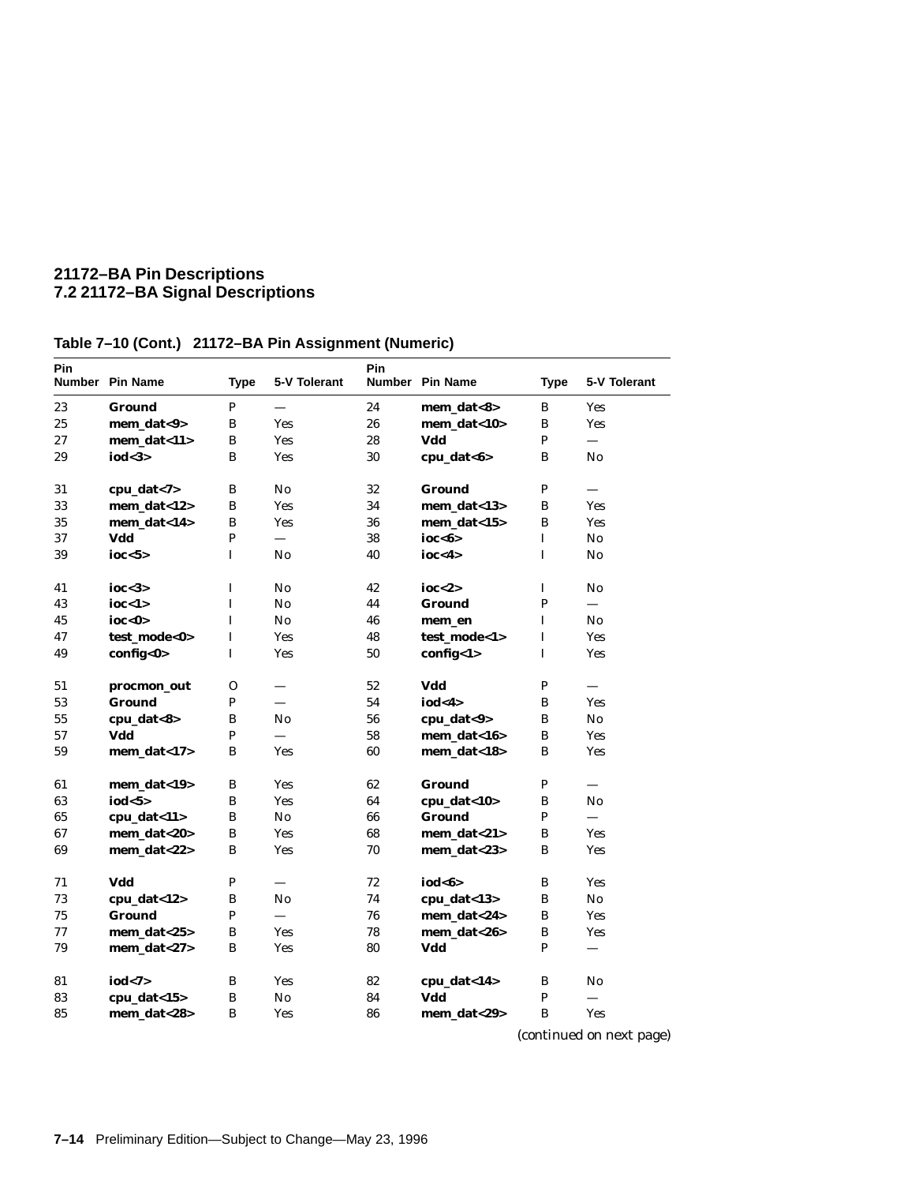## Table 7–10 (Cont.) 21172–BA Pin Assignment (Numeric)

| Pin Number | Pin Name | Type | 5-V Tolerant | Pin Number | Pin Name | Type | 5-V Tolerant |
|---|---|---|---|---|---|---|---|
| 23 | **Ground** | P | — | 24 | **mem_dat<8>** | B | Yes |
| 25 | **mem_dat<9>** | B | Yes | 26 | **mem_dat<10>** | B | Yes |
| 27 | **mem_dat<11>** | B | Yes | 28 | **Vdd** | P | — |
| 29 | **iod<3>** | B | Yes | 30 | **cpu_dat<6>** | B | No |
| 31 | **cpu_dat<7>** | B | No | 32 | **Ground** | P | — |
| 33 | **mem_dat<12>** | B | Yes | 34 | **mem_dat<13>** | B | Yes |
| 35 | **mem_dat<14>** | B | Yes | 36 | **mem_dat<15>** | B | Yes |
| 37 | **Vdd** | P | — | 38 | **ioc<6>** | I | No |
| 39 | **ioc<5>** | I | No | 40 | **ioc<4>** | I | No |
| 41 | **ioc<3>** | I | No | 42 | **ioc<2>** | I | No |
| 43 | **ioc<1>** | I | No | 44 | **Ground** | P | — |
| 45 | **ioc<0>** | I | No | 46 | **mem_en** | I | No |
| 47 | **test_mode<0>** | I | Yes | 48 | **test_mode<1>** | I | Yes |
| 49 | **config<0>** | I | Yes | 50 | **config<1>** | I | Yes |
| 51 | **procmon_out** | O | — | 52 | **Vdd** | P | — |
| 53 | **Ground** | P | — | 54 | **iod<4>** | B | Yes |
| 55 | **cpu_dat<8>** | B | No | 56 | **cpu_dat<9>** | B | No |
| 57 | **Vdd** | P | — | 58 | **mem_dat<16>** | B | Yes |
| 59 | **mem_dat<17>** | B | Yes | 60 | **mem_dat<18>** | B | Yes |
| 61 | **mem_dat<19>** | B | Yes | 62 | **Ground** | P | — |
| 63 | **iod<5>** | B | Yes | 64 | **cpu_dat<10>** | B | No |
| 65 | **cpu_dat<11>** | B | No | 66 | **Ground** | P | — |
| 67 | **mem_dat<20>** | B | Yes | 68 | **mem_dat<21>** | B | Yes |
| 69 | **mem_dat<22>** | B | Yes | 70 | **mem_dat<23>** | B | Yes |
| 71 | **Vdd** | P | — | 72 | **iod<6>** | B | Yes |
| 73 | **cpu_dat<12>** | B | No | 74 | **cpu_dat<13>** | B | No |
| 75 | **Ground** | P | — | 76 | **mem_dat<24>** | B | Yes |
| 77 | **mem_dat<25>** | B | Yes | 78 | **mem_dat<26>** | B | Yes |
| 79 | **mem_dat<27>** | B | Yes | 80 | **Vdd** | P | — |
| 81 | **iod<7>** | B | Yes | 82 | **cpu_dat<14>** | B | No |
| 83 | **cpu_dat<15>** | B | No | 84 | **Vdd** | P | — |
| 85 | **mem_dat<28>** | B | Yes | 86 | **mem_dat<29>** | B | Yes |

*(continued on next page)*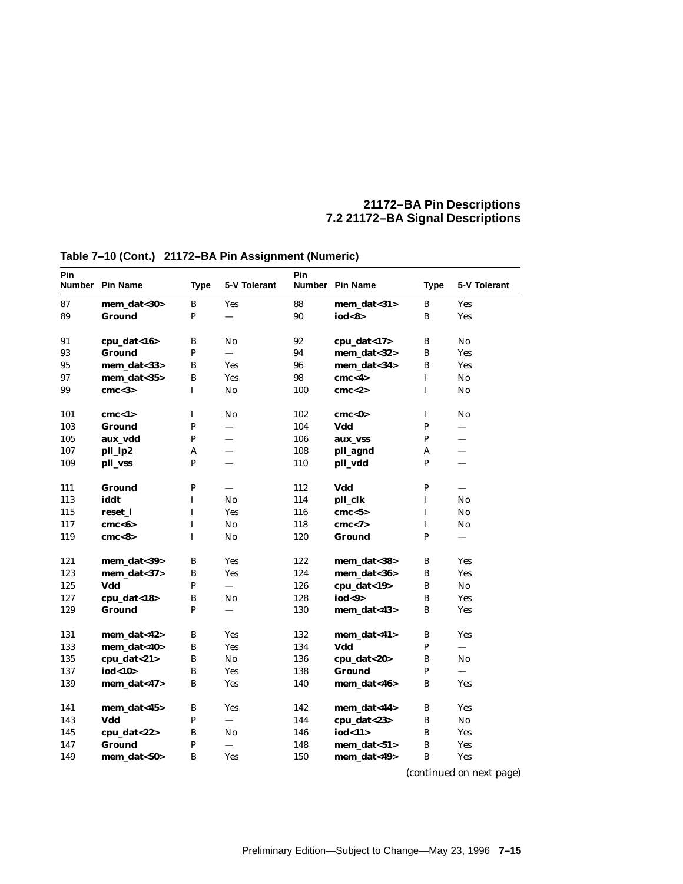**Table 7–10 (Cont.) 21172–BA Pin Assignment (Numeric)**

| Pin Number | Pin Name | Type | 5-V Tolerant | Pin Number | Pin Name | Type | 5-V Tolerant |
|---|---|---|---|---|---|---|---|
| 87 | **mem_dat<30>** | B | Yes | 88 | **mem_dat<31>** | B | Yes |
| 89 | **Ground** | P | — | 90 | **iod<8>** | B | Yes |
| 91 | **cpu_dat<16>** | B | No | 92 | **cpu_dat<17>** | B | No |
| 93 | **Ground** | P | — | 94 | **mem_dat<32>** | B | Yes |
| 95 | **mem_dat<33>** | B | Yes | 96 | **mem_dat<34>** | B | Yes |
| 97 | **mem_dat<35>** | B | Yes | 98 | **cmc<4>** | I | No |
| 99 | **cmc<3>** | I | No | 100 | **cmc<2>** | I | No |
| 101 | **cmc<1>** | I | No | 102 | **cmc<0>** | I | No |
| 103 | **Ground** | P | — | 104 | **Vdd** | P | — |
| 105 | **aux_vdd** | P | — | 106 | **aux_vss** | P | — |
| 107 | **pll_lp2** | A | — | 108 | **pll_agnd** | A | — |
| 109 | **pll_vss** | P | — | 110 | **pll_vdd** | P | — |
| 111 | **Ground** | P | — | 112 | **Vdd** | P | — |
| 113 | **iddt** | I | No | 114 | **pll_clk** | I | No |
| 115 | **reset_l** | I | Yes | 116 | **cmc<5>** | I | No |
| 117 | **cmc<6>** | I | No | 118 | **cmc<7>** | I | No |
| 119 | **cmc<8>** | I | No | 120 | **Ground** | P | — |
| 121 | **mem_dat<39>** | B | Yes | 122 | **mem_dat<38>** | B | Yes |
| 123 | **mem_dat<37>** | B | Yes | 124 | **mem_dat<36>** | B | Yes |
| 125 | **Vdd** | P | — | 126 | **cpu_dat<19>** | B | No |
| 127 | **cpu_dat<18>** | B | No | 128 | **iod<9>** | B | Yes |
| 129 | **Ground** | P | — | 130 | **mem_dat<43>** | B | Yes |
| 131 | **mem_dat<42>** | B | Yes | 132 | **mem_dat<41>** | B | Yes |
| 133 | **mem_dat<40>** | B | Yes | 134 | **Vdd** | P | — |
| 135 | **cpu_dat<21>** | B | No | 136 | **cpu_dat<20>** | B | No |
| 137 | **iod<10>** | B | Yes | 138 | **Ground** | P | — |
| 139 | **mem_dat<47>** | B | Yes | 140 | **mem_dat<46>** | B | Yes |
| 141 | **mem_dat<45>** | B | Yes | 142 | **mem_dat<44>** | B | Yes |
| 143 | **Vdd** | P | — | 144 | **cpu_dat<23>** | B | No |
| 145 | **cpu_dat<22>** | B | No | 146 | **iod<11>** | B | Yes |
| 147 | **Ground** | P | — | 148 | **mem_dat<51>** | B | Yes |
| 149 | **mem_dat<50>** | B | Yes | 150 | **mem_dat<49>** | B | Yes |

*(continued on next page)*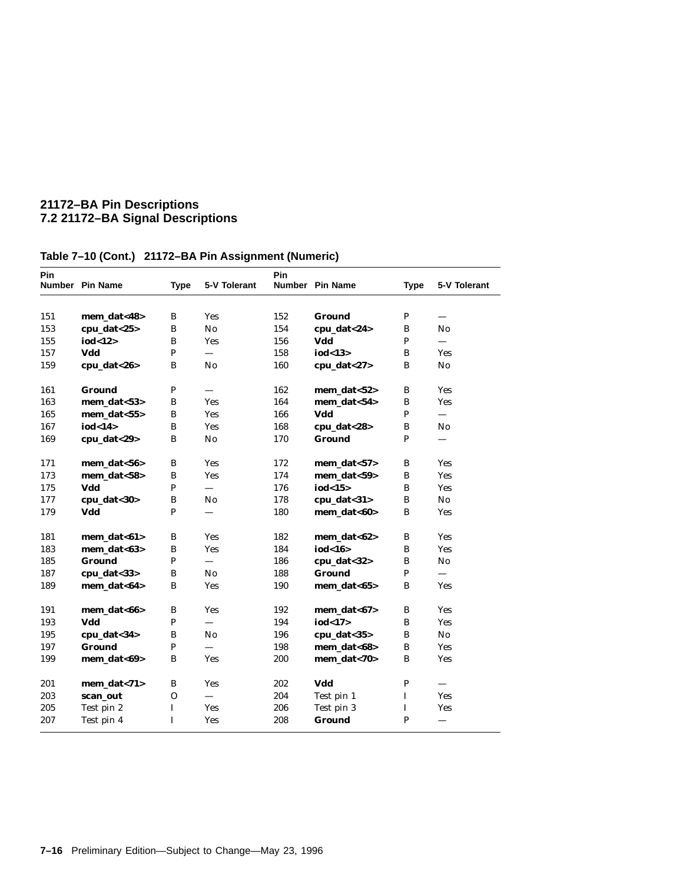**Table 7–10 (Cont.) 21172–BA Pin Assignment (Numeric)**

| Pin Number | Pin Name | Type | 5-V Tolerant | Pin Number | Pin Name | Type | 5-V Tolerant |
|---|---|---|---|---|---|---|---|
| 151 | **mem_dat<48>** | B | Yes | 152 | **Ground** | P | — |
| 153 | **cpu_dat<25>** | B | No | 154 | **cpu_dat<24>** | B | No |
| 155 | **iod<12>** | B | Yes | 156 | **Vdd** | P | — |
| 157 | **Vdd** | P | — | 158 | **iod<13>** | B | Yes |
| 159 | **cpu_dat<26>** | B | No | 160 | **cpu_dat<27>** | B | No |
| 161 | **Ground** | P | — | 162 | **mem_dat<52>** | B | Yes |
| 163 | **mem_dat<53>** | B | Yes | 164 | **mem_dat<54>** | B | Yes |
| 165 | **mem_dat<55>** | B | Yes | 166 | **Vdd** | P | — |
| 167 | **iod<14>** | B | Yes | 168 | **cpu_dat<28>** | B | No |
| 169 | **cpu_dat<29>** | B | No | 170 | **Ground** | P | — |
| 171 | **mem_dat<56>** | B | Yes | 172 | **mem_dat<57>** | B | Yes |
| 173 | **mem_dat<58>** | B | Yes | 174 | **mem_dat<59>** | B | Yes |
| 175 | **Vdd** | P | — | 176 | **iod<15>** | B | Yes |
| 177 | **cpu_dat<30>** | B | No | 178 | **cpu_dat<31>** | B | No |
| 179 | **Vdd** | P | — | 180 | **mem_dat<60>** | B | Yes |
| 181 | **mem_dat<61>** | B | Yes | 182 | **mem_dat<62>** | B | Yes |
| 183 | **mem_dat<63>** | B | Yes | 184 | **iod<16>** | B | Yes |
| 185 | **Ground** | P | — | 186 | **cpu_dat<32>** | B | No |
| 187 | **cpu_dat<33>** | B | No | 188 | **Ground** | P | — |
| 189 | **mem_dat<64>** | B | Yes | 190 | **mem_dat<65>** | B | Yes |
| 191 | **mem_dat<66>** | B | Yes | 192 | **mem_dat<67>** | B | Yes |
| 193 | **Vdd** | P | — | 194 | **iod<17>** | B | Yes |
| 195 | **cpu_dat<34>** | B | No | 196 | **cpu_dat<35>** | B | No |
| 197 | **Ground** | P | — | 198 | **mem_dat<68>** | B | Yes |
| 199 | **mem_dat<69>** | B | Yes | 200 | **mem_dat<70>** | B | Yes |
| 201 | **mem_dat<71>** | B | Yes | 202 | **Vdd** | P | — |
| 203 | **scan_out** | O | — | 204 | Test pin 1 | I | Yes |
| 205 | Test pin 2 | I | Yes | 206 | Test pin 3 | I | Yes |
| 207 | Test pin 4 | I | Yes | 208 | **Ground** | P | — |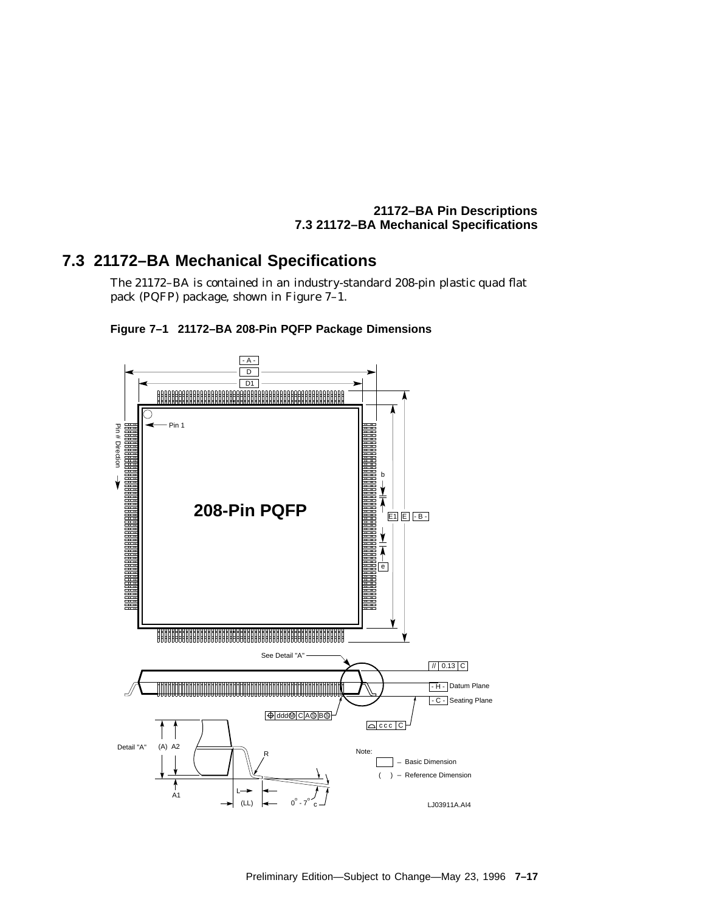## 7.3 21172–BA Mechanical Specifications

The 21172–BA is contained in an industry-standard 208-pin plastic quad flat pack (PQFP) package, shown in Figure 7–1.

**Figure 7–1 21172–BA 208-Pin PQFP Package Dimensions**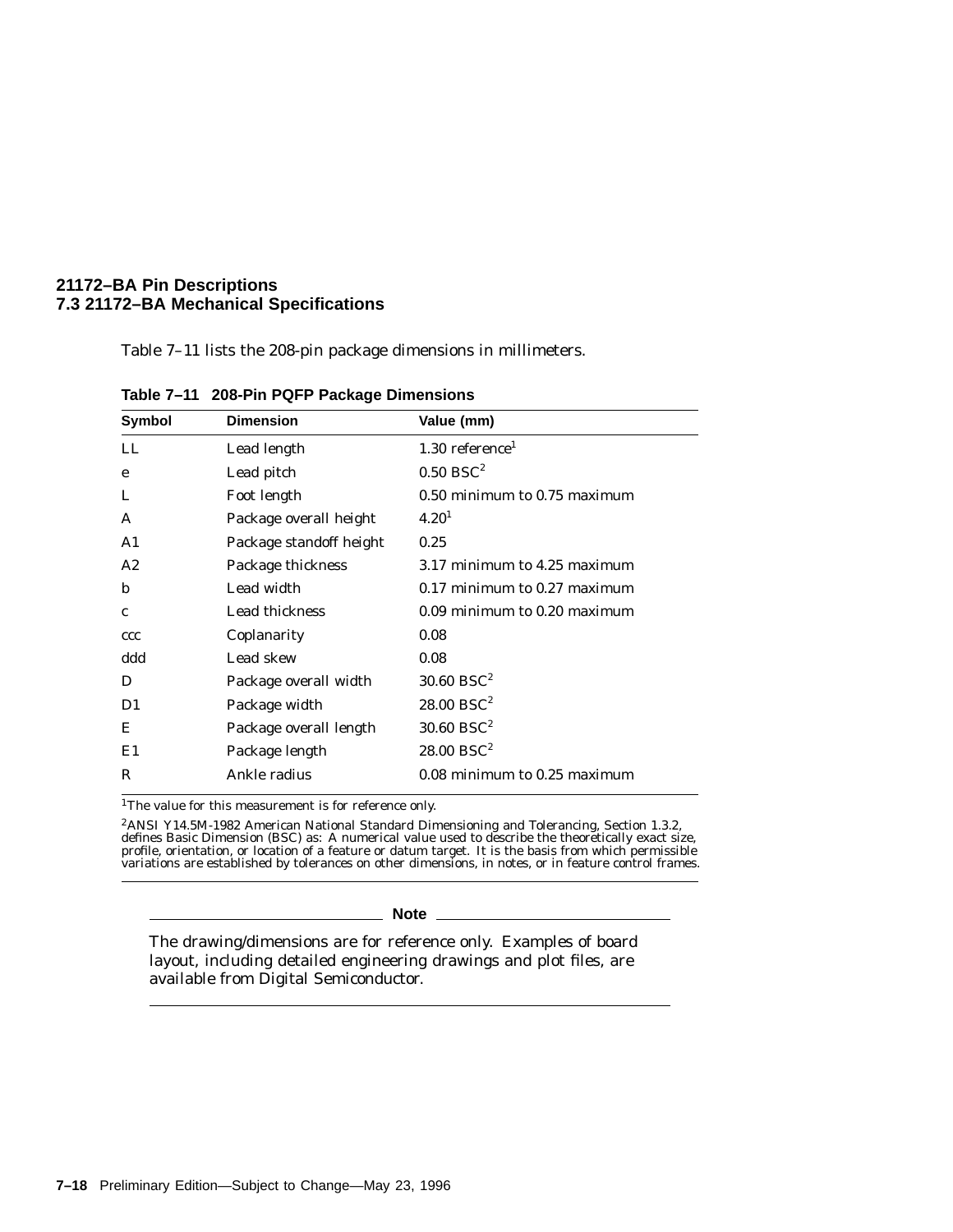## 7.3 21172–BA Mechanical Specifications

Table 7–11 lists the 208-pin package dimensions in millimeters.

**Table 7–11 208-Pin PQFP Package Dimensions**

| Symbol | Dimension | Value (mm) |
|---|---|---|
| LL | Lead length | 1.30 reference[1] |
| e | Lead pitch | 0.50 BSC[2] |
| L | Foot length | 0.50 minimum to 0.75 maximum |
| A | Package overall height | 4.20[1] |
| A1 | Package standoff height | 0.25 |
| A2 | Package thickness | 3.17 minimum to 4.25 maximum |
| b | Lead width | 0.17 minimum to 0.27 maximum |
| c | Lead thickness | 0.09 minimum to 0.20 maximum |
| ccc | Coplanarity | 0.08 |
| ddd | Lead skew | 0.08 |
| D | Package overall width | 30.60 BSC[2] |
| D1 | Package width | 28.00 BSC[2] |
| E | Package overall length | 30.60 BSC[2] |
| E1 | Package length | 28.00 BSC[2] |
| R | Ankle radius | 0.08 minimum to 0.25 maximum |

[1]The value for this measurement is for reference only.

[2]ANSI Y14.5M-1982 American National Standard Dimensioning and Tolerancing, Section 1.3.2, defines Basic Dimension (BSC) as: A numerical value used to describe the theoretically exact size, profile, orientation, or location of a feature or datum target. It is the basis from which permissible variations are established by tolerances on other dimensions, in notes, or in feature control frames.

**Note**

The drawing/dimensions are for reference only. Examples of board layout, including detailed engineering drawings and plot files, are available from Digital Semiconductor.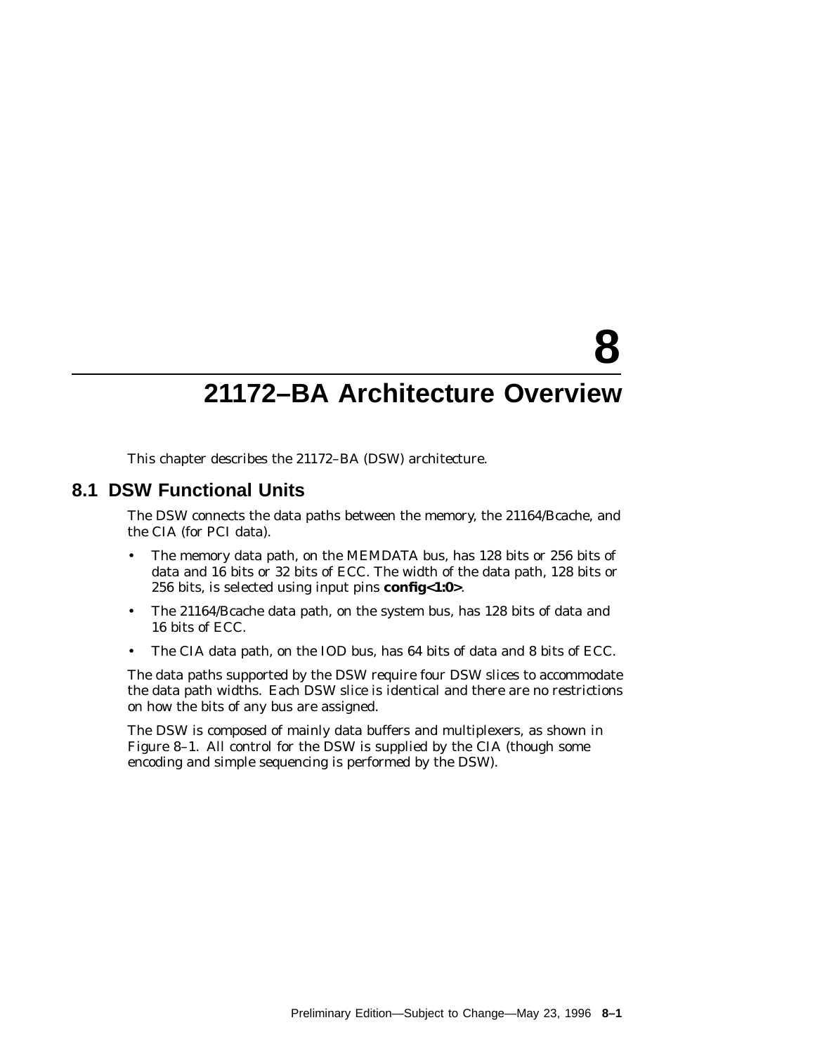# 8
# 21172–BA Architecture Overview

This chapter describes the 21172–BA (DSW) architecture.

## 8.1 DSW Functional Units

The DSW connects the data paths between the memory, the 21164/Bcache, and the CIA (for PCI data).

- The memory data path, on the MEMDATA bus, has 128 bits or 256 bits of data and 16 bits or 32 bits of ECC. The width of the data path, 128 bits or 256 bits, is selected using input pins **config<1:0>**.
- The 21164/Bcache data path, on the system bus, has 128 bits of data and 16 bits of ECC.
- The CIA data path, on the IOD bus, has 64 bits of data and 8 bits of ECC.

The data paths supported by the DSW require four DSW slices to accommodate the data path widths. Each DSW slice is identical and there are no restrictions on how the bits of any bus are assigned.

The DSW is composed of mainly data buffers and multiplexers, as shown in Figure 8–1. All control for the DSW is supplied by the CIA (though some encoding and simple sequencing is performed by the DSW).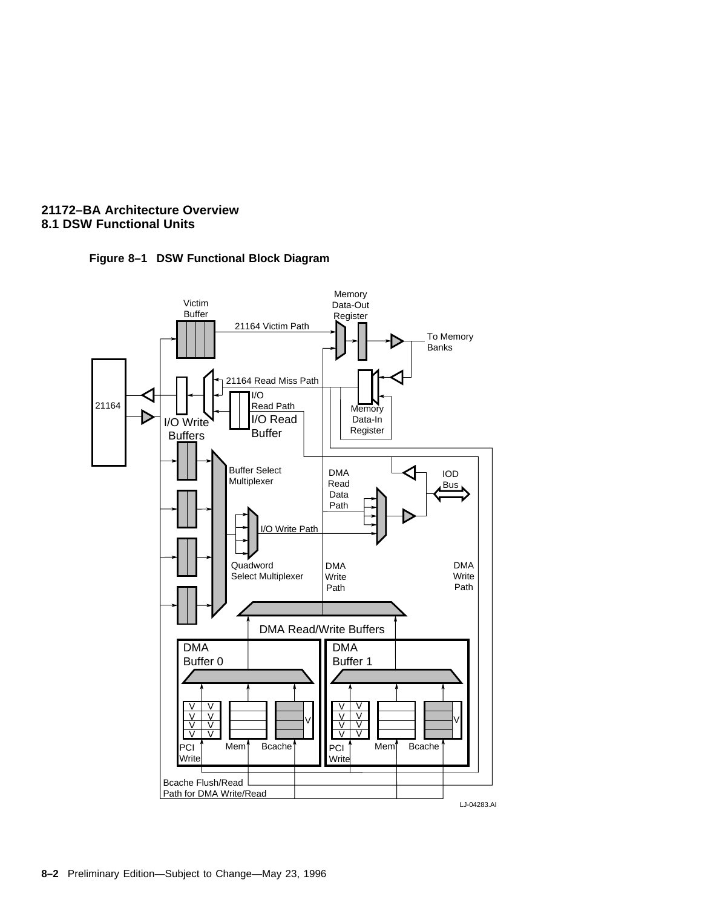## 21172–BA Architecture Overview
## 8.1 DSW Functional Units

**Figure 8–1 DSW Functional Block Diagram**

Victim Buffer

21164 Victim Path

Memory Data-Out Register

To Memory Banks

21164 Read Miss Path

21164

I/O Read Path

I/O Read Buffer

Memory Data-In Register

I/O Write Buffers

Buffer Select Multiplexer

DMA Read Data Path

IOD Bus

I/O Write Path

Quadword Select Multiplexer

DMA Write Path

DMA Write Path

DMA Read/Write Buffers

DMA Buffer 0

DMA Buffer 1

PCI Write

Mem

Bcache

PCI Write

Mem

Bcache

Bcache Flush/Read Path for DMA Write/Read

LJ-04283.AI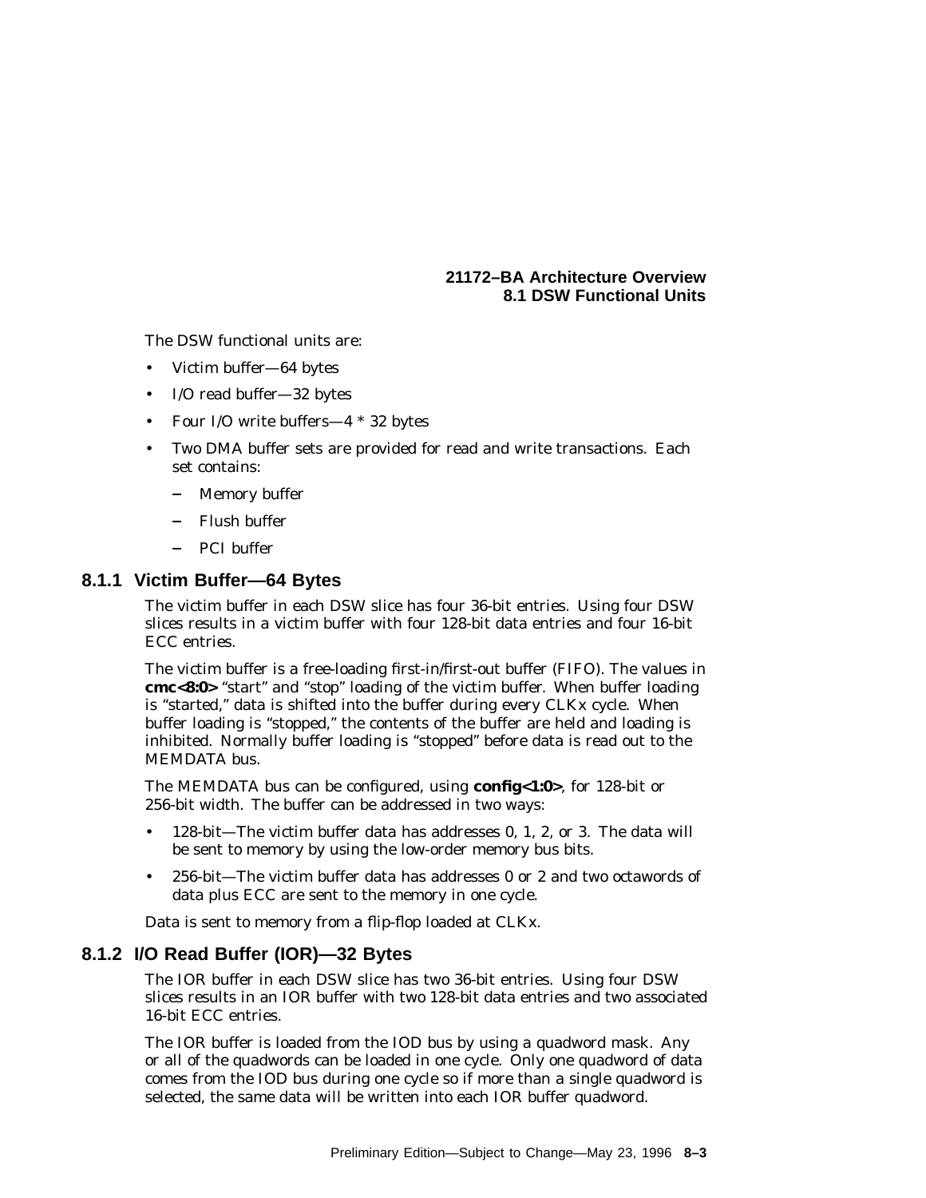The DSW functional units are:

- Victim buffer—64 bytes
- I/O read buffer—32 bytes
- Four I/O write buffers—4 * 32 bytes
- Two DMA buffer sets are provided for read and write transactions. Each set contains:
  - Memory buffer
  - Flush buffer
  - PCI buffer

### 8.1.1 Victim Buffer—64 Bytes

The victim buffer in each DSW slice has four 36-bit entries. Using four DSW slices results in a victim buffer with four 128-bit data entries and four 16-bit ECC entries.

The victim buffer is a free-loading first-in/first-out buffer (FIFO). The values in **cmc<8:0>** "start" and "stop" loading of the victim buffer. When buffer loading is "started," data is shifted into the buffer during every CLKx cycle. When buffer loading is "stopped," the contents of the buffer are held and loading is inhibited. Normally buffer loading is "stopped" before data is read out to the MEMDATA bus.

The MEMDATA bus can be configured, using **config<1:0>**, for 128-bit or 256-bit width. The buffer can be addressed in two ways:

- 128-bit—The victim buffer data has addresses 0, 1, 2, or 3. The data will be sent to memory by using the low-order memory bus bits.
- 256-bit—The victim buffer data has addresses 0 or 2 and two octawords of data plus ECC are sent to the memory in one cycle.

Data is sent to memory from a flip-flop loaded at CLKx.

### 8.1.2 I/O Read Buffer (IOR)—32 Bytes

The IOR buffer in each DSW slice has two 36-bit entries. Using four DSW slices results in an IOR buffer with two 128-bit data entries and two associated 16-bit ECC entries.

The IOR buffer is loaded from the IOD bus by using a quadword mask. Any or all of the quadwords can be loaded in one cycle. Only one quadword of data comes from the IOD bus during one cycle so if more than a single quadword is selected, the same data will be written into each IOR buffer quadword.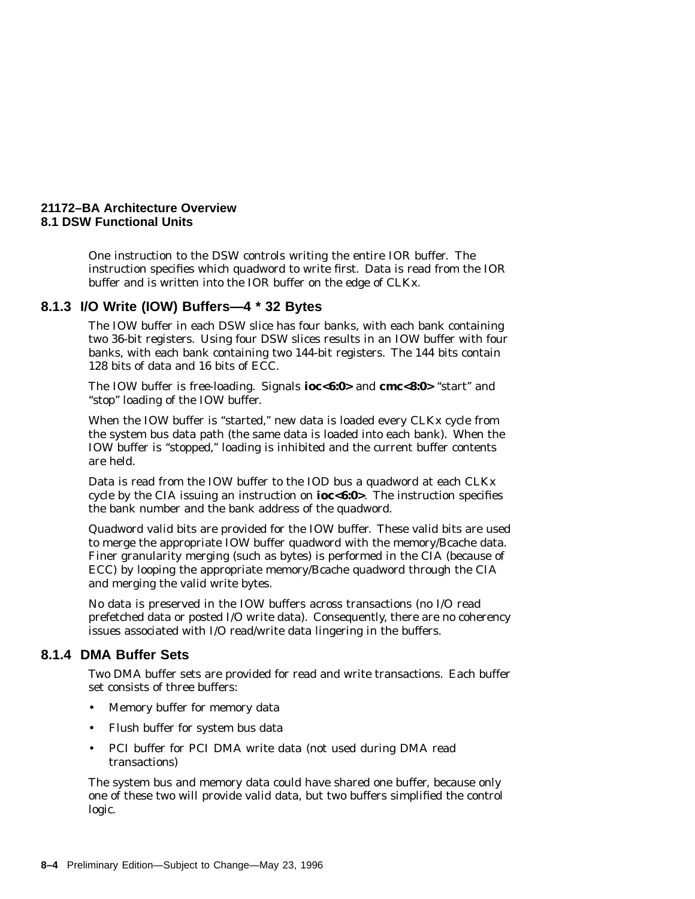One instruction to the DSW controls writing the entire IOR buffer. The instruction specifies which quadword to write first. Data is read from the IOR buffer and is written into the IOR buffer on the edge of CLKx.

### 8.1.3 I/O Write (IOW) Buffers—4 * 32 Bytes

The IOW buffer in each DSW slice has four banks, with each bank containing two 36-bit registers. Using four DSW slices results in an IOW buffer with four banks, with each bank containing two 144-bit registers. The 144 bits contain 128 bits of data and 16 bits of ECC.

The IOW buffer is free-loading. Signals **ioc<6:0>** and **cmc<8:0>** "start" and "stop" loading of the IOW buffer.

When the IOW buffer is "started," new data is loaded every CLKx cycle from the system bus data path (the same data is loaded into each bank). When the IOW buffer is "stopped," loading is inhibited and the current buffer contents are held.

Data is read from the IOW buffer to the IOD bus a quadword at each CLKx cycle by the CIA issuing an instruction on **ioc<6:0>**. The instruction specifies the bank number and the bank address of the quadword.

Quadword valid bits are provided for the IOW buffer. These valid bits are used to merge the appropriate IOW buffer quadword with the memory/Bcache data. Finer granularity merging (such as bytes) is performed in the CIA (because of ECC) by looping the appropriate memory/Bcache quadword through the CIA and merging the valid write bytes.

No data is preserved in the IOW buffers across transactions (no I/O read prefetched data or posted I/O write data). Consequently, there are no coherency issues associated with I/O read/write data lingering in the buffers.

### 8.1.4 DMA Buffer Sets

Two DMA buffer sets are provided for read and write transactions. Each buffer set consists of three buffers:

- Memory buffer for memory data
- Flush buffer for system bus data
- PCI buffer for PCI DMA write data (not used during DMA read transactions)

The system bus and memory data could have shared one buffer, because only one of these two will provide valid data, but two buffers simplified the control logic.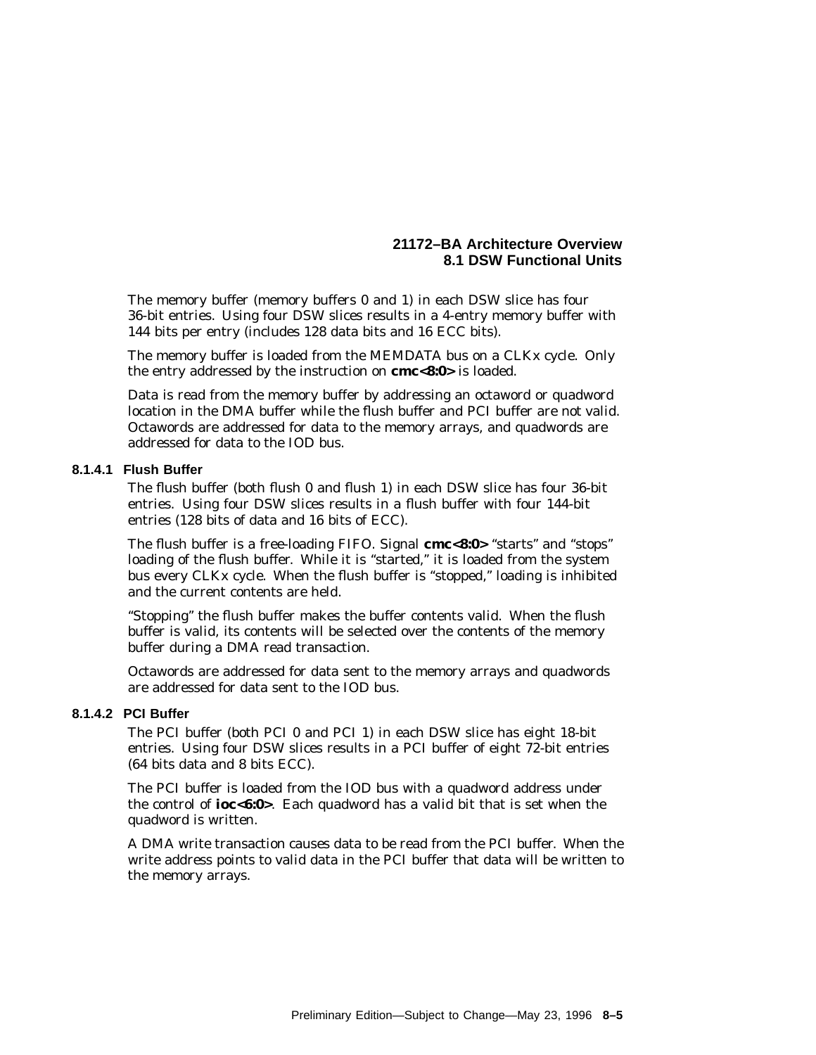The memory buffer (memory buffers 0 and 1) in each DSW slice has four 36-bit entries. Using four DSW slices results in a 4-entry memory buffer with 144 bits per entry (includes 128 data bits and 16 ECC bits).

The memory buffer is loaded from the MEMDATA bus on a CLKx cycle. Only the entry addressed by the instruction on **cmc<8:0>** is loaded.

Data is read from the memory buffer by addressing an octaword or quadword location in the DMA buffer while the flush buffer and PCI buffer are not valid. Octawords are addressed for data to the memory arrays, and quadwords are addressed for data to the IOD bus.

#### 8.1.4.1 Flush Buffer

The flush buffer (both flush 0 and flush 1) in each DSW slice has four 36-bit entries. Using four DSW slices results in a flush buffer with four 144-bit entries (128 bits of data and 16 bits of ECC).

The flush buffer is a free-loading FIFO. Signal **cmc<8:0>** "starts" and "stops" loading of the flush buffer. While it is "started," it is loaded from the system bus every CLKx cycle. When the flush buffer is "stopped," loading is inhibited and the current contents are held.

"Stopping" the flush buffer makes the buffer contents valid. When the flush buffer is valid, its contents will be selected over the contents of the memory buffer during a DMA read transaction.

Octawords are addressed for data sent to the memory arrays and quadwords are addressed for data sent to the IOD bus.

#### 8.1.4.2 PCI Buffer

The PCI buffer (both PCI 0 and PCI 1) in each DSW slice has eight 18-bit entries. Using four DSW slices results in a PCI buffer of eight 72-bit entries (64 bits data and 8 bits ECC).

The PCI buffer is loaded from the IOD bus with a quadword address under the control of **ioc<6:0>**. Each quadword has a valid bit that is set when the quadword is written.

A DMA write transaction causes data to be read from the PCI buffer. When the write address points to valid data in the PCI buffer that data will be written to the memory arrays.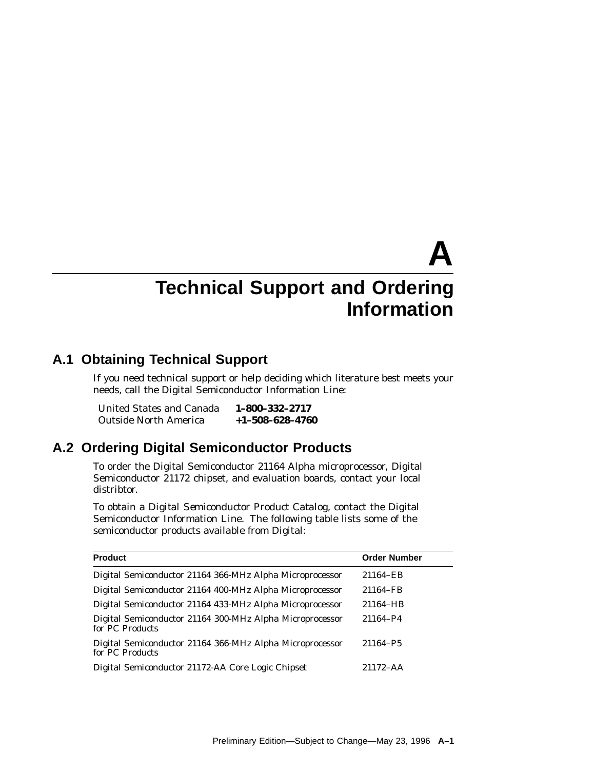# A Technical Support and Ordering Information

## A.1 Obtaining Technical Support

If you need technical support or help deciding which literature best meets your needs, call the Digital Semiconductor Information Line:

| | |
|---|---|
| United States and Canada | **1–800–332–2717** |
| Outside North America | **+1–508–628–4760** |

## A.2 Ordering Digital Semiconductor Products

To order the Digital Semiconductor 21164 Alpha microprocessor, Digital Semiconductor 21172 chipset, and evaluation boards, contact your local distribtor.

To obtain a *Digital Semiconductor Product Catalog*, contact the Digital Semiconductor Information Line. The following table lists some of the semiconductor products available from Digital:

| Product | Order Number |
|---|---|
| Digital Semiconductor 21164 366-MHz Alpha Microprocessor | 21164–EB |
| Digital Semiconductor 21164 400-MHz Alpha Microprocessor | 21164–FB |
| Digital Semiconductor 21164 433-MHz Alpha Microprocessor | 21164–HB |
| Digital Semiconductor 21164 300-MHz Alpha Microprocessor for PC Products | 21164–P4 |
| Digital Semiconductor 21164 366-MHz Alpha Microprocessor for PC Products | 21164–P5 |
| Digital Semiconductor 21172-AA Core Logic Chipset | 21172–AA |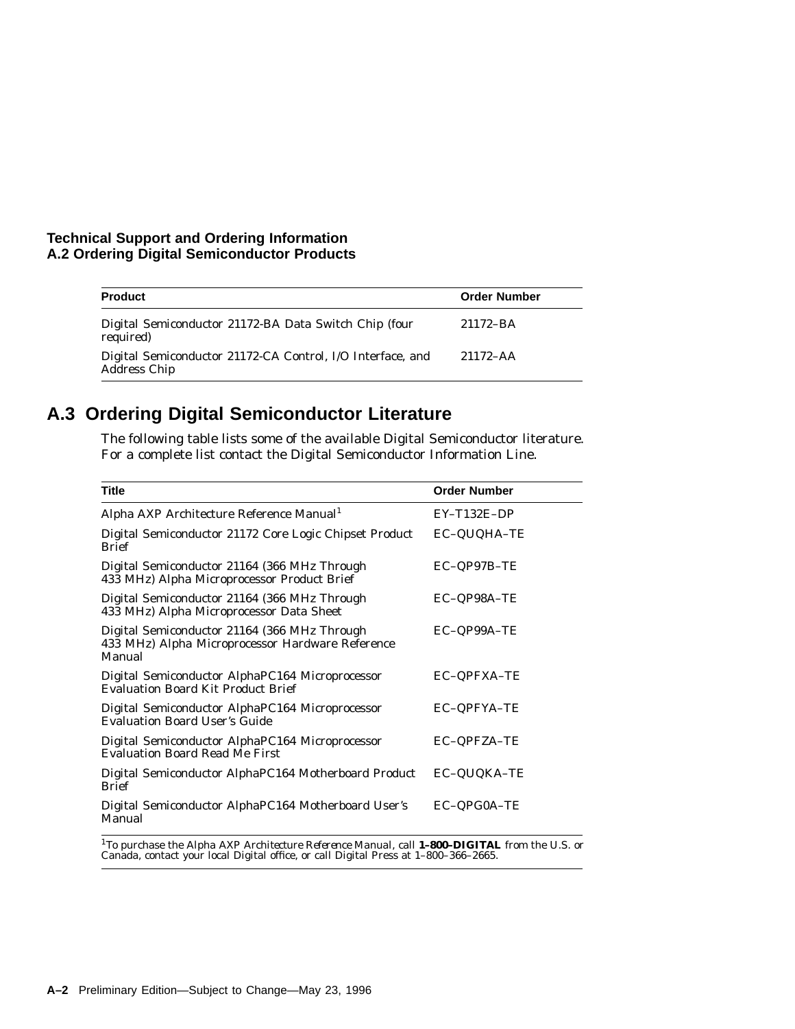| Product | Order Number |
|---|---|
| Digital Semiconductor 21172-BA Data Switch Chip (four required) | 21172–BA |
| Digital Semiconductor 21172-CA Control, I/O Interface, and Address Chip | 21172–AA |

## A.3 Ordering Digital Semiconductor Literature

The following table lists some of the available Digital Semiconductor literature. For a complete list contact the Digital Semiconductor Information Line.

| Title | Order Number |
|---|---|
| Alpha AXP Architecture Reference Manual[1] | EY–T132E–DP |
| Digital Semiconductor 21172 Core Logic Chipset Product Brief | EC–QUQHA–TE |
| Digital Semiconductor 21164 (366 MHz Through 433 MHz) Alpha Microprocessor Product Brief | EC–QP97B–TE |
| Digital Semiconductor 21164 (366 MHz Through 433 MHz) Alpha Microprocessor Data Sheet | EC–QP98A–TE |
| Digital Semiconductor 21164 (366 MHz Through 433 MHz) Alpha Microprocessor Hardware Reference Manual | EC–QP99A–TE |
| Digital Semiconductor AlphaPC164 Microprocessor Evaluation Board Kit Product Brief | EC–QPFXA–TE |
| Digital Semiconductor AlphaPC164 Microprocessor Evaluation Board User's Guide | EC–QPFYA–TE |
| Digital Semiconductor AlphaPC164 Microprocessor Evaluation Board Read Me First | EC–QPFZA–TE |
| Digital Semiconductor AlphaPC164 Motherboard Product Brief | EC–QUQKA–TE |
| Digital Semiconductor AlphaPC164 Motherboard User's Manual | EC–QPG0A–TE |

[1]To purchase the *Alpha AXP Architecture Reference Manual*, call **1–800–DIGITAL** from the U.S. or Canada, contact your local Digital office, or call Digital Press at 1–800–366–2665.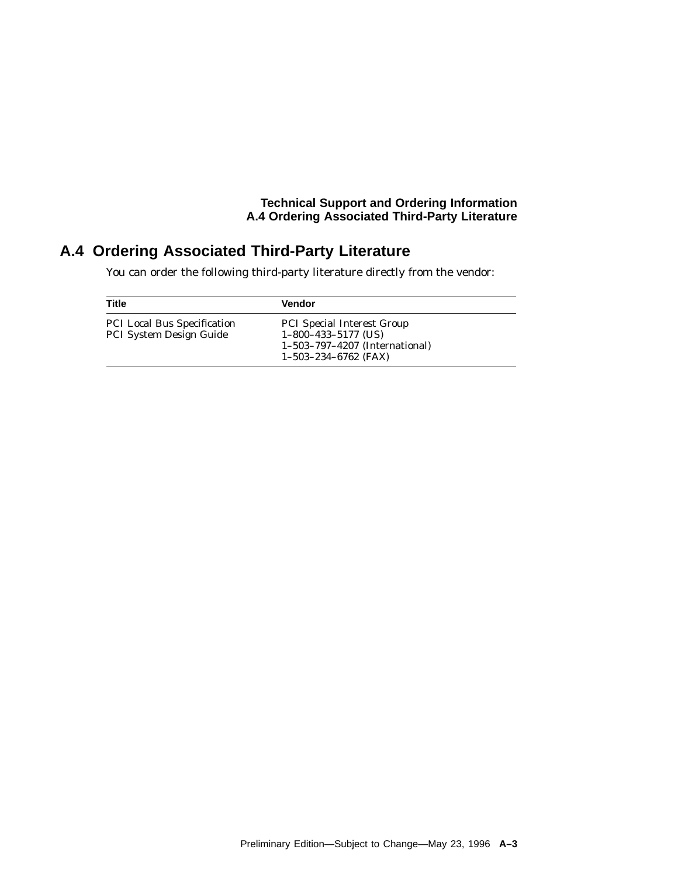## A.4 Ordering Associated Third-Party Literature

You can order the following third-party literature directly from the vendor:

| Title | Vendor |
|---|---|
| PCI Local Bus Specification<br>PCI System Design Guide | PCI Special Interest Group<br>1–800–433–5177 (US)<br>1–503–797–4207 (International)<br>1–503–234–6762 (FAX) |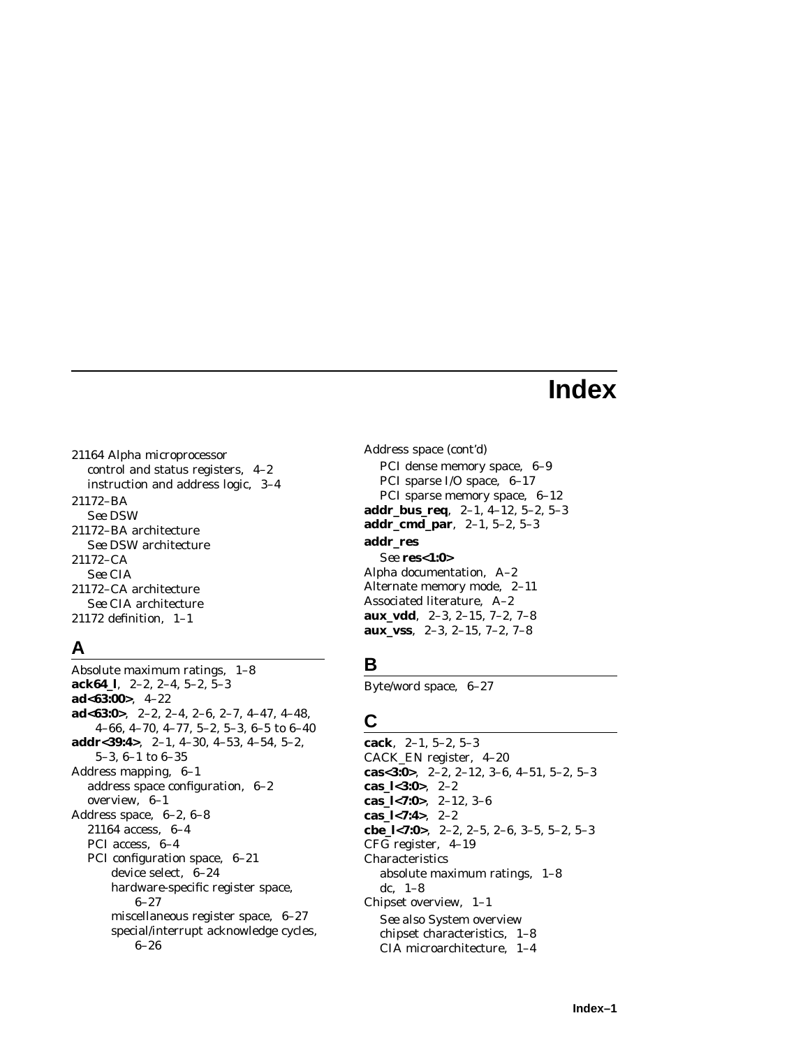# Index

21164 Alpha microprocessor
  control and status registers, 4–2
  instruction and address logic, 3–4
21172–BA
  *See* DSW
21172–BA architecture
  *See* DSW architecture
21172–CA
  *See* CIA
21172–CA architecture
  *See* CIA architecture
21172 definition, 1–1

## A

Absolute maximum ratings, 1–8
**ack64_l**, 2–2, 2–4, 5–2, 5–3
**ad<63:00>**, 4–22
**ad<63:0>**, 2–2, 2–4, 2–6, 2–7, 4–47, 4–48, 4–66, 4–70, 4–77, 5–2, 5–3, 6–5 to 6–40
**addr<39:4>**, 2–1, 4–30, 4–53, 4–54, 5–2, 5–3, 6–1 to 6–35
Address mapping, 6–1
  address space configuration, 6–2
  overview, 6–1
Address space, 6–2, 6–8
  21164 access, 6–4
  PCI access, 6–4
  PCI configuration space, 6–21
    device select, 6–24
    hardware-specific register space, 6–27
    miscellaneous register space, 6–27
    special/interrupt acknowledge cycles, 6–26
Address space (cont'd)
  PCI dense memory space, 6–9
  PCI sparse I/O space, 6–17
  PCI sparse memory space, 6–12
**addr_bus_req**, 2–1, 4–12, 5–2, 5–3
**addr_cmd_par**, 2–1, 5–2, 5–3
**addr_res**
  *See* **res<1:0>**
Alpha documentation, A–2
Alternate memory mode, 2–11
Associated literature, A–2
**aux_vdd**, 2–3, 2–15, 7–2, 7–8
**aux_vss**, 2–3, 2–15, 7–2, 7–8

## B

Byte/word space, 6–27

## C

**cack**, 2–1, 5–2, 5–3
CACK_EN register, 4–20
**cas<3:0>**, 2–2, 2–12, 3–6, 4–51, 5–2, 5–3
**cas_l<3:0>**, 2–2
**cas_l<7:0>**, 2–12, 3–6
**cas_l<7:4>**, 2–2
**cbe_l<7:0>**, 2–2, 2–5, 2–6, 3–5, 5–2, 5–3
CFG register, 4–19
Characteristics
  absolute maximum ratings, 1–8
  dc, 1–8
Chipset overview, 1–1
  *See also* System overview
  chipset characteristics, 1–8
  CIA microarchitecture, 1–4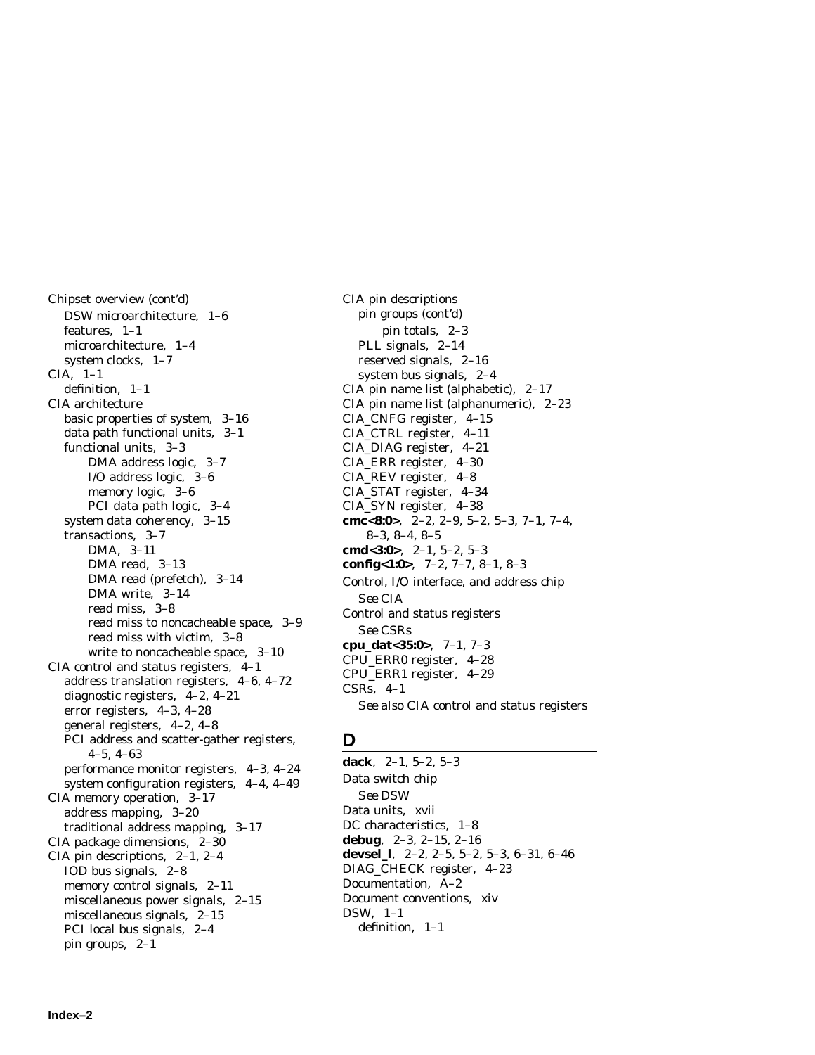Chipset overview (cont'd)
  DSW microarchitecture, 1–6
  features, 1–1
  microarchitecture, 1–4
  system clocks, 1–7
CIA, 1–1
  definition, 1–1
CIA architecture
  basic properties of system, 3–16
  data path functional units, 3–1
  functional units, 3–3
    DMA address logic, 3–7
    I/O address logic, 3–6
    memory logic, 3–6
    PCI data path logic, 3–4
  system data coherency, 3–15
  transactions, 3–7
    DMA, 3–11
    DMA read, 3–13
    DMA read (prefetch), 3–14
    DMA write, 3–14
    read miss, 3–8
    read miss to noncacheable space, 3–9
    read miss with victim, 3–8
    write to noncacheable space, 3–10
CIA control and status registers, 4–1
  address translation registers, 4–6, 4–72
  diagnostic registers, 4–2, 4–21
  error registers, 4–3, 4–28
  general registers, 4–2, 4–8
  PCI address and scatter-gather registers, 4–5, 4–63
  performance monitor registers, 4–3, 4–24
  system configuration registers, 4–4, 4–49
CIA memory operation, 3–17
  address mapping, 3–20
  traditional address mapping, 3–17
CIA package dimensions, 2–30
CIA pin descriptions, 2–1, 2–4
  IOD bus signals, 2–8
  memory control signals, 2–11
  miscellaneous power signals, 2–15
  miscellaneous signals, 2–15
  PCI local bus signals, 2–4
  pin groups, 2–1

CIA pin descriptions
  pin groups (cont'd)
    pin totals, 2–3
  PLL signals, 2–14
  reserved signals, 2–16
  system bus signals, 2–4
CIA pin name list (alphabetic), 2–17
CIA pin name list (alphanumeric), 2–23
CIA_CNFG register, 4–15
CIA_CTRL register, 4–11
CIA_DIAG register, 4–21
CIA_ERR register, 4–30
CIA_REV register, 4–8
CIA_STAT register, 4–34
CIA_SYN register, 4–38
**cmc<8:0>**, 2–2, 2–9, 5–2, 5–3, 7–1, 7–4, 8–3, 8–4, 8–5
**cmd<3:0>**, 2–1, 5–2, 5–3
**config<1:0>**, 7–2, 7–7, 8–1, 8–3
Control, I/O interface, and address chip
  *See* CIA
Control and status registers
  *See* CSRs
**cpu_dat<35:0>**, 7–1, 7–3
CPU_ERR0 register, 4–28
CPU_ERR1 register, 4–29
CSRs, 4–1
  *See also* CIA control and status registers

## D

**dack**, 2–1, 5–2, 5–3
Data switch chip
  *See* DSW
Data units, xvii
DC characteristics, 1–8
**debug**, 2–3, 2–15, 2–16
**devsel_l**, 2–2, 2–5, 5–2, 5–3, 6–31, 6–46
DIAG_CHECK register, 4–23
Documentation, A–2
Document conventions, xiv
DSW, 1–1
  definition, 1–1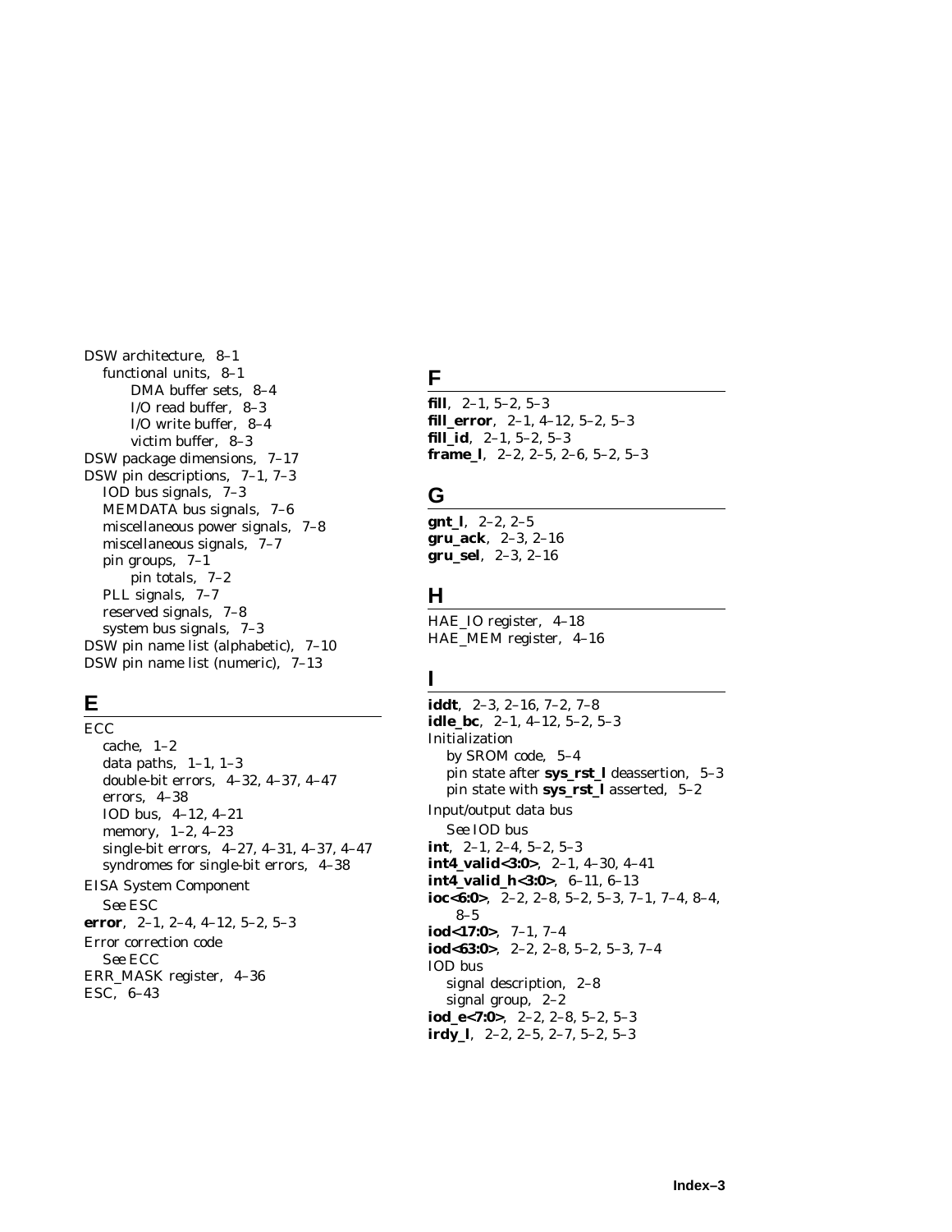DSW architecture, 8–1
  functional units, 8–1
    DMA buffer sets, 8–4
    I/O read buffer, 8–3
    I/O write buffer, 8–4
    victim buffer, 8–3
DSW package dimensions, 7–17
DSW pin descriptions, 7–1, 7–3
  IOD bus signals, 7–3
  MEMDATA bus signals, 7–6
  miscellaneous power signals, 7–8
  miscellaneous signals, 7–7
  pin groups, 7–1
    pin totals, 7–2
  PLL signals, 7–7
  reserved signals, 7–8
  system bus signals, 7–3
DSW pin name list (alphabetic), 7–10
DSW pin name list (numeric), 7–13

## E

ECC
  cache, 1–2
  data paths, 1–1, 1–3
  double-bit errors, 4–32, 4–37, 4–47
  errors, 4–38
  IOD bus, 4–12, 4–21
  memory, 1–2, 4–23
  single-bit errors, 4–27, 4–31, 4–37, 4–47
  syndromes for single-bit errors, 4–38
EISA System Component
  *See* ESC
**error**, 2–1, 2–4, 4–12, 5–2, 5–3
Error correction code
  *See* ECC
ERR_MASK register, 4–36
ESC, 6–43

## F

**fill**, 2–1, 5–2, 5–3
**fill_error**, 2–1, 4–12, 5–2, 5–3
**fill_id**, 2–1, 5–2, 5–3
**frame_l**, 2–2, 2–5, 2–6, 5–2, 5–3

## G

**gnt_l**, 2–2, 2–5
**gru_ack**, 2–3, 2–16
**gru_sel**, 2–3, 2–16

## H

HAE_IO register, 4–18
HAE_MEM register, 4–16

## I

**iddt**, 2–3, 2–16, 7–2, 7–8
**idle_bc**, 2–1, 4–12, 5–2, 5–3
Initialization
  by SROM code, 5–4
  pin state after **sys_rst_l** deassertion, 5–3
  pin state with **sys_rst_l** asserted, 5–2
Input/output data bus
  *See* IOD bus
**int**, 2–1, 2–4, 5–2, 5–3
**int4_valid<3:0>**, 2–1, 4–30, 4–41
**int4_valid_h<3:0>**, 6–11, 6–13
**ioc<6:0>**, 2–2, 2–8, 5–2, 5–3, 7–1, 7–4, 8–4, 8–5
**iod<17:0>**, 7–1, 7–4
**iod<63:0>**, 2–2, 2–8, 5–2, 5–3, 7–4
IOD bus
  signal description, 2–8
  signal group, 2–2
**iod_e<7:0>**, 2–2, 2–8, 5–2, 5–3
**irdy_l**, 2–2, 2–5, 2–7, 5–2, 5–3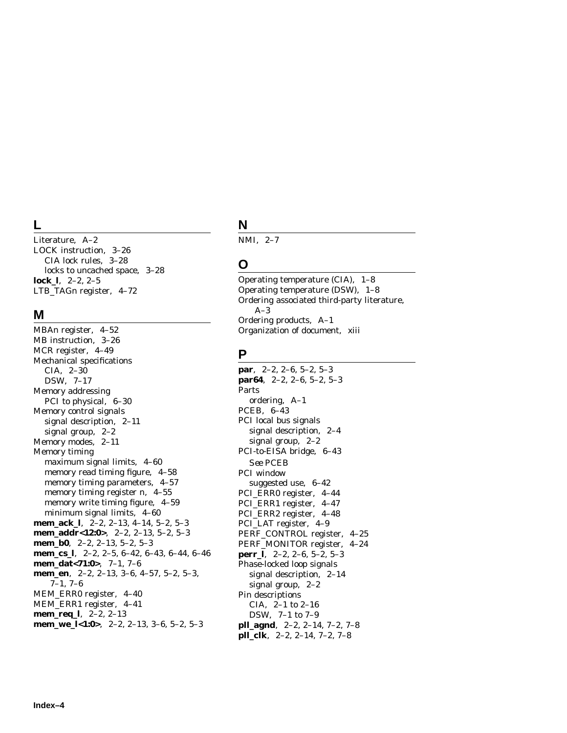## L

Literature, A–2
LOCK instruction, 3–26
  CIA lock rules, 3–28
  locks to uncached space, 3–28
**lock_l**, 2–2, 2–5
LTB_TAGn register, 4–72

## M

MBAn register, 4–52
MB instruction, 3–26
MCR register, 4–49
Mechanical specifications
  CIA, 2–30
  DSW, 7–17
Memory addressing
  PCI to physical, 6–30
Memory control signals
  signal description, 2–11
  signal group, 2–2
Memory modes, 2–11
Memory timing
  maximum signal limits, 4–60
  memory read timing figure, 4–58
  memory timing parameters, 4–57
  memory timing register n, 4–55
  memory write timing figure, 4–59
  minimum signal limits, 4–60
**mem_ack_l**, 2–2, 2–13, 4–14, 5–2, 5–3
**mem_addr<12:0>**, 2–2, 2–13, 5–2, 5–3
**mem_b0**, 2–2, 2–13, 5–2, 5–3
**mem_cs_l**, 2–2, 2–5, 6–42, 6–43, 6–44, 6–46
**mem_dat<71:0>**, 7–1, 7–6
**mem_en**, 2–2, 2–13, 3–6, 4–57, 5–2, 5–3, 7–1, 7–6
MEM_ERR0 register, 4–40
MEM_ERR1 register, 4–41
**mem_req_l**, 2–2, 2–13
**mem_we_l<1:0>**, 2–2, 2–13, 3–6, 5–2, 5–3

## N

NMI, 2–7

## O

Operating temperature (CIA), 1–8
Operating temperature (DSW), 1–8
Ordering associated third-party literature, A–3
Ordering products, A–1
Organization of document, xiii

## P

**par**, 2–2, 2–6, 5–2, 5–3
**par64**, 2–2, 2–6, 5–2, 5–3
Parts
  ordering, A–1
PCEB, 6–43
PCI local bus signals
  signal description, 2–4
  signal group, 2–2
PCI-to-EISA bridge, 6–43
  *See* PCEB
PCI window
  suggested use, 6–42
PCI_ERR0 register, 4–44
PCI_ERR1 register, 4–47
PCI_ERR2 register, 4–48
PCI_LAT register, 4–9
PERF_CONTROL register, 4–25
PERF_MONITOR register, 4–24
**perr_l**, 2–2, 2–6, 5–2, 5–3
Phase-locked loop signals
  signal description, 2–14
  signal group, 2–2
Pin descriptions
  CIA, 2–1 to 2–16
  DSW, 7–1 to 7–9
**pll_agnd**, 2–2, 2–14, 7–2, 7–8
**pll_clk**, 2–2, 2–14, 7–2, 7–8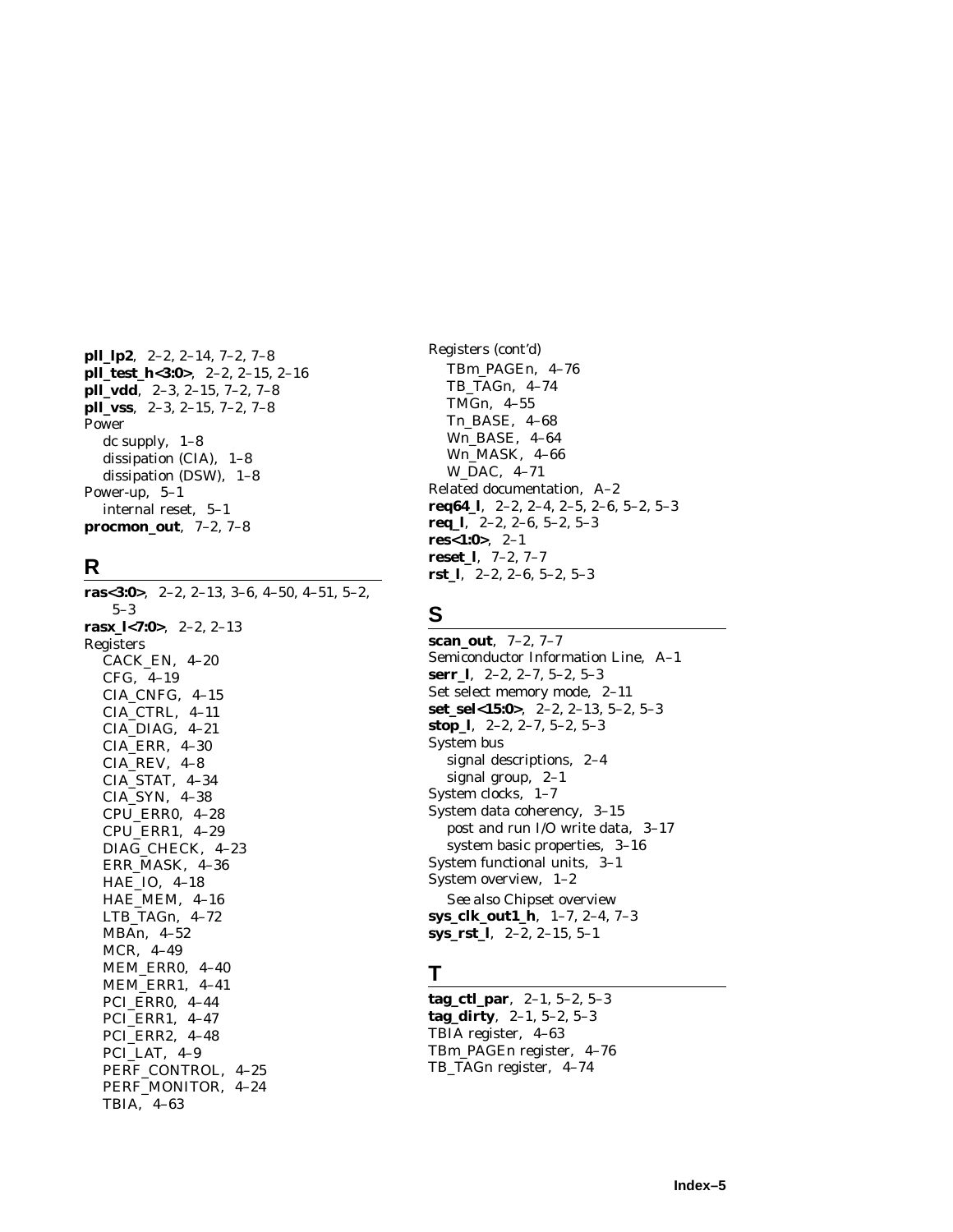**pll_lp2**, 2–2, 2–14, 7–2, 7–8
**pll_test_h<3:0>**, 2–2, 2–15, 2–16
**pll_vdd**, 2–3, 2–15, 7–2, 7–8
**pll_vss**, 2–3, 2–15, 7–2, 7–8
Power
  dc supply, 1–8
  dissipation (CIA), 1–8
  dissipation (DSW), 1–8
Power-up, 5–1
  internal reset, 5–1
**procmon_out**, 7–2, 7–8

## R

**ras<3:0>**, 2–2, 2–13, 3–6, 4–50, 4–51, 5–2, 5–3
**rasx_l<7:0>**, 2–2, 2–13
Registers
  CACK_EN, 4–20
  CFG, 4–19
  CIA_CNFG, 4–15
  CIA_CTRL, 4–11
  CIA_DIAG, 4–21
  CIA_ERR, 4–30
  CIA_REV, 4–8
  CIA_STAT, 4–34
  CIA_SYN, 4–38
  CPU_ERR0, 4–28
  CPU_ERR1, 4–29
  DIAG_CHECK, 4–23
  ERR_MASK, 4–36
  HAE_IO, 4–18
  HAE_MEM, 4–16
  LTB_TAGn, 4–72
  MBAn, 4–52
  MCR, 4–49
  MEM_ERR0, 4–40
  MEM_ERR1, 4–41
  PCI_ERR0, 4–44
  PCI_ERR1, 4–47
  PCI_ERR2, 4–48
  PCI_LAT, 4–9
  PERF_CONTROL, 4–25
  PERF_MONITOR, 4–24
  TBIA, 4–63
Registers (cont'd)
  TBm_PAGEn, 4–76
  TB_TAGn, 4–74
  TMGn, 4–55
  Tn_BASE, 4–68
  Wn_BASE, 4–64
  Wn_MASK, 4–66
  W_DAC, 4–71
Related documentation, A–2
**req64_l**, 2–2, 2–4, 2–5, 2–6, 5–2, 5–3
**req_l**, 2–2, 2–6, 5–2, 5–3
**res<1:0>**, 2–1
**reset_l**, 7–2, 7–7
**rst_l**, 2–2, 2–6, 5–2, 5–3

## S

**scan_out**, 7–2, 7–7
Semiconductor Information Line, A–1
**serr_l**, 2–2, 2–7, 5–2, 5–3
Set select memory mode, 2–11
**set_sel<15:0>**, 2–2, 2–13, 5–2, 5–3
**stop_l**, 2–2, 2–7, 5–2, 5–3
System bus
  signal descriptions, 2–4
  signal group, 2–1
System clocks, 1–7
System data coherency, 3–15
  post and run I/O write data, 3–17
  system basic properties, 3–16
System functional units, 3–1
System overview, 1–2
  *See also* Chipset overview
**sys_clk_out1_h**, 1–7, 2–4, 7–3
**sys_rst_l**, 2–2, 2–15, 5–1

## T

**tag_ctl_par**, 2–1, 5–2, 5–3
**tag_dirty**, 2–1, 5–2, 5–3
TBIA register, 4–63
TBm_PAGEn register, 4–76
TB_TAGn register, 4–74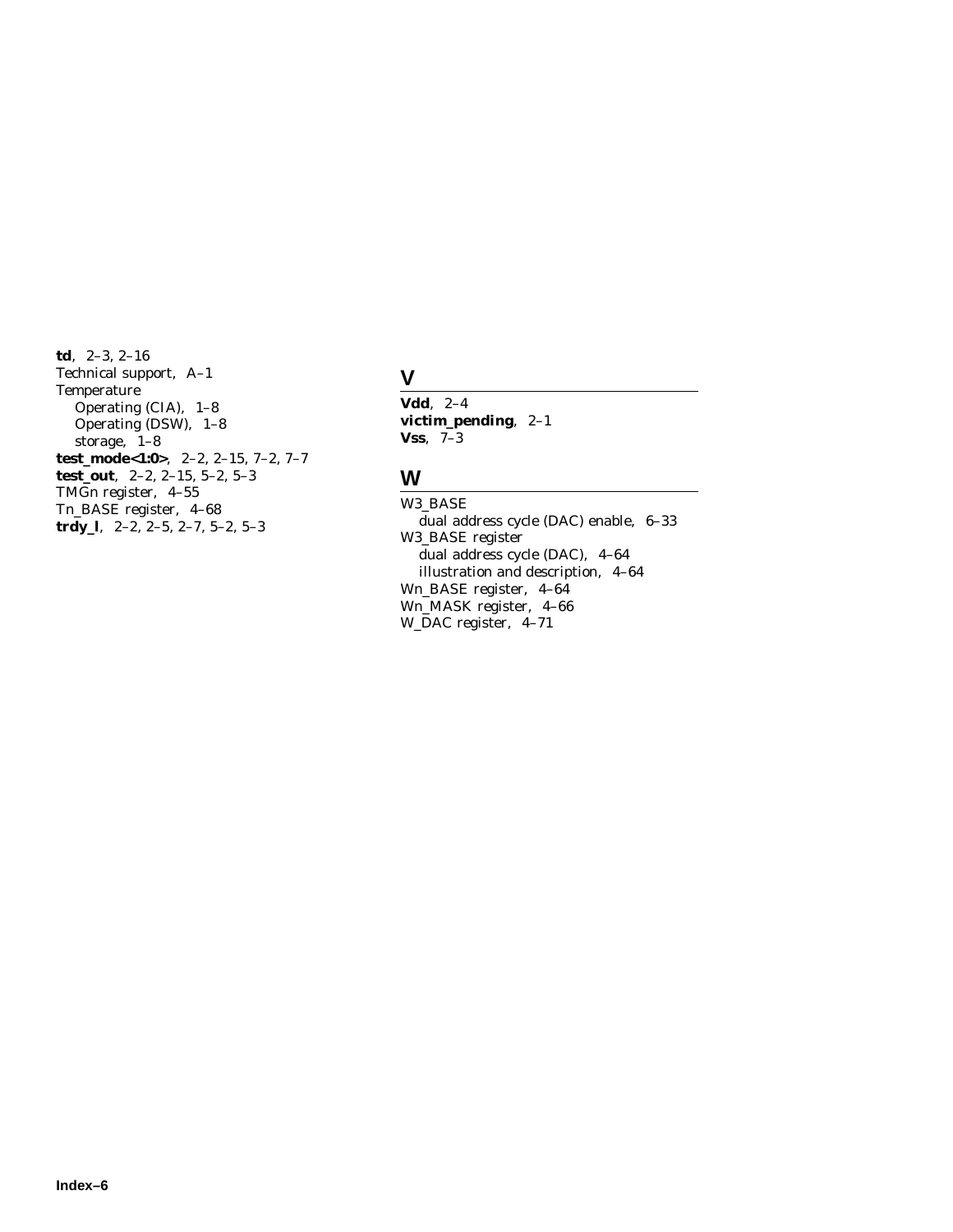**td**, 2–3, 2–16
Technical support, A–1
Temperature
  Operating (CIA), 1–8
  Operating (DSW), 1–8
  storage, 1–8
**test_mode<1:0>**, 2–2, 2–15, 7–2, 7–7
**test_out**, 2–2, 2–15, 5–2, 5–3
TMGn register, 4–55
Tn_BASE register, 4–68
**trdy_l**, 2–2, 2–5, 2–7, 5–2, 5–3

## V

**Vdd**, 2–4
**victim_pending**, 2–1
**Vss**, 7–3

## W

W3_BASE
  dual address cycle (DAC) enable, 6–33
W3_BASE register
  dual address cycle (DAC), 4–64
  illustration and description, 4–64
Wn_BASE register, 4–64
Wn_MASK register, 4–66
W_DAC register, 4–71